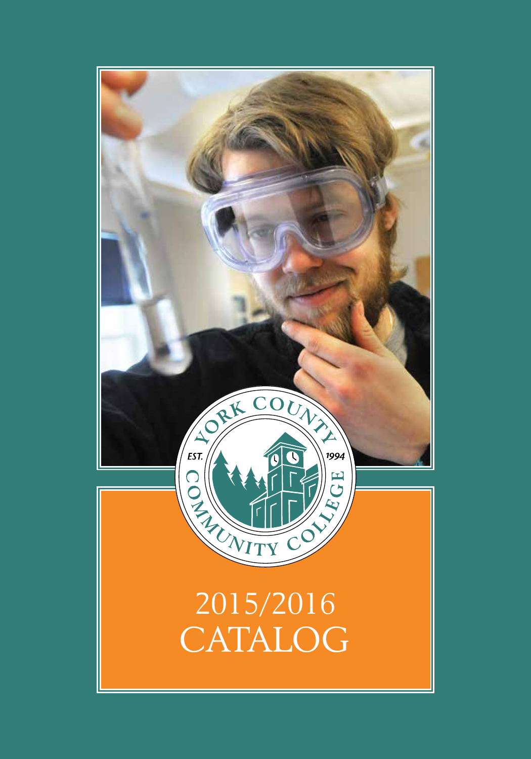# York County Community College

EST. 1994

# 2015/2016 CATALOG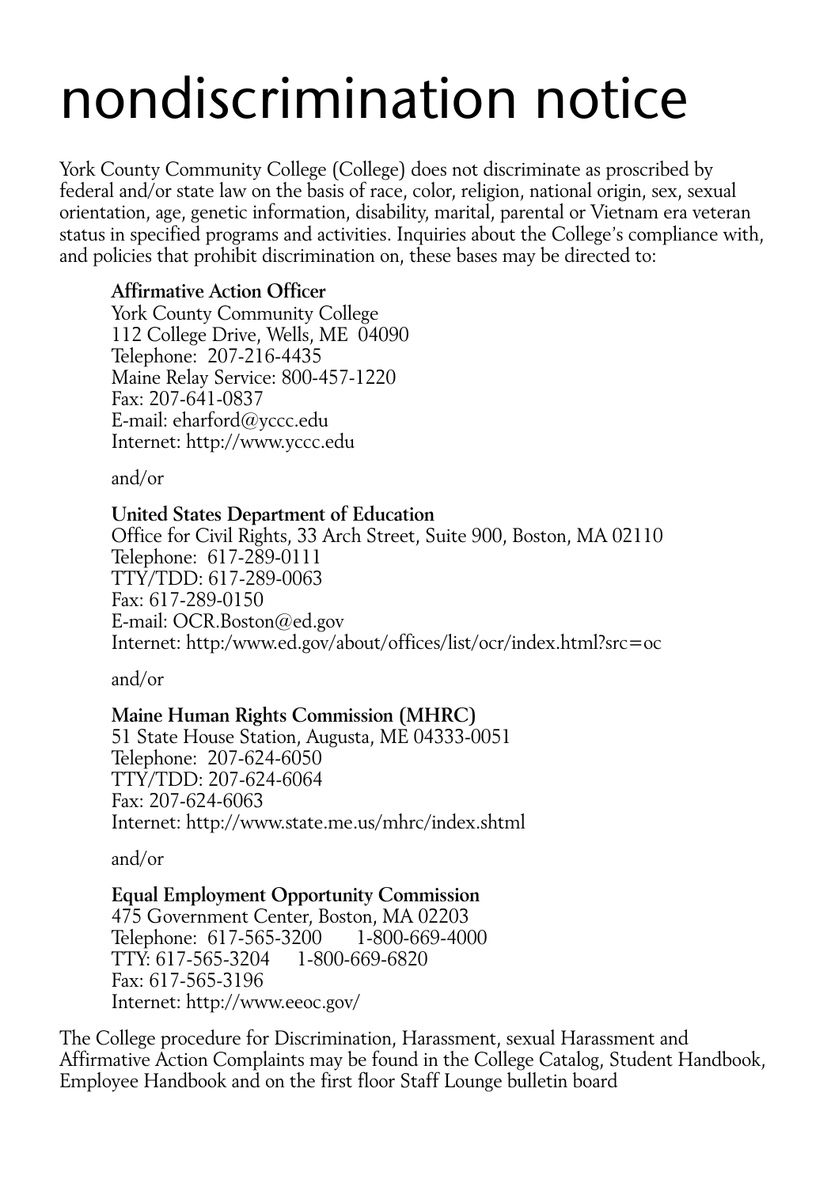# nondiscrimination notice

York County Community College (College) does not discriminate as proscribed by federal and/or state law on the basis of race, color, religion, national origin, sex, sexual orientation, age, genetic information, disability, marital, parental or Vietnam era veteran status in specified programs and activities. Inquiries about the College's compliance with, and policies that prohibit discrimination on, these bases may be directed to:

**Affirmative Action Officer**
York County Community College
112 College Drive, Wells, ME 04090
Telephone: 207-216-4435
Maine Relay Service: 800-457-1220
Fax: 207-641-0837
E-mail: eharford@yccc.edu
Internet: http://www.yccc.edu

and/or

**United States Department of Education**
Office for Civil Rights, 33 Arch Street, Suite 900, Boston, MA 02110
Telephone: 617-289-0111
TTY/TDD: 617-289-0063
Fax: 617-289-0150
E-mail: OCR.Boston@ed.gov
Internet: http:/www.ed.gov/about/offices/list/ocr/index.html?src=oc

and/or

**Maine Human Rights Commission (MHRC)**
51 State House Station, Augusta, ME 04333-0051
Telephone: 207-624-6050
TTY/TDD: 207-624-6064
Fax: 207-624-6063
Internet: http://www.state.me.us/mhrc/index.shtml

and/or

**Equal Employment Opportunity Commission**
475 Government Center, Boston, MA 02203
Telephone: 617-565-3200 1-800-669-4000
TTY: 617-565-3204 1-800-669-6820
Fax: 617-565-3196
Internet: http://www.eeoc.gov/

The College procedure for Discrimination, Harassment, sexual Harassment and Affirmative Action Complaints may be found in the College Catalog, Student Handbook, Employee Handbook and on the first floor Staff Lounge bulletin board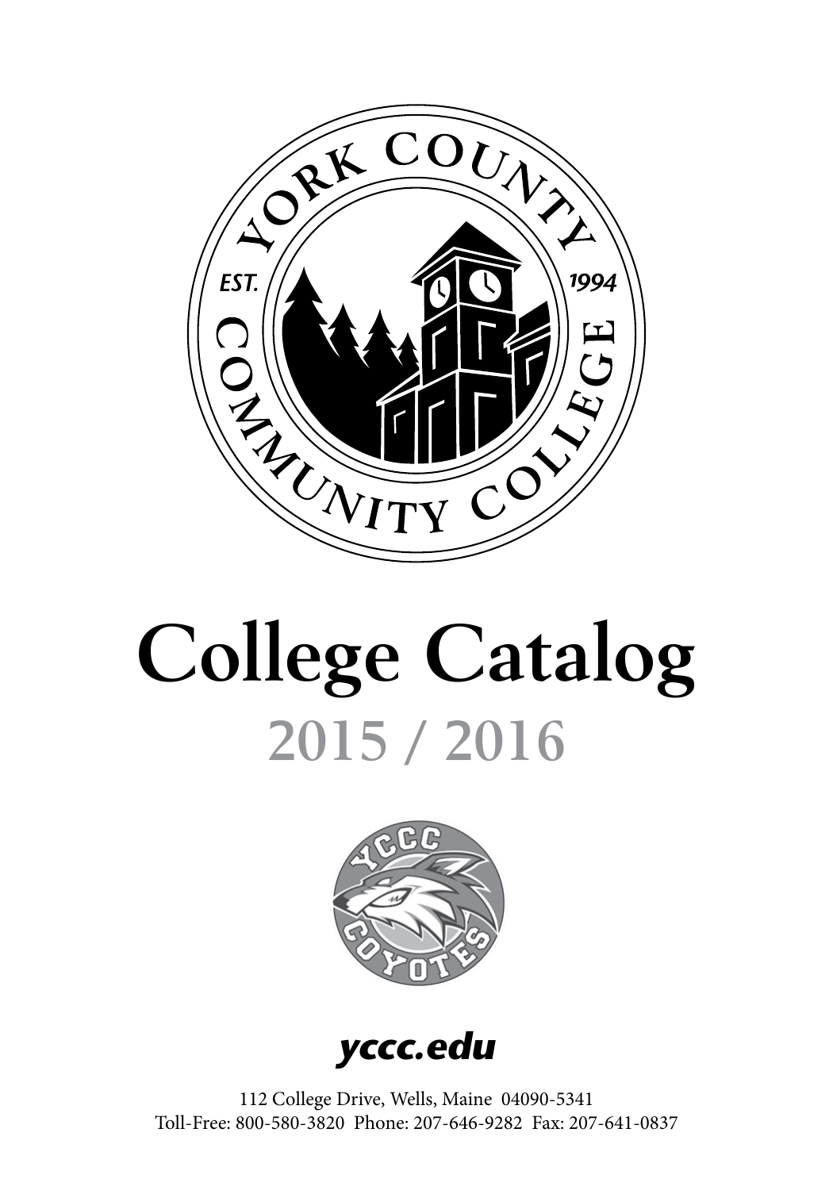# College Catalog

## 2015 / 2016

**yccc.edu**

112 College Drive, Wells, Maine 04090-5341
Toll-Free: 800-580-3820 Phone: 207-646-9282 Fax: 207-641-0837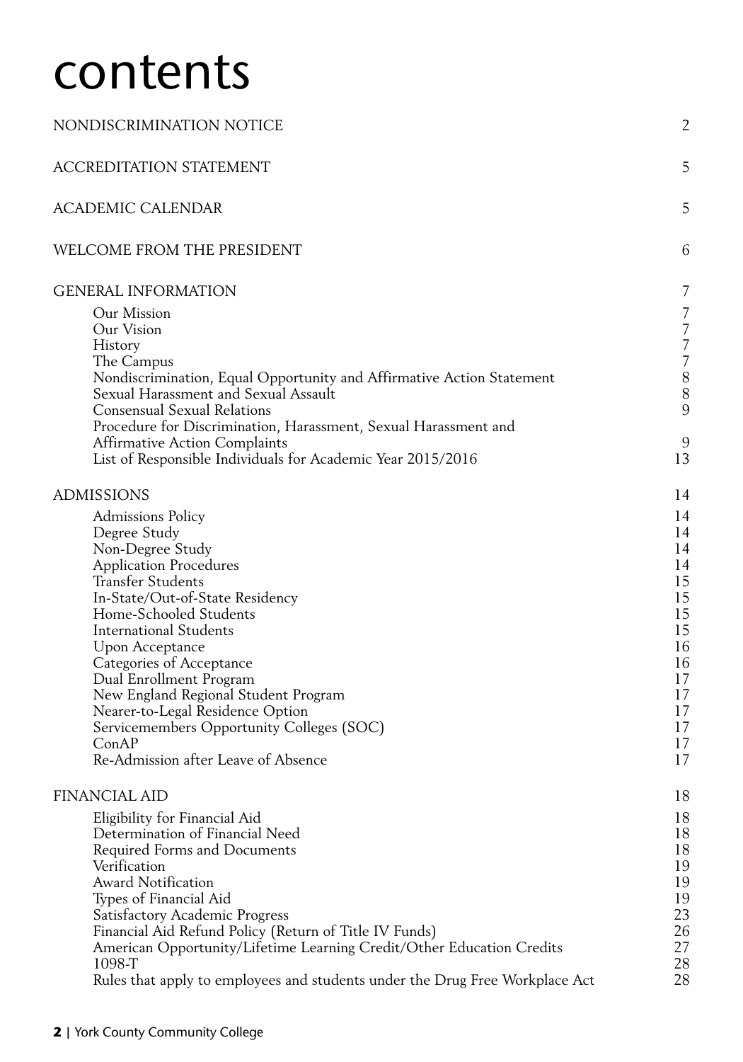# contents

| | |
|---|---|
| NONDISCRIMINATION NOTICE | 2 |
| ACCREDITATION STATEMENT | 5 |
| ACADEMIC CALENDAR | 5 |
| WELCOME FROM THE PRESIDENT | 6 |
| GENERAL INFORMATION | 7 |
| Our Mission | 7 |
| Our Vision | 7 |
| History | 7 |
| The Campus | 7 |
| Nondiscrimination, Equal Opportunity and Affirmative Action Statement | 8 |
| Sexual Harassment and Sexual Assault | 8 |
| Consensual Sexual Relations | 9 |
| Procedure for Discrimination, Harassment, Sexual Harassment and Affirmative Action Complaints | 9 |
| List of Responsible Individuals for Academic Year 2015/2016 | 13 |
| ADMISSIONS | 14 |
| Admissions Policy | 14 |
| Degree Study | 14 |
| Non-Degree Study | 14 |
| Application Procedures | 14 |
| Transfer Students | 15 |
| In-State/Out-of-State Residency | 15 |
| Home-Schooled Students | 15 |
| International Students | 15 |
| Upon Acceptance | 16 |
| Categories of Acceptance | 16 |
| Dual Enrollment Program | 17 |
| New England Regional Student Program | 17 |
| Nearer-to-Legal Residence Option | 17 |
| Servicemembers Opportunity Colleges (SOC) | 17 |
| ConAP | 17 |
| Re-Admission after Leave of Absence | 17 |
| FINANCIAL AID | 18 |
| Eligibility for Financial Aid | 18 |
| Determination of Financial Need | 18 |
| Required Forms and Documents | 18 |
| Verification | 19 |
| Award Notification | 19 |
| Types of Financial Aid | 19 |
| Satisfactory Academic Progress | 23 |
| Financial Aid Refund Policy (Return of Title IV Funds) | 26 |
| American Opportunity/Lifetime Learning Credit/Other Education Credits | 27 |
| 1098-T | 28 |
| Rules that apply to employees and students under the Drug Free Workplace Act | 28 |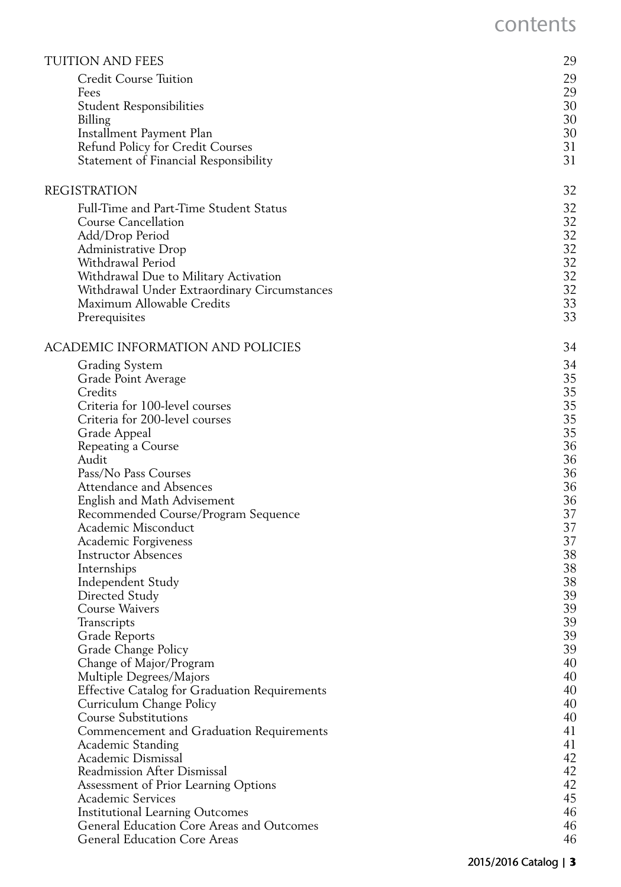# contents

| | |
|---|---|
| **TUITION AND FEES** | **29** |
| Credit Course Tuition | 29 |
| Fees | 29 |
| Student Responsibilities | 30 |
| Billing | 30 |
| Installment Payment Plan | 30 |
| Refund Policy for Credit Courses | 31 |
| Statement of Financial Responsibility | 31 |
| **REGISTRATION** | **32** |
| Full-Time and Part-Time Student Status | 32 |
| Course Cancellation | 32 |
| Add/Drop Period | 32 |
| Administrative Drop | 32 |
| Withdrawal Period | 32 |
| Withdrawal Due to Military Activation | 32 |
| Withdrawal Under Extraordinary Circumstances | 32 |
| Maximum Allowable Credits | 33 |
| Prerequisites | 33 |
| **ACADEMIC INFORMATION AND POLICIES** | **34** |
| Grading System | 34 |
| Grade Point Average | 35 |
| Credits | 35 |
| Criteria for 100-level courses | 35 |
| Criteria for 200-level courses | 35 |
| Grade Appeal | 35 |
| Repeating a Course | 36 |
| Audit | 36 |
| Pass/No Pass Courses | 36 |
| Attendance and Absences | 36 |
| English and Math Advisement | 36 |
| Recommended Course/Program Sequence | 37 |
| Academic Misconduct | 37 |
| Academic Forgiveness | 37 |
| Instructor Absences | 38 |
| Internships | 38 |
| Independent Study | 38 |
| Directed Study | 39 |
| Course Waivers | 39 |
| Transcripts | 39 |
| Grade Reports | 39 |
| Grade Change Policy | 39 |
| Change of Major/Program | 40 |
| Multiple Degrees/Majors | 40 |
| Effective Catalog for Graduation Requirements | 40 |
| Curriculum Change Policy | 40 |
| Course Substitutions | 40 |
| Commencement and Graduation Requirements | 41 |
| Academic Standing | 41 |
| Academic Dismissal | 42 |
| Readmission After Dismissal | 42 |
| Assessment of Prior Learning Options | 42 |
| Academic Services | 45 |
| Institutional Learning Outcomes | 46 |
| General Education Core Areas and Outcomes | 46 |
| General Education Core Areas | 46 |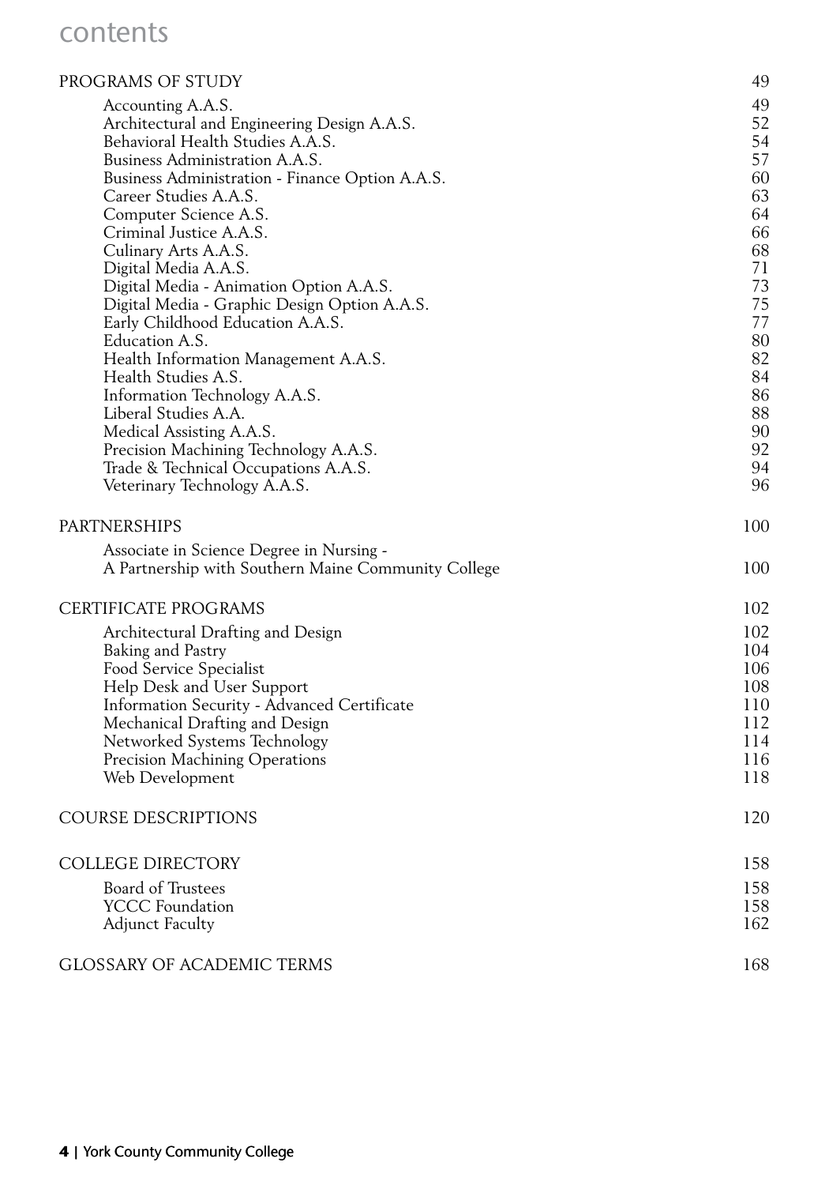# contents

| | |
|---|---|
| PROGRAMS OF STUDY | 49 |
| Accounting A.A.S. | 49 |
| Architectural and Engineering Design A.A.S. | 52 |
| Behavioral Health Studies A.A.S. | 54 |
| Business Administration A.A.S. | 57 |
| Business Administration - Finance Option A.A.S. | 60 |
| Career Studies A.A.S. | 63 |
| Computer Science A.S. | 64 |
| Criminal Justice A.A.S. | 66 |
| Culinary Arts A.A.S. | 68 |
| Digital Media A.A.S. | 71 |
| Digital Media - Animation Option A.A.S. | 73 |
| Digital Media - Graphic Design Option A.A.S. | 75 |
| Early Childhood Education A.A.S. | 77 |
| Education A.S. | 80 |
| Health Information Management A.A.S. | 82 |
| Health Studies A.S. | 84 |
| Information Technology A.A.S. | 86 |
| Liberal Studies A.A. | 88 |
| Medical Assisting A.A.S. | 90 |
| Precision Machining Technology A.A.S. | 92 |
| Trade & Technical Occupations A.A.S. | 94 |
| Veterinary Technology A.A.S. | 96 |
| PARTNERSHIPS | 100 |
| Associate in Science Degree in Nursing - A Partnership with Southern Maine Community College | 100 |
| CERTIFICATE PROGRAMS | 102 |
| Architectural Drafting and Design | 102 |
| Baking and Pastry | 104 |
| Food Service Specialist | 106 |
| Help Desk and User Support | 108 |
| Information Security - Advanced Certificate | 110 |
| Mechanical Drafting and Design | 112 |
| Networked Systems Technology | 114 |
| Precision Machining Operations | 116 |
| Web Development | 118 |
| COURSE DESCRIPTIONS | 120 |
| COLLEGE DIRECTORY | 158 |
| Board of Trustees | 158 |
| YCCC Foundation | 158 |
| Adjunct Faculty | 162 |
| GLOSSARY OF ACADEMIC TERMS | 168 |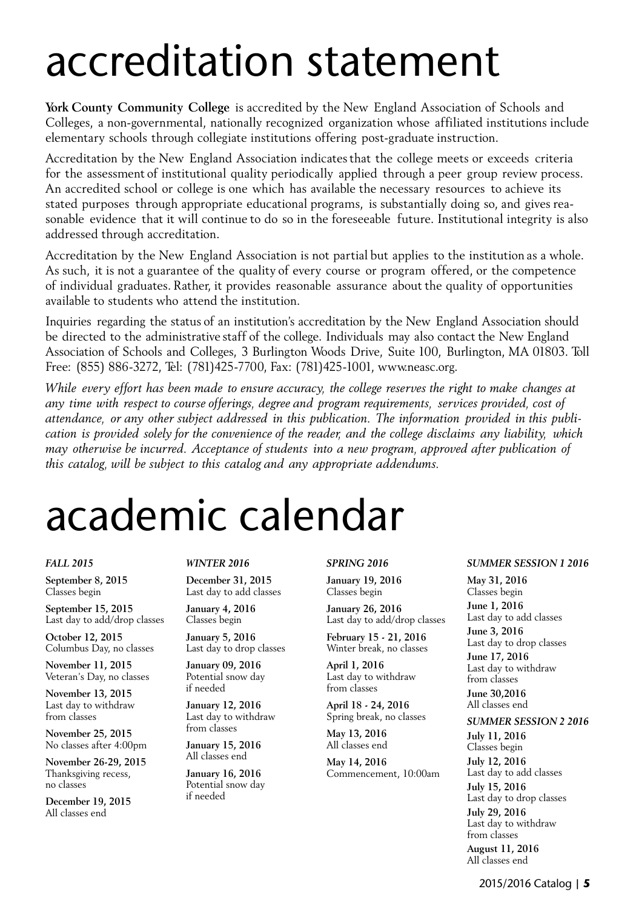# accreditation statement

**York County Community College** is accredited by the New England Association of Schools and Colleges, a non-governmental, nationally recognized organization whose affiliated institutions include elementary schools through collegiate institutions offering post-graduate instruction.

Accreditation by the New England Association indicates that the college meets or exceeds criteria for the assessment of institutional quality periodically applied through a peer group review process. An accredited school or college is one which has available the necessary resources to achieve its stated purposes through appropriate educational programs, is substantially doing so, and gives reasonable evidence that it will continue to do so in the foreseeable future. Institutional integrity is also addressed through accreditation.

Accreditation by the New England Association is not partial but applies to the institution as a whole. As such, it is not a guarantee of the quality of every course or program offered, or the competence of individual graduates. Rather, it provides reasonable assurance about the quality of opportunities available to students who attend the institution.

Inquiries regarding the status of an institution's accreditation by the New England Association should be directed to the administrative staff of the college. Individuals may also contact the New England Association of Schools and Colleges, 3 Burlington Woods Drive, Suite 100, Burlington, MA 01803. Toll Free: (855) 886-3272, Tel: (781)425-7700, Fax: (781)425-1001, www.neasc.org.

*While every effort has been made to ensure accuracy, the college reserves the right to make changes at any time with respect to course offerings, degree and program requirements, services provided, cost of attendance, or any other subject addressed in this publication. The information provided in this publication is provided solely for the convenience of the reader, and the college disclaims any liability, which may otherwise be incurred. Acceptance of students into a new program, approved after publication of this catalog, will be subject to this catalog and any appropriate addendums.*

# academic calendar

***FALL 2015***

**September 8, 2015**
Classes begin

**September 15, 2015**
Last day to add/drop classes

**October 12, 2015**
Columbus Day, no classes

**November 11, 2015**
Veteran's Day, no classes

**November 13, 2015**
Last day to withdraw from classes

**November 25, 2015**
No classes after 4:00pm

**November 26-29, 2015**
Thanksgiving recess, no classes

**December 19, 2015**
All classes end

***WINTER 2016***

**December 31, 2015**
Last day to add classes

**January 4, 2016**
Classes begin

**January 5, 2016**
Last day to drop classes

**January 09, 2016**
Potential snow day if needed

**January 12, 2016**
Last day to withdraw from classes

**January 15, 2016**
All classes end

**January 16, 2016**
Potential snow day if needed

***SPRING 2016***

**January 19, 2016**
Classes begin

**January 26, 2016**
Last day to add/drop classes

**February 15 - 21, 2016**
Winter break, no classes

**April 1, 2016**
Last day to withdraw from classes

**April 18 - 24, 2016**
Spring break, no classes

**May 13, 2016**
All classes end

**May 14, 2016**
Commencement, 10:00am

***SUMMER SESSION 1 2016***

**May 31, 2016**
Classes begin

**June 1, 2016**
Last day to add classes

**June 3, 2016**
Last day to drop classes

**June 17, 2016**
Last day to withdraw from classes

**June 30,2016**
All classes end

***SUMMER SESSION 2 2016***

**July 11, 2016**
Classes begin

**July 12, 2016**
Last day to add classes

**July 15, 2016**
Last day to drop classes

**July 29, 2016**
Last day to withdraw from classes

**August 11, 2016**
All classes end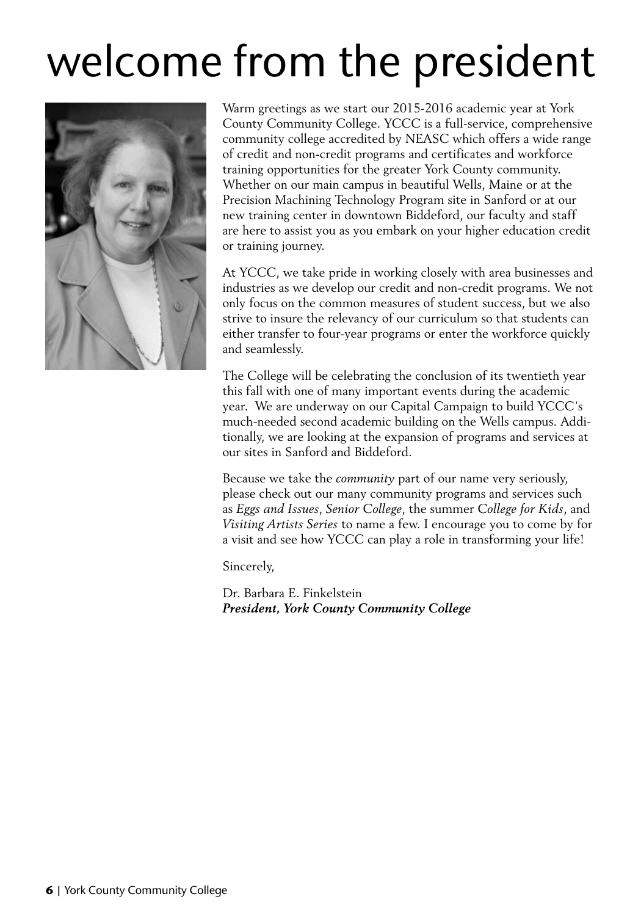# welcome from the president

Warm greetings as we start our 2015-2016 academic year at York County Community College. YCCC is a full-service, comprehensive community college accredited by NEASC which offers a wide range of credit and non-credit programs and certificates and workforce training opportunities for the greater York County community. Whether on our main campus in beautiful Wells, Maine or at the Precision Machining Technology Program site in Sanford or at our new training center in downtown Biddeford, our faculty and staff are here to assist you as you embark on your higher education credit or training journey.

At YCCC, we take pride in working closely with area businesses and industries as we develop our credit and non-credit programs. We not only focus on the common measures of student success, but we also strive to insure the relevancy of our curriculum so that students can either transfer to four-year programs or enter the workforce quickly and seamlessly.

The College will be celebrating the conclusion of its twentieth year this fall with one of many important events during the academic year. We are underway on our Capital Campaign to build YCCC's much-needed second academic building on the Wells campus. Additionally, we are looking at the expansion of programs and services at our sites in Sanford and Biddeford.

Because we take the *community* part of our name very seriously, please check out our many community programs and services such as *Eggs and Issues*, *Senior College*, the summer *College for Kids*, and *Visiting Artists Series* to name a few. I encourage you to come by for a visit and see how YCCC can play a role in transforming your life!

Sincerely,

Dr. Barbara E. Finkelstein
***President, York County Community College***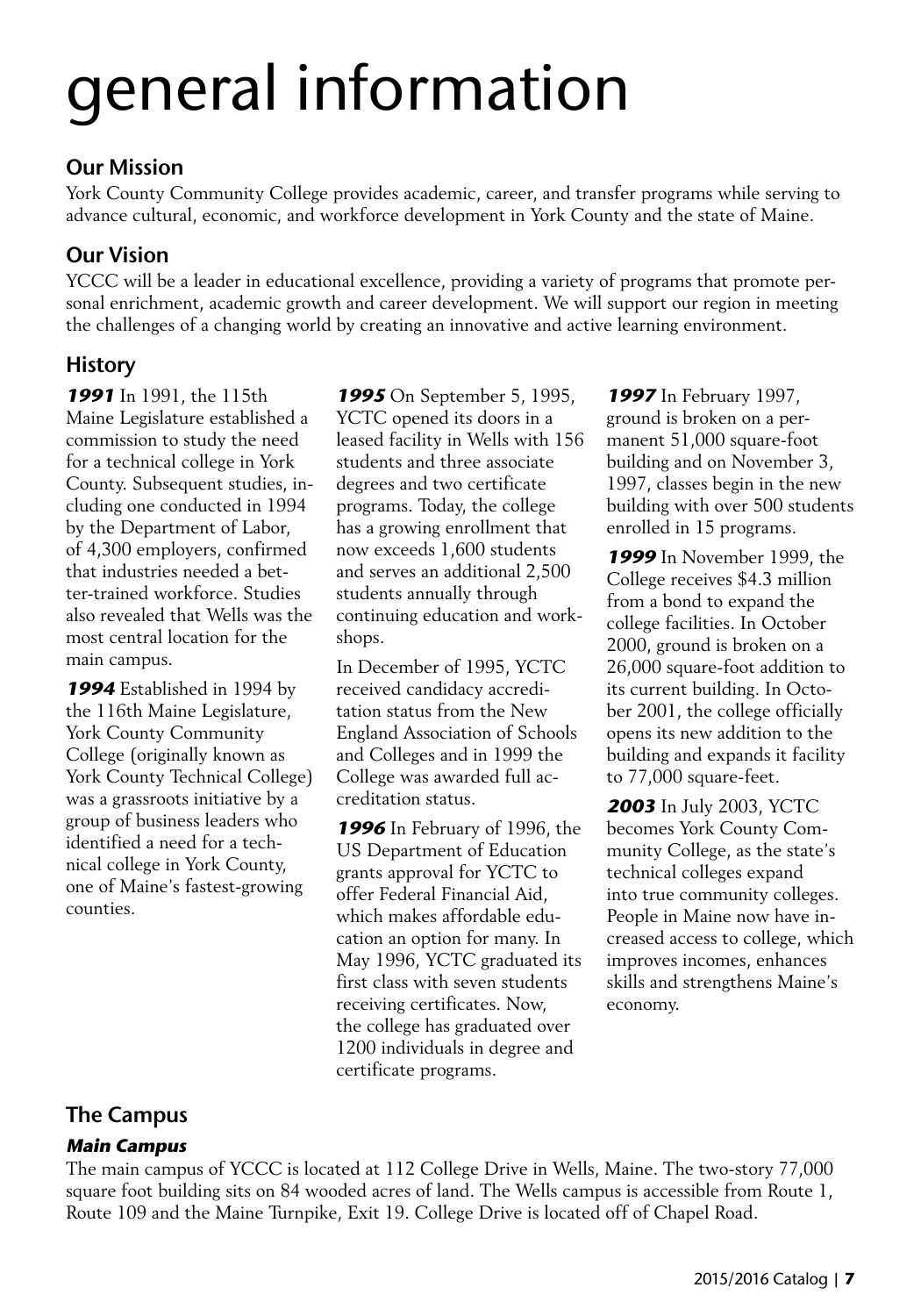# general information

## Our Mission

York County Community College provides academic, career, and transfer programs while serving to advance cultural, economic, and workforce development in York County and the state of Maine.

## Our Vision

YCCC will be a leader in educational excellence, providing a variety of programs that promote personal enrichment, academic growth and career development. We will support our region in meeting the challenges of a changing world by creating an innovative and active learning environment.

## History

***1991*** In 1991, the 115th Maine Legislature established a commission to study the need for a technical college in York County. Subsequent studies, including one conducted in 1994 by the Department of Labor, of 4,300 employers, confirmed that industries needed a better-trained workforce. Studies also revealed that Wells was the most central location for the main campus.

***1994*** Established in 1994 by the 116th Maine Legislature, York County Community College (originally known as York County Technical College) was a grassroots initiative by a group of business leaders who identified a need for a technical college in York County, one of Maine's fastest-growing counties.

***1995*** On September 5, 1995, YCTC opened its doors in a leased facility in Wells with 156 students and three associate degrees and two certificate programs. Today, the college has a growing enrollment that now exceeds 1,600 students and serves an additional 2,500 students annually through continuing education and workshops.

In December of 1995, YCTC received candidacy accreditation status from the New England Association of Schools and Colleges and in 1999 the College was awarded full accreditation status.

***1996*** In February of 1996, the US Department of Education grants approval for YCTC to offer Federal Financial Aid, which makes affordable education an option for many. In May 1996, YCTC graduated its first class with seven students receiving certificates. Now, the college has graduated over 1200 individuals in degree and certificate programs.

***1997*** In February 1997, ground is broken on a permanent 51,000 square-foot building and on November 3, 1997, classes begin in the new building with over 500 students enrolled in 15 programs.

***1999*** In November 1999, the College receives $4.3 million from a bond to expand the college facilities. In October 2000, ground is broken on a 26,000 square-foot addition to its current building. In October 2001, the college officially opens its new addition to the building and expands it facility to 77,000 square-feet.

***2003*** In July 2003, YCTC becomes York County Community College, as the state's technical colleges expand into true community colleges. People in Maine now have increased access to college, which improves incomes, enhances skills and strengthens Maine's economy.

## The Campus

### *Main Campus*

The main campus of YCCC is located at 112 College Drive in Wells, Maine. The two-story 77,000 square foot building sits on 84 wooded acres of land. The Wells campus is accessible from Route 1, Route 109 and the Maine Turnpike, Exit 19. College Drive is located off of Chapel Road.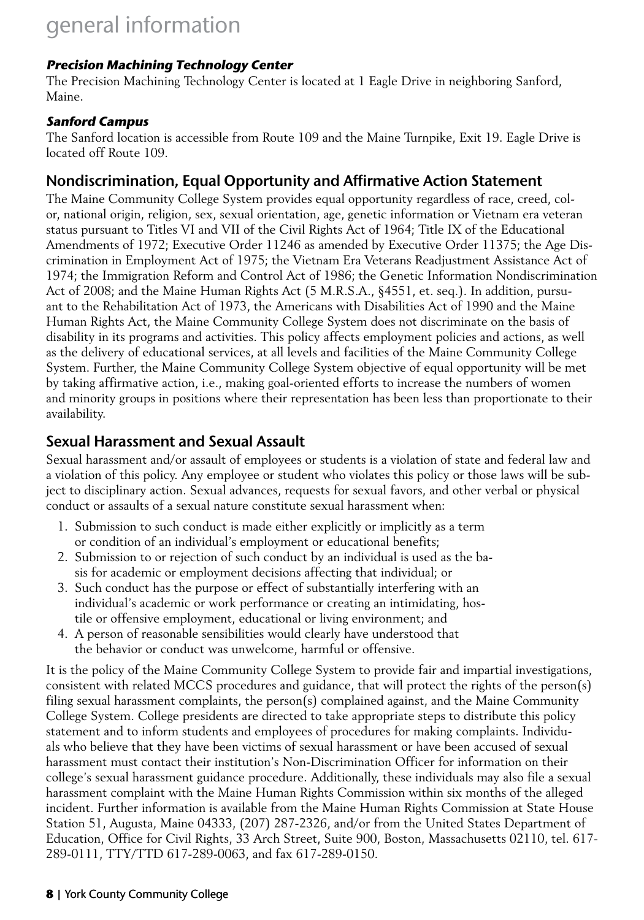# general information

***Precision Machining Technology Center***

The Precision Machining Technology Center is located at 1 Eagle Drive in neighboring Sanford, Maine.

***Sanford Campus***

The Sanford location is accessible from Route 109 and the Maine Turnpike, Exit 19. Eagle Drive is located off Route 109.

## Nondiscrimination, Equal Opportunity and Affirmative Action Statement

The Maine Community College System provides equal opportunity regardless of race, creed, color, national origin, religion, sex, sexual orientation, age, genetic information or Vietnam era veteran status pursuant to Titles VI and VII of the Civil Rights Act of 1964; Title IX of the Educational Amendments of 1972; Executive Order 11246 as amended by Executive Order 11375; the Age Discrimination in Employment Act of 1975; the Vietnam Era Veterans Readjustment Assistance Act of 1974; the Immigration Reform and Control Act of 1986; the Genetic Information Nondiscrimination Act of 2008; and the Maine Human Rights Act (5 M.R.S.A., §4551, et. seq.). In addition, pursuant to the Rehabilitation Act of 1973, the Americans with Disabilities Act of 1990 and the Maine Human Rights Act, the Maine Community College System does not discriminate on the basis of disability in its programs and activities. This policy affects employment policies and actions, as well as the delivery of educational services, at all levels and facilities of the Maine Community College System. Further, the Maine Community College System objective of equal opportunity will be met by taking affirmative action, i.e., making goal-oriented efforts to increase the numbers of women and minority groups in positions where their representation has been less than proportionate to their availability.

## Sexual Harassment and Sexual Assault

Sexual harassment and/or assault of employees or students is a violation of state and federal law and a violation of this policy. Any employee or student who violates this policy or those laws will be subject to disciplinary action. Sexual advances, requests for sexual favors, and other verbal or physical conduct or assaults of a sexual nature constitute sexual harassment when:

1. Submission to such conduct is made either explicitly or implicitly as a term or condition of an individual's employment or educational benefits;
2. Submission to or rejection of such conduct by an individual is used as the basis for academic or employment decisions affecting that individual; or
3. Such conduct has the purpose or effect of substantially interfering with an individual's academic or work performance or creating an intimidating, hostile or offensive employment, educational or living environment; and
4. A person of reasonable sensibilities would clearly have understood that the behavior or conduct was unwelcome, harmful or offensive.

It is the policy of the Maine Community College System to provide fair and impartial investigations, consistent with related MCCS procedures and guidance, that will protect the rights of the person(s) filing sexual harassment complaints, the person(s) complained against, and the Maine Community College System. College presidents are directed to take appropriate steps to distribute this policy statement and to inform students and employees of procedures for making complaints. Individuals who believe that they have been victims of sexual harassment or have been accused of sexual harassment must contact their institution's Non-Discrimination Officer for information on their college's sexual harassment guidance procedure. Additionally, these individuals may also file a sexual harassment complaint with the Maine Human Rights Commission within six months of the alleged incident. Further information is available from the Maine Human Rights Commission at State House Station 51, Augusta, Maine 04333, (207) 287-2326, and/or from the United States Department of Education, Office for Civil Rights, 33 Arch Street, Suite 900, Boston, Massachusetts 02110, tel. 617-289-0111, TTY/TTD 617-289-0063, and fax 617-289-0150.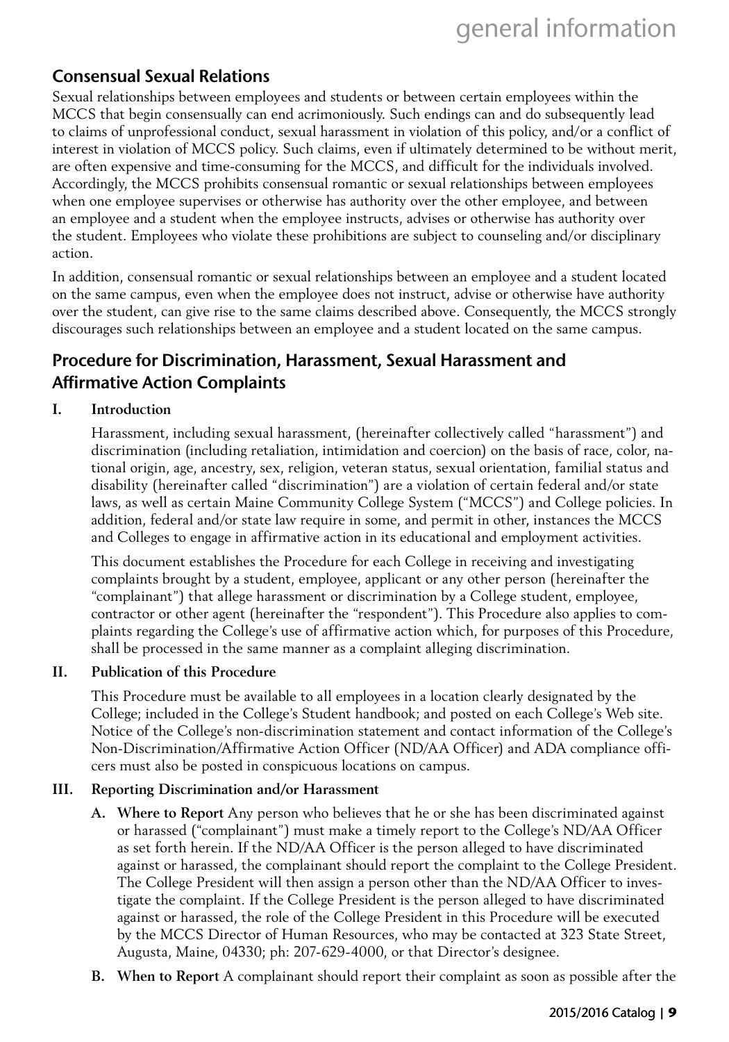## Consensual Sexual Relations

Sexual relationships between employees and students or between certain employees within the MCCS that begin consensually can end acrimoniously. Such endings can and do subsequently lead to claims of unprofessional conduct, sexual harassment in violation of this policy, and/or a conflict of interest in violation of MCCS policy. Such claims, even if ultimately determined to be without merit, are often expensive and time-consuming for the MCCS, and difficult for the individuals involved. Accordingly, the MCCS prohibits consensual romantic or sexual relationships between employees when one employee supervises or otherwise has authority over the other employee, and between an employee and a student when the employee instructs, advises or otherwise has authority over the student. Employees who violate these prohibitions are subject to counseling and/or disciplinary action.

In addition, consensual romantic or sexual relationships between an employee and a student located on the same campus, even when the employee does not instruct, advise or otherwise have authority over the student, can give rise to the same claims described above. Consequently, the MCCS strongly discourages such relationships between an employee and a student located on the same campus.

## Procedure for Discrimination, Harassment, Sexual Harassment and Affirmative Action Complaints

**I. Introduction**

Harassment, including sexual harassment, (hereinafter collectively called "harassment") and discrimination (including retaliation, intimidation and coercion) on the basis of race, color, national origin, age, ancestry, sex, religion, veteran status, sexual orientation, familial status and disability (hereinafter called "discrimination") are a violation of certain federal and/or state laws, as well as certain Maine Community College System ("MCCS") and College policies. In addition, federal and/or state law require in some, and permit in other, instances the MCCS and Colleges to engage in affirmative action in its educational and employment activities.

This document establishes the Procedure for each College in receiving and investigating complaints brought by a student, employee, applicant or any other person (hereinafter the "complainant") that allege harassment or discrimination by a College student, employee, contractor or other agent (hereinafter the "respondent"). This Procedure also applies to complaints regarding the College's use of affirmative action which, for purposes of this Procedure, shall be processed in the same manner as a complaint alleging discrimination.

**II. Publication of this Procedure**

This Procedure must be available to all employees in a location clearly designated by the College; included in the College's Student handbook; and posted on each College's Web site. Notice of the College's non-discrimination statement and contact information of the College's Non-Discrimination/Affirmative Action Officer (ND/AA Officer) and ADA compliance officers must also be posted in conspicuous locations on campus.

**III. Reporting Discrimination and/or Harassment**

**A. Where to Report** Any person who believes that he or she has been discriminated against or harassed ("complainant") must make a timely report to the College's ND/AA Officer as set forth herein. If the ND/AA Officer is the person alleged to have discriminated against or harassed, the complainant should report the complaint to the College President. The College President will then assign a person other than the ND/AA Officer to investigate the complaint. If the College President is the person alleged to have discriminated against or harassed, the role of the College President in this Procedure will be executed by the MCCS Director of Human Resources, who may be contacted at 323 State Street, Augusta, Maine, 04330; ph: 207-629-4000, or that Director's designee.

**B. When to Report** A complainant should report their complaint as soon as possible after the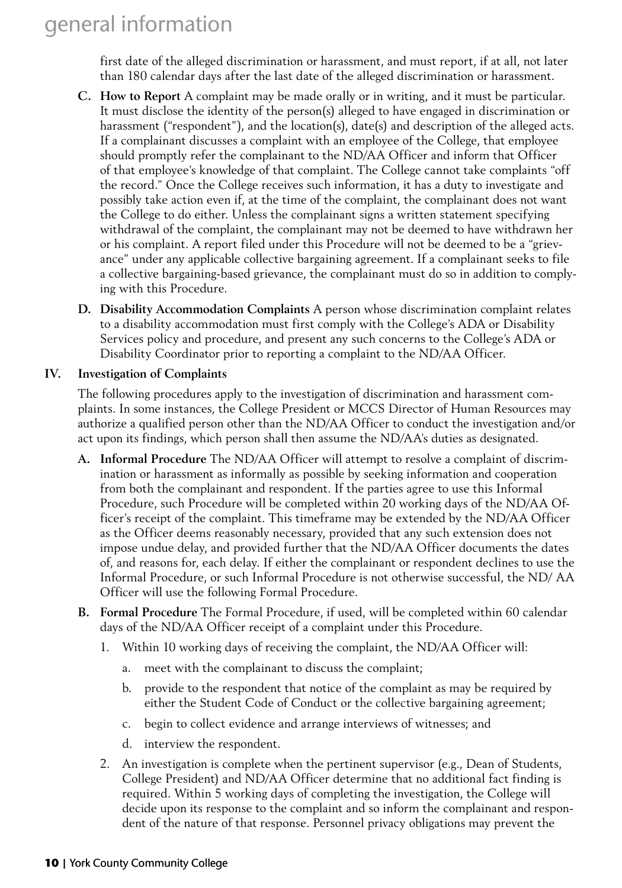first date of the alleged discrimination or harassment, and must report, if at all, not later than 180 calendar days after the last date of the alleged discrimination or harassment.

**C. How to Report** A complaint may be made orally or in writing, and it must be particular. It must disclose the identity of the person(s) alleged to have engaged in discrimination or harassment ("respondent"), and the location(s), date(s) and description of the alleged acts. If a complainant discusses a complaint with an employee of the College, that employee should promptly refer the complainant to the ND/AA Officer and inform that Officer of that employee's knowledge of that complaint. The College cannot take complaints "off the record." Once the College receives such information, it has a duty to investigate and possibly take action even if, at the time of the complaint, the complainant does not want the College to do either. Unless the complainant signs a written statement specifying withdrawal of the complaint, the complainant may not be deemed to have withdrawn her or his complaint. A report filed under this Procedure will not be deemed to be a "grievance" under any applicable collective bargaining agreement. If a complainant seeks to file a collective bargaining-based grievance, the complainant must do so in addition to complying with this Procedure.

**D. Disability Accommodation Complaints** A person whose discrimination complaint relates to a disability accommodation must first comply with the College's ADA or Disability Services policy and procedure, and present any such concerns to the College's ADA or Disability Coordinator prior to reporting a complaint to the ND/AA Officer.

## IV. Investigation of Complaints

The following procedures apply to the investigation of discrimination and harassment complaints. In some instances, the College President or MCCS Director of Human Resources may authorize a qualified person other than the ND/AA Officer to conduct the investigation and/or act upon its findings, which person shall then assume the ND/AA's duties as designated.

**A. Informal Procedure** The ND/AA Officer will attempt to resolve a complaint of discrimination or harassment as informally as possible by seeking information and cooperation from both the complainant and respondent. If the parties agree to use this Informal Procedure, such Procedure will be completed within 20 working days of the ND/AA Officer's receipt of the complaint. This timeframe may be extended by the ND/AA Officer as the Officer deems reasonably necessary, provided that any such extension does not impose undue delay, and provided further that the ND/AA Officer documents the dates of, and reasons for, each delay. If either the complainant or respondent declines to use the Informal Procedure, or such Informal Procedure is not otherwise successful, the ND/ AA Officer will use the following Formal Procedure.

**B. Formal Procedure** The Formal Procedure, if used, will be completed within 60 calendar days of the ND/AA Officer receipt of a complaint under this Procedure.

1. Within 10 working days of receiving the complaint, the ND/AA Officer will:
   a. meet with the complainant to discuss the complaint;
   b. provide to the respondent that notice of the complaint as may be required by either the Student Code of Conduct or the collective bargaining agreement;
   c. begin to collect evidence and arrange interviews of witnesses; and
   d. interview the respondent.
2. An investigation is complete when the pertinent supervisor (e.g., Dean of Students, College President) and ND/AA Officer determine that no additional fact finding is required. Within 5 working days of completing the investigation, the College will decide upon its response to the complaint and so inform the complainant and respondent of the nature of that response. Personnel privacy obligations may prevent the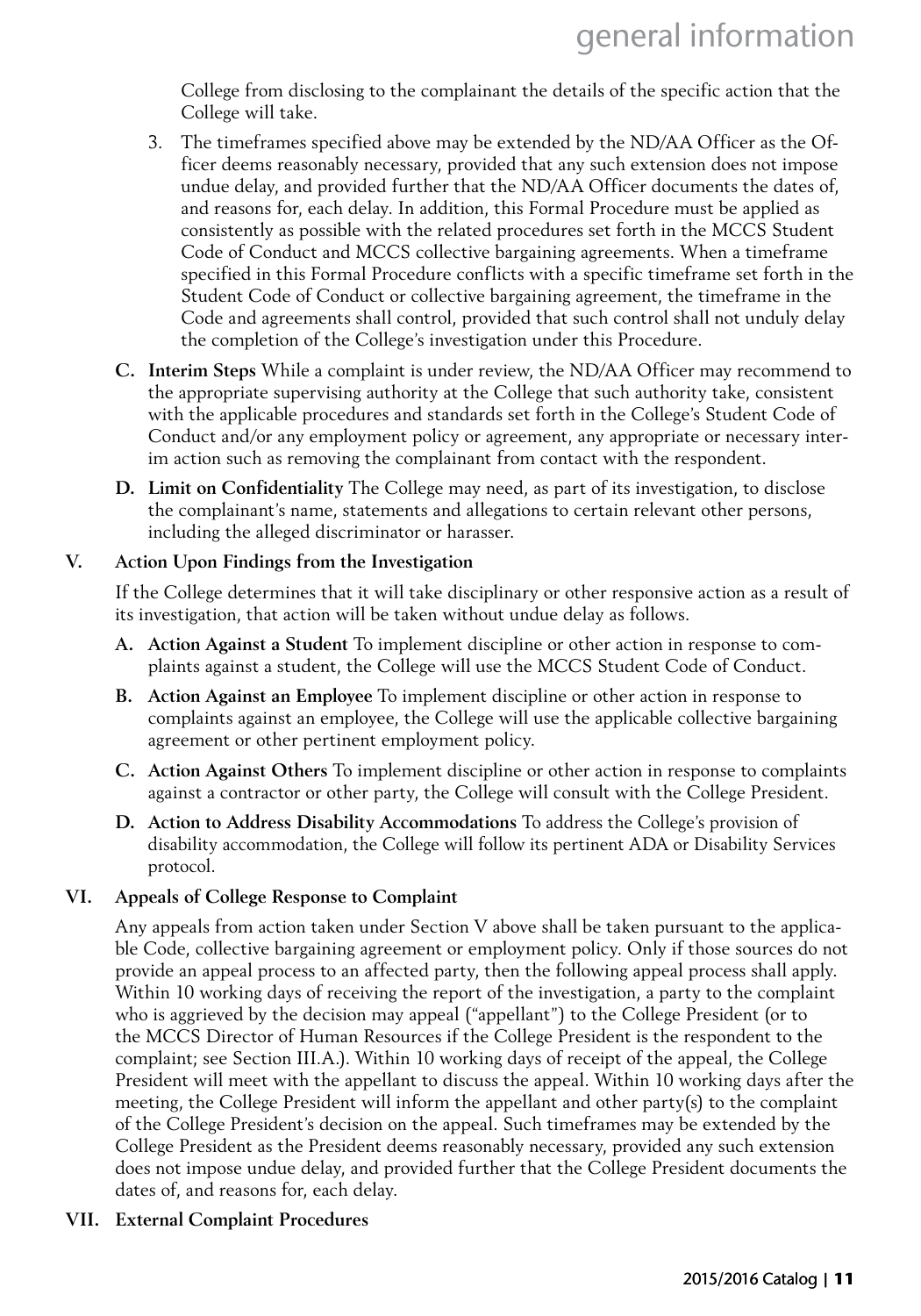College from disclosing to the complainant the details of the specific action that the College will take.

3. The timeframes specified above may be extended by the ND/AA Officer as the Officer deems reasonably necessary, provided that any such extension does not impose undue delay, and provided further that the ND/AA Officer documents the dates of, and reasons for, each delay. In addition, this Formal Procedure must be applied as consistently as possible with the related procedures set forth in the MCCS Student Code of Conduct and MCCS collective bargaining agreements. When a timeframe specified in this Formal Procedure conflicts with a specific timeframe set forth in the Student Code of Conduct or collective bargaining agreement, the timeframe in the Code and agreements shall control, provided that such control shall not unduly delay the completion of the College's investigation under this Procedure.

**C. Interim Steps** While a complaint is under review, the ND/AA Officer may recommend to the appropriate supervising authority at the College that such authority take, consistent with the applicable procedures and standards set forth in the College's Student Code of Conduct and/or any employment policy or agreement, any appropriate or necessary interim action such as removing the complainant from contact with the respondent.

**D. Limit on Confidentiality** The College may need, as part of its investigation, to disclose the complainant's name, statements and allegations to certain relevant other persons, including the alleged discriminator or harasser.

**V. Action Upon Findings from the Investigation**

If the College determines that it will take disciplinary or other responsive action as a result of its investigation, that action will be taken without undue delay as follows.

**A. Action Against a Student** To implement discipline or other action in response to complaints against a student, the College will use the MCCS Student Code of Conduct.

**B. Action Against an Employee** To implement discipline or other action in response to complaints against an employee, the College will use the applicable collective bargaining agreement or other pertinent employment policy.

**C. Action Against Others** To implement discipline or other action in response to complaints against a contractor or other party, the College will consult with the College President.

**D. Action to Address Disability Accommodations** To address the College's provision of disability accommodation, the College will follow its pertinent ADA or Disability Services protocol.

**VI. Appeals of College Response to Complaint**

Any appeals from action taken under Section V above shall be taken pursuant to the applicable Code, collective bargaining agreement or employment policy. Only if those sources do not provide an appeal process to an affected party, then the following appeal process shall apply. Within 10 working days of receiving the report of the investigation, a party to the complaint who is aggrieved by the decision may appeal ("appellant") to the College President (or to the MCCS Director of Human Resources if the College President is the respondent to the complaint; see Section III.A.). Within 10 working days of receipt of the appeal, the College President will meet with the appellant to discuss the appeal. Within 10 working days after the meeting, the College President will inform the appellant and other party(s) to the complaint of the College President's decision on the appeal. Such timeframes may be extended by the College President as the President deems reasonably necessary, provided any such extension does not impose undue delay, and provided further that the College President documents the dates of, and reasons for, each delay.

**VII. External Complaint Procedures**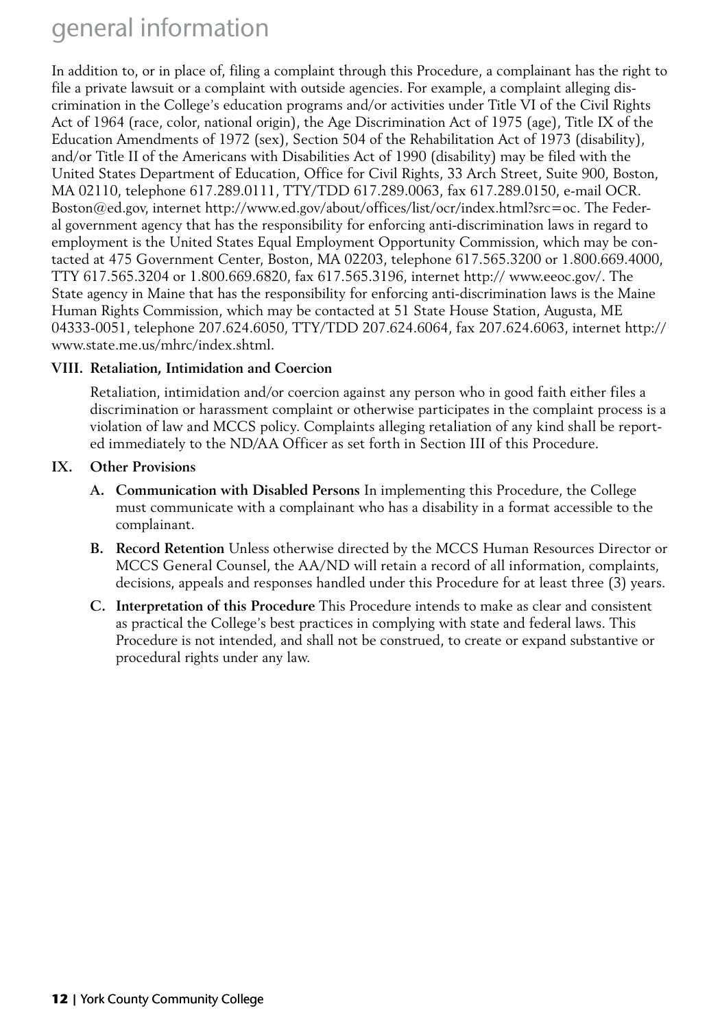# general information

In addition to, or in place of, filing a complaint through this Procedure, a complainant has the right to file a private lawsuit or a complaint with outside agencies. For example, a complaint alleging discrimination in the College's education programs and/or activities under Title VI of the Civil Rights Act of 1964 (race, color, national origin), the Age Discrimination Act of 1975 (age), Title IX of the Education Amendments of 1972 (sex), Section 504 of the Rehabilitation Act of 1973 (disability), and/or Title II of the Americans with Disabilities Act of 1990 (disability) may be filed with the United States Department of Education, Office for Civil Rights, 33 Arch Street, Suite 900, Boston, MA 02110, telephone 617.289.0111, TTY/TDD 617.289.0063, fax 617.289.0150, e-mail OCR.Boston@ed.gov, internet http://www.ed.gov/about/offices/list/ocr/index.html?src=oc. The Federal government agency that has the responsibility for enforcing anti-discrimination laws in regard to employment is the United States Equal Employment Opportunity Commission, which may be contacted at 475 Government Center, Boston, MA 02203, telephone 617.565.3200 or 1.800.669.4000, TTY 617.565.3204 or 1.800.669.6820, fax 617.565.3196, internet http:// www.eeoc.gov/. The State agency in Maine that has the responsibility for enforcing anti-discrimination laws is the Maine Human Rights Commission, which may be contacted at 51 State House Station, Augusta, ME 04333-0051, telephone 207.624.6050, TTY/TDD 207.624.6064, fax 207.624.6063, internet http://www.state.me.us/mhrc/index.shtml.

**VIII. Retaliation, Intimidation and Coercion**

Retaliation, intimidation and/or coercion against any person who in good faith either files a discrimination or harassment complaint or otherwise participates in the complaint process is a violation of law and MCCS policy. Complaints alleging retaliation of any kind shall be reported immediately to the ND/AA Officer as set forth in Section III of this Procedure.

**IX. Other Provisions**

**A. Communication with Disabled Persons** In implementing this Procedure, the College must communicate with a complainant who has a disability in a format accessible to the complainant.

**B. Record Retention** Unless otherwise directed by the MCCS Human Resources Director or MCCS General Counsel, the AA/ND will retain a record of all information, complaints, decisions, appeals and responses handled under this Procedure for at least three (3) years.

**C. Interpretation of this Procedure** This Procedure intends to make as clear and consistent as practical the College's best practices in complying with state and federal laws. This Procedure is not intended, and shall not be construed, to create or expand substantive or procedural rights under any law.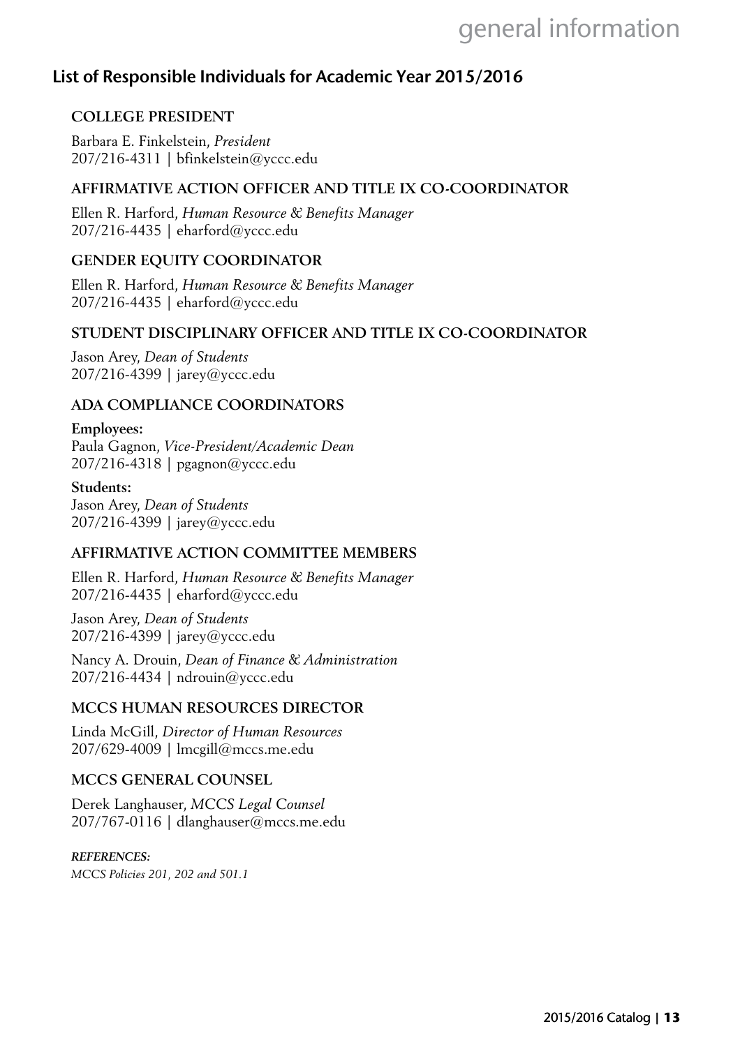## List of Responsible Individuals for Academic Year 2015/2016

### COLLEGE PRESIDENT

Barbara E. Finkelstein, *President*
207/216-4311 | bfinkelstein@yccc.edu

### AFFIRMATIVE ACTION OFFICER AND TITLE IX CO-COORDINATOR

Ellen R. Harford, *Human Resource & Benefits Manager*
207/216-4435 | eharford@yccc.edu

### GENDER EQUITY COORDINATOR

Ellen R. Harford, *Human Resource & Benefits Manager*
207/216-4435 | eharford@yccc.edu

### STUDENT DISCIPLINARY OFFICER AND TITLE IX CO-COORDINATOR

Jason Arey, *Dean of Students*
207/216-4399 | jarey@yccc.edu

### ADA COMPLIANCE COORDINATORS

**Employees:**
Paula Gagnon, *Vice-President/Academic Dean*
207/216-4318 | pgagnon@yccc.edu

**Students:**
Jason Arey, *Dean of Students*
207/216-4399 | jarey@yccc.edu

### AFFIRMATIVE ACTION COMMITTEE MEMBERS

Ellen R. Harford, *Human Resource & Benefits Manager*
207/216-4435 | eharford@yccc.edu

Jason Arey, *Dean of Students*
207/216-4399 | jarey@yccc.edu

Nancy A. Drouin, *Dean of Finance & Administration*
207/216-4434 | ndrouin@yccc.edu

### MCCS HUMAN RESOURCES DIRECTOR

Linda McGill, *Director of Human Resources*
207/629-4009 | lmcgill@mccs.me.edu

### MCCS GENERAL COUNSEL

Derek Langhauser, *MCCS Legal Counsel*
207/767-0116 | dlanghauser@mccs.me.edu

***REFERENCES:***
*MCCS Policies 201, 202 and 501.1*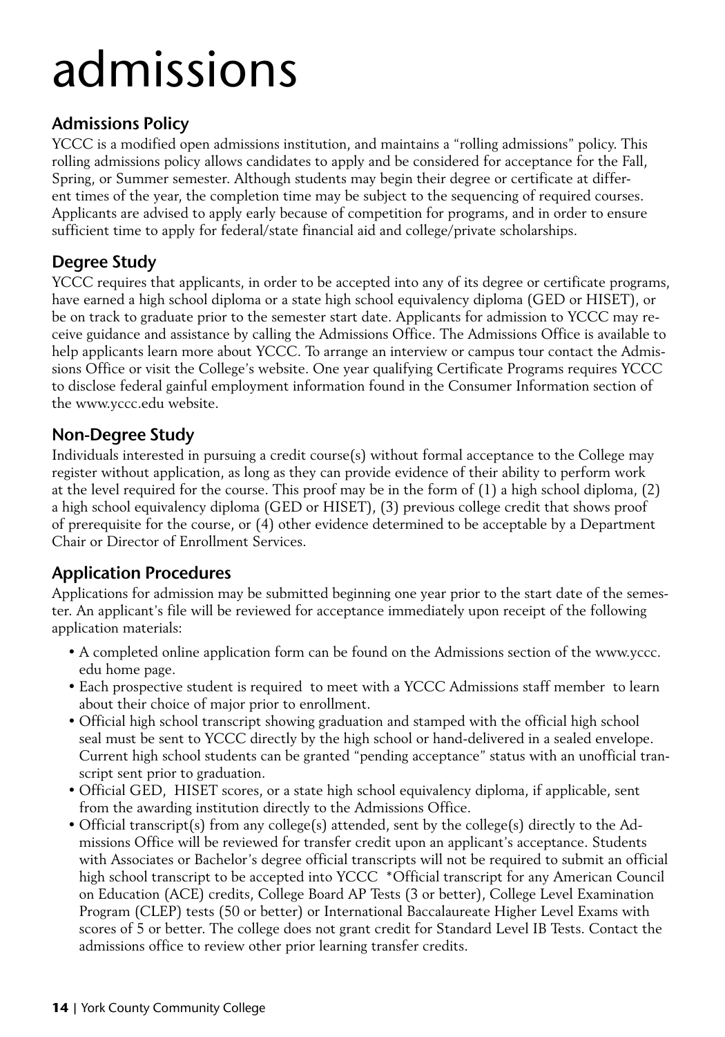# admissions

## Admissions Policy

YCCC is a modified open admissions institution, and maintains a "rolling admissions" policy. This rolling admissions policy allows candidates to apply and be considered for acceptance for the Fall, Spring, or Summer semester. Although students may begin their degree or certificate at different times of the year, the completion time may be subject to the sequencing of required courses. Applicants are advised to apply early because of competition for programs, and in order to ensure sufficient time to apply for federal/state financial aid and college/private scholarships.

## Degree Study

YCCC requires that applicants, in order to be accepted into any of its degree or certificate programs, have earned a high school diploma or a state high school equivalency diploma (GED or HISET), or be on track to graduate prior to the semester start date. Applicants for admission to YCCC may receive guidance and assistance by calling the Admissions Office. The Admissions Office is available to help applicants learn more about YCCC. To arrange an interview or campus tour contact the Admissions Office or visit the College's website. One year qualifying Certificate Programs requires YCCC to disclose federal gainful employment information found in the Consumer Information section of the www.yccc.edu website.

## Non-Degree Study

Individuals interested in pursuing a credit course(s) without formal acceptance to the College may register without application, as long as they can provide evidence of their ability to perform work at the level required for the course. This proof may be in the form of (1) a high school diploma, (2) a high school equivalency diploma (GED or HISET), (3) previous college credit that shows proof of prerequisite for the course, or (4) other evidence determined to be acceptable by a Department Chair or Director of Enrollment Services.

## Application Procedures

Applications for admission may be submitted beginning one year prior to the start date of the semester. An applicant's file will be reviewed for acceptance immediately upon receipt of the following application materials:

- A completed online application form can be found on the Admissions section of the www.yccc.edu home page.
- Each prospective student is required to meet with a YCCC Admissions staff member to learn about their choice of major prior to enrollment.
- Official high school transcript showing graduation and stamped with the official high school seal must be sent to YCCC directly by the high school or hand-delivered in a sealed envelope. Current high school students can be granted "pending acceptance" status with an unofficial transcript sent prior to graduation.
- Official GED, HISET scores, or a state high school equivalency diploma, if applicable, sent from the awarding institution directly to the Admissions Office.
- Official transcript(s) from any college(s) attended, sent by the college(s) directly to the Admissions Office will be reviewed for transfer credit upon an applicant's acceptance. Students with Associates or Bachelor's degree official transcripts will not be required to submit an official high school transcript to be accepted into YCCC *Official transcript for any American Council on Education (ACE) credits, College Board AP Tests (3 or better), College Level Examination Program (CLEP) tests (50 or better) or International Baccalaureate Higher Level Exams with scores of 5 or better. The college does not grant credit for Standard Level IB Tests. Contact the admissions office to review other prior learning transfer credits.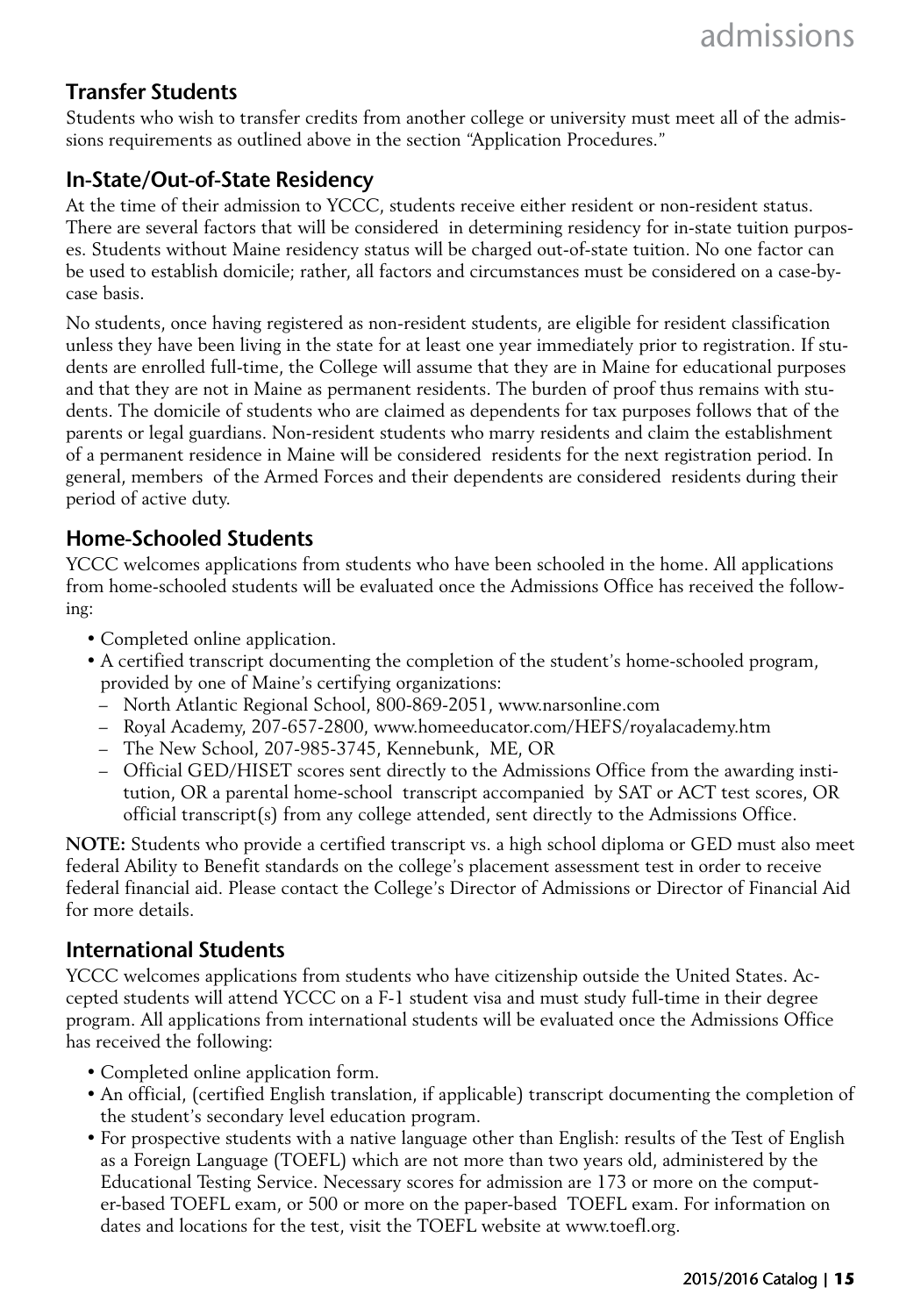## Transfer Students

Students who wish to transfer credits from another college or university must meet all of the admissions requirements as outlined above in the section "Application Procedures."

## In-State/Out-of-State Residency

At the time of their admission to YCCC, students receive either resident or non-resident status. There are several factors that will be considered in determining residency for in-state tuition purposes. Students without Maine residency status will be charged out-of-state tuition. No one factor can be used to establish domicile; rather, all factors and circumstances must be considered on a case-by-case basis.

No students, once having registered as non-resident students, are eligible for resident classification unless they have been living in the state for at least one year immediately prior to registration. If students are enrolled full-time, the College will assume that they are in Maine for educational purposes and that they are not in Maine as permanent residents. The burden of proof thus remains with students. The domicile of students who are claimed as dependents for tax purposes follows that of the parents or legal guardians. Non-resident students who marry residents and claim the establishment of a permanent residence in Maine will be considered residents for the next registration period. In general, members of the Armed Forces and their dependents are considered residents during their period of active duty.

## Home-Schooled Students

YCCC welcomes applications from students who have been schooled in the home. All applications from home-schooled students will be evaluated once the Admissions Office has received the following:

- Completed online application.
- A certified transcript documenting the completion of the student's home-schooled program, provided by one of Maine's certifying organizations:
  - North Atlantic Regional School, 800-869-2051, www.narsonline.com
  - Royal Academy, 207-657-2800, www.homeeducator.com/HEFS/royalacademy.htm
  - The New School, 207-985-3745, Kennebunk, ME, OR
  - Official GED/HISET scores sent directly to the Admissions Office from the awarding institution, OR a parental home-school transcript accompanied by SAT or ACT test scores, OR official transcript(s) from any college attended, sent directly to the Admissions Office.

**NOTE:** Students who provide a certified transcript vs. a high school diploma or GED must also meet federal Ability to Benefit standards on the college's placement assessment test in order to receive federal financial aid. Please contact the College's Director of Admissions or Director of Financial Aid for more details.

## International Students

YCCC welcomes applications from students who have citizenship outside the United States. Accepted students will attend YCCC on a F-1 student visa and must study full-time in their degree program. All applications from international students will be evaluated once the Admissions Office has received the following:

- Completed online application form.
- An official, (certified English translation, if applicable) transcript documenting the completion of the student's secondary level education program.
- For prospective students with a native language other than English: results of the Test of English as a Foreign Language (TOEFL) which are not more than two years old, administered by the Educational Testing Service. Necessary scores for admission are 173 or more on the computer-based TOEFL exam, or 500 or more on the paper-based TOEFL exam. For information on dates and locations for the test, visit the TOEFL website at www.toefl.org.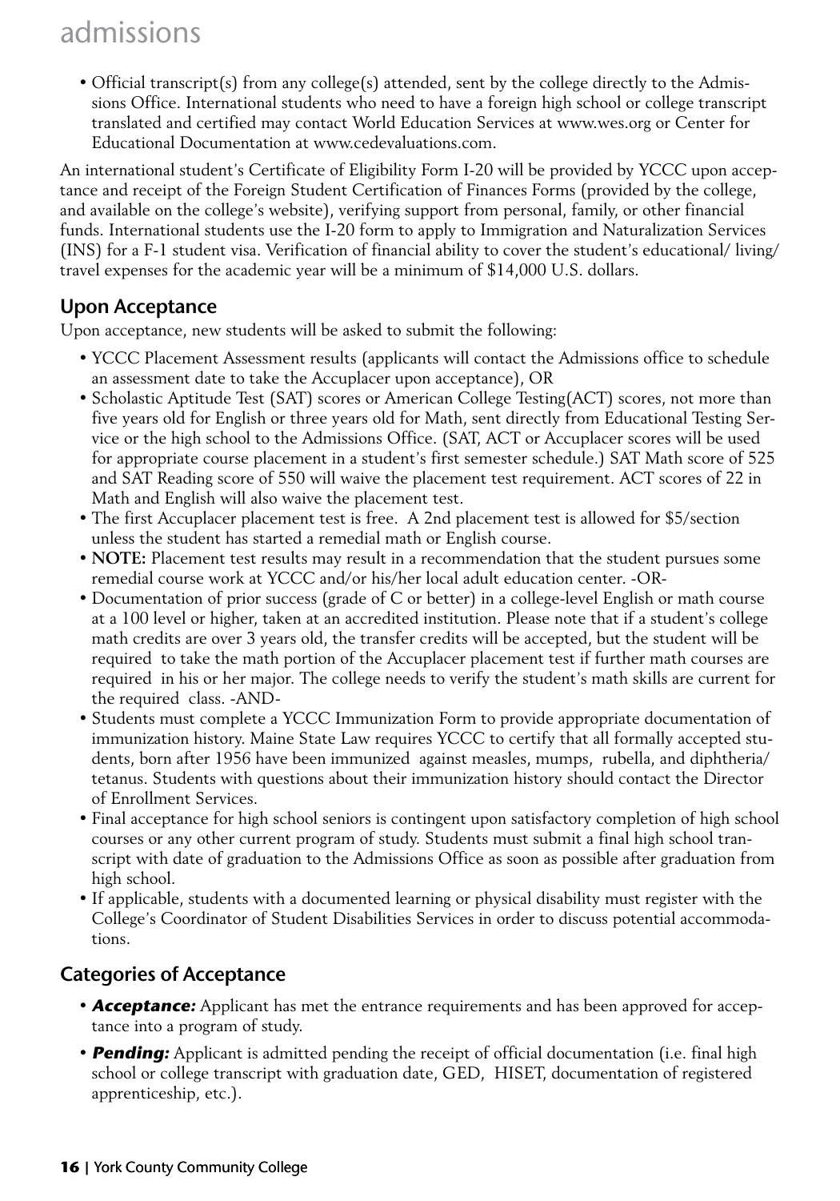- Official transcript(s) from any college(s) attended, sent by the college directly to the Admissions Office. International students who need to have a foreign high school or college transcript translated and certified may contact World Education Services at www.wes.org or Center for Educational Documentation at www.cedevaluations.com.

An international student's Certificate of Eligibility Form I-20 will be provided by YCCC upon acceptance and receipt of the Foreign Student Certification of Finances Forms (provided by the college, and available on the college's website), verifying support from personal, family, or other financial funds. International students use the I-20 form to apply to Immigration and Naturalization Services (INS) for a F-1 student visa. Verification of financial ability to cover the student's educational/ living/ travel expenses for the academic year will be a minimum of $14,000 U.S. dollars.

## Upon Acceptance

Upon acceptance, new students will be asked to submit the following:

- YCCC Placement Assessment results (applicants will contact the Admissions office to schedule an assessment date to take the Accuplacer upon acceptance), OR
- Scholastic Aptitude Test (SAT) scores or American College Testing(ACT) scores, not more than five years old for English or three years old for Math, sent directly from Educational Testing Service or the high school to the Admissions Office. (SAT, ACT or Accuplacer scores will be used for appropriate course placement in a student's first semester schedule.) SAT Math score of 525 and SAT Reading score of 550 will waive the placement test requirement. ACT scores of 22 in Math and English will also waive the placement test.
- The first Accuplacer placement test is free. A 2nd placement test is allowed for $5/section unless the student has started a remedial math or English course.
- **NOTE:** Placement test results may result in a recommendation that the student pursues some remedial course work at YCCC and/or his/her local adult education center. -OR-
- Documentation of prior success (grade of C or better) in a college-level English or math course at a 100 level or higher, taken at an accredited institution. Please note that if a student's college math credits are over 3 years old, the transfer credits will be accepted, but the student will be required to take the math portion of the Accuplacer placement test if further math courses are required in his or her major. The college needs to verify the student's math skills are current for the required class. -AND-
- Students must complete a YCCC Immunization Form to provide appropriate documentation of immunization history. Maine State Law requires YCCC to certify that all formally accepted students, born after 1956 have been immunized against measles, mumps, rubella, and diphtheria/ tetanus. Students with questions about their immunization history should contact the Director of Enrollment Services.
- Final acceptance for high school seniors is contingent upon satisfactory completion of high school courses or any other current program of study. Students must submit a final high school transcript with date of graduation to the Admissions Office as soon as possible after graduation from high school.
- If applicable, students with a documented learning or physical disability must register with the College's Coordinator of Student Disabilities Services in order to discuss potential accommodations.

## Categories of Acceptance

- ***Acceptance:*** Applicant has met the entrance requirements and has been approved for acceptance into a program of study.
- ***Pending:*** Applicant is admitted pending the receipt of official documentation (i.e. final high school or college transcript with graduation date, GED, HISET, documentation of registered apprenticeship, etc.).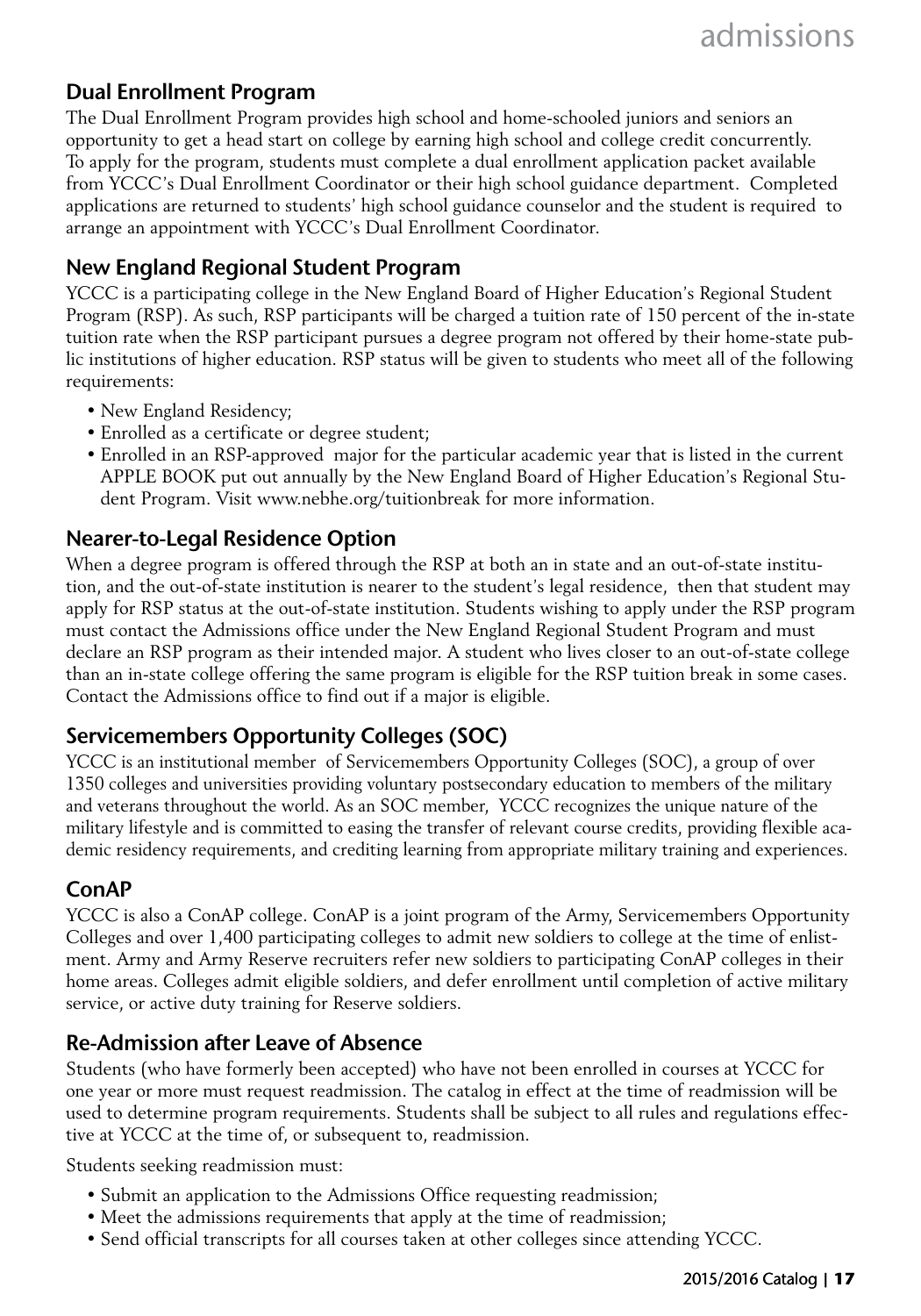## Dual Enrollment Program

The Dual Enrollment Program provides high school and home-schooled juniors and seniors an opportunity to get a head start on college by earning high school and college credit concurrently. To apply for the program, students must complete a dual enrollment application packet available from YCCC's Dual Enrollment Coordinator or their high school guidance department. Completed applications are returned to students' high school guidance counselor and the student is required to arrange an appointment with YCCC's Dual Enrollment Coordinator.

## New England Regional Student Program

YCCC is a participating college in the New England Board of Higher Education's Regional Student Program (RSP). As such, RSP participants will be charged a tuition rate of 150 percent of the in-state tuition rate when the RSP participant pursues a degree program not offered by their home-state public institutions of higher education. RSP status will be given to students who meet all of the following requirements:

- New England Residency;
- Enrolled as a certificate or degree student;
- Enrolled in an RSP-approved major for the particular academic year that is listed in the current APPLE BOOK put out annually by the New England Board of Higher Education's Regional Student Program. Visit www.nebhe.org/tuitionbreak for more information.

## Nearer-to-Legal Residence Option

When a degree program is offered through the RSP at both an in state and an out-of-state institution, and the out-of-state institution is nearer to the student's legal residence, then that student may apply for RSP status at the out-of-state institution. Students wishing to apply under the RSP program must contact the Admissions office under the New England Regional Student Program and must declare an RSP program as their intended major. A student who lives closer to an out-of-state college than an in-state college offering the same program is eligible for the RSP tuition break in some cases. Contact the Admissions office to find out if a major is eligible.

## Servicemembers Opportunity Colleges (SOC)

YCCC is an institutional member of Servicemembers Opportunity Colleges (SOC), a group of over 1350 colleges and universities providing voluntary postsecondary education to members of the military and veterans throughout the world. As an SOC member, YCCC recognizes the unique nature of the military lifestyle and is committed to easing the transfer of relevant course credits, providing flexible academic residency requirements, and crediting learning from appropriate military training and experiences.

## ConAP

YCCC is also a ConAP college. ConAP is a joint program of the Army, Servicemembers Opportunity Colleges and over 1,400 participating colleges to admit new soldiers to college at the time of enlistment. Army and Army Reserve recruiters refer new soldiers to participating ConAP colleges in their home areas. Colleges admit eligible soldiers, and defer enrollment until completion of active military service, or active duty training for Reserve soldiers.

## Re-Admission after Leave of Absence

Students (who have formerly been accepted) who have not been enrolled in courses at YCCC for one year or more must request readmission. The catalog in effect at the time of readmission will be used to determine program requirements. Students shall be subject to all rules and regulations effective at YCCC at the time of, or subsequent to, readmission.

Students seeking readmission must:

- Submit an application to the Admissions Office requesting readmission;
- Meet the admissions requirements that apply at the time of readmission;
- Send official transcripts for all courses taken at other colleges since attending YCCC.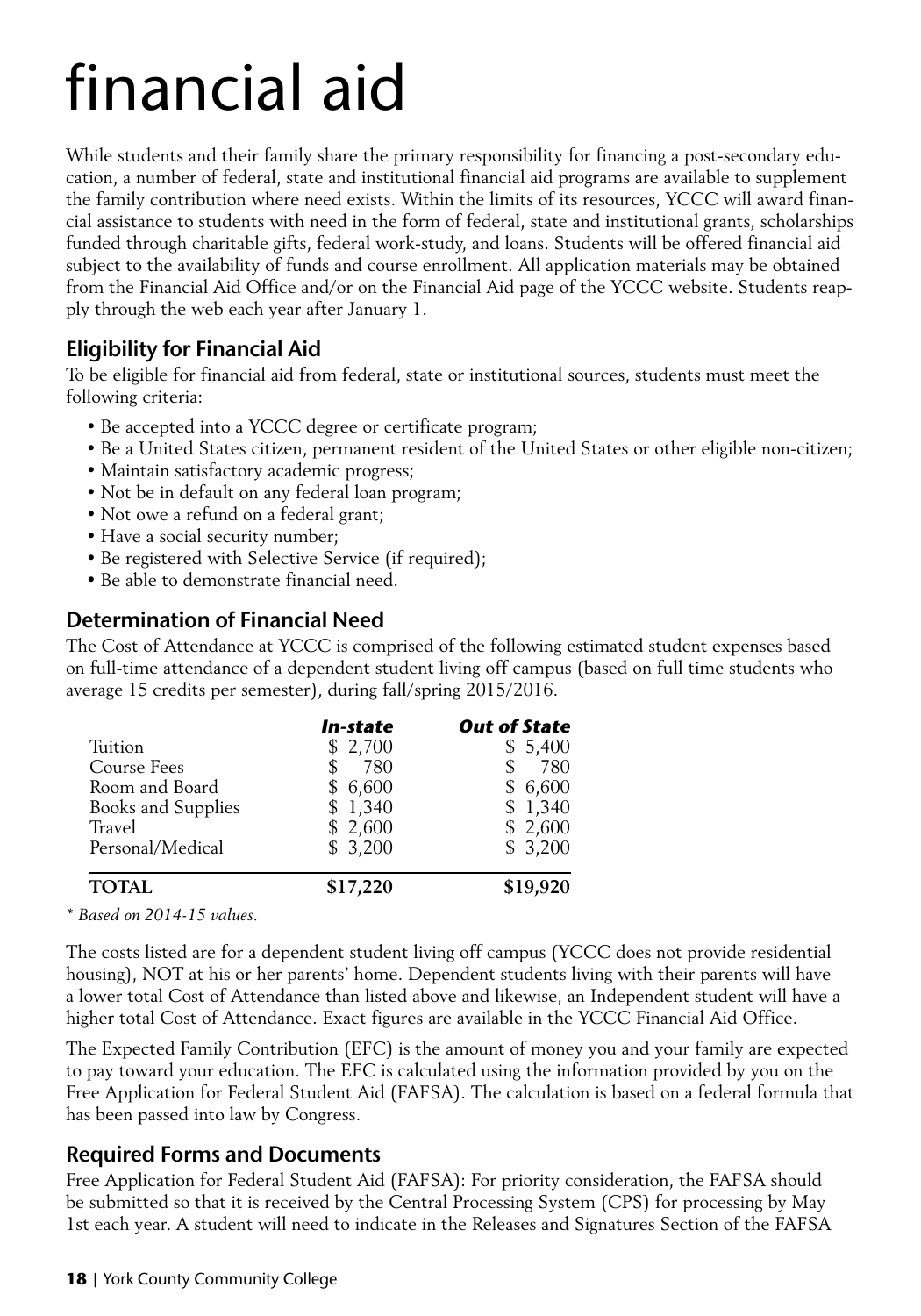# financial aid

While students and their family share the primary responsibility for financing a post-secondary education, a number of federal, state and institutional financial aid programs are available to supplement the family contribution where need exists. Within the limits of its resources, YCCC will award financial assistance to students with need in the form of federal, state and institutional grants, scholarships funded through charitable gifts, federal work-study, and loans. Students will be offered financial aid subject to the availability of funds and course enrollment. All application materials may be obtained from the Financial Aid Office and/or on the Financial Aid page of the YCCC website. Students reapply through the web each year after January 1.

## Eligibility for Financial Aid

To be eligible for financial aid from federal, state or institutional sources, students must meet the following criteria:

- Be accepted into a YCCC degree or certificate program;
- Be a United States citizen, permanent resident of the United States or other eligible non-citizen;
- Maintain satisfactory academic progress;
- Not be in default on any federal loan program;
- Not owe a refund on a federal grant;
- Have a social security number;
- Be registered with Selective Service (if required);
- Be able to demonstrate financial need.

## Determination of Financial Need

The Cost of Attendance at YCCC is comprised of the following estimated student expenses based on full-time attendance of a dependent student living off campus (based on full time students who average 15 credits per semester), during fall/spring 2015/2016.

| | *In-state* | *Out of State* |
|---|---|---|
| Tuition | $ 2,700 | $ 5,400 |
| Course Fees | $ 780 | $ 780 |
| Room and Board | $ 6,600 | $ 6,600 |
| Books and Supplies | $ 1,340 | $ 1,340 |
| Travel | $ 2,600 | $ 2,600 |
| Personal/Medical | $ 3,200 | $ 3,200 |
| **TOTAL** | **$17,220** | **$19,920** |

*\* Based on 2014-15 values.*

The costs listed are for a dependent student living off campus (YCCC does not provide residential housing), NOT at his or her parents' home. Dependent students living with their parents will have a lower total Cost of Attendance than listed above and likewise, an Independent student will have a higher total Cost of Attendance. Exact figures are available in the YCCC Financial Aid Office.

The Expected Family Contribution (EFC) is the amount of money you and your family are expected to pay toward your education. The EFC is calculated using the information provided by you on the Free Application for Federal Student Aid (FAFSA). The calculation is based on a federal formula that has been passed into law by Congress.

## Required Forms and Documents

Free Application for Federal Student Aid (FAFSA): For priority consideration, the FAFSA should be submitted so that it is received by the Central Processing System (CPS) for processing by May 1st each year. A student will need to indicate in the Releases and Signatures Section of the FAFSA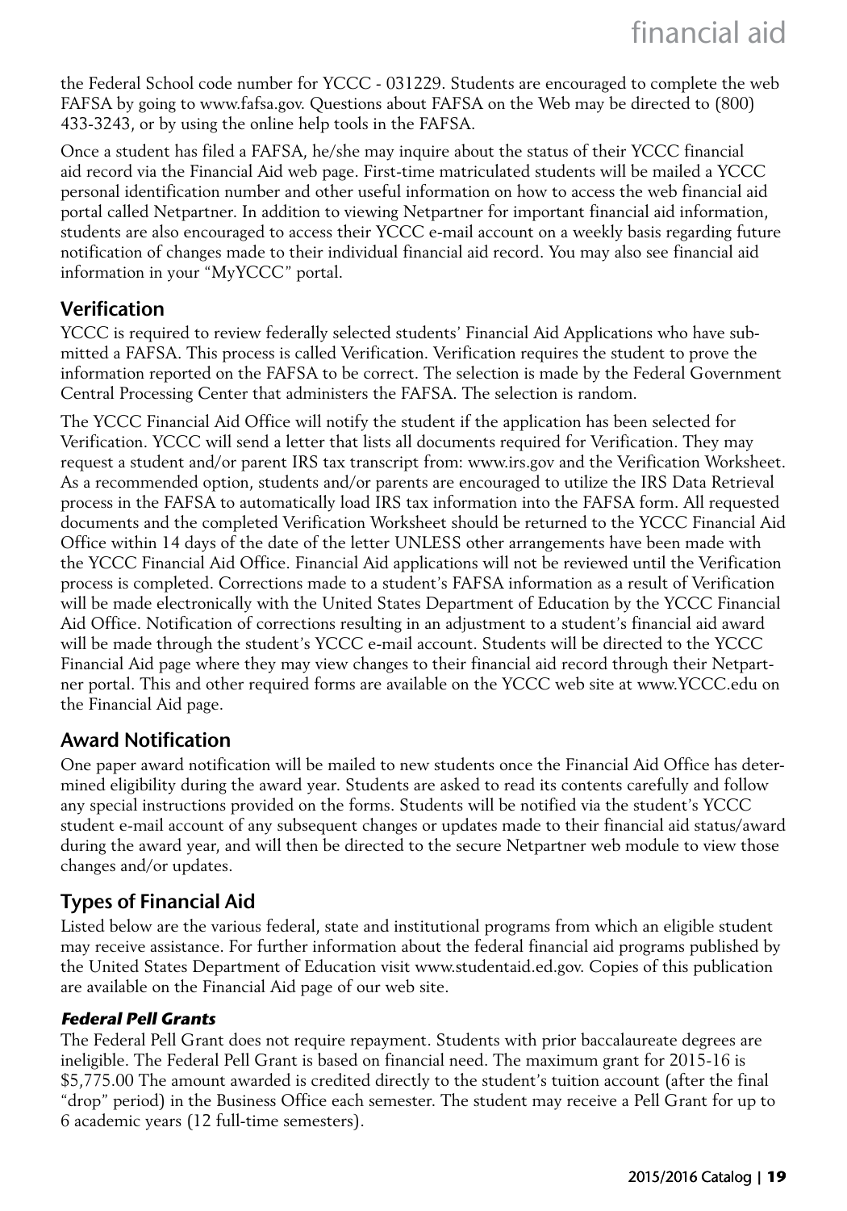the Federal School code number for YCCC - 031229. Students are encouraged to complete the web FAFSA by going to www.fafsa.gov. Questions about FAFSA on the Web may be directed to (800) 433-3243, or by using the online help tools in the FAFSA.

Once a student has filed a FAFSA, he/she may inquire about the status of their YCCC financial aid record via the Financial Aid web page. First-time matriculated students will be mailed a YCCC personal identification number and other useful information on how to access the web financial aid portal called Netpartner. In addition to viewing Netpartner for important financial aid information, students are also encouraged to access their YCCC e-mail account on a weekly basis regarding future notification of changes made to their individual financial aid record. You may also see financial aid information in your "MyYCCC" portal.

## Verification

YCCC is required to review federally selected students' Financial Aid Applications who have submitted a FAFSA. This process is called Verification. Verification requires the student to prove the information reported on the FAFSA to be correct. The selection is made by the Federal Government Central Processing Center that administers the FAFSA. The selection is random.

The YCCC Financial Aid Office will notify the student if the application has been selected for Verification. YCCC will send a letter that lists all documents required for Verification. They may request a student and/or parent IRS tax transcript from: www.irs.gov and the Verification Worksheet. As a recommended option, students and/or parents are encouraged to utilize the IRS Data Retrieval process in the FAFSA to automatically load IRS tax information into the FAFSA form. All requested documents and the completed Verification Worksheet should be returned to the YCCC Financial Aid Office within 14 days of the date of the letter UNLESS other arrangements have been made with the YCCC Financial Aid Office. Financial Aid applications will not be reviewed until the Verification process is completed. Corrections made to a student's FAFSA information as a result of Verification will be made electronically with the United States Department of Education by the YCCC Financial Aid Office. Notification of corrections resulting in an adjustment to a student's financial aid award will be made through the student's YCCC e-mail account. Students will be directed to the YCCC Financial Aid page where they may view changes to their financial aid record through their Netpartner portal. This and other required forms are available on the YCCC web site at www.YCCC.edu on the Financial Aid page.

## Award Notification

One paper award notification will be mailed to new students once the Financial Aid Office has determined eligibility during the award year. Students are asked to read its contents carefully and follow any special instructions provided on the forms. Students will be notified via the student's YCCC student e-mail account of any subsequent changes or updates made to their financial aid status/award during the award year, and will then be directed to the secure Netpartner web module to view those changes and/or updates.

## Types of Financial Aid

Listed below are the various federal, state and institutional programs from which an eligible student may receive assistance. For further information about the federal financial aid programs published by the United States Department of Education visit www.studentaid.ed.gov. Copies of this publication are available on the Financial Aid page of our web site.

### *Federal Pell Grants*

The Federal Pell Grant does not require repayment. Students with prior baccalaureate degrees are ineligible. The Federal Pell Grant is based on financial need. The maximum grant for 2015-16 is $5,775.00 The amount awarded is credited directly to the student's tuition account (after the final "drop" period) in the Business Office each semester. The student may receive a Pell Grant for up to 6 academic years (12 full-time semesters).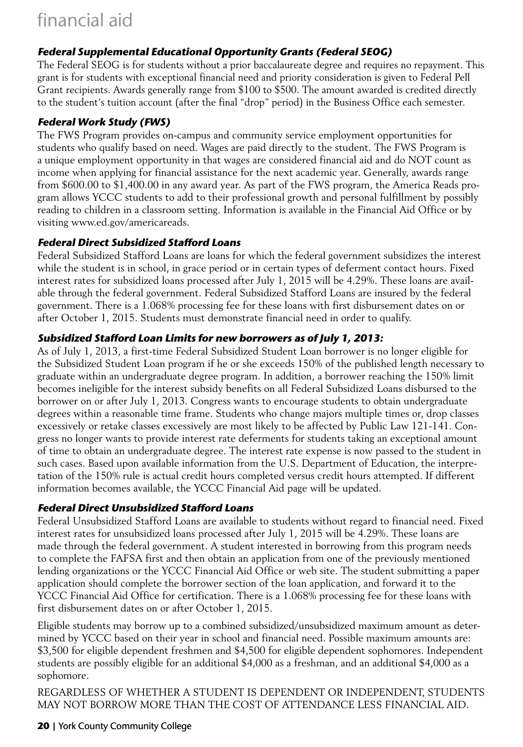# financial aid

### *Federal Supplemental Educational Opportunity Grants (Federal SEOG)*

The Federal SEOG is for students without a prior baccalaureate degree and requires no repayment. This grant is for students with exceptional financial need and priority consideration is given to Federal Pell Grant recipients. Awards generally range from $100 to $500. The amount awarded is credited directly to the student's tuition account (after the final "drop" period) in the Business Office each semester.

### *Federal Work Study (FWS)*

The FWS Program provides on-campus and community service employment opportunities for students who qualify based on need. Wages are paid directly to the student. The FWS Program is a unique employment opportunity in that wages are considered financial aid and do NOT count as income when applying for financial assistance for the next academic year. Generally, awards range from $600.00 to $1,400.00 in any award year. As part of the FWS program, the America Reads program allows YCCC students to add to their professional growth and personal fulfillment by possibly reading to children in a classroom setting. Information is available in the Financial Aid Office or by visiting www.ed.gov/americareads.

### *Federal Direct Subsidized Stafford Loans*

Federal Subsidized Stafford Loans are loans for which the federal government subsidizes the interest while the student is in school, in grace period or in certain types of deferment contact hours. Fixed interest rates for subsidized loans processed after July 1, 2015 will be 4.29%. These loans are available through the federal government. Federal Subsidized Stafford Loans are insured by the federal government. There is a 1.068% processing fee for these loans with first disbursement dates on or after October 1, 2015. Students must demonstrate financial need in order to qualify.

### *Subsidized Stafford Loan Limits for new borrowers as of July 1, 2013:*

As of July 1, 2013, a first-time Federal Subsidized Student Loan borrower is no longer eligible for the Subsidized Student Loan program if he or she exceeds 150% of the published length necessary to graduate within an undergraduate degree program. In addition, a borrower reaching the 150% limit becomes ineligible for the interest subsidy benefits on all Federal Subsidized Loans disbursed to the borrower on or after July 1, 2013. Congress wants to encourage students to obtain undergraduate degrees within a reasonable time frame. Students who change majors multiple times or, drop classes excessively or retake classes excessively are most likely to be affected by Public Law 121-141. Congress no longer wants to provide interest rate deferments for students taking an exceptional amount of time to obtain an undergraduate degree. The interest rate expense is now passed to the student in such cases. Based upon available information from the U.S. Department of Education, the interpretation of the 150% rule is actual credit hours completed versus credit hours attempted. If different information becomes available, the YCCC Financial Aid page will be updated.

### *Federal Direct Unsubsidized Stafford Loans*

Federal Unsubsidized Stafford Loans are available to students without regard to financial need. Fixed interest rates for unsubsidized loans processed after July 1, 2015 will be 4.29%. These loans are made through the federal government. A student interested in borrowing from this program needs to complete the FAFSA first and then obtain an application from one of the previously mentioned lending organizations or the YCCC Financial Aid Office or web site. The student submitting a paper application should complete the borrower section of the loan application, and forward it to the YCCC Financial Aid Office for certification. There is a 1.068% processing fee for these loans with first disbursement dates on or after October 1, 2015.

Eligible students may borrow up to a combined subsidized/unsubsidized maximum amount as determined by YCCC based on their year in school and financial need. Possible maximum amounts are: $3,500 for eligible dependent freshmen and $4,500 for eligible dependent sophomores. Independent students are possibly eligible for an additional $4,000 as a freshman, and an additional $4,000 as a sophomore.

REGARDLESS OF WHETHER A STUDENT IS DEPENDENT OR INDEPENDENT, STUDENTS MAY NOT BORROW MORE THAN THE COST OF ATTENDANCE LESS FINANCIAL AID.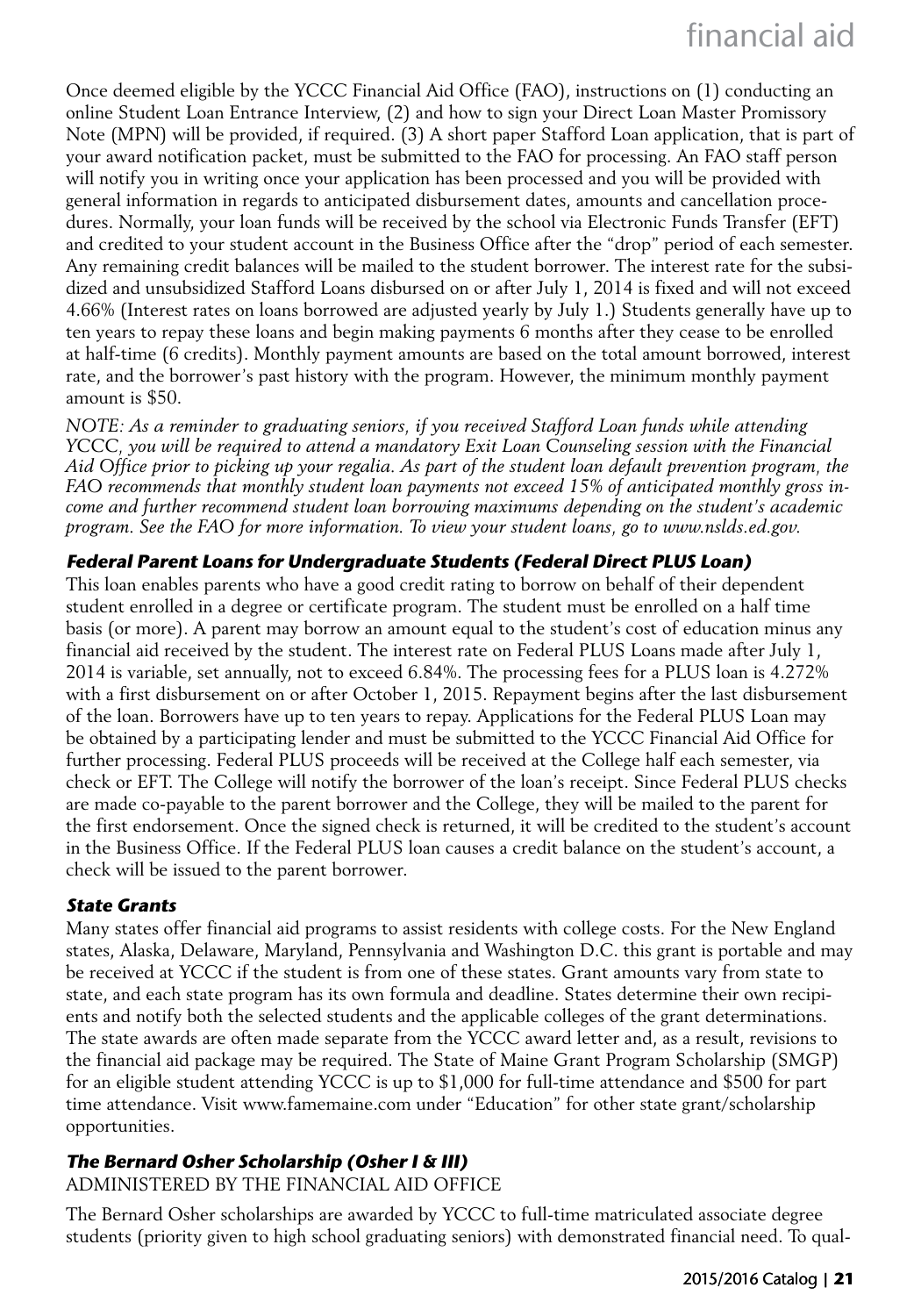Once deemed eligible by the YCCC Financial Aid Office (FAO), instructions on (1) conducting an online Student Loan Entrance Interview, (2) and how to sign your Direct Loan Master Promissory Note (MPN) will be provided, if required. (3) A short paper Stafford Loan application, that is part of your award notification packet, must be submitted to the FAO for processing. An FAO staff person will notify you in writing once your application has been processed and you will be provided with general information in regards to anticipated disbursement dates, amounts and cancellation procedures. Normally, your loan funds will be received by the school via Electronic Funds Transfer (EFT) and credited to your student account in the Business Office after the "drop" period of each semester. Any remaining credit balances will be mailed to the student borrower. The interest rate for the subsidized and unsubsidized Stafford Loans disbursed on or after July 1, 2014 is fixed and will not exceed 4.66% (Interest rates on loans borrowed are adjusted yearly by July 1.) Students generally have up to ten years to repay these loans and begin making payments 6 months after they cease to be enrolled at half-time (6 credits). Monthly payment amounts are based on the total amount borrowed, interest rate, and the borrower's past history with the program. However, the minimum monthly payment amount is $50.

*NOTE: As a reminder to graduating seniors, if you received Stafford Loan funds while attending YCCC, you will be required to attend a mandatory Exit Loan Counseling session with the Financial Aid Office prior to picking up your regalia. As part of the student loan default prevention program, the FAO recommends that monthly student loan payments not exceed 15% of anticipated monthly gross income and further recommend student loan borrowing maximums depending on the student's academic program. See the FAO for more information. To view your student loans, go to www.nslds.ed.gov.*

### *Federal Parent Loans for Undergraduate Students (Federal Direct PLUS Loan)*

This loan enables parents who have a good credit rating to borrow on behalf of their dependent student enrolled in a degree or certificate program. The student must be enrolled on a half time basis (or more). A parent may borrow an amount equal to the student's cost of education minus any financial aid received by the student. The interest rate on Federal PLUS Loans made after July 1, 2014 is variable, set annually, not to exceed 6.84%. The processing fees for a PLUS loan is 4.272% with a first disbursement on or after October 1, 2015. Repayment begins after the last disbursement of the loan. Borrowers have up to ten years to repay. Applications for the Federal PLUS Loan may be obtained by a participating lender and must be submitted to the YCCC Financial Aid Office for further processing. Federal PLUS proceeds will be received at the College half each semester, via check or EFT. The College will notify the borrower of the loan's receipt. Since Federal PLUS checks are made co-payable to the parent borrower and the College, they will be mailed to the parent for the first endorsement. Once the signed check is returned, it will be credited to the student's account in the Business Office. If the Federal PLUS loan causes a credit balance on the student's account, a check will be issued to the parent borrower.

### *State Grants*

Many states offer financial aid programs to assist residents with college costs. For the New England states, Alaska, Delaware, Maryland, Pennsylvania and Washington D.C. this grant is portable and may be received at YCCC if the student is from one of these states. Grant amounts vary from state to state, and each state program has its own formula and deadline. States determine their own recipients and notify both the selected students and the applicable colleges of the grant determinations. The state awards are often made separate from the YCCC award letter and, as a result, revisions to the financial aid package may be required. The State of Maine Grant Program Scholarship (SMGP) for an eligible student attending YCCC is up to $1,000 for full-time attendance and $500 for part time attendance. Visit www.famemaine.com under "Education" for other state grant/scholarship opportunities.

### *The Bernard Osher Scholarship (Osher I & III)*

ADMINISTERED BY THE FINANCIAL AID OFFICE

The Bernard Osher scholarships are awarded by YCCC to full-time matriculated associate degree students (priority given to high school graduating seniors) with demonstrated financial need. To qual-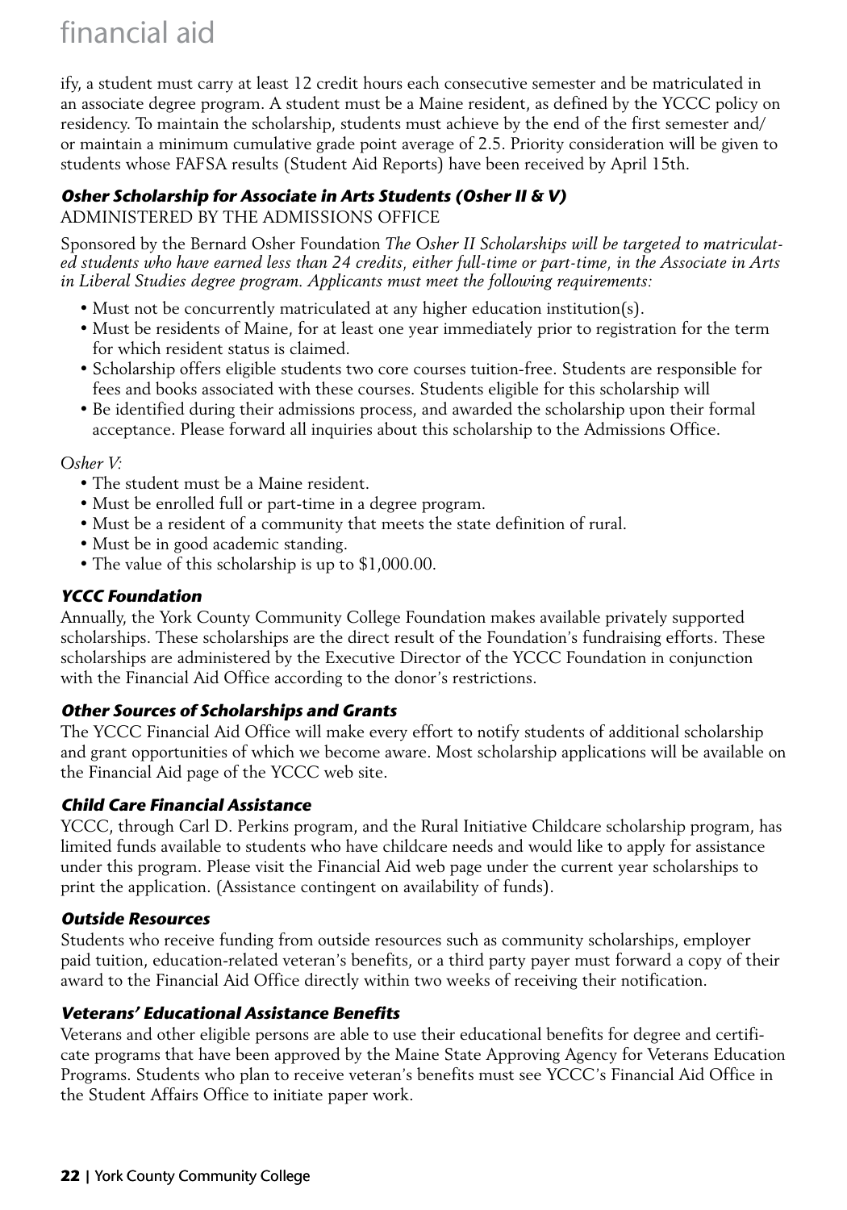ify, a student must carry at least 12 credit hours each consecutive semester and be matriculated in an associate degree program. A student must be a Maine resident, as defined by the YCCC policy on residency. To maintain the scholarship, students must achieve by the end of the first semester and/or maintain a minimum cumulative grade point average of 2.5. Priority consideration will be given to students whose FAFSA results (Student Aid Reports) have been received by April 15th.

### *Osher Scholarship for Associate in Arts Students (Osher II & V)*

ADMINISTERED BY THE ADMISSIONS OFFICE

Sponsored by the Bernard Osher Foundation *The Osher II Scholarships will be targeted to matriculated students who have earned less than 24 credits, either full-time or part-time, in the Associate in Arts in Liberal Studies degree program. Applicants must meet the following requirements:*

- Must not be concurrently matriculated at any higher education institution(s).
- Must be residents of Maine, for at least one year immediately prior to registration for the term for which resident status is claimed.
- Scholarship offers eligible students two core courses tuition-free. Students are responsible for fees and books associated with these courses. Students eligible for this scholarship will
- Be identified during their admissions process, and awarded the scholarship upon their formal acceptance. Please forward all inquiries about this scholarship to the Admissions Office.

*Osher V:*

- The student must be a Maine resident.
- Must be enrolled full or part-time in a degree program.
- Must be a resident of a community that meets the state definition of rural.
- Must be in good academic standing.
- The value of this scholarship is up to $1,000.00.

### *YCCC Foundation*

Annually, the York County Community College Foundation makes available privately supported scholarships. These scholarships are the direct result of the Foundation's fundraising efforts. These scholarships are administered by the Executive Director of the YCCC Foundation in conjunction with the Financial Aid Office according to the donor's restrictions.

### *Other Sources of Scholarships and Grants*

The YCCC Financial Aid Office will make every effort to notify students of additional scholarship and grant opportunities of which we become aware. Most scholarship applications will be available on the Financial Aid page of the YCCC web site.

### *Child Care Financial Assistance*

YCCC, through Carl D. Perkins program, and the Rural Initiative Childcare scholarship program, has limited funds available to students who have childcare needs and would like to apply for assistance under this program. Please visit the Financial Aid web page under the current year scholarships to print the application. (Assistance contingent on availability of funds).

### *Outside Resources*

Students who receive funding from outside resources such as community scholarships, employer paid tuition, education-related veteran's benefits, or a third party payer must forward a copy of their award to the Financial Aid Office directly within two weeks of receiving their notification.

### *Veterans' Educational Assistance Benefits*

Veterans and other eligible persons are able to use their educational benefits for degree and certificate programs that have been approved by the Maine State Approving Agency for Veterans Education Programs. Students who plan to receive veteran's benefits must see YCCC's Financial Aid Office in the Student Affairs Office to initiate paper work.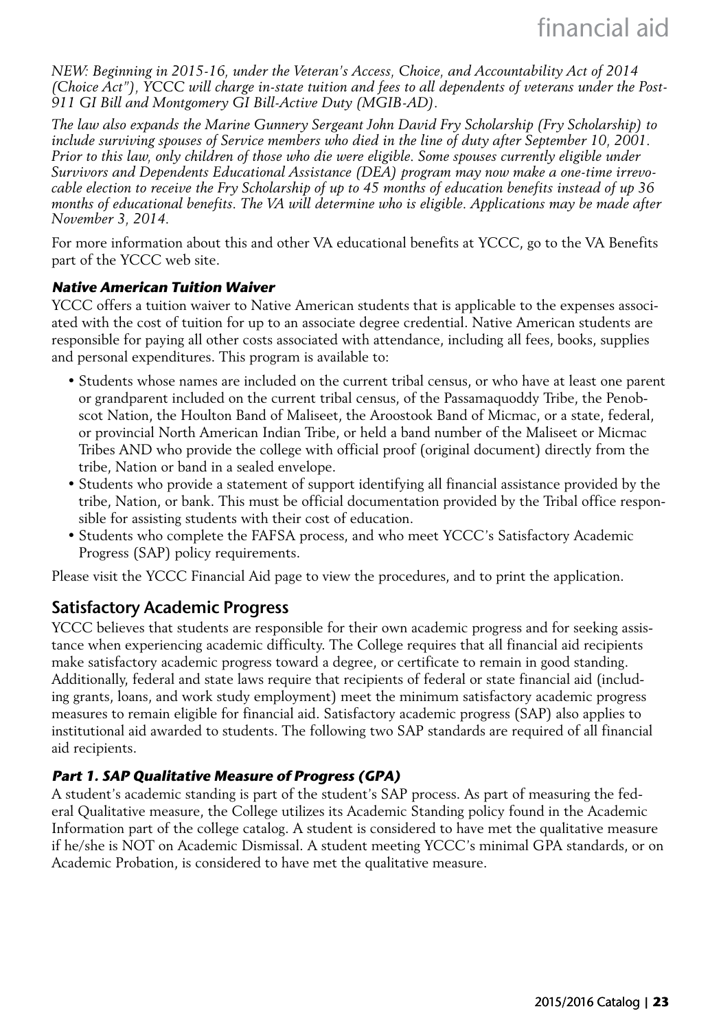*NEW: Beginning in 2015-16, under the Veteran's Access, Choice, and Accountability Act of 2014 (Choice Act"), YCCC will charge in-state tuition and fees to all dependents of veterans under the Post-911 GI Bill and Montgomery GI Bill-Active Duty (MGIB-AD).*

*The law also expands the Marine Gunnery Sergeant John David Fry Scholarship (Fry Scholarship) to include surviving spouses of Service members who died in the line of duty after September 10, 2001. Prior to this law, only children of those who die were eligible. Some spouses currently eligible under Survivors and Dependents Educational Assistance (DEA) program may now make a one-time irrevocable election to receive the Fry Scholarship of up to 45 months of education benefits instead of up 36 months of educational benefits. The VA will determine who is eligible. Applications may be made after November 3, 2014.*

For more information about this and other VA educational benefits at YCCC, go to the VA Benefits part of the YCCC web site.

#### *Native American Tuition Waiver*

YCCC offers a tuition waiver to Native American students that is applicable to the expenses associated with the cost of tuition for up to an associate degree credential. Native American students are responsible for paying all other costs associated with attendance, including all fees, books, supplies and personal expenditures. This program is available to:

- Students whose names are included on the current tribal census, or who have at least one parent or grandparent included on the current tribal census, of the Passamaquoddy Tribe, the Penobscot Nation, the Houlton Band of Maliseet, the Aroostook Band of Micmac, or a state, federal, or provincial North American Indian Tribe, or held a band number of the Maliseet or Micmac Tribes AND who provide the college with official proof (original document) directly from the tribe, Nation or band in a sealed envelope.
- Students who provide a statement of support identifying all financial assistance provided by the tribe, Nation, or bank. This must be official documentation provided by the Tribal office responsible for assisting students with their cost of education.
- Students who complete the FAFSA process, and who meet YCCC's Satisfactory Academic Progress (SAP) policy requirements.

Please visit the YCCC Financial Aid page to view the procedures, and to print the application.

## Satisfactory Academic Progress

YCCC believes that students are responsible for their own academic progress and for seeking assistance when experiencing academic difficulty. The College requires that all financial aid recipients make satisfactory academic progress toward a degree, or certificate to remain in good standing. Additionally, federal and state laws require that recipients of federal or state financial aid (including grants, loans, and work study employment) meet the minimum satisfactory academic progress measures to remain eligible for financial aid. Satisfactory academic progress (SAP) also applies to institutional aid awarded to students. The following two SAP standards are required of all financial aid recipients.

#### *Part 1. SAP Qualitative Measure of Progress (GPA)*

A student's academic standing is part of the student's SAP process. As part of measuring the federal Qualitative measure, the College utilizes its Academic Standing policy found in the Academic Information part of the college catalog. A student is considered to have met the qualitative measure if he/she is NOT on Academic Dismissal. A student meeting YCCC's minimal GPA standards, or on Academic Probation, is considered to have met the qualitative measure.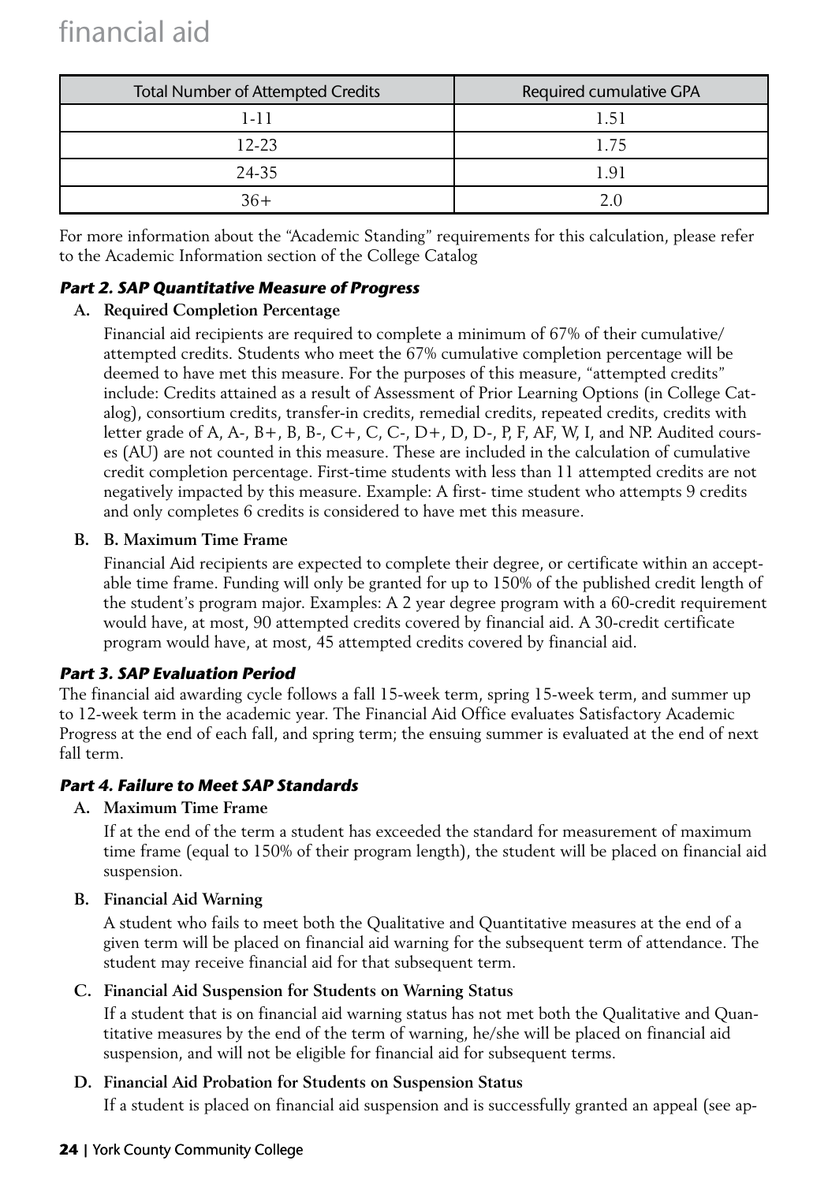| Total Number of Attempted Credits | Required cumulative GPA |
|---|---|
| 1-11 | 1.51 |
| 12-23 | 1.75 |
| 24-35 | 1.91 |
| 36+ | 2.0 |

For more information about the "Academic Standing" requirements for this calculation, please refer to the Academic Information section of the College Catalog

### *Part 2. SAP Quantitative Measure of Progress*

**A. Required Completion Percentage**

Financial aid recipients are required to complete a minimum of 67% of their cumulative/attempted credits. Students who meet the 67% cumulative completion percentage will be deemed to have met this measure. For the purposes of this measure, "attempted credits" include: Credits attained as a result of Assessment of Prior Learning Options (in College Catalog), consortium credits, transfer-in credits, remedial credits, repeated credits, credits with letter grade of A, A-, B+, B, B-, C+, C, C-, D+, D, D-, P, F, AF, W, I, and NP. Audited courses (AU) are not counted in this measure. These are included in the calculation of cumulative credit completion percentage. First-time students with less than 11 attempted credits are not negatively impacted by this measure. Example: A first- time student who attempts 9 credits and only completes 6 credits is considered to have met this measure.

**B. B. Maximum Time Frame**

Financial Aid recipients are expected to complete their degree, or certificate within an acceptable time frame. Funding will only be granted for up to 150% of the published credit length of the student's program major. Examples: A 2 year degree program with a 60-credit requirement would have, at most, 90 attempted credits covered by financial aid. A 30-credit certificate program would have, at most, 45 attempted credits covered by financial aid.

### *Part 3. SAP Evaluation Period*

The financial aid awarding cycle follows a fall 15-week term, spring 15-week term, and summer up to 12-week term in the academic year. The Financial Aid Office evaluates Satisfactory Academic Progress at the end of each fall, and spring term; the ensuing summer is evaluated at the end of next fall term.

### *Part 4. Failure to Meet SAP Standards*

**A. Maximum Time Frame**

If at the end of the term a student has exceeded the standard for measurement of maximum time frame (equal to 150% of their program length), the student will be placed on financial aid suspension.

**B. Financial Aid Warning**

A student who fails to meet both the Qualitative and Quantitative measures at the end of a given term will be placed on financial aid warning for the subsequent term of attendance. The student may receive financial aid for that subsequent term.

**C. Financial Aid Suspension for Students on Warning Status**

If a student that is on financial aid warning status has not met both the Qualitative and Quantitative measures by the end of the term of warning, he/she will be placed on financial aid suspension, and will not be eligible for financial aid for subsequent terms.

**D. Financial Aid Probation for Students on Suspension Status**

If a student is placed on financial aid suspension and is successfully granted an appeal (see ap-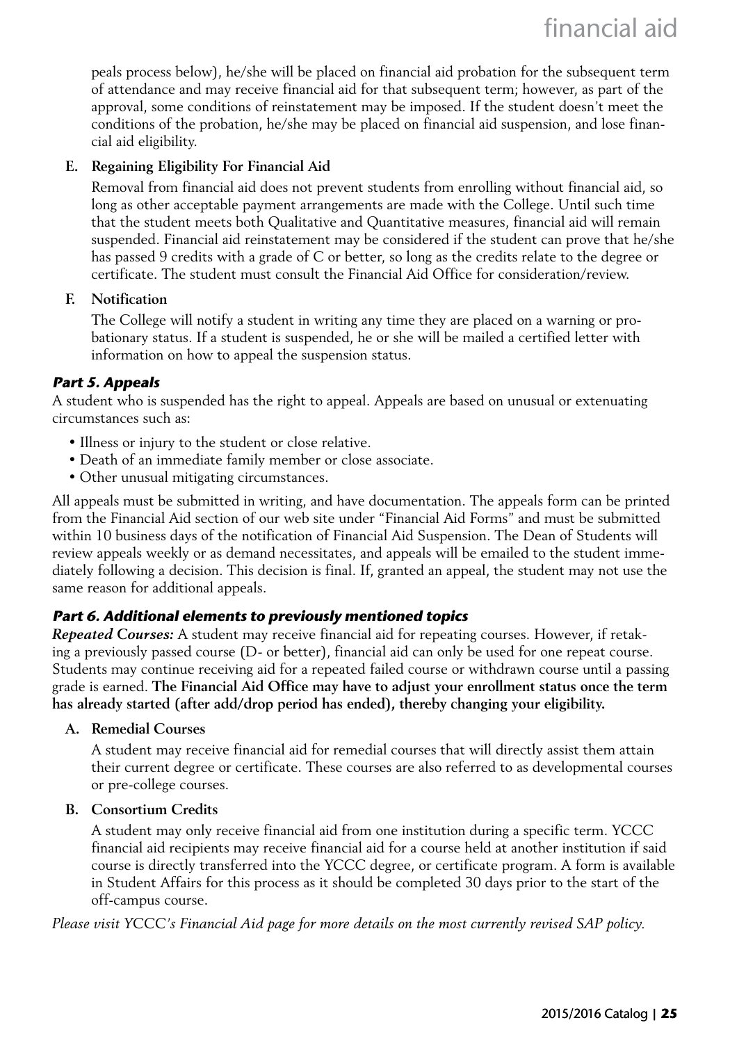peals process below), he/she will be placed on financial aid probation for the subsequent term of attendance and may receive financial aid for that subsequent term; however, as part of the approval, some conditions of reinstatement may be imposed. If the student doesn't meet the conditions of the probation, he/she may be placed on financial aid suspension, and lose financial aid eligibility.

**E. Regaining Eligibility For Financial Aid**

Removal from financial aid does not prevent students from enrolling without financial aid, so long as other acceptable payment arrangements are made with the College. Until such time that the student meets both Qualitative and Quantitative measures, financial aid will remain suspended. Financial aid reinstatement may be considered if the student can prove that he/she has passed 9 credits with a grade of C or better, so long as the credits relate to the degree or certificate. The student must consult the Financial Aid Office for consideration/review.

**F. Notification**

The College will notify a student in writing any time they are placed on a warning or probationary status. If a student is suspended, he or she will be mailed a certified letter with information on how to appeal the suspension status.

### *Part 5. Appeals*

A student who is suspended has the right to appeal. Appeals are based on unusual or extenuating circumstances such as:

- Illness or injury to the student or close relative.
- Death of an immediate family member or close associate.
- Other unusual mitigating circumstances.

All appeals must be submitted in writing, and have documentation. The appeals form can be printed from the Financial Aid section of our web site under "Financial Aid Forms" and must be submitted within 10 business days of the notification of Financial Aid Suspension. The Dean of Students will review appeals weekly or as demand necessitates, and appeals will be emailed to the student immediately following a decision. This decision is final. If, granted an appeal, the student may not use the same reason for additional appeals.

### *Part 6. Additional elements to previously mentioned topics*

***Repeated Courses:*** A student may receive financial aid for repeating courses. However, if retaking a previously passed course (D- or better), financial aid can only be used for one repeat course. Students may continue receiving aid for a repeated failed course or withdrawn course until a passing grade is earned. **The Financial Aid Office may have to adjust your enrollment status once the term has already started (after add/drop period has ended), thereby changing your eligibility.**

**A. Remedial Courses**

A student may receive financial aid for remedial courses that will directly assist them attain their current degree or certificate. These courses are also referred to as developmental courses or pre-college courses.

**B. Consortium Credits**

A student may only receive financial aid from one institution during a specific term. YCCC financial aid recipients may receive financial aid for a course held at another institution if said course is directly transferred into the YCCC degree, or certificate program. A form is available in Student Affairs for this process as it should be completed 30 days prior to the start of the off-campus course.

*Please visit YCCC's Financial Aid page for more details on the most currently revised SAP policy.*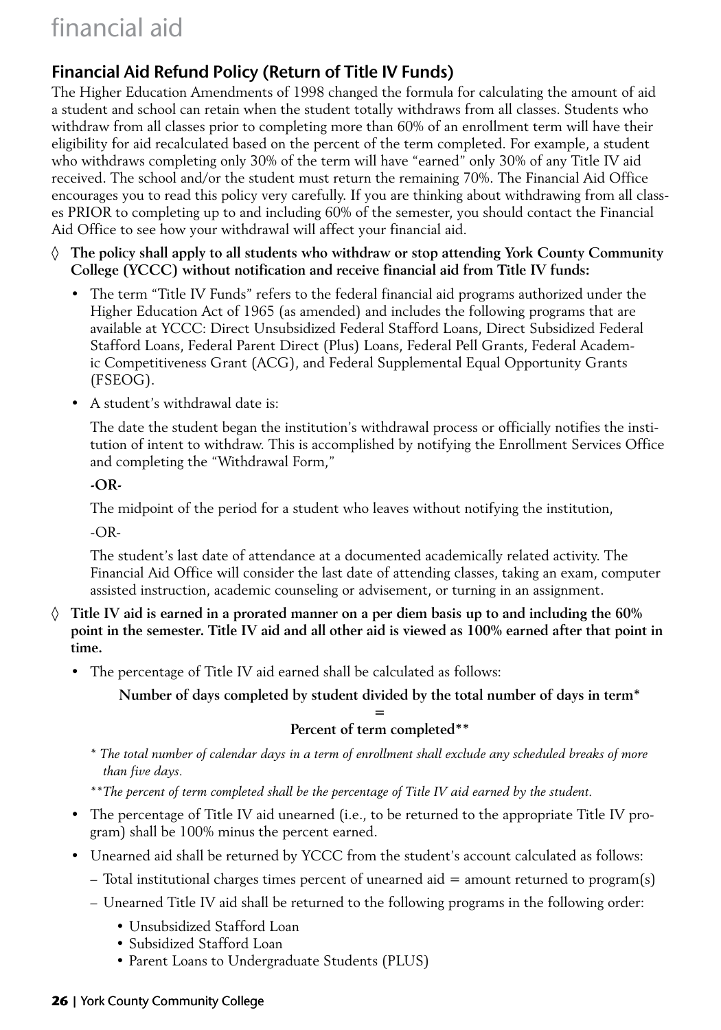# financial aid

## Financial Aid Refund Policy (Return of Title IV Funds)

The Higher Education Amendments of 1998 changed the formula for calculating the amount of aid a student and school can retain when the student totally withdraws from all classes. Students who withdraw from all classes prior to completing more than 60% of an enrollment term will have their eligibility for aid recalculated based on the percent of the term completed. For example, a student who withdraws completing only 30% of the term will have "earned" only 30% of any Title IV aid received. The school and/or the student must return the remaining 70%. The Financial Aid Office encourages you to read this policy very carefully. If you are thinking about withdrawing from all classes PRIOR to completing up to and including 60% of the semester, you should contact the Financial Aid Office to see how your withdrawal will affect your financial aid.

◊ **The policy shall apply to all students who withdraw or stop attending York County Community College (YCCC) without notification and receive financial aid from Title IV funds:**

- The term "Title IV Funds" refers to the federal financial aid programs authorized under the Higher Education Act of 1965 (as amended) and includes the following programs that are available at YCCC: Direct Unsubsidized Federal Stafford Loans, Direct Subsidized Federal Stafford Loans, Federal Parent Direct (Plus) Loans, Federal Pell Grants, Federal Academic Competitiveness Grant (ACG), and Federal Supplemental Equal Opportunity Grants (FSEOG).
- A student's withdrawal date is:

  The date the student began the institution's withdrawal process or officially notifies the institution of intent to withdraw. This is accomplished by notifying the Enrollment Services Office and completing the "Withdrawal Form,"

  **-OR-**

  The midpoint of the period for a student who leaves without notifying the institution,

  -OR-

  The student's last date of attendance at a documented academically related activity. The Financial Aid Office will consider the last date of attending classes, taking an exam, computer assisted instruction, academic counseling or advisement, or turning in an assignment.

◊ **Title IV aid is earned in a prorated manner on a per diem basis up to and including the 60% point in the semester. Title IV aid and all other aid is viewed as 100% earned after that point in time.**

- The percentage of Title IV aid earned shall be calculated as follows:

  **Number of days completed by student divided by the total number of days in term\***
  **=**
  **Percent of term completed\*\***

  *\* The total number of calendar days in a term of enrollment shall exclude any scheduled breaks of more than five days.*

  *\*\*The percent of term completed shall be the percentage of Title IV aid earned by the student.*

- The percentage of Title IV aid unearned (i.e., to be returned to the appropriate Title IV program) shall be 100% minus the percent earned.
- Unearned aid shall be returned by YCCC from the student's account calculated as follows:
  - Total institutional charges times percent of unearned aid = amount returned to program(s)
  - Unearned Title IV aid shall be returned to the following programs in the following order:
    - Unsubsidized Stafford Loan
    - Subsidized Stafford Loan
    - Parent Loans to Undergraduate Students (PLUS)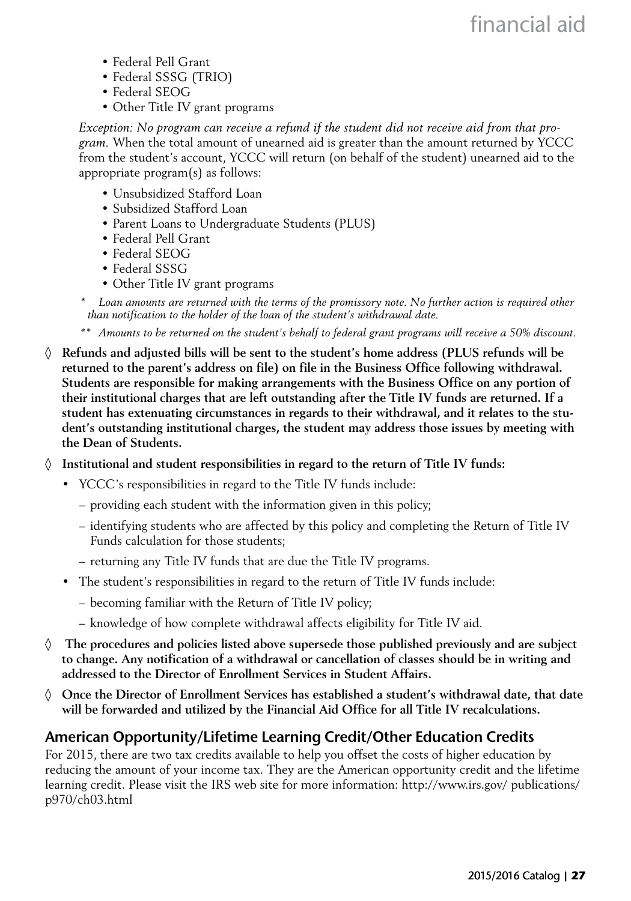- Federal Pell Grant
- Federal SSSG (TRIO)
- Federal SEOG
- Other Title IV grant programs

*Exception: No program can receive a refund if the student did not receive aid from that program.* When the total amount of unearned aid is greater than the amount returned by YCCC from the student's account, YCCC will return (on behalf of the student) unearned aid to the appropriate program(s) as follows:

- Unsubsidized Stafford Loan
- Subsidized Stafford Loan
- Parent Loans to Undergraduate Students (PLUS)
- Federal Pell Grant
- Federal SEOG
- Federal SSSG
- Other Title IV grant programs

\* *Loan amounts are returned with the terms of the promissory note. No further action is required other than notification to the holder of the loan of the student's withdrawal date.*

\*\* *Amounts to be returned on the student's behalf to federal grant programs will receive a 50% discount.*

◊ **Refunds and adjusted bills will be sent to the student's home address (PLUS refunds will be returned to the parent's address on file) on file in the Business Office following withdrawal. Students are responsible for making arrangements with the Business Office on any portion of their institutional charges that are left outstanding after the Title IV funds are returned. If a student has extenuating circumstances in regards to their withdrawal, and it relates to the student's outstanding institutional charges, the student may address those issues by meeting with the Dean of Students.**

◊ **Institutional and student responsibilities in regard to the return of Title IV funds:**

- YCCC's responsibilities in regard to the Title IV funds include:
  - providing each student with the information given in this policy;
  - identifying students who are affected by this policy and completing the Return of Title IV Funds calculation for those students;
  - returning any Title IV funds that are due the Title IV programs.
- The student's responsibilities in regard to the return of Title IV funds include:
  - becoming familiar with the Return of Title IV policy;
  - knowledge of how complete withdrawal affects eligibility for Title IV aid.

◊ **The procedures and policies listed above supersede those published previously and are subject to change. Any notification of a withdrawal or cancellation of classes should be in writing and addressed to the Director of Enrollment Services in Student Affairs.**

◊ **Once the Director of Enrollment Services has established a student's withdrawal date, that date will be forwarded and utilized by the Financial Aid Office for all Title IV recalculations.**

## American Opportunity/Lifetime Learning Credit/Other Education Credits

For 2015, there are two tax credits available to help you offset the costs of higher education by reducing the amount of your income tax. They are the American opportunity credit and the lifetime learning credit. Please visit the IRS web site for more information: http://www.irs.gov/ publications/ p970/ch03.html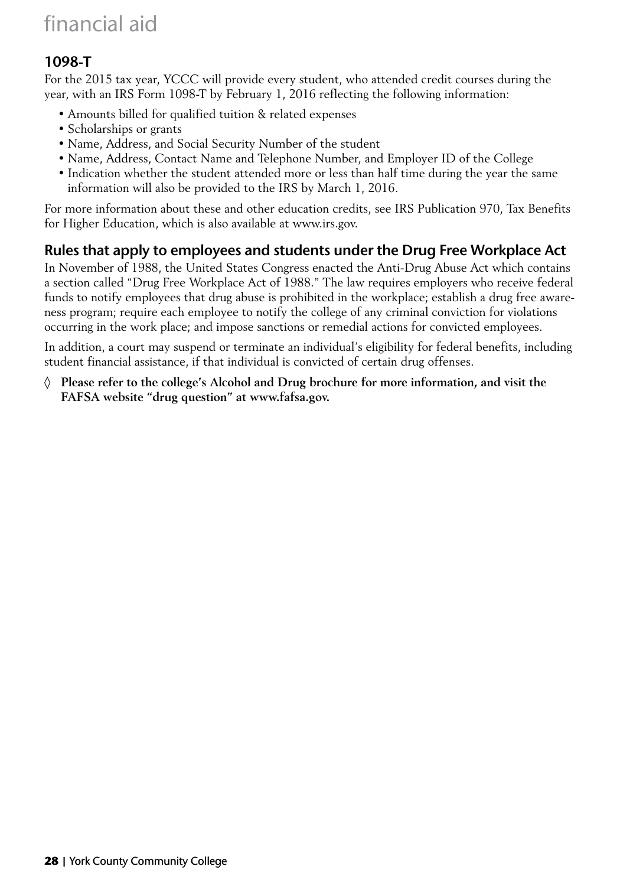## 1098-T

For the 2015 tax year, YCCC will provide every student, who attended credit courses during the year, with an IRS Form 1098-T by February 1, 2016 reflecting the following information:

- Amounts billed for qualified tuition & related expenses
- Scholarships or grants
- Name, Address, and Social Security Number of the student
- Name, Address, Contact Name and Telephone Number, and Employer ID of the College
- Indication whether the student attended more or less than half time during the year the same information will also be provided to the IRS by March 1, 2016.

For more information about these and other education credits, see IRS Publication 970, Tax Benefits for Higher Education, which is also available at www.irs.gov.

## Rules that apply to employees and students under the Drug Free Workplace Act

In November of 1988, the United States Congress enacted the Anti-Drug Abuse Act which contains a section called "Drug Free Workplace Act of 1988." The law requires employers who receive federal funds to notify employees that drug abuse is prohibited in the workplace; establish a drug free awareness program; require each employee to notify the college of any criminal conviction for violations occurring in the work place; and impose sanctions or remedial actions for convicted employees.

In addition, a court may suspend or terminate an individual's eligibility for federal benefits, including student financial assistance, if that individual is convicted of certain drug offenses.

◊ **Please refer to the college's Alcohol and Drug brochure for more information, and visit the FAFSA website "drug question" at www.fafsa.gov.**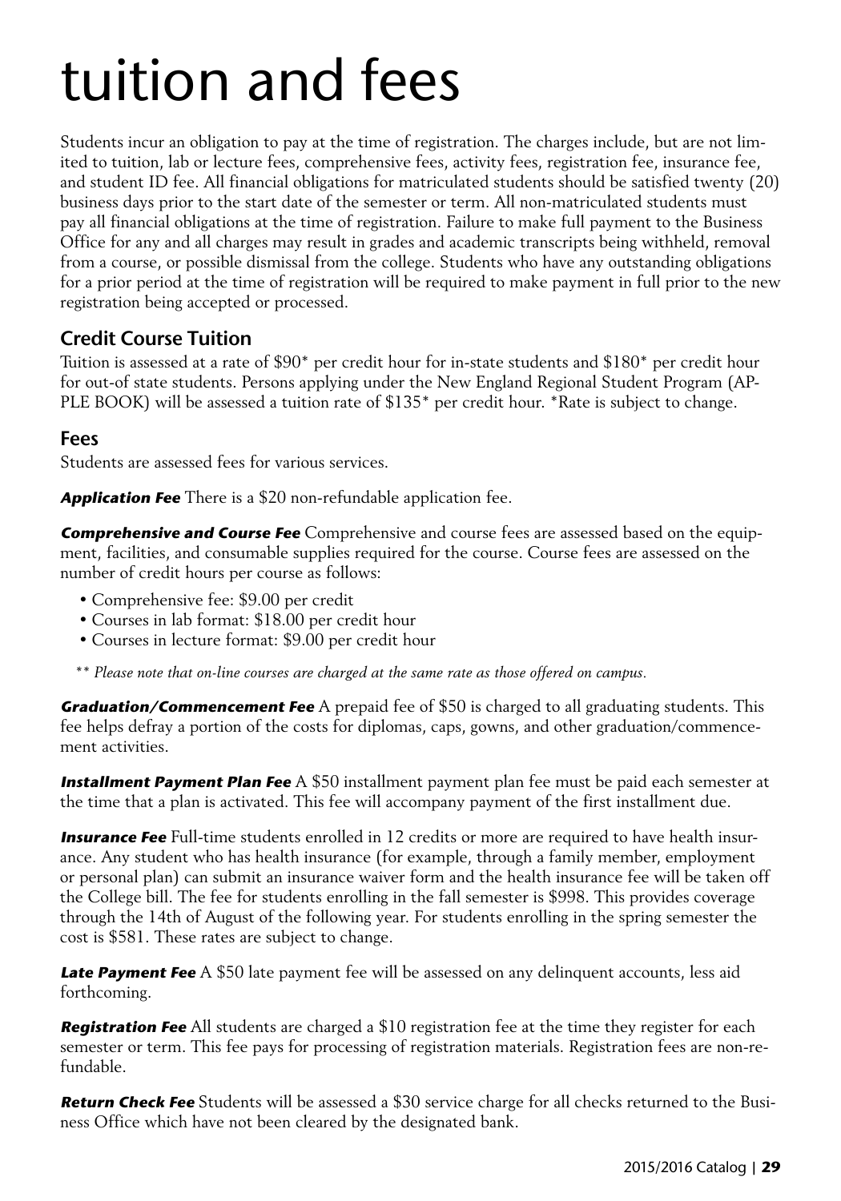# tuition and fees

Students incur an obligation to pay at the time of registration. The charges include, but are not limited to tuition, lab or lecture fees, comprehensive fees, activity fees, registration fee, insurance fee, and student ID fee. All financial obligations for matriculated students should be satisfied twenty (20) business days prior to the start date of the semester or term. All non-matriculated students must pay all financial obligations at the time of registration. Failure to make full payment to the Business Office for any and all charges may result in grades and academic transcripts being withheld, removal from a course, or possible dismissal from the college. Students who have any outstanding obligations for a prior period at the time of registration will be required to make payment in full prior to the new registration being accepted or processed.

## Credit Course Tuition

Tuition is assessed at a rate of $90* per credit hour for in-state students and $180* per credit hour for out-of state students. Persons applying under the New England Regional Student Program (APPLE BOOK) will be assessed a tuition rate of $135* per credit hour. *Rate is subject to change.

## Fees

Students are assessed fees for various services.

***Application Fee*** There is a $20 non-refundable application fee.

***Comprehensive and Course Fee*** Comprehensive and course fees are assessed based on the equipment, facilities, and consumable supplies required for the course. Course fees are assessed on the number of credit hours per course as follows:

- Comprehensive fee: $9.00 per credit
- Courses in lab format: $18.00 per credit hour
- Courses in lecture format: $9.00 per credit hour

*** Please note that on-line courses are charged at the same rate as those offered on campus.*

***Graduation/Commencement Fee*** A prepaid fee of $50 is charged to all graduating students. This fee helps defray a portion of the costs for diplomas, caps, gowns, and other graduation/commencement activities.

***Installment Payment Plan Fee*** A $50 installment payment plan fee must be paid each semester at the time that a plan is activated. This fee will accompany payment of the first installment due.

***Insurance Fee*** Full-time students enrolled in 12 credits or more are required to have health insurance. Any student who has health insurance (for example, through a family member, employment or personal plan) can submit an insurance waiver form and the health insurance fee will be taken off the College bill. The fee for students enrolling in the fall semester is $998. This provides coverage through the 14th of August of the following year. For students enrolling in the spring semester the cost is $581. These rates are subject to change.

***Late Payment Fee*** A $50 late payment fee will be assessed on any delinquent accounts, less aid forthcoming.

***Registration Fee*** All students are charged a $10 registration fee at the time they register for each semester or term. This fee pays for processing of registration materials. Registration fees are non-refundable.

***Return Check Fee*** Students will be assessed a $30 service charge for all checks returned to the Business Office which have not been cleared by the designated bank.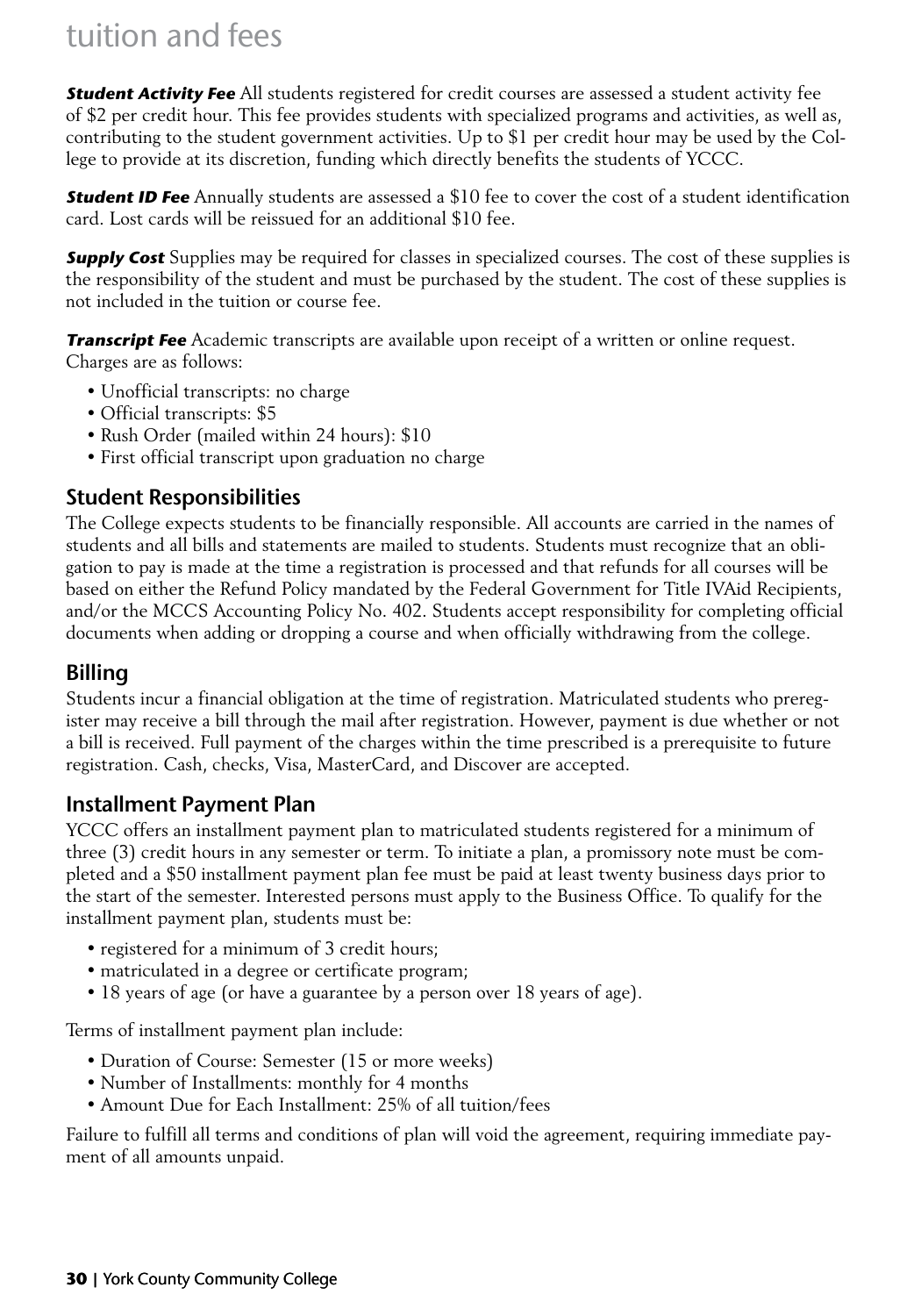# tuition and fees

***Student Activity Fee*** All students registered for credit courses are assessed a student activity fee of $2 per credit hour. This fee provides students with specialized programs and activities, as well as, contributing to the student government activities. Up to $1 per credit hour may be used by the College to provide at its discretion, funding which directly benefits the students of YCCC.

***Student ID Fee*** Annually students are assessed a $10 fee to cover the cost of a student identification card. Lost cards will be reissued for an additional $10 fee.

***Supply Cost*** Supplies may be required for classes in specialized courses. The cost of these supplies is the responsibility of the student and must be purchased by the student. The cost of these supplies is not included in the tuition or course fee.

***Transcript Fee*** Academic transcripts are available upon receipt of a written or online request. Charges are as follows:

- Unofficial transcripts: no charge
- Official transcripts: $5
- Rush Order (mailed within 24 hours): $10
- First official transcript upon graduation no charge

## Student Responsibilities

The College expects students to be financially responsible. All accounts are carried in the names of students and all bills and statements are mailed to students. Students must recognize that an obligation to pay is made at the time a registration is processed and that refunds for all courses will be based on either the Refund Policy mandated by the Federal Government for Title IVAid Recipients, and/or the MCCS Accounting Policy No. 402. Students accept responsibility for completing official documents when adding or dropping a course and when officially withdrawing from the college.

## Billing

Students incur a financial obligation at the time of registration. Matriculated students who preregister may receive a bill through the mail after registration. However, payment is due whether or not a bill is received. Full payment of the charges within the time prescribed is a prerequisite to future registration. Cash, checks, Visa, MasterCard, and Discover are accepted.

## Installment Payment Plan

YCCC offers an installment payment plan to matriculated students registered for a minimum of three (3) credit hours in any semester or term. To initiate a plan, a promissory note must be completed and a $50 installment payment plan fee must be paid at least twenty business days prior to the start of the semester. Interested persons must apply to the Business Office. To qualify for the installment payment plan, students must be:

- registered for a minimum of 3 credit hours;
- matriculated in a degree or certificate program;
- 18 years of age (or have a guarantee by a person over 18 years of age).

Terms of installment payment plan include:

- Duration of Course: Semester (15 or more weeks)
- Number of Installments: monthly for 4 months
- Amount Due for Each Installment: 25% of all tuition/fees

Failure to fulfill all terms and conditions of plan will void the agreement, requiring immediate payment of all amounts unpaid.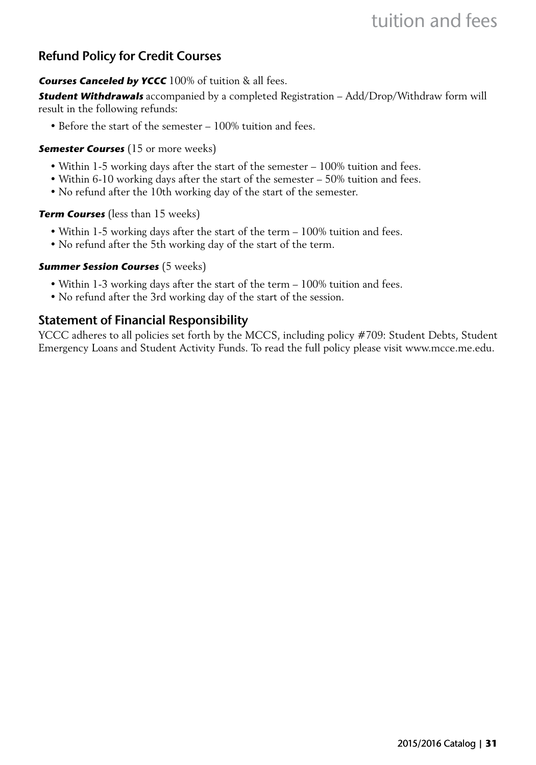## Refund Policy for Credit Courses

***Courses Canceled by YCCC*** 100% of tuition & all fees.

***Student Withdrawals*** accompanied by a completed Registration – Add/Drop/Withdraw form will result in the following refunds:

- Before the start of the semester – 100% tuition and fees.

***Semester Courses*** (15 or more weeks)

- Within 1-5 working days after the start of the semester – 100% tuition and fees.
- Within 6-10 working days after the start of the semester – 50% tuition and fees.
- No refund after the 10th working day of the start of the semester.

***Term Courses*** (less than 15 weeks)

- Within 1-5 working days after the start of the term – 100% tuition and fees.
- No refund after the 5th working day of the start of the term.

***Summer Session Courses*** (5 weeks)

- Within 1-3 working days after the start of the term – 100% tuition and fees.
- No refund after the 3rd working day of the start of the session.

## Statement of Financial Responsibility

YCCC adheres to all policies set forth by the MCCS, including policy #709: Student Debts, Student Emergency Loans and Student Activity Funds. To read the full policy please visit www.mcce.me.edu.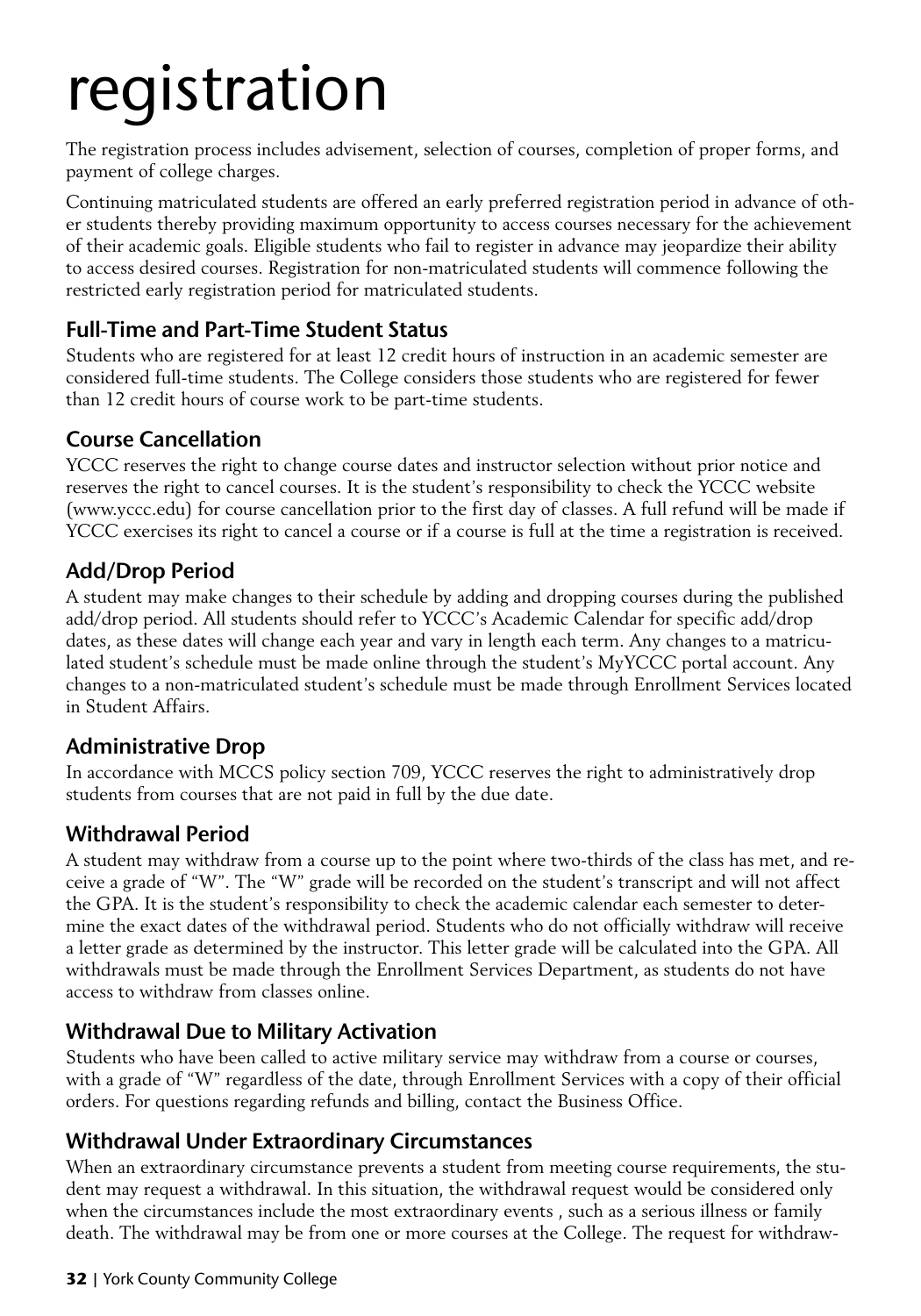# registration

The registration process includes advisement, selection of courses, completion of proper forms, and payment of college charges.

Continuing matriculated students are offered an early preferred registration period in advance of other students thereby providing maximum opportunity to access courses necessary for the achievement of their academic goals. Eligible students who fail to register in advance may jeopardize their ability to access desired courses. Registration for non-matriculated students will commence following the restricted early registration period for matriculated students.

## Full-Time and Part-Time Student Status

Students who are registered for at least 12 credit hours of instruction in an academic semester are considered full-time students. The College considers those students who are registered for fewer than 12 credit hours of course work to be part-time students.

## Course Cancellation

YCCC reserves the right to change course dates and instructor selection without prior notice and reserves the right to cancel courses. It is the student's responsibility to check the YCCC website (www.yccc.edu) for course cancellation prior to the first day of classes. A full refund will be made if YCCC exercises its right to cancel a course or if a course is full at the time a registration is received.

## Add/Drop Period

A student may make changes to their schedule by adding and dropping courses during the published add/drop period. All students should refer to YCCC's Academic Calendar for specific add/drop dates, as these dates will change each year and vary in length each term. Any changes to a matriculated student's schedule must be made online through the student's MyYCCC portal account. Any changes to a non-matriculated student's schedule must be made through Enrollment Services located in Student Affairs.

## Administrative Drop

In accordance with MCCS policy section 709, YCCC reserves the right to administratively drop students from courses that are not paid in full by the due date.

## Withdrawal Period

A student may withdraw from a course up to the point where two-thirds of the class has met, and receive a grade of "W". The "W" grade will be recorded on the student's transcript and will not affect the GPA. It is the student's responsibility to check the academic calendar each semester to determine the exact dates of the withdrawal period. Students who do not officially withdraw will receive a letter grade as determined by the instructor. This letter grade will be calculated into the GPA. All withdrawals must be made through the Enrollment Services Department, as students do not have access to withdraw from classes online.

## Withdrawal Due to Military Activation

Students who have been called to active military service may withdraw from a course or courses, with a grade of "W" regardless of the date, through Enrollment Services with a copy of their official orders. For questions regarding refunds and billing, contact the Business Office.

## Withdrawal Under Extraordinary Circumstances

When an extraordinary circumstance prevents a student from meeting course requirements, the student may request a withdrawal. In this situation, the withdrawal request would be considered only when the circumstances include the most extraordinary events , such as a serious illness or family death. The withdrawal may be from one or more courses at the College. The request for withdraw-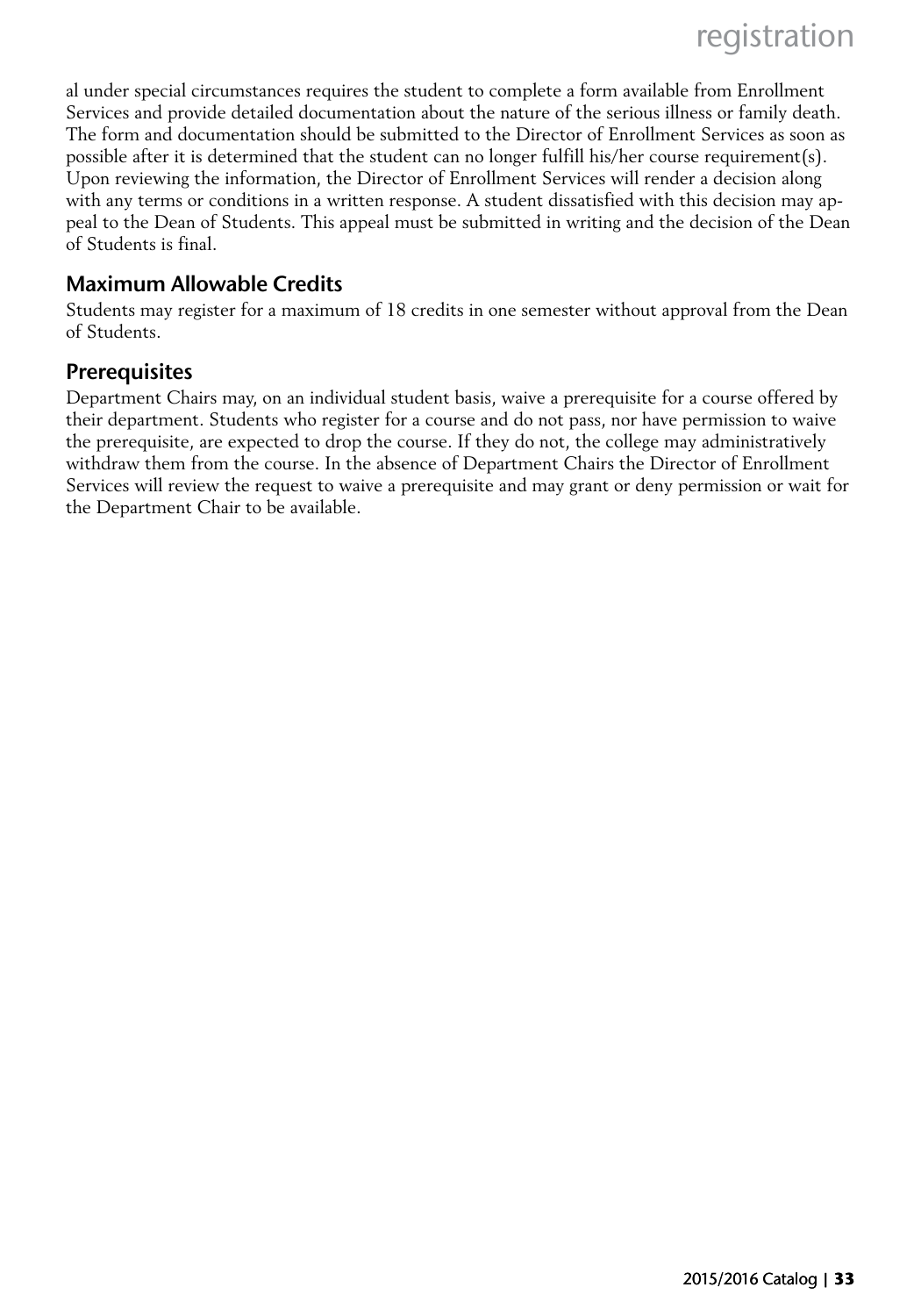al under special circumstances requires the student to complete a form available from Enrollment Services and provide detailed documentation about the nature of the serious illness or family death. The form and documentation should be submitted to the Director of Enrollment Services as soon as possible after it is determined that the student can no longer fulfill his/her course requirement(s). Upon reviewing the information, the Director of Enrollment Services will render a decision along with any terms or conditions in a written response. A student dissatisfied with this decision may appeal to the Dean of Students. This appeal must be submitted in writing and the decision of the Dean of Students is final.

## Maximum Allowable Credits

Students may register for a maximum of 18 credits in one semester without approval from the Dean of Students.

## Prerequisites

Department Chairs may, on an individual student basis, waive a prerequisite for a course offered by their department. Students who register for a course and do not pass, nor have permission to waive the prerequisite, are expected to drop the course. If they do not, the college may administratively withdraw them from the course. In the absence of Department Chairs the Director of Enrollment Services will review the request to waive a prerequisite and may grant or deny permission or wait for the Department Chair to be available.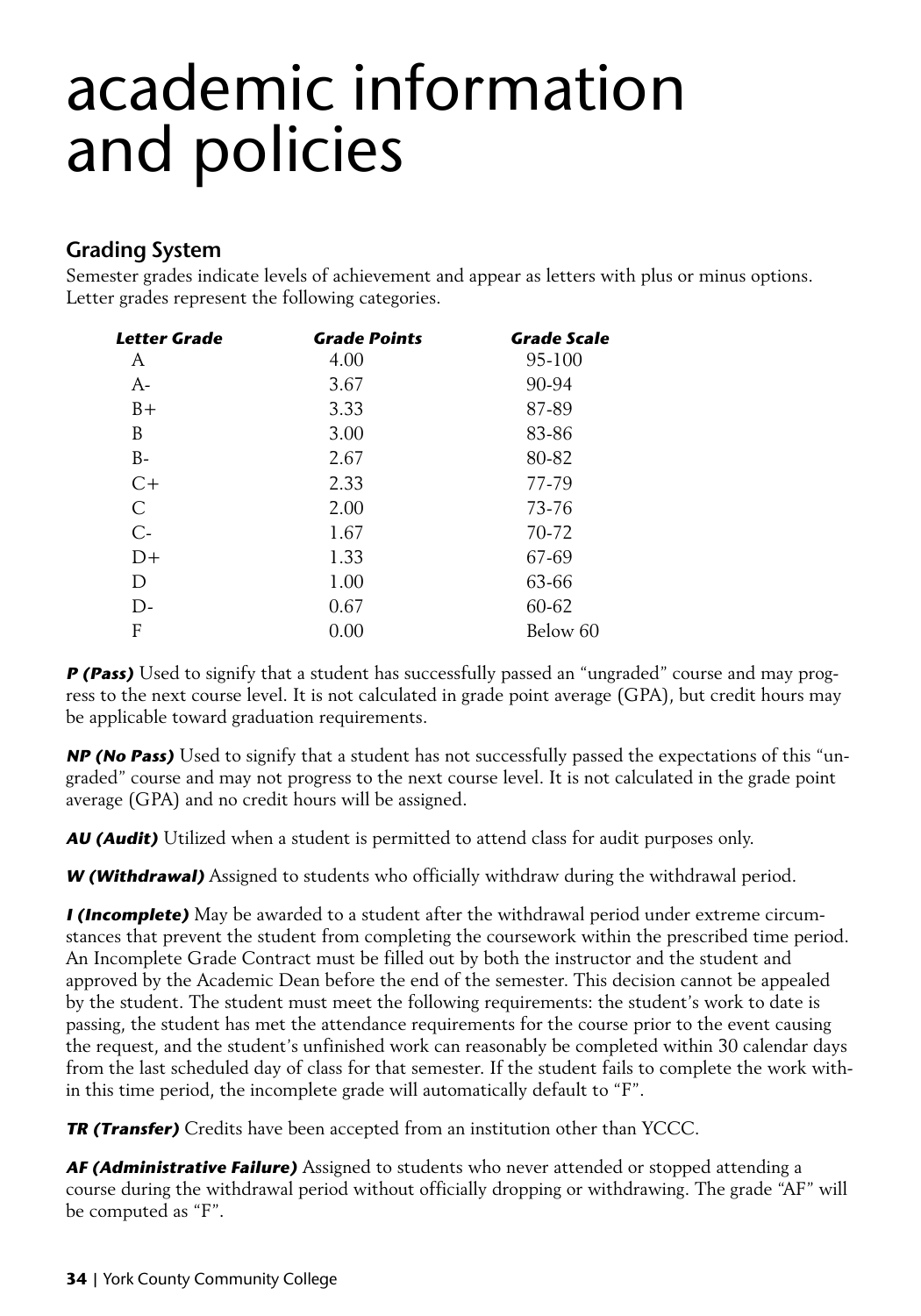# academic information and policies

## Grading System

Semester grades indicate levels of achievement and appear as letters with plus or minus options. Letter grades represent the following categories.

| ***Letter Grade*** | ***Grade Points*** | ***Grade Scale*** |
|---|---|---|
| A | 4.00 | 95-100 |
| A- | 3.67 | 90-94 |
| B+ | 3.33 | 87-89 |
| B | 3.00 | 83-86 |
| B- | 2.67 | 80-82 |
| C+ | 2.33 | 77-79 |
| C | 2.00 | 73-76 |
| C- | 1.67 | 70-72 |
| D+ | 1.33 | 67-69 |
| D | 1.00 | 63-66 |
| D- | 0.67 | 60-62 |
| F | 0.00 | Below 60 |

***P (Pass)*** Used to signify that a student has successfully passed an "ungraded" course and may progress to the next course level. It is not calculated in grade point average (GPA), but credit hours may be applicable toward graduation requirements.

***NP (No Pass)*** Used to signify that a student has not successfully passed the expectations of this "ungraded" course and may not progress to the next course level. It is not calculated in the grade point average (GPA) and no credit hours will be assigned.

***AU (Audit)*** Utilized when a student is permitted to attend class for audit purposes only.

***W (Withdrawal)*** Assigned to students who officially withdraw during the withdrawal period.

***I (Incomplete)*** May be awarded to a student after the withdrawal period under extreme circumstances that prevent the student from completing the coursework within the prescribed time period. An Incomplete Grade Contract must be filled out by both the instructor and the student and approved by the Academic Dean before the end of the semester. This decision cannot be appealed by the student. The student must meet the following requirements: the student's work to date is passing, the student has met the attendance requirements for the course prior to the event causing the request, and the student's unfinished work can reasonably be completed within 30 calendar days from the last scheduled day of class for that semester. If the student fails to complete the work within this time period, the incomplete grade will automatically default to "F".

***TR (Transfer)*** Credits have been accepted from an institution other than YCCC.

***AF (Administrative Failure)*** Assigned to students who never attended or stopped attending a course during the withdrawal period without officially dropping or withdrawing. The grade "AF" will be computed as "F".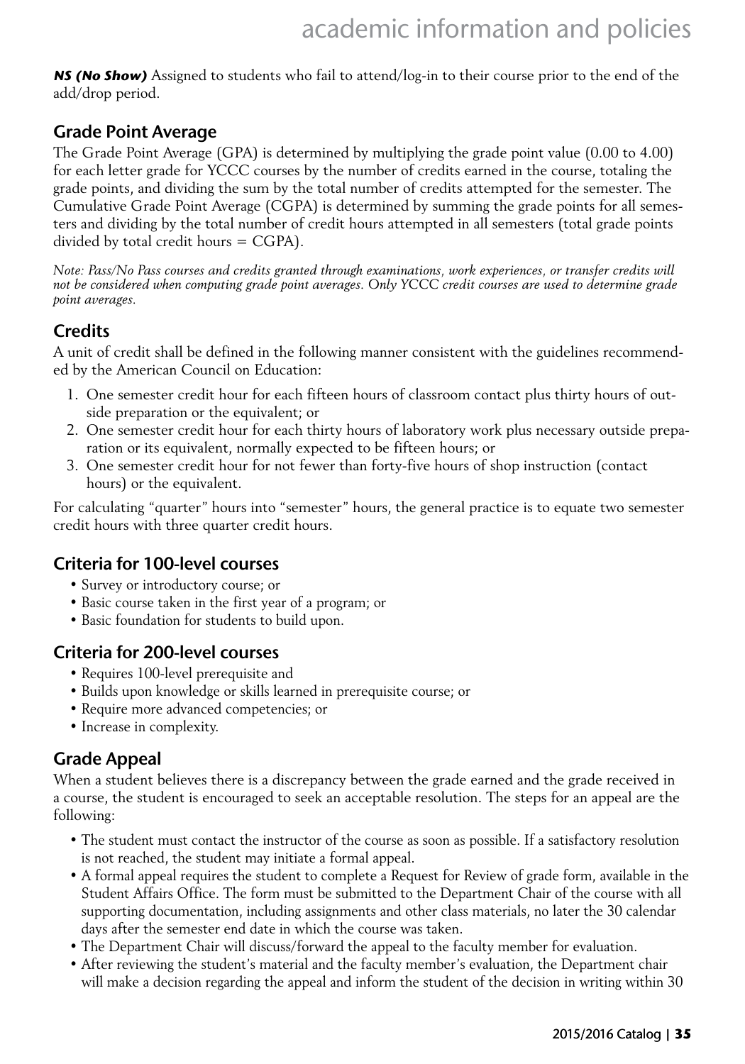***NS (No Show)*** Assigned to students who fail to attend/log-in to their course prior to the end of the add/drop period.

## Grade Point Average

The Grade Point Average (GPA) is determined by multiplying the grade point value (0.00 to 4.00) for each letter grade for YCCC courses by the number of credits earned in the course, totaling the grade points, and dividing the sum by the total number of credits attempted for the semester. The Cumulative Grade Point Average (CGPA) is determined by summing the grade points for all semesters and dividing by the total number of credit hours attempted in all semesters (total grade points divided by total credit hours = CGPA).

*Note: Pass/No Pass courses and credits granted through examinations, work experiences, or transfer credits will not be considered when computing grade point averages. Only YCCC credit courses are used to determine grade point averages.*

## Credits

A unit of credit shall be defined in the following manner consistent with the guidelines recommended by the American Council on Education:

1. One semester credit hour for each fifteen hours of classroom contact plus thirty hours of outside preparation or the equivalent; or
2. One semester credit hour for each thirty hours of laboratory work plus necessary outside preparation or its equivalent, normally expected to be fifteen hours; or
3. One semester credit hour for not fewer than forty-five hours of shop instruction (contact hours) or the equivalent.

For calculating "quarter" hours into "semester" hours, the general practice is to equate two semester credit hours with three quarter credit hours.

## Criteria for 100-level courses

- Survey or introductory course; or
- Basic course taken in the first year of a program; or
- Basic foundation for students to build upon.

## Criteria for 200-level courses

- Requires 100-level prerequisite and
- Builds upon knowledge or skills learned in prerequisite course; or
- Require more advanced competencies; or
- Increase in complexity.

## Grade Appeal

When a student believes there is a discrepancy between the grade earned and the grade received in a course, the student is encouraged to seek an acceptable resolution. The steps for an appeal are the following:

- The student must contact the instructor of the course as soon as possible. If a satisfactory resolution is not reached, the student may initiate a formal appeal.
- A formal appeal requires the student to complete a Request for Review of grade form, available in the Student Affairs Office. The form must be submitted to the Department Chair of the course with all supporting documentation, including assignments and other class materials, no later the 30 calendar days after the semester end date in which the course was taken.
- The Department Chair will discuss/forward the appeal to the faculty member for evaluation.
- After reviewing the student's material and the faculty member's evaluation, the Department chair will make a decision regarding the appeal and inform the student of the decision in writing within 30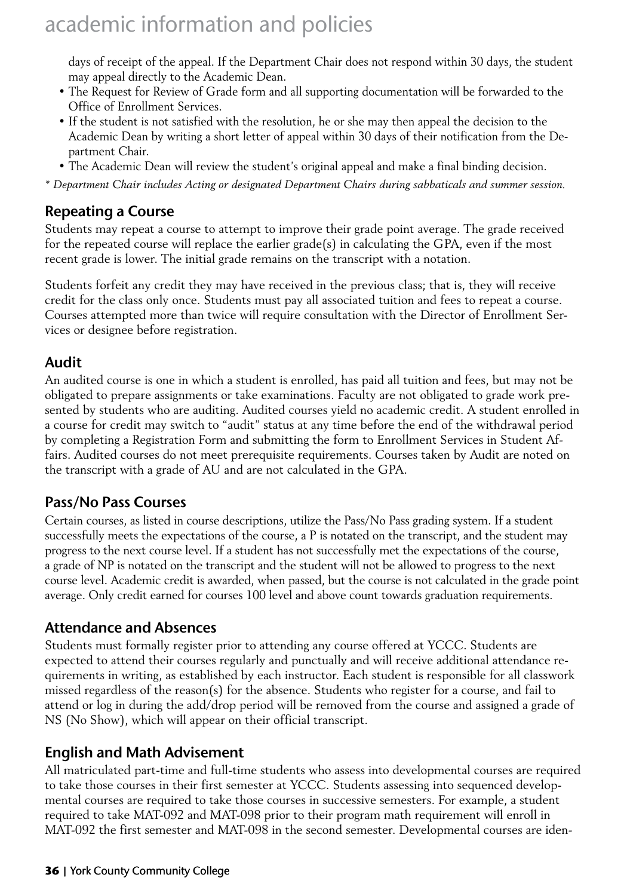days of receipt of the appeal. If the Department Chair does not respond within 30 days, the student may appeal directly to the Academic Dean.

- The Request for Review of Grade form and all supporting documentation will be forwarded to the Office of Enrollment Services.
- If the student is not satisfied with the resolution, he or she may then appeal the decision to the Academic Dean by writing a short letter of appeal within 30 days of their notification from the Department Chair.
- The Academic Dean will review the student's original appeal and make a final binding decision.

*\* Department Chair includes Acting or designated Department Chairs during sabbaticals and summer session.*

## Repeating a Course

Students may repeat a course to attempt to improve their grade point average. The grade received for the repeated course will replace the earlier grade(s) in calculating the GPA, even if the most recent grade is lower. The initial grade remains on the transcript with a notation.

Students forfeit any credit they may have received in the previous class; that is, they will receive credit for the class only once. Students must pay all associated tuition and fees to repeat a course. Courses attempted more than twice will require consultation with the Director of Enrollment Services or designee before registration.

## Audit

An audited course is one in which a student is enrolled, has paid all tuition and fees, but may not be obligated to prepare assignments or take examinations. Faculty are not obligated to grade work presented by students who are auditing. Audited courses yield no academic credit. A student enrolled in a course for credit may switch to "audit" status at any time before the end of the withdrawal period by completing a Registration Form and submitting the form to Enrollment Services in Student Affairs. Audited courses do not meet prerequisite requirements. Courses taken by Audit are noted on the transcript with a grade of AU and are not calculated in the GPA.

## Pass/No Pass Courses

Certain courses, as listed in course descriptions, utilize the Pass/No Pass grading system. If a student successfully meets the expectations of the course, a P is notated on the transcript, and the student may progress to the next course level. If a student has not successfully met the expectations of the course, a grade of NP is notated on the transcript and the student will not be allowed to progress to the next course level. Academic credit is awarded, when passed, but the course is not calculated in the grade point average. Only credit earned for courses 100 level and above count towards graduation requirements.

## Attendance and Absences

Students must formally register prior to attending any course offered at YCCC. Students are expected to attend their courses regularly and punctually and will receive additional attendance requirements in writing, as established by each instructor. Each student is responsible for all classwork missed regardless of the reason(s) for the absence. Students who register for a course, and fail to attend or log in during the add/drop period will be removed from the course and assigned a grade of NS (No Show), which will appear on their official transcript.

## English and Math Advisement

All matriculated part-time and full-time students who assess into developmental courses are required to take those courses in their first semester at YCCC. Students assessing into sequenced developmental courses are required to take those courses in successive semesters. For example, a student required to take MAT-092 and MAT-098 prior to their program math requirement will enroll in MAT-092 the first semester and MAT-098 in the second semester. Developmental courses are iden-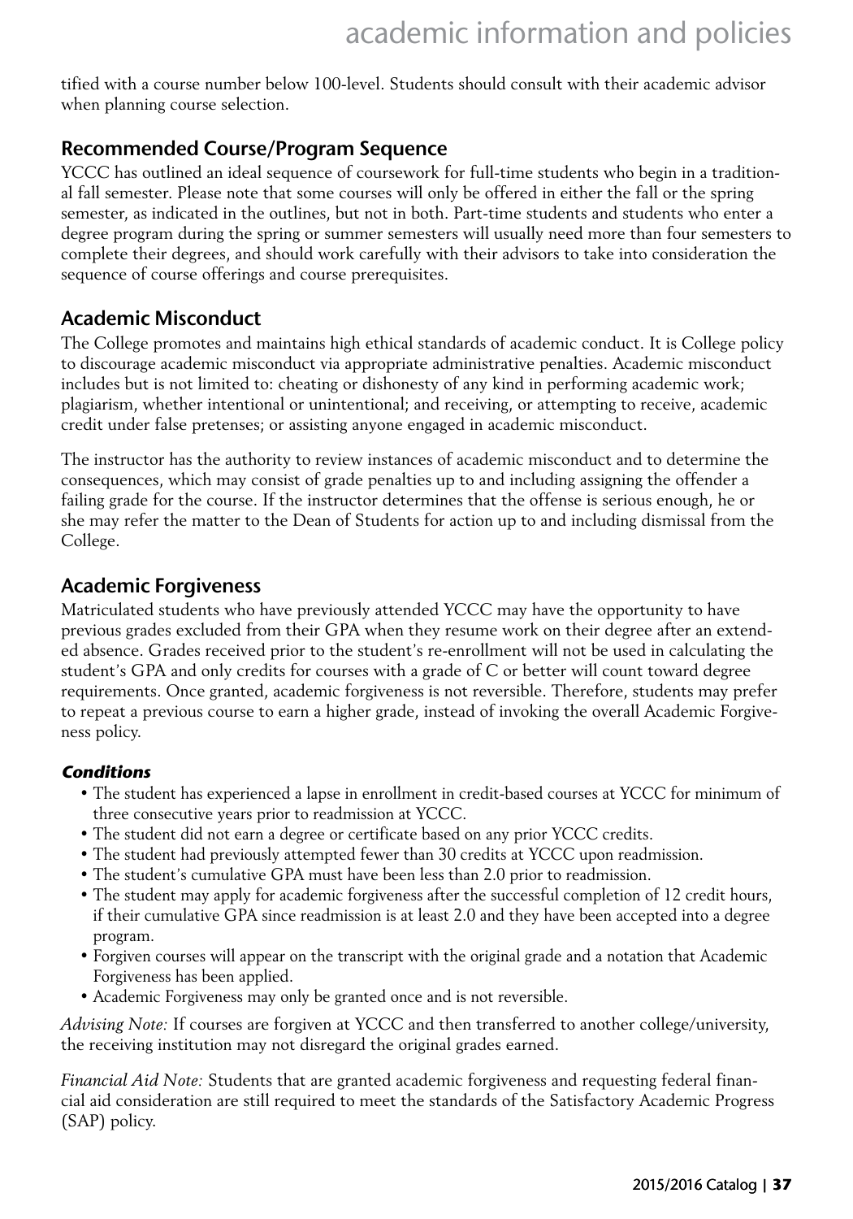tified with a course number below 100-level. Students should consult with their academic advisor when planning course selection.

## Recommended Course/Program Sequence

YCCC has outlined an ideal sequence of coursework for full-time students who begin in a traditional fall semester. Please note that some courses will only be offered in either the fall or the spring semester, as indicated in the outlines, but not in both. Part-time students and students who enter a degree program during the spring or summer semesters will usually need more than four semesters to complete their degrees, and should work carefully with their advisors to take into consideration the sequence of course offerings and course prerequisites.

## Academic Misconduct

The College promotes and maintains high ethical standards of academic conduct. It is College policy to discourage academic misconduct via appropriate administrative penalties. Academic misconduct includes but is not limited to: cheating or dishonesty of any kind in performing academic work; plagiarism, whether intentional or unintentional; and receiving, or attempting to receive, academic credit under false pretenses; or assisting anyone engaged in academic misconduct.

The instructor has the authority to review instances of academic misconduct and to determine the consequences, which may consist of grade penalties up to and including assigning the offender a failing grade for the course. If the instructor determines that the offense is serious enough, he or she may refer the matter to the Dean of Students for action up to and including dismissal from the College.

## Academic Forgiveness

Matriculated students who have previously attended YCCC may have the opportunity to have previous grades excluded from their GPA when they resume work on their degree after an extended absence. Grades received prior to the student's re-enrollment will not be used in calculating the student's GPA and only credits for courses with a grade of C or better will count toward degree requirements. Once granted, academic forgiveness is not reversible. Therefore, students may prefer to repeat a previous course to earn a higher grade, instead of invoking the overall Academic Forgiveness policy.

### *Conditions*

- The student has experienced a lapse in enrollment in credit-based courses at YCCC for minimum of three consecutive years prior to readmission at YCCC.
- The student did not earn a degree or certificate based on any prior YCCC credits.
- The student had previously attempted fewer than 30 credits at YCCC upon readmission.
- The student's cumulative GPA must have been less than 2.0 prior to readmission.
- The student may apply for academic forgiveness after the successful completion of 12 credit hours, if their cumulative GPA since readmission is at least 2.0 and they have been accepted into a degree program.
- Forgiven courses will appear on the transcript with the original grade and a notation that Academic Forgiveness has been applied.
- Academic Forgiveness may only be granted once and is not reversible.

*Advising Note:* If courses are forgiven at YCCC and then transferred to another college/university, the receiving institution may not disregard the original grades earned.

*Financial Aid Note:* Students that are granted academic forgiveness and requesting federal financial aid consideration are still required to meet the standards of the Satisfactory Academic Progress (SAP) policy.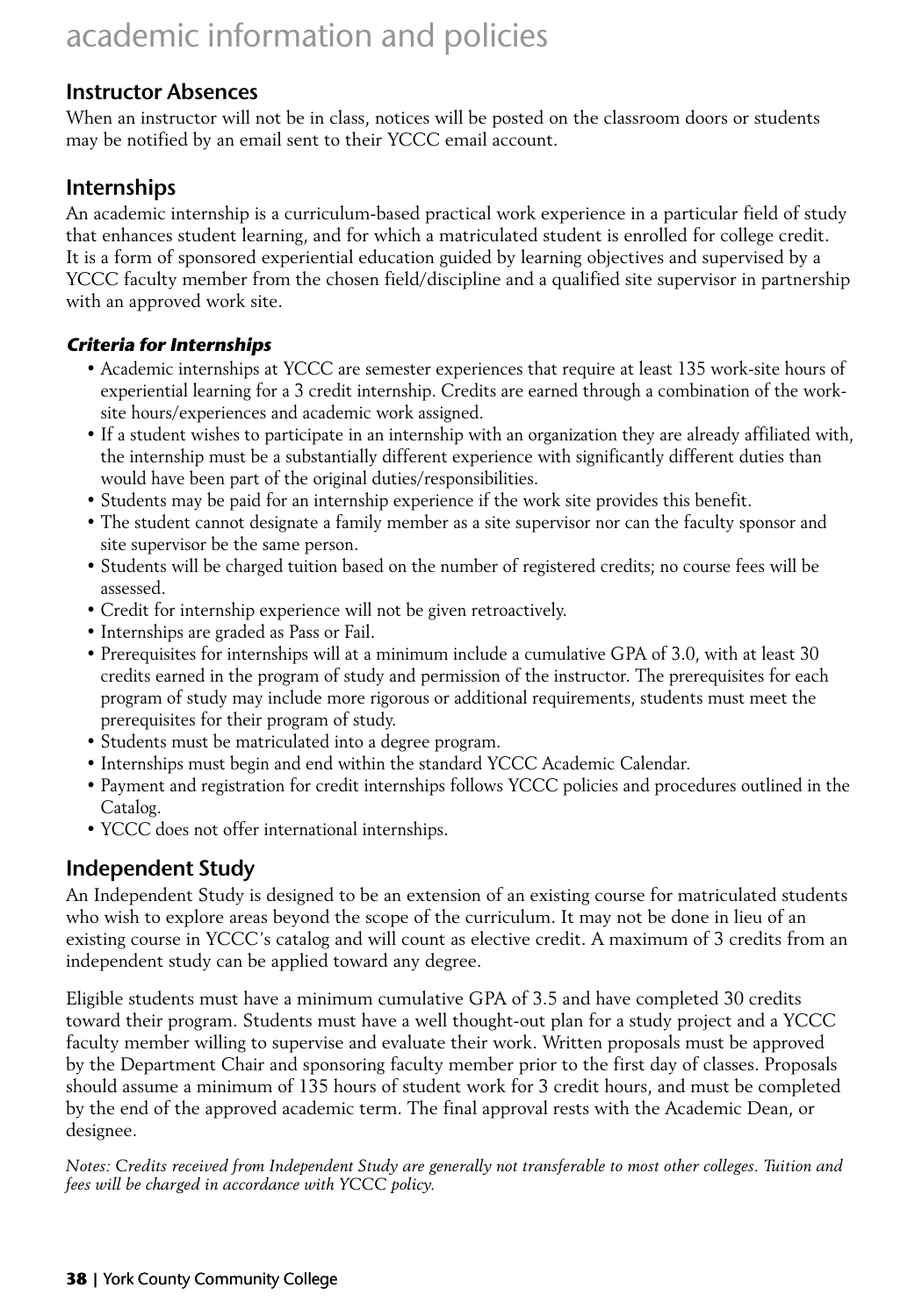# academic information and policies

## Instructor Absences

When an instructor will not be in class, notices will be posted on the classroom doors or students may be notified by an email sent to their YCCC email account.

## Internships

An academic internship is a curriculum-based practical work experience in a particular field of study that enhances student learning, and for which a matriculated student is enrolled for college credit. It is a form of sponsored experiential education guided by learning objectives and supervised by a YCCC faculty member from the chosen field/discipline and a qualified site supervisor in partnership with an approved work site.

### *Criteria for Internships*

- Academic internships at YCCC are semester experiences that require at least 135 work-site hours of experiential learning for a 3 credit internship. Credits are earned through a combination of the work-site hours/experiences and academic work assigned.
- If a student wishes to participate in an internship with an organization they are already affiliated with, the internship must be a substantially different experience with significantly different duties than would have been part of the original duties/responsibilities.
- Students may be paid for an internship experience if the work site provides this benefit.
- The student cannot designate a family member as a site supervisor nor can the faculty sponsor and site supervisor be the same person.
- Students will be charged tuition based on the number of registered credits; no course fees will be assessed.
- Credit for internship experience will not be given retroactively.
- Internships are graded as Pass or Fail.
- Prerequisites for internships will at a minimum include a cumulative GPA of 3.0, with at least 30 credits earned in the program of study and permission of the instructor. The prerequisites for each program of study may include more rigorous or additional requirements, students must meet the prerequisites for their program of study.
- Students must be matriculated into a degree program.
- Internships must begin and end within the standard YCCC Academic Calendar.
- Payment and registration for credit internships follows YCCC policies and procedures outlined in the Catalog.
- YCCC does not offer international internships.

## Independent Study

An Independent Study is designed to be an extension of an existing course for matriculated students who wish to explore areas beyond the scope of the curriculum. It may not be done in lieu of an existing course in YCCC's catalog and will count as elective credit. A maximum of 3 credits from an independent study can be applied toward any degree.

Eligible students must have a minimum cumulative GPA of 3.5 and have completed 30 credits toward their program. Students must have a well thought-out plan for a study project and a YCCC faculty member willing to supervise and evaluate their work. Written proposals must be approved by the Department Chair and sponsoring faculty member prior to the first day of classes. Proposals should assume a minimum of 135 hours of student work for 3 credit hours, and must be completed by the end of the approved academic term. The final approval rests with the Academic Dean, or designee.

*Notes: Credits received from Independent Study are generally not transferable to most other colleges. Tuition and fees will be charged in accordance with YCCC policy.*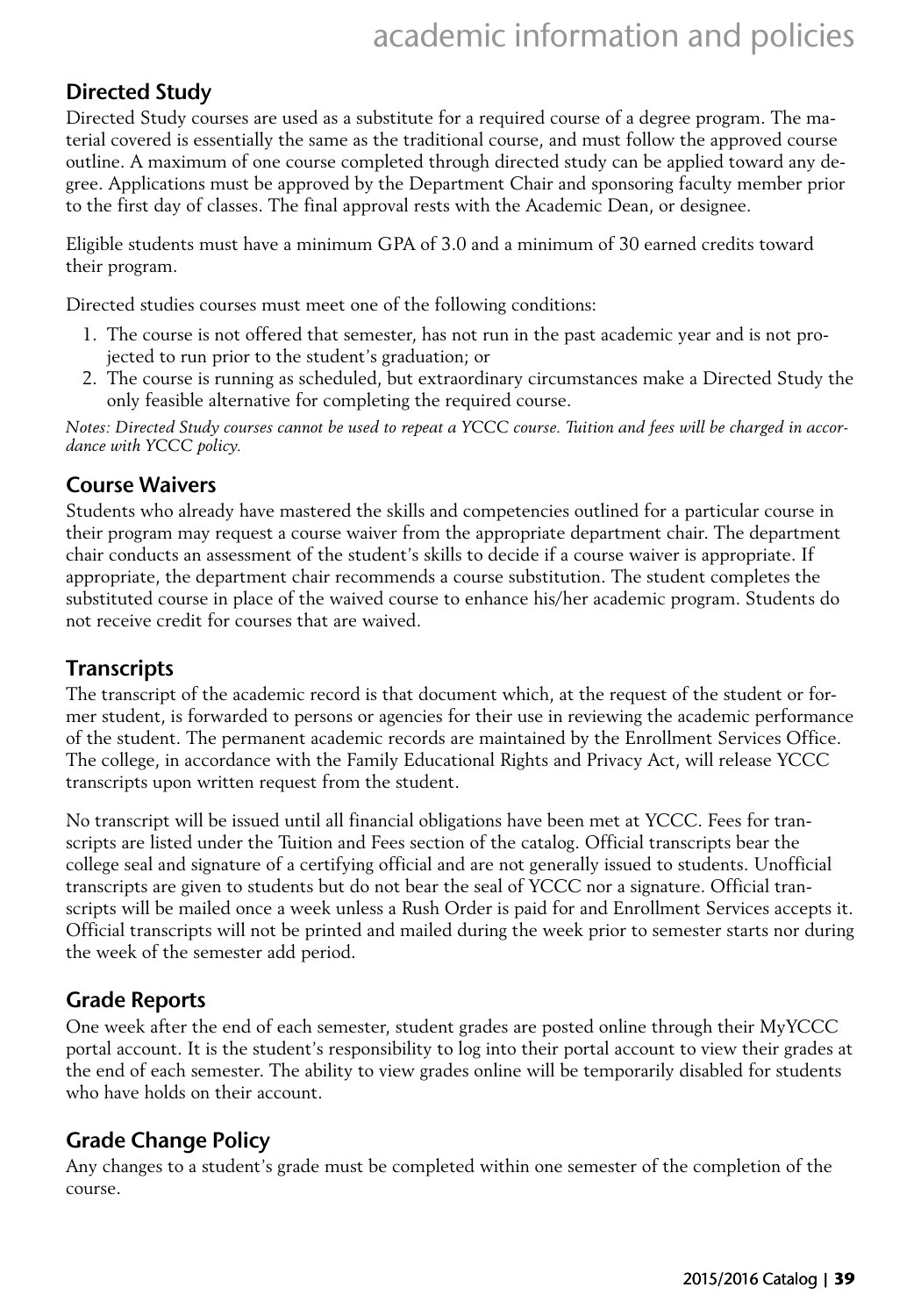## Directed Study

Directed Study courses are used as a substitute for a required course of a degree program. The material covered is essentially the same as the traditional course, and must follow the approved course outline. A maximum of one course completed through directed study can be applied toward any degree. Applications must be approved by the Department Chair and sponsoring faculty member prior to the first day of classes. The final approval rests with the Academic Dean, or designee.

Eligible students must have a minimum GPA of 3.0 and a minimum of 30 earned credits toward their program.

Directed studies courses must meet one of the following conditions:

1. The course is not offered that semester, has not run in the past academic year and is not projected to run prior to the student's graduation; or
2. The course is running as scheduled, but extraordinary circumstances make a Directed Study the only feasible alternative for completing the required course.

*Notes: Directed Study courses cannot be used to repeat a YCCC course. Tuition and fees will be charged in accordance with YCCC policy.*

## Course Waivers

Students who already have mastered the skills and competencies outlined for a particular course in their program may request a course waiver from the appropriate department chair. The department chair conducts an assessment of the student's skills to decide if a course waiver is appropriate. If appropriate, the department chair recommends a course substitution. The student completes the substituted course in place of the waived course to enhance his/her academic program. Students do not receive credit for courses that are waived.

## Transcripts

The transcript of the academic record is that document which, at the request of the student or former student, is forwarded to persons or agencies for their use in reviewing the academic performance of the student. The permanent academic records are maintained by the Enrollment Services Office. The college, in accordance with the Family Educational Rights and Privacy Act, will release YCCC transcripts upon written request from the student.

No transcript will be issued until all financial obligations have been met at YCCC. Fees for transcripts are listed under the Tuition and Fees section of the catalog. Official transcripts bear the college seal and signature of a certifying official and are not generally issued to students. Unofficial transcripts are given to students but do not bear the seal of YCCC nor a signature. Official transcripts will be mailed once a week unless a Rush Order is paid for and Enrollment Services accepts it. Official transcripts will not be printed and mailed during the week prior to semester starts nor during the week of the semester add period.

## Grade Reports

One week after the end of each semester, student grades are posted online through their MyYCCC portal account. It is the student's responsibility to log into their portal account to view their grades at the end of each semester. The ability to view grades online will be temporarily disabled for students who have holds on their account.

## Grade Change Policy

Any changes to a student's grade must be completed within one semester of the completion of the course.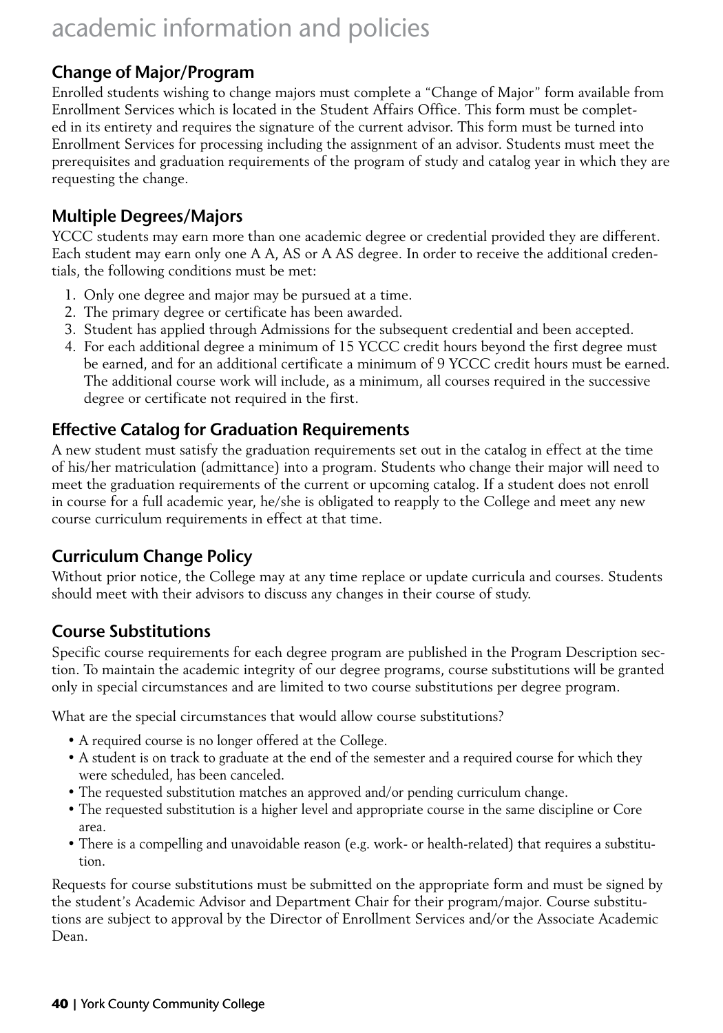# academic information and policies

## Change of Major/Program

Enrolled students wishing to change majors must complete a "Change of Major" form available from Enrollment Services which is located in the Student Affairs Office. This form must be completed in its entirety and requires the signature of the current advisor. This form must be turned into Enrollment Services for processing including the assignment of an advisor. Students must meet the prerequisites and graduation requirements of the program of study and catalog year in which they are requesting the change.

## Multiple Degrees/Majors

YCCC students may earn more than one academic degree or credential provided they are different. Each student may earn only one A A, AS or A AS degree. In order to receive the additional credentials, the following conditions must be met:

1. Only one degree and major may be pursued at a time.
2. The primary degree or certificate has been awarded.
3. Student has applied through Admissions for the subsequent credential and been accepted.
4. For each additional degree a minimum of 15 YCCC credit hours beyond the first degree must be earned, and for an additional certificate a minimum of 9 YCCC credit hours must be earned. The additional course work will include, as a minimum, all courses required in the successive degree or certificate not required in the first.

## Effective Catalog for Graduation Requirements

A new student must satisfy the graduation requirements set out in the catalog in effect at the time of his/her matriculation (admittance) into a program. Students who change their major will need to meet the graduation requirements of the current or upcoming catalog. If a student does not enroll in course for a full academic year, he/she is obligated to reapply to the College and meet any new course curriculum requirements in effect at that time.

## Curriculum Change Policy

Without prior notice, the College may at any time replace or update curricula and courses. Students should meet with their advisors to discuss any changes in their course of study.

## Course Substitutions

Specific course requirements for each degree program are published in the Program Description section. To maintain the academic integrity of our degree programs, course substitutions will be granted only in special circumstances and are limited to two course substitutions per degree program.

What are the special circumstances that would allow course substitutions?

- A required course is no longer offered at the College.
- A student is on track to graduate at the end of the semester and a required course for which they were scheduled, has been canceled.
- The requested substitution matches an approved and/or pending curriculum change.
- The requested substitution is a higher level and appropriate course in the same discipline or Core area.
- There is a compelling and unavoidable reason (e.g. work- or health-related) that requires a substitution.

Requests for course substitutions must be submitted on the appropriate form and must be signed by the student's Academic Advisor and Department Chair for their program/major. Course substitutions are subject to approval by the Director of Enrollment Services and/or the Associate Academic Dean.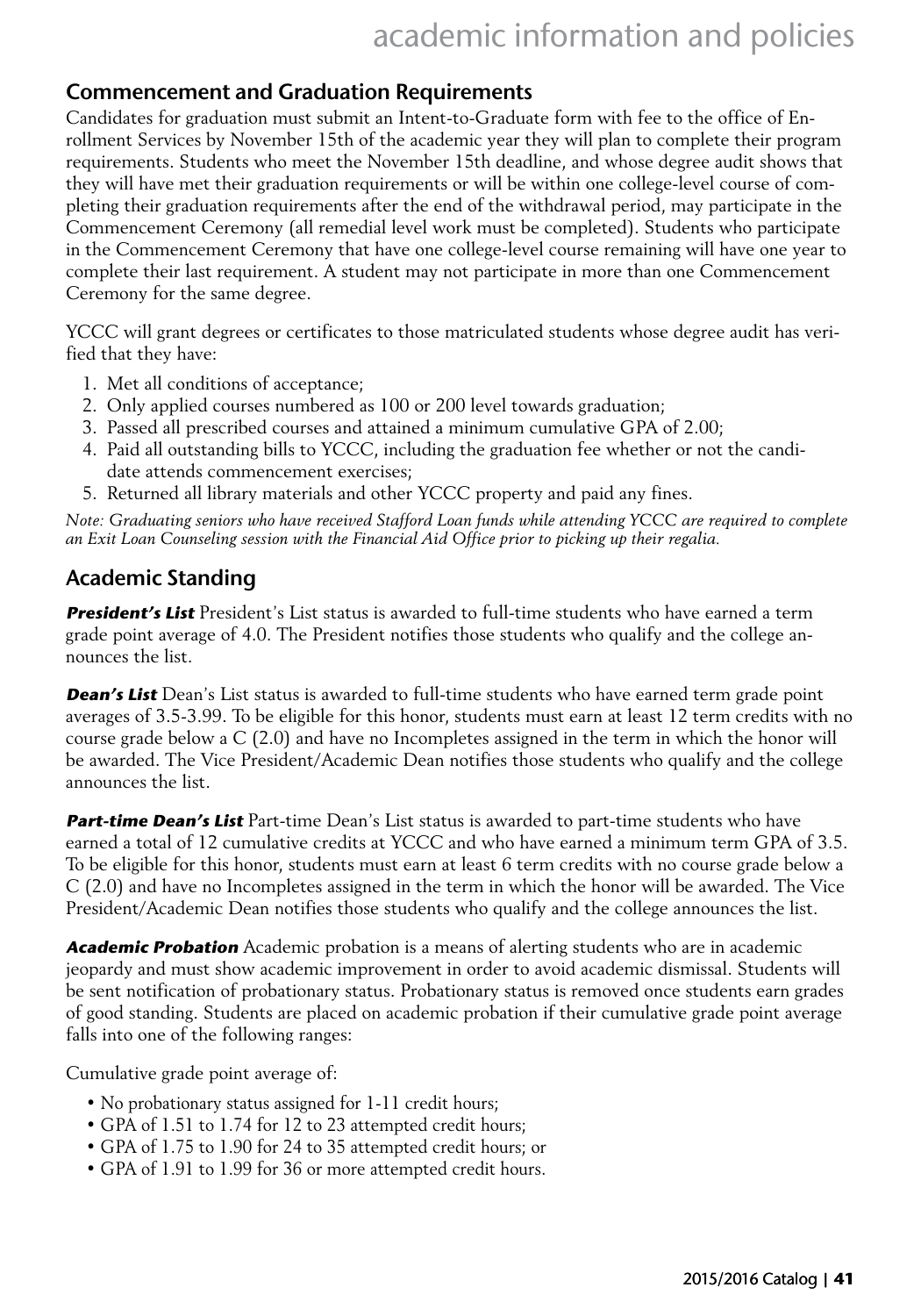## Commencement and Graduation Requirements

Candidates for graduation must submit an Intent-to-Graduate form with fee to the office of Enrollment Services by November 15th of the academic year they will plan to complete their program requirements. Students who meet the November 15th deadline, and whose degree audit shows that they will have met their graduation requirements or will be within one college-level course of completing their graduation requirements after the end of the withdrawal period, may participate in the Commencement Ceremony (all remedial level work must be completed). Students who participate in the Commencement Ceremony that have one college-level course remaining will have one year to complete their last requirement. A student may not participate in more than one Commencement Ceremony for the same degree.

YCCC will grant degrees or certificates to those matriculated students whose degree audit has verified that they have:

1. Met all conditions of acceptance;
2. Only applied courses numbered as 100 or 200 level towards graduation;
3. Passed all prescribed courses and attained a minimum cumulative GPA of 2.00;
4. Paid all outstanding bills to YCCC, including the graduation fee whether or not the candidate attends commencement exercises;
5. Returned all library materials and other YCCC property and paid any fines.

*Note: Graduating seniors who have received Stafford Loan funds while attending YCCC are required to complete an Exit Loan Counseling session with the Financial Aid Office prior to picking up their regalia.*

## Academic Standing

***President's List*** President's List status is awarded to full-time students who have earned a term grade point average of 4.0. The President notifies those students who qualify and the college announces the list.

***Dean's List*** Dean's List status is awarded to full-time students who have earned term grade point averages of 3.5-3.99. To be eligible for this honor, students must earn at least 12 term credits with no course grade below a C (2.0) and have no Incompletes assigned in the term in which the honor will be awarded. The Vice President/Academic Dean notifies those students who qualify and the college announces the list.

***Part-time Dean's List*** Part-time Dean's List status is awarded to part-time students who have earned a total of 12 cumulative credits at YCCC and who have earned a minimum term GPA of 3.5. To be eligible for this honor, students must earn at least 6 term credits with no course grade below a C (2.0) and have no Incompletes assigned in the term in which the honor will be awarded. The Vice President/Academic Dean notifies those students who qualify and the college announces the list.

***Academic Probation*** Academic probation is a means of alerting students who are in academic jeopardy and must show academic improvement in order to avoid academic dismissal. Students will be sent notification of probationary status. Probationary status is removed once students earn grades of good standing. Students are placed on academic probation if their cumulative grade point average falls into one of the following ranges:

Cumulative grade point average of:

- No probationary status assigned for 1-11 credit hours;
- GPA of 1.51 to 1.74 for 12 to 23 attempted credit hours;
- GPA of 1.75 to 1.90 for 24 to 35 attempted credit hours; or
- GPA of 1.91 to 1.99 for 36 or more attempted credit hours.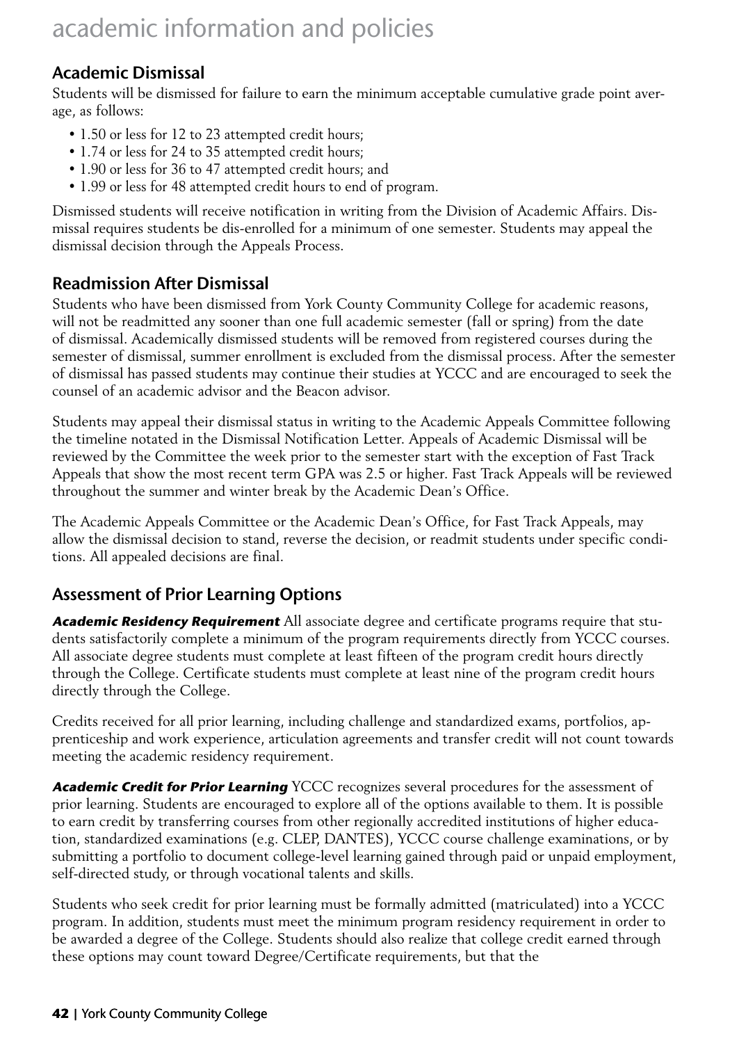# academic information and policies

## Academic Dismissal

Students will be dismissed for failure to earn the minimum acceptable cumulative grade point average, as follows:

- 1.50 or less for 12 to 23 attempted credit hours;
- 1.74 or less for 24 to 35 attempted credit hours;
- 1.90 or less for 36 to 47 attempted credit hours; and
- 1.99 or less for 48 attempted credit hours to end of program.

Dismissed students will receive notification in writing from the Division of Academic Affairs. Dismissal requires students be dis-enrolled for a minimum of one semester. Students may appeal the dismissal decision through the Appeals Process.

## Readmission After Dismissal

Students who have been dismissed from York County Community College for academic reasons, will not be readmitted any sooner than one full academic semester (fall or spring) from the date of dismissal. Academically dismissed students will be removed from registered courses during the semester of dismissal, summer enrollment is excluded from the dismissal process. After the semester of dismissal has passed students may continue their studies at YCCC and are encouraged to seek the counsel of an academic advisor and the Beacon advisor.

Students may appeal their dismissal status in writing to the Academic Appeals Committee following the timeline notated in the Dismissal Notification Letter. Appeals of Academic Dismissal will be reviewed by the Committee the week prior to the semester start with the exception of Fast Track Appeals that show the most recent term GPA was 2.5 or higher. Fast Track Appeals will be reviewed throughout the summer and winter break by the Academic Dean's Office.

The Academic Appeals Committee or the Academic Dean's Office, for Fast Track Appeals, may allow the dismissal decision to stand, reverse the decision, or readmit students under specific conditions. All appealed decisions are final.

## Assessment of Prior Learning Options

***Academic Residency Requirement*** All associate degree and certificate programs require that students satisfactorily complete a minimum of the program requirements directly from YCCC courses. All associate degree students must complete at least fifteen of the program credit hours directly through the College. Certificate students must complete at least nine of the program credit hours directly through the College.

Credits received for all prior learning, including challenge and standardized exams, portfolios, apprenticeship and work experience, articulation agreements and transfer credit will not count towards meeting the academic residency requirement.

***Academic Credit for Prior Learning*** YCCC recognizes several procedures for the assessment of prior learning. Students are encouraged to explore all of the options available to them. It is possible to earn credit by transferring courses from other regionally accredited institutions of higher education, standardized examinations (e.g. CLEP, DANTES), YCCC course challenge examinations, or by submitting a portfolio to document college-level learning gained through paid or unpaid employment, self-directed study, or through vocational talents and skills.

Students who seek credit for prior learning must be formally admitted (matriculated) into a YCCC program. In addition, students must meet the minimum program residency requirement in order to be awarded a degree of the College. Students should also realize that college credit earned through these options may count toward Degree/Certificate requirements, but that the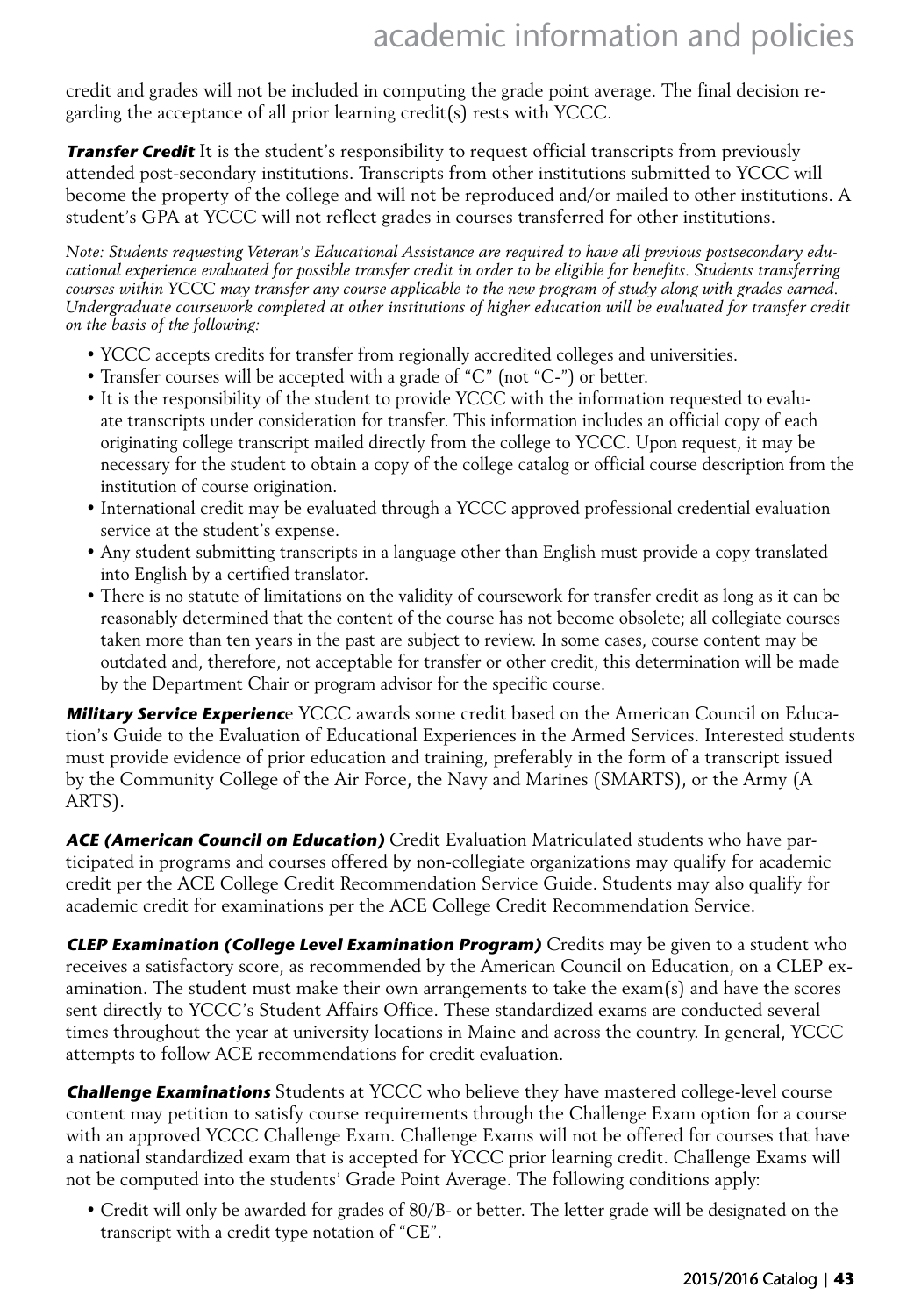credit and grades will not be included in computing the grade point average. The final decision regarding the acceptance of all prior learning credit(s) rests with YCCC.

***Transfer Credit*** It is the student's responsibility to request official transcripts from previously attended post-secondary institutions. Transcripts from other institutions submitted to YCCC will become the property of the college and will not be reproduced and/or mailed to other institutions. A student's GPA at YCCC will not reflect grades in courses transferred for other institutions.

*Note: Students requesting Veteran's Educational Assistance are required to have all previous postsecondary educational experience evaluated for possible transfer credit in order to be eligible for benefits. Students transferring courses within YCCC may transfer any course applicable to the new program of study along with grades earned. Undergraduate coursework completed at other institutions of higher education will be evaluated for transfer credit on the basis of the following:*

- YCCC accepts credits for transfer from regionally accredited colleges and universities.
- Transfer courses will be accepted with a grade of "C" (not "C-") or better.
- It is the responsibility of the student to provide YCCC with the information requested to evaluate transcripts under consideration for transfer. This information includes an official copy of each originating college transcript mailed directly from the college to YCCC. Upon request, it may be necessary for the student to obtain a copy of the college catalog or official course description from the institution of course origination.
- International credit may be evaluated through a YCCC approved professional credential evaluation service at the student's expense.
- Any student submitting transcripts in a language other than English must provide a copy translated into English by a certified translator.
- There is no statute of limitations on the validity of coursework for transfer credit as long as it can be reasonably determined that the content of the course has not become obsolete; all collegiate courses taken more than ten years in the past are subject to review. In some cases, course content may be outdated and, therefore, not acceptable for transfer or other credit, this determination will be made by the Department Chair or program advisor for the specific course.

***Military Service Experienc***e YCCC awards some credit based on the American Council on Education's Guide to the Evaluation of Educational Experiences in the Armed Services. Interested students must provide evidence of prior education and training, preferably in the form of a transcript issued by the Community College of the Air Force, the Navy and Marines (SMARTS), or the Army (A ARTS).

***ACE (American Council on Education)*** Credit Evaluation Matriculated students who have participated in programs and courses offered by non-collegiate organizations may qualify for academic credit per the ACE College Credit Recommendation Service Guide. Students may also qualify for academic credit for examinations per the ACE College Credit Recommendation Service.

***CLEP Examination (College Level Examination Program)*** Credits may be given to a student who receives a satisfactory score, as recommended by the American Council on Education, on a CLEP examination. The student must make their own arrangements to take the exam(s) and have the scores sent directly to YCCC's Student Affairs Office. These standardized exams are conducted several times throughout the year at university locations in Maine and across the country. In general, YCCC attempts to follow ACE recommendations for credit evaluation.

***Challenge Examinations*** Students at YCCC who believe they have mastered college-level course content may petition to satisfy course requirements through the Challenge Exam option for a course with an approved YCCC Challenge Exam. Challenge Exams will not be offered for courses that have a national standardized exam that is accepted for YCCC prior learning credit. Challenge Exams will not be computed into the students' Grade Point Average. The following conditions apply:

- Credit will only be awarded for grades of 80/B- or better. The letter grade will be designated on the transcript with a credit type notation of "CE".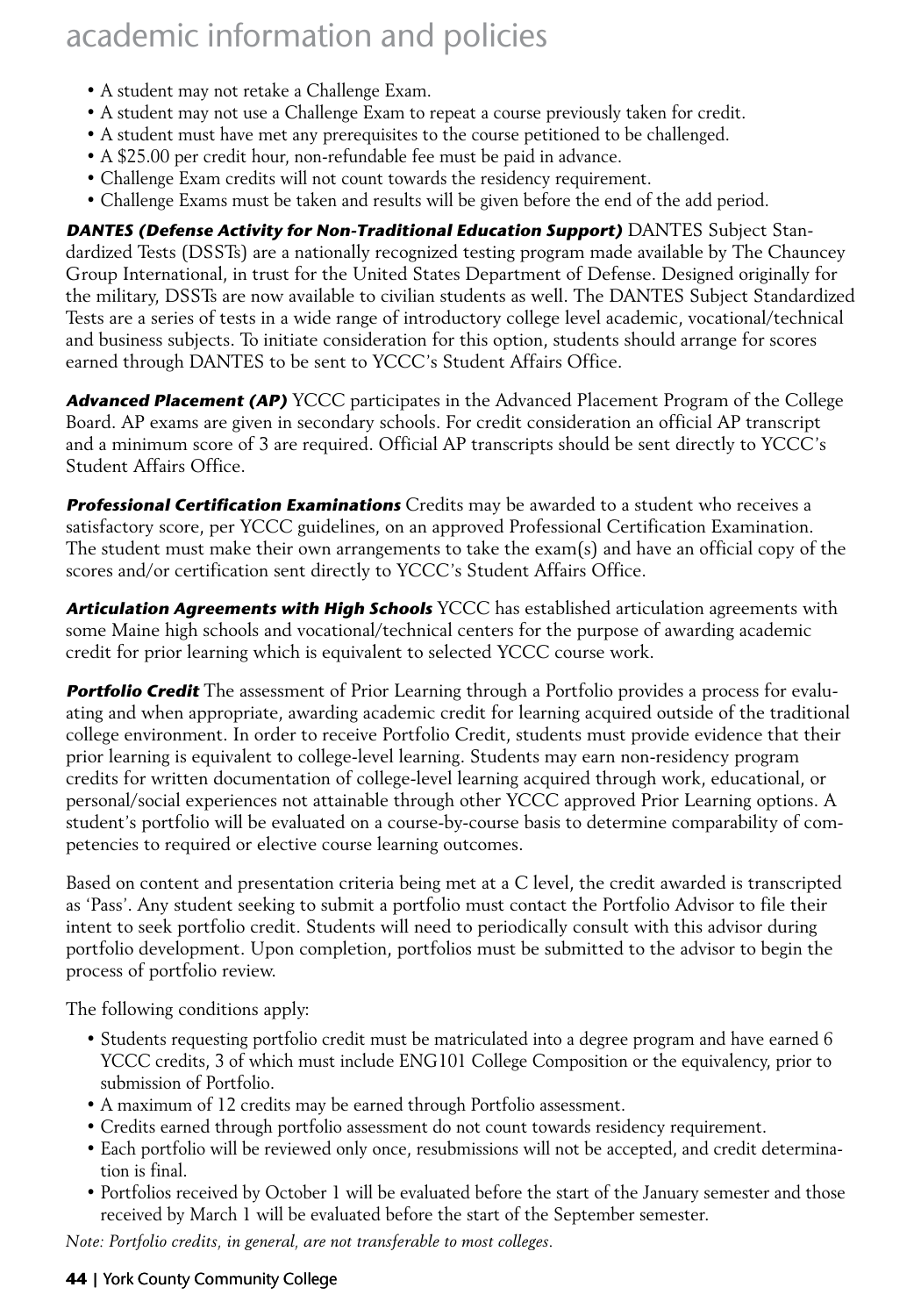- A student may not retake a Challenge Exam.
- A student may not use a Challenge Exam to repeat a course previously taken for credit.
- A student must have met any prerequisites to the course petitioned to be challenged.
- A $25.00 per credit hour, non-refundable fee must be paid in advance.
- Challenge Exam credits will not count towards the residency requirement.
- Challenge Exams must be taken and results will be given before the end of the add period.

***DANTES (Defense Activity for Non-Traditional Education Support)*** DANTES Subject Standardized Tests (DSSTs) are a nationally recognized testing program made available by The Chauncey Group International, in trust for the United States Department of Defense. Designed originally for the military, DSSTs are now available to civilian students as well. The DANTES Subject Standardized Tests are a series of tests in a wide range of introductory college level academic, vocational/technical and business subjects. To initiate consideration for this option, students should arrange for scores earned through DANTES to be sent to YCCC's Student Affairs Office.

***Advanced Placement (AP)*** YCCC participates in the Advanced Placement Program of the College Board. AP exams are given in secondary schools. For credit consideration an official AP transcript and a minimum score of 3 are required. Official AP transcripts should be sent directly to YCCC's Student Affairs Office.

***Professional Certification Examinations*** Credits may be awarded to a student who receives a satisfactory score, per YCCC guidelines, on an approved Professional Certification Examination. The student must make their own arrangements to take the exam(s) and have an official copy of the scores and/or certification sent directly to YCCC's Student Affairs Office.

***Articulation Agreements with High Schools*** YCCC has established articulation agreements with some Maine high schools and vocational/technical centers for the purpose of awarding academic credit for prior learning which is equivalent to selected YCCC course work.

***Portfolio Credit*** The assessment of Prior Learning through a Portfolio provides a process for evaluating and when appropriate, awarding academic credit for learning acquired outside of the traditional college environment. In order to receive Portfolio Credit, students must provide evidence that their prior learning is equivalent to college-level learning. Students may earn non-residency program credits for written documentation of college-level learning acquired through work, educational, or personal/social experiences not attainable through other YCCC approved Prior Learning options. A student's portfolio will be evaluated on a course-by-course basis to determine comparability of competencies to required or elective course learning outcomes.

Based on content and presentation criteria being met at a C level, the credit awarded is transcripted as 'Pass'. Any student seeking to submit a portfolio must contact the Portfolio Advisor to file their intent to seek portfolio credit. Students will need to periodically consult with this advisor during portfolio development. Upon completion, portfolios must be submitted to the advisor to begin the process of portfolio review.

The following conditions apply:

- Students requesting portfolio credit must be matriculated into a degree program and have earned 6 YCCC credits, 3 of which must include ENG101 College Composition or the equivalency, prior to submission of Portfolio.
- A maximum of 12 credits may be earned through Portfolio assessment.
- Credits earned through portfolio assessment do not count towards residency requirement.
- Each portfolio will be reviewed only once, resubmissions will not be accepted, and credit determination is final.
- Portfolios received by October 1 will be evaluated before the start of the January semester and those received by March 1 will be evaluated before the start of the September semester.

*Note: Portfolio credits, in general, are not transferable to most colleges.*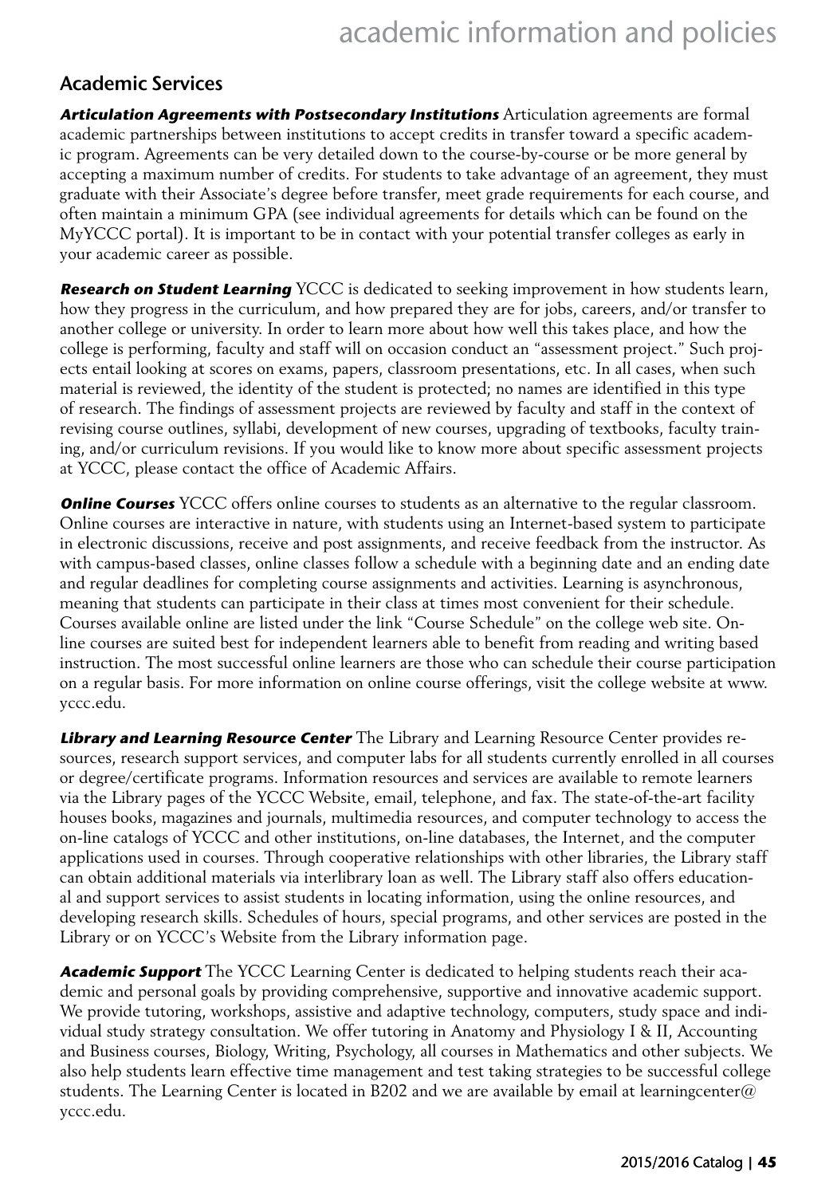## Academic Services

***Articulation Agreements with Postsecondary Institutions*** Articulation agreements are formal academic partnerships between institutions to accept credits in transfer toward a specific academic program. Agreements can be very detailed down to the course-by-course or be more general by accepting a maximum number of credits. For students to take advantage of an agreement, they must graduate with their Associate's degree before transfer, meet grade requirements for each course, and often maintain a minimum GPA (see individual agreements for details which can be found on the MyYCCC portal). It is important to be in contact with your potential transfer colleges as early in your academic career as possible.

***Research on Student Learning*** YCCC is dedicated to seeking improvement in how students learn, how they progress in the curriculum, and how prepared they are for jobs, careers, and/or transfer to another college or university. In order to learn more about how well this takes place, and how the college is performing, faculty and staff will on occasion conduct an "assessment project." Such projects entail looking at scores on exams, papers, classroom presentations, etc. In all cases, when such material is reviewed, the identity of the student is protected; no names are identified in this type of research. The findings of assessment projects are reviewed by faculty and staff in the context of revising course outlines, syllabi, development of new courses, upgrading of textbooks, faculty training, and/or curriculum revisions. If you would like to know more about specific assessment projects at YCCC, please contact the office of Academic Affairs.

***Online Courses*** YCCC offers online courses to students as an alternative to the regular classroom. Online courses are interactive in nature, with students using an Internet-based system to participate in electronic discussions, receive and post assignments, and receive feedback from the instructor. As with campus-based classes, online classes follow a schedule with a beginning date and an ending date and regular deadlines for completing course assignments and activities. Learning is asynchronous, meaning that students can participate in their class at times most convenient for their schedule. Courses available online are listed under the link "Course Schedule" on the college web site. Online courses are suited best for independent learners able to benefit from reading and writing based instruction. The most successful online learners are those who can schedule their course participation on a regular basis. For more information on online course offerings, visit the college website at www.yccc.edu.

***Library and Learning Resource Center*** The Library and Learning Resource Center provides resources, research support services, and computer labs for all students currently enrolled in all courses or degree/certificate programs. Information resources and services are available to remote learners via the Library pages of the YCCC Website, email, telephone, and fax. The state-of-the-art facility houses books, magazines and journals, multimedia resources, and computer technology to access the on-line catalogs of YCCC and other institutions, on-line databases, the Internet, and the computer applications used in courses. Through cooperative relationships with other libraries, the Library staff can obtain additional materials via interlibrary loan as well. The Library staff also offers educational and support services to assist students in locating information, using the online resources, and developing research skills. Schedules of hours, special programs, and other services are posted in the Library or on YCCC's Website from the Library information page.

***Academic Support*** The YCCC Learning Center is dedicated to helping students reach their academic and personal goals by providing comprehensive, supportive and innovative academic support. We provide tutoring, workshops, assistive and adaptive technology, computers, study space and individual study strategy consultation. We offer tutoring in Anatomy and Physiology I & II, Accounting and Business courses, Biology, Writing, Psychology, all courses in Mathematics and other subjects. We also help students learn effective time management and test taking strategies to be successful college students. The Learning Center is located in B202 and we are available by email at learningcenter@yccc.edu.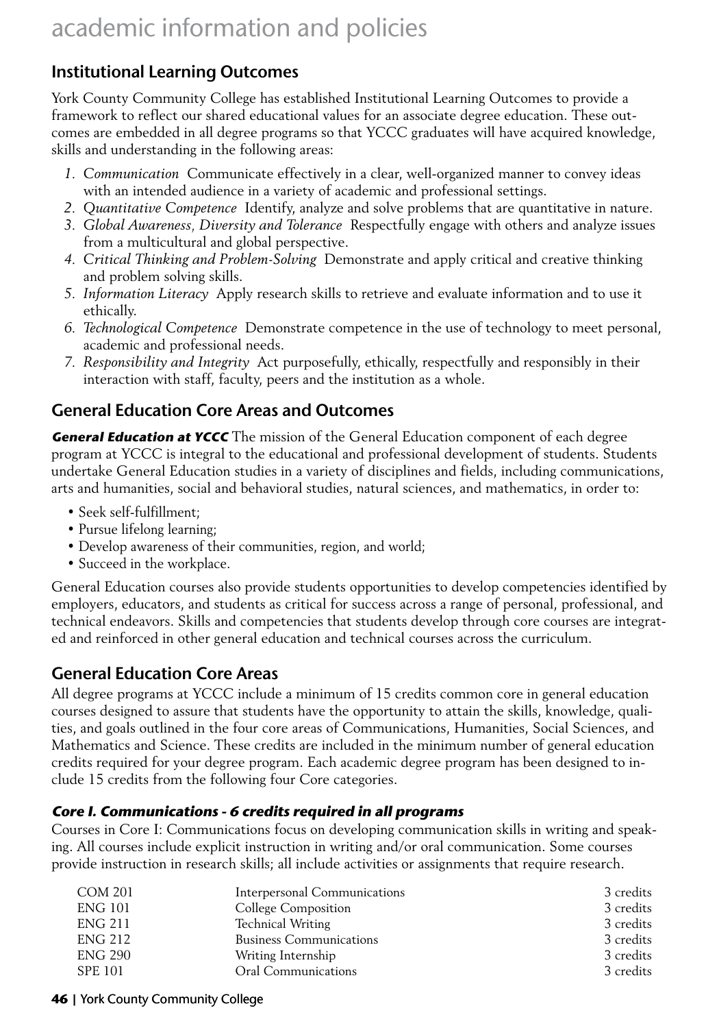# academic information and policies

## Institutional Learning Outcomes

York County Community College has established Institutional Learning Outcomes to provide a framework to reflect our shared educational values for an associate degree education. These outcomes are embedded in all degree programs so that YCCC graduates will have acquired knowledge, skills and understanding in the following areas:

1. *Communication* Communicate effectively in a clear, well-organized manner to convey ideas with an intended audience in a variety of academic and professional settings.
2. *Quantitative Competence* Identify, analyze and solve problems that are quantitative in nature.
3. *Global Awareness, Diversity and Tolerance* Respectfully engage with others and analyze issues from a multicultural and global perspective.
4. *Critical Thinking and Problem-Solving* Demonstrate and apply critical and creative thinking and problem solving skills.
5. *Information Literacy* Apply research skills to retrieve and evaluate information and to use it ethically.
6. *Technological Competence* Demonstrate competence in the use of technology to meet personal, academic and professional needs.
7. *Responsibility and Integrity* Act purposefully, ethically, respectfully and responsibly in their interaction with staff, faculty, peers and the institution as a whole.

## General Education Core Areas and Outcomes

***General Education at YCCC*** The mission of the General Education component of each degree program at YCCC is integral to the educational and professional development of students. Students undertake General Education studies in a variety of disciplines and fields, including communications, arts and humanities, social and behavioral studies, natural sciences, and mathematics, in order to:

- Seek self-fulfillment;
- Pursue lifelong learning;
- Develop awareness of their communities, region, and world;
- Succeed in the workplace.

General Education courses also provide students opportunities to develop competencies identified by employers, educators, and students as critical for success across a range of personal, professional, and technical endeavors. Skills and competencies that students develop through core courses are integrated and reinforced in other general education and technical courses across the curriculum.

## General Education Core Areas

All degree programs at YCCC include a minimum of 15 credits common core in general education courses designed to assure that students have the opportunity to attain the skills, knowledge, qualities, and goals outlined in the four core areas of Communications, Humanities, Social Sciences, and Mathematics and Science. These credits are included in the minimum number of general education credits required for your degree program. Each academic degree program has been designed to include 15 credits from the following four Core categories.

### *Core I. Communications - 6 credits required in all programs*

Courses in Core I: Communications focus on developing communication skills in writing and speaking. All courses include explicit instruction in writing and/or oral communication. Some courses provide instruction in research skills; all include activities or assignments that require research.

| | | |
|---|---|---|
| COM 201 | Interpersonal Communications | 3 credits |
| ENG 101 | College Composition | 3 credits |
| ENG 211 | Technical Writing | 3 credits |
| ENG 212 | Business Communications | 3 credits |
| ENG 290 | Writing Internship | 3 credits |
| SPE 101 | Oral Communications | 3 credits |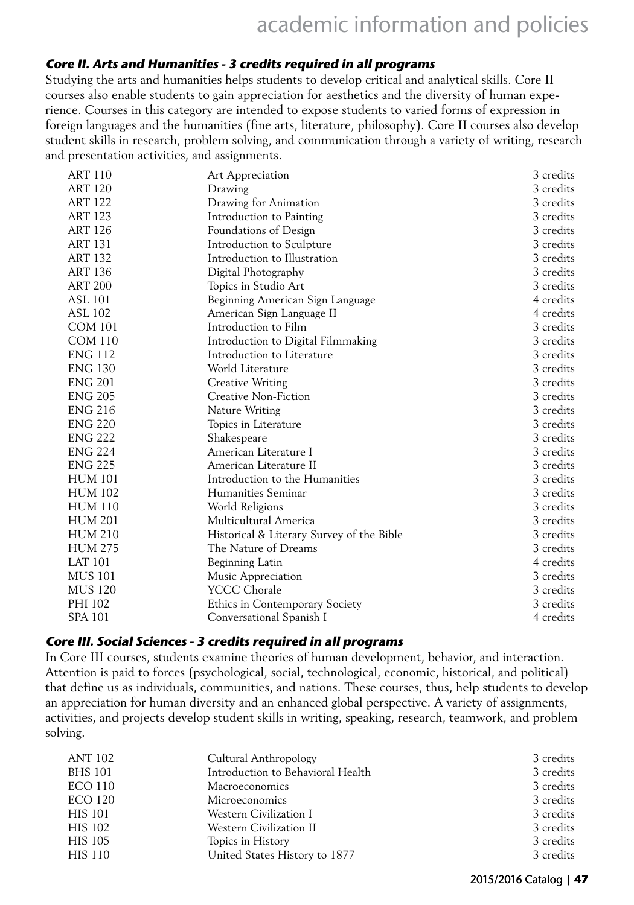### *Core II. Arts and Humanities - 3 credits required in all programs*

Studying the arts and humanities helps students to develop critical and analytical skills. Core II courses also enable students to gain appreciation for aesthetics and the diversity of human experience. Courses in this category are intended to expose students to varied forms of expression in foreign languages and the humanities (fine arts, literature, philosophy). Core II courses also develop student skills in research, problem solving, and communication through a variety of writing, research and presentation activities, and assignments.

| | | |
|---|---|---|
| ART 110 | Art Appreciation | 3 credits |
| ART 120 | Drawing | 3 credits |
| ART 122 | Drawing for Animation | 3 credits |
| ART 123 | Introduction to Painting | 3 credits |
| ART 126 | Foundations of Design | 3 credits |
| ART 131 | Introduction to Sculpture | 3 credits |
| ART 132 | Introduction to Illustration | 3 credits |
| ART 136 | Digital Photography | 3 credits |
| ART 200 | Topics in Studio Art | 3 credits |
| ASL 101 | Beginning American Sign Language | 4 credits |
| ASL 102 | American Sign Language II | 4 credits |
| COM 101 | Introduction to Film | 3 credits |
| COM 110 | Introduction to Digital Filmmaking | 3 credits |
| ENG 112 | Introduction to Literature | 3 credits |
| ENG 130 | World Literature | 3 credits |
| ENG 201 | Creative Writing | 3 credits |
| ENG 205 | Creative Non-Fiction | 3 credits |
| ENG 216 | Nature Writing | 3 credits |
| ENG 220 | Topics in Literature | 3 credits |
| ENG 222 | Shakespeare | 3 credits |
| ENG 224 | American Literature I | 3 credits |
| ENG 225 | American Literature II | 3 credits |
| HUM 101 | Introduction to the Humanities | 3 credits |
| HUM 102 | Humanities Seminar | 3 credits |
| HUM 110 | World Religions | 3 credits |
| HUM 201 | Multicultural America | 3 credits |
| HUM 210 | Historical & Literary Survey of the Bible | 3 credits |
| HUM 275 | The Nature of Dreams | 3 credits |
| LAT 101 | Beginning Latin | 4 credits |
| MUS 101 | Music Appreciation | 3 credits |
| MUS 120 | YCCC Chorale | 3 credits |
| PHI 102 | Ethics in Contemporary Society | 3 credits |
| SPA 101 | Conversational Spanish I | 4 credits |

### *Core III. Social Sciences - 3 credits required in all programs*

In Core III courses, students examine theories of human development, behavior, and interaction. Attention is paid to forces (psychological, social, technological, economic, historical, and political) that define us as individuals, communities, and nations. These courses, thus, help students to develop an appreciation for human diversity and an enhanced global perspective. A variety of assignments, activities, and projects develop student skills in writing, speaking, research, teamwork, and problem solving.

| | | |
|---|---|---|
| ANT 102 | Cultural Anthropology | 3 credits |
| BHS 101 | Introduction to Behavioral Health | 3 credits |
| ECO 110 | Macroeconomics | 3 credits |
| ECO 120 | Microeconomics | 3 credits |
| HIS 101 | Western Civilization I | 3 credits |
| HIS 102 | Western Civilization II | 3 credits |
| HIS 105 | Topics in History | 3 credits |
| HIS 110 | United States History to 1877 | 3 credits |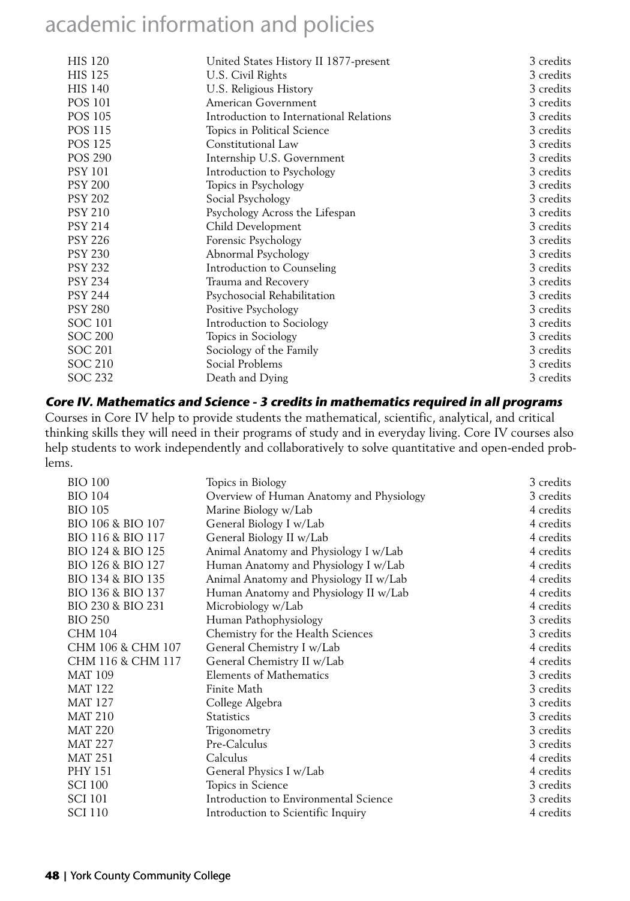| | | |
|---|---|---|
| HIS 120 | United States History II 1877-present | 3 credits |
| HIS 125 | U.S. Civil Rights | 3 credits |
| HIS 140 | U.S. Religious History | 3 credits |
| POS 101 | American Government | 3 credits |
| POS 105 | Introduction to International Relations | 3 credits |
| POS 115 | Topics in Political Science | 3 credits |
| POS 125 | Constitutional Law | 3 credits |
| POS 290 | Internship U.S. Government | 3 credits |
| PSY 101 | Introduction to Psychology | 3 credits |
| PSY 200 | Topics in Psychology | 3 credits |
| PSY 202 | Social Psychology | 3 credits |
| PSY 210 | Psychology Across the Lifespan | 3 credits |
| PSY 214 | Child Development | 3 credits |
| PSY 226 | Forensic Psychology | 3 credits |
| PSY 230 | Abnormal Psychology | 3 credits |
| PSY 232 | Introduction to Counseling | 3 credits |
| PSY 234 | Trauma and Recovery | 3 credits |
| PSY 244 | Psychosocial Rehabilitation | 3 credits |
| PSY 280 | Positive Psychology | 3 credits |
| SOC 101 | Introduction to Sociology | 3 credits |
| SOC 200 | Topics in Sociology | 3 credits |
| SOC 201 | Sociology of the Family | 3 credits |
| SOC 210 | Social Problems | 3 credits |
| SOC 232 | Death and Dying | 3 credits |

***Core IV. Mathematics and Science - 3 credits in mathematics required in all programs***

Courses in Core IV help to provide students the mathematical, scientific, analytical, and critical thinking skills they will need in their programs of study and in everyday living. Core IV courses also help students to work independently and collaboratively to solve quantitative and open-ended problems.

| | | |
|---|---|---|
| BIO 100 | Topics in Biology | 3 credits |
| BIO 104 | Overview of Human Anatomy and Physiology | 3 credits |
| BIO 105 | Marine Biology w/Lab | 4 credits |
| BIO 106 & BIO 107 | General Biology I w/Lab | 4 credits |
| BIO 116 & BIO 117 | General Biology II w/Lab | 4 credits |
| BIO 124 & BIO 125 | Animal Anatomy and Physiology I w/Lab | 4 credits |
| BIO 126 & BIO 127 | Human Anatomy and Physiology I w/Lab | 4 credits |
| BIO 134 & BIO 135 | Animal Anatomy and Physiology II w/Lab | 4 credits |
| BIO 136 & BIO 137 | Human Anatomy and Physiology II w/Lab | 4 credits |
| BIO 230 & BIO 231 | Microbiology w/Lab | 4 credits |
| BIO 250 | Human Pathophysiology | 3 credits |
| CHM 104 | Chemistry for the Health Sciences | 3 credits |
| CHM 106 & CHM 107 | General Chemistry I w/Lab | 4 credits |
| CHM 116 & CHM 117 | General Chemistry II w/Lab | 4 credits |
| MAT 109 | Elements of Mathematics | 3 credits |
| MAT 122 | Finite Math | 3 credits |
| MAT 127 | College Algebra | 3 credits |
| MAT 210 | Statistics | 3 credits |
| MAT 220 | Trigonometry | 3 credits |
| MAT 227 | Pre-Calculus | 3 credits |
| MAT 251 | Calculus | 4 credits |
| PHY 151 | General Physics I w/Lab | 4 credits |
| SCI 100 | Topics in Science | 3 credits |
| SCI 101 | Introduction to Environmental Science | 3 credits |
| SCI 110 | Introduction to Scientific Inquiry | 4 credits |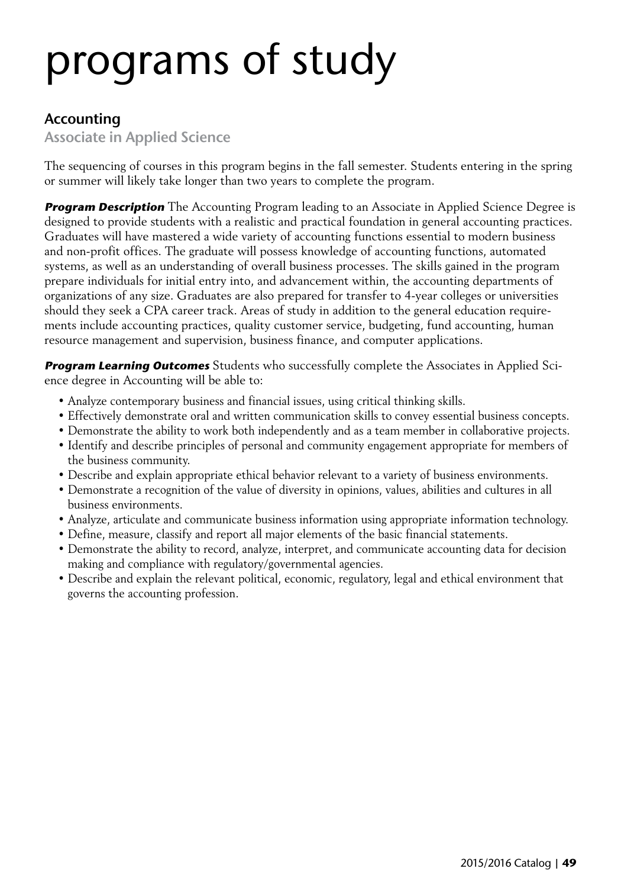# programs of study

## Accounting

### Associate in Applied Science

The sequencing of courses in this program begins in the fall semester. Students entering in the spring or summer will likely take longer than two years to complete the program.

***Program Description*** The Accounting Program leading to an Associate in Applied Science Degree is designed to provide students with a realistic and practical foundation in general accounting practices. Graduates will have mastered a wide variety of accounting functions essential to modern business and non-profit offices. The graduate will possess knowledge of accounting functions, automated systems, as well as an understanding of overall business processes. The skills gained in the program prepare individuals for initial entry into, and advancement within, the accounting departments of organizations of any size. Graduates are also prepared for transfer to 4-year colleges or universities should they seek a CPA career track. Areas of study in addition to the general education requirements include accounting practices, quality customer service, budgeting, fund accounting, human resource management and supervision, business finance, and computer applications.

***Program Learning Outcomes*** Students who successfully complete the Associates in Applied Science degree in Accounting will be able to:

- Analyze contemporary business and financial issues, using critical thinking skills.
- Effectively demonstrate oral and written communication skills to convey essential business concepts.
- Demonstrate the ability to work both independently and as a team member in collaborative projects.
- Identify and describe principles of personal and community engagement appropriate for members of the business community.
- Describe and explain appropriate ethical behavior relevant to a variety of business environments.
- Demonstrate a recognition of the value of diversity in opinions, values, abilities and cultures in all business environments.
- Analyze, articulate and communicate business information using appropriate information technology.
- Define, measure, classify and report all major elements of the basic financial statements.
- Demonstrate the ability to record, analyze, interpret, and communicate accounting data for decision making and compliance with regulatory/governmental agencies.
- Describe and explain the relevant political, economic, regulatory, legal and ethical environment that governs the accounting profession.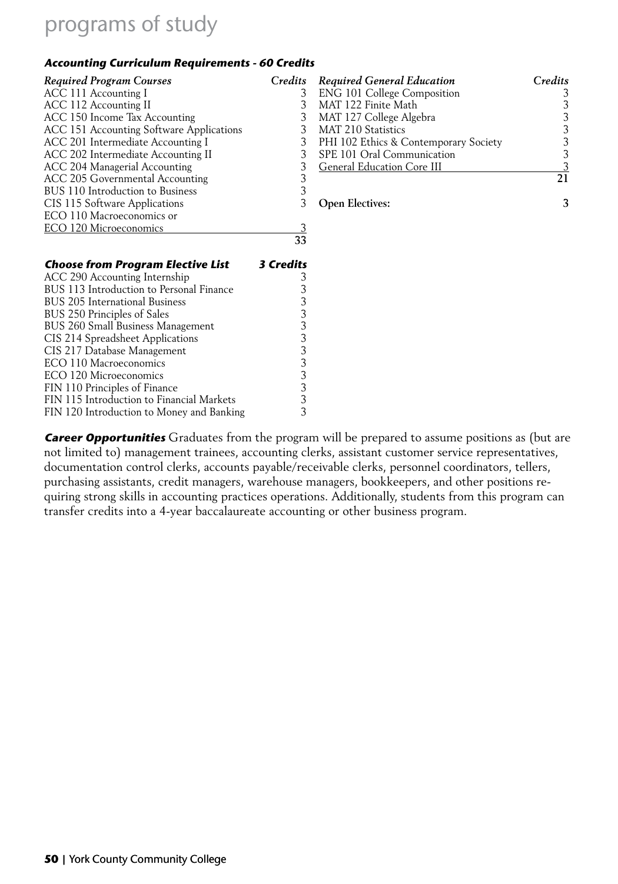# programs of study

### *Accounting Curriculum Requirements - 60 Credits*

| *Required Program Courses* | *Credits* |
|---|---|
| ACC 111 Accounting I | 3 |
| ACC 112 Accounting II | 3 |
| ACC 150 Income Tax Accounting | 3 |
| ACC 151 Accounting Software Applications | 3 |
| ACC 201 Intermediate Accounting I | 3 |
| ACC 202 Intermediate Accounting II | 3 |
| ACC 204 Managerial Accounting | 3 |
| ACC 205 Governmental Accounting | 3 |
| BUS 110 Introduction to Business | 3 |
| CIS 115 Software Applications | 3 |
| ECO 110 Macroeconomics or ECO 120 Microeconomics | 3 |
| | **33** |

| *Required General Education* | *Credits* |
|---|---|
| ENG 101 College Composition | 3 |
| MAT 122 Finite Math | 3 |
| MAT 127 College Algebra | 3 |
| MAT 210 Statistics | 3 |
| PHI 102 Ethics & Contemporary Society | 3 |
| SPE 101 Oral Communication | 3 |
| General Education Core III | 3 |
| | **21** |

**Open Electives: 3**

| *Choose from Program Elective List* | *3 Credits* |
|---|---|
| ACC 290 Accounting Internship | 3 |
| BUS 113 Introduction to Personal Finance | 3 |
| BUS 205 International Business | 3 |
| BUS 250 Principles of Sales | 3 |
| BUS 260 Small Business Management | 3 |
| CIS 214 Spreadsheet Applications | 3 |
| CIS 217 Database Management | 3 |
| ECO 110 Macroeconomics | 3 |
| ECO 120 Microeconomics | 3 |
| FIN 110 Principles of Finance | 3 |
| FIN 115 Introduction to Financial Markets | 3 |
| FIN 120 Introduction to Money and Banking | 3 |

***Career Opportunities*** Graduates from the program will be prepared to assume positions as (but are not limited to) management trainees, accounting clerks, assistant customer service representatives, documentation control clerks, accounts payable/receivable clerks, personnel coordinators, tellers, purchasing assistants, credit managers, warehouse managers, bookkeepers, and other positions requiring strong skills in accounting practices operations. Additionally, students from this program can transfer credits into a 4-year baccalaureate accounting or other business program.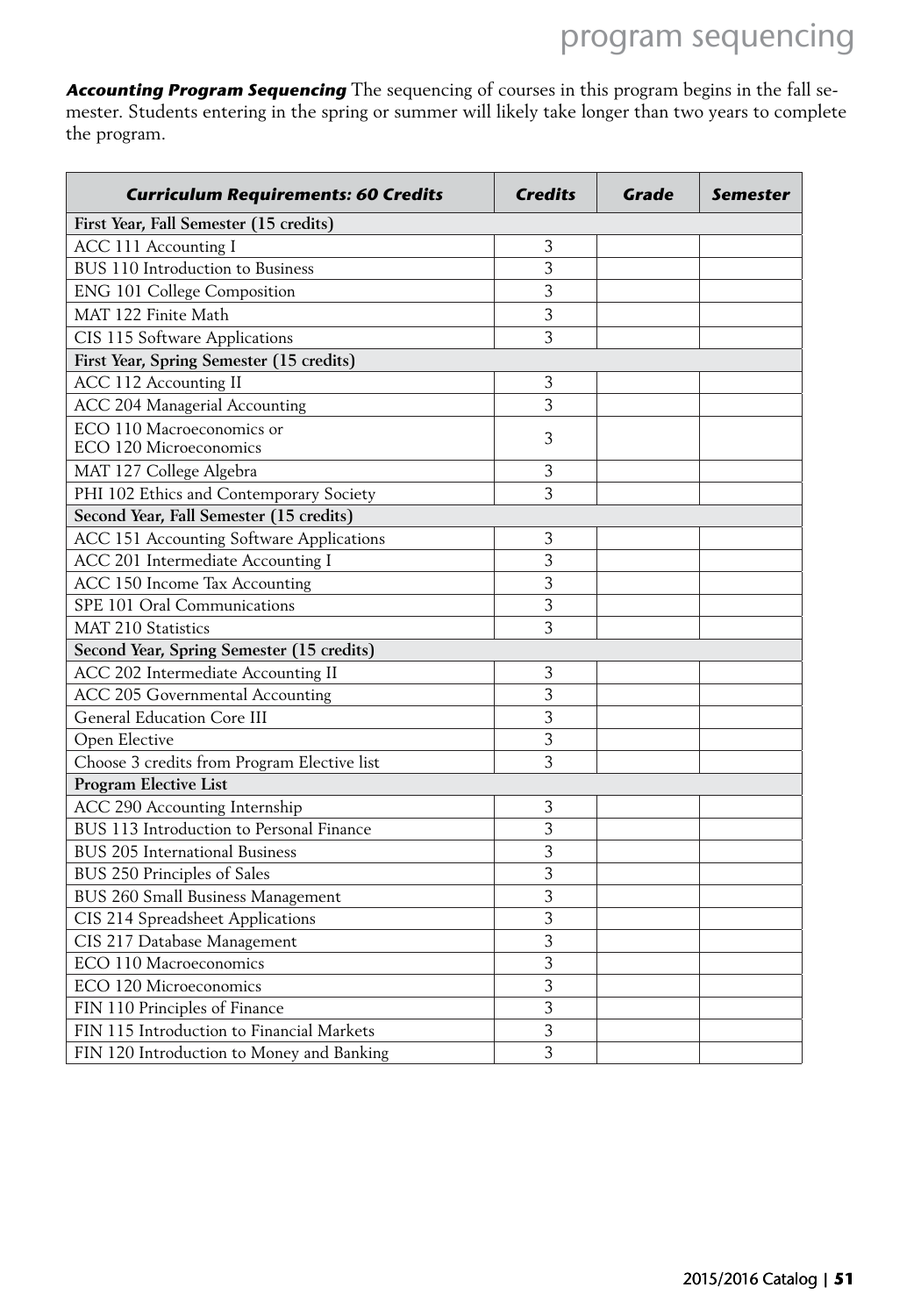***Accounting Program Sequencing*** The sequencing of courses in this program begins in the fall semester. Students entering in the spring or summer will likely take longer than two years to complete the program.

| ***Curriculum Requirements: 60 Credits*** | ***Credits*** | ***Grade*** | ***Semester*** |
|---|---|---|---|
| **First Year, Fall Semester (15 credits)** | | | |
| ACC 111 Accounting I | 3 | | |
| BUS 110 Introduction to Business | 3 | | |
| ENG 101 College Composition | 3 | | |
| MAT 122 Finite Math | 3 | | |
| CIS 115 Software Applications | 3 | | |
| **First Year, Spring Semester (15 credits)** | | | |
| ACC 112 Accounting II | 3 | | |
| ACC 204 Managerial Accounting | 3 | | |
| ECO 110 Macroeconomics or ECO 120 Microeconomics | 3 | | |
| MAT 127 College Algebra | 3 | | |
| PHI 102 Ethics and Contemporary Society | 3 | | |
| **Second Year, Fall Semester (15 credits)** | | | |
| ACC 151 Accounting Software Applications | 3 | | |
| ACC 201 Intermediate Accounting I | 3 | | |
| ACC 150 Income Tax Accounting | 3 | | |
| SPE 101 Oral Communications | 3 | | |
| MAT 210 Statistics | 3 | | |
| **Second Year, Spring Semester (15 credits)** | | | |
| ACC 202 Intermediate Accounting II | 3 | | |
| ACC 205 Governmental Accounting | 3 | | |
| General Education Core III | 3 | | |
| Open Elective | 3 | | |
| Choose 3 credits from Program Elective list | 3 | | |
| **Program Elective List** | | | |
| ACC 290 Accounting Internship | 3 | | |
| BUS 113 Introduction to Personal Finance | 3 | | |
| BUS 205 International Business | 3 | | |
| BUS 250 Principles of Sales | 3 | | |
| BUS 260 Small Business Management | 3 | | |
| CIS 214 Spreadsheet Applications | 3 | | |
| CIS 217 Database Management | 3 | | |
| ECO 110 Macroeconomics | 3 | | |
| ECO 120 Microeconomics | 3 | | |
| FIN 110 Principles of Finance | 3 | | |
| FIN 115 Introduction to Financial Markets | 3 | | |
| FIN 120 Introduction to Money and Banking | 3 | | |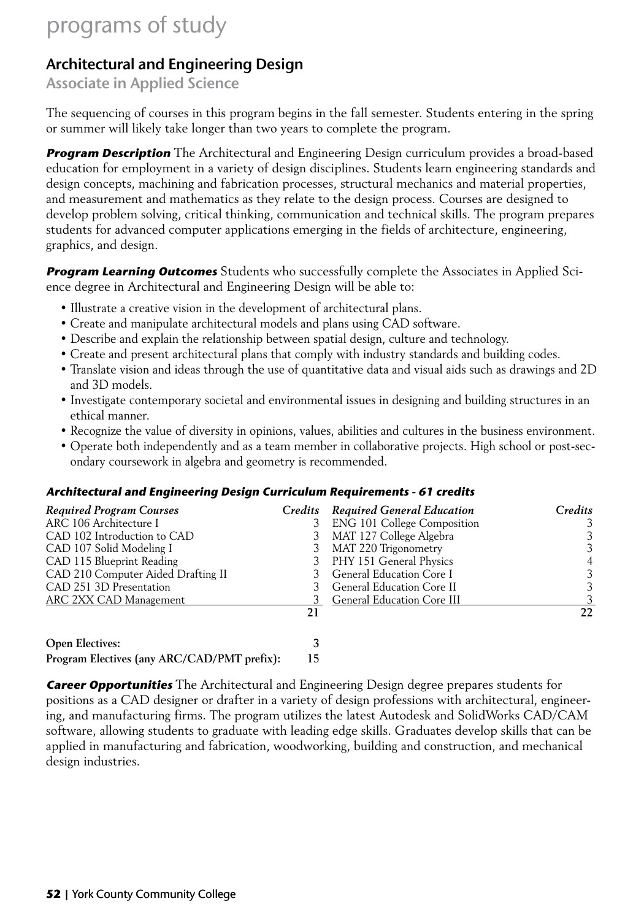# programs of study

## Architectural and Engineering Design

### Associate in Applied Science

The sequencing of courses in this program begins in the fall semester. Students entering in the spring or summer will likely take longer than two years to complete the program.

***Program Description*** The Architectural and Engineering Design curriculum provides a broad-based education for employment in a variety of design disciplines. Students learn engineering standards and design concepts, machining and fabrication processes, structural mechanics and material properties, and measurement and mathematics as they relate to the design process. Courses are designed to develop problem solving, critical thinking, communication and technical skills. The program prepares students for advanced computer applications emerging in the fields of architecture, engineering, graphics, and design.

***Program Learning Outcomes*** Students who successfully complete the Associates in Applied Science degree in Architectural and Engineering Design will be able to:

- Illustrate a creative vision in the development of architectural plans.
- Create and manipulate architectural models and plans using CAD software.
- Describe and explain the relationship between spatial design, culture and technology.
- Create and present architectural plans that comply with industry standards and building codes.
- Translate vision and ideas through the use of quantitative data and visual aids such as drawings and 2D and 3D models.
- Investigate contemporary societal and environmental issues in designing and building structures in an ethical manner.
- Recognize the value of diversity in opinions, values, abilities and cultures in the business environment.
- Operate both independently and as a team member in collaborative projects. High school or post-secondary coursework in algebra and geometry is recommended.

***Architectural and Engineering Design Curriculum Requirements - 61 credits***

| *Required Program Courses* | *Credits* | *Required General Education* | *Credits* |
|---|---|---|---|
| ARC 106 Architecture I | 3 | ENG 101 College Composition | 3 |
| CAD 102 Introduction to CAD | 3 | MAT 127 College Algebra | 3 |
| CAD 107 Solid Modeling I | 3 | MAT 220 Trigonometry | 3 |
| CAD 115 Blueprint Reading | 3 | PHY 151 General Physics | 4 |
| CAD 210 Computer Aided Drafting II | 3 | General Education Core I | 3 |
| CAD 251 3D Presentation | 3 | General Education Core II | 3 |
| ARC 2XX CAD Management | 3 | General Education Core III | 3 |
| | **21** | | **22** |

| | |
|---|---|
| **Open Electives:** | **3** |
| **Program Electives (any ARC/CAD/PMT prefix):** | **15** |

***Career Opportunities*** The Architectural and Engineering Design degree prepares students for positions as a CAD designer or drafter in a variety of design professions with architectural, engineering, and manufacturing firms. The program utilizes the latest Autodesk and SolidWorks CAD/CAM software, allowing students to graduate with leading edge skills. Graduates develop skills that can be applied in manufacturing and fabrication, woodworking, building and construction, and mechanical design industries.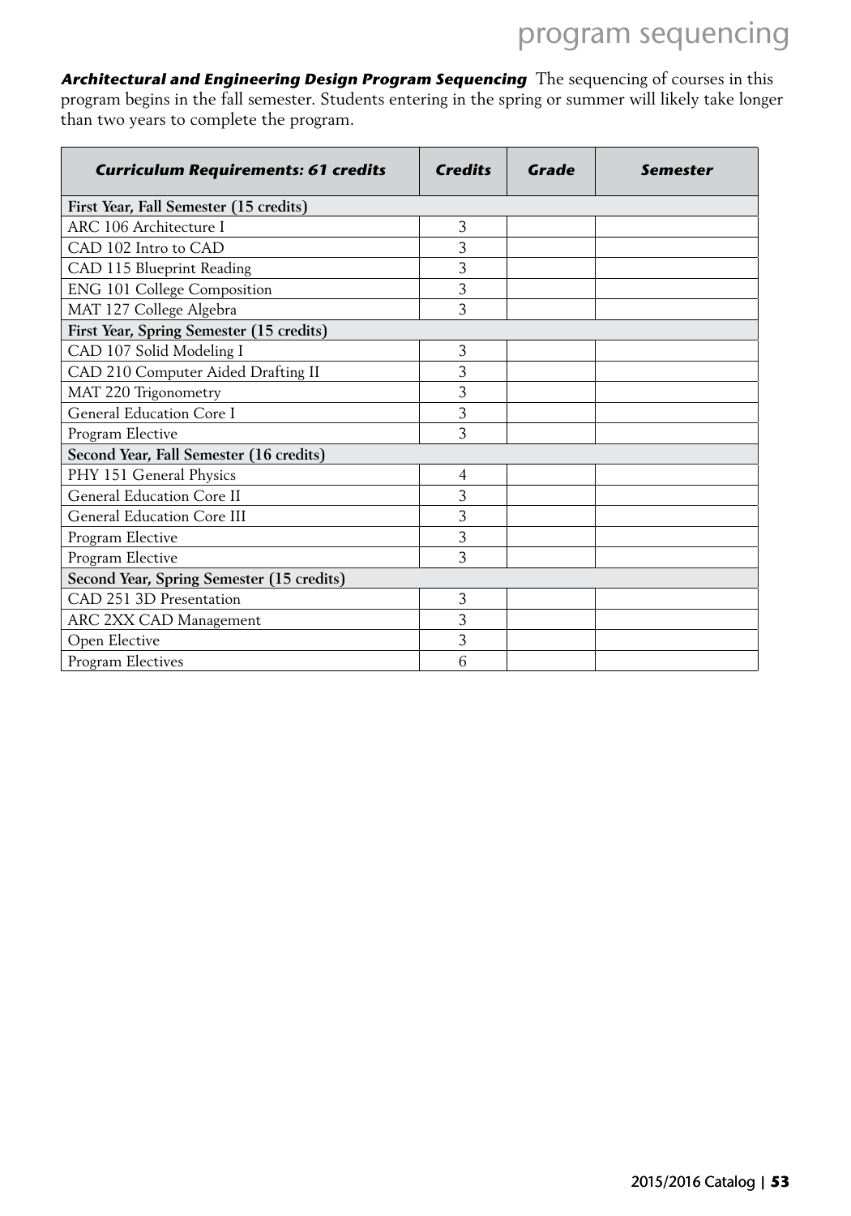***Architectural and Engineering Design Program Sequencing*** The sequencing of courses in this program begins in the fall semester. Students entering in the spring or summer will likely take longer than two years to complete the program.

| ***Curriculum Requirements: 61 credits*** | ***Credits*** | ***Grade*** | ***Semester*** |
|---|---|---|---|
| **First Year, Fall Semester (15 credits)** | | | |
| ARC 106 Architecture I | 3 | | |
| CAD 102 Intro to CAD | 3 | | |
| CAD 115 Blueprint Reading | 3 | | |
| ENG 101 College Composition | 3 | | |
| MAT 127 College Algebra | 3 | | |
| **First Year, Spring Semester (15 credits)** | | | |
| CAD 107 Solid Modeling I | 3 | | |
| CAD 210 Computer Aided Drafting II | 3 | | |
| MAT 220 Trigonometry | 3 | | |
| General Education Core I | 3 | | |
| Program Elective | 3 | | |
| **Second Year, Fall Semester (16 credits)** | | | |
| PHY 151 General Physics | 4 | | |
| General Education Core II | 3 | | |
| General Education Core III | 3 | | |
| Program Elective | 3 | | |
| Program Elective | 3 | | |
| **Second Year, Spring Semester (15 credits)** | | | |
| CAD 251 3D Presentation | 3 | | |
| ARC 2XX CAD Management | 3 | | |
| Open Elective | 3 | | |
| Program Electives | 6 | | |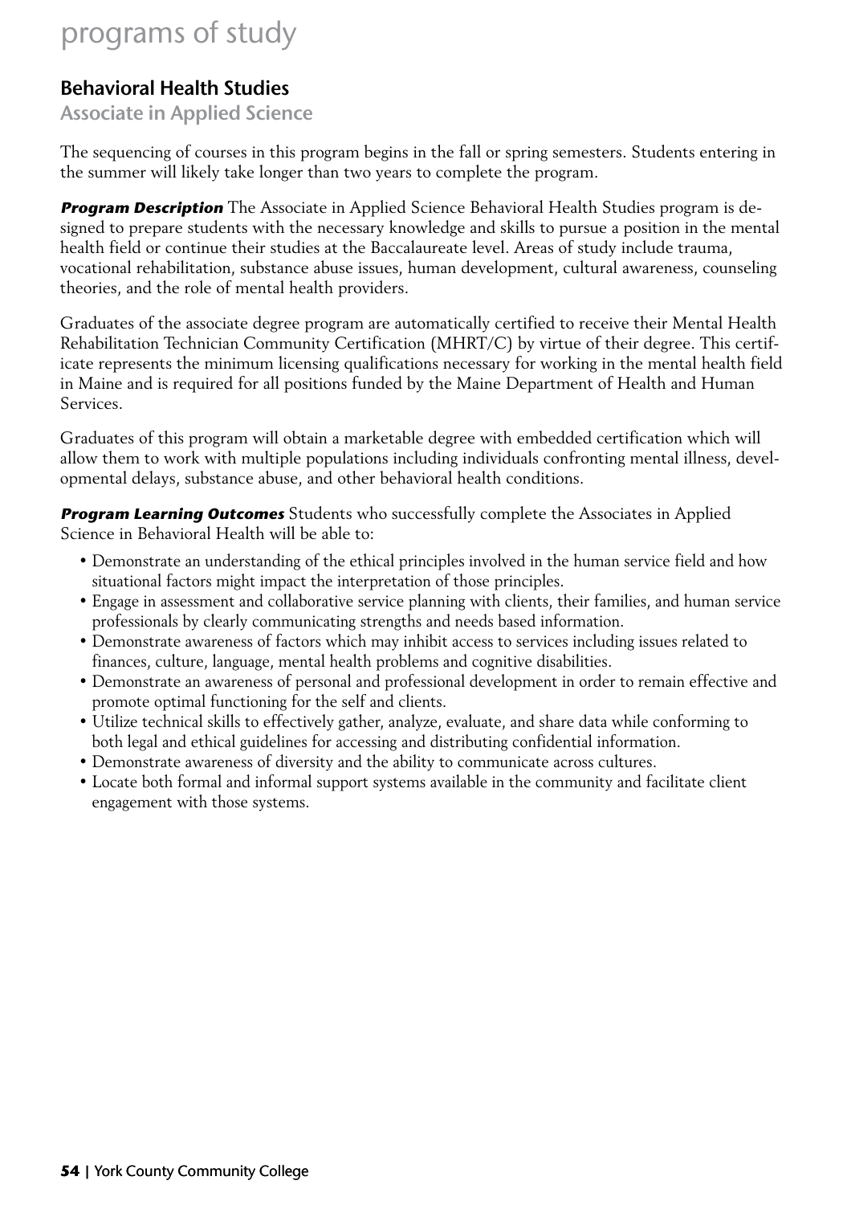# programs of study

## Behavioral Health Studies

### Associate in Applied Science

The sequencing of courses in this program begins in the fall or spring semesters. Students entering in the summer will likely take longer than two years to complete the program.

***Program Description*** The Associate in Applied Science Behavioral Health Studies program is designed to prepare students with the necessary knowledge and skills to pursue a position in the mental health field or continue their studies at the Baccalaureate level. Areas of study include trauma, vocational rehabilitation, substance abuse issues, human development, cultural awareness, counseling theories, and the role of mental health providers.

Graduates of the associate degree program are automatically certified to receive their Mental Health Rehabilitation Technician Community Certification (MHRT/C) by virtue of their degree. This certificate represents the minimum licensing qualifications necessary for working in the mental health field in Maine and is required for all positions funded by the Maine Department of Health and Human Services.

Graduates of this program will obtain a marketable degree with embedded certification which will allow them to work with multiple populations including individuals confronting mental illness, developmental delays, substance abuse, and other behavioral health conditions.

***Program Learning Outcomes*** Students who successfully complete the Associates in Applied Science in Behavioral Health will be able to:

- Demonstrate an understanding of the ethical principles involved in the human service field and how situational factors might impact the interpretation of those principles.
- Engage in assessment and collaborative service planning with clients, their families, and human service professionals by clearly communicating strengths and needs based information.
- Demonstrate awareness of factors which may inhibit access to services including issues related to finances, culture, language, mental health problems and cognitive disabilities.
- Demonstrate an awareness of personal and professional development in order to remain effective and promote optimal functioning for the self and clients.
- Utilize technical skills to effectively gather, analyze, evaluate, and share data while conforming to both legal and ethical guidelines for accessing and distributing confidential information.
- Demonstrate awareness of diversity and the ability to communicate across cultures.
- Locate both formal and informal support systems available in the community and facilitate client engagement with those systems.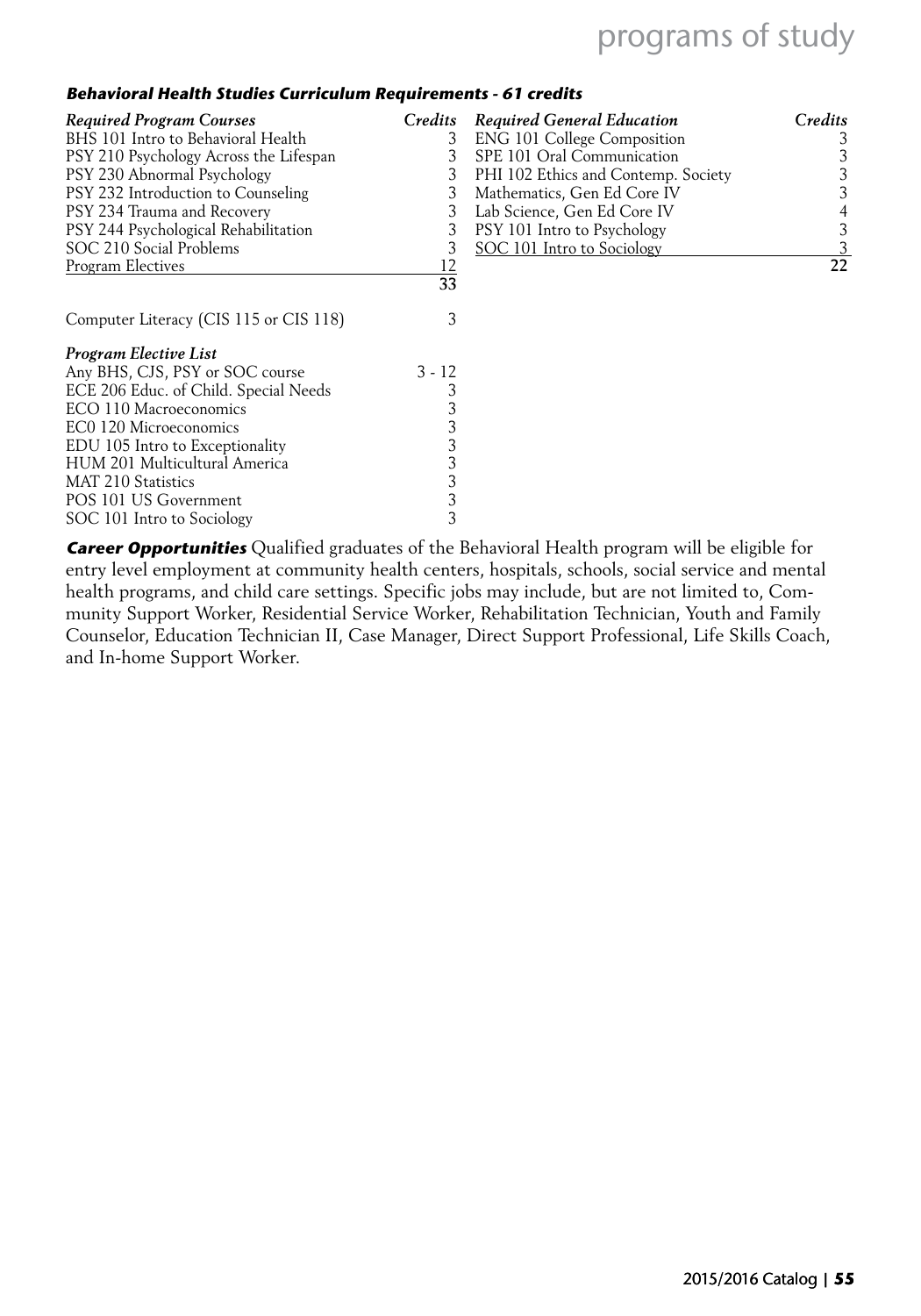### Behavioral Health Studies Curriculum Requirements - 61 credits

| *Required Program Courses* | *Credits* |
|---|---|
| BHS 101 Intro to Behavioral Health | 3 |
| PSY 210 Psychology Across the Lifespan | 3 |
| PSY 230 Abnormal Psychology | 3 |
| PSY 232 Introduction to Counseling | 3 |
| PSY 234 Trauma and Recovery | 3 |
| PSY 244 Psychological Rehabilitation | 3 |
| SOC 210 Social Problems | 3 |
| Program Electives | 12 |
| | 33 |

| | |
|---|---|
| Computer Literacy (CIS 115 or CIS 118) | 3 |

| *Program Elective List* | |
|---|---|
| Any BHS, CJS, PSY or SOC course | 3 - 12 |
| ECE 206 Educ. of Child. Special Needs | 3 |
| ECO 110 Macroeconomics | 3 |
| EC0 120 Microeconomics | 3 |
| EDU 105 Intro to Exceptionality | 3 |
| HUM 201 Multicultural America | 3 |
| MAT 210 Statistics | 3 |
| POS 101 US Government | 3 |
| SOC 101 Intro to Sociology | 3 |

| *Required General Education* | *Credits* |
|---|---|
| ENG 101 College Composition | 3 |
| SPE 101 Oral Communication | 3 |
| PHI 102 Ethics and Contemp. Society | 3 |
| Mathematics, Gen Ed Core IV | 3 |
| Lab Science, Gen Ed Core IV | 4 |
| PSY 101 Intro to Psychology | 3 |
| SOC 101 Intro to Sociology | 3 |
| | 22 |

***Career Opportunities*** Qualified graduates of the Behavioral Health program will be eligible for entry level employment at community health centers, hospitals, schools, social service and mental health programs, and child care settings. Specific jobs may include, but are not limited to, Community Support Worker, Residential Service Worker, Rehabilitation Technician, Youth and Family Counselor, Education Technician II, Case Manager, Direct Support Professional, Life Skills Coach, and In-home Support Worker.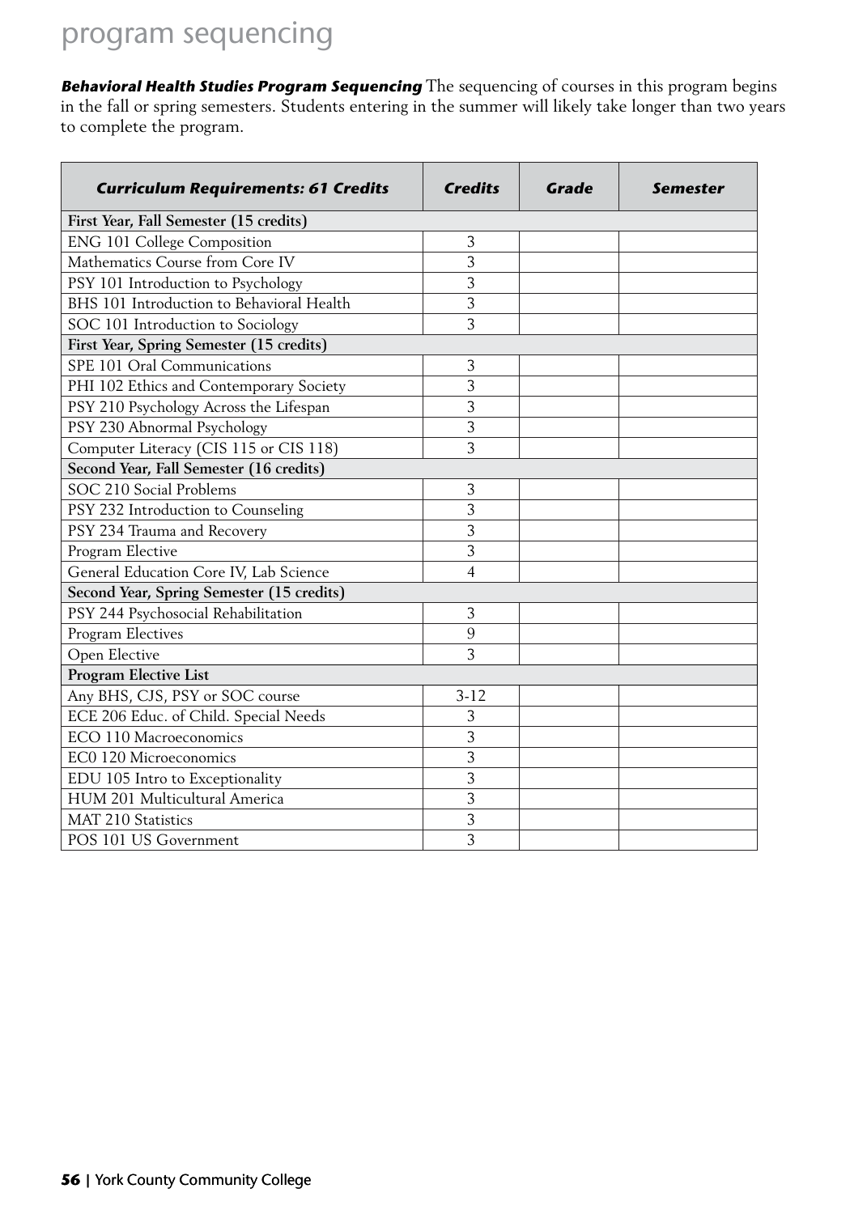# program sequencing

***Behavioral Health Studies Program Sequencing*** The sequencing of courses in this program begins in the fall or spring semesters. Students entering in the summer will likely take longer than two years to complete the program.

| ***Curriculum Requirements: 61 Credits*** | ***Credits*** | ***Grade*** | ***Semester*** |
|---|---|---|---|
| **First Year, Fall Semester (15 credits)** | | | |
| ENG 101 College Composition | 3 | | |
| Mathematics Course from Core IV | 3 | | |
| PSY 101 Introduction to Psychology | 3 | | |
| BHS 101 Introduction to Behavioral Health | 3 | | |
| SOC 101 Introduction to Sociology | 3 | | |
| **First Year, Spring Semester (15 credits)** | | | |
| SPE 101 Oral Communications | 3 | | |
| PHI 102 Ethics and Contemporary Society | 3 | | |
| PSY 210 Psychology Across the Lifespan | 3 | | |
| PSY 230 Abnormal Psychology | 3 | | |
| Computer Literacy (CIS 115 or CIS 118) | 3 | | |
| **Second Year, Fall Semester (16 credits)** | | | |
| SOC 210 Social Problems | 3 | | |
| PSY 232 Introduction to Counseling | 3 | | |
| PSY 234 Trauma and Recovery | 3 | | |
| Program Elective | 3 | | |
| General Education Core IV, Lab Science | 4 | | |
| **Second Year, Spring Semester (15 credits)** | | | |
| PSY 244 Psychosocial Rehabilitation | 3 | | |
| Program Electives | 9 | | |
| Open Elective | 3 | | |
| **Program Elective List** | | | |
| Any BHS, CJS, PSY or SOC course | 3-12 | | |
| ECE 206 Educ. of Child. Special Needs | 3 | | |
| ECO 110 Macroeconomics | 3 | | |
| EC0 120 Microeconomics | 3 | | |
| EDU 105 Intro to Exceptionality | 3 | | |
| HUM 201 Multicultural America | 3 | | |
| MAT 210 Statistics | 3 | | |
| POS 101 US Government | 3 | | |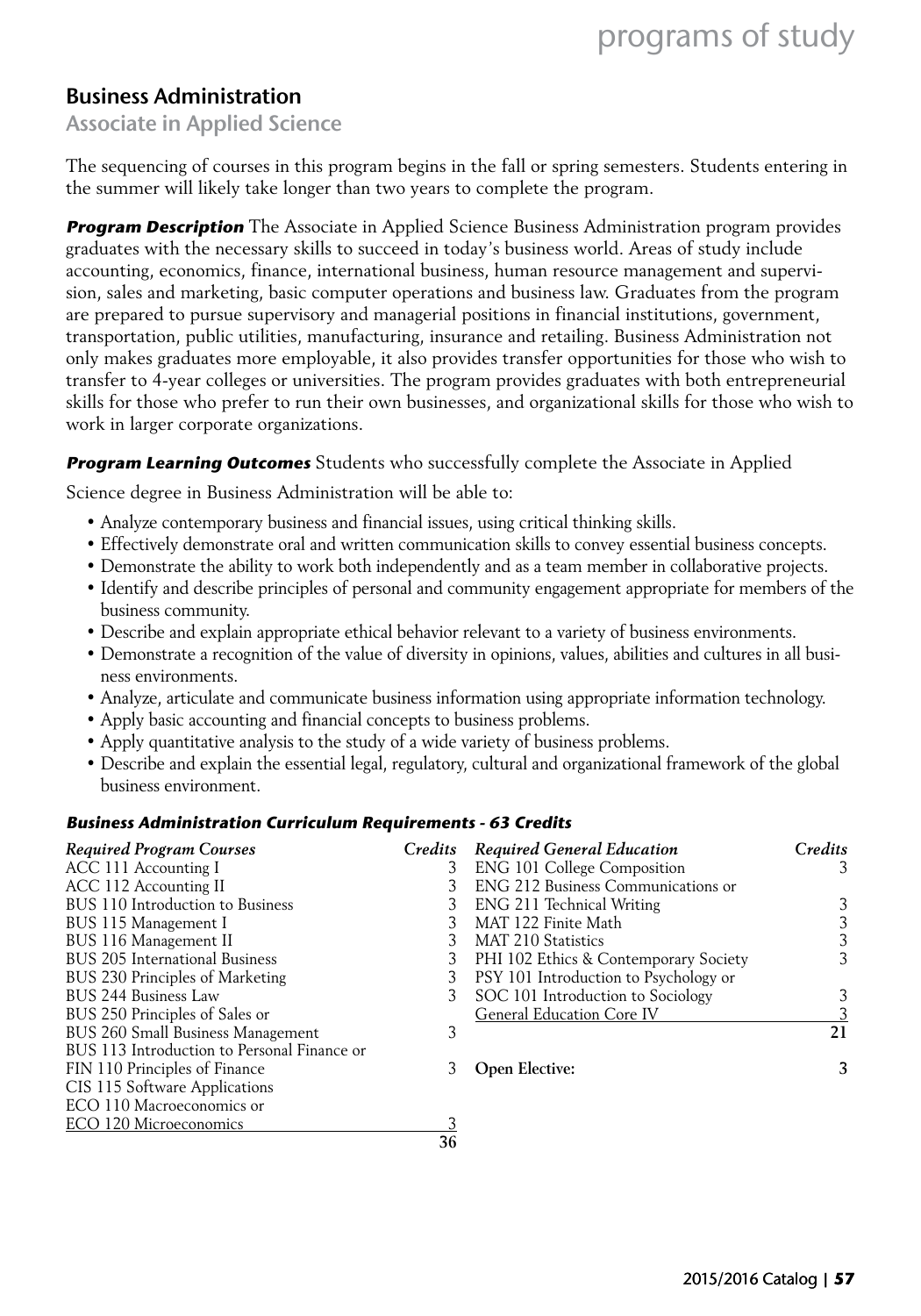## Business Administration

### Associate in Applied Science

The sequencing of courses in this program begins in the fall or spring semesters. Students entering in the summer will likely take longer than two years to complete the program.

***Program Description*** The Associate in Applied Science Business Administration program provides graduates with the necessary skills to succeed in today's business world. Areas of study include accounting, economics, finance, international business, human resource management and supervision, sales and marketing, basic computer operations and business law. Graduates from the program are prepared to pursue supervisory and managerial positions in financial institutions, government, transportation, public utilities, manufacturing, insurance and retailing. Business Administration not only makes graduates more employable, it also provides transfer opportunities for those who wish to transfer to 4-year colleges or universities. The program provides graduates with both entrepreneurial skills for those who prefer to run their own businesses, and organizational skills for those who wish to work in larger corporate organizations.

***Program Learning Outcomes*** Students who successfully complete the Associate in Applied Science degree in Business Administration will be able to:

- Analyze contemporary business and financial issues, using critical thinking skills.
- Effectively demonstrate oral and written communication skills to convey essential business concepts.
- Demonstrate the ability to work both independently and as a team member in collaborative projects.
- Identify and describe principles of personal and community engagement appropriate for members of the business community.
- Describe and explain appropriate ethical behavior relevant to a variety of business environments.
- Demonstrate a recognition of the value of diversity in opinions, values, abilities and cultures in all business environments.
- Analyze, articulate and communicate business information using appropriate information technology.
- Apply basic accounting and financial concepts to business problems.
- Apply quantitative analysis to the study of a wide variety of business problems.
- Describe and explain the essential legal, regulatory, cultural and organizational framework of the global business environment.

***Business Administration Curriculum Requirements - 63 Credits***

| *Required Program Courses* | *Credits* |
|---|---|
| ACC 111 Accounting I | 3 |
| ACC 112 Accounting II | 3 |
| BUS 110 Introduction to Business | 3 |
| BUS 115 Management I | 3 |
| BUS 116 Management II | 3 |
| BUS 205 International Business | 3 |
| BUS 230 Principles of Marketing | 3 |
| BUS 244 Business Law | 3 |
| BUS 250 Principles of Sales or BUS 260 Small Business Management | 3 |
| BUS 113 Introduction to Personal Finance or FIN 110 Principles of Finance | 3 |
| CIS 115 Software Applications | |
| ECO 110 Macroeconomics or ECO 120 Microeconomics | 3 |
| | **36** |

| *Required General Education* | *Credits* |
|---|---|
| ENG 101 College Composition | 3 |
| ENG 212 Business Communications or ENG 211 Technical Writing | 3 |
| MAT 122 Finite Math | 3 |
| MAT 210 Statistics | 3 |
| PHI 102 Ethics & Contemporary Society | 3 |
| PSY 101 Introduction to Psychology or SOC 101 Introduction to Sociology | 3 |
| General Education Core IV | 3 |
| | **21** |
| **Open Elective:** | **3** |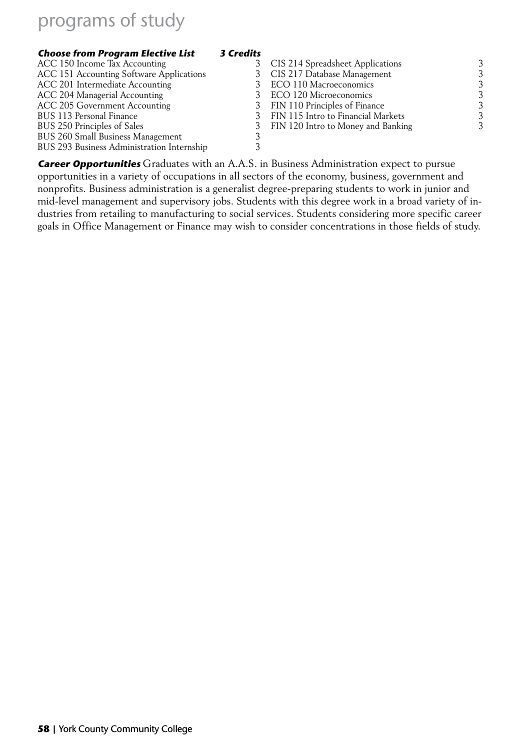***Choose from Program Elective List*** ***3 Credits***

| Course | Credits |
|---|---|
| ACC 150 Income Tax Accounting | 3 |
| ACC 151 Accounting Software Applications | 3 |
| ACC 201 Intermediate Accounting | 3 |
| ACC 204 Managerial Accounting | 3 |
| ACC 205 Government Accounting | 3 |
| BUS 113 Personal Finance | 3 |
| BUS 250 Principles of Sales | 3 |
| BUS 260 Small Business Management | 3 |
| BUS 293 Business Administration Internship | 3 |
| CIS 214 Spreadsheet Applications | 3 |
| CIS 217 Database Management | 3 |
| ECO 110 Macroeconomics | 3 |
| ECO 120 Microeconomics | 3 |
| FIN 110 Principles of Finance | 3 |
| FIN 115 Intro to Financial Markets | 3 |
| FIN 120 Intro to Money and Banking | 3 |

***Career Opportunities*** Graduates with an A.A.S. in Business Administration expect to pursue opportunities in a variety of occupations in all sectors of the economy, business, government and nonprofits. Business administration is a generalist degree-preparing students to work in junior and mid-level management and supervisory jobs. Students with this degree work in a broad variety of industries from retailing to manufacturing to social services. Students considering more specific career goals in Office Management or Finance may wish to consider concentrations in those fields of study.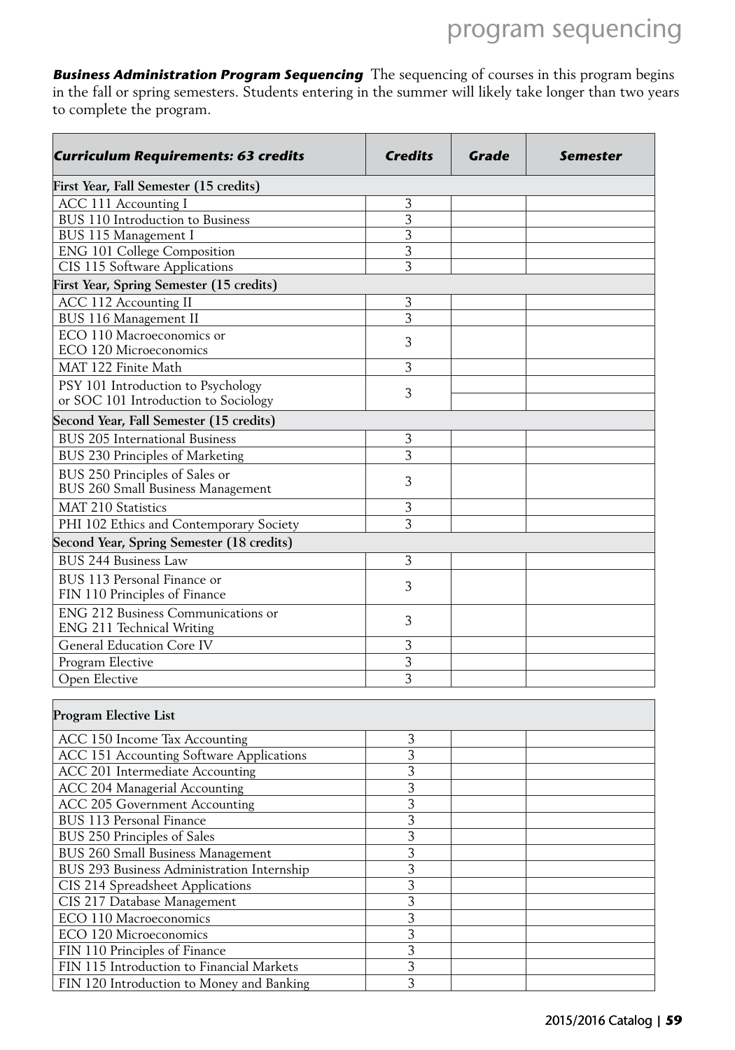***Business Administration Program Sequencing*** The sequencing of courses in this program begins in the fall or spring semesters. Students entering in the summer will likely take longer than two years to complete the program.

| ***Curriculum Requirements: 63 credits*** | ***Credits*** | ***Grade*** | ***Semester*** |
|---|---|---|---|
| **First Year, Fall Semester (15 credits)** | | | |
| ACC 111 Accounting I | 3 | | |
| BUS 110 Introduction to Business | 3 | | |
| BUS 115 Management I | 3 | | |
| ENG 101 College Composition | 3 | | |
| CIS 115 Software Applications | 3 | | |
| **First Year, Spring Semester (15 credits)** | | | |
| ACC 112 Accounting II | 3 | | |
| BUS 116 Management II | 3 | | |
| ECO 110 Macroeconomics or ECO 120 Microeconomics | 3 | | |
| MAT 122 Finite Math | 3 | | |
| PSY 101 Introduction to Psychology or SOC 101 Introduction to Sociology | 3 | | |
| **Second Year, Fall Semester (15 credits)** | | | |
| BUS 205 International Business | 3 | | |
| BUS 230 Principles of Marketing | 3 | | |
| BUS 250 Principles of Sales or BUS 260 Small Business Management | 3 | | |
| MAT 210 Statistics | 3 | | |
| PHI 102 Ethics and Contemporary Society | 3 | | |
| **Second Year, Spring Semester (18 credits)** | | | |
| BUS 244 Business Law | 3 | | |
| BUS 113 Personal Finance or FIN 110 Principles of Finance | 3 | | |
| ENG 212 Business Communications or ENG 211 Technical Writing | 3 | | |
| General Education Core IV | 3 | | |
| Program Elective | 3 | | |
| Open Elective | 3 | | |

| **Program Elective List** | | | |
|---|---|---|---|
| ACC 150 Income Tax Accounting | 3 | | |
| ACC 151 Accounting Software Applications | 3 | | |
| ACC 201 Intermediate Accounting | 3 | | |
| ACC 204 Managerial Accounting | 3 | | |
| ACC 205 Government Accounting | 3 | | |
| BUS 113 Personal Finance | 3 | | |
| BUS 250 Principles of Sales | 3 | | |
| BUS 260 Small Business Management | 3 | | |
| BUS 293 Business Administration Internship | 3 | | |
| CIS 214 Spreadsheet Applications | 3 | | |
| CIS 217 Database Management | 3 | | |
| ECO 110 Macroeconomics | 3 | | |
| ECO 120 Microeconomics | 3 | | |
| FIN 110 Principles of Finance | 3 | | |
| FIN 115 Introduction to Financial Markets | 3 | | |
| FIN 120 Introduction to Money and Banking | 3 | | |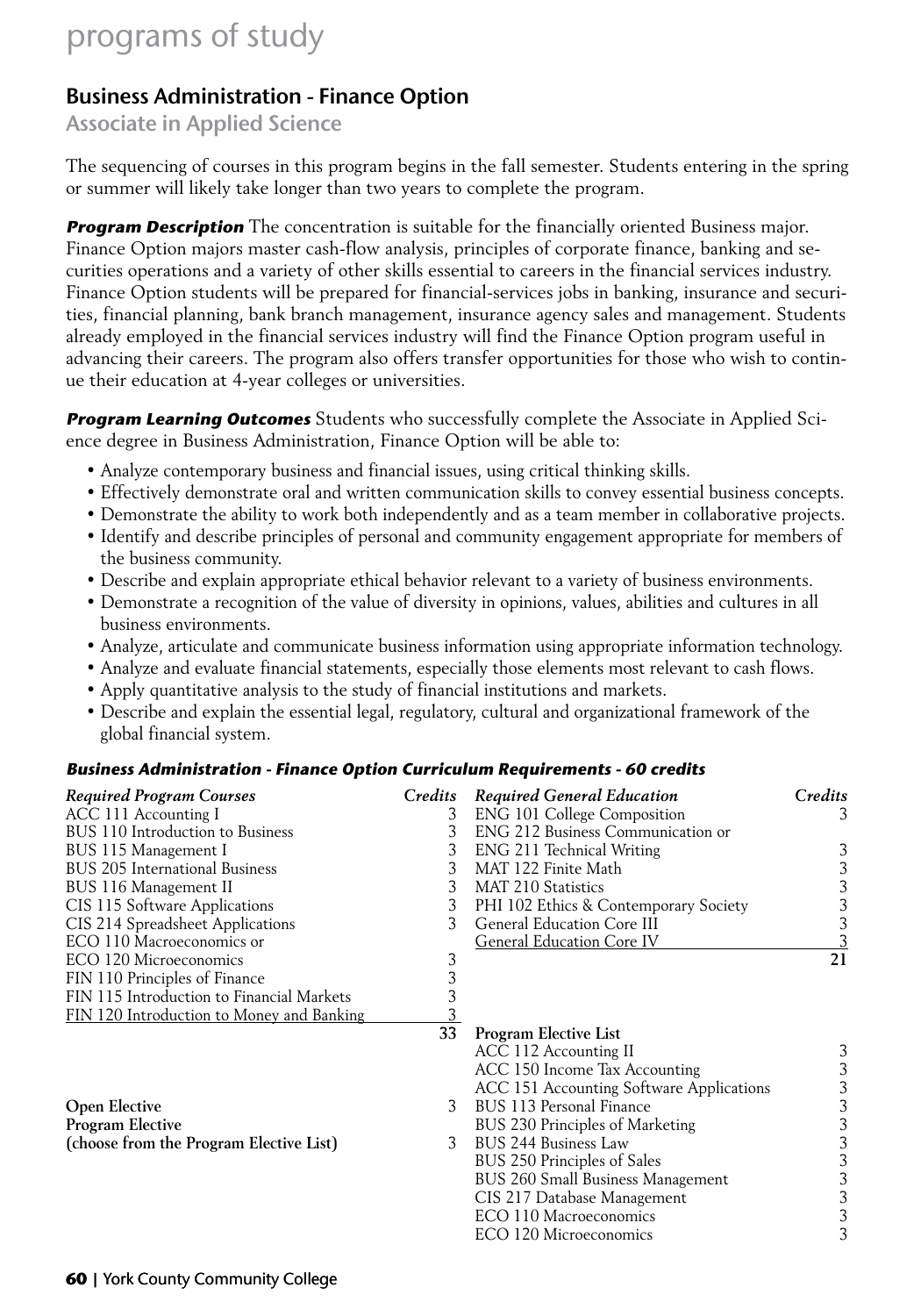# programs of study

## Business Administration - Finance Option

### Associate in Applied Science

The sequencing of courses in this program begins in the fall semester. Students entering in the spring or summer will likely take longer than two years to complete the program.

***Program Description*** The concentration is suitable for the financially oriented Business major. Finance Option majors master cash-flow analysis, principles of corporate finance, banking and securities operations and a variety of other skills essential to careers in the financial services industry. Finance Option students will be prepared for financial-services jobs in banking, insurance and securities, financial planning, bank branch management, insurance agency sales and management. Students already employed in the financial services industry will find the Finance Option program useful in advancing their careers. The program also offers transfer opportunities for those who wish to continue their education at 4-year colleges or universities.

***Program Learning Outcomes*** Students who successfully complete the Associate in Applied Science degree in Business Administration, Finance Option will be able to:

- Analyze contemporary business and financial issues, using critical thinking skills.
- Effectively demonstrate oral and written communication skills to convey essential business concepts.
- Demonstrate the ability to work both independently and as a team member in collaborative projects.
- Identify and describe principles of personal and community engagement appropriate for members of the business community.
- Describe and explain appropriate ethical behavior relevant to a variety of business environments.
- Demonstrate a recognition of the value of diversity in opinions, values, abilities and cultures in all business environments.
- Analyze, articulate and communicate business information using appropriate information technology.
- Analyze and evaluate financial statements, especially those elements most relevant to cash flows.
- Apply quantitative analysis to the study of financial institutions and markets.
- Describe and explain the essential legal, regulatory, cultural and organizational framework of the global financial system.

#### *Business Administration - Finance Option Curriculum Requirements - 60 credits*

| *Required Program Courses* | *Credits* |
|---|---|
| ACC 111 Accounting I | 3 |
| BUS 110 Introduction to Business | 3 |
| BUS 115 Management I | 3 |
| BUS 205 International Business | 3 |
| BUS 116 Management II | 3 |
| CIS 115 Software Applications | 3 |
| CIS 214 Spreadsheet Applications | 3 |
| ECO 110 Macroeconomics or ECO 120 Microeconomics | 3 |
| FIN 110 Principles of Finance | 3 |
| FIN 115 Introduction to Financial Markets | 3 |
| FIN 120 Introduction to Money and Banking | 3 |
| | **33** |
| **Open Elective** | 3 |
| **Program Elective (choose from the Program Elective List)** | 3 |

| *Required General Education* | *Credits* |
|---|---|
| ENG 101 College Composition | 3 |
| ENG 212 Business Communication or ENG 211 Technical Writing | 3 |
| MAT 122 Finite Math | 3 |
| MAT 210 Statistics | 3 |
| PHI 102 Ethics & Contemporary Society | 3 |
| General Education Core III | 3 |
| General Education Core IV | 3 |
| | **21** |

| **Program Elective List** | |
|---|---|
| ACC 112 Accounting II | 3 |
| ACC 150 Income Tax Accounting | 3 |
| ACC 151 Accounting Software Applications | 3 |
| BUS 113 Personal Finance | 3 |
| BUS 230 Principles of Marketing | 3 |
| BUS 244 Business Law | 3 |
| BUS 250 Principles of Sales | 3 |
| BUS 260 Small Business Management | 3 |
| CIS 217 Database Management | 3 |
| ECO 110 Macroeconomics | 3 |
| ECO 120 Microeconomics | 3 |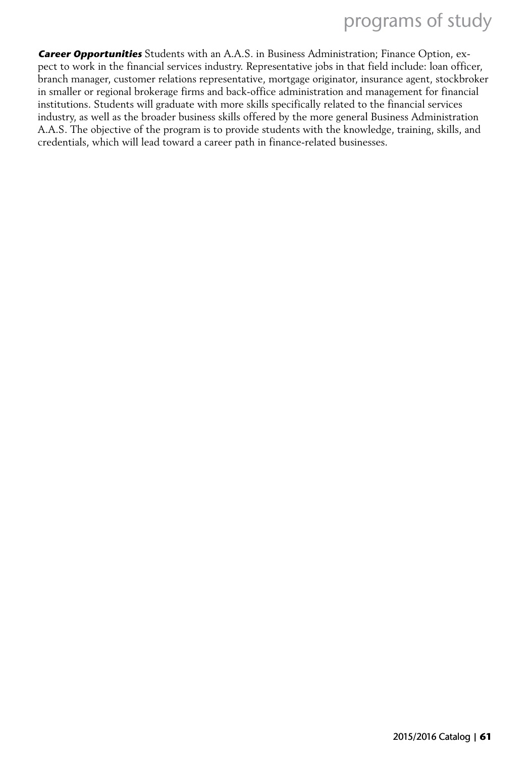***Career Opportunities*** Students with an A.A.S. in Business Administration; Finance Option, expect to work in the financial services industry. Representative jobs in that field include: loan officer, branch manager, customer relations representative, mortgage originator, insurance agent, stockbroker in smaller or regional brokerage firms and back-office administration and management for financial institutions. Students will graduate with more skills specifically related to the financial services industry, as well as the broader business skills offered by the more general Business Administration A.A.S. The objective of the program is to provide students with the knowledge, training, skills, and credentials, which will lead toward a career path in finance-related businesses.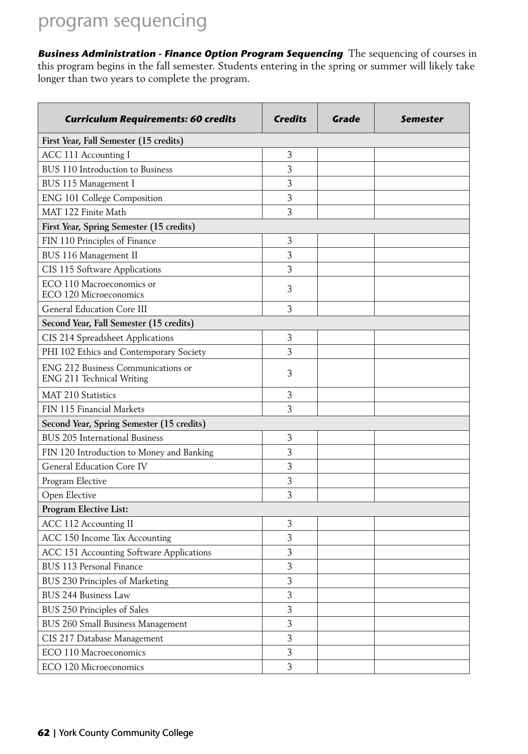# program sequencing

***Business Administration - Finance Option Program Sequencing*** The sequencing of courses in this program begins in the fall semester. Students entering in the spring or summer will likely take longer than two years to complete the program.

| ***Curriculum Requirements: 60 credits*** | ***Credits*** | ***Grade*** | ***Semester*** |
|---|---|---|---|
| **First Year, Fall Semester (15 credits)** | | | |
| ACC 111 Accounting I | 3 | | |
| BUS 110 Introduction to Business | 3 | | |
| BUS 115 Management I | 3 | | |
| ENG 101 College Composition | 3 | | |
| MAT 122 Finite Math | 3 | | |
| **First Year, Spring Semester (15 credits)** | | | |
| FIN 110 Principles of Finance | 3 | | |
| BUS 116 Management II | 3 | | |
| CIS 115 Software Applications | 3 | | |
| ECO 110 Macroeconomics or ECO 120 Microeconomics | 3 | | |
| General Education Core III | 3 | | |
| **Second Year, Fall Semester (15 credits)** | | | |
| CIS 214 Spreadsheet Applications | 3 | | |
| PHI 102 Ethics and Contemporary Society | 3 | | |
| ENG 212 Business Communications or ENG 211 Technical Writing | 3 | | |
| MAT 210 Statistics | 3 | | |
| FIN 115 Financial Markets | 3 | | |
| **Second Year, Spring Semester (15 credits)** | | | |
| BUS 205 International Business | 3 | | |
| FIN 120 Introduction to Money and Banking | 3 | | |
| General Education Core IV | 3 | | |
| Program Elective | 3 | | |
| Open Elective | 3 | | |
| **Program Elective List:** | | | |
| ACC 112 Accounting II | 3 | | |
| ACC 150 Income Tax Accounting | 3 | | |
| ACC 151 Accounting Software Applications | 3 | | |
| BUS 113 Personal Finance | 3 | | |
| BUS 230 Principles of Marketing | 3 | | |
| BUS 244 Business Law | 3 | | |
| BUS 250 Principles of Sales | 3 | | |
| BUS 260 Small Business Management | 3 | | |
| CIS 217 Database Management | 3 | | |
| ECO 110 Macroeconomics | 3 | | |
| ECO 120 Microeconomics | 3 | | |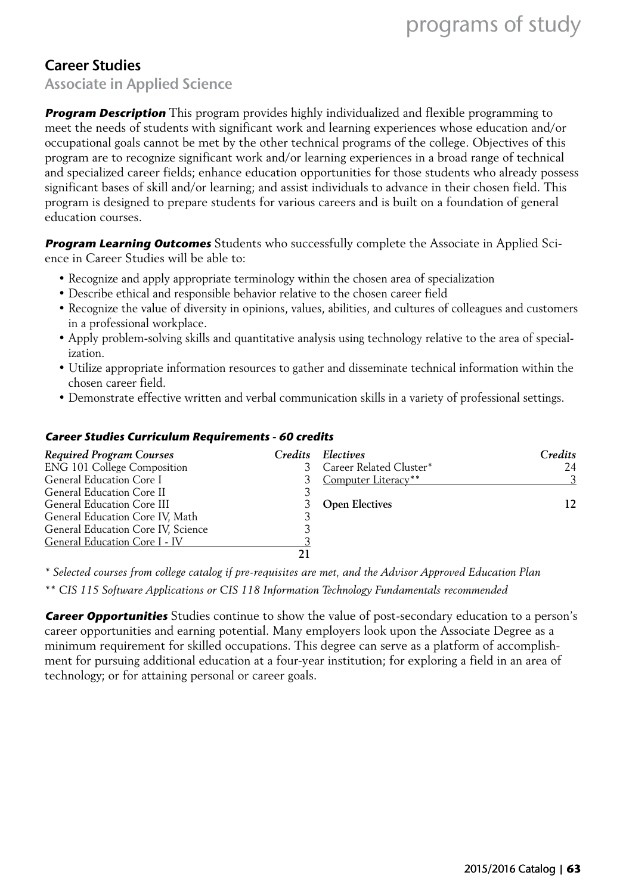## Career Studies

### Associate in Applied Science

***Program Description*** This program provides highly individualized and flexible programming to meet the needs of students with significant work and learning experiences whose education and/or occupational goals cannot be met by the other technical programs of the college. Objectives of this program are to recognize significant work and/or learning experiences in a broad range of technical and specialized career fields; enhance education opportunities for those students who already possess significant bases of skill and/or learning; and assist individuals to advance in their chosen field. This program is designed to prepare students for various careers and is built on a foundation of general education courses.

***Program Learning Outcomes*** Students who successfully complete the Associate in Applied Science in Career Studies will be able to:

- Recognize and apply appropriate terminology within the chosen area of specialization
- Describe ethical and responsible behavior relative to the chosen career field
- Recognize the value of diversity in opinions, values, abilities, and cultures of colleagues and customers in a professional workplace.
- Apply problem-solving skills and quantitative analysis using technology relative to the area of specialization.
- Utilize appropriate information resources to gather and disseminate technical information within the chosen career field.
- Demonstrate effective written and verbal communication skills in a variety of professional settings.

***Career Studies Curriculum Requirements - 60 credits***

| *Required Program Courses* | *Credits* | *Electives* | *Credits* |
|---|---|---|---|
| ENG 101 College Composition | 3 | Career Related Cluster* | 24 |
| General Education Core I | 3 | Computer Literacy** | 3 |
| General Education Core II | 3 | | |
| General Education Core III | 3 | **Open Electives** | **12** |
| General Education Core IV, Math | 3 | | |
| General Education Core IV, Science | 3 | | |
| General Education Core I - IV | 3 | | |
| | **21** | | |

*\* Selected courses from college catalog if pre-requisites are met, and the Advisor Approved Education Plan*

*\*\* CIS 115 Software Applications or CIS 118 Information Technology Fundamentals recommended*

***Career Opportunities*** Studies continue to show the value of post-secondary education to a person's career opportunities and earning potential. Many employers look upon the Associate Degree as a minimum requirement for skilled occupations. This degree can serve as a platform of accomplishment for pursuing additional education at a four-year institution; for exploring a field in an area of technology; or for attaining personal or career goals.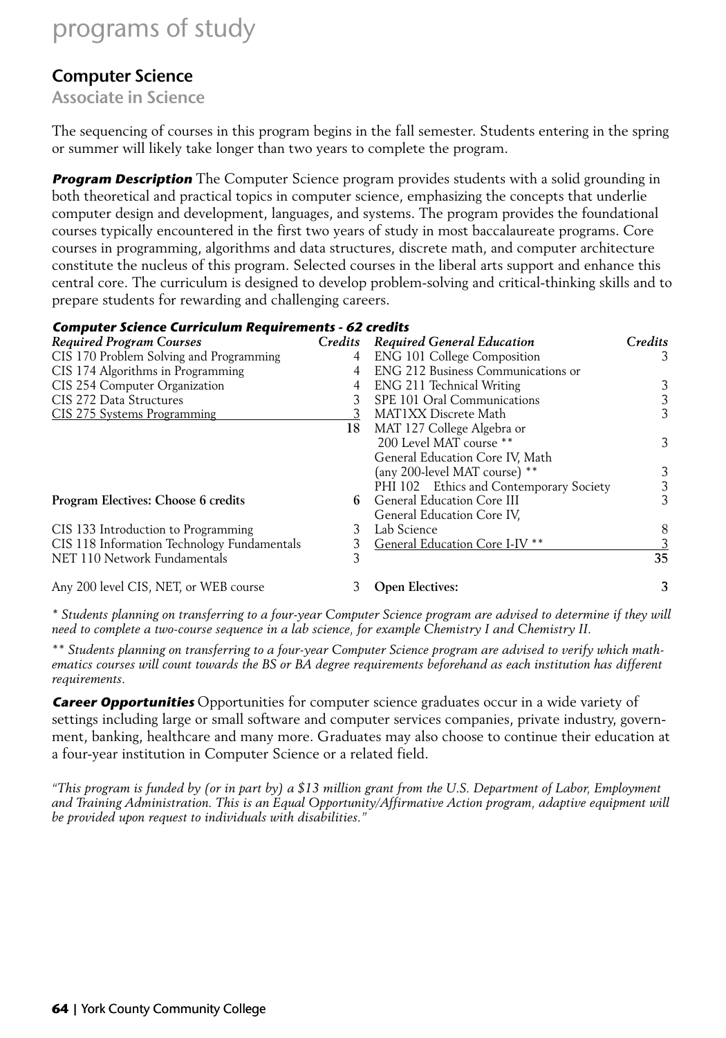# programs of study

## Computer Science

### Associate in Science

The sequencing of courses in this program begins in the fall semester. Students entering in the spring or summer will likely take longer than two years to complete the program.

***Program Description*** The Computer Science program provides students with a solid grounding in both theoretical and practical topics in computer science, emphasizing the concepts that underlie computer design and development, languages, and systems. The program provides the foundational courses typically encountered in the first two years of study in most baccalaureate programs. Core courses in programming, algorithms and data structures, discrete math, and computer architecture constitute the nucleus of this program. Selected courses in the liberal arts support and enhance this central core. The curriculum is designed to develop problem-solving and critical-thinking skills and to prepare students for rewarding and challenging careers.

***Computer Science Curriculum Requirements - 62 credits***

| *Required Program Courses* | *Credits* | *Required General Education* | *Credits* |
|---|---|---|---|
| CIS 170 Problem Solving and Programming | 4 | ENG 101 College Composition | 3 |
| CIS 174 Algorithms in Programming | 4 | ENG 212 Business Communications or | |
| CIS 254 Computer Organization | 4 | ENG 211 Technical Writing | 3 |
| CIS 272 Data Structures | 3 | SPE 101 Oral Communications | 3 |
| CIS 275 Systems Programming | 3 | MAT1XX Discrete Math | 3 |
| | **18** | MAT 127 College Algebra or | |
| | | 200 Level MAT course ** | 3 |
| | | General Education Core IV, Math | |
| | | (any 200-level MAT course) ** | 3 |
| | | PHI 102 Ethics and Contemporary Society | 3 |
| **Program Electives: Choose 6 credits** | **6** | General Education Core III | 3 |
| | | General Education Core IV, | |
| CIS 133 Introduction to Programming | 3 | Lab Science | 8 |
| CIS 118 Information Technology Fundamentals | 3 | General Education Core I-IV ** | 3 |
| NET 110 Network Fundamentals | 3 | | **35** |
| Any 200 level CIS, NET, or WEB course | 3 | **Open Electives:** | **3** |

*\* Students planning on transferring to a four-year Computer Science program are advised to determine if they will need to complete a two-course sequence in a lab science, for example Chemistry I and Chemistry II.*

*\*\* Students planning on transferring to a four-year Computer Science program are advised to verify which mathematics courses will count towards the BS or BA degree requirements beforehand as each institution has different requirements.*

***Career Opportunities*** Opportunities for computer science graduates occur in a wide variety of settings including large or small software and computer services companies, private industry, government, banking, healthcare and many more. Graduates may also choose to continue their education at a four-year institution in Computer Science or a related field.

*"This program is funded by (or in part by) a $13 million grant from the U.S. Department of Labor, Employment and Training Administration. This is an Equal Opportunity/Affirmative Action program, adaptive equipment will be provided upon request to individuals with disabilities."*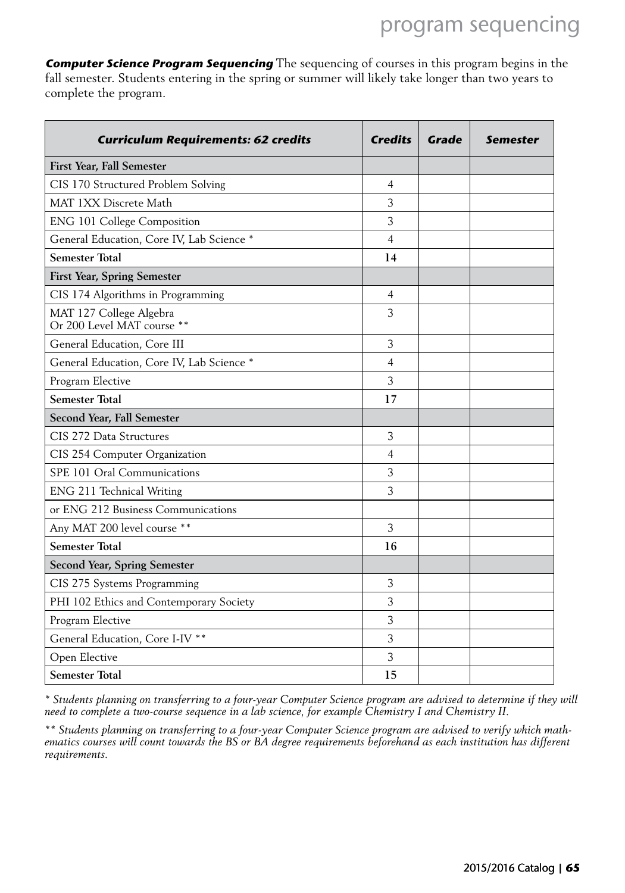***Computer Science Program Sequencing*** The sequencing of courses in this program begins in the fall semester. Students entering in the spring or summer will likely take longer than two years to complete the program.

| ***Curriculum Requirements: 62 credits*** | ***Credits*** | ***Grade*** | ***Semester*** |
|---|---|---|---|
| **First Year, Fall Semester** | | | |
| CIS 170 Structured Problem Solving | 4 | | |
| MAT 1XX Discrete Math | 3 | | |
| ENG 101 College Composition | 3 | | |
| General Education, Core IV, Lab Science * | 4 | | |
| **Semester Total** | **14** | | |
| **First Year, Spring Semester** | | | |
| CIS 174 Algorithms in Programming | 4 | | |
| MAT 127 College Algebra Or 200 Level MAT course ** | 3 | | |
| General Education, Core III | 3 | | |
| General Education, Core IV, Lab Science * | 4 | | |
| Program Elective | 3 | | |
| **Semester Total** | **17** | | |
| **Second Year, Fall Semester** | | | |
| CIS 272 Data Structures | 3 | | |
| CIS 254 Computer Organization | 4 | | |
| SPE 101 Oral Communications | 3 | | |
| ENG 211 Technical Writing | 3 | | |
| or ENG 212 Business Communications | | | |
| Any MAT 200 level course ** | 3 | | |
| **Semester Total** | **16** | | |
| **Second Year, Spring Semester** | | | |
| CIS 275 Systems Programming | 3 | | |
| PHI 102 Ethics and Contemporary Society | 3 | | |
| Program Elective | 3 | | |
| General Education, Core I-IV ** | 3 | | |
| Open Elective | 3 | | |
| **Semester Total** | **15** | | |

*\* Students planning on transferring to a four-year Computer Science program are advised to determine if they will need to complete a two-course sequence in a lab science, for example Chemistry I and Chemistry II.*

*\*\* Students planning on transferring to a four-year Computer Science program are advised to verify which mathematics courses will count towards the BS or BA degree requirements beforehand as each institution has different requirements.*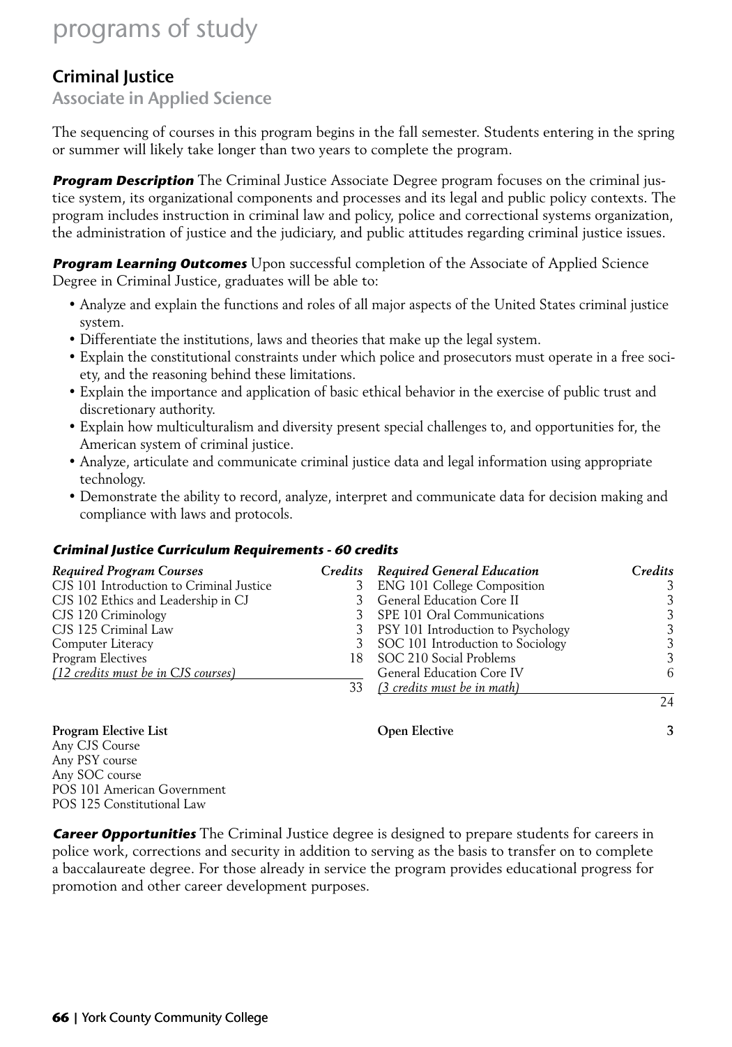# programs of study

## Criminal Justice

### Associate in Applied Science

The sequencing of courses in this program begins in the fall semester. Students entering in the spring or summer will likely take longer than two years to complete the program.

***Program Description*** The Criminal Justice Associate Degree program focuses on the criminal justice system, its organizational components and processes and its legal and public policy contexts. The program includes instruction in criminal law and policy, police and correctional systems organization, the administration of justice and the judiciary, and public attitudes regarding criminal justice issues.

***Program Learning Outcomes*** Upon successful completion of the Associate of Applied Science Degree in Criminal Justice, graduates will be able to:

- Analyze and explain the functions and roles of all major aspects of the United States criminal justice system.
- Differentiate the institutions, laws and theories that make up the legal system.
- Explain the constitutional constraints under which police and prosecutors must operate in a free society, and the reasoning behind these limitations.
- Explain the importance and application of basic ethical behavior in the exercise of public trust and discretionary authority.
- Explain how multiculturalism and diversity present special challenges to, and opportunities for, the American system of criminal justice.
- Analyze, articulate and communicate criminal justice data and legal information using appropriate technology.
- Demonstrate the ability to record, analyze, interpret and communicate data for decision making and compliance with laws and protocols.

***Criminal Justice Curriculum Requirements - 60 credits***

| *Required Program Courses* | *Credits* | *Required General Education* | *Credits* |
|---|---|---|---|
| CJS 101 Introduction to Criminal Justice | 3 | ENG 101 College Composition | 3 |
| CJS 102 Ethics and Leadership in CJ | 3 | General Education Core II | 3 |
| CJS 120 Criminology | 3 | SPE 101 Oral Communications | 3 |
| CJS 125 Criminal Law | 3 | PSY 101 Introduction to Psychology | 3 |
| Computer Literacy | 3 | SOC 101 Introduction to Sociology | 3 |
| Program Electives | 18 | SOC 210 Social Problems | 3 |
| *(12 credits must be in CJS courses)* | | General Education Core IV | 6 |
| | 33 | *(3 credits must be in math)* | |
| | | | 24 |

**Program Elective List**
Any CJS Course
Any PSY course
Any SOC course
POS 101 American Government
POS 125 Constitutional Law

**Open Elective** **3**

***Career Opportunities*** The Criminal Justice degree is designed to prepare students for careers in police work, corrections and security in addition to serving as the basis to transfer on to complete a baccalaureate degree. For those already in service the program provides educational progress for promotion and other career development purposes.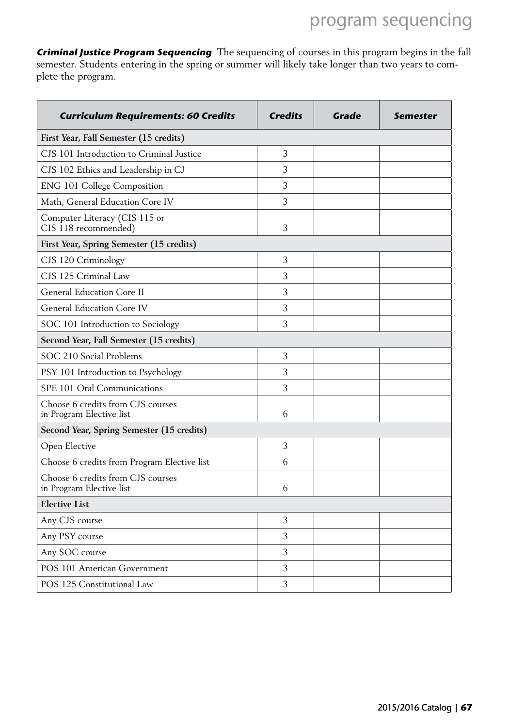***Criminal Justice Program Sequencing*** The sequencing of courses in this program begins in the fall semester. Students entering in the spring or summer will likely take longer than two years to complete the program.

| ***Curriculum Requirements: 60 Credits*** | ***Credits*** | ***Grade*** | ***Semester*** |
|---|---|---|---|
| **First Year, Fall Semester (15 credits)** | | | |
| CJS 101 Introduction to Criminal Justice | 3 | | |
| CJS 102 Ethics and Leadership in CJ | 3 | | |
| ENG 101 College Composition | 3 | | |
| Math, General Education Core IV | 3 | | |
| Computer Literacy (CIS 115 or CIS 118 recommended) | 3 | | |
| **First Year, Spring Semester (15 credits)** | | | |
| CJS 120 Criminology | 3 | | |
| CJS 125 Criminal Law | 3 | | |
| General Education Core II | 3 | | |
| General Education Core IV | 3 | | |
| SOC 101 Introduction to Sociology | 3 | | |
| **Second Year, Fall Semester (15 credits)** | | | |
| SOC 210 Social Problems | 3 | | |
| PSY 101 Introduction to Psychology | 3 | | |
| SPE 101 Oral Communications | 3 | | |
| Choose 6 credits from CJS courses in Program Elective list | 6 | | |
| **Second Year, Spring Semester (15 credits)** | | | |
| Open Elective | 3 | | |
| Choose 6 credits from Program Elective list | 6 | | |
| Choose 6 credits from CJS courses in Program Elective list | 6 | | |
| **Elective List** | | | |
| Any CJS course | 3 | | |
| Any PSY course | 3 | | |
| Any SOC course | 3 | | |
| POS 101 American Government | 3 | | |
| POS 125 Constitutional Law | 3 | | |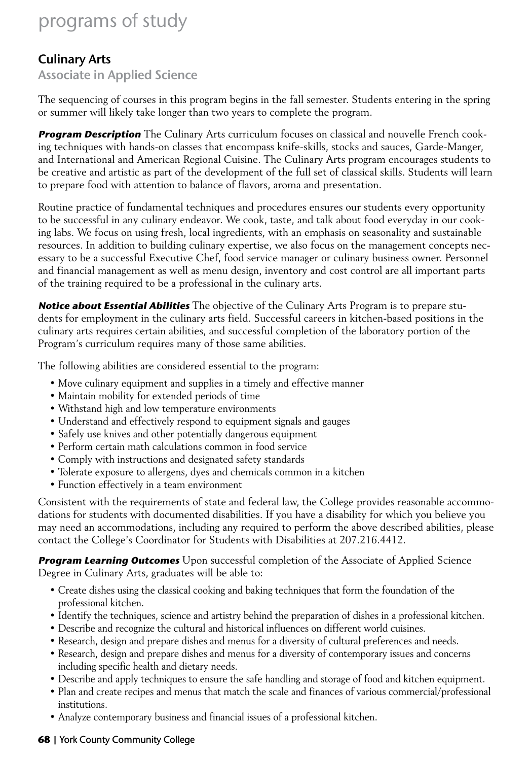# programs of study

## Culinary Arts

### Associate in Applied Science

The sequencing of courses in this program begins in the fall semester. Students entering in the spring or summer will likely take longer than two years to complete the program.

***Program Description*** The Culinary Arts curriculum focuses on classical and nouvelle French cooking techniques with hands-on classes that encompass knife-skills, stocks and sauces, Garde-Manger, and International and American Regional Cuisine. The Culinary Arts program encourages students to be creative and artistic as part of the development of the full set of classical skills. Students will learn to prepare food with attention to balance of flavors, aroma and presentation.

Routine practice of fundamental techniques and procedures ensures our students every opportunity to be successful in any culinary endeavor. We cook, taste, and talk about food everyday in our cooking labs. We focus on using fresh, local ingredients, with an emphasis on seasonality and sustainable resources. In addition to building culinary expertise, we also focus on the management concepts necessary to be a successful Executive Chef, food service manager or culinary business owner. Personnel and financial management as well as menu design, inventory and cost control are all important parts of the training required to be a professional in the culinary arts.

***Notice about Essential Abilities*** The objective of the Culinary Arts Program is to prepare students for employment in the culinary arts field. Successful careers in kitchen-based positions in the culinary arts requires certain abilities, and successful completion of the laboratory portion of the Program's curriculum requires many of those same abilities.

The following abilities are considered essential to the program:

- Move culinary equipment and supplies in a timely and effective manner
- Maintain mobility for extended periods of time
- Withstand high and low temperature environments
- Understand and effectively respond to equipment signals and gauges
- Safely use knives and other potentially dangerous equipment
- Perform certain math calculations common in food service
- Comply with instructions and designated safety standards
- Tolerate exposure to allergens, dyes and chemicals common in a kitchen
- Function effectively in a team environment

Consistent with the requirements of state and federal law, the College provides reasonable accommodations for students with documented disabilities. If you have a disability for which you believe you may need an accommodations, including any required to perform the above described abilities, please contact the College's Coordinator for Students with Disabilities at 207.216.4412.

***Program Learning Outcomes*** Upon successful completion of the Associate of Applied Science Degree in Culinary Arts, graduates will be able to:

- Create dishes using the classical cooking and baking techniques that form the foundation of the professional kitchen.
- Identify the techniques, science and artistry behind the preparation of dishes in a professional kitchen.
- Describe and recognize the cultural and historical influences on different world cuisines.
- Research, design and prepare dishes and menus for a diversity of cultural preferences and needs.
- Research, design and prepare dishes and menus for a diversity of contemporary issues and concerns including specific health and dietary needs.
- Describe and apply techniques to ensure the safe handling and storage of food and kitchen equipment.
- Plan and create recipes and menus that match the scale and finances of various commercial/professional institutions.
- Analyze contemporary business and financial issues of a professional kitchen.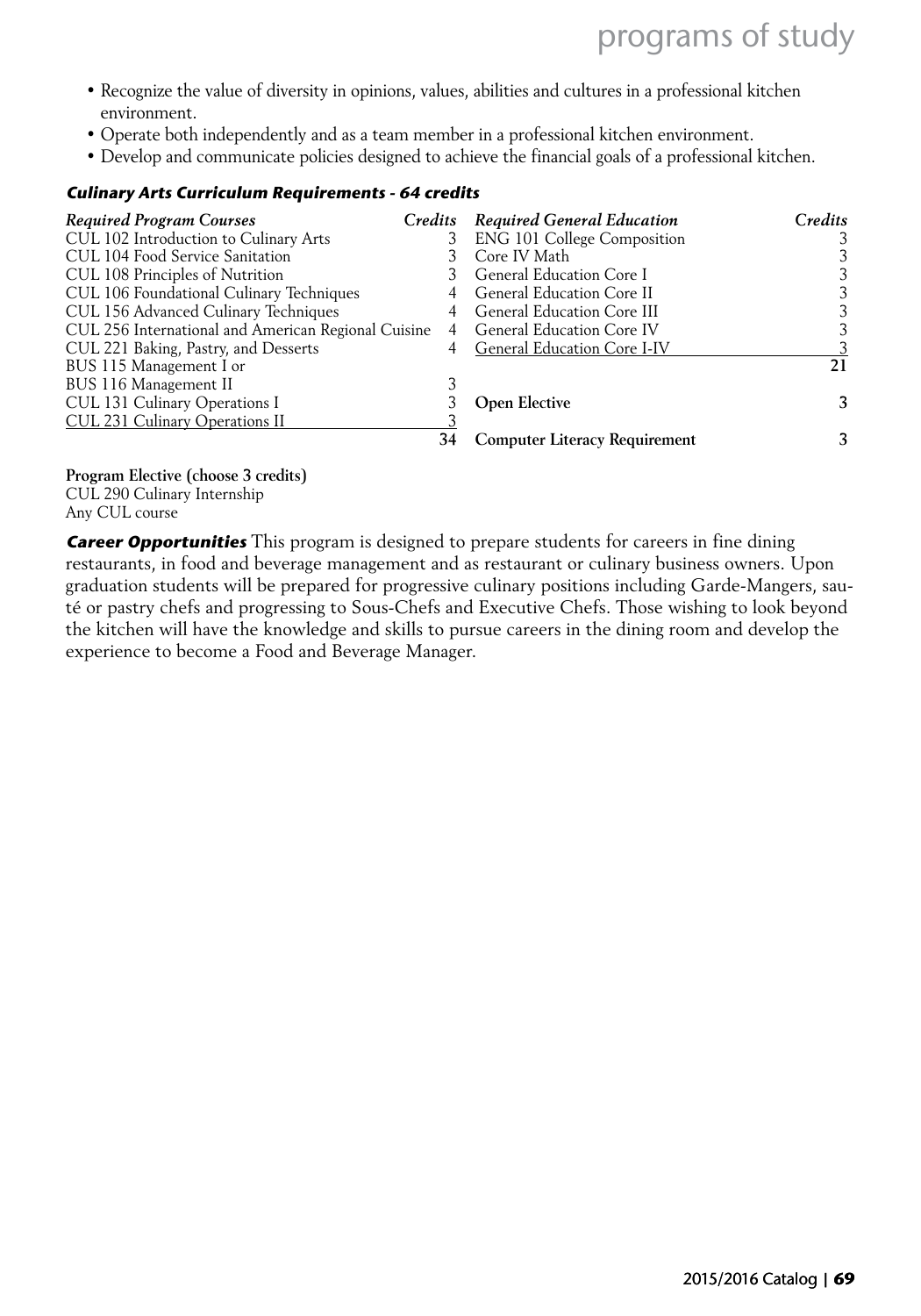- Recognize the value of diversity in opinions, values, abilities and cultures in a professional kitchen environment.
- Operate both independently and as a team member in a professional kitchen environment.
- Develop and communicate policies designed to achieve the financial goals of a professional kitchen.

### *Culinary Arts Curriculum Requirements - 64 credits*

| *Required Program Courses* | *Credits* |
|---|---|
| CUL 102 Introduction to Culinary Arts | 3 |
| CUL 104 Food Service Sanitation | 3 |
| CUL 108 Principles of Nutrition | 3 |
| CUL 106 Foundational Culinary Techniques | 4 |
| CUL 156 Advanced Culinary Techniques | 4 |
| CUL 256 International and American Regional Cuisine | 4 |
| CUL 221 Baking, Pastry, and Desserts | 4 |
| BUS 115 Management I or BUS 116 Management II | 3 |
| CUL 131 Culinary Operations I | 3 |
| CUL 231 Culinary Operations II | 3 |
| | 34 |

| *Required General Education* | *Credits* |
|---|---|
| ENG 101 College Composition | 3 |
| Core IV Math | 3 |
| General Education Core I | 3 |
| General Education Core II | 3 |
| General Education Core III | 3 |
| General Education Core IV | 3 |
| General Education Core I-IV | 3 |
| | 21 |
| **Open Elective** | **3** |
| **Computer Literacy Requirement** | **3** |

**Program Elective (choose 3 credits)**
CUL 290 Culinary Internship
Any CUL course

***Career Opportunities*** This program is designed to prepare students for careers in fine dining restaurants, in food and beverage management and as restaurant or culinary business owners. Upon graduation students will be prepared for progressive culinary positions including Garde-Mangers, sauté or pastry chefs and progressing to Sous-Chefs and Executive Chefs. Those wishing to look beyond the kitchen will have the knowledge and skills to pursue careers in the dining room and develop the experience to become a Food and Beverage Manager.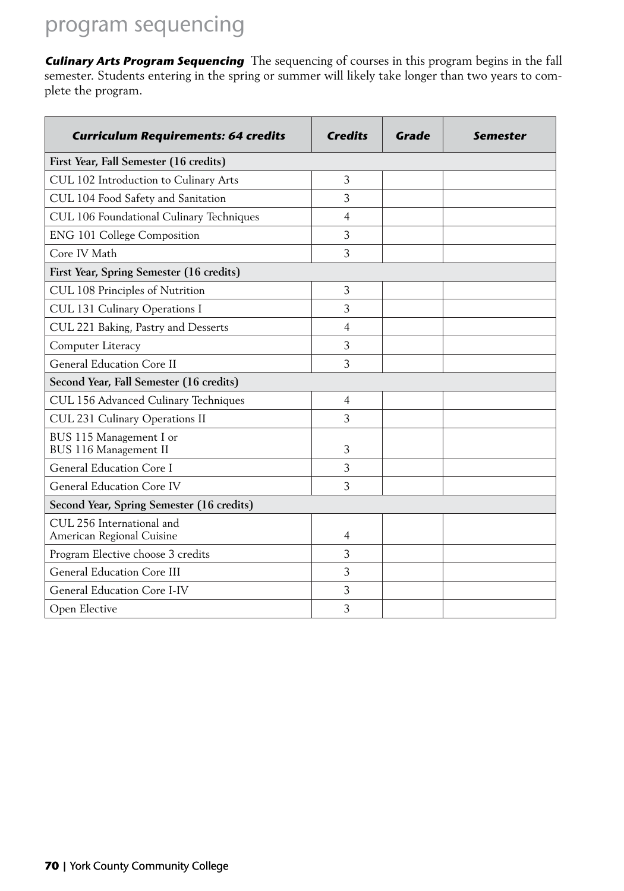# program sequencing

***Culinary Arts Program Sequencing*** The sequencing of courses in this program begins in the fall semester. Students entering in the spring or summer will likely take longer than two years to complete the program.

| ***Curriculum Requirements: 64 credits*** | ***Credits*** | ***Grade*** | ***Semester*** |
|---|---|---|---|
| **First Year, Fall Semester (16 credits)** | | | |
| CUL 102 Introduction to Culinary Arts | 3 | | |
| CUL 104 Food Safety and Sanitation | 3 | | |
| CUL 106 Foundational Culinary Techniques | 4 | | |
| ENG 101 College Composition | 3 | | |
| Core IV Math | 3 | | |
| **First Year, Spring Semester (16 credits)** | | | |
| CUL 108 Principles of Nutrition | 3 | | |
| CUL 131 Culinary Operations I | 3 | | |
| CUL 221 Baking, Pastry and Desserts | 4 | | |
| Computer Literacy | 3 | | |
| General Education Core II | 3 | | |
| **Second Year, Fall Semester (16 credits)** | | | |
| CUL 156 Advanced Culinary Techniques | 4 | | |
| CUL 231 Culinary Operations II | 3 | | |
| BUS 115 Management I or BUS 116 Management II | 3 | | |
| General Education Core I | 3 | | |
| General Education Core IV | 3 | | |
| **Second Year, Spring Semester (16 credits)** | | | |
| CUL 256 International and American Regional Cuisine | 4 | | |
| Program Elective choose 3 credits | 3 | | |
| General Education Core III | 3 | | |
| General Education Core I-IV | 3 | | |
| Open Elective | 3 | | |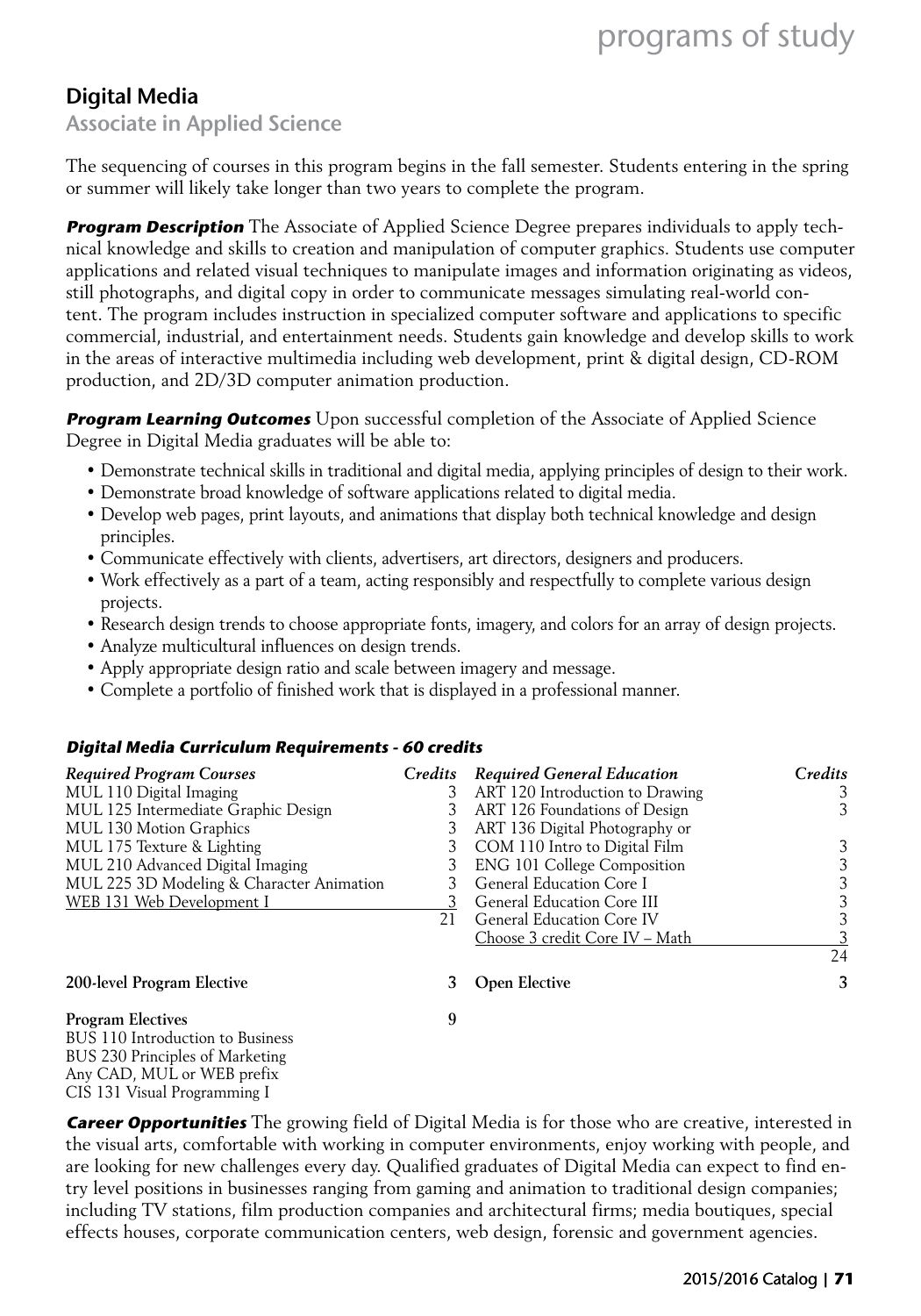## Digital Media

### Associate in Applied Science

The sequencing of courses in this program begins in the fall semester. Students entering in the spring or summer will likely take longer than two years to complete the program.

***Program Description*** The Associate of Applied Science Degree prepares individuals to apply technical knowledge and skills to creation and manipulation of computer graphics. Students use computer applications and related visual techniques to manipulate images and information originating as videos, still photographs, and digital copy in order to communicate messages simulating real-world content. The program includes instruction in specialized computer software and applications to specific commercial, industrial, and entertainment needs. Students gain knowledge and develop skills to work in the areas of interactive multimedia including web development, print & digital design, CD-ROM production, and 2D/3D computer animation production.

***Program Learning Outcomes*** Upon successful completion of the Associate of Applied Science Degree in Digital Media graduates will be able to:

- Demonstrate technical skills in traditional and digital media, applying principles of design to their work.
- Demonstrate broad knowledge of software applications related to digital media.
- Develop web pages, print layouts, and animations that display both technical knowledge and design principles.
- Communicate effectively with clients, advertisers, art directors, designers and producers.
- Work effectively as a part of a team, acting responsibly and respectfully to complete various design projects.
- Research design trends to choose appropriate fonts, imagery, and colors for an array of design projects.
- Analyze multicultural influences on design trends.
- Apply appropriate design ratio and scale between imagery and message.
- Complete a portfolio of finished work that is displayed in a professional manner.

#### *Digital Media Curriculum Requirements - 60 credits*

| *Required Program Courses* | *Credits* | *Required General Education* | *Credits* |
|---|---|---|---|
| MUL 110 Digital Imaging | 3 | ART 120 Introduction to Drawing | 3 |
| MUL 125 Intermediate Graphic Design | 3 | ART 126 Foundations of Design | 3 |
| MUL 130 Motion Graphics | 3 | ART 136 Digital Photography or | |
| MUL 175 Texture & Lighting | 3 | COM 110 Intro to Digital Film | 3 |
| MUL 210 Advanced Digital Imaging | 3 | ENG 101 College Composition | 3 |
| MUL 225 3D Modeling & Character Animation | 3 | General Education Core I | 3 |
| WEB 131 Web Development I | 3 | General Education Core III | 3 |
| | 21 | General Education Core IV | 3 |
| | | Choose 3 credit Core IV – Math | 3 |
| | | | 24 |
| **200-level Program Elective** | **3** | **Open Elective** | **3** |
| **Program Electives** | **9** | | |
| BUS 110 Introduction to Business | | | |
| BUS 230 Principles of Marketing | | | |
| Any CAD, MUL or WEB prefix | | | |
| CIS 131 Visual Programming I | | | |

***Career Opportunities*** The growing field of Digital Media is for those who are creative, interested in the visual arts, comfortable with working in computer environments, enjoy working with people, and are looking for new challenges every day. Qualified graduates of Digital Media can expect to find entry level positions in businesses ranging from gaming and animation to traditional design companies; including TV stations, film production companies and architectural firms; media boutiques, special effects houses, corporate communication centers, web design, forensic and government agencies.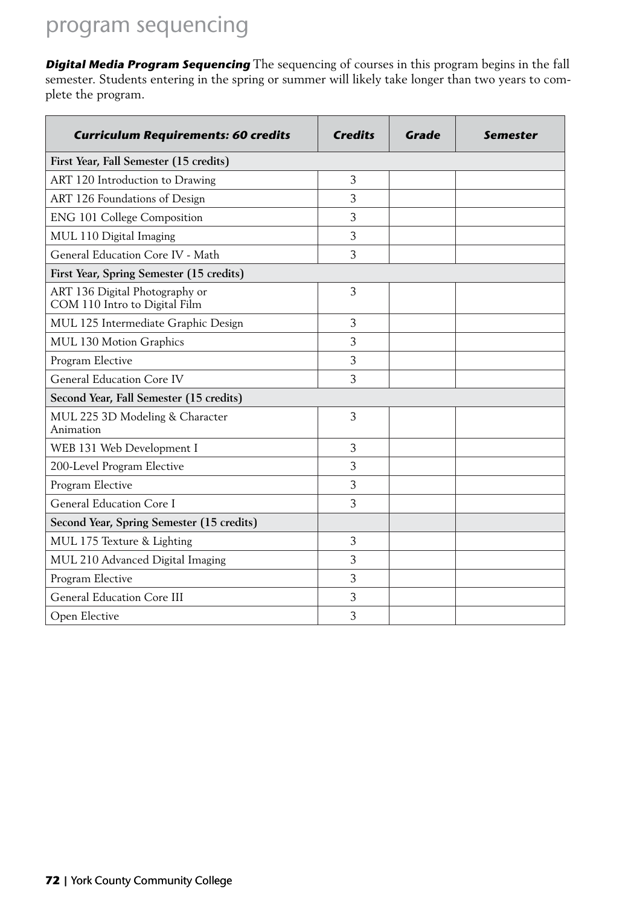# program sequencing

***Digital Media Program Sequencing*** The sequencing of courses in this program begins in the fall semester. Students entering in the spring or summer will likely take longer than two years to complete the program.

| ***Curriculum Requirements: 60 credits*** | ***Credits*** | ***Grade*** | ***Semester*** |
|---|---|---|---|
| **First Year, Fall Semester (15 credits)** | | | |
| ART 120 Introduction to Drawing | 3 | | |
| ART 126 Foundations of Design | 3 | | |
| ENG 101 College Composition | 3 | | |
| MUL 110 Digital Imaging | 3 | | |
| General Education Core IV - Math | 3 | | |
| **First Year, Spring Semester (15 credits)** | | | |
| ART 136 Digital Photography or COM 110 Intro to Digital Film | 3 | | |
| MUL 125 Intermediate Graphic Design | 3 | | |
| MUL 130 Motion Graphics | 3 | | |
| Program Elective | 3 | | |
| General Education Core IV | 3 | | |
| **Second Year, Fall Semester (15 credits)** | | | |
| MUL 225 3D Modeling & Character Animation | 3 | | |
| WEB 131 Web Development I | 3 | | |
| 200-Level Program Elective | 3 | | |
| Program Elective | 3 | | |
| General Education Core I | 3 | | |
| **Second Year, Spring Semester (15 credits)** | | | |
| MUL 175 Texture & Lighting | 3 | | |
| MUL 210 Advanced Digital Imaging | 3 | | |
| Program Elective | 3 | | |
| General Education Core III | 3 | | |
| Open Elective | 3 | | |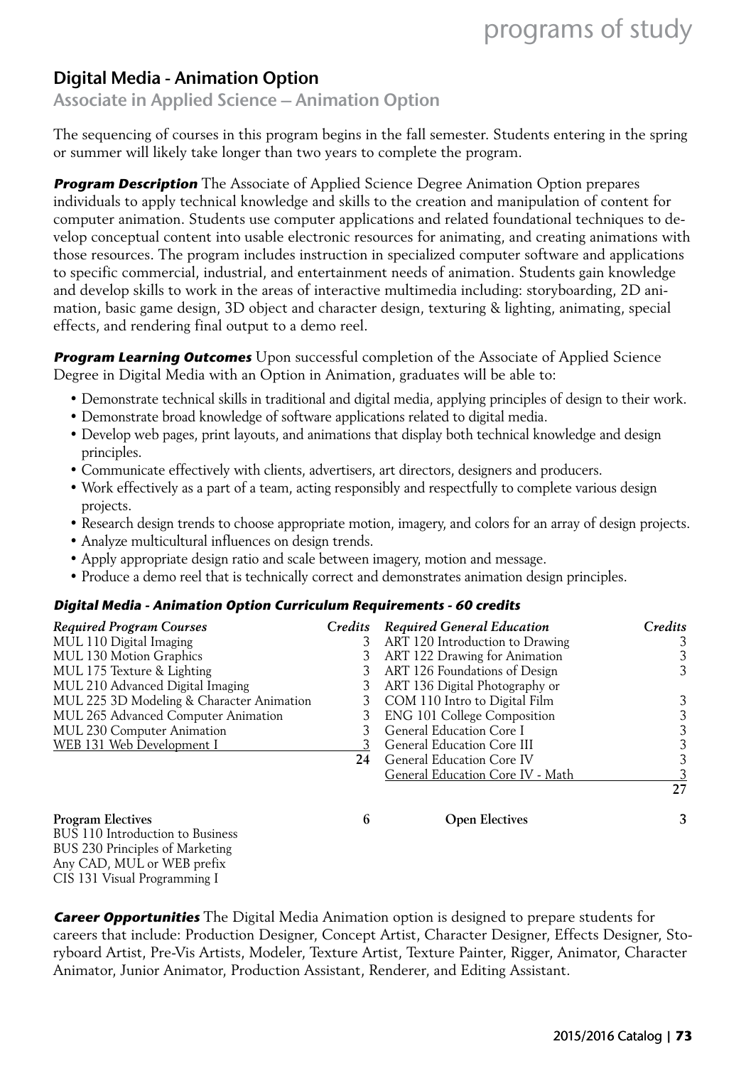## Digital Media - Animation Option

### Associate in Applied Science – Animation Option

The sequencing of courses in this program begins in the fall semester. Students entering in the spring or summer will likely take longer than two years to complete the program.

***Program Description*** The Associate of Applied Science Degree Animation Option prepares individuals to apply technical knowledge and skills to the creation and manipulation of content for computer animation. Students use computer applications and related foundational techniques to develop conceptual content into usable electronic resources for animating, and creating animations with those resources. The program includes instruction in specialized computer software and applications to specific commercial, industrial, and entertainment needs of animation. Students gain knowledge and develop skills to work in the areas of interactive multimedia including: storyboarding, 2D animation, basic game design, 3D object and character design, texturing & lighting, animating, special effects, and rendering final output to a demo reel.

***Program Learning Outcomes*** Upon successful completion of the Associate of Applied Science Degree in Digital Media with an Option in Animation, graduates will be able to:

- Demonstrate technical skills in traditional and digital media, applying principles of design to their work.
- Demonstrate broad knowledge of software applications related to digital media.
- Develop web pages, print layouts, and animations that display both technical knowledge and design principles.
- Communicate effectively with clients, advertisers, art directors, designers and producers.
- Work effectively as a part of a team, acting responsibly and respectfully to complete various design projects.
- Research design trends to choose appropriate motion, imagery, and colors for an array of design projects.
- Analyze multicultural influences on design trends.
- Apply appropriate design ratio and scale between imagery, motion and message.
- Produce a demo reel that is technically correct and demonstrates animation design principles.

***Digital Media - Animation Option Curriculum Requirements - 60 credits***

| *Required Program Courses* | *Credits* | *Required General Education* | *Credits* |
|---|---|---|---|
| MUL 110 Digital Imaging | 3 | ART 120 Introduction to Drawing | 3 |
| MUL 130 Motion Graphics | 3 | ART 122 Drawing for Animation | 3 |
| MUL 175 Texture & Lighting | 3 | ART 126 Foundations of Design | 3 |
| MUL 210 Advanced Digital Imaging | 3 | ART 136 Digital Photography or | |
| MUL 225 3D Modeling & Character Animation | 3 | COM 110 Intro to Digital Film | 3 |
| MUL 265 Advanced Computer Animation | 3 | ENG 101 College Composition | 3 |
| MUL 230 Computer Animation | 3 | General Education Core I | 3 |
| WEB 131 Web Development I | 3 | General Education Core III | 3 |
| | 24 | General Education Core IV | 3 |
| | | General Education Core IV - Math | 3 |
| | | | 27 |

| **Program Electives** | **6** | **Open Electives** | **3** |
|---|---|---|---|
| BUS 110 Introduction to Business | | | |
| BUS 230 Principles of Marketing | | | |
| Any CAD, MUL or WEB prefix | | | |
| CIS 131 Visual Programming I | | | |

***Career Opportunities*** The Digital Media Animation option is designed to prepare students for careers that include: Production Designer, Concept Artist, Character Designer, Effects Designer, Storyboard Artist, Pre-Vis Artists, Modeler, Texture Artist, Texture Painter, Rigger, Animator, Character Animator, Junior Animator, Production Assistant, Renderer, and Editing Assistant.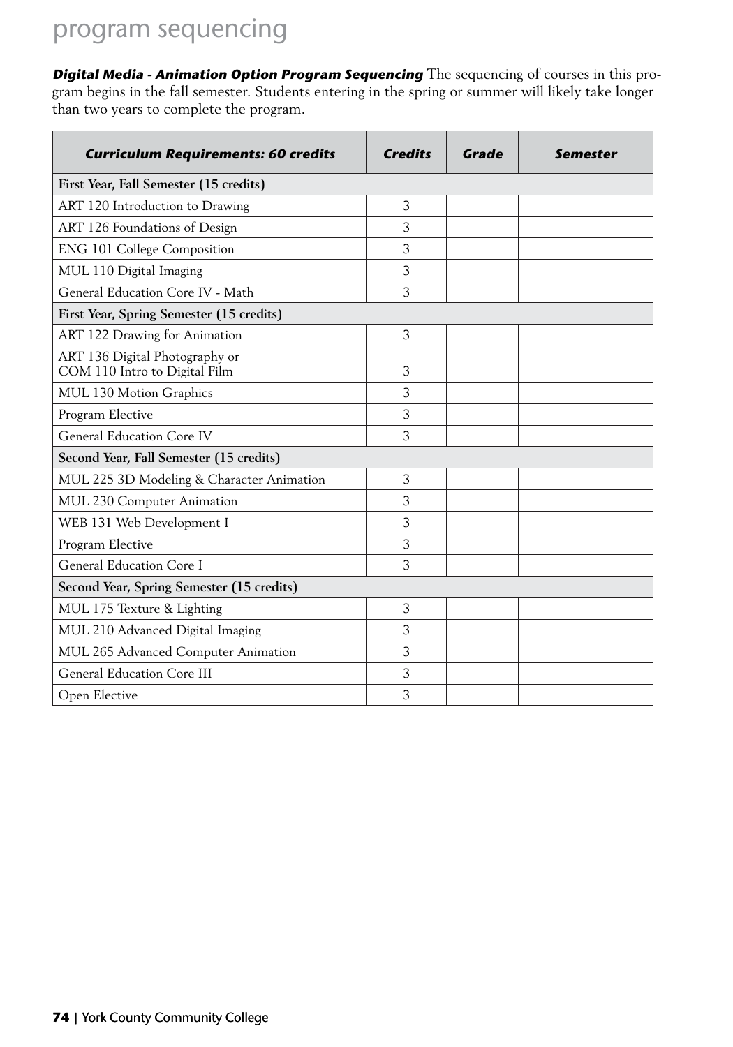# program sequencing

***Digital Media - Animation Option Program Sequencing*** The sequencing of courses in this program begins in the fall semester. Students entering in the spring or summer will likely take longer than two years to complete the program.

| ***Curriculum Requirements: 60 credits*** | ***Credits*** | ***Grade*** | ***Semester*** |
|---|---|---|---|
| **First Year, Fall Semester (15 credits)** | | | |
| ART 120 Introduction to Drawing | 3 | | |
| ART 126 Foundations of Design | 3 | | |
| ENG 101 College Composition | 3 | | |
| MUL 110 Digital Imaging | 3 | | |
| General Education Core IV - Math | 3 | | |
| **First Year, Spring Semester (15 credits)** | | | |
| ART 122 Drawing for Animation | 3 | | |
| ART 136 Digital Photography or COM 110 Intro to Digital Film | 3 | | |
| MUL 130 Motion Graphics | 3 | | |
| Program Elective | 3 | | |
| General Education Core IV | 3 | | |
| **Second Year, Fall Semester (15 credits)** | | | |
| MUL 225 3D Modeling & Character Animation | 3 | | |
| MUL 230 Computer Animation | 3 | | |
| WEB 131 Web Development I | 3 | | |
| Program Elective | 3 | | |
| General Education Core I | 3 | | |
| **Second Year, Spring Semester (15 credits)** | | | |
| MUL 175 Texture & Lighting | 3 | | |
| MUL 210 Advanced Digital Imaging | 3 | | |
| MUL 265 Advanced Computer Animation | 3 | | |
| General Education Core III | 3 | | |
| Open Elective | 3 | | |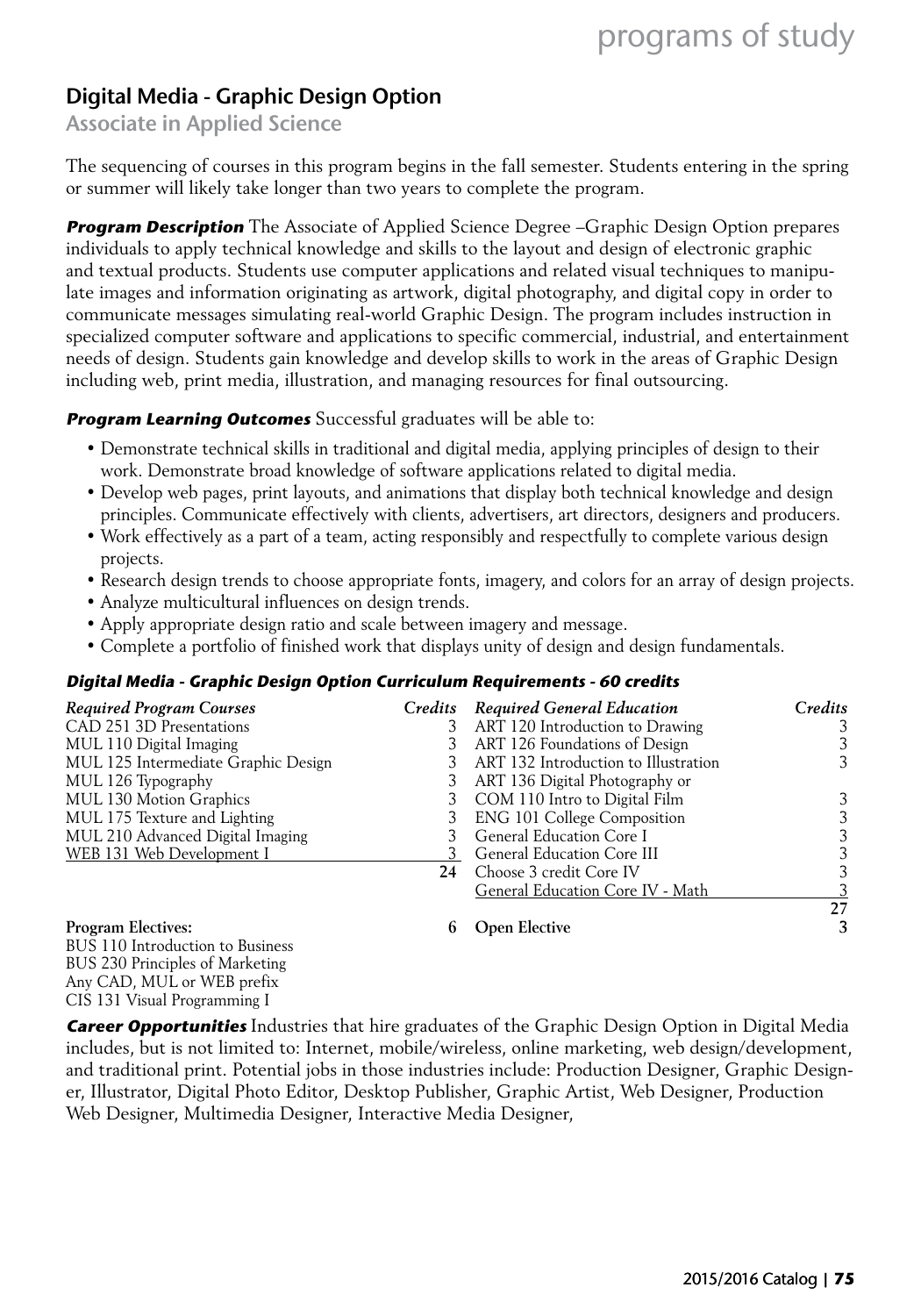## Digital Media - Graphic Design Option

### Associate in Applied Science

The sequencing of courses in this program begins in the fall semester. Students entering in the spring or summer will likely take longer than two years to complete the program.

***Program Description*** The Associate of Applied Science Degree –Graphic Design Option prepares individuals to apply technical knowledge and skills to the layout and design of electronic graphic and textual products. Students use computer applications and related visual techniques to manipulate images and information originating as artwork, digital photography, and digital copy in order to communicate messages simulating real-world Graphic Design. The program includes instruction in specialized computer software and applications to specific commercial, industrial, and entertainment needs of design. Students gain knowledge and develop skills to work in the areas of Graphic Design including web, print media, illustration, and managing resources for final outsourcing.

***Program Learning Outcomes*** Successful graduates will be able to:

- Demonstrate technical skills in traditional and digital media, applying principles of design to their work. Demonstrate broad knowledge of software applications related to digital media.
- Develop web pages, print layouts, and animations that display both technical knowledge and design principles. Communicate effectively with clients, advertisers, art directors, designers and producers.
- Work effectively as a part of a team, acting responsibly and respectfully to complete various design projects.
- Research design trends to choose appropriate fonts, imagery, and colors for an array of design projects.
- Analyze multicultural influences on design trends.
- Apply appropriate design ratio and scale between imagery and message.
- Complete a portfolio of finished work that displays unity of design and design fundamentals.

***Digital Media - Graphic Design Option Curriculum Requirements - 60 credits***

| *Required Program Courses* | *Credits* | *Required General Education* | *Credits* |
|---|---|---|---|
| CAD 251 3D Presentations | 3 | ART 120 Introduction to Drawing | 3 |
| MUL 110 Digital Imaging | 3 | ART 126 Foundations of Design | 3 |
| MUL 125 Intermediate Graphic Design | 3 | ART 132 Introduction to Illustration | 3 |
| MUL 126 Typography | 3 | ART 136 Digital Photography or | |
| MUL 130 Motion Graphics | 3 | COM 110 Intro to Digital Film | 3 |
| MUL 175 Texture and Lighting | 3 | ENG 101 College Composition | 3 |
| MUL 210 Advanced Digital Imaging | 3 | General Education Core I | 3 |
| WEB 131 Web Development I | 3 | General Education Core III | 3 |
| | **24** | Choose 3 credit Core IV | 3 |
| | | General Education Core IV - Math | 3 |
| | | | 27 |
| **Program Electives:** | **6** | **Open Elective** | **3** |

BUS 110 Introduction to Business
BUS 230 Principles of Marketing
Any CAD, MUL or WEB prefix
CIS 131 Visual Programming I

***Career Opportunities*** Industries that hire graduates of the Graphic Design Option in Digital Media includes, but is not limited to: Internet, mobile/wireless, online marketing, web design/development, and traditional print. Potential jobs in those industries include: Production Designer, Graphic Designer, Illustrator, Digital Photo Editor, Desktop Publisher, Graphic Artist, Web Designer, Production Web Designer, Multimedia Designer, Interactive Media Designer,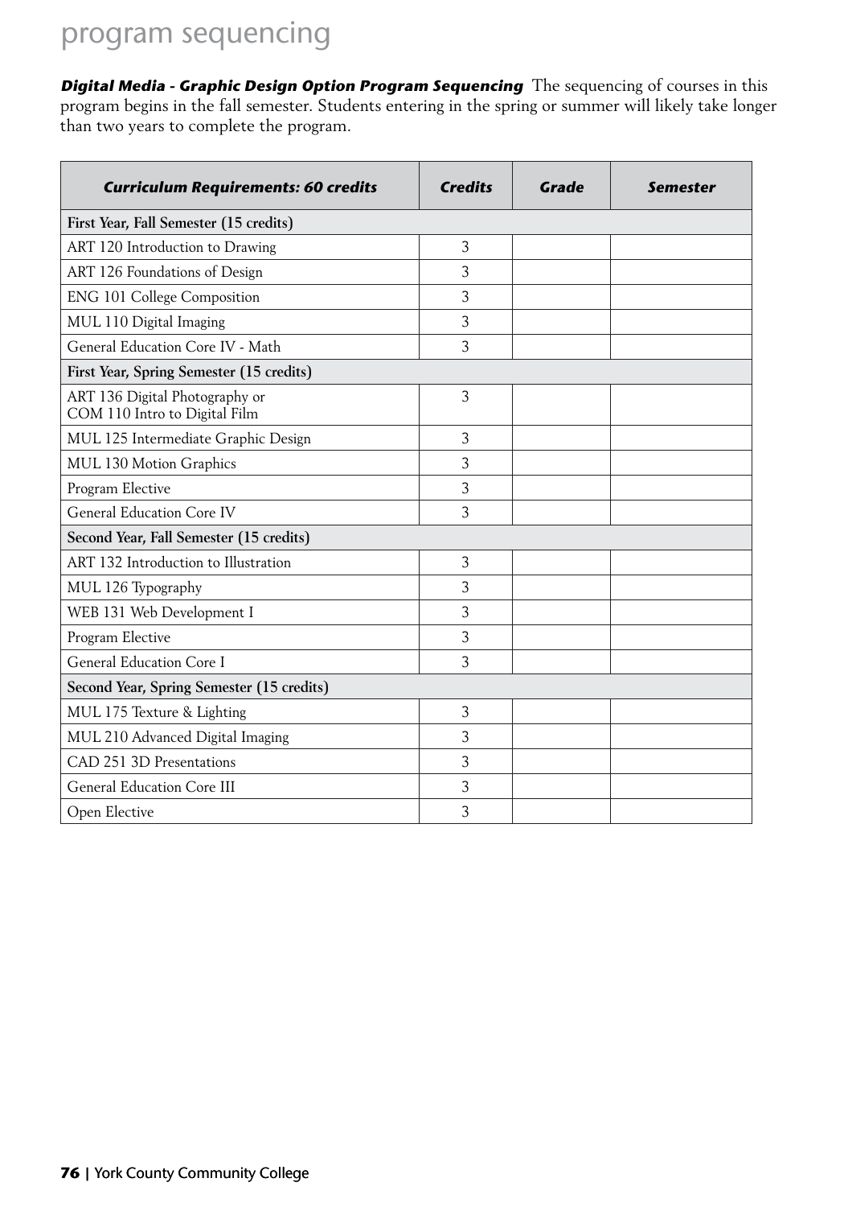# program sequencing

***Digital Media - Graphic Design Option Program Sequencing*** The sequencing of courses in this program begins in the fall semester. Students entering in the spring or summer will likely take longer than two years to complete the program.

| *Curriculum Requirements: 60 credits* | *Credits* | *Grade* | *Semester* |
|---|---|---|---|
| **First Year, Fall Semester (15 credits)** | | | |
| ART 120 Introduction to Drawing | 3 | | |
| ART 126 Foundations of Design | 3 | | |
| ENG 101 College Composition | 3 | | |
| MUL 110 Digital Imaging | 3 | | |
| General Education Core IV - Math | 3 | | |
| **First Year, Spring Semester (15 credits)** | | | |
| ART 136 Digital Photography or COM 110 Intro to Digital Film | 3 | | |
| MUL 125 Intermediate Graphic Design | 3 | | |
| MUL 130 Motion Graphics | 3 | | |
| Program Elective | 3 | | |
| General Education Core IV | 3 | | |
| **Second Year, Fall Semester (15 credits)** | | | |
| ART 132 Introduction to Illustration | 3 | | |
| MUL 126 Typography | 3 | | |
| WEB 131 Web Development I | 3 | | |
| Program Elective | 3 | | |
| General Education Core I | 3 | | |
| **Second Year, Spring Semester (15 credits)** | | | |
| MUL 175 Texture & Lighting | 3 | | |
| MUL 210 Advanced Digital Imaging | 3 | | |
| CAD 251 3D Presentations | 3 | | |
| General Education Core III | 3 | | |
| Open Elective | 3 | | |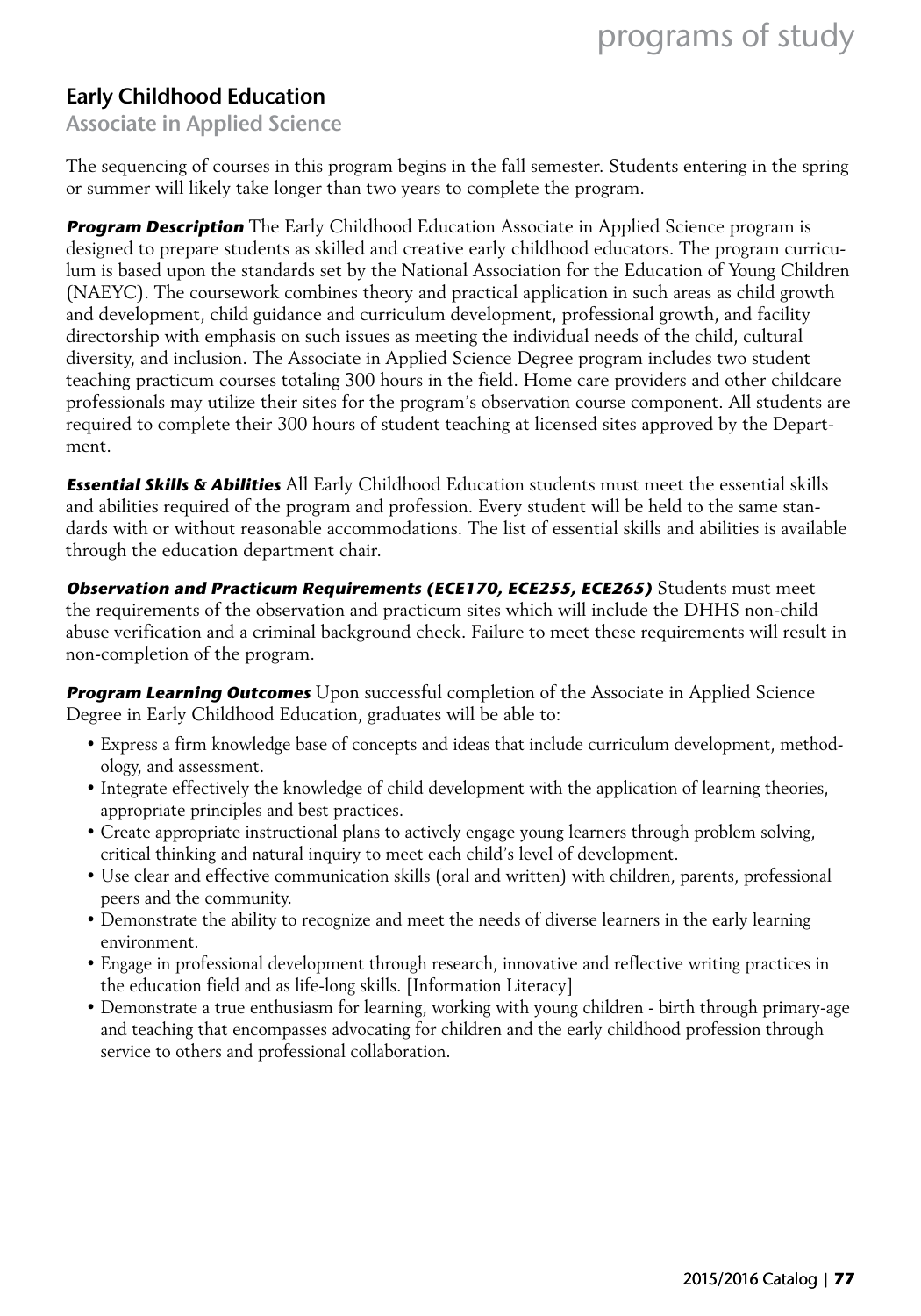## Early Childhood Education

### Associate in Applied Science

The sequencing of courses in this program begins in the fall semester. Students entering in the spring or summer will likely take longer than two years to complete the program.

***Program Description*** The Early Childhood Education Associate in Applied Science program is designed to prepare students as skilled and creative early childhood educators. The program curriculum is based upon the standards set by the National Association for the Education of Young Children (NAEYC). The coursework combines theory and practical application in such areas as child growth and development, child guidance and curriculum development, professional growth, and facility directorship with emphasis on such issues as meeting the individual needs of the child, cultural diversity, and inclusion. The Associate in Applied Science Degree program includes two student teaching practicum courses totaling 300 hours in the field. Home care providers and other childcare professionals may utilize their sites for the program's observation course component. All students are required to complete their 300 hours of student teaching at licensed sites approved by the Department.

***Essential Skills & Abilities*** All Early Childhood Education students must meet the essential skills and abilities required of the program and profession. Every student will be held to the same standards with or without reasonable accommodations. The list of essential skills and abilities is available through the education department chair.

***Observation and Practicum Requirements (ECE170, ECE255, ECE265)*** Students must meet the requirements of the observation and practicum sites which will include the DHHS non-child abuse verification and a criminal background check. Failure to meet these requirements will result in non-completion of the program.

***Program Learning Outcomes*** Upon successful completion of the Associate in Applied Science Degree in Early Childhood Education, graduates will be able to:

- Express a firm knowledge base of concepts and ideas that include curriculum development, methodology, and assessment.
- Integrate effectively the knowledge of child development with the application of learning theories, appropriate principles and best practices.
- Create appropriate instructional plans to actively engage young learners through problem solving, critical thinking and natural inquiry to meet each child's level of development.
- Use clear and effective communication skills (oral and written) with children, parents, professional peers and the community.
- Demonstrate the ability to recognize and meet the needs of diverse learners in the early learning environment.
- Engage in professional development through research, innovative and reflective writing practices in the education field and as life-long skills. [Information Literacy]
- Demonstrate a true enthusiasm for learning, working with young children - birth through primary-age and teaching that encompasses advocating for children and the early childhood profession through service to others and professional collaboration.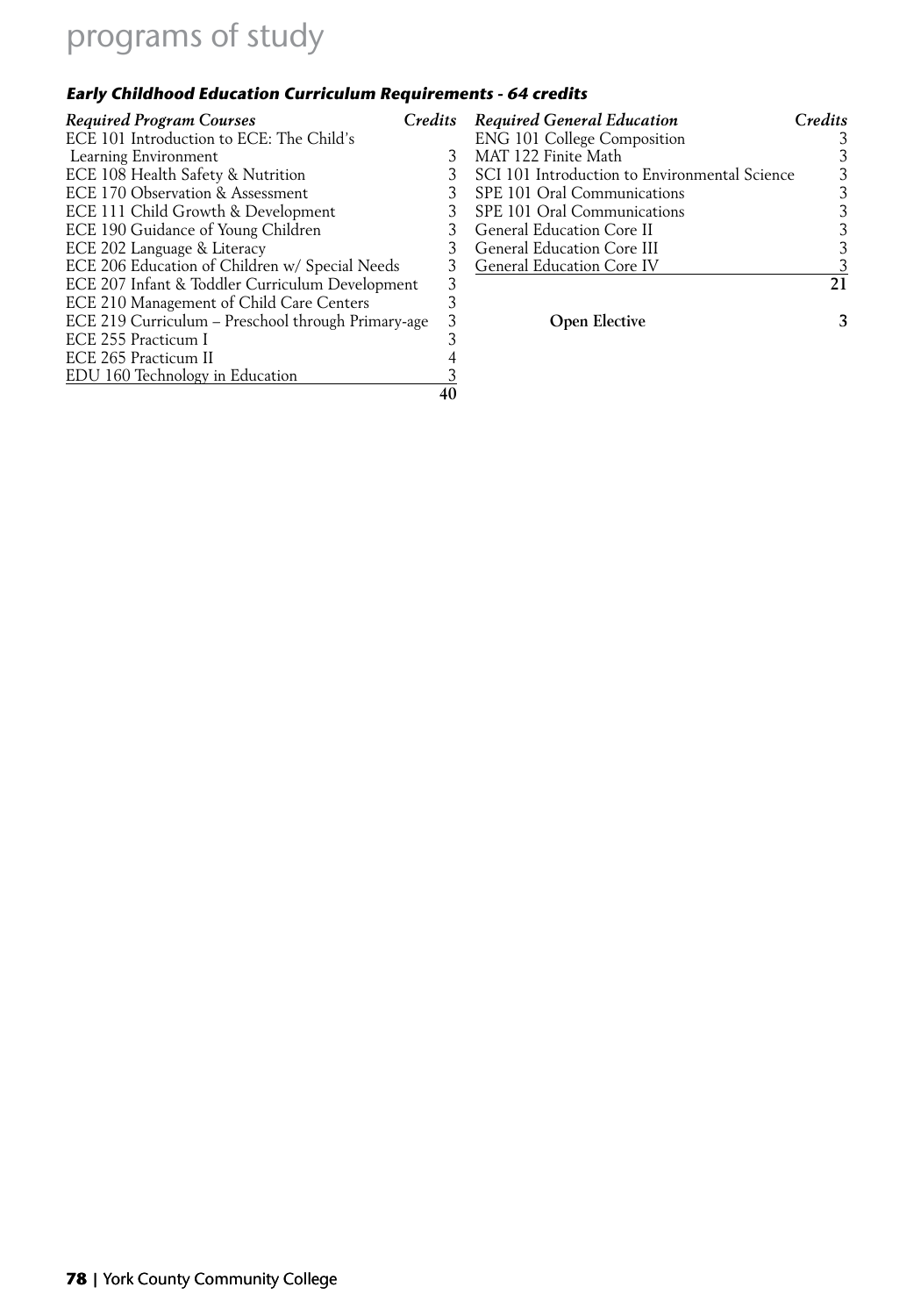## Early Childhood Education Curriculum Requirements - 64 credits

| *Required Program Courses* | *Credits* |
|---|---|
| ECE 101 Introduction to ECE: The Child's Learning Environment | 3 |
| ECE 108 Health Safety & Nutrition | 3 |
| ECE 170 Observation & Assessment | 3 |
| ECE 111 Child Growth & Development | 3 |
| ECE 190 Guidance of Young Children | 3 |
| ECE 202 Language & Literacy | 3 |
| ECE 206 Education of Children w/ Special Needs | 3 |
| ECE 207 Infant & Toddler Curriculum Development | 3 |
| ECE 210 Management of Child Care Centers | 3 |
| ECE 219 Curriculum – Preschool through Primary-age | 3 |
| ECE 255 Practicum I | 3 |
| ECE 265 Practicum II | 4 |
| EDU 160 Technology in Education | 3 |
| | **40** |

| *Required General Education* | *Credits* |
|---|---|
| ENG 101 College Composition | 3 |
| MAT 122 Finite Math | 3 |
| SCI 101 Introduction to Environmental Science | 3 |
| SPE 101 Oral Communications | 3 |
| SPE 101 Oral Communications | 3 |
| General Education Core II | 3 |
| General Education Core III | 3 |
| General Education Core IV | 3 |
| | **21** |

| **Open Elective** | **3** |
|---|---|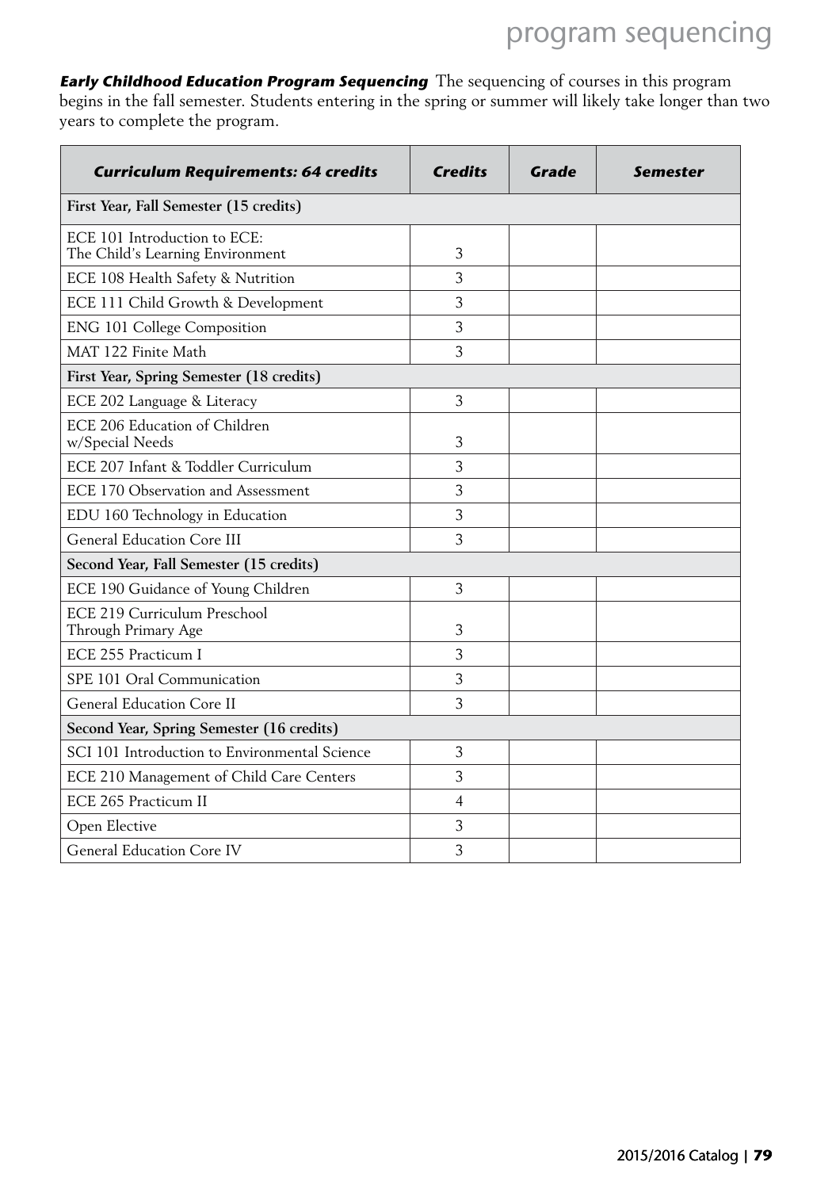***Early Childhood Education Program Sequencing*** The sequencing of courses in this program begins in the fall semester. Students entering in the spring or summer will likely take longer than two years to complete the program.

| ***Curriculum Requirements: 64 credits*** | ***Credits*** | ***Grade*** | ***Semester*** |
|---|---|---|---|
| **First Year, Fall Semester (15 credits)** | | | |
| ECE 101 Introduction to ECE: The Child's Learning Environment | 3 | | |
| ECE 108 Health Safety & Nutrition | 3 | | |
| ECE 111 Child Growth & Development | 3 | | |
| ENG 101 College Composition | 3 | | |
| MAT 122 Finite Math | 3 | | |
| **First Year, Spring Semester (18 credits)** | | | |
| ECE 202 Language & Literacy | 3 | | |
| ECE 206 Education of Children w/Special Needs | 3 | | |
| ECE 207 Infant & Toddler Curriculum | 3 | | |
| ECE 170 Observation and Assessment | 3 | | |
| EDU 160 Technology in Education | 3 | | |
| General Education Core III | 3 | | |
| **Second Year, Fall Semester (15 credits)** | | | |
| ECE 190 Guidance of Young Children | 3 | | |
| ECE 219 Curriculum Preschool Through Primary Age | 3 | | |
| ECE 255 Practicum I | 3 | | |
| SPE 101 Oral Communication | 3 | | |
| General Education Core II | 3 | | |
| **Second Year, Spring Semester (16 credits)** | | | |
| SCI 101 Introduction to Environmental Science | 3 | | |
| ECE 210 Management of Child Care Centers | 3 | | |
| ECE 265 Practicum II | 4 | | |
| Open Elective | 3 | | |
| General Education Core IV | 3 | | |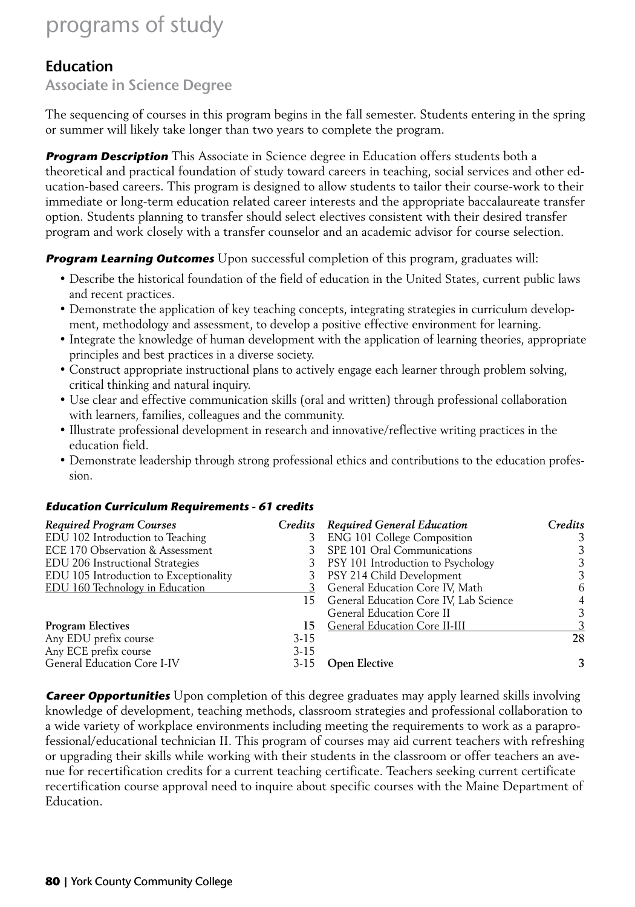# programs of study

## Education

### Associate in Science Degree

The sequencing of courses in this program begins in the fall semester. Students entering in the spring or summer will likely take longer than two years to complete the program.

***Program Description*** This Associate in Science degree in Education offers students both a theoretical and practical foundation of study toward careers in teaching, social services and other education-based careers. This program is designed to allow students to tailor their course-work to their immediate or long-term education related career interests and the appropriate baccalaureate transfer option. Students planning to transfer should select electives consistent with their desired transfer program and work closely with a transfer counselor and an academic advisor for course selection.

***Program Learning Outcomes*** Upon successful completion of this program, graduates will:

- Describe the historical foundation of the field of education in the United States, current public laws and recent practices.
- Demonstrate the application of key teaching concepts, integrating strategies in curriculum development, methodology and assessment, to develop a positive effective environment for learning.
- Integrate the knowledge of human development with the application of learning theories, appropriate principles and best practices in a diverse society.
- Construct appropriate instructional plans to actively engage each learner through problem solving, critical thinking and natural inquiry.
- Use clear and effective communication skills (oral and written) through professional collaboration with learners, families, colleagues and the community.
- Illustrate professional development in research and innovative/reflective writing practices in the education field.
- Demonstrate leadership through strong professional ethics and contributions to the education profession.

***Education Curriculum Requirements - 61 credits***

| *Required Program Courses* | *Credits* | *Required General Education* | *Credits* |
|---|---|---|---|
| EDU 102 Introduction to Teaching | 3 | ENG 101 College Composition | 3 |
| ECE 170 Observation & Assessment | 3 | SPE 101 Oral Communications | 3 |
| EDU 206 Instructional Strategies | 3 | PSY 101 Introduction to Psychology | 3 |
| EDU 105 Introduction to Exceptionality | 3 | PSY 214 Child Development | 3 |
| EDU 160 Technology in Education | 3 | General Education Core IV, Math | 6 |
| | 15 | General Education Core IV, Lab Science | 4 |
| | | General Education Core II | 3 |
| **Program Electives** | **15** | General Education Core II-III | 3 |
| Any EDU prefix course | 3-15 | | **28** |
| Any ECE prefix course | 3-15 | | |
| General Education Core I-IV | 3-15 | **Open Elective** | **3** |

***Career Opportunities*** Upon completion of this degree graduates may apply learned skills involving knowledge of development, teaching methods, classroom strategies and professional collaboration to a wide variety of workplace environments including meeting the requirements to work as a paraprofessional/educational technician II. This program of courses may aid current teachers with refreshing or upgrading their skills while working with their students in the classroom or offer teachers an avenue for recertification credits for a current teaching certificate. Teachers seeking current certificate recertification course approval need to inquire about specific courses with the Maine Department of Education.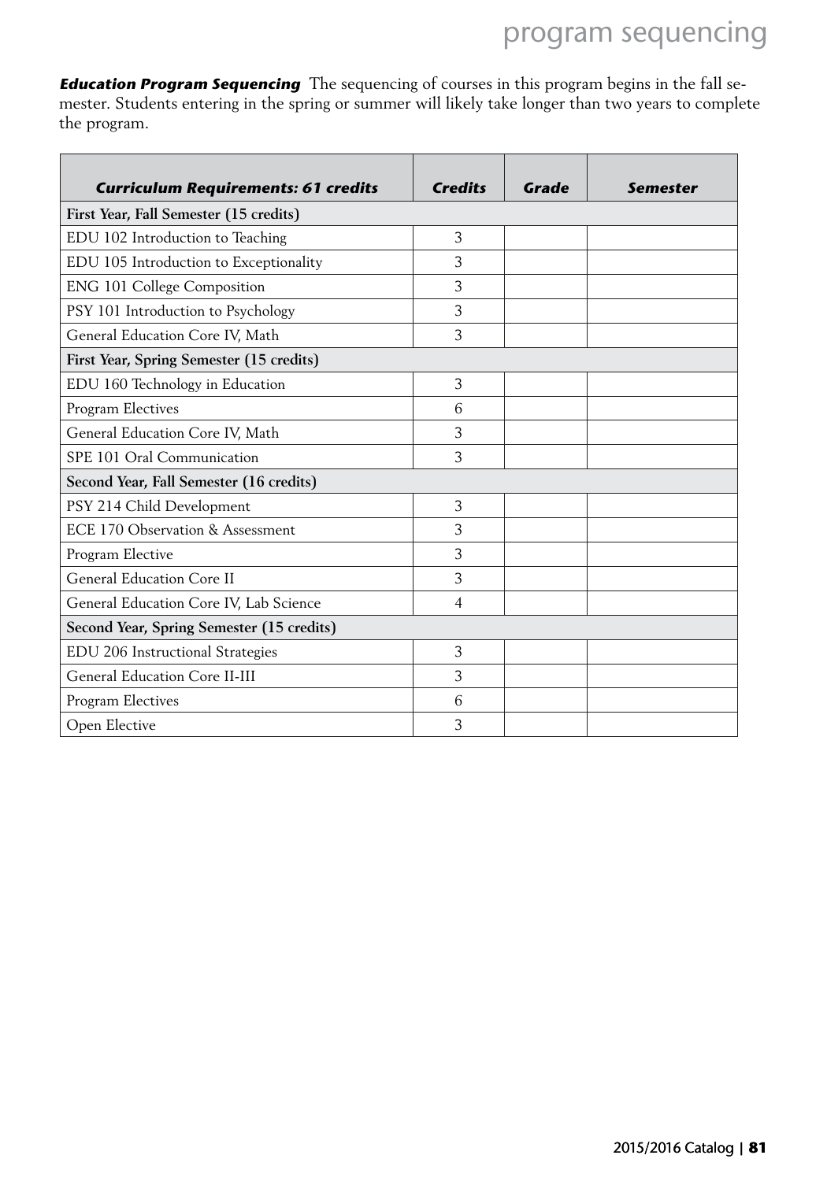***Education Program Sequencing*** The sequencing of courses in this program begins in the fall semester. Students entering in the spring or summer will likely take longer than two years to complete the program.

| ***Curriculum Requirements: 61 credits*** | ***Credits*** | ***Grade*** | ***Semester*** |
|---|---|---|---|
| **First Year, Fall Semester (15 credits)** | | | |
| EDU 102 Introduction to Teaching | 3 | | |
| EDU 105 Introduction to Exceptionality | 3 | | |
| ENG 101 College Composition | 3 | | |
| PSY 101 Introduction to Psychology | 3 | | |
| General Education Core IV, Math | 3 | | |
| **First Year, Spring Semester (15 credits)** | | | |
| EDU 160 Technology in Education | 3 | | |
| Program Electives | 6 | | |
| General Education Core IV, Math | 3 | | |
| SPE 101 Oral Communication | 3 | | |
| **Second Year, Fall Semester (16 credits)** | | | |
| PSY 214 Child Development | 3 | | |
| ECE 170 Observation & Assessment | 3 | | |
| Program Elective | 3 | | |
| General Education Core II | 3 | | |
| General Education Core IV, Lab Science | 4 | | |
| **Second Year, Spring Semester (15 credits)** | | | |
| EDU 206 Instructional Strategies | 3 | | |
| General Education Core II-III | 3 | | |
| Program Electives | 6 | | |
| Open Elective | 3 | | |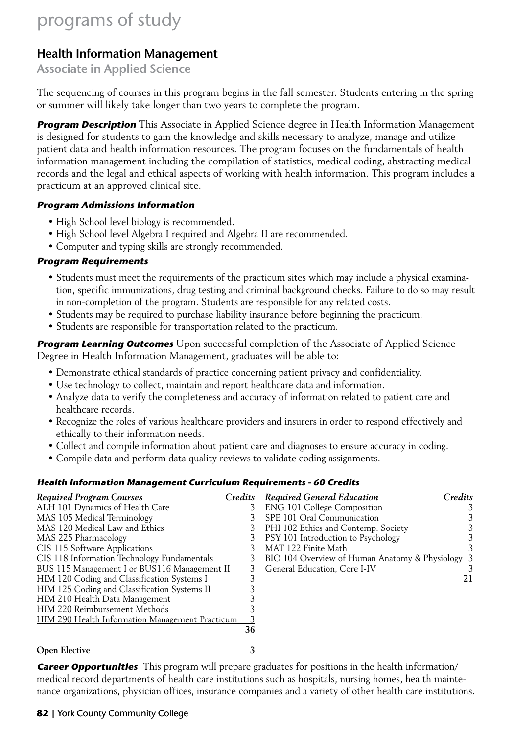# programs of study

## Health Information Management

### Associate in Applied Science

The sequencing of courses in this program begins in the fall semester. Students entering in the spring or summer will likely take longer than two years to complete the program.

***Program Description*** This Associate in Applied Science degree in Health Information Management is designed for students to gain the knowledge and skills necessary to analyze, manage and utilize patient data and health information resources. The program focuses on the fundamentals of health information management including the compilation of statistics, medical coding, abstracting medical records and the legal and ethical aspects of working with health information. This program includes a practicum at an approved clinical site.

***Program Admissions Information***

- High School level biology is recommended.
- High School level Algebra I required and Algebra II are recommended.
- Computer and typing skills are strongly recommended.

***Program Requirements***

- Students must meet the requirements of the practicum sites which may include a physical examination, specific immunizations, drug testing and criminal background checks. Failure to do so may result in non-completion of the program. Students are responsible for any related costs.
- Students may be required to purchase liability insurance before beginning the practicum.
- Students are responsible for transportation related to the practicum.

***Program Learning Outcomes*** Upon successful completion of the Associate of Applied Science Degree in Health Information Management, graduates will be able to:

- Demonstrate ethical standards of practice concerning patient privacy and confidentiality.
- Use technology to collect, maintain and report healthcare data and information.
- Analyze data to verify the completeness and accuracy of information related to patient care and healthcare records.
- Recognize the roles of various healthcare providers and insurers in order to respond effectively and ethically to their information needs.
- Collect and compile information about patient care and diagnoses to ensure accuracy in coding.
- Compile data and perform data quality reviews to validate coding assignments.

***Health Information Management Curriculum Requirements - 60 Credits***

| *Required Program Courses* | *Credits* |
|---|---|
| ALH 101 Dynamics of Health Care | 3 |
| MAS 105 Medical Terminology | 3 |
| MAS 120 Medical Law and Ethics | 3 |
| MAS 225 Pharmacology | 3 |
| CIS 115 Software Applications | 3 |
| CIS 118 Information Technology Fundamentals | 3 |
| BUS 115 Management I or BUS116 Management II | 3 |
| HIM 120 Coding and Classification Systems I | 3 |
| HIM 125 Coding and Classification Systems II | 3 |
| HIM 210 Health Data Management | 3 |
| HIM 220 Reimbursement Methods | 3 |
| HIM 290 Health Information Management Practicum | 3 |
| | **36** |

| *Required General Education* | *Credits* |
|---|---|
| ENG 101 College Composition | 3 |
| SPE 101 Oral Communication | 3 |
| PHI 102 Ethics and Contemp. Society | 3 |
| PSY 101 Introduction to Psychology | 3 |
| MAT 122 Finite Math | 3 |
| BIO 104 Overview of Human Anatomy & Physiology | 3 |
| General Education, Core I-IV | 3 |
| | **21** |

**Open Elective** 3

***Career Opportunities*** This program will prepare graduates for positions in the health information/medical record departments of health care institutions such as hospitals, nursing homes, health maintenance organizations, physician offices, insurance companies and a variety of other health care institutions.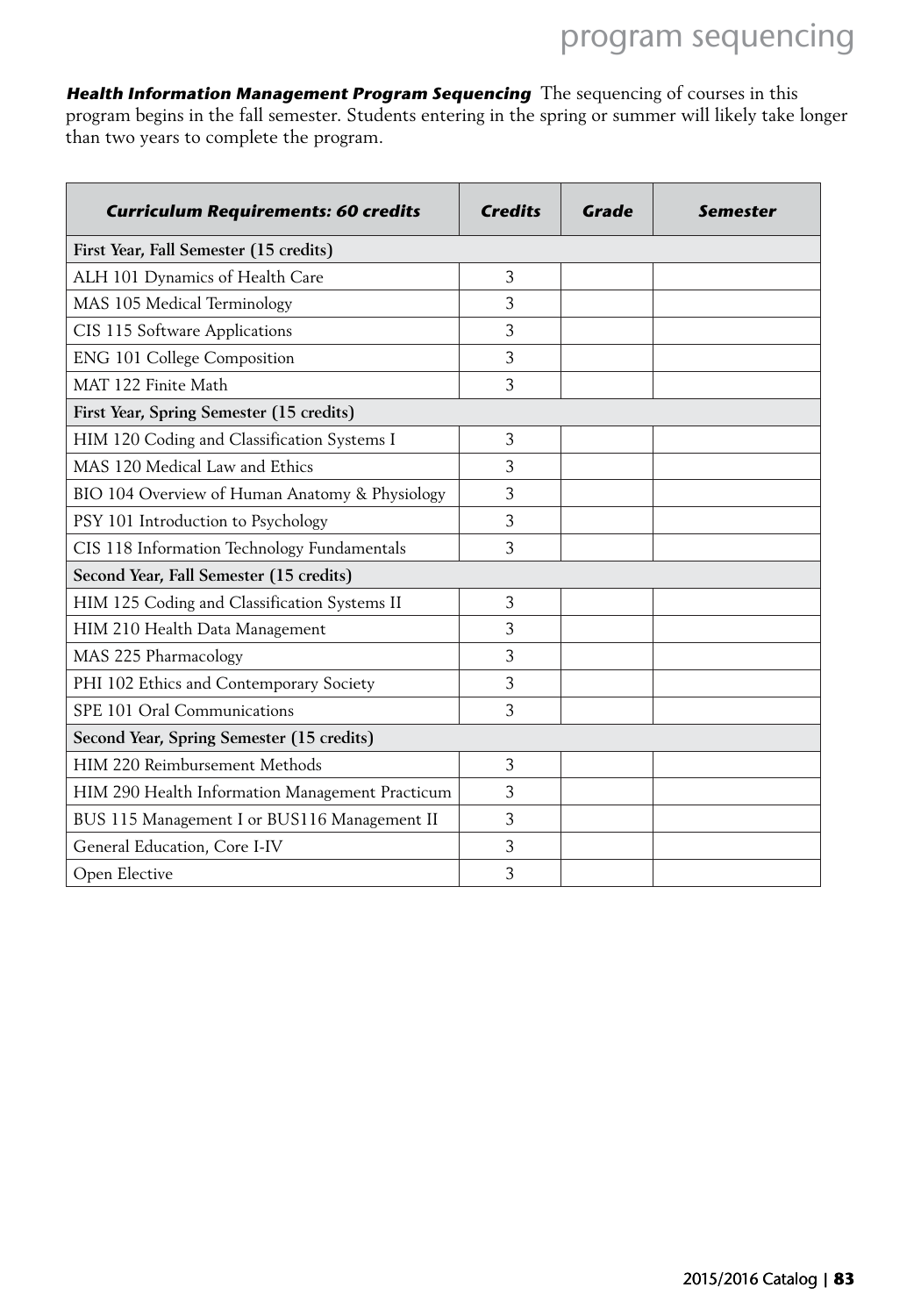***Health Information Management Program Sequencing*** The sequencing of courses in this program begins in the fall semester. Students entering in the spring or summer will likely take longer than two years to complete the program.

| ***Curriculum Requirements: 60 credits*** | ***Credits*** | ***Grade*** | ***Semester*** |
|---|---|---|---|
| **First Year, Fall Semester (15 credits)** | | | |
| ALH 101 Dynamics of Health Care | 3 | | |
| MAS 105 Medical Terminology | 3 | | |
| CIS 115 Software Applications | 3 | | |
| ENG 101 College Composition | 3 | | |
| MAT 122 Finite Math | 3 | | |
| **First Year, Spring Semester (15 credits)** | | | |
| HIM 120 Coding and Classification Systems I | 3 | | |
| MAS 120 Medical Law and Ethics | 3 | | |
| BIO 104 Overview of Human Anatomy & Physiology | 3 | | |
| PSY 101 Introduction to Psychology | 3 | | |
| CIS 118 Information Technology Fundamentals | 3 | | |
| **Second Year, Fall Semester (15 credits)** | | | |
| HIM 125 Coding and Classification Systems II | 3 | | |
| HIM 210 Health Data Management | 3 | | |
| MAS 225 Pharmacology | 3 | | |
| PHI 102 Ethics and Contemporary Society | 3 | | |
| SPE 101 Oral Communications | 3 | | |
| **Second Year, Spring Semester (15 credits)** | | | |
| HIM 220 Reimbursement Methods | 3 | | |
| HIM 290 Health Information Management Practicum | 3 | | |
| BUS 115 Management I or BUS116 Management II | 3 | | |
| General Education, Core I-IV | 3 | | |
| Open Elective | 3 | | |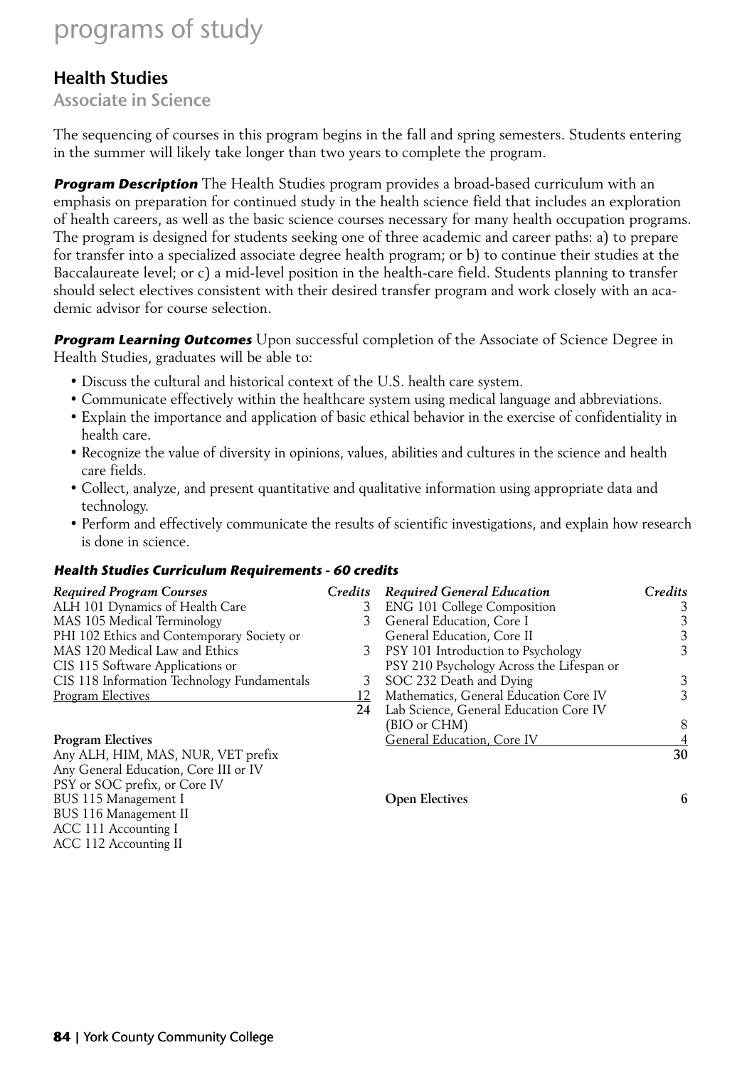# programs of study

## Health Studies

### Associate in Science

The sequencing of courses in this program begins in the fall and spring semesters. Students entering in the summer will likely take longer than two years to complete the program.

***Program Description*** The Health Studies program provides a broad-based curriculum with an emphasis on preparation for continued study in the health science field that includes an exploration of health careers, as well as the basic science courses necessary for many health occupation programs. The program is designed for students seeking one of three academic and career paths: a) to prepare for transfer into a specialized associate degree health program; or b) to continue their studies at the Baccalaureate level; or c) a mid-level position in the health-care field. Students planning to transfer should select electives consistent with their desired transfer program and work closely with an academic advisor for course selection.

***Program Learning Outcomes*** Upon successful completion of the Associate of Science Degree in Health Studies, graduates will be able to:

- Discuss the cultural and historical context of the U.S. health care system.
- Communicate effectively within the healthcare system using medical language and abbreviations.
- Explain the importance and application of basic ethical behavior in the exercise of confidentiality in health care.
- Recognize the value of diversity in opinions, values, abilities and cultures in the science and health care fields.
- Collect, analyze, and present quantitative and qualitative information using appropriate data and technology.
- Perform and effectively communicate the results of scientific investigations, and explain how research is done in science.

#### *Health Studies Curriculum Requirements - 60 credits*

| *Required Program Courses* | *Credits* |
|---|---|
| ALH 101 Dynamics of Health Care | 3 |
| MAS 105 Medical Terminology | 3 |
| PHI 102 Ethics and Contemporary Society or MAS 120 Medical Law and Ethics | 3 |
| CIS 115 Software Applications or CIS 118 Information Technology Fundamentals | 3 |
| Program Electives | 12 |
| | **24** |

**Program Electives**

Any ALH, HIM, MAS, NUR, VET prefix
Any General Education, Core III or IV
PSY or SOC prefix, or Core IV
BUS 115 Management I
BUS 116 Management II
ACC 111 Accounting I
ACC 112 Accounting II

| *Required General Education* | *Credits* |
|---|---|
| ENG 101 College Composition | 3 |
| General Education, Core I | 3 |
| General Education, Core II | 3 |
| PSY 101 Introduction to Psychology | 3 |
| PSY 210 Psychology Across the Lifespan or SOC 232 Death and Dying | 3 |
| Mathematics, General Education Core IV | 3 |
| Lab Science, General Education Core IV (BIO or CHM) | 8 |
| General Education, Core IV | 4 |
| | **30** |

| **Open Electives** | **6** |
|---|---|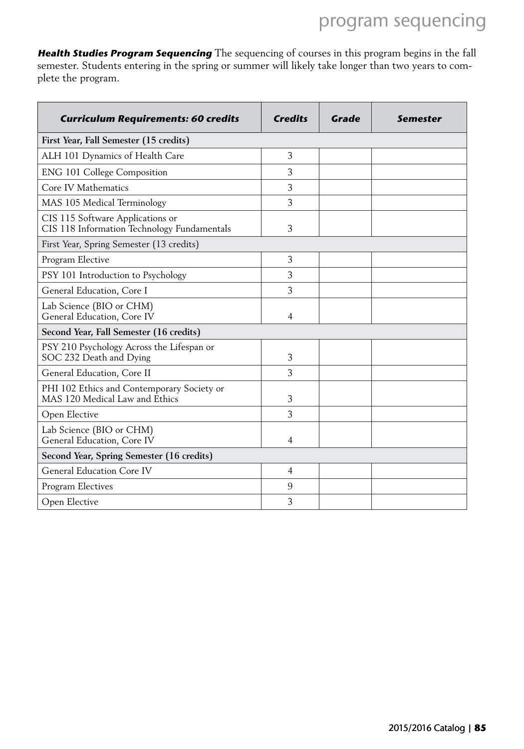***Health Studies Program Sequencing*** The sequencing of courses in this program begins in the fall semester. Students entering in the spring or summer will likely take longer than two years to complete the program.

| ***Curriculum Requirements: 60 credits*** | ***Credits*** | ***Grade*** | ***Semester*** |
|---|---|---|---|
| **First Year, Fall Semester (15 credits)** | | | |
| ALH 101 Dynamics of Health Care | 3 | | |
| ENG 101 College Composition | 3 | | |
| Core IV Mathematics | 3 | | |
| MAS 105 Medical Terminology | 3 | | |
| CIS 115 Software Applications or CIS 118 Information Technology Fundamentals | 3 | | |
| First Year, Spring Semester (13 credits) | | | |
| Program Elective | 3 | | |
| PSY 101 Introduction to Psychology | 3 | | |
| General Education, Core I | 3 | | |
| Lab Science (BIO or CHM) General Education, Core IV | 4 | | |
| **Second Year, Fall Semester (16 credits)** | | | |
| PSY 210 Psychology Across the Lifespan or SOC 232 Death and Dying | 3 | | |
| General Education, Core II | 3 | | |
| PHI 102 Ethics and Contemporary Society or MAS 120 Medical Law and Ethics | 3 | | |
| Open Elective | 3 | | |
| Lab Science (BIO or CHM) General Education, Core IV | 4 | | |
| **Second Year, Spring Semester (16 credits)** | | | |
| General Education Core IV | 4 | | |
| Program Electives | 9 | | |
| Open Elective | 3 | | |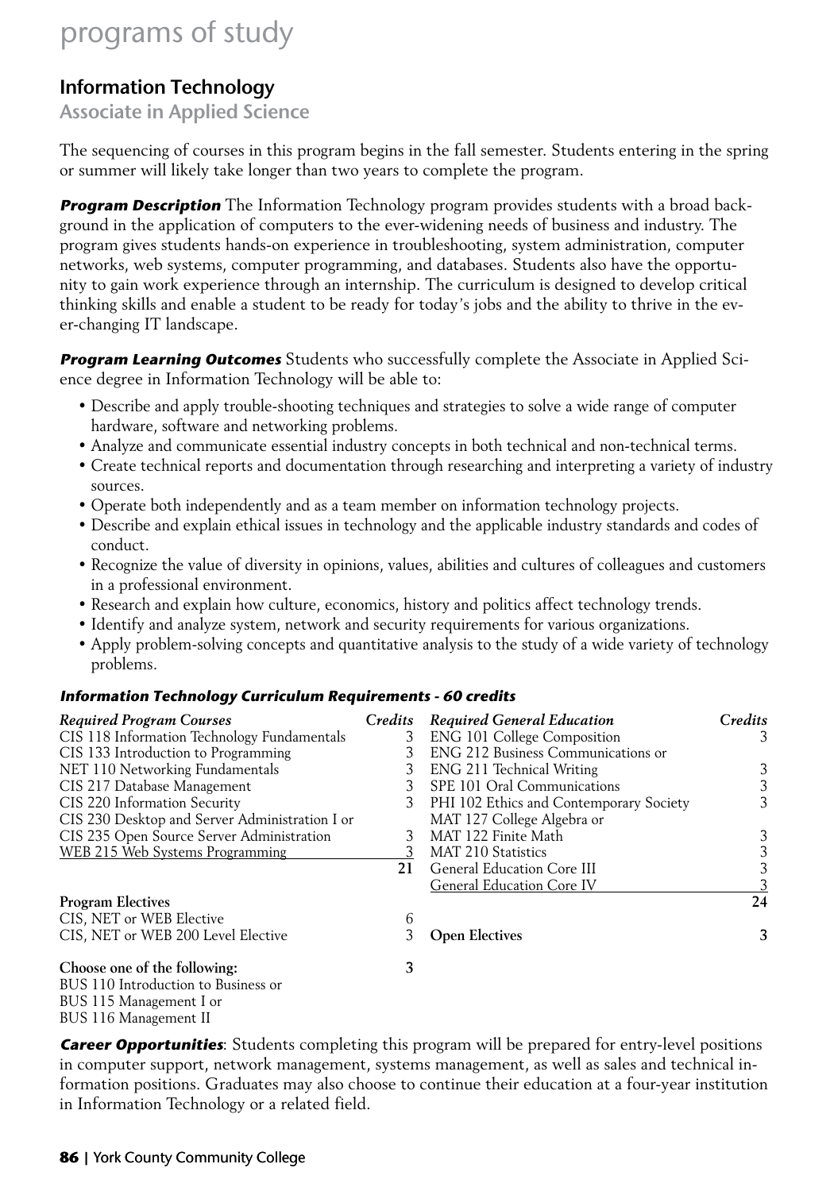# programs of study

## Information Technology

### Associate in Applied Science

The sequencing of courses in this program begins in the fall semester. Students entering in the spring or summer will likely take longer than two years to complete the program.

***Program Description*** The Information Technology program provides students with a broad background in the application of computers to the ever-widening needs of business and industry. The program gives students hands-on experience in troubleshooting, system administration, computer networks, web systems, computer programming, and databases. Students also have the opportunity to gain work experience through an internship. The curriculum is designed to develop critical thinking skills and enable a student to be ready for today's jobs and the ability to thrive in the ever-changing IT landscape.

***Program Learning Outcomes*** Students who successfully complete the Associate in Applied Science degree in Information Technology will be able to:

- Describe and apply trouble-shooting techniques and strategies to solve a wide range of computer hardware, software and networking problems.
- Analyze and communicate essential industry concepts in both technical and non-technical terms.
- Create technical reports and documentation through researching and interpreting a variety of industry sources.
- Operate both independently and as a team member on information technology projects.
- Describe and explain ethical issues in technology and the applicable industry standards and codes of conduct.
- Recognize the value of diversity in opinions, values, abilities and cultures of colleagues and customers in a professional environment.
- Research and explain how culture, economics, history and politics affect technology trends.
- Identify and analyze system, network and security requirements for various organizations.
- Apply problem-solving concepts and quantitative analysis to the study of a wide variety of technology problems.

***Information Technology Curriculum Requirements - 60 credits***

| *Required Program Courses* | *Credits* |
|---|---|
| CIS 118 Information Technology Fundamentals | 3 |
| CIS 133 Introduction to Programming | 3 |
| NET 110 Networking Fundamentals | 3 |
| CIS 217 Database Management | 3 |
| CIS 220 Information Security | 3 |
| CIS 230 Desktop and Server Administration I or CIS 235 Open Source Server Administration | 3 |
| WEB 215 Web Systems Programming | 3 |
| | **21** |
| **Program Electives** | |
| CIS, NET or WEB Elective | 6 |
| CIS, NET or WEB 200 Level Elective | 3 |
| **Choose one of the following:** | **3** |
| BUS 110 Introduction to Business or BUS 115 Management I or BUS 116 Management II | |

| *Required General Education* | *Credits* |
|---|---|
| ENG 101 College Composition | 3 |
| ENG 212 Business Communications or ENG 211 Technical Writing | 3 |
| SPE 101 Oral Communications | 3 |
| PHI 102 Ethics and Contemporary Society | 3 |
| MAT 127 College Algebra or MAT 122 Finite Math | 3 |
| MAT 210 Statistics | 3 |
| General Education Core III | 3 |
| General Education Core IV | 3 |
| | **24** |
| **Open Electives** | **3** |

***Career Opportunities***: Students completing this program will be prepared for entry-level positions in computer support, network management, systems management, as well as sales and technical information positions. Graduates may also choose to continue their education at a four-year institution in Information Technology or a related field.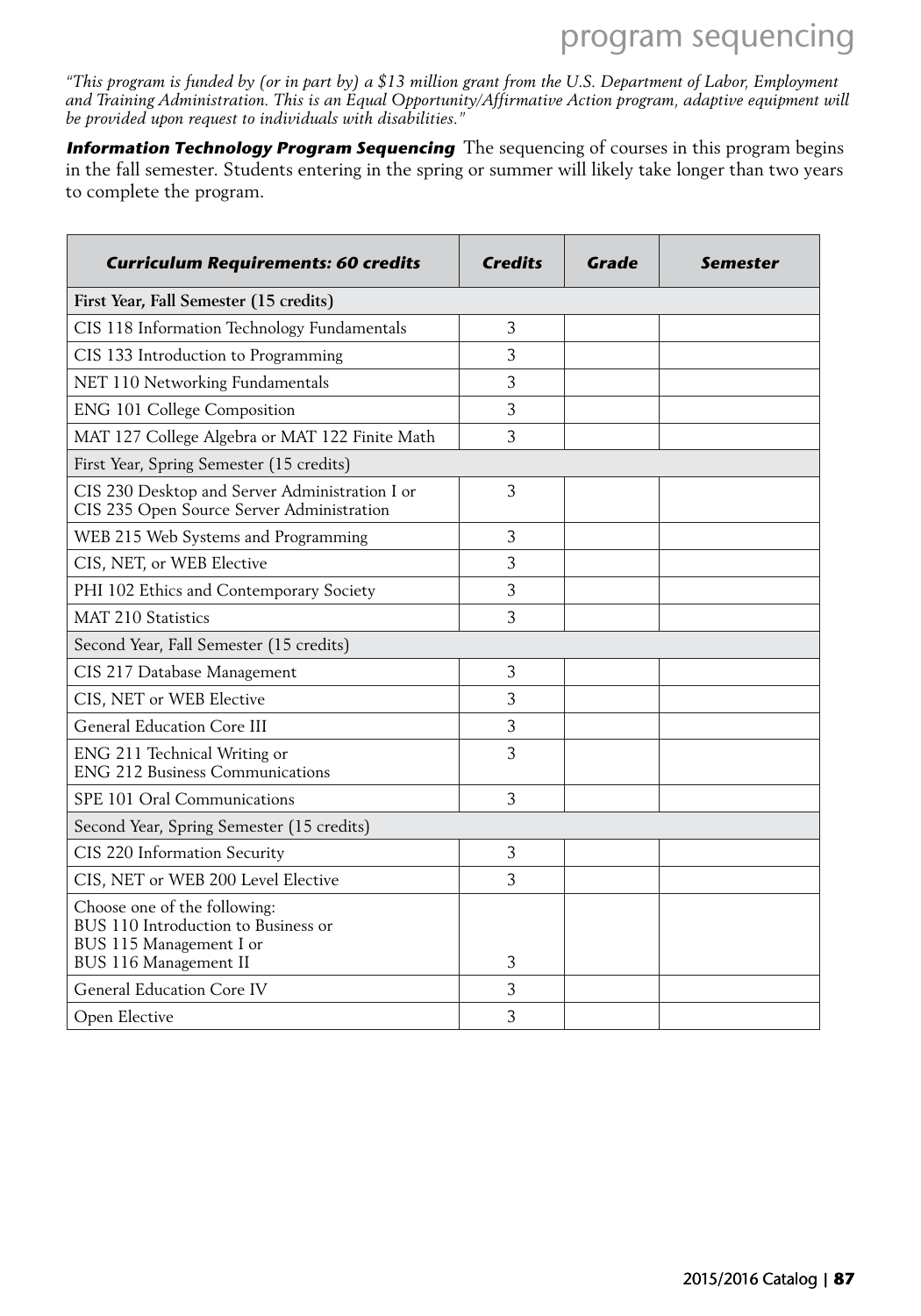*"This program is funded by (or in part by) a $13 million grant from the U.S. Department of Labor, Employment and Training Administration. This is an Equal Opportunity/Affirmative Action program, adaptive equipment will be provided upon request to individuals with disabilities."*

***Information Technology Program Sequencing*** The sequencing of courses in this program begins in the fall semester. Students entering in the spring or summer will likely take longer than two years to complete the program.

| ***Curriculum Requirements: 60 credits*** | ***Credits*** | ***Grade*** | ***Semester*** |
|---|---|---|---|
| **First Year, Fall Semester (15 credits)** | | | |
| CIS 118 Information Technology Fundamentals | 3 | | |
| CIS 133 Introduction to Programming | 3 | | |
| NET 110 Networking Fundamentals | 3 | | |
| ENG 101 College Composition | 3 | | |
| MAT 127 College Algebra or MAT 122 Finite Math | 3 | | |
| First Year, Spring Semester (15 credits) | | | |
| CIS 230 Desktop and Server Administration I or CIS 235 Open Source Server Administration | 3 | | |
| WEB 215 Web Systems and Programming | 3 | | |
| CIS, NET, or WEB Elective | 3 | | |
| PHI 102 Ethics and Contemporary Society | 3 | | |
| MAT 210 Statistics | 3 | | |
| Second Year, Fall Semester (15 credits) | | | |
| CIS 217 Database Management | 3 | | |
| CIS, NET or WEB Elective | 3 | | |
| General Education Core III | 3 | | |
| ENG 211 Technical Writing or ENG 212 Business Communications | 3 | | |
| SPE 101 Oral Communications | 3 | | |
| Second Year, Spring Semester (15 credits) | | | |
| CIS 220 Information Security | 3 | | |
| CIS, NET or WEB 200 Level Elective | 3 | | |
| Choose one of the following: BUS 110 Introduction to Business or BUS 115 Management I or BUS 116 Management II | 3 | | |
| General Education Core IV | 3 | | |
| Open Elective | 3 | | |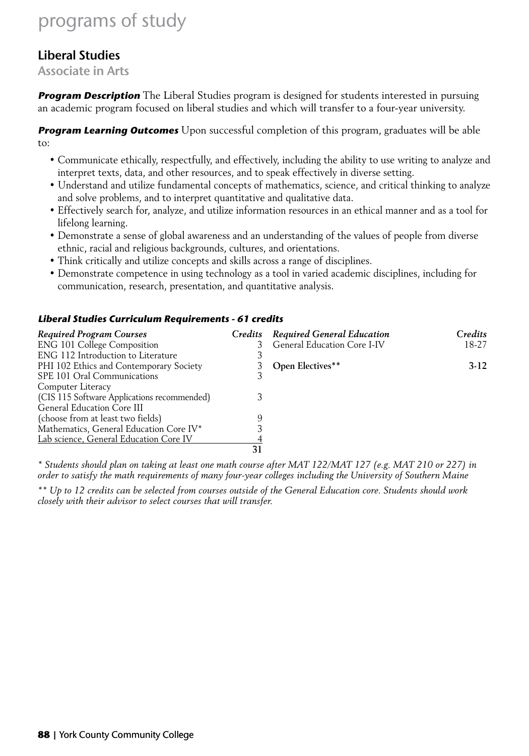# programs of study

## Liberal Studies

### Associate in Arts

***Program Description*** The Liberal Studies program is designed for students interested in pursuing an academic program focused on liberal studies and which will transfer to a four-year university.

***Program Learning Outcomes*** Upon successful completion of this program, graduates will be able to:

- Communicate ethically, respectfully, and effectively, including the ability to use writing to analyze and interpret texts, data, and other resources, and to speak effectively in diverse setting.
- Understand and utilize fundamental concepts of mathematics, science, and critical thinking to analyze and solve problems, and to interpret quantitative and qualitative data.
- Effectively search for, analyze, and utilize information resources in an ethical manner and as a tool for lifelong learning.
- Demonstrate a sense of global awareness and an understanding of the values of people from diverse ethnic, racial and religious backgrounds, cultures, and orientations.
- Think critically and utilize concepts and skills across a range of disciplines.
- Demonstrate competence in using technology as a tool in varied academic disciplines, including for communication, research, presentation, and quantitative analysis.

#### *Liberal Studies Curriculum Requirements - 61 credits*

| *Required Program Courses* | *Credits* |
|---|---|
| ENG 101 College Composition | 3 |
| ENG 112 Introduction to Literature | 3 |
| PHI 102 Ethics and Contemporary Society | 3 |
| SPE 101 Oral Communications | 3 |
| Computer Literacy (CIS 115 Software Applications recommended) | 3 |
| General Education Core III (choose from at least two fields) | 9 |
| Mathematics, General Education Core IV* | 3 |
| Lab science, General Education Core IV | 4 |
| | **31** |

| *Required General Education* | *Credits* |
|---|---|
| General Education Core I-IV | 18-27 |
| **Open Electives**** | **3-12** |

*\* Students should plan on taking at least one math course after MAT 122/MAT 127 (e.g. MAT 210 or 227) in order to satisfy the math requirements of many four-year colleges including the University of Southern Maine*

*\*\* Up to 12 credits can be selected from courses outside of the General Education core. Students should work closely with their advisor to select courses that will transfer.*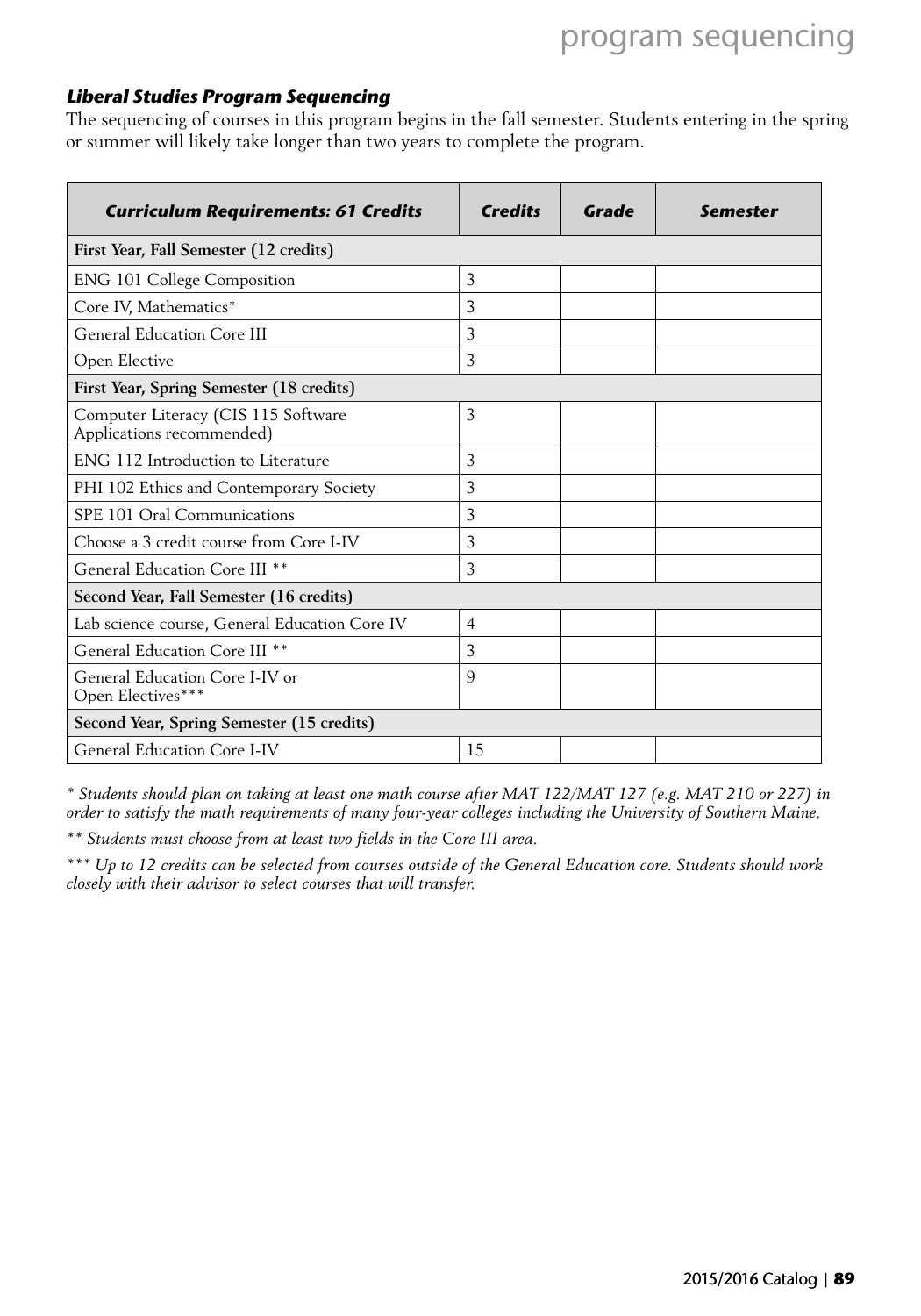### *Liberal Studies Program Sequencing*

The sequencing of courses in this program begins in the fall semester. Students entering in the spring or summer will likely take longer than two years to complete the program.

| *Curriculum Requirements: 61 Credits* | *Credits* | *Grade* | *Semester* |
|---|---|---|---|
| **First Year, Fall Semester (12 credits)** | | | |
| ENG 101 College Composition | 3 | | |
| Core IV, Mathematics* | 3 | | |
| General Education Core III | 3 | | |
| Open Elective | 3 | | |
| **First Year, Spring Semester (18 credits)** | | | |
| Computer Literacy (CIS 115 Software Applications recommended) | 3 | | |
| ENG 112 Introduction to Literature | 3 | | |
| PHI 102 Ethics and Contemporary Society | 3 | | |
| SPE 101 Oral Communications | 3 | | |
| Choose a 3 credit course from Core I-IV | 3 | | |
| General Education Core III ** | 3 | | |
| **Second Year, Fall Semester (16 credits)** | | | |
| Lab science course, General Education Core IV | 4 | | |
| General Education Core III ** | 3 | | |
| General Education Core I-IV or Open Electives*** | 9 | | |
| **Second Year, Spring Semester (15 credits)** | | | |
| General Education Core I-IV | 15 | | |

*\* Students should plan on taking at least one math course after MAT 122/MAT 127 (e.g. MAT 210 or 227) in order to satisfy the math requirements of many four-year colleges including the University of Southern Maine.*

*\*\* Students must choose from at least two fields in the Core III area.*

*\*\*\* Up to 12 credits can be selected from courses outside of the General Education core. Students should work closely with their advisor to select courses that will transfer.*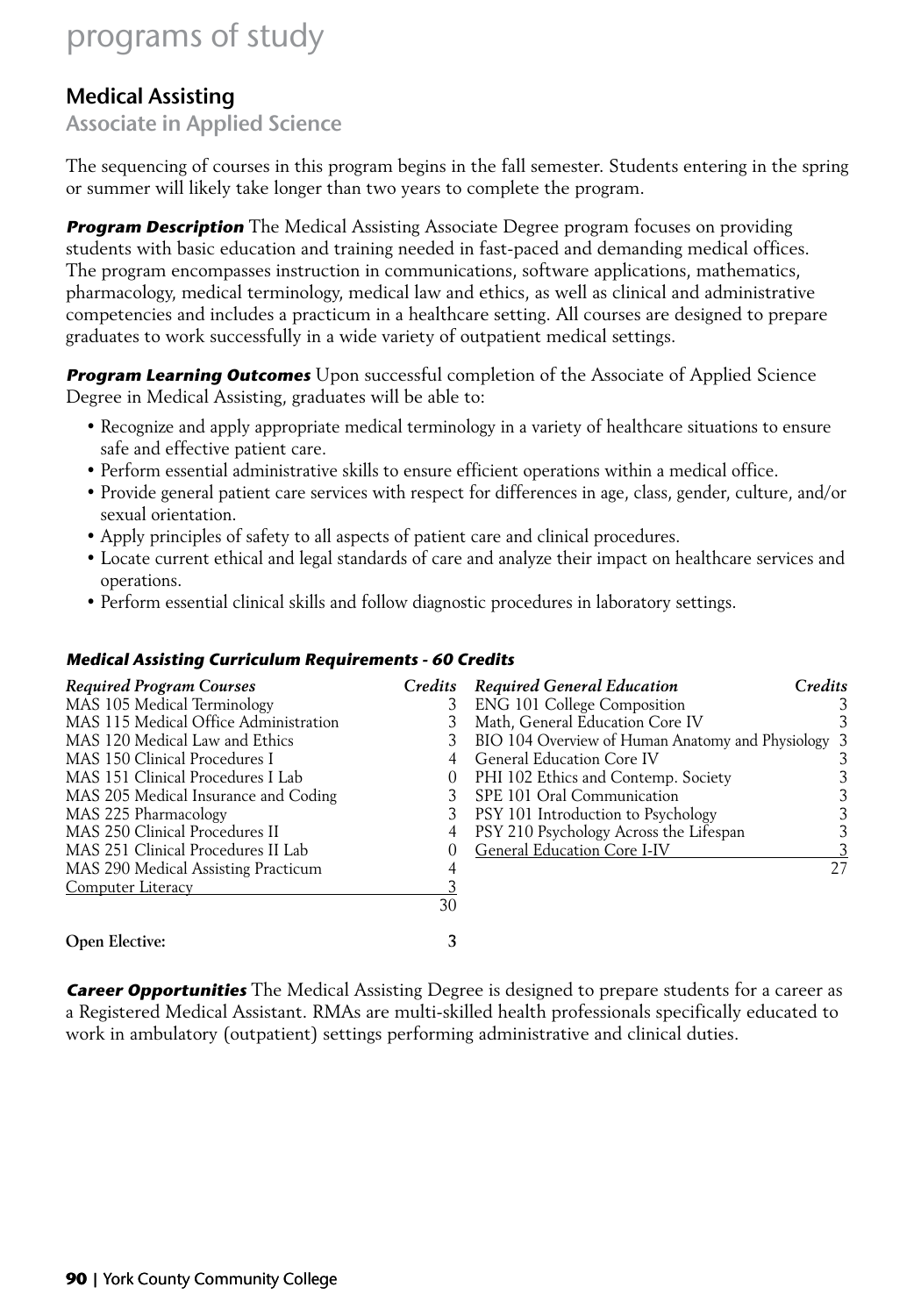# programs of study

## Medical Assisting

### Associate in Applied Science

The sequencing of courses in this program begins in the fall semester. Students entering in the spring or summer will likely take longer than two years to complete the program.

***Program Description*** The Medical Assisting Associate Degree program focuses on providing students with basic education and training needed in fast-paced and demanding medical offices. The program encompasses instruction in communications, software applications, mathematics, pharmacology, medical terminology, medical law and ethics, as well as clinical and administrative competencies and includes a practicum in a healthcare setting. All courses are designed to prepare graduates to work successfully in a wide variety of outpatient medical settings.

***Program Learning Outcomes*** Upon successful completion of the Associate of Applied Science Degree in Medical Assisting, graduates will be able to:

- Recognize and apply appropriate medical terminology in a variety of healthcare situations to ensure safe and effective patient care.
- Perform essential administrative skills to ensure efficient operations within a medical office.
- Provide general patient care services with respect for differences in age, class, gender, culture, and/or sexual orientation.
- Apply principles of safety to all aspects of patient care and clinical procedures.
- Locate current ethical and legal standards of care and analyze their impact on healthcare services and operations.
- Perform essential clinical skills and follow diagnostic procedures in laboratory settings.

***Medical Assisting Curriculum Requirements - 60 Credits***

| *Required Program Courses* | *Credits* |
|---|---|
| MAS 105 Medical Terminology | 3 |
| MAS 115 Medical Office Administration | 3 |
| MAS 120 Medical Law and Ethics | 3 |
| MAS 150 Clinical Procedures I | 4 |
| MAS 151 Clinical Procedures I Lab | 0 |
| MAS 205 Medical Insurance and Coding | 3 |
| MAS 225 Pharmacology | 3 |
| MAS 250 Clinical Procedures II | 4 |
| MAS 251 Clinical Procedures II Lab | 0 |
| MAS 290 Medical Assisting Practicum | 4 |
| Computer Literacy | 3 |
| | 30 |

| *Required General Education* | *Credits* |
|---|---|
| ENG 101 College Composition | 3 |
| Math, General Education Core IV | 3 |
| BIO 104 Overview of Human Anatomy and Physiology | 3 |
| General Education Core IV | 3 |
| PHI 102 Ethics and Contemp. Society | 3 |
| SPE 101 Oral Communication | 3 |
| PSY 101 Introduction to Psychology | 3 |
| PSY 210 Psychology Across the Lifespan | 3 |
| General Education Core I-IV | 3 |
| | 27 |

**Open Elective:** 3

***Career Opportunities*** The Medical Assisting Degree is designed to prepare students for a career as a Registered Medical Assistant. RMAs are multi-skilled health professionals specifically educated to work in ambulatory (outpatient) settings performing administrative and clinical duties.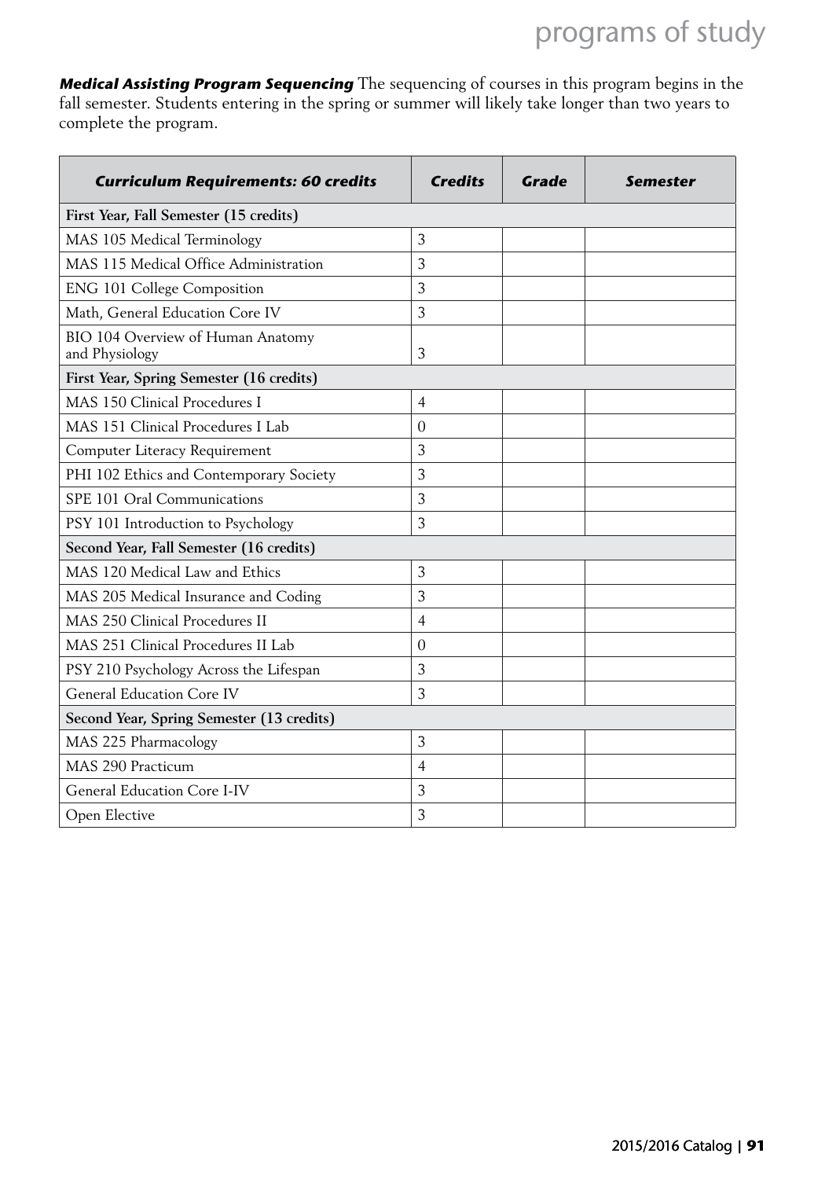***Medical Assisting Program Sequencing*** The sequencing of courses in this program begins in the fall semester. Students entering in the spring or summer will likely take longer than two years to complete the program.

| ***Curriculum Requirements: 60 credits*** | ***Credits*** | ***Grade*** | ***Semester*** |
|---|---|---|---|
| **First Year, Fall Semester (15 credits)** | | | |
| MAS 105 Medical Terminology | 3 | | |
| MAS 115 Medical Office Administration | 3 | | |
| ENG 101 College Composition | 3 | | |
| Math, General Education Core IV | 3 | | |
| BIO 104 Overview of Human Anatomy and Physiology | 3 | | |
| **First Year, Spring Semester (16 credits)** | | | |
| MAS 150 Clinical Procedures I | 4 | | |
| MAS 151 Clinical Procedures I Lab | 0 | | |
| Computer Literacy Requirement | 3 | | |
| PHI 102 Ethics and Contemporary Society | 3 | | |
| SPE 101 Oral Communications | 3 | | |
| PSY 101 Introduction to Psychology | 3 | | |
| **Second Year, Fall Semester (16 credits)** | | | |
| MAS 120 Medical Law and Ethics | 3 | | |
| MAS 205 Medical Insurance and Coding | 3 | | |
| MAS 250 Clinical Procedures II | 4 | | |
| MAS 251 Clinical Procedures II Lab | 0 | | |
| PSY 210 Psychology Across the Lifespan | 3 | | |
| General Education Core IV | 3 | | |
| **Second Year, Spring Semester (13 credits)** | | | |
| MAS 225 Pharmacology | 3 | | |
| MAS 290 Practicum | 4 | | |
| General Education Core I-IV | 3 | | |
| Open Elective | 3 | | |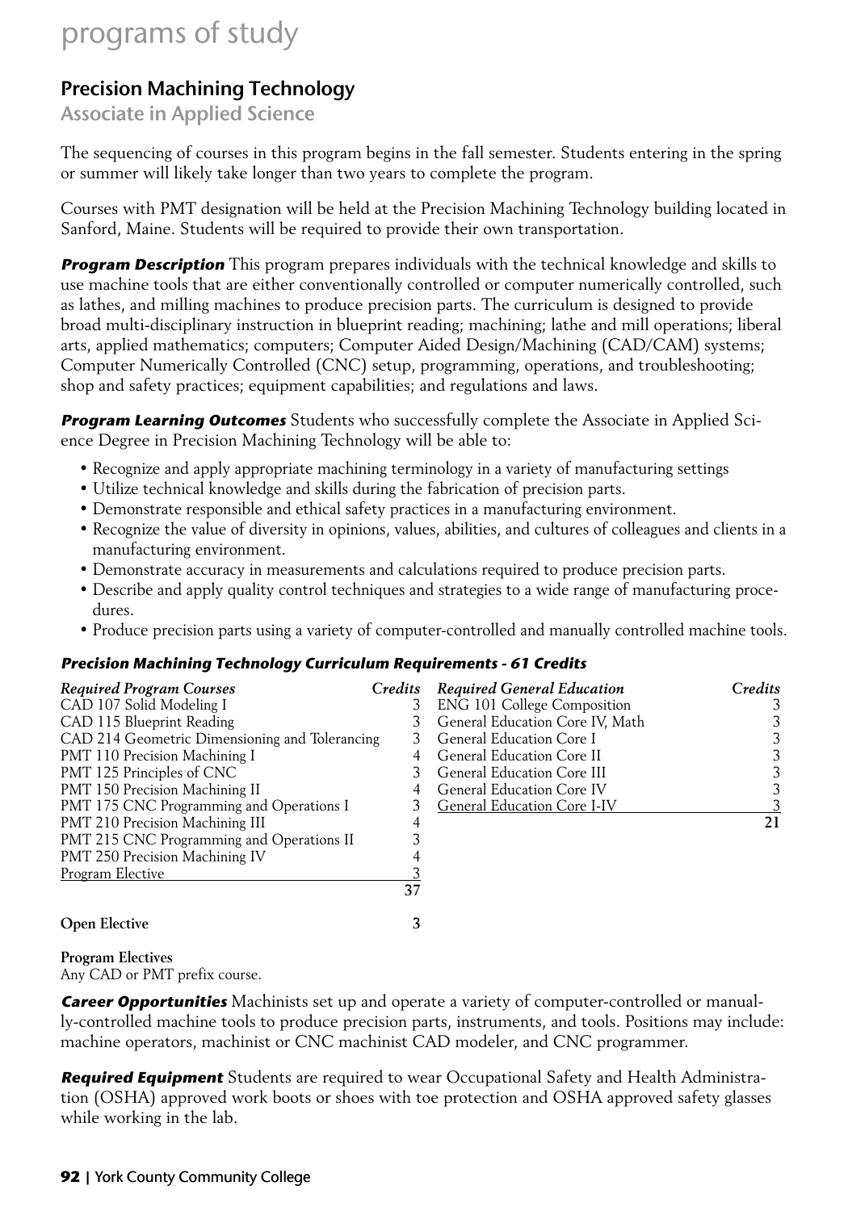## Precision Machining Technology

### Associate in Applied Science

The sequencing of courses in this program begins in the fall semester. Students entering in the spring or summer will likely take longer than two years to complete the program.

Courses with PMT designation will be held at the Precision Machining Technology building located in Sanford, Maine. Students will be required to provide their own transportation.

***Program Description*** This program prepares individuals with the technical knowledge and skills to use machine tools that are either conventionally controlled or computer numerically controlled, such as lathes, and milling machines to produce precision parts. The curriculum is designed to provide broad multi-disciplinary instruction in blueprint reading; machining; lathe and mill operations; liberal arts, applied mathematics; computers; Computer Aided Design/Machining (CAD/CAM) systems; Computer Numerically Controlled (CNC) setup, programming, operations, and troubleshooting; shop and safety practices; equipment capabilities; and regulations and laws.

***Program Learning Outcomes*** Students who successfully complete the Associate in Applied Science Degree in Precision Machining Technology will be able to:

- Recognize and apply appropriate machining terminology in a variety of manufacturing settings
- Utilize technical knowledge and skills during the fabrication of precision parts.
- Demonstrate responsible and ethical safety practices in a manufacturing environment.
- Recognize the value of diversity in opinions, values, abilities, and cultures of colleagues and clients in a manufacturing environment.
- Demonstrate accuracy in measurements and calculations required to produce precision parts.
- Describe and apply quality control techniques and strategies to a wide range of manufacturing procedures.
- Produce precision parts using a variety of computer-controlled and manually controlled machine tools.

***Precision Machining Technology Curriculum Requirements - 61 Credits***

| *Required Program Courses* | *Credits* |
|---|---|
| CAD 107 Solid Modeling I | 3 |
| CAD 115 Blueprint Reading | 3 |
| CAD 214 Geometric Dimensioning and Tolerancing | 3 |
| PMT 110 Precision Machining I | 4 |
| PMT 125 Principles of CNC | 3 |
| PMT 150 Precision Machining II | 4 |
| PMT 175 CNC Programming and Operations I | 3 |
| PMT 210 Precision Machining III | 4 |
| PMT 215 CNC Programming and Operations II | 3 |
| PMT 250 Precision Machining IV | 4 |
| Program Elective | 3 |
| | **37** |

| *Required General Education* | *Credits* |
|---|---|
| ENG 101 College Composition | 3 |
| General Education Core IV, Math | 3 |
| General Education Core I | 3 |
| General Education Core II | 3 |
| General Education Core III | 3 |
| General Education Core IV | 3 |
| General Education Core I-IV | 3 |
| | **21** |

**Open Elective** **3**

**Program Electives**
Any CAD or PMT prefix course.

***Career Opportunities*** Machinists set up and operate a variety of computer-controlled or manually-controlled machine tools to produce precision parts, instruments, and tools. Positions may include: machine operators, machinist or CNC machinist CAD modeler, and CNC programmer.

***Required Equipment*** Students are required to wear Occupational Safety and Health Administration (OSHA) approved work boots or shoes with toe protection and OSHA approved safety glasses while working in the lab.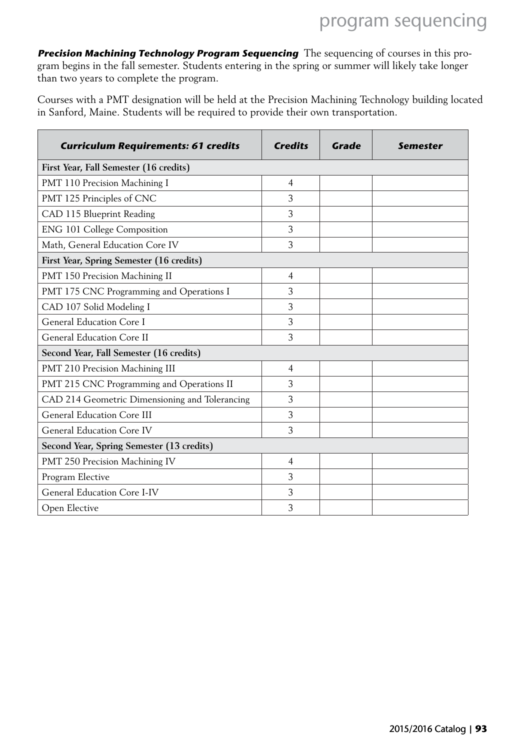**_Precision Machining Technology Program Sequencing_** The sequencing of courses in this program begins in the fall semester. Students entering in the spring or summer will likely take longer than two years to complete the program.

Courses with a PMT designation will be held at the Precision Machining Technology building located in Sanford, Maine. Students will be required to provide their own transportation.

| ***Curriculum Requirements: 61 credits*** | ***Credits*** | ***Grade*** | ***Semester*** |
|---|---|---|---|
| **First Year, Fall Semester (16 credits)** | | | |
| PMT 110 Precision Machining I | 4 | | |
| PMT 125 Principles of CNC | 3 | | |
| CAD 115 Blueprint Reading | 3 | | |
| ENG 101 College Composition | 3 | | |
| Math, General Education Core IV | 3 | | |
| **First Year, Spring Semester (16 credits)** | | | |
| PMT 150 Precision Machining II | 4 | | |
| PMT 175 CNC Programming and Operations I | 3 | | |
| CAD 107 Solid Modeling I | 3 | | |
| General Education Core I | 3 | | |
| General Education Core II | 3 | | |
| **Second Year, Fall Semester (16 credits)** | | | |
| PMT 210 Precision Machining III | 4 | | |
| PMT 215 CNC Programming and Operations II | 3 | | |
| CAD 214 Geometric Dimensioning and Tolerancing | 3 | | |
| General Education Core III | 3 | | |
| General Education Core IV | 3 | | |
| **Second Year, Spring Semester (13 credits)** | | | |
| PMT 250 Precision Machining IV | 4 | | |
| Program Elective | 3 | | |
| General Education Core I-IV | 3 | | |
| Open Elective | 3 | | |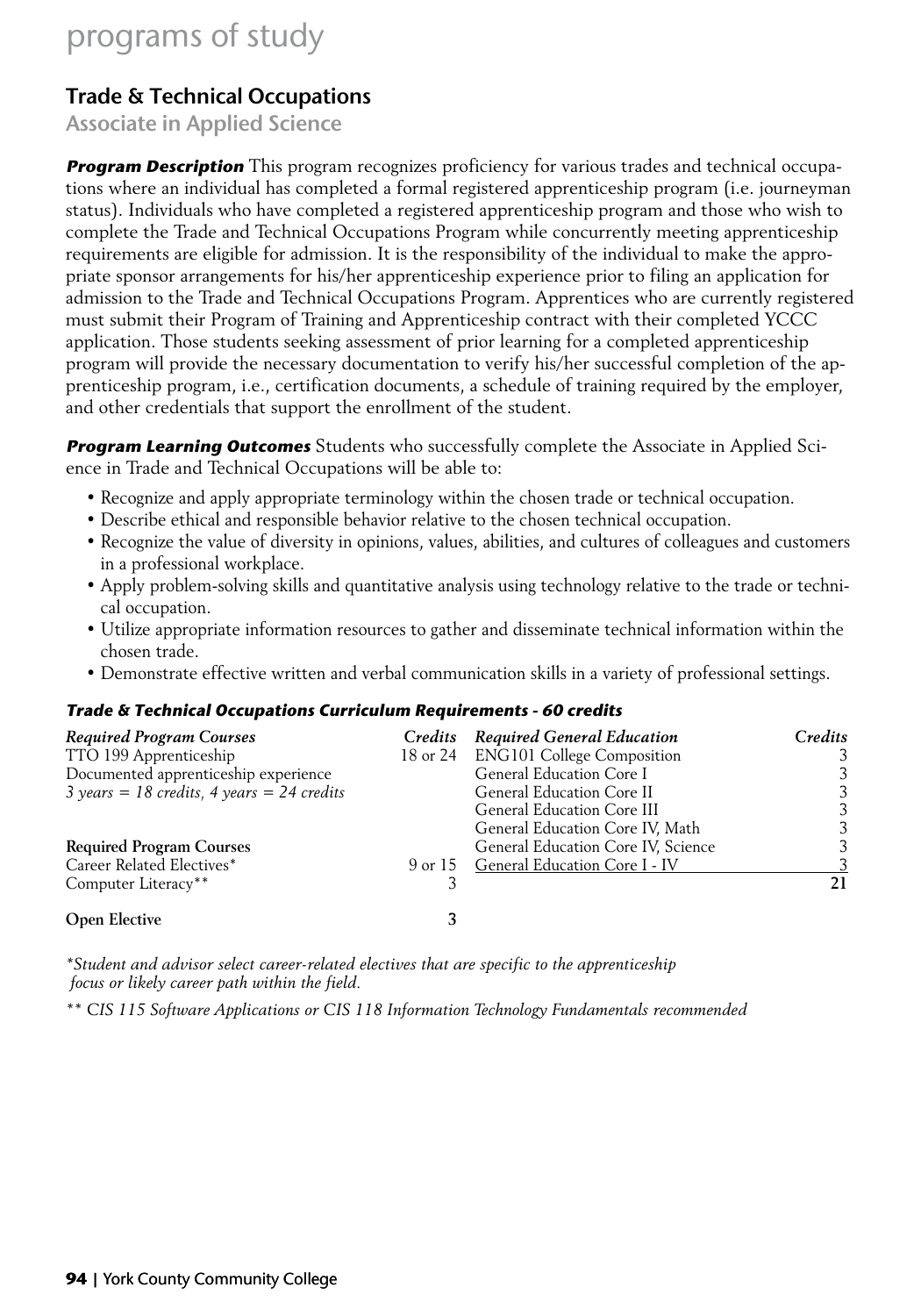# programs of study

## Trade & Technical Occupations

### Associate in Applied Science

***Program Description*** This program recognizes proficiency for various trades and technical occupations where an individual has completed a formal registered apprenticeship program (i.e. journeyman status). Individuals who have completed a registered apprenticeship program and those who wish to complete the Trade and Technical Occupations Program while concurrently meeting apprenticeship requirements are eligible for admission. It is the responsibility of the individual to make the appropriate sponsor arrangements for his/her apprenticeship experience prior to filing an application for admission to the Trade and Technical Occupations Program. Apprentices who are currently registered must submit their Program of Training and Apprenticeship contract with their completed YCCC application. Those students seeking assessment of prior learning for a completed apprenticeship program will provide the necessary documentation to verify his/her successful completion of the apprenticeship program, i.e., certification documents, a schedule of training required by the employer, and other credentials that support the enrollment of the student.

***Program Learning Outcomes*** Students who successfully complete the Associate in Applied Science in Trade and Technical Occupations will be able to:

- Recognize and apply appropriate terminology within the chosen trade or technical occupation.
- Describe ethical and responsible behavior relative to the chosen technical occupation.
- Recognize the value of diversity in opinions, values, abilities, and cultures of colleagues and customers in a professional workplace.
- Apply problem-solving skills and quantitative analysis using technology relative to the trade or technical occupation.
- Utilize appropriate information resources to gather and disseminate technical information within the chosen trade.
- Demonstrate effective written and verbal communication skills in a variety of professional settings.

***Trade & Technical Occupations Curriculum Requirements - 60 credits***

| *Required Program Courses* | *Credits* | *Required General Education* | *Credits* |
|---|---|---|---|
| TTO 199 Apprenticeship | 18 or 24 | ENG101 College Composition | 3 |
| Documented apprenticeship experience | | General Education Core I | 3 |
| *3 years = 18 credits, 4 years = 24 credits* | | General Education Core II | 3 |
| | | General Education Core III | 3 |
| | | General Education Core IV, Math | 3 |
| **Required Program Courses** | | General Education Core IV, Science | 3 |
| Career Related Electives* | 9 or 15 | General Education Core I - IV | 3 |
| Computer Literacy** | 3 | | **21** |
| **Open Elective** | **3** | | |

*\*Student and advisor select career-related electives that are specific to the apprenticeship focus or likely career path within the field.*

*\*\* CIS 115 Software Applications or CIS 118 Information Technology Fundamentals recommended*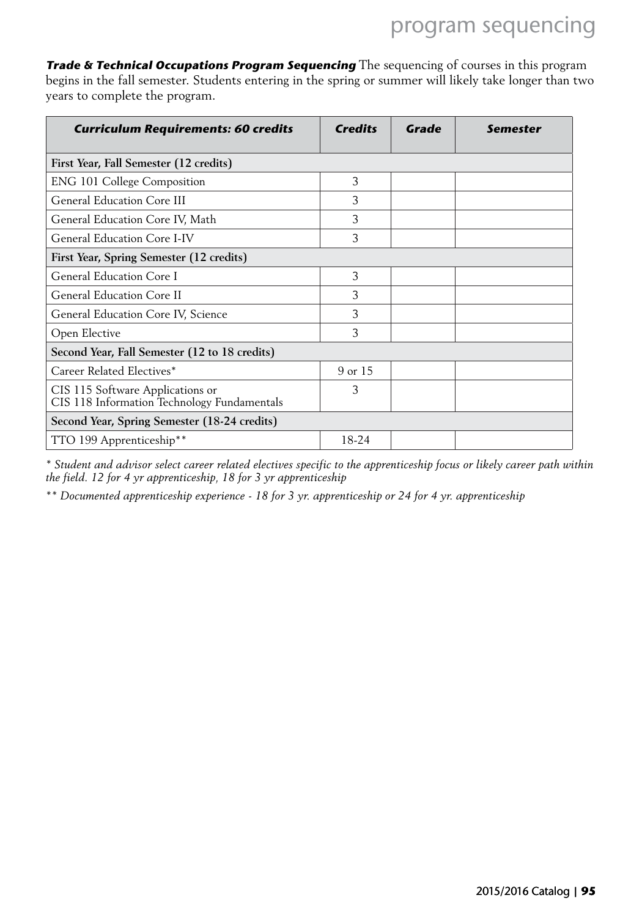***Trade & Technical Occupations Program Sequencing*** The sequencing of courses in this program begins in the fall semester. Students entering in the spring or summer will likely take longer than two years to complete the program.

| ***Curriculum Requirements: 60 credits*** | ***Credits*** | ***Grade*** | ***Semester*** |
|---|---|---|---|
| **First Year, Fall Semester (12 credits)** | | | |
| ENG 101 College Composition | 3 | | |
| General Education Core III | 3 | | |
| General Education Core IV, Math | 3 | | |
| General Education Core I-IV | 3 | | |
| **First Year, Spring Semester (12 credits)** | | | |
| General Education Core I | 3 | | |
| General Education Core II | 3 | | |
| General Education Core IV, Science | 3 | | |
| Open Elective | 3 | | |
| **Second Year, Fall Semester (12 to 18 credits)** | | | |
| Career Related Electives* | 9 or 15 | | |
| CIS 115 Software Applications or CIS 118 Information Technology Fundamentals | 3 | | |
| **Second Year, Spring Semester (18-24 credits)** | | | |
| TTO 199 Apprenticeship** | 18-24 | | |

*\* Student and advisor select career related electives specific to the apprenticeship focus or likely career path within the field. 12 for 4 yr apprenticeship, 18 for 3 yr apprenticeship*

*\*\* Documented apprenticeship experience - 18 for 3 yr. apprenticeship or 24 for 4 yr. apprenticeship*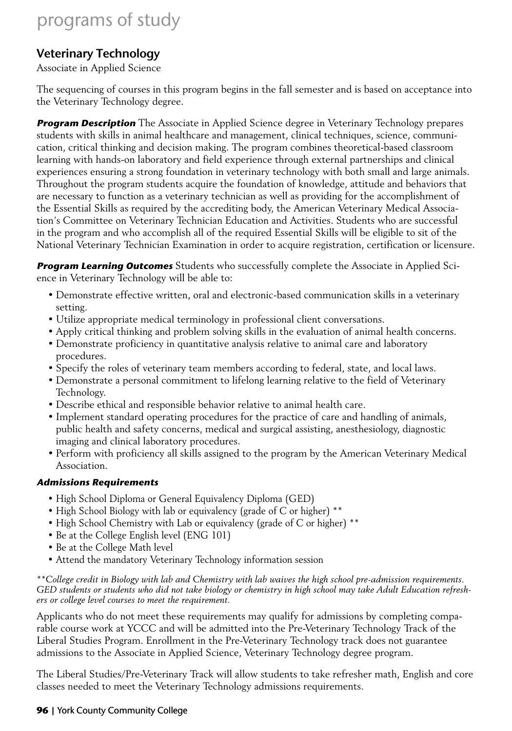# programs of study

## Veterinary Technology

Associate in Applied Science

The sequencing of courses in this program begins in the fall semester and is based on acceptance into the Veterinary Technology degree.

***Program Description*** The Associate in Applied Science degree in Veterinary Technology prepares students with skills in animal healthcare and management, clinical techniques, science, communication, critical thinking and decision making. The program combines theoretical-based classroom learning with hands-on laboratory and field experience through external partnerships and clinical experiences ensuring a strong foundation in veterinary technology with both small and large animals. Throughout the program students acquire the foundation of knowledge, attitude and behaviors that are necessary to function as a veterinary technician as well as providing for the accomplishment of the Essential Skills as required by the accrediting body, the American Veterinary Medical Association's Committee on Veterinary Technician Education and Activities. Students who are successful in the program and who accomplish all of the required Essential Skills will be eligible to sit of the National Veterinary Technician Examination in order to acquire registration, certification or licensure.

***Program Learning Outcomes*** Students who successfully complete the Associate in Applied Science in Veterinary Technology will be able to:

- Demonstrate effective written, oral and electronic-based communication skills in a veterinary setting.
- Utilize appropriate medical terminology in professional client conversations.
- Apply critical thinking and problem solving skills in the evaluation of animal health concerns.
- Demonstrate proficiency in quantitative analysis relative to animal care and laboratory procedures.
- Specify the roles of veterinary team members according to federal, state, and local laws.
- Demonstrate a personal commitment to lifelong learning relative to the field of Veterinary Technology.
- Describe ethical and responsible behavior relative to animal health care.
- Implement standard operating procedures for the practice of care and handling of animals, public health and safety concerns, medical and surgical assisting, anesthesiology, diagnostic imaging and clinical laboratory procedures.
- Perform with proficiency all skills assigned to the program by the American Veterinary Medical Association.

***Admissions Requirements***

- High School Diploma or General Equivalency Diploma (GED)
- High School Biology with lab or equivalency (grade of C or higher) **
- High School Chemistry with Lab or equivalency (grade of C or higher) **
- Be at the College English level (ENG 101)
- Be at the College Math level
- Attend the mandatory Veterinary Technology information session

*\*\*College credit in Biology with lab and Chemistry with lab waives the high school pre-admission requirements. GED students or students who did not take biology or chemistry in high school may take Adult Education refreshers or college level courses to meet the requirement.*

Applicants who do not meet these requirements may qualify for admissions by completing comparable course work at YCCC and will be admitted into the Pre-Veterinary Technology Track of the Liberal Studies Program. Enrollment in the Pre-Veterinary Technology track does not guarantee admissions to the Associate in Applied Science, Veterinary Technology degree program.

The Liberal Studies/Pre-Veterinary Track will allow students to take refresher math, English and core classes needed to meet the Veterinary Technology admissions requirements.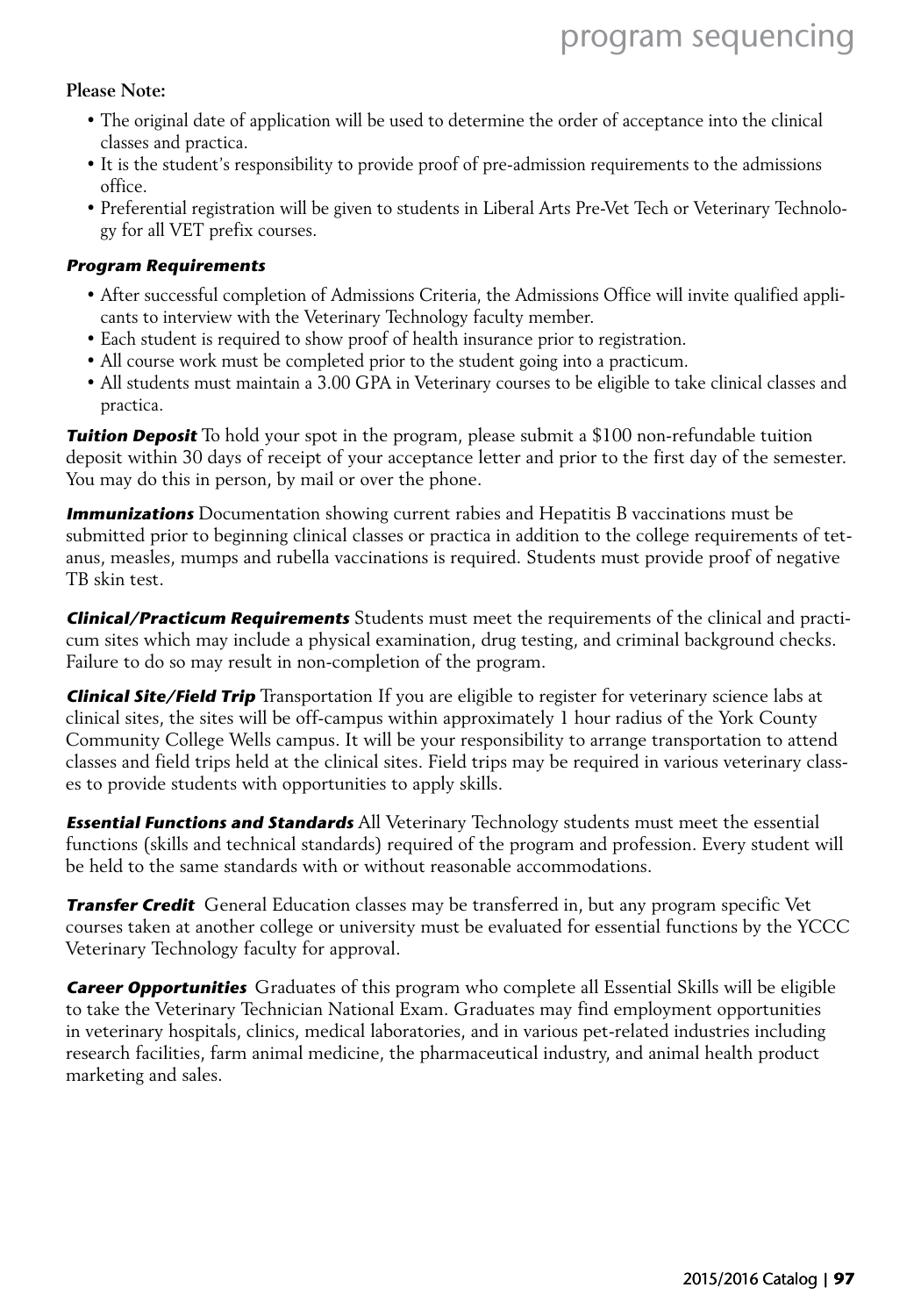**Please Note:**

- The original date of application will be used to determine the order of acceptance into the clinical classes and practica.
- It is the student's responsibility to provide proof of pre-admission requirements to the admissions office.
- Preferential registration will be given to students in Liberal Arts Pre-Vet Tech or Veterinary Technology for all VET prefix courses.

***Program Requirements***

- After successful completion of Admissions Criteria, the Admissions Office will invite qualified applicants to interview with the Veterinary Technology faculty member.
- Each student is required to show proof of health insurance prior to registration.
- All course work must be completed prior to the student going into a practicum.
- All students must maintain a 3.00 GPA in Veterinary courses to be eligible to take clinical classes and practica.

***Tuition Deposit*** To hold your spot in the program, please submit a $100 non-refundable tuition deposit within 30 days of receipt of your acceptance letter and prior to the first day of the semester. You may do this in person, by mail or over the phone.

***Immunizations*** Documentation showing current rabies and Hepatitis B vaccinations must be submitted prior to beginning clinical classes or practica in addition to the college requirements of tetanus, measles, mumps and rubella vaccinations is required. Students must provide proof of negative TB skin test.

***Clinical/Practicum Requirements*** Students must meet the requirements of the clinical and practicum sites which may include a physical examination, drug testing, and criminal background checks. Failure to do so may result in non-completion of the program.

***Clinical Site/Field Trip*** Transportation If you are eligible to register for veterinary science labs at clinical sites, the sites will be off-campus within approximately 1 hour radius of the York County Community College Wells campus. It will be your responsibility to arrange transportation to attend classes and field trips held at the clinical sites. Field trips may be required in various veterinary classes to provide students with opportunities to apply skills.

***Essential Functions and Standards*** All Veterinary Technology students must meet the essential functions (skills and technical standards) required of the program and profession. Every student will be held to the same standards with or without reasonable accommodations.

***Transfer Credit*** General Education classes may be transferred in, but any program specific Vet courses taken at another college or university must be evaluated for essential functions by the YCCC Veterinary Technology faculty for approval.

***Career Opportunities*** Graduates of this program who complete all Essential Skills will be eligible to take the Veterinary Technician National Exam. Graduates may find employment opportunities in veterinary hospitals, clinics, medical laboratories, and in various pet-related industries including research facilities, farm animal medicine, the pharmaceutical industry, and animal health product marketing and sales.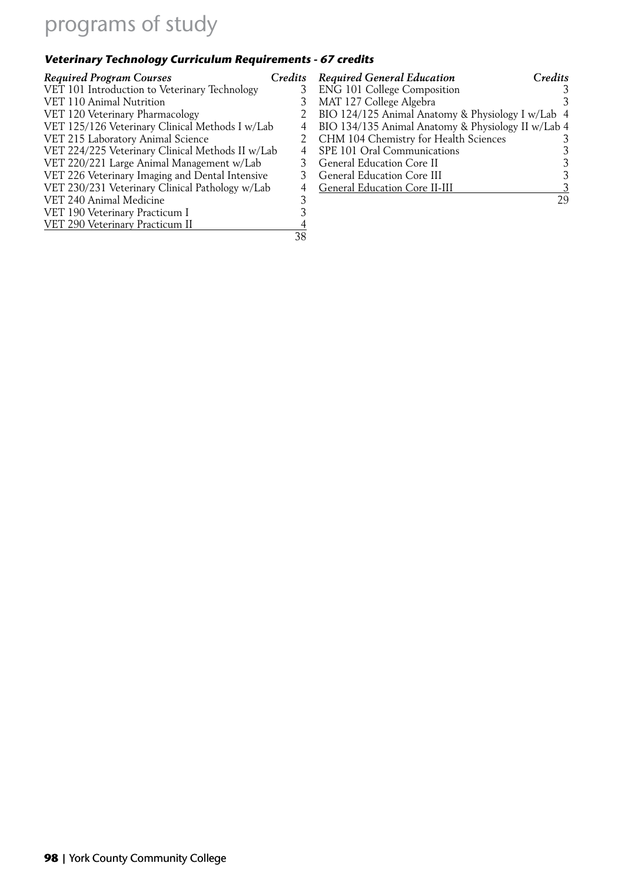### *Veterinary Technology Curriculum Requirements - 67 credits*

| *Required Program Courses* | *Credits* |
|---|---|
| VET 101 Introduction to Veterinary Technology | 3 |
| VET 110 Animal Nutrition | 3 |
| VET 120 Veterinary Pharmacology | 2 |
| VET 125/126 Veterinary Clinical Methods I w/Lab | 4 |
| VET 215 Laboratory Animal Science | 2 |
| VET 224/225 Veterinary Clinical Methods II w/Lab | 4 |
| VET 220/221 Large Animal Management w/Lab | 3 |
| VET 226 Veterinary Imaging and Dental Intensive | 3 |
| VET 230/231 Veterinary Clinical Pathology w/Lab | 4 |
| VET 240 Animal Medicine | 3 |
| VET 190 Veterinary Practicum I | 3 |
| VET 290 Veterinary Practicum II | 4 |
| | 38 |

| *Required General Education* | *Credits* |
|---|---|
| ENG 101 College Composition | 3 |
| MAT 127 College Algebra | 3 |
| BIO 124/125 Animal Anatomy & Physiology I w/Lab | 4 |
| BIO 134/135 Animal Anatomy & Physiology II w/Lab | 4 |
| CHM 104 Chemistry for Health Sciences | 3 |
| SPE 101 Oral Communications | 3 |
| General Education Core II | 3 |
| General Education Core III | 3 |
| General Education Core II-III | 3 |
| | 29 |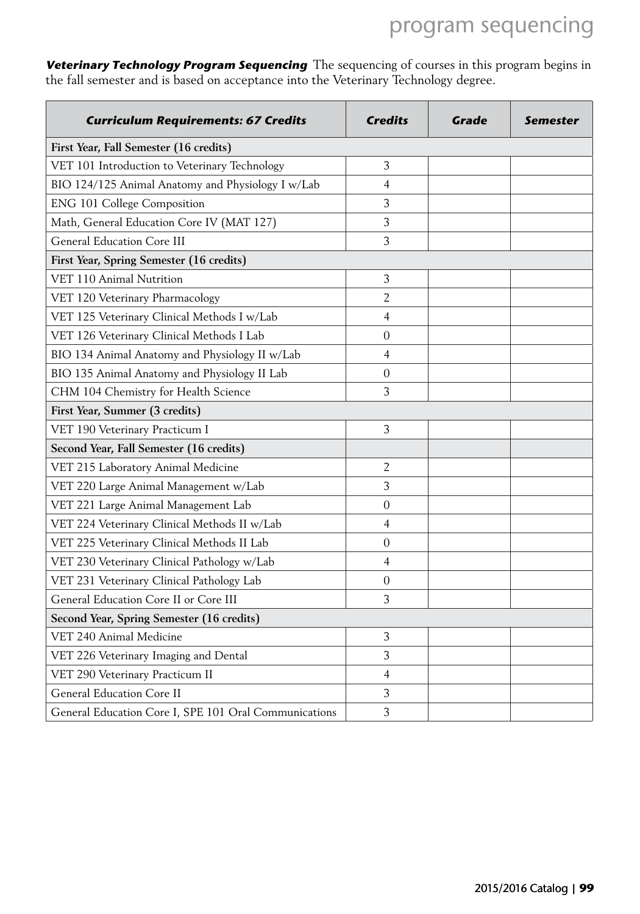***Veterinary Technology Program Sequencing*** The sequencing of courses in this program begins in the fall semester and is based on acceptance into the Veterinary Technology degree.

| ***Curriculum Requirements: 67 Credits*** | ***Credits*** | ***Grade*** | ***Semester*** |
|---|---|---|---|
| **First Year, Fall Semester (16 credits)** | | | |
| VET 101 Introduction to Veterinary Technology | 3 | | |
| BIO 124/125 Animal Anatomy and Physiology I w/Lab | 4 | | |
| ENG 101 College Composition | 3 | | |
| Math, General Education Core IV (MAT 127) | 3 | | |
| General Education Core III | 3 | | |
| **First Year, Spring Semester (16 credits)** | | | |
| VET 110 Animal Nutrition | 3 | | |
| VET 120 Veterinary Pharmacology | 2 | | |
| VET 125 Veterinary Clinical Methods I w/Lab | 4 | | |
| VET 126 Veterinary Clinical Methods I Lab | 0 | | |
| BIO 134 Animal Anatomy and Physiology II w/Lab | 4 | | |
| BIO 135 Animal Anatomy and Physiology II Lab | 0 | | |
| CHM 104 Chemistry for Health Science | 3 | | |
| **First Year, Summer (3 credits)** | | | |
| VET 190 Veterinary Practicum I | 3 | | |
| **Second Year, Fall Semester (16 credits)** | | | |
| VET 215 Laboratory Animal Medicine | 2 | | |
| VET 220 Large Animal Management w/Lab | 3 | | |
| VET 221 Large Animal Management Lab | 0 | | |
| VET 224 Veterinary Clinical Methods II w/Lab | 4 | | |
| VET 225 Veterinary Clinical Methods II Lab | 0 | | |
| VET 230 Veterinary Clinical Pathology w/Lab | 4 | | |
| VET 231 Veterinary Clinical Pathology Lab | 0 | | |
| General Education Core II or Core III | 3 | | |
| **Second Year, Spring Semester (16 credits)** | | | |
| VET 240 Animal Medicine | 3 | | |
| VET 226 Veterinary Imaging and Dental | 3 | | |
| VET 290 Veterinary Practicum II | 4 | | |
| General Education Core II | 3 | | |
| General Education Core I, SPE 101 Oral Communications | 3 | | |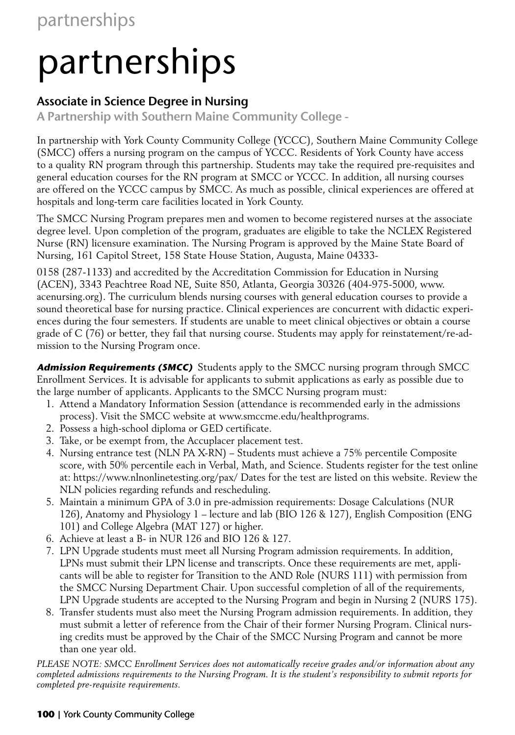# partnerships

## Associate in Science Degree in Nursing

### A Partnership with Southern Maine Community College -

In partnership with York County Community College (YCCC), Southern Maine Community College (SMCC) offers a nursing program on the campus of YCCC. Residents of York County have access to a quality RN program through this partnership. Students may take the required pre-requisites and general education courses for the RN program at SMCC or YCCC. In addition, all nursing courses are offered on the YCCC campus by SMCC. As much as possible, clinical experiences are offered at hospitals and long-term care facilities located in York County.

The SMCC Nursing Program prepares men and women to become registered nurses at the associate degree level. Upon completion of the program, graduates are eligible to take the NCLEX Registered Nurse (RN) licensure examination. The Nursing Program is approved by the Maine State Board of Nursing, 161 Capitol Street, 158 State House Station, Augusta, Maine 04333-

0158 (287-1133) and accredited by the Accreditation Commission for Education in Nursing (ACEN), 3343 Peachtree Road NE, Suite 850, Atlanta, Georgia 30326 (404-975-5000, www.acenursing.org). The curriculum blends nursing courses with general education courses to provide a sound theoretical base for nursing practice. Clinical experiences are concurrent with didactic experiences during the four semesters. If students are unable to meet clinical objectives or obtain a course grade of C (76) or better, they fail that nursing course. Students may apply for reinstatement/re-admission to the Nursing Program once.

***Admission Requirements (SMCC)*** Students apply to the SMCC nursing program through SMCC Enrollment Services. It is advisable for applicants to submit applications as early as possible due to the large number of applicants. Applicants to the SMCC Nursing program must:

1. Attend a Mandatory Information Session (attendance is recommended early in the admissions process). Visit the SMCC website at www.smccme.edu/healthprograms.
2. Possess a high-school diploma or GED certificate.
3. Take, or be exempt from, the Accuplacer placement test.
4. Nursing entrance test (NLN PA X-RN) – Students must achieve a 75% percentile Composite score, with 50% percentile each in Verbal, Math, and Science. Students register for the test online at: https://www.nlnonlinetesting.org/pax/ Dates for the test are listed on this website. Review the NLN policies regarding refunds and rescheduling.
5. Maintain a minimum GPA of 3.0 in pre-admission requirements: Dosage Calculations (NUR 126), Anatomy and Physiology 1 – lecture and lab (BIO 126 & 127), English Composition (ENG 101) and College Algebra (MAT 127) or higher.
6. Achieve at least a B- in NUR 126 and BIO 126 & 127.
7. LPN Upgrade students must meet all Nursing Program admission requirements. In addition, LPNs must submit their LPN license and transcripts. Once these requirements are met, applicants will be able to register for Transition to the AND Role (NURS 111) with permission from the SMCC Nursing Department Chair. Upon successful completion of all of the requirements, LPN Upgrade students are accepted to the Nursing Program and begin in Nursing 2 (NURS 175).
8. Transfer students must also meet the Nursing Program admission requirements. In addition, they must submit a letter of reference from the Chair of their former Nursing Program. Clinical nursing credits must be approved by the Chair of the SMCC Nursing Program and cannot be more than one year old.

*PLEASE NOTE: SMCC Enrollment Services does not automatically receive grades and/or information about any completed admissions requirements to the Nursing Program. It is the student's responsibility to submit reports for completed pre-requisite requirements.*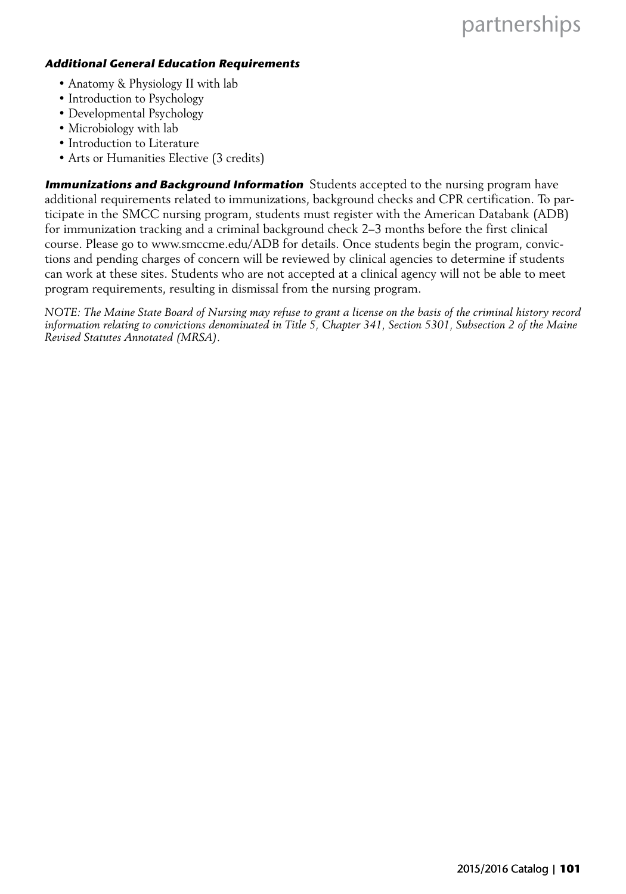### *Additional General Education Requirements*

- Anatomy & Physiology II with lab
- Introduction to Psychology
- Developmental Psychology
- Microbiology with lab
- Introduction to Literature
- Arts or Humanities Elective (3 credits)

***Immunizations and Background Information*** Students accepted to the nursing program have additional requirements related to immunizations, background checks and CPR certification. To participate in the SMCC nursing program, students must register with the American Databank (ADB) for immunization tracking and a criminal background check 2–3 months before the first clinical course. Please go to www.smccme.edu/ADB for details. Once students begin the program, convictions and pending charges of concern will be reviewed by clinical agencies to determine if students can work at these sites. Students who are not accepted at a clinical agency will not be able to meet program requirements, resulting in dismissal from the nursing program.

*NOTE: The Maine State Board of Nursing may refuse to grant a license on the basis of the criminal history record information relating to convictions denominated in Title 5, Chapter 341, Section 5301, Subsection 2 of the Maine Revised Statutes Annotated (MRSA).*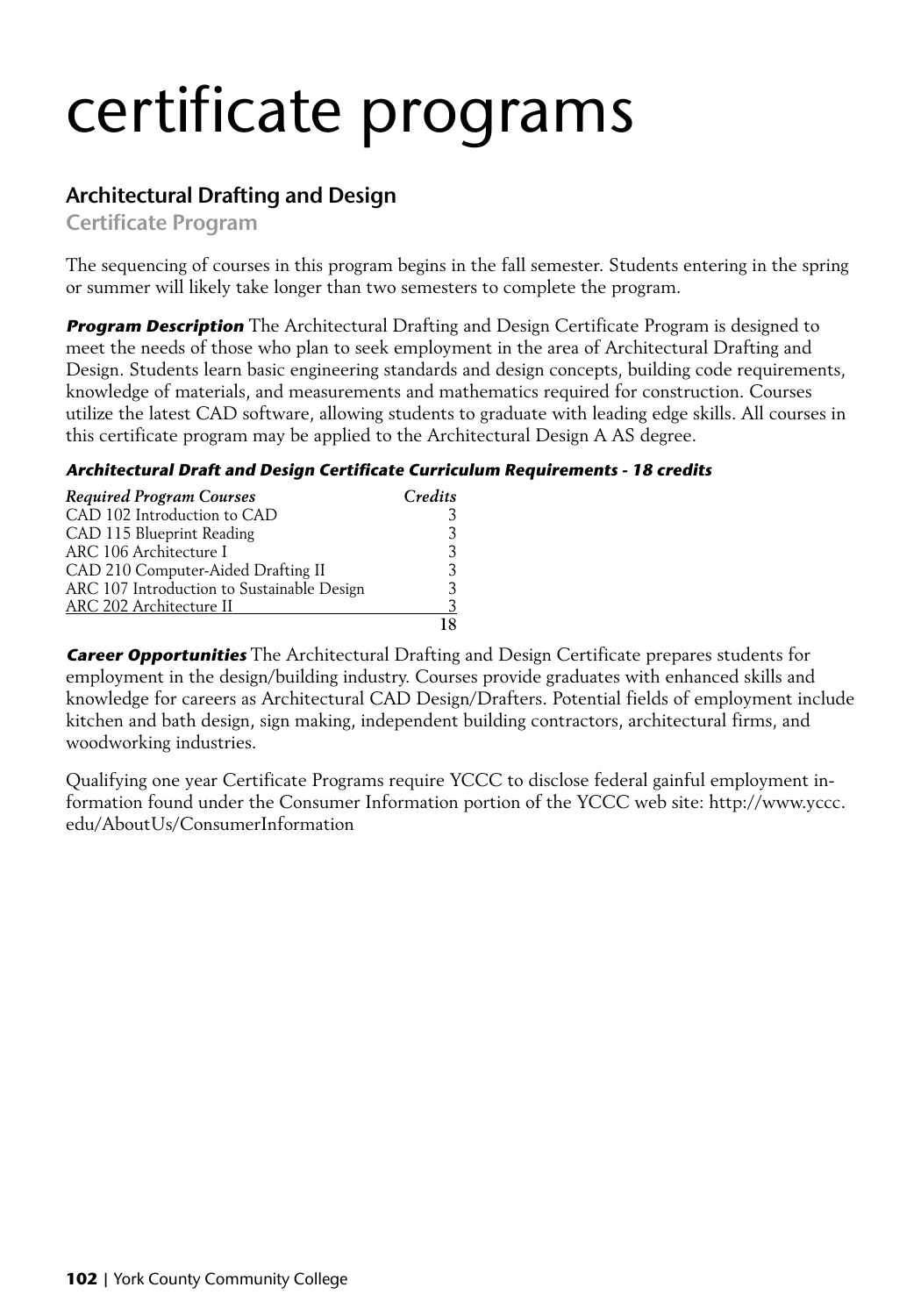# certificate programs

## Architectural Drafting and Design

### Certificate Program

The sequencing of courses in this program begins in the fall semester. Students entering in the spring or summer will likely take longer than two semesters to complete the program.

***Program Description*** The Architectural Drafting and Design Certificate Program is designed to meet the needs of those who plan to seek employment in the area of Architectural Drafting and Design. Students learn basic engineering standards and design concepts, building code requirements, knowledge of materials, and measurements and mathematics required for construction. Courses utilize the latest CAD software, allowing students to graduate with leading edge skills. All courses in this certificate program may be applied to the Architectural Design A AS degree.

***Architectural Draft and Design Certificate Curriculum Requirements - 18 credits***

| *Required Program Courses* | *Credits* |
|---|---|
| CAD 102 Introduction to CAD | 3 |
| CAD 115 Blueprint Reading | 3 |
| ARC 106 Architecture I | 3 |
| CAD 210 Computer-Aided Drafting II | 3 |
| ARC 107 Introduction to Sustainable Design | 3 |
| ARC 202 Architecture II | 3 |
| | **18** |

***Career Opportunities*** The Architectural Drafting and Design Certificate prepares students for employment in the design/building industry. Courses provide graduates with enhanced skills and knowledge for careers as Architectural CAD Design/Drafters. Potential fields of employment include kitchen and bath design, sign making, independent building contractors, architectural firms, and woodworking industries.

Qualifying one year Certificate Programs require YCCC to disclose federal gainful employment information found under the Consumer Information portion of the YCCC web site: http://www.yccc.edu/AboutUs/ConsumerInformation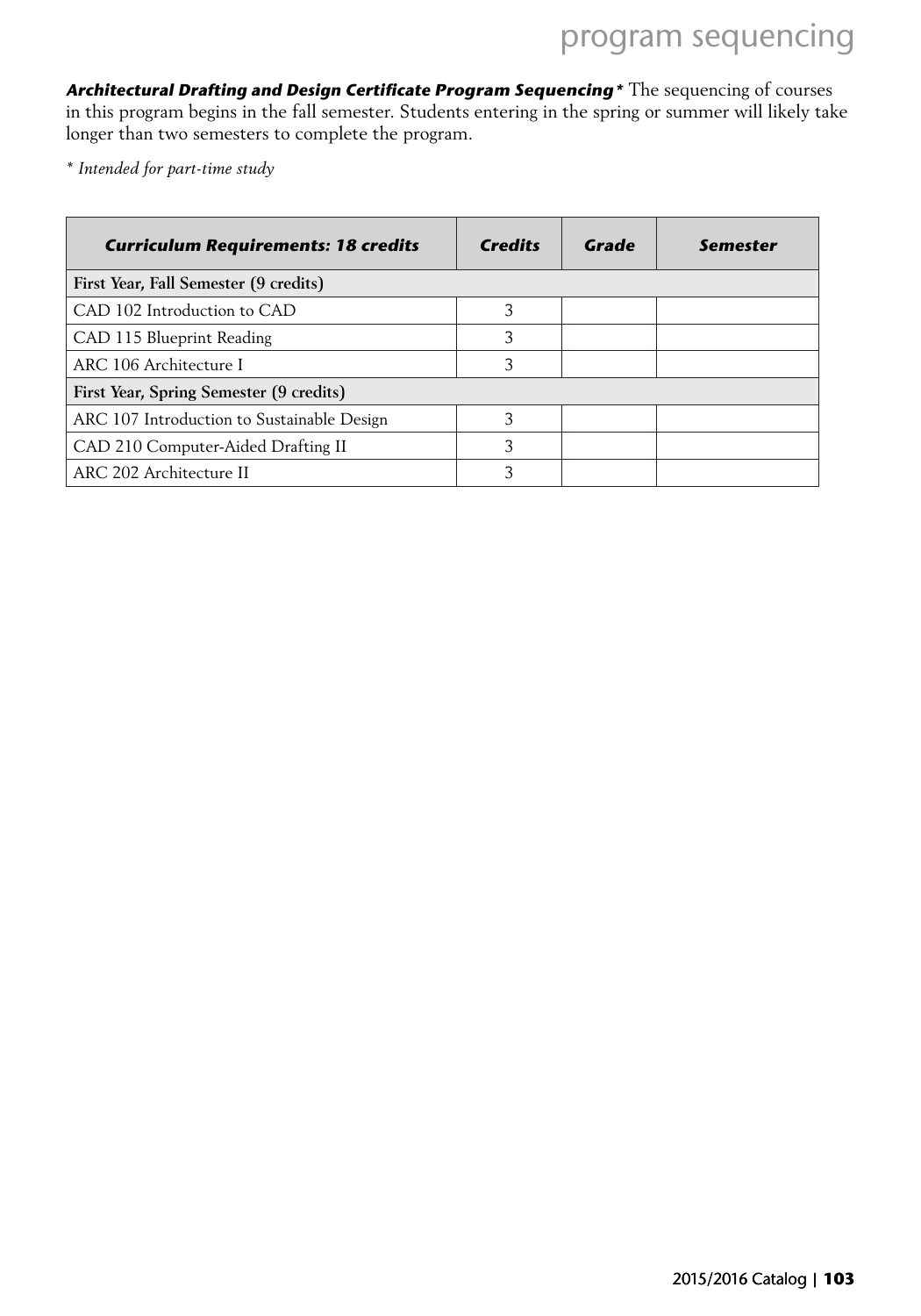***Architectural Drafting and Design Certificate Program Sequencing**** The sequencing of courses in this program begins in the fall semester. Students entering in the spring or summer will likely take longer than two semesters to complete the program.

*\* Intended for part-time study*

| ***Curriculum Requirements: 18 credits*** | ***Credits*** | ***Grade*** | ***Semester*** |
|---|---|---|---|
| **First Year, Fall Semester (9 credits)** | | | |
| CAD 102 Introduction to CAD | 3 | | |
| CAD 115 Blueprint Reading | 3 | | |
| ARC 106 Architecture I | 3 | | |
| **First Year, Spring Semester (9 credits)** | | | |
| ARC 107 Introduction to Sustainable Design | 3 | | |
| CAD 210 Computer-Aided Drafting II | 3 | | |
| ARC 202 Architecture II | 3 | | |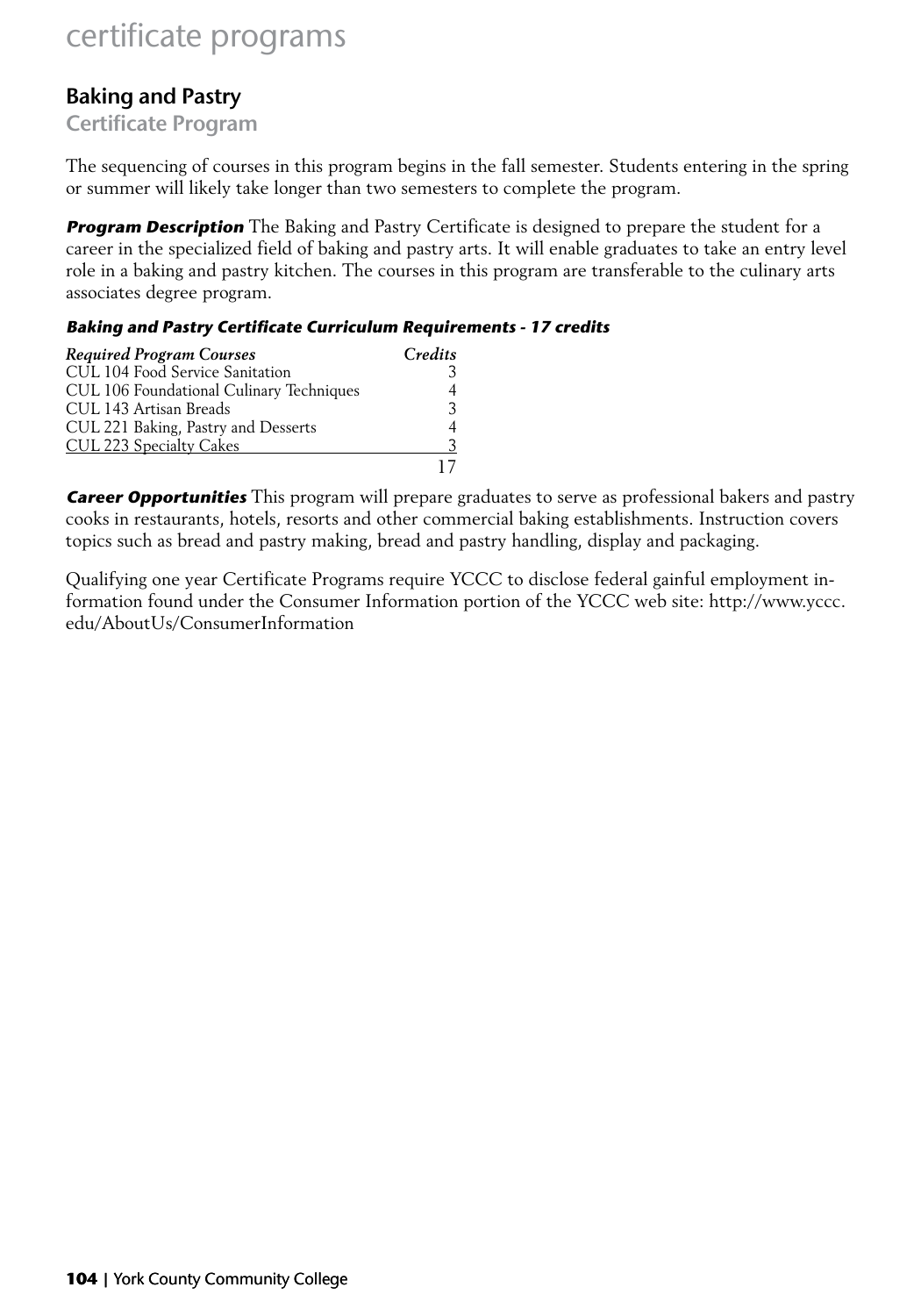# certificate programs

## Baking and Pastry

### Certificate Program

The sequencing of courses in this program begins in the fall semester. Students entering in the spring or summer will likely take longer than two semesters to complete the program.

***Program Description*** The Baking and Pastry Certificate is designed to prepare the student for a career in the specialized field of baking and pastry arts. It will enable graduates to take an entry level role in a baking and pastry kitchen. The courses in this program are transferable to the culinary arts associates degree program.

***Baking and Pastry Certificate Curriculum Requirements - 17 credits***

| *Required Program Courses* | *Credits* |
| --- | --- |
| CUL 104 Food Service Sanitation | 3 |
| CUL 106 Foundational Culinary Techniques | 4 |
| CUL 143 Artisan Breads | 3 |
| CUL 221 Baking, Pastry and Desserts | 4 |
| CUL 223 Specialty Cakes | 3 |
| | 17 |

***Career Opportunities*** This program will prepare graduates to serve as professional bakers and pastry cooks in restaurants, hotels, resorts and other commercial baking establishments. Instruction covers topics such as bread and pastry making, bread and pastry handling, display and packaging.

Qualifying one year Certificate Programs require YCCC to disclose federal gainful employment information found under the Consumer Information portion of the YCCC web site: http://www.yccc.edu/AboutUs/ConsumerInformation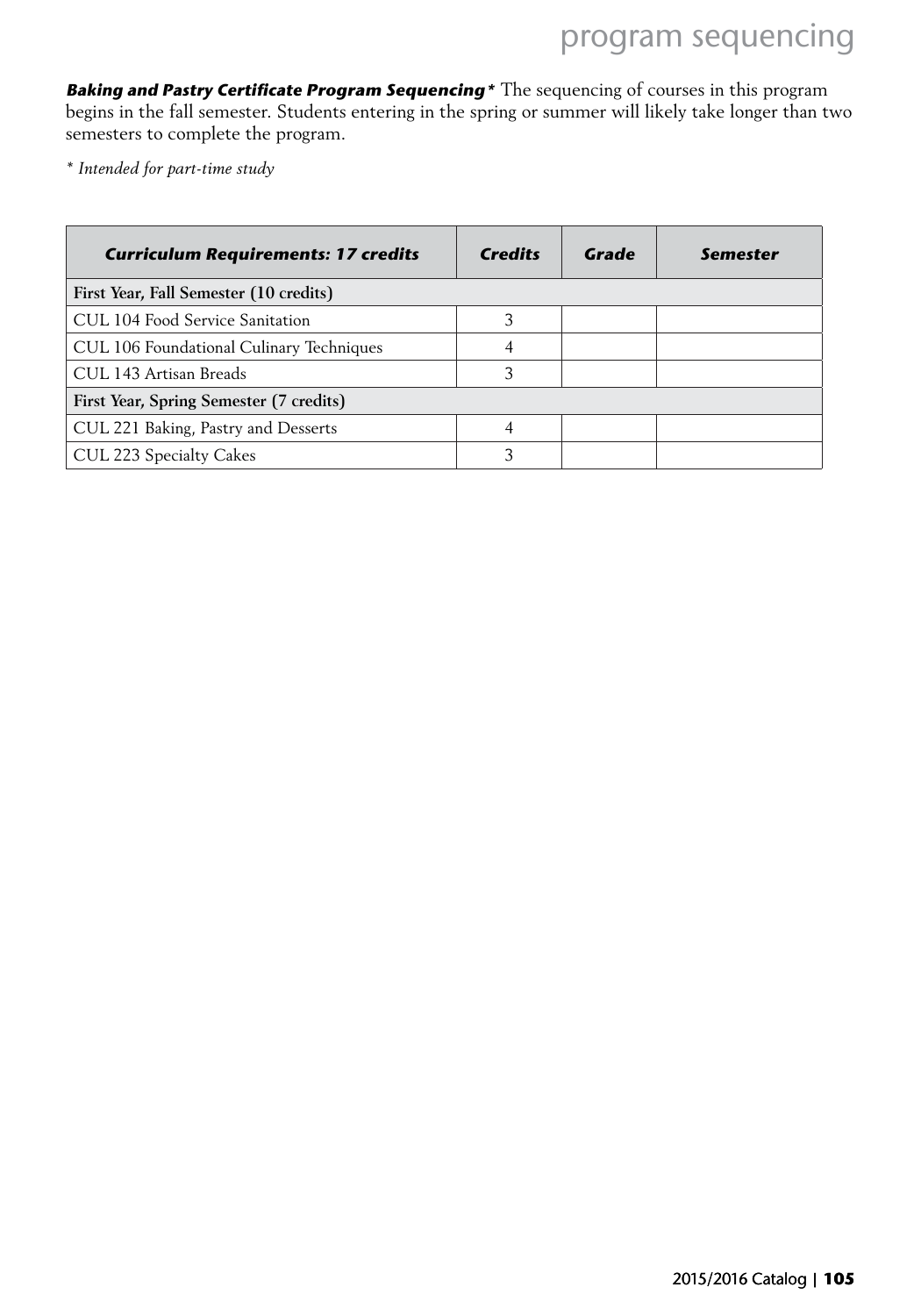***Baking and Pastry Certificate Program Sequencing**** The sequencing of courses in this program begins in the fall semester. Students entering in the spring or summer will likely take longer than two semesters to complete the program.

*\* Intended for part-time study*

| ***Curriculum Requirements: 17 credits*** | ***Credits*** | ***Grade*** | ***Semester*** |
|---|---|---|---|
| **First Year, Fall Semester (10 credits)** | | | |
| CUL 104 Food Service Sanitation | 3 | | |
| CUL 106 Foundational Culinary Techniques | 4 | | |
| CUL 143 Artisan Breads | 3 | | |
| **First Year, Spring Semester (7 credits)** | | | |
| CUL 221 Baking, Pastry and Desserts | 4 | | |
| CUL 223 Specialty Cakes | 3 | | |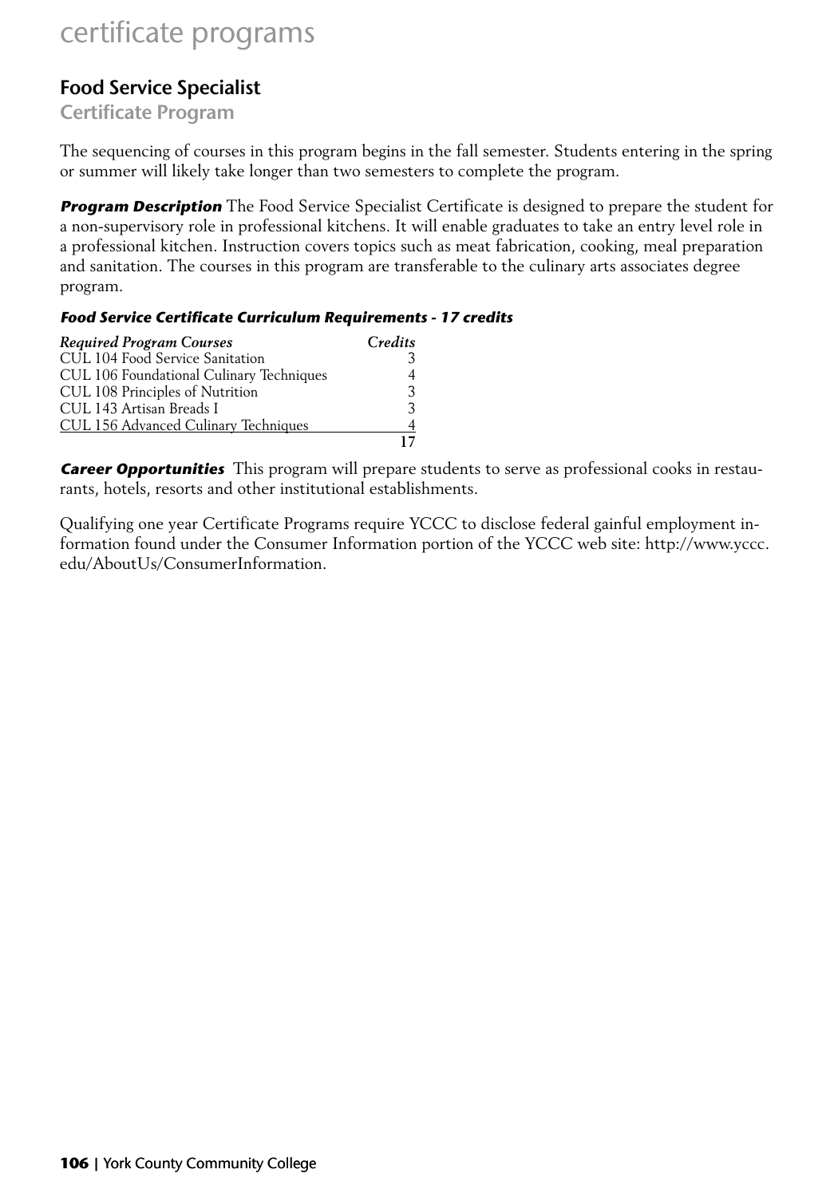# certificate programs

## Food Service Specialist

### Certificate Program

The sequencing of courses in this program begins in the fall semester. Students entering in the spring or summer will likely take longer than two semesters to complete the program.

***Program Description*** The Food Service Specialist Certificate is designed to prepare the student for a non-supervisory role in professional kitchens. It will enable graduates to take an entry level role in a professional kitchen. Instruction covers topics such as meat fabrication, cooking, meal preparation and sanitation. The courses in this program are transferable to the culinary arts associates degree program.

***Food Service Certificate Curriculum Requirements - 17 credits***

| *Required Program Courses* | *Credits* |
|---|---|
| CUL 104 Food Service Sanitation | 3 |
| CUL 106 Foundational Culinary Techniques | 4 |
| CUL 108 Principles of Nutrition | 3 |
| CUL 143 Artisan Breads I | 3 |
| CUL 156 Advanced Culinary Techniques | 4 |
| | **17** |

***Career Opportunities*** This program will prepare students to serve as professional cooks in restaurants, hotels, resorts and other institutional establishments.

Qualifying one year Certificate Programs require YCCC to disclose federal gainful employment information found under the Consumer Information portion of the YCCC web site: http://www.yccc.edu/AboutUs/ConsumerInformation.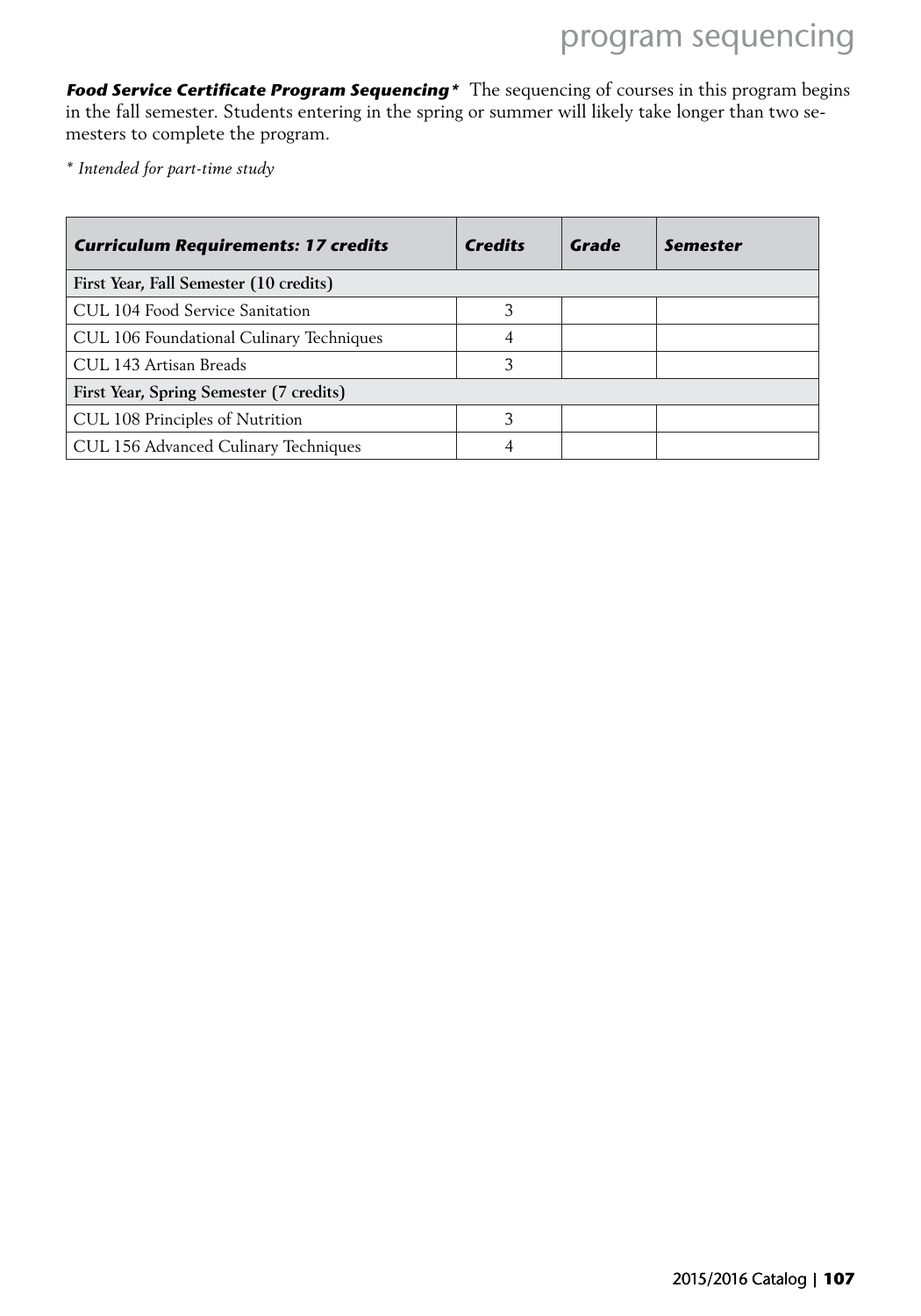***Food Service Certificate Program Sequencing**** The sequencing of courses in this program begins in the fall semester. Students entering in the spring or summer will likely take longer than two semesters to complete the program.

*\* Intended for part-time study*

| ***Curriculum Requirements: 17 credits*** | ***Credits*** | ***Grade*** | ***Semester*** |
|---|---|---|---|
| **First Year, Fall Semester (10 credits)** | | | |
| CUL 104 Food Service Sanitation | 3 | | |
| CUL 106 Foundational Culinary Techniques | 4 | | |
| CUL 143 Artisan Breads | 3 | | |
| **First Year, Spring Semester (7 credits)** | | | |
| CUL 108 Principles of Nutrition | 3 | | |
| CUL 156 Advanced Culinary Techniques | 4 | | |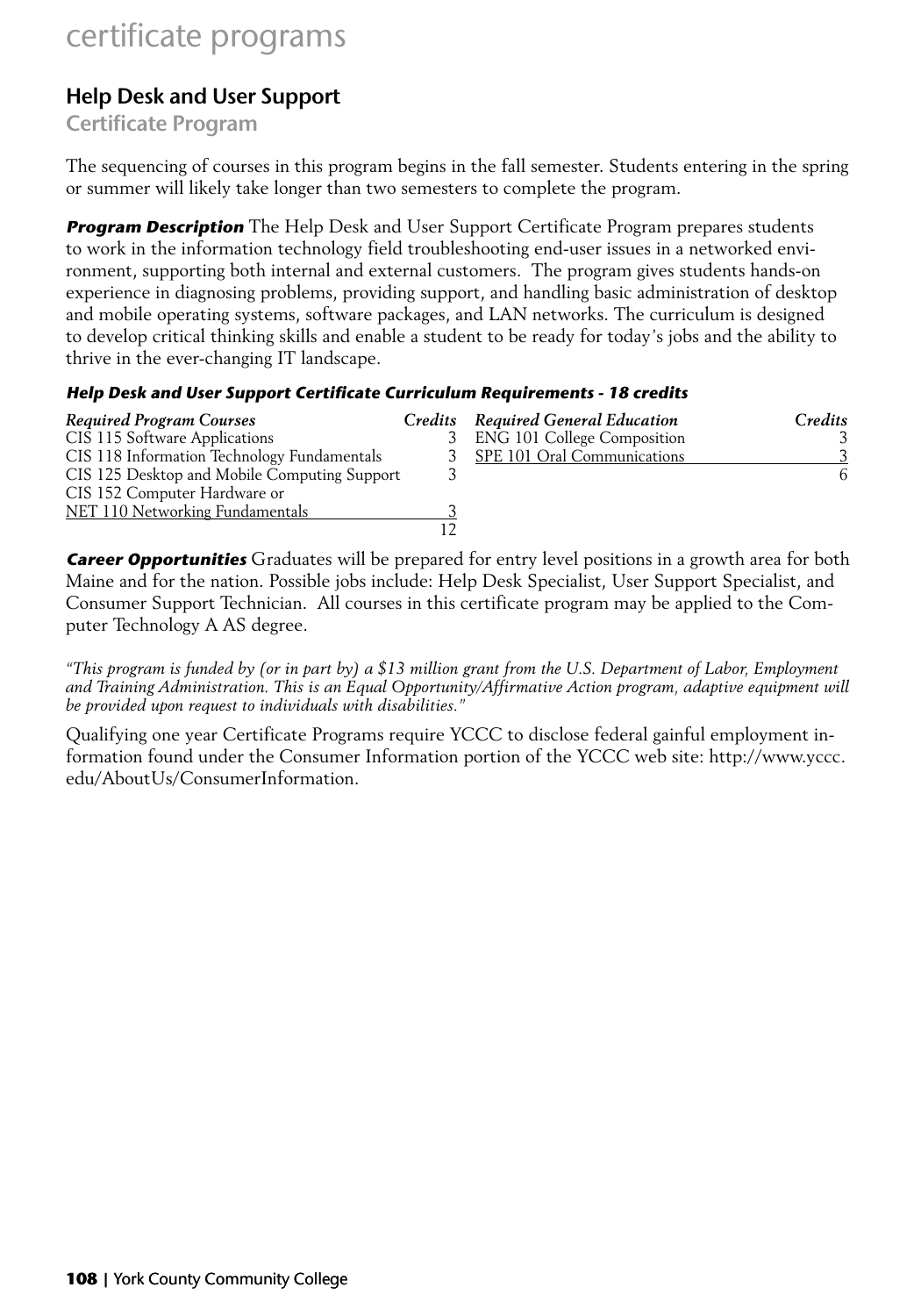# certificate programs

## Help Desk and User Support

### Certificate Program

The sequencing of courses in this program begins in the fall semester. Students entering in the spring or summer will likely take longer than two semesters to complete the program.

***Program Description*** The Help Desk and User Support Certificate Program prepares students to work in the information technology field troubleshooting end-user issues in a networked environment, supporting both internal and external customers. The program gives students hands-on experience in diagnosing problems, providing support, and handling basic administration of desktop and mobile operating systems, software packages, and LAN networks. The curriculum is designed to develop critical thinking skills and enable a student to be ready for today's jobs and the ability to thrive in the ever-changing IT landscape.

***Help Desk and User Support Certificate Curriculum Requirements - 18 credits***

| *Required Program Courses* | *Credits* |
|---|---|
| CIS 115 Software Applications | 3 |
| CIS 118 Information Technology Fundamentals | 3 |
| CIS 125 Desktop and Mobile Computing Support | 3 |
| CIS 152 Computer Hardware or NET 110 Networking Fundamentals | 3 |
| | 12 |

| *Required General Education* | *Credits* |
|---|---|
| ENG 101 College Composition | 3 |
| SPE 101 Oral Communications | 3 |
| | 6 |

***Career Opportunities*** Graduates will be prepared for entry level positions in a growth area for both Maine and for the nation. Possible jobs include: Help Desk Specialist, User Support Specialist, and Consumer Support Technician. All courses in this certificate program may be applied to the Computer Technology A AS degree.

*"This program is funded by (or in part by) a $13 million grant from the U.S. Department of Labor, Employment and Training Administration. This is an Equal Opportunity/Affirmative Action program, adaptive equipment will be provided upon request to individuals with disabilities."*

Qualifying one year Certificate Programs require YCCC to disclose federal gainful employment information found under the Consumer Information portion of the YCCC web site: http://www.yccc.edu/AboutUs/ConsumerInformation.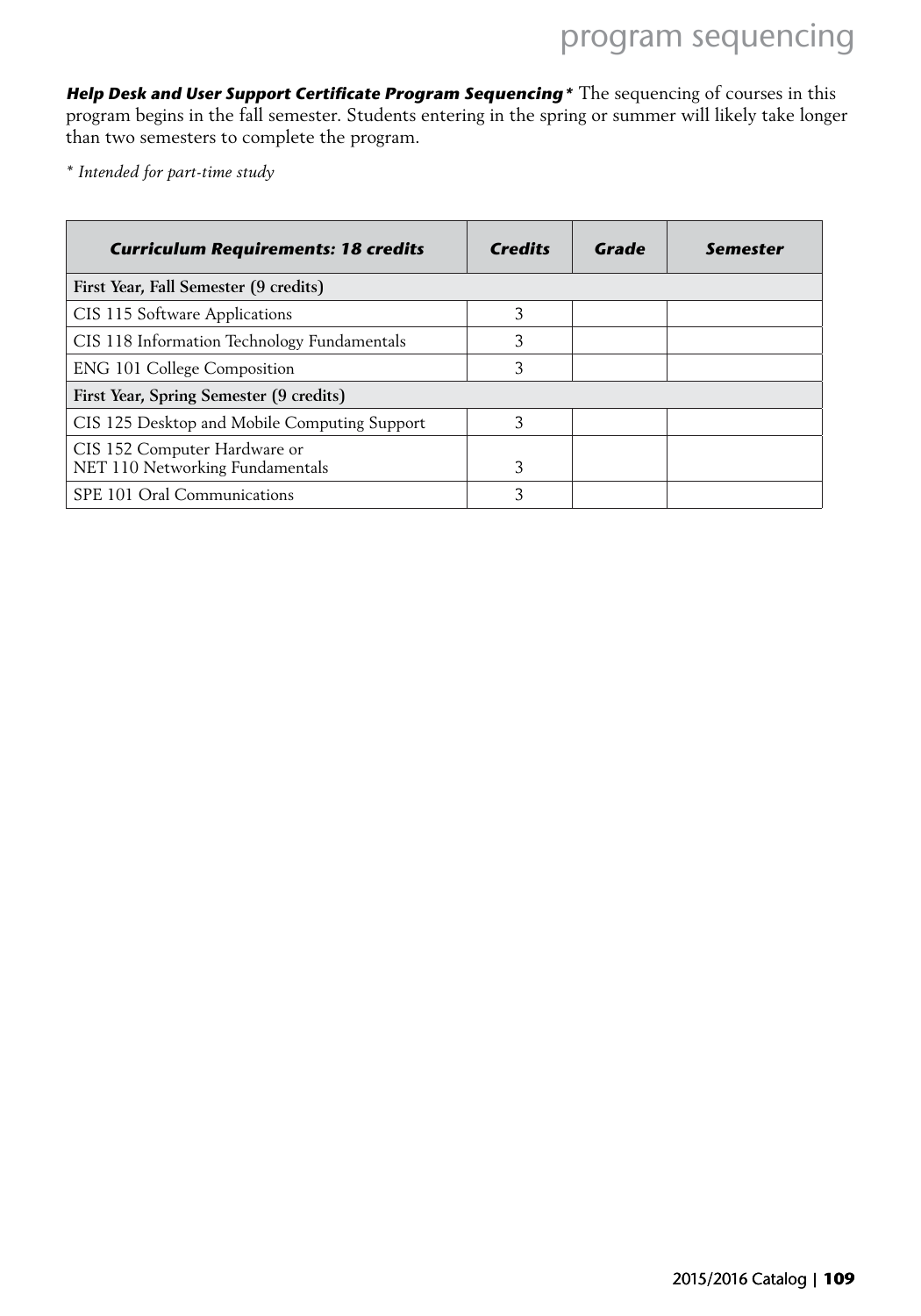***Help Desk and User Support Certificate Program Sequencing**** The sequencing of courses in this program begins in the fall semester. Students entering in the spring or summer will likely take longer than two semesters to complete the program.

*\* Intended for part-time study*

| ***Curriculum Requirements: 18 credits*** | ***Credits*** | ***Grade*** | ***Semester*** |
|---|---|---|---|
| **First Year, Fall Semester (9 credits)** | | | |
| CIS 115 Software Applications | 3 | | |
| CIS 118 Information Technology Fundamentals | 3 | | |
| ENG 101 College Composition | 3 | | |
| **First Year, Spring Semester (9 credits)** | | | |
| CIS 125 Desktop and Mobile Computing Support | 3 | | |
| CIS 152 Computer Hardware or NET 110 Networking Fundamentals | 3 | | |
| SPE 101 Oral Communications | 3 | | |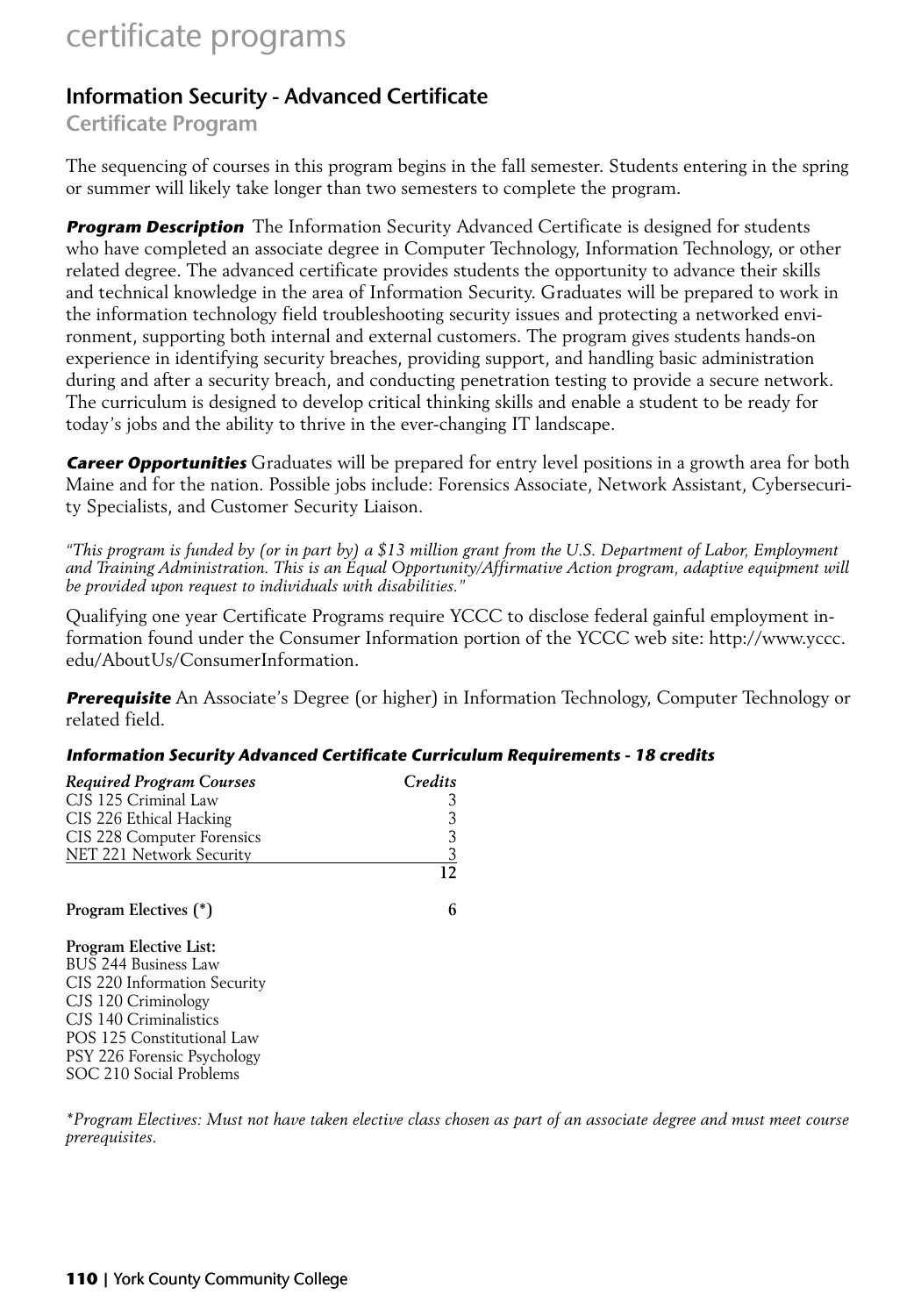# certificate programs

## Information Security - Advanced Certificate

### Certificate Program

The sequencing of courses in this program begins in the fall semester. Students entering in the spring or summer will likely take longer than two semesters to complete the program.

***Program Description*** The Information Security Advanced Certificate is designed for students who have completed an associate degree in Computer Technology, Information Technology, or other related degree. The advanced certificate provides students the opportunity to advance their skills and technical knowledge in the area of Information Security. Graduates will be prepared to work in the information technology field troubleshooting security issues and protecting a networked environment, supporting both internal and external customers. The program gives students hands-on experience in identifying security breaches, providing support, and handling basic administration during and after a security breach, and conducting penetration testing to provide a secure network. The curriculum is designed to develop critical thinking skills and enable a student to be ready for today's jobs and the ability to thrive in the ever-changing IT landscape.

***Career Opportunities*** Graduates will be prepared for entry level positions in a growth area for both Maine and for the nation. Possible jobs include: Forensics Associate, Network Assistant, Cybersecurity Specialists, and Customer Security Liaison.

*"This program is funded by (or in part by) a $13 million grant from the U.S. Department of Labor, Employment and Training Administration. This is an Equal Opportunity/Affirmative Action program, adaptive equipment will be provided upon request to individuals with disabilities."*

Qualifying one year Certificate Programs require YCCC to disclose federal gainful employment information found under the Consumer Information portion of the YCCC web site: http://www.yccc.edu/AboutUs/ConsumerInformation.

***Prerequisite*** An Associate's Degree (or higher) in Information Technology, Computer Technology or related field.

***Information Security Advanced Certificate Curriculum Requirements - 18 credits***

| *Required Program Courses* | *Credits* |
|---|---|
| CJS 125 Criminal Law | 3 |
| CIS 226 Ethical Hacking | 3 |
| CIS 228 Computer Forensics | 3 |
| NET 221 Network Security | 3 |
| | **12** |
| **Program Electives (*)** | **6** |

**Program Elective List:**
BUS 244 Business Law
CIS 220 Information Security
CJS 120 Criminology
CJS 140 Criminalistics
POS 125 Constitutional Law
PSY 226 Forensic Psychology
SOC 210 Social Problems

*\*Program Electives: Must not have taken elective class chosen as part of an associate degree and must meet course prerequisites.*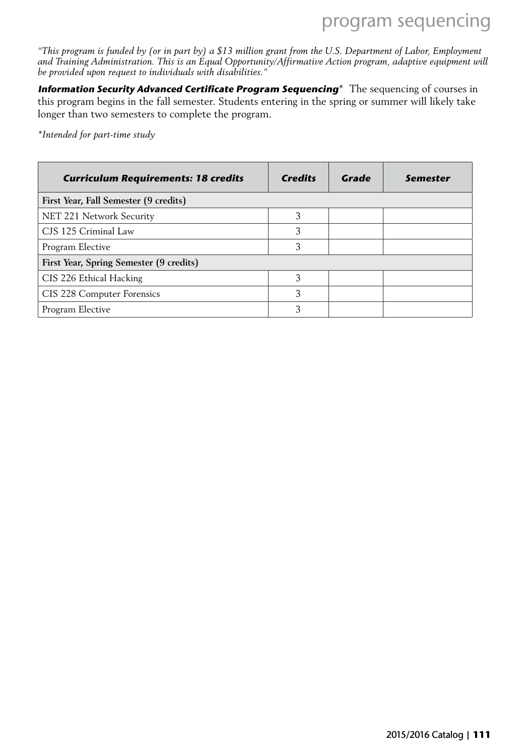*"This program is funded by (or in part by) a $13 million grant from the U.S. Department of Labor, Employment and Training Administration. This is an Equal Opportunity/Affirmative Action program, adaptive equipment will be provided upon request to individuals with disabilities."*

***Information Security Advanced Certificate Program Sequencing**** The sequencing of courses in this program begins in the fall semester. Students entering in the spring or summer will likely take longer than two semesters to complete the program.

*\*Intended for part-time study*

| ***Curriculum Requirements: 18 credits*** | ***Credits*** | ***Grade*** | ***Semester*** |
|---|---|---|---|
| **First Year, Fall Semester (9 credits)** | | | |
| NET 221 Network Security | 3 | | |
| CJS 125 Criminal Law | 3 | | |
| Program Elective | 3 | | |
| **First Year, Spring Semester (9 credits)** | | | |
| CIS 226 Ethical Hacking | 3 | | |
| CIS 228 Computer Forensics | 3 | | |
| Program Elective | 3 | | |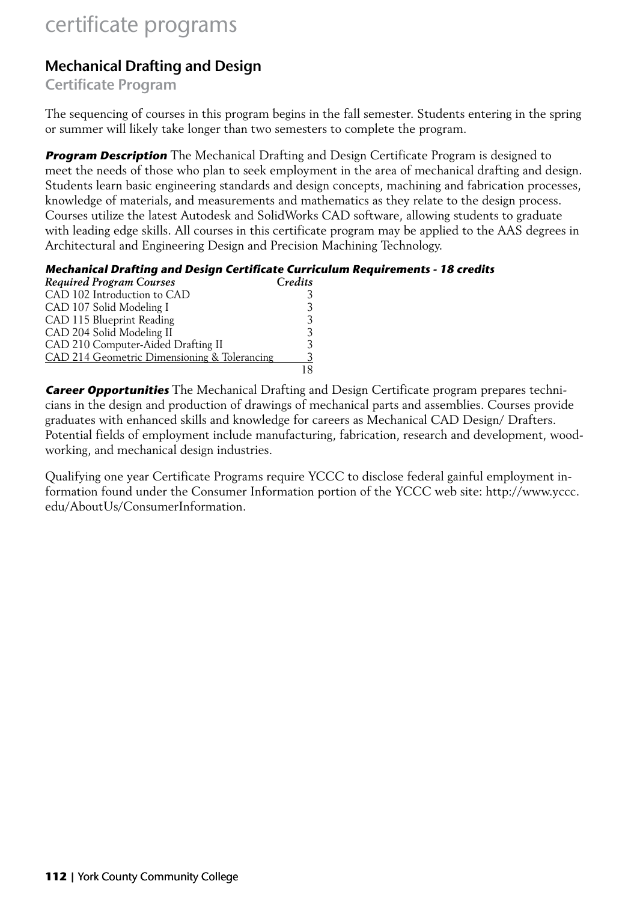# certificate programs

## Mechanical Drafting and Design

### Certificate Program

The sequencing of courses in this program begins in the fall semester. Students entering in the spring or summer will likely take longer than two semesters to complete the program.

***Program Description*** The Mechanical Drafting and Design Certificate Program is designed to meet the needs of those who plan to seek employment in the area of mechanical drafting and design. Students learn basic engineering standards and design concepts, machining and fabrication processes, knowledge of materials, and measurements and mathematics as they relate to the design process. Courses utilize the latest Autodesk and SolidWorks CAD software, allowing students to graduate with leading edge skills. All courses in this certificate program may be applied to the AAS degrees in Architectural and Engineering Design and Precision Machining Technology.

***Mechanical Drafting and Design Certificate Curriculum Requirements - 18 credits***

| *Required Program Courses* | *Credits* |
|---|---|
| CAD 102 Introduction to CAD | 3 |
| CAD 107 Solid Modeling I | 3 |
| CAD 115 Blueprint Reading | 3 |
| CAD 204 Solid Modeling II | 3 |
| CAD 210 Computer-Aided Drafting II | 3 |
| CAD 214 Geometric Dimensioning & Tolerancing | 3 |
| | 18 |

***Career Opportunities*** The Mechanical Drafting and Design Certificate program prepares technicians in the design and production of drawings of mechanical parts and assemblies. Courses provide graduates with enhanced skills and knowledge for careers as Mechanical CAD Design/ Drafters. Potential fields of employment include manufacturing, fabrication, research and development, woodworking, and mechanical design industries.

Qualifying one year Certificate Programs require YCCC to disclose federal gainful employment information found under the Consumer Information portion of the YCCC web site: http://www.yccc.edu/AboutUs/ConsumerInformation.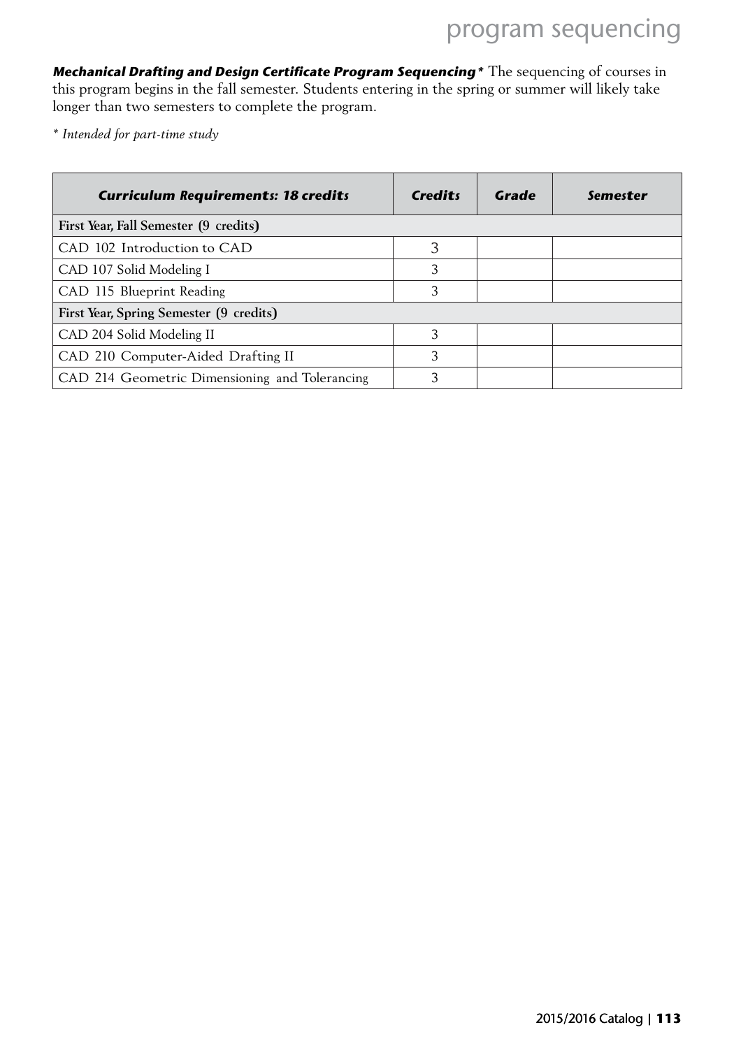***Mechanical Drafting and Design Certificate Program Sequencing**** The sequencing of courses in this program begins in the fall semester. Students entering in the spring or summer will likely take longer than two semesters to complete the program.

*\* Intended for part-time study*

| ***Curriculum Requirements: 18 credits*** | ***Credits*** | ***Grade*** | ***Semester*** |
|---|---|---|---|
| **First Year, Fall Semester (9 credits)** | | | |
| CAD 102 Introduction to CAD | 3 | | |
| CAD 107 Solid Modeling I | 3 | | |
| CAD 115 Blueprint Reading | 3 | | |
| **First Year, Spring Semester (9 credits)** | | | |
| CAD 204 Solid Modeling II | 3 | | |
| CAD 210 Computer-Aided Drafting II | 3 | | |
| CAD 214 Geometric Dimensioning and Tolerancing | 3 | | |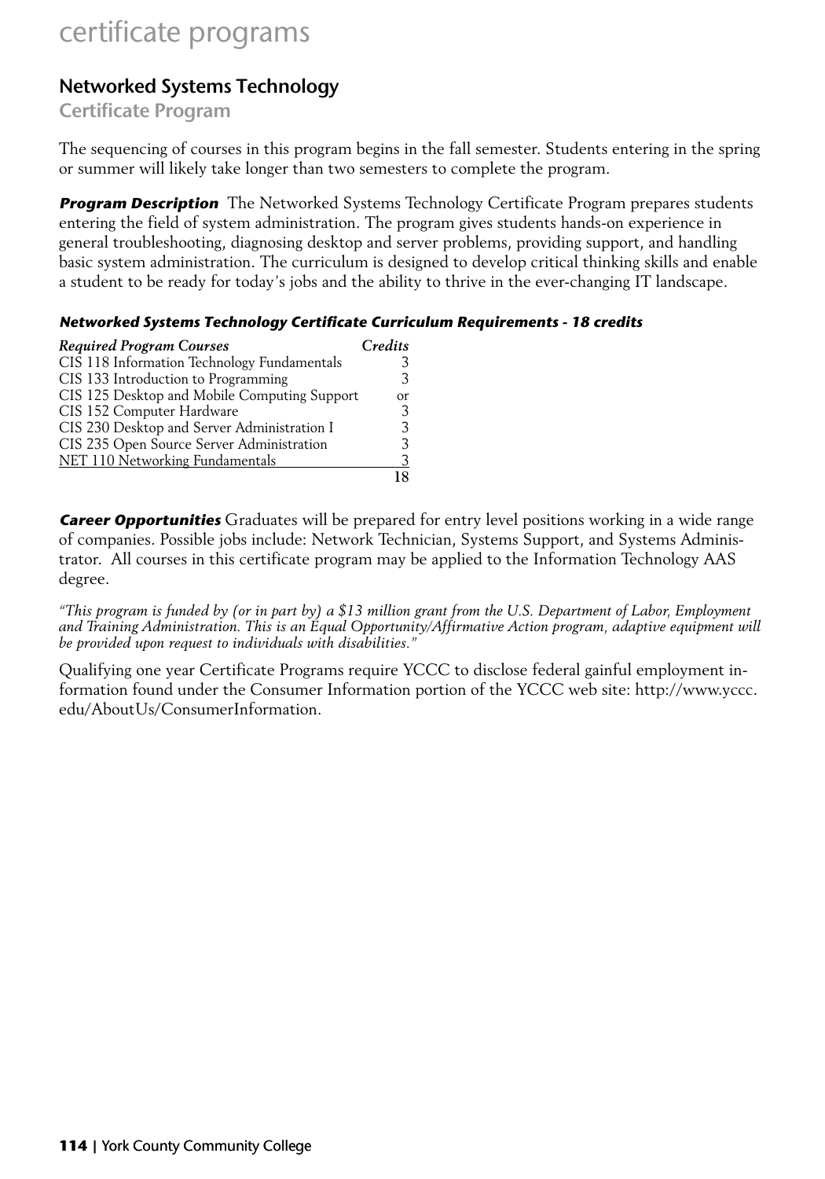# certificate programs

## Networked Systems Technology

### Certificate Program

The sequencing of courses in this program begins in the fall semester. Students entering in the spring or summer will likely take longer than two semesters to complete the program.

***Program Description*** The Networked Systems Technology Certificate Program prepares students entering the field of system administration. The program gives students hands-on experience in general troubleshooting, diagnosing desktop and server problems, providing support, and handling basic system administration. The curriculum is designed to develop critical thinking skills and enable a student to be ready for today's jobs and the ability to thrive in the ever-changing IT landscape.

***Networked Systems Technology Certificate Curriculum Requirements - 18 credits***

| *Required Program Courses* | *Credits* |
|---|---|
| CIS 118 Information Technology Fundamentals | 3 |
| CIS 133 Introduction to Programming | 3 |
| CIS 125 Desktop and Mobile Computing Support | or |
| CIS 152 Computer Hardware | 3 |
| CIS 230 Desktop and Server Administration I | 3 |
| CIS 235 Open Source Server Administration | 3 |
| NET 110 Networking Fundamentals | 3 |
| | **18** |

***Career Opportunities*** Graduates will be prepared for entry level positions working in a wide range of companies. Possible jobs include: Network Technician, Systems Support, and Systems Administrator. All courses in this certificate program may be applied to the Information Technology AAS degree.

*"This program is funded by (or in part by) a $13 million grant from the U.S. Department of Labor, Employment and Training Administration. This is an Equal Opportunity/Affirmative Action program, adaptive equipment will be provided upon request to individuals with disabilities."*

Qualifying one year Certificate Programs require YCCC to disclose federal gainful employment information found under the Consumer Information portion of the YCCC web site: http://www.yccc.edu/AboutUs/ConsumerInformation.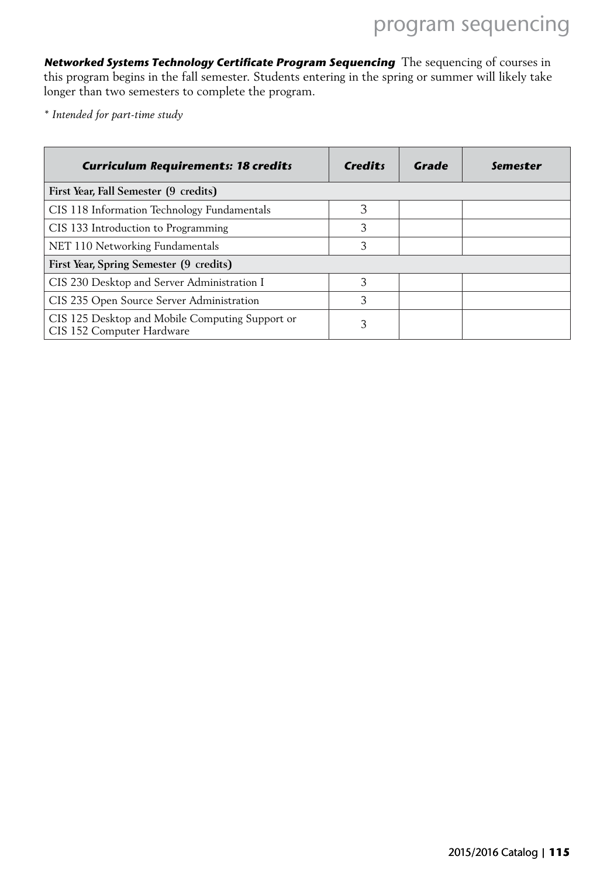***Networked Systems Technology Certificate Program Sequencing*** The sequencing of courses in this program begins in the fall semester. Students entering in the spring or summer will likely take longer than two semesters to complete the program.

*\* Intended for part-time study*

| ***Curriculum Requirements: 18 credits*** | ***Credits*** | ***Grade*** | ***Semester*** |
|---|---|---|---|
| **First Year, Fall Semester (9 credits)** | | | |
| CIS 118 Information Technology Fundamentals | 3 | | |
| CIS 133 Introduction to Programming | 3 | | |
| NET 110 Networking Fundamentals | 3 | | |
| **First Year, Spring Semester (9 credits)** | | | |
| CIS 230 Desktop and Server Administration I | 3 | | |
| CIS 235 Open Source Server Administration | 3 | | |
| CIS 125 Desktop and Mobile Computing Support or CIS 152 Computer Hardware | 3 | | |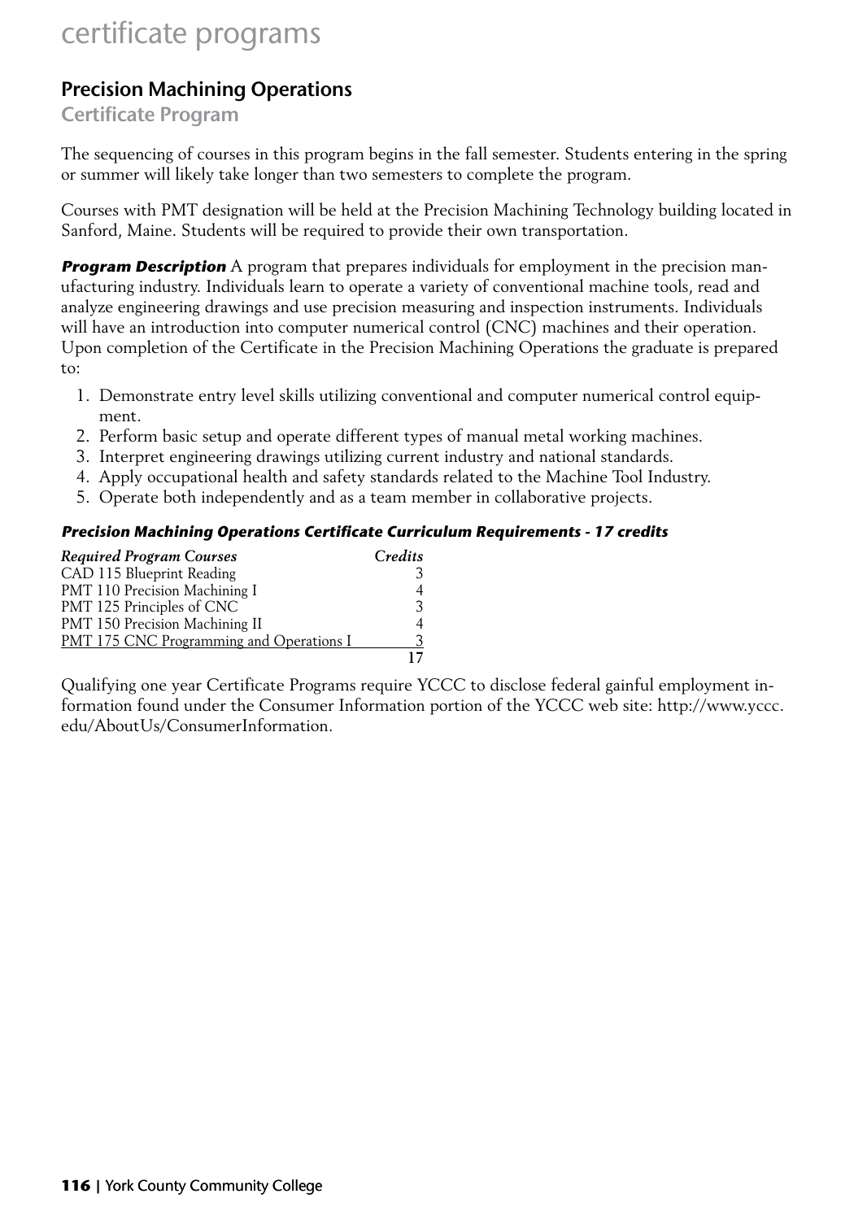# certificate programs

## Precision Machining Operations

### Certificate Program

The sequencing of courses in this program begins in the fall semester. Students entering in the spring or summer will likely take longer than two semesters to complete the program.

Courses with PMT designation will be held at the Precision Machining Technology building located in Sanford, Maine. Students will be required to provide their own transportation.

***Program Description*** A program that prepares individuals for employment in the precision manufacturing industry. Individuals learn to operate a variety of conventional machine tools, read and analyze engineering drawings and use precision measuring and inspection instruments. Individuals will have an introduction into computer numerical control (CNC) machines and their operation. Upon completion of the Certificate in the Precision Machining Operations the graduate is prepared to:

1. Demonstrate entry level skills utilizing conventional and computer numerical control equipment.
2. Perform basic setup and operate different types of manual metal working machines.
3. Interpret engineering drawings utilizing current industry and national standards.
4. Apply occupational health and safety standards related to the Machine Tool Industry.
5. Operate both independently and as a team member in collaborative projects.

***Precision Machining Operations Certificate Curriculum Requirements - 17 credits***

| *Required Program Courses* | *Credits* |
|---|---|
| CAD 115 Blueprint Reading | 3 |
| PMT 110 Precision Machining I | 4 |
| PMT 125 Principles of CNC | 3 |
| PMT 150 Precision Machining II | 4 |
| PMT 175 CNC Programming and Operations I | 3 |
| | **17** |

Qualifying one year Certificate Programs require YCCC to disclose federal gainful employment information found under the Consumer Information portion of the YCCC web site: http://www.yccc.edu/AboutUs/ConsumerInformation.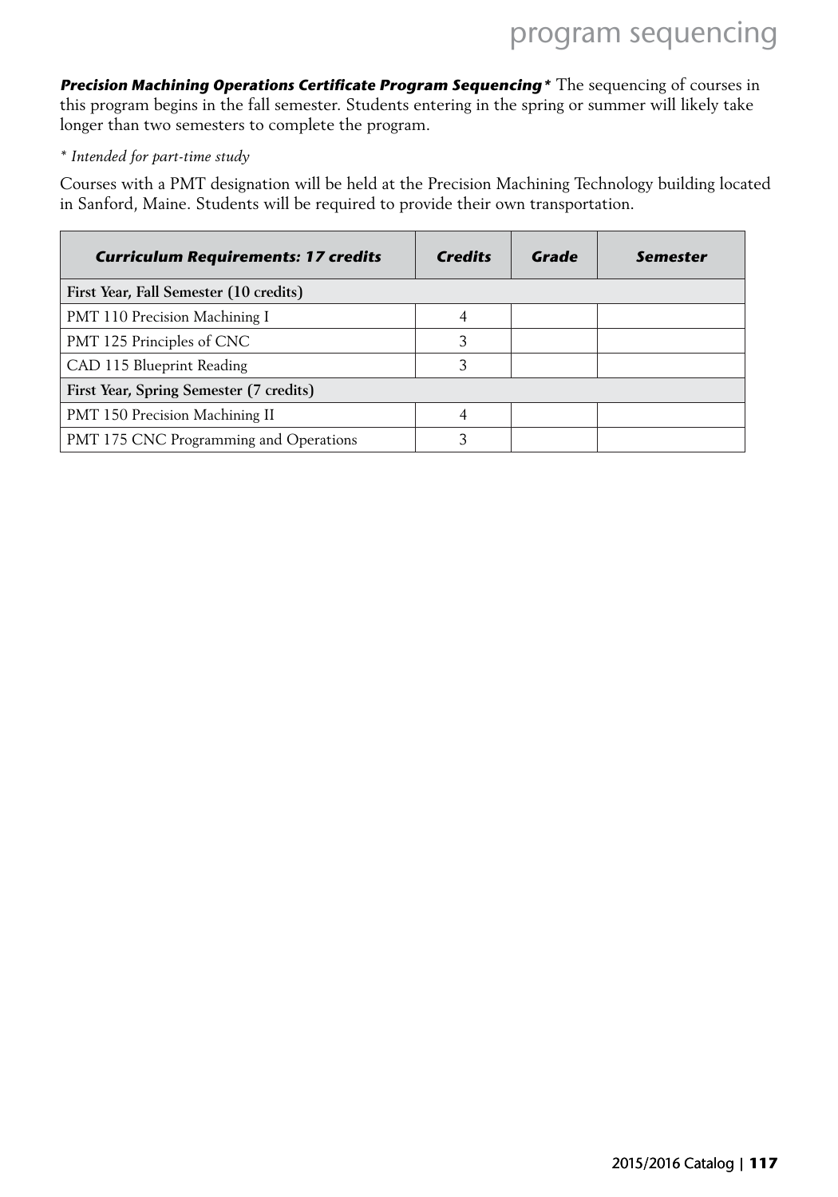***Precision Machining Operations Certificate Program Sequencing**** The sequencing of courses in this program begins in the fall semester. Students entering in the spring or summer will likely take longer than two semesters to complete the program.

*\* Intended for part-time study*

Courses with a PMT designation will be held at the Precision Machining Technology building located in Sanford, Maine. Students will be required to provide their own transportation.

| ***Curriculum Requirements: 17 credits*** | ***Credits*** | ***Grade*** | ***Semester*** |
|---|---|---|---|
| **First Year, Fall Semester (10 credits)** | | | |
| PMT 110 Precision Machining I | 4 | | |
| PMT 125 Principles of CNC | 3 | | |
| CAD 115 Blueprint Reading | 3 | | |
| **First Year, Spring Semester (7 credits)** | | | |
| PMT 150 Precision Machining II | 4 | | |
| PMT 175 CNC Programming and Operations | 3 | | |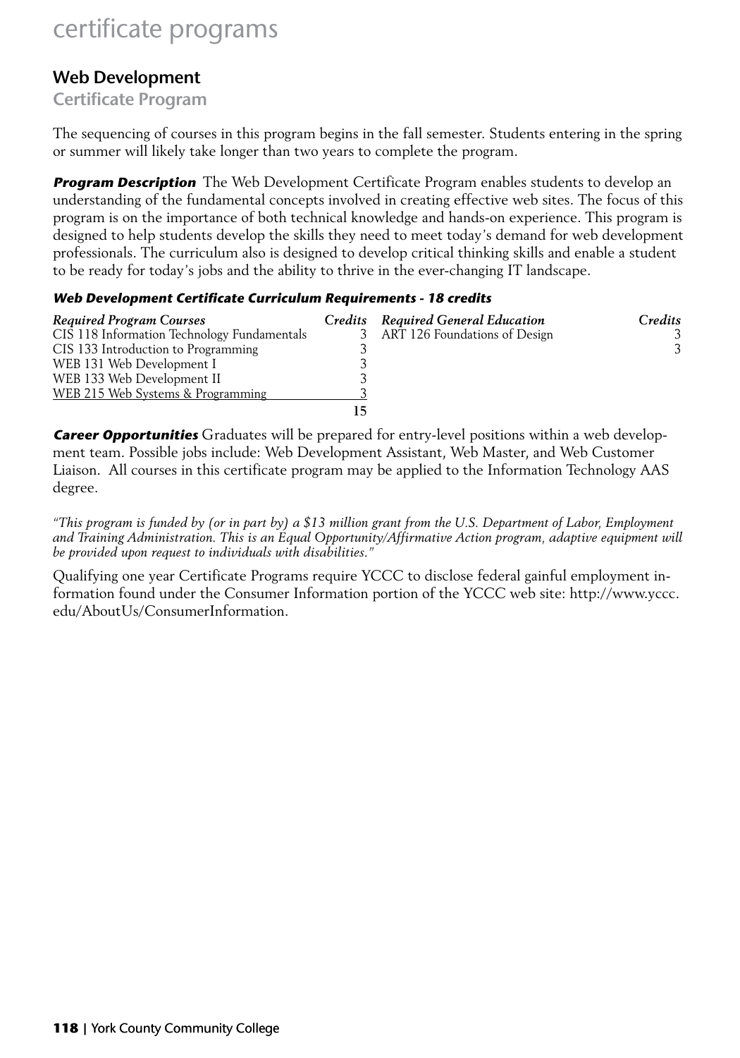# certificate programs

## Web Development

### Certificate Program

The sequencing of courses in this program begins in the fall semester. Students entering in the spring or summer will likely take longer than two years to complete the program.

***Program Description*** The Web Development Certificate Program enables students to develop an understanding of the fundamental concepts involved in creating effective web sites. The focus of this program is on the importance of both technical knowledge and hands-on experience. This program is designed to help students develop the skills they need to meet today's demand for web development professionals. The curriculum also is designed to develop critical thinking skills and enable a student to be ready for today's jobs and the ability to thrive in the ever-changing IT landscape.

***Web Development Certificate Curriculum Requirements - 18 credits***

| *Required Program Courses* | *Credits* |
|---|---|
| CIS 118 Information Technology Fundamentals | 3 |
| CIS 133 Introduction to Programming | 3 |
| WEB 131 Web Development I | 3 |
| WEB 133 Web Development II | 3 |
| WEB 215 Web Systems & Programming | 3 |
| | **15** |

| *Required General Education* | *Credits* |
|---|---|
| ART 126 Foundations of Design | 3 |
| | 3 |

***Career Opportunities*** Graduates will be prepared for entry-level positions within a web development team. Possible jobs include: Web Development Assistant, Web Master, and Web Customer Liaison. All courses in this certificate program may be applied to the Information Technology AAS degree.

*"This program is funded by (or in part by) a $13 million grant from the U.S. Department of Labor, Employment and Training Administration. This is an Equal Opportunity/Affirmative Action program, adaptive equipment will be provided upon request to individuals with disabilities."*

Qualifying one year Certificate Programs require YCCC to disclose federal gainful employment information found under the Consumer Information portion of the YCCC web site: http://www.yccc.edu/AboutUs/ConsumerInformation.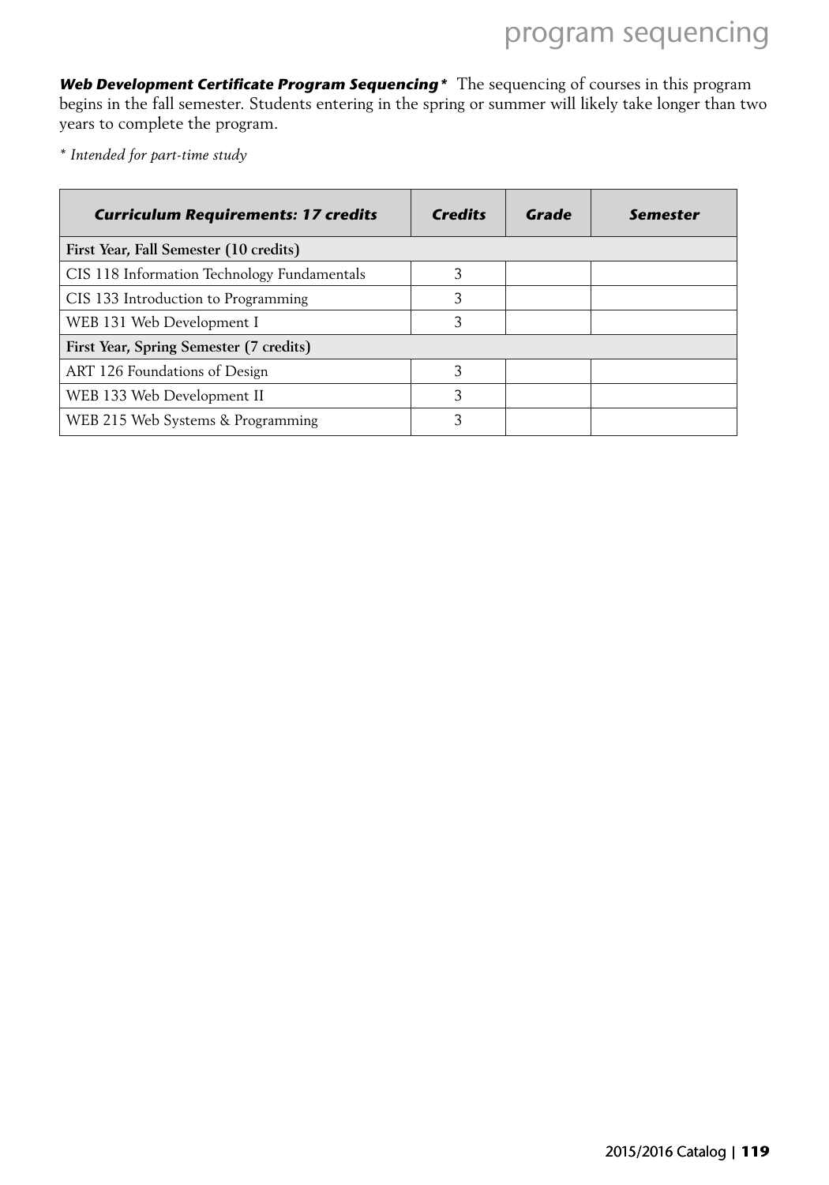***Web Development Certificate Program Sequencing**** The sequencing of courses in this program begins in the fall semester. Students entering in the spring or summer will likely take longer than two years to complete the program.

*\* Intended for part-time study*

| ***Curriculum Requirements: 17 credits*** | ***Credits*** | ***Grade*** | ***Semester*** |
|---|---|---|---|
| **First Year, Fall Semester (10 credits)** | | | |
| CIS 118 Information Technology Fundamentals | 3 | | |
| CIS 133 Introduction to Programming | 3 | | |
| WEB 131 Web Development I | 3 | | |
| **First Year, Spring Semester (7 credits)** | | | |
| ART 126 Foundations of Design | 3 | | |
| WEB 133 Web Development II | 3 | | |
| WEB 215 Web Systems & Programming | 3 | | |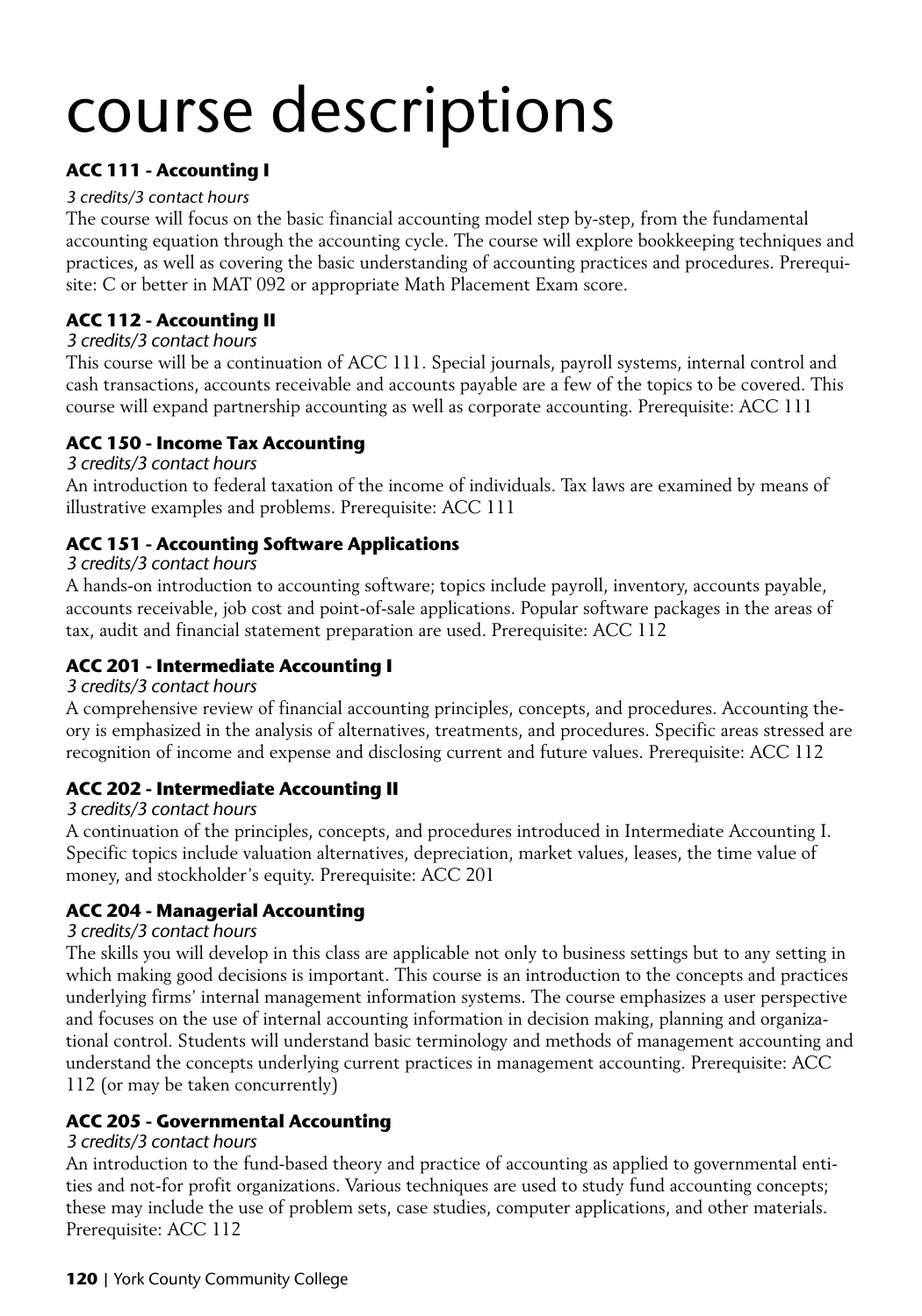# course descriptions

### ACC 111 - Accounting I

*3 credits/3 contact hours*

The course will focus on the basic financial accounting model step by-step, from the fundamental accounting equation through the accounting cycle. The course will explore bookkeeping techniques and practices, as well as covering the basic understanding of accounting practices and procedures. Prerequisite: C or better in MAT 092 or appropriate Math Placement Exam score.

### ACC 112 - Accounting II

*3 credits/3 contact hours*

This course will be a continuation of ACC 111. Special journals, payroll systems, internal control and cash transactions, accounts receivable and accounts payable are a few of the topics to be covered. This course will expand partnership accounting as well as corporate accounting. Prerequisite: ACC 111

### ACC 150 - Income Tax Accounting

*3 credits/3 contact hours*

An introduction to federal taxation of the income of individuals. Tax laws are examined by means of illustrative examples and problems. Prerequisite: ACC 111

### ACC 151 - Accounting Software Applications

*3 credits/3 contact hours*

A hands-on introduction to accounting software; topics include payroll, inventory, accounts payable, accounts receivable, job cost and point-of-sale applications. Popular software packages in the areas of tax, audit and financial statement preparation are used. Prerequisite: ACC 112

### ACC 201 - Intermediate Accounting I

*3 credits/3 contact hours*

A comprehensive review of financial accounting principles, concepts, and procedures. Accounting theory is emphasized in the analysis of alternatives, treatments, and procedures. Specific areas stressed are recognition of income and expense and disclosing current and future values. Prerequisite: ACC 112

### ACC 202 - Intermediate Accounting II

*3 credits/3 contact hours*

A continuation of the principles, concepts, and procedures introduced in Intermediate Accounting I. Specific topics include valuation alternatives, depreciation, market values, leases, the time value of money, and stockholder's equity. Prerequisite: ACC 201

### ACC 204 - Managerial Accounting

*3 credits/3 contact hours*

The skills you will develop in this class are applicable not only to business settings but to any setting in which making good decisions is important. This course is an introduction to the concepts and practices underlying firms' internal management information systems. The course emphasizes a user perspective and focuses on the use of internal accounting information in decision making, planning and organizational control. Students will understand basic terminology and methods of management accounting and understand the concepts underlying current practices in management accounting. Prerequisite: ACC 112 (or may be taken concurrently)

### ACC 205 - Governmental Accounting

*3 credits/3 contact hours*

An introduction to the fund-based theory and practice of accounting as applied to governmental entities and not-for profit organizations. Various techniques are used to study fund accounting concepts; these may include the use of problem sets, case studies, computer applications, and other materials. Prerequisite: ACC 112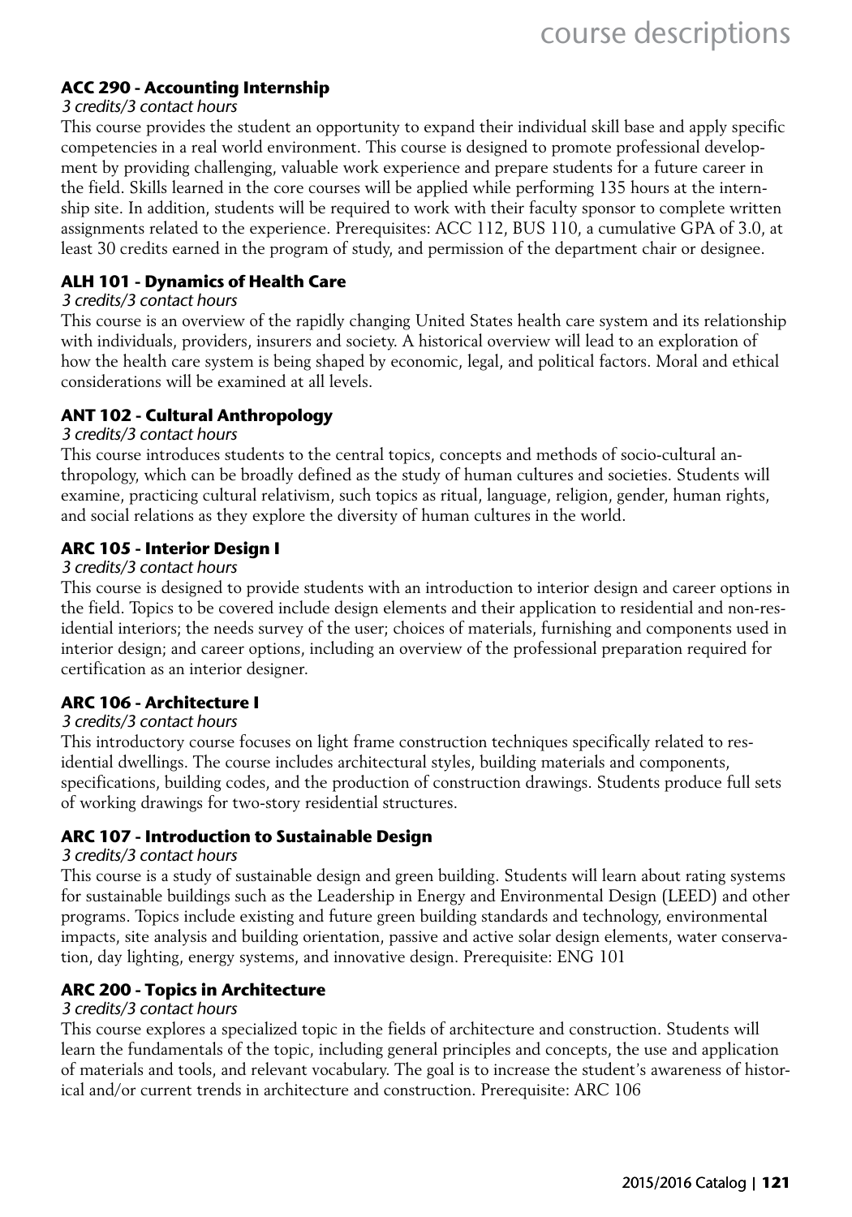### ACC 290 - Accounting Internship

*3 credits/3 contact hours*

This course provides the student an opportunity to expand their individual skill base and apply specific competencies in a real world environment. This course is designed to promote professional development by providing challenging, valuable work experience and prepare students for a future career in the field. Skills learned in the core courses will be applied while performing 135 hours at the internship site. In addition, students will be required to work with their faculty sponsor to complete written assignments related to the experience. Prerequisites: ACC 112, BUS 110, a cumulative GPA of 3.0, at least 30 credits earned in the program of study, and permission of the department chair or designee.

### ALH 101 - Dynamics of Health Care

*3 credits/3 contact hours*

This course is an overview of the rapidly changing United States health care system and its relationship with individuals, providers, insurers and society. A historical overview will lead to an exploration of how the health care system is being shaped by economic, legal, and political factors. Moral and ethical considerations will be examined at all levels.

### ANT 102 - Cultural Anthropology

*3 credits/3 contact hours*

This course introduces students to the central topics, concepts and methods of socio-cultural anthropology, which can be broadly defined as the study of human cultures and societies. Students will examine, practicing cultural relativism, such topics as ritual, language, religion, gender, human rights, and social relations as they explore the diversity of human cultures in the world.

### ARC 105 - Interior Design I

*3 credits/3 contact hours*

This course is designed to provide students with an introduction to interior design and career options in the field. Topics to be covered include design elements and their application to residential and non-residential interiors; the needs survey of the user; choices of materials, furnishing and components used in interior design; and career options, including an overview of the professional preparation required for certification as an interior designer.

### ARC 106 - Architecture I

*3 credits/3 contact hours*

This introductory course focuses on light frame construction techniques specifically related to residential dwellings. The course includes architectural styles, building materials and components, specifications, building codes, and the production of construction drawings. Students produce full sets of working drawings for two-story residential structures.

### ARC 107 - Introduction to Sustainable Design

*3 credits/3 contact hours*

This course is a study of sustainable design and green building. Students will learn about rating systems for sustainable buildings such as the Leadership in Energy and Environmental Design (LEED) and other programs. Topics include existing and future green building standards and technology, environmental impacts, site analysis and building orientation, passive and active solar design elements, water conservation, day lighting, energy systems, and innovative design. Prerequisite: ENG 101

### ARC 200 - Topics in Architecture

*3 credits/3 contact hours*

This course explores a specialized topic in the fields of architecture and construction. Students will learn the fundamentals of the topic, including general principles and concepts, the use and application of materials and tools, and relevant vocabulary. The goal is to increase the student's awareness of historical and/or current trends in architecture and construction. Prerequisite: ARC 106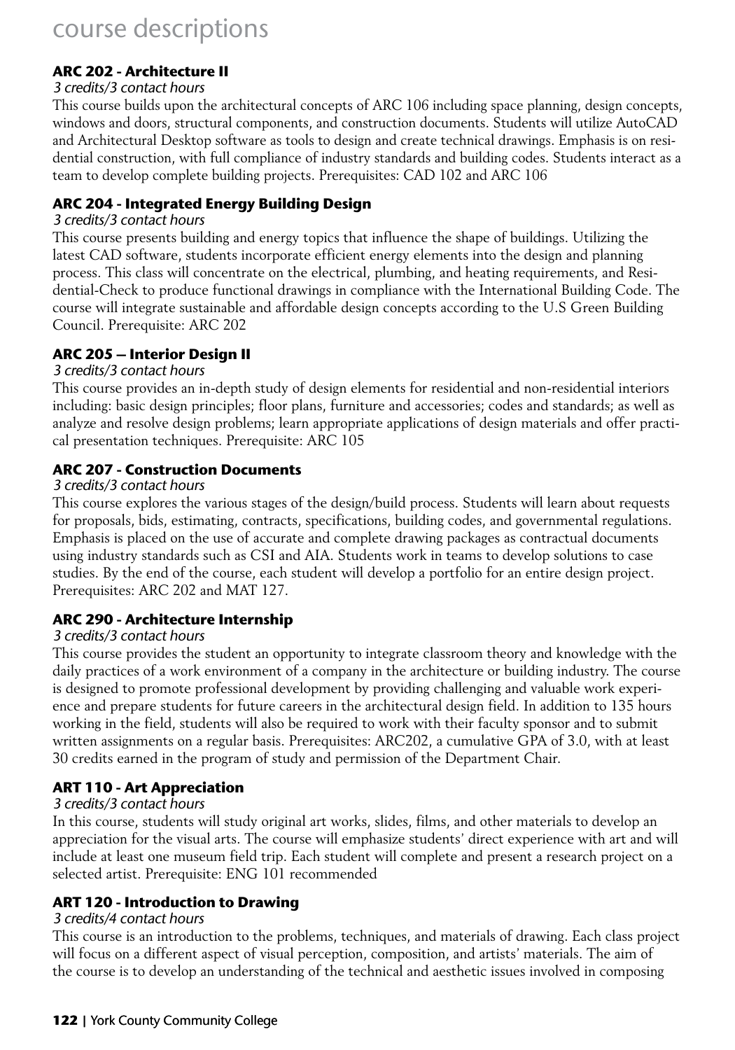# course descriptions

### ARC 202 - Architecture II

*3 credits/3 contact hours*

This course builds upon the architectural concepts of ARC 106 including space planning, design concepts, windows and doors, structural components, and construction documents. Students will utilize AutoCAD and Architectural Desktop software as tools to design and create technical drawings. Emphasis is on residential construction, with full compliance of industry standards and building codes. Students interact as a team to develop complete building projects. Prerequisites: CAD 102 and ARC 106

### ARC 204 - Integrated Energy Building Design

*3 credits/3 contact hours*

This course presents building and energy topics that influence the shape of buildings. Utilizing the latest CAD software, students incorporate efficient energy elements into the design and planning process. This class will concentrate on the electrical, plumbing, and heating requirements, and Residential-Check to produce functional drawings in compliance with the International Building Code. The course will integrate sustainable and affordable design concepts according to the U.S Green Building Council. Prerequisite: ARC 202

### ARC 205 – Interior Design II

*3 credits/3 contact hours*

This course provides an in-depth study of design elements for residential and non-residential interiors including: basic design principles; floor plans, furniture and accessories; codes and standards; as well as analyze and resolve design problems; learn appropriate applications of design materials and offer practical presentation techniques. Prerequisite: ARC 105

### ARC 207 - Construction Documents

*3 credits/3 contact hours*

This course explores the various stages of the design/build process. Students will learn about requests for proposals, bids, estimating, contracts, specifications, building codes, and governmental regulations. Emphasis is placed on the use of accurate and complete drawing packages as contractual documents using industry standards such as CSI and AIA. Students work in teams to develop solutions to case studies. By the end of the course, each student will develop a portfolio for an entire design project. Prerequisites: ARC 202 and MAT 127.

### ARC 290 - Architecture Internship

*3 credits/3 contact hours*

This course provides the student an opportunity to integrate classroom theory and knowledge with the daily practices of a work environment of a company in the architecture or building industry. The course is designed to promote professional development by providing challenging and valuable work experience and prepare students for future careers in the architectural design field. In addition to 135 hours working in the field, students will also be required to work with their faculty sponsor and to submit written assignments on a regular basis. Prerequisites: ARC202, a cumulative GPA of 3.0, with at least 30 credits earned in the program of study and permission of the Department Chair.

### ART 110 - Art Appreciation

*3 credits/3 contact hours*

In this course, students will study original art works, slides, films, and other materials to develop an appreciation for the visual arts. The course will emphasize students' direct experience with art and will include at least one museum field trip. Each student will complete and present a research project on a selected artist. Prerequisite: ENG 101 recommended

### ART 120 - Introduction to Drawing

*3 credits/4 contact hours*

This course is an introduction to the problems, techniques, and materials of drawing. Each class project will focus on a different aspect of visual perception, composition, and artists' materials. The aim of the course is to develop an understanding of the technical and aesthetic issues involved in composing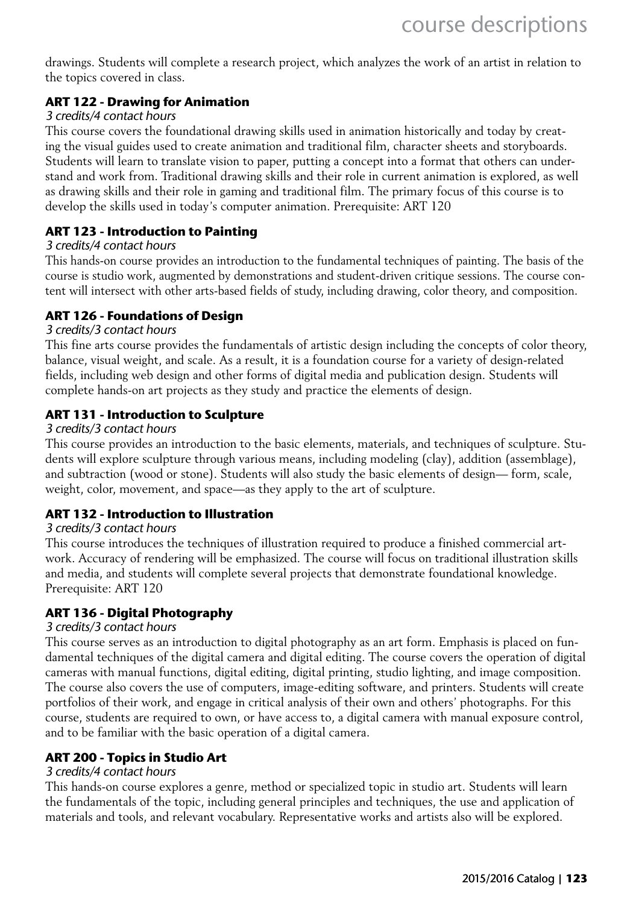drawings. Students will complete a research project, which analyzes the work of an artist in relation to the topics covered in class.

### ART 122 - Drawing for Animation

*3 credits/4 contact hours*

This course covers the foundational drawing skills used in animation historically and today by creating the visual guides used to create animation and traditional film, character sheets and storyboards. Students will learn to translate vision to paper, putting a concept into a format that others can understand and work from. Traditional drawing skills and their role in current animation is explored, as well as drawing skills and their role in gaming and traditional film. The primary focus of this course is to develop the skills used in today's computer animation. Prerequisite: ART 120

### ART 123 - Introduction to Painting

*3 credits/4 contact hours*

This hands-on course provides an introduction to the fundamental techniques of painting. The basis of the course is studio work, augmented by demonstrations and student-driven critique sessions. The course content will intersect with other arts-based fields of study, including drawing, color theory, and composition.

### ART 126 - Foundations of Design

*3 credits/3 contact hours*

This fine arts course provides the fundamentals of artistic design including the concepts of color theory, balance, visual weight, and scale. As a result, it is a foundation course for a variety of design-related fields, including web design and other forms of digital media and publication design. Students will complete hands-on art projects as they study and practice the elements of design.

### ART 131 - Introduction to Sculpture

*3 credits/3 contact hours*

This course provides an introduction to the basic elements, materials, and techniques of sculpture. Students will explore sculpture through various means, including modeling (clay), addition (assemblage), and subtraction (wood or stone). Students will also study the basic elements of design— form, scale, weight, color, movement, and space—as they apply to the art of sculpture.

### ART 132 - Introduction to Illustration

*3 credits/3 contact hours*

This course introduces the techniques of illustration required to produce a finished commercial artwork. Accuracy of rendering will be emphasized. The course will focus on traditional illustration skills and media, and students will complete several projects that demonstrate foundational knowledge. Prerequisite: ART 120

### ART 136 - Digital Photography

*3 credits/3 contact hours*

This course serves as an introduction to digital photography as an art form. Emphasis is placed on fundamental techniques of the digital camera and digital editing. The course covers the operation of digital cameras with manual functions, digital editing, digital printing, studio lighting, and image composition. The course also covers the use of computers, image-editing software, and printers. Students will create portfolios of their work, and engage in critical analysis of their own and others' photographs. For this course, students are required to own, or have access to, a digital camera with manual exposure control, and to be familiar with the basic operation of a digital camera.

### ART 200 - Topics in Studio Art

*3 credits/4 contact hours*

This hands-on course explores a genre, method or specialized topic in studio art. Students will learn the fundamentals of the topic, including general principles and techniques, the use and application of materials and tools, and relevant vocabulary. Representative works and artists also will be explored.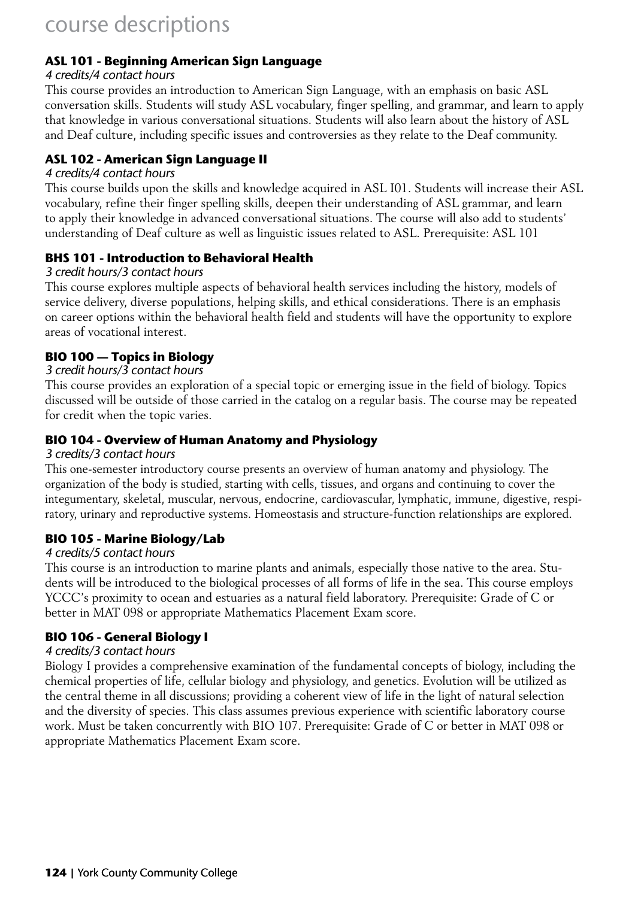# course descriptions

### ASL 101 - Beginning American Sign Language

*4 credits/4 contact hours*

This course provides an introduction to American Sign Language, with an emphasis on basic ASL conversation skills. Students will study ASL vocabulary, finger spelling, and grammar, and learn to apply that knowledge in various conversational situations. Students will also learn about the history of ASL and Deaf culture, including specific issues and controversies as they relate to the Deaf community.

### ASL 102 - American Sign Language II

*4 credits/4 contact hours*

This course builds upon the skills and knowledge acquired in ASL I01. Students will increase their ASL vocabulary, refine their finger spelling skills, deepen their understanding of ASL grammar, and learn to apply their knowledge in advanced conversational situations. The course will also add to students' understanding of Deaf culture as well as linguistic issues related to ASL. Prerequisite: ASL 101

### BHS 101 - Introduction to Behavioral Health

*3 credit hours/3 contact hours*

This course explores multiple aspects of behavioral health services including the history, models of service delivery, diverse populations, helping skills, and ethical considerations. There is an emphasis on career options within the behavioral health field and students will have the opportunity to explore areas of vocational interest.

### BIO 100 — Topics in Biology

*3 credit hours/3 contact hours*

This course provides an exploration of a special topic or emerging issue in the field of biology. Topics discussed will be outside of those carried in the catalog on a regular basis. The course may be repeated for credit when the topic varies.

### BIO 104 - Overview of Human Anatomy and Physiology

*3 credits/3 contact hours*

This one-semester introductory course presents an overview of human anatomy and physiology. The organization of the body is studied, starting with cells, tissues, and organs and continuing to cover the integumentary, skeletal, muscular, nervous, endocrine, cardiovascular, lymphatic, immune, digestive, respiratory, urinary and reproductive systems. Homeostasis and structure-function relationships are explored.

### BIO 105 - Marine Biology/Lab

*4 credits/5 contact hours*

This course is an introduction to marine plants and animals, especially those native to the area. Students will be introduced to the biological processes of all forms of life in the sea. This course employs YCCC's proximity to ocean and estuaries as a natural field laboratory. Prerequisite: Grade of C or better in MAT 098 or appropriate Mathematics Placement Exam score.

### BIO 106 - General Biology I

*4 credits/3 contact hours*

Biology I provides a comprehensive examination of the fundamental concepts of biology, including the chemical properties of life, cellular biology and physiology, and genetics. Evolution will be utilized as the central theme in all discussions; providing a coherent view of life in the light of natural selection and the diversity of species. This class assumes previous experience with scientific laboratory course work. Must be taken concurrently with BIO 107. Prerequisite: Grade of C or better in MAT 098 or appropriate Mathematics Placement Exam score.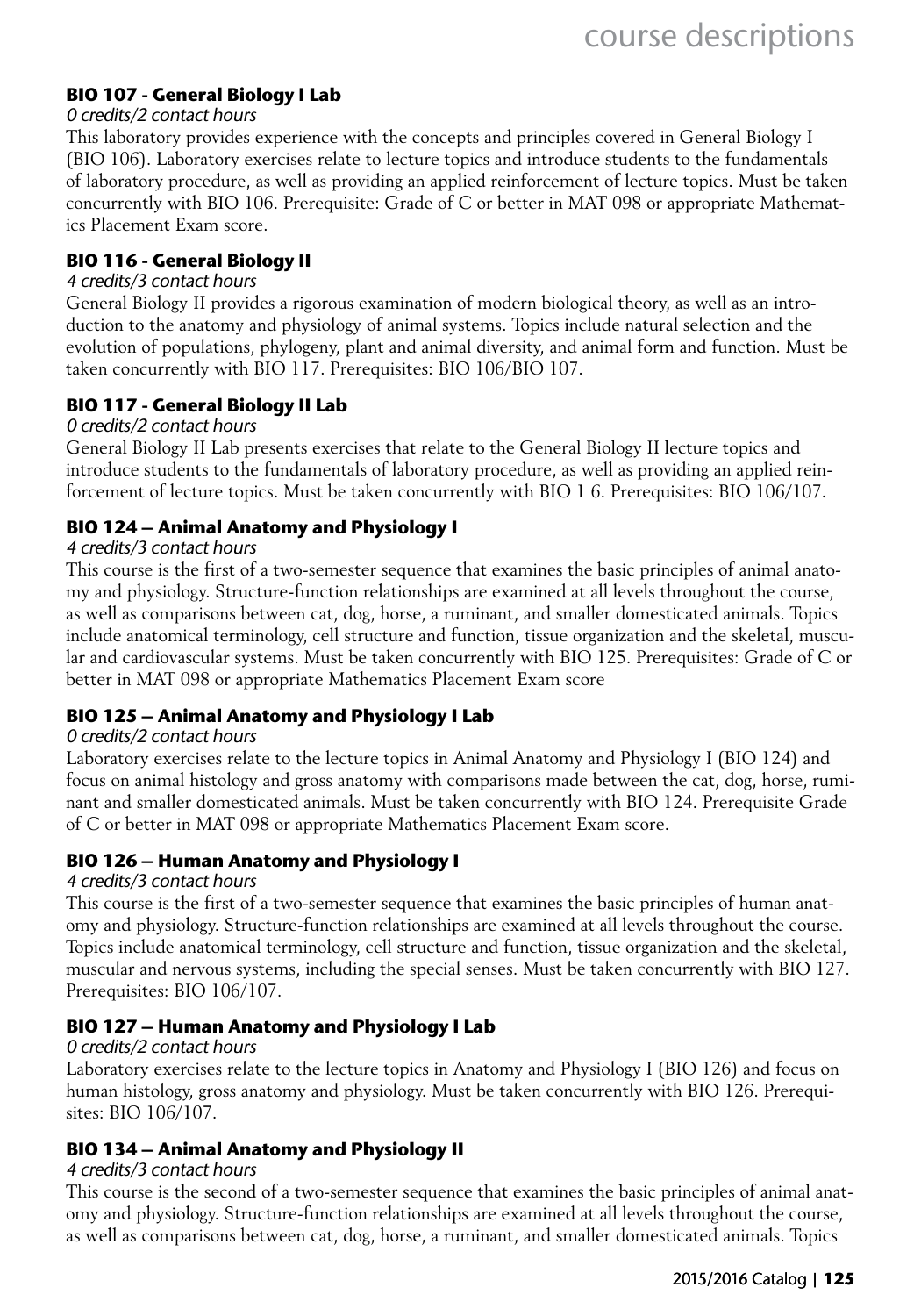### BIO 107 - General Biology I Lab

*0 credits/2 contact hours*

This laboratory provides experience with the concepts and principles covered in General Biology I (BIO 106). Laboratory exercises relate to lecture topics and introduce students to the fundamentals of laboratory procedure, as well as providing an applied reinforcement of lecture topics. Must be taken concurrently with BIO 106. Prerequisite: Grade of C or better in MAT 098 or appropriate Mathematics Placement Exam score.

### BIO 116 - General Biology II

*4 credits/3 contact hours*

General Biology II provides a rigorous examination of modern biological theory, as well as an introduction to the anatomy and physiology of animal systems. Topics include natural selection and the evolution of populations, phylogeny, plant and animal diversity, and animal form and function. Must be taken concurrently with BIO 117. Prerequisites: BIO 106/BIO 107.

### BIO 117 - General Biology II Lab

*0 credits/2 contact hours*

General Biology II Lab presents exercises that relate to the General Biology II lecture topics and introduce students to the fundamentals of laboratory procedure, as well as providing an applied reinforcement of lecture topics. Must be taken concurrently with BIO 1 6. Prerequisites: BIO 106/107.

### BIO 124 – Animal Anatomy and Physiology I

*4 credits/3 contact hours*

This course is the first of a two-semester sequence that examines the basic principles of animal anatomy and physiology. Structure-function relationships are examined at all levels throughout the course, as well as comparisons between cat, dog, horse, a ruminant, and smaller domesticated animals. Topics include anatomical terminology, cell structure and function, tissue organization and the skeletal, muscular and cardiovascular systems. Must be taken concurrently with BIO 125. Prerequisites: Grade of C or better in MAT 098 or appropriate Mathematics Placement Exam score

### BIO 125 – Animal Anatomy and Physiology I Lab

*0 credits/2 contact hours*

Laboratory exercises relate to the lecture topics in Animal Anatomy and Physiology I (BIO 124) and focus on animal histology and gross anatomy with comparisons made between the cat, dog, horse, ruminant and smaller domesticated animals. Must be taken concurrently with BIO 124. Prerequisite Grade of C or better in MAT 098 or appropriate Mathematics Placement Exam score.

### BIO 126 – Human Anatomy and Physiology I

*4 credits/3 contact hours*

This course is the first of a two-semester sequence that examines the basic principles of human anatomy and physiology. Structure-function relationships are examined at all levels throughout the course. Topics include anatomical terminology, cell structure and function, tissue organization and the skeletal, muscular and nervous systems, including the special senses. Must be taken concurrently with BIO 127. Prerequisites: BIO 106/107.

### BIO 127 – Human Anatomy and Physiology I Lab

*0 credits/2 contact hours*

Laboratory exercises relate to the lecture topics in Anatomy and Physiology I (BIO 126) and focus on human histology, gross anatomy and physiology. Must be taken concurrently with BIO 126. Prerequisites: BIO 106/107.

### BIO 134 – Animal Anatomy and Physiology II

*4 credits/3 contact hours*

This course is the second of a two-semester sequence that examines the basic principles of animal anatomy and physiology. Structure-function relationships are examined at all levels throughout the course, as well as comparisons between cat, dog, horse, a ruminant, and smaller domesticated animals. Topics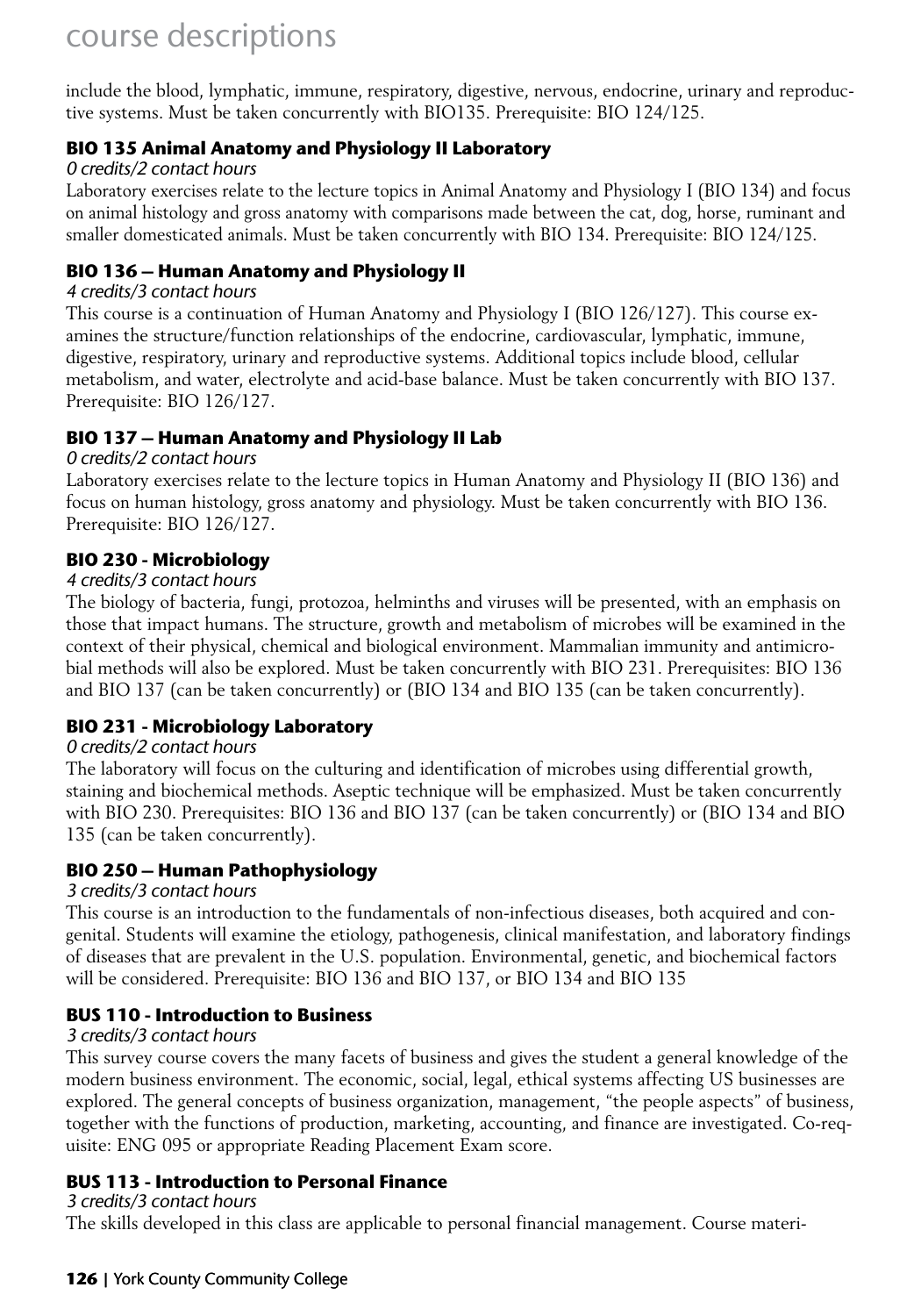include the blood, lymphatic, immune, respiratory, digestive, nervous, endocrine, urinary and reproductive systems. Must be taken concurrently with BIO135. Prerequisite: BIO 124/125.

### BIO 135 Animal Anatomy and Physiology II Laboratory

*0 credits/2 contact hours*

Laboratory exercises relate to the lecture topics in Animal Anatomy and Physiology I (BIO 134) and focus on animal histology and gross anatomy with comparisons made between the cat, dog, horse, ruminant and smaller domesticated animals. Must be taken concurrently with BIO 134. Prerequisite: BIO 124/125.

### BIO 136 – Human Anatomy and Physiology II

*4 credits/3 contact hours*

This course is a continuation of Human Anatomy and Physiology I (BIO 126/127). This course examines the structure/function relationships of the endocrine, cardiovascular, lymphatic, immune, digestive, respiratory, urinary and reproductive systems. Additional topics include blood, cellular metabolism, and water, electrolyte and acid-base balance. Must be taken concurrently with BIO 137. Prerequisite: BIO 126/127.

### BIO 137 – Human Anatomy and Physiology II Lab

*0 credits/2 contact hours*

Laboratory exercises relate to the lecture topics in Human Anatomy and Physiology II (BIO 136) and focus on human histology, gross anatomy and physiology. Must be taken concurrently with BIO 136. Prerequisite: BIO 126/127.

### BIO 230 - Microbiology

*4 credits/3 contact hours*

The biology of bacteria, fungi, protozoa, helminths and viruses will be presented, with an emphasis on those that impact humans. The structure, growth and metabolism of microbes will be examined in the context of their physical, chemical and biological environment. Mammalian immunity and antimicrobial methods will also be explored. Must be taken concurrently with BIO 231. Prerequisites: BIO 136 and BIO 137 (can be taken concurrently) or (BIO 134 and BIO 135 (can be taken concurrently).

### BIO 231 - Microbiology Laboratory

*0 credits/2 contact hours*

The laboratory will focus on the culturing and identification of microbes using differential growth, staining and biochemical methods. Aseptic technique will be emphasized. Must be taken concurrently with BIO 230. Prerequisites: BIO 136 and BIO 137 (can be taken concurrently) or (BIO 134 and BIO 135 (can be taken concurrently).

### BIO 250 – Human Pathophysiology

*3 credits/3 contact hours*

This course is an introduction to the fundamentals of non-infectious diseases, both acquired and congenital. Students will examine the etiology, pathogenesis, clinical manifestation, and laboratory findings of diseases that are prevalent in the U.S. population. Environmental, genetic, and biochemical factors will be considered. Prerequisite: BIO 136 and BIO 137, or BIO 134 and BIO 135

### BUS 110 - Introduction to Business

*3 credits/3 contact hours*

This survey course covers the many facets of business and gives the student a general knowledge of the modern business environment. The economic, social, legal, ethical systems affecting US businesses are explored. The general concepts of business organization, management, "the people aspects" of business, together with the functions of production, marketing, accounting, and finance are investigated. Co-requisite: ENG 095 or appropriate Reading Placement Exam score.

### BUS 113 - Introduction to Personal Finance

*3 credits/3 contact hours*

The skills developed in this class are applicable to personal financial management. Course materi-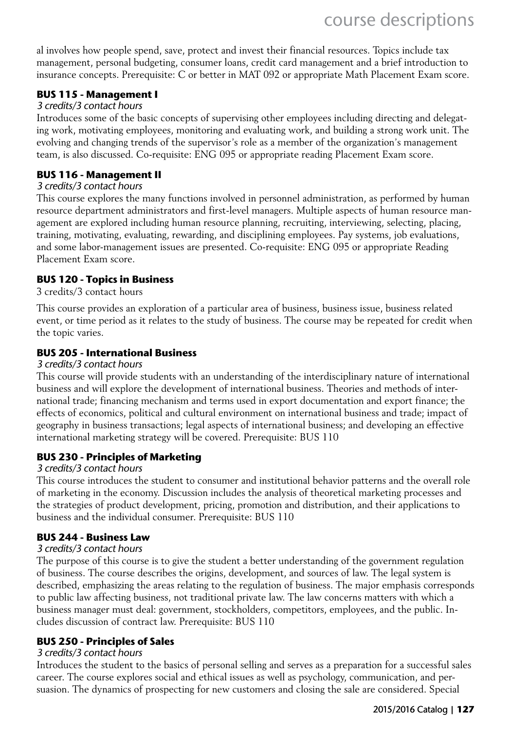al involves how people spend, save, protect and invest their financial resources. Topics include tax management, personal budgeting, consumer loans, credit card management and a brief introduction to insurance concepts. Prerequisite: C or better in MAT 092 or appropriate Math Placement Exam score.

### BUS 115 - Management I

*3 credits/3 contact hours*

Introduces some of the basic concepts of supervising other employees including directing and delegating work, motivating employees, monitoring and evaluating work, and building a strong work unit. The evolving and changing trends of the supervisor's role as a member of the organization's management team, is also discussed. Co-requisite: ENG 095 or appropriate reading Placement Exam score.

### BUS 116 - Management II

*3 credits/3 contact hours*

This course explores the many functions involved in personnel administration, as performed by human resource department administrators and first-level managers. Multiple aspects of human resource management are explored including human resource planning, recruiting, interviewing, selecting, placing, training, motivating, evaluating, rewarding, and disciplining employees. Pay systems, job evaluations, and some labor-management issues are presented. Co-requisite: ENG 095 or appropriate Reading Placement Exam score.

### BUS 120 - Topics in Business

3 credits/3 contact hours

This course provides an exploration of a particular area of business, business issue, business related event, or time period as it relates to the study of business. The course may be repeated for credit when the topic varies.

### BUS 205 - International Business

*3 credits/3 contact hours*

This course will provide students with an understanding of the interdisciplinary nature of international business and will explore the development of international business. Theories and methods of international trade; financing mechanism and terms used in export documentation and export finance; the effects of economics, political and cultural environment on international business and trade; impact of geography in business transactions; legal aspects of international business; and developing an effective international marketing strategy will be covered. Prerequisite: BUS 110

### BUS 230 - Principles of Marketing

*3 credits/3 contact hours*

This course introduces the student to consumer and institutional behavior patterns and the overall role of marketing in the economy. Discussion includes the analysis of theoretical marketing processes and the strategies of product development, pricing, promotion and distribution, and their applications to business and the individual consumer. Prerequisite: BUS 110

### BUS 244 - Business Law

*3 credits/3 contact hours*

The purpose of this course is to give the student a better understanding of the government regulation of business. The course describes the origins, development, and sources of law. The legal system is described, emphasizing the areas relating to the regulation of business. The major emphasis corresponds to public law affecting business, not traditional private law. The law concerns matters with which a business manager must deal: government, stockholders, competitors, employees, and the public. Includes discussion of contract law. Prerequisite: BUS 110

### BUS 250 - Principles of Sales

*3 credits/3 contact hours*

Introduces the student to the basics of personal selling and serves as a preparation for a successful sales career. The course explores social and ethical issues as well as psychology, communication, and persuasion. The dynamics of prospecting for new customers and closing the sale are considered. Special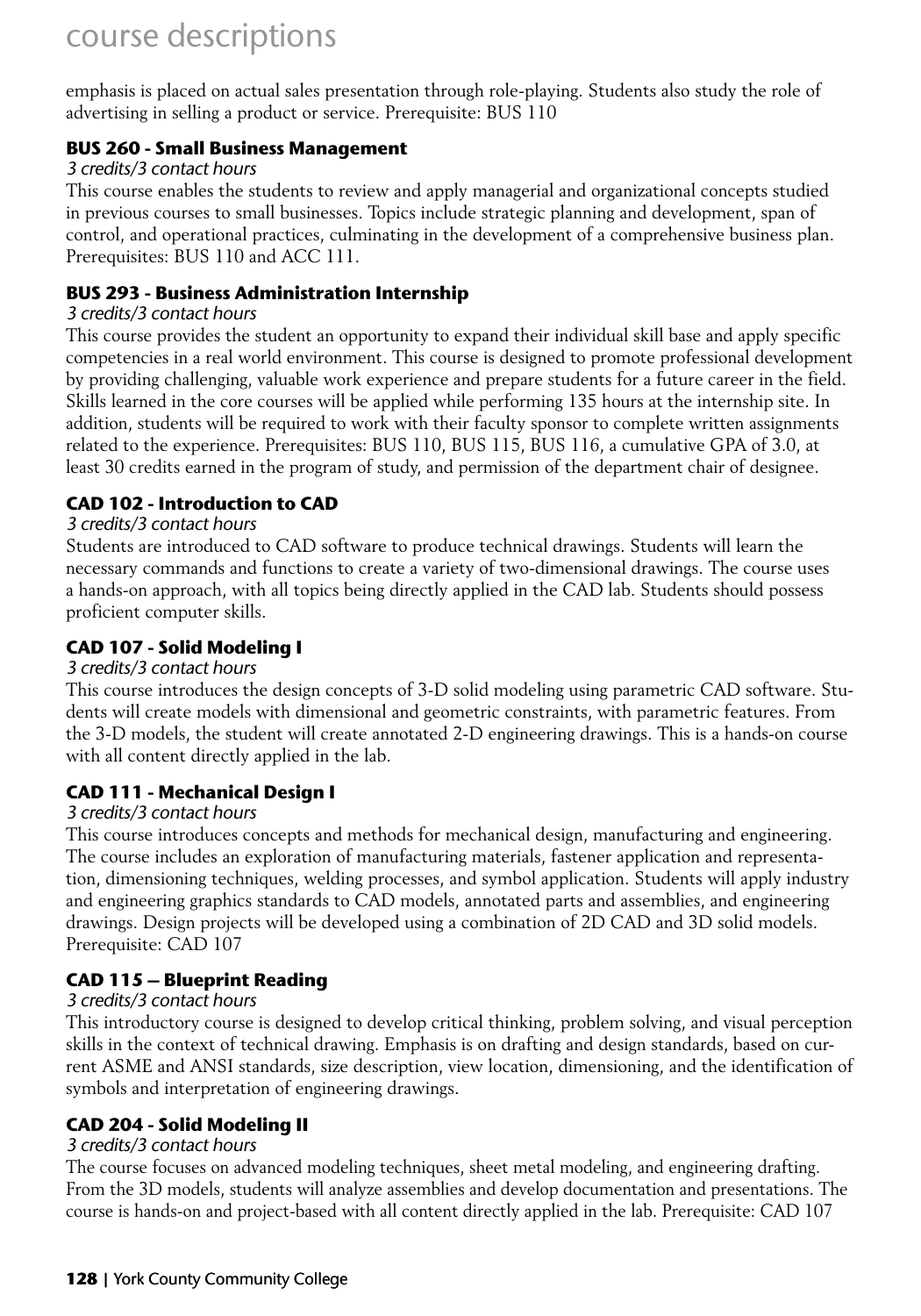emphasis is placed on actual sales presentation through role-playing. Students also study the role of advertising in selling a product or service. Prerequisite: BUS 110

### BUS 260 - Small Business Management

*3 credits/3 contact hours*

This course enables the students to review and apply managerial and organizational concepts studied in previous courses to small businesses. Topics include strategic planning and development, span of control, and operational practices, culminating in the development of a comprehensive business plan. Prerequisites: BUS 110 and ACC 111.

### BUS 293 - Business Administration Internship

*3 credits/3 contact hours*

This course provides the student an opportunity to expand their individual skill base and apply specific competencies in a real world environment. This course is designed to promote professional development by providing challenging, valuable work experience and prepare students for a future career in the field. Skills learned in the core courses will be applied while performing 135 hours at the internship site. In addition, students will be required to work with their faculty sponsor to complete written assignments related to the experience. Prerequisites: BUS 110, BUS 115, BUS 116, a cumulative GPA of 3.0, at least 30 credits earned in the program of study, and permission of the department chair of designee.

### CAD 102 - Introduction to CAD

*3 credits/3 contact hours*

Students are introduced to CAD software to produce technical drawings. Students will learn the necessary commands and functions to create a variety of two-dimensional drawings. The course uses a hands-on approach, with all topics being directly applied in the CAD lab. Students should possess proficient computer skills.

### CAD 107 - Solid Modeling I

*3 credits/3 contact hours*

This course introduces the design concepts of 3-D solid modeling using parametric CAD software. Students will create models with dimensional and geometric constraints, with parametric features. From the 3-D models, the student will create annotated 2-D engineering drawings. This is a hands-on course with all content directly applied in the lab.

### CAD 111 - Mechanical Design I

*3 credits/3 contact hours*

This course introduces concepts and methods for mechanical design, manufacturing and engineering. The course includes an exploration of manufacturing materials, fastener application and representation, dimensioning techniques, welding processes, and symbol application. Students will apply industry and engineering graphics standards to CAD models, annotated parts and assemblies, and engineering drawings. Design projects will be developed using a combination of 2D CAD and 3D solid models. Prerequisite: CAD 107

### CAD 115 – Blueprint Reading

*3 credits/3 contact hours*

This introductory course is designed to develop critical thinking, problem solving, and visual perception skills in the context of technical drawing. Emphasis is on drafting and design standards, based on current ASME and ANSI standards, size description, view location, dimensioning, and the identification of symbols and interpretation of engineering drawings.

### CAD 204 - Solid Modeling II

*3 credits/3 contact hours*

The course focuses on advanced modeling techniques, sheet metal modeling, and engineering drafting. From the 3D models, students will analyze assemblies and develop documentation and presentations. The course is hands-on and project-based with all content directly applied in the lab. Prerequisite: CAD 107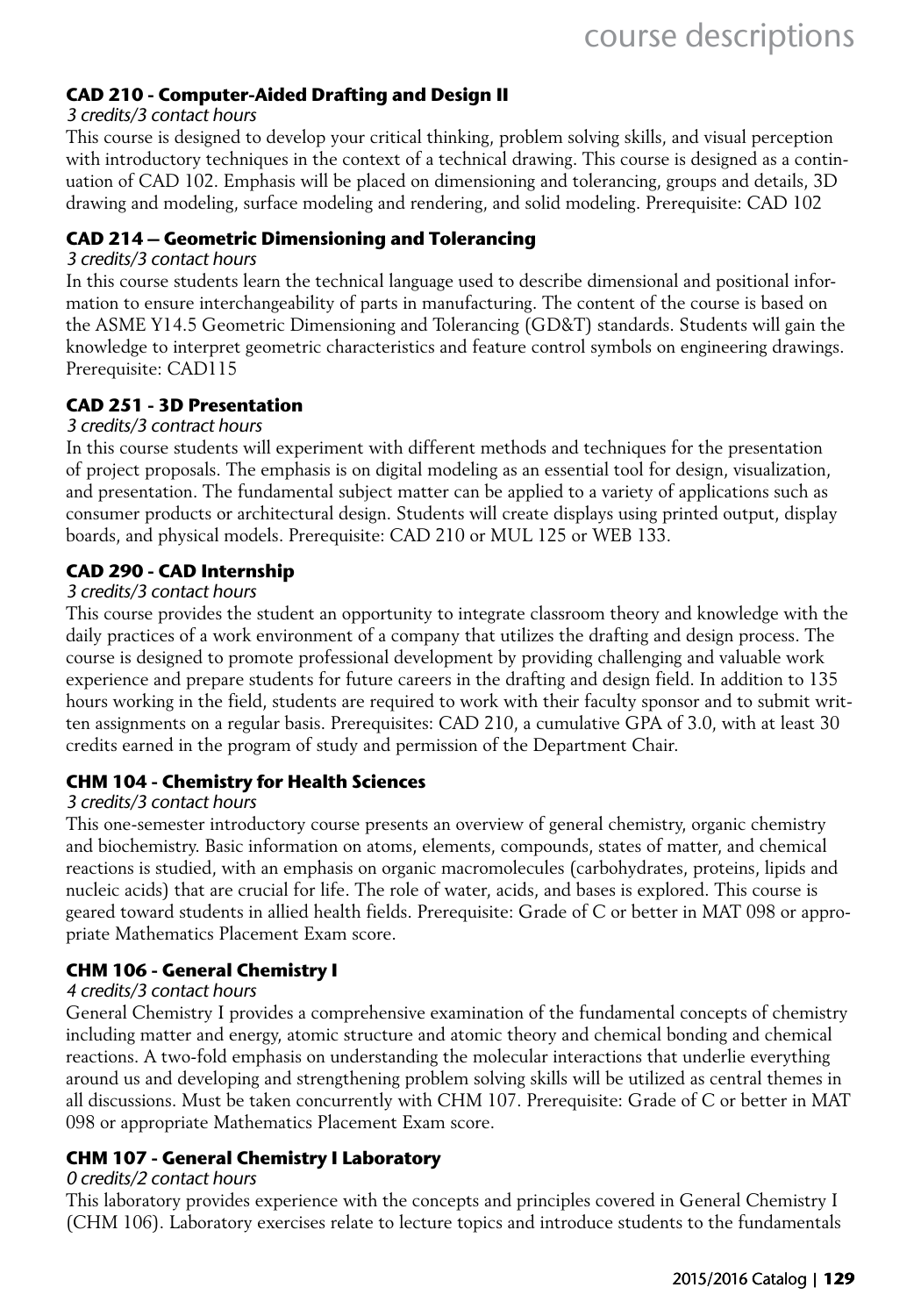### CAD 210 - Computer-Aided Drafting and Design II

*3 credits/3 contact hours*

This course is designed to develop your critical thinking, problem solving skills, and visual perception with introductory techniques in the context of a technical drawing. This course is designed as a continuation of CAD 102. Emphasis will be placed on dimensioning and tolerancing, groups and details, 3D drawing and modeling, surface modeling and rendering, and solid modeling. Prerequisite: CAD 102

### CAD 214 – Geometric Dimensioning and Tolerancing

*3 credits/3 contact hours*

In this course students learn the technical language used to describe dimensional and positional information to ensure interchangeability of parts in manufacturing. The content of the course is based on the ASME Y14.5 Geometric Dimensioning and Tolerancing (GD&T) standards. Students will gain the knowledge to interpret geometric characteristics and feature control symbols on engineering drawings. Prerequisite: CAD115

### CAD 251 - 3D Presentation

*3 credits/3 contract hours*

In this course students will experiment with different methods and techniques for the presentation of project proposals. The emphasis is on digital modeling as an essential tool for design, visualization, and presentation. The fundamental subject matter can be applied to a variety of applications such as consumer products or architectural design. Students will create displays using printed output, display boards, and physical models. Prerequisite: CAD 210 or MUL 125 or WEB 133.

### CAD 290 - CAD Internship

*3 credits/3 contact hours*

This course provides the student an opportunity to integrate classroom theory and knowledge with the daily practices of a work environment of a company that utilizes the drafting and design process. The course is designed to promote professional development by providing challenging and valuable work experience and prepare students for future careers in the drafting and design field. In addition to 135 hours working in the field, students are required to work with their faculty sponsor and to submit written assignments on a regular basis. Prerequisites: CAD 210, a cumulative GPA of 3.0, with at least 30 credits earned in the program of study and permission of the Department Chair.

### CHM 104 - Chemistry for Health Sciences

*3 credits/3 contact hours*

This one-semester introductory course presents an overview of general chemistry, organic chemistry and biochemistry. Basic information on atoms, elements, compounds, states of matter, and chemical reactions is studied, with an emphasis on organic macromolecules (carbohydrates, proteins, lipids and nucleic acids) that are crucial for life. The role of water, acids, and bases is explored. This course is geared toward students in allied health fields. Prerequisite: Grade of C or better in MAT 098 or appropriate Mathematics Placement Exam score.

### CHM 106 - General Chemistry I

*4 credits/3 contact hours*

General Chemistry I provides a comprehensive examination of the fundamental concepts of chemistry including matter and energy, atomic structure and atomic theory and chemical bonding and chemical reactions. A two-fold emphasis on understanding the molecular interactions that underlie everything around us and developing and strengthening problem solving skills will be utilized as central themes in all discussions. Must be taken concurrently with CHM 107. Prerequisite: Grade of C or better in MAT 098 or appropriate Mathematics Placement Exam score.

### CHM 107 - General Chemistry I Laboratory

*0 credits/2 contact hours*

This laboratory provides experience with the concepts and principles covered in General Chemistry I (CHM 106). Laboratory exercises relate to lecture topics and introduce students to the fundamentals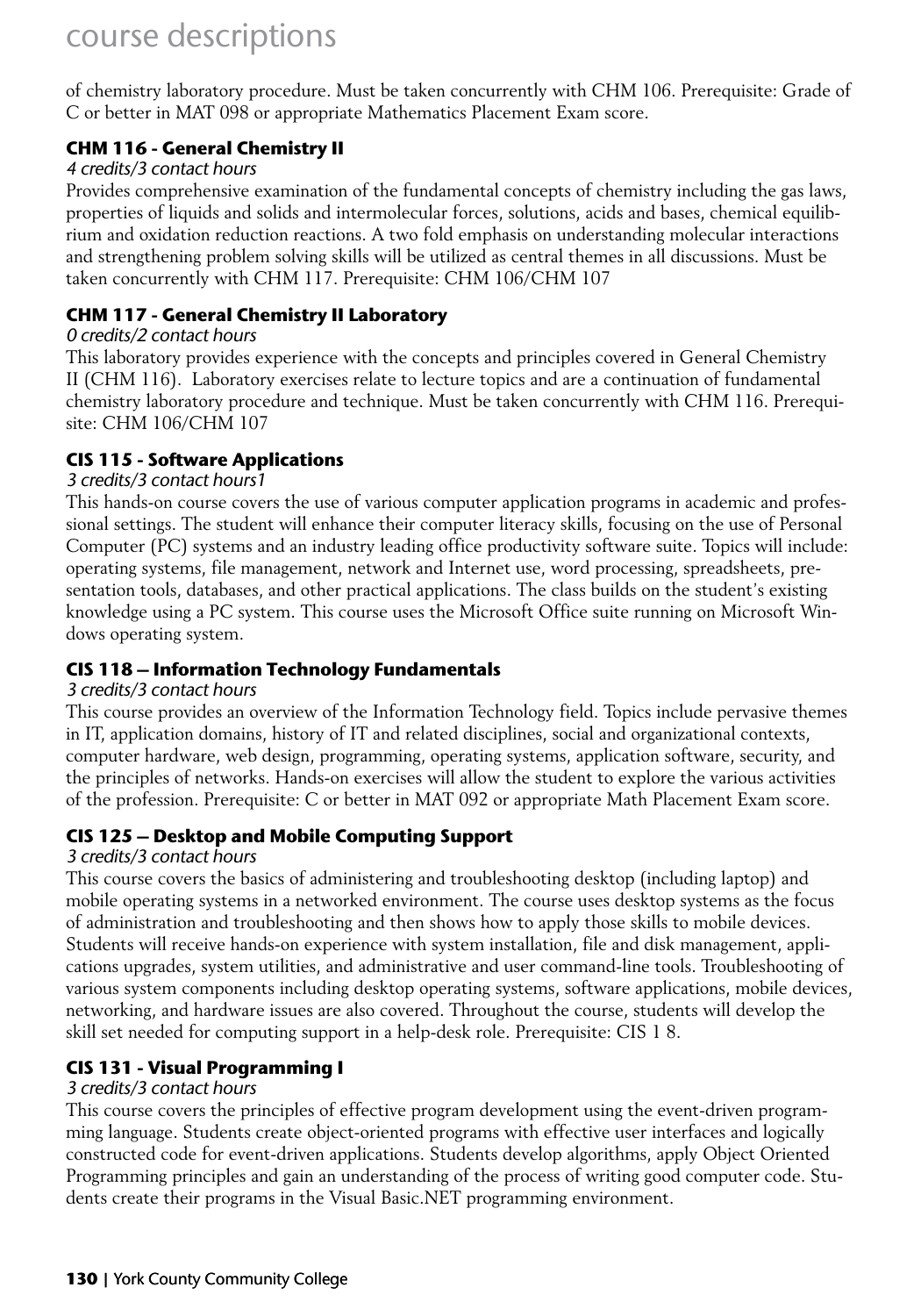of chemistry laboratory procedure. Must be taken concurrently with CHM 106. Prerequisite: Grade of C or better in MAT 098 or appropriate Mathematics Placement Exam score.

### CHM 116 - General Chemistry II

*4 credits/3 contact hours*

Provides comprehensive examination of the fundamental concepts of chemistry including the gas laws, properties of liquids and solids and intermolecular forces, solutions, acids and bases, chemical equilibrium and oxidation reduction reactions. A two fold emphasis on understanding molecular interactions and strengthening problem solving skills will be utilized as central themes in all discussions. Must be taken concurrently with CHM 117. Prerequisite: CHM 106/CHM 107

### CHM 117 - General Chemistry II Laboratory

*0 credits/2 contact hours*

This laboratory provides experience with the concepts and principles covered in General Chemistry II (CHM 116). Laboratory exercises relate to lecture topics and are a continuation of fundamental chemistry laboratory procedure and technique. Must be taken concurrently with CHM 116. Prerequisite: CHM 106/CHM 107

### CIS 115 - Software Applications

*3 credits/3 contact hours1*

This hands-on course covers the use of various computer application programs in academic and professional settings. The student will enhance their computer literacy skills, focusing on the use of Personal Computer (PC) systems and an industry leading office productivity software suite. Topics will include: operating systems, file management, network and Internet use, word processing, spreadsheets, presentation tools, databases, and other practical applications. The class builds on the student's existing knowledge using a PC system. This course uses the Microsoft Office suite running on Microsoft Windows operating system.

### CIS 118 – Information Technology Fundamentals

*3 credits/3 contact hours*

This course provides an overview of the Information Technology field. Topics include pervasive themes in IT, application domains, history of IT and related disciplines, social and organizational contexts, computer hardware, web design, programming, operating systems, application software, security, and the principles of networks. Hands-on exercises will allow the student to explore the various activities of the profession. Prerequisite: C or better in MAT 092 or appropriate Math Placement Exam score.

### CIS 125 – Desktop and Mobile Computing Support

*3 credits/3 contact hours*

This course covers the basics of administering and troubleshooting desktop (including laptop) and mobile operating systems in a networked environment. The course uses desktop systems as the focus of administration and troubleshooting and then shows how to apply those skills to mobile devices. Students will receive hands-on experience with system installation, file and disk management, applications upgrades, system utilities, and administrative and user command-line tools. Troubleshooting of various system components including desktop operating systems, software applications, mobile devices, networking, and hardware issues are also covered. Throughout the course, students will develop the skill set needed for computing support in a help-desk role. Prerequisite: CIS 1 8.

### CIS 131 - Visual Programming I

*3 credits/3 contact hours*

This course covers the principles of effective program development using the event-driven programming language. Students create object-oriented programs with effective user interfaces and logically constructed code for event-driven applications. Students develop algorithms, apply Object Oriented Programming principles and gain an understanding of the process of writing good computer code. Students create their programs in the Visual Basic.NET programming environment.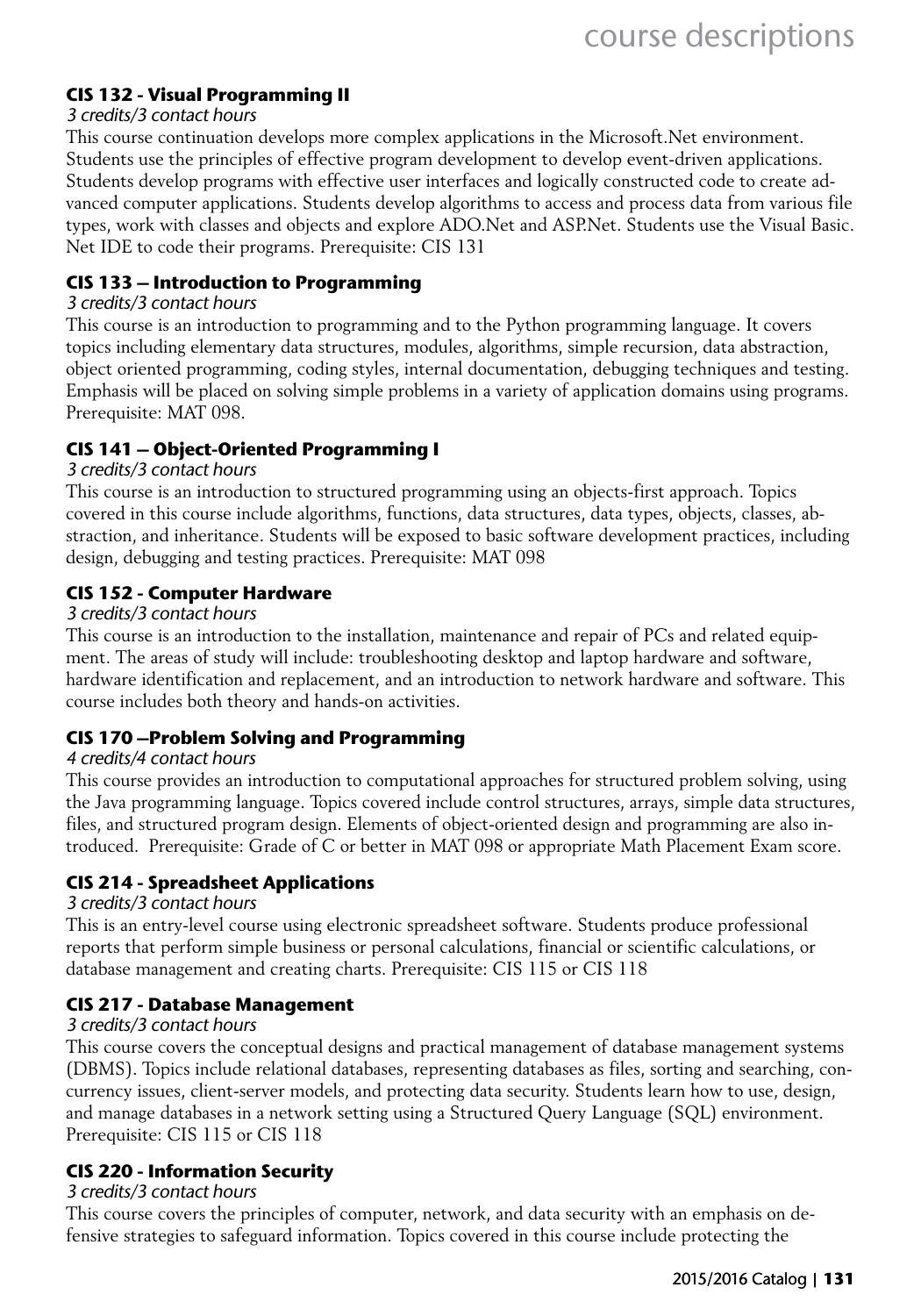### CIS 132 - Visual Programming II

*3 credits/3 contact hours*

This course continuation develops more complex applications in the Microsoft.Net environment. Students use the principles of effective program development to develop event-driven applications. Students develop programs with effective user interfaces and logically constructed code to create advanced computer applications. Students develop algorithms to access and process data from various file types, work with classes and objects and explore ADO.Net and ASP.Net. Students use the Visual Basic. Net IDE to code their programs. Prerequisite: CIS 131

### CIS 133 – Introduction to Programming

*3 credits/3 contact hours*

This course is an introduction to programming and to the Python programming language. It covers topics including elementary data structures, modules, algorithms, simple recursion, data abstraction, object oriented programming, coding styles, internal documentation, debugging techniques and testing. Emphasis will be placed on solving simple problems in a variety of application domains using programs. Prerequisite: MAT 098.

### CIS 141 – Object-Oriented Programming I

*3 credits/3 contact hours*

This course is an introduction to structured programming using an objects-first approach. Topics covered in this course include algorithms, functions, data structures, data types, objects, classes, abstraction, and inheritance. Students will be exposed to basic software development practices, including design, debugging and testing practices. Prerequisite: MAT 098

### CIS 152 - Computer Hardware

*3 credits/3 contact hours*

This course is an introduction to the installation, maintenance and repair of PCs and related equipment. The areas of study will include: troubleshooting desktop and laptop hardware and software, hardware identification and replacement, and an introduction to network hardware and software. This course includes both theory and hands-on activities.

### CIS 170 –Problem Solving and Programming

*4 credits/4 contact hours*

This course provides an introduction to computational approaches for structured problem solving, using the Java programming language. Topics covered include control structures, arrays, simple data structures, files, and structured program design. Elements of object-oriented design and programming are also introduced. Prerequisite: Grade of C or better in MAT 098 or appropriate Math Placement Exam score.

### CIS 214 - Spreadsheet Applications

*3 credits/3 contact hours*

This is an entry-level course using electronic spreadsheet software. Students produce professional reports that perform simple business or personal calculations, financial or scientific calculations, or database management and creating charts. Prerequisite: CIS 115 or CIS 118

### CIS 217 - Database Management

*3 credits/3 contact hours*

This course covers the conceptual designs and practical management of database management systems (DBMS). Topics include relational databases, representing databases as files, sorting and searching, concurrency issues, client-server models, and protecting data security. Students learn how to use, design, and manage databases in a network setting using a Structured Query Language (SQL) environment. Prerequisite: CIS 115 or CIS 118

### CIS 220 - Information Security

*3 credits/3 contact hours*

This course covers the principles of computer, network, and data security with an emphasis on defensive strategies to safeguard information. Topics covered in this course include protecting the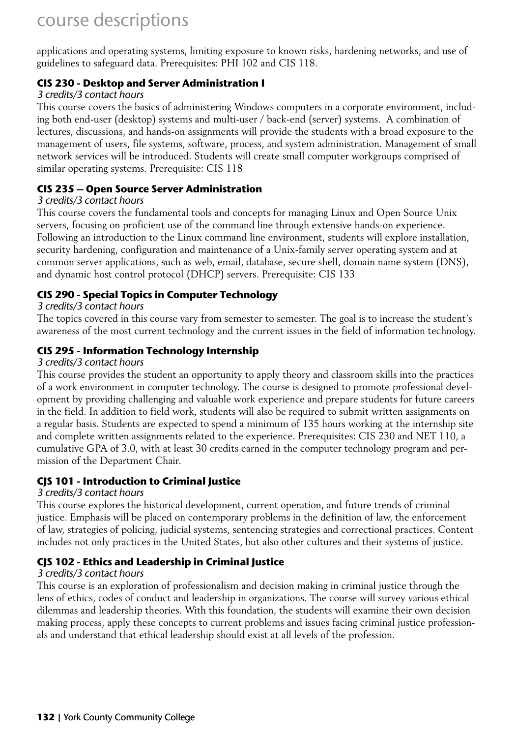applications and operating systems, limiting exposure to known risks, hardening networks, and use of guidelines to safeguard data. Prerequisites: PHI 102 and CIS 118.

### CIS 230 - Desktop and Server Administration I

*3 credits/3 contact hours*

This course covers the basics of administering Windows computers in a corporate environment, including both end-user (desktop) systems and multi-user / back-end (server) systems. A combination of lectures, discussions, and hands-on assignments will provide the students with a broad exposure to the management of users, file systems, software, process, and system administration. Management of small network services will be introduced. Students will create small computer workgroups comprised of similar operating systems. Prerequisite: CIS 118

### CIS 235 – Open Source Server Administration

*3 credits/3 contact hours*

This course covers the fundamental tools and concepts for managing Linux and Open Source Unix servers, focusing on proficient use of the command line through extensive hands-on experience. Following an introduction to the Linux command line environment, students will explore installation, security hardening, configuration and maintenance of a Unix-family server operating system and at common server applications, such as web, email, database, secure shell, domain name system (DNS), and dynamic host control protocol (DHCP) servers. Prerequisite: CIS 133

### CIS 290 - Special Topics in Computer Technology

*3 credits/3 contact hours*

The topics covered in this course vary from semester to semester. The goal is to increase the student's awareness of the most current technology and the current issues in the field of information technology.

### CIS 295 - Information Technology Internship

*3 credits/3 contact hours*

This course provides the student an opportunity to apply theory and classroom skills into the practices of a work environment in computer technology. The course is designed to promote professional development by providing challenging and valuable work experience and prepare students for future careers in the field. In addition to field work, students will also be required to submit written assignments on a regular basis. Students are expected to spend a minimum of 135 hours working at the internship site and complete written assignments related to the experience. Prerequisites: CIS 230 and NET 110, a cumulative GPA of 3.0, with at least 30 credits earned in the computer technology program and permission of the Department Chair.

### CJS 101 - Introduction to Criminal Justice

*3 credits/3 contact hours*

This course explores the historical development, current operation, and future trends of criminal justice. Emphasis will be placed on contemporary problems in the definition of law, the enforcement of law, strategies of policing, judicial systems, sentencing strategies and correctional practices. Content includes not only practices in the United States, but also other cultures and their systems of justice.

### CJS 102 - Ethics and Leadership in Criminal Justice

*3 credits/3 contact hours*

This course is an exploration of professionalism and decision making in criminal justice through the lens of ethics, codes of conduct and leadership in organizations. The course will survey various ethical dilemmas and leadership theories. With this foundation, the students will examine their own decision making process, apply these concepts to current problems and issues facing criminal justice professionals and understand that ethical leadership should exist at all levels of the profession.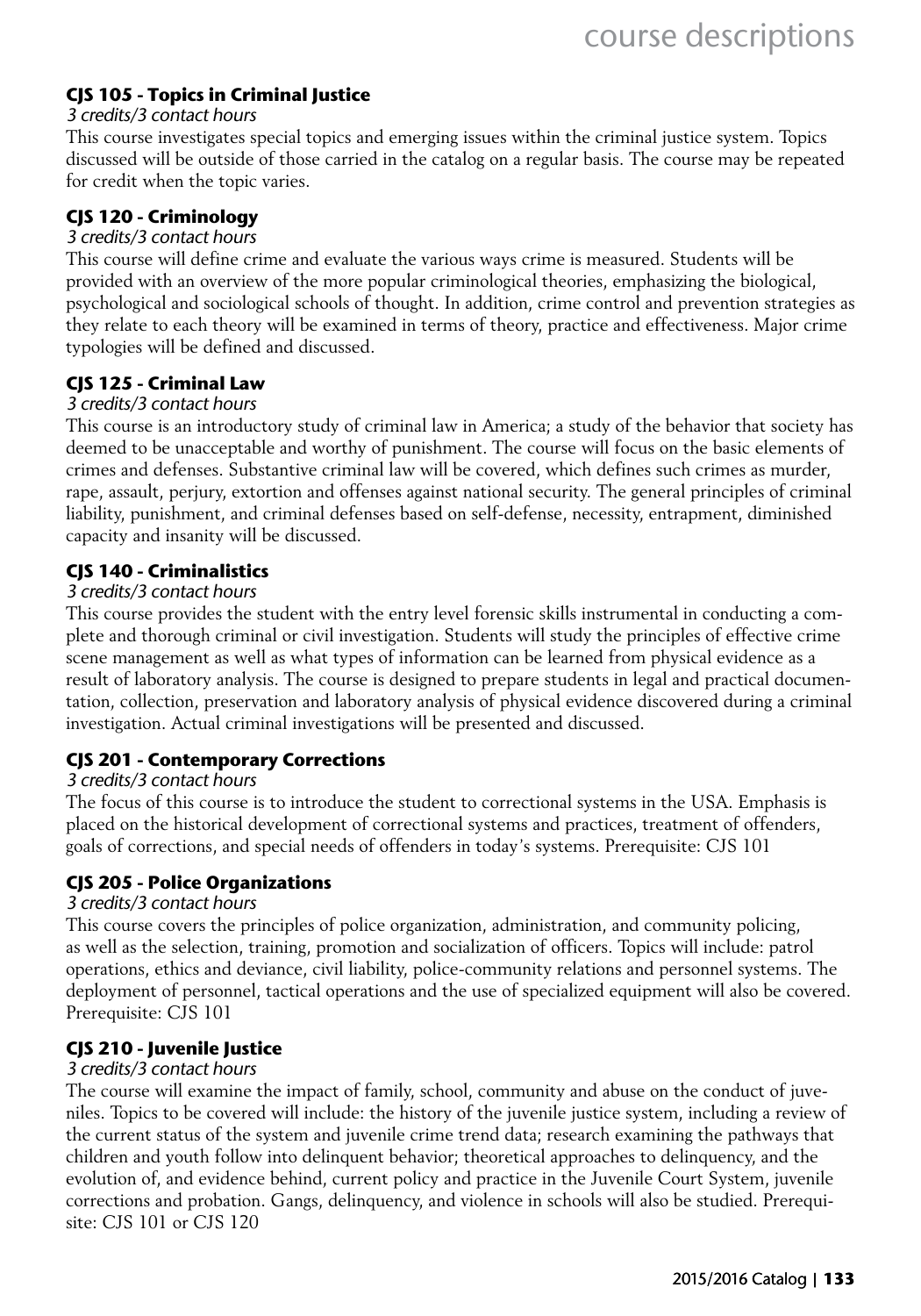### CJS 105 - Topics in Criminal Justice

*3 credits/3 contact hours*

This course investigates special topics and emerging issues within the criminal justice system. Topics discussed will be outside of those carried in the catalog on a regular basis. The course may be repeated for credit when the topic varies.

### CJS 120 - Criminology

*3 credits/3 contact hours*

This course will define crime and evaluate the various ways crime is measured. Students will be provided with an overview of the more popular criminological theories, emphasizing the biological, psychological and sociological schools of thought. In addition, crime control and prevention strategies as they relate to each theory will be examined in terms of theory, practice and effectiveness. Major crime typologies will be defined and discussed.

### CJS 125 - Criminal Law

*3 credits/3 contact hours*

This course is an introductory study of criminal law in America; a study of the behavior that society has deemed to be unacceptable and worthy of punishment. The course will focus on the basic elements of crimes and defenses. Substantive criminal law will be covered, which defines such crimes as murder, rape, assault, perjury, extortion and offenses against national security. The general principles of criminal liability, punishment, and criminal defenses based on self-defense, necessity, entrapment, diminished capacity and insanity will be discussed.

### CJS 140 - Criminalistics

*3 credits/3 contact hours*

This course provides the student with the entry level forensic skills instrumental in conducting a complete and thorough criminal or civil investigation. Students will study the principles of effective crime scene management as well as what types of information can be learned from physical evidence as a result of laboratory analysis. The course is designed to prepare students in legal and practical documentation, collection, preservation and laboratory analysis of physical evidence discovered during a criminal investigation. Actual criminal investigations will be presented and discussed.

### CJS 201 - Contemporary Corrections

*3 credits/3 contact hours*

The focus of this course is to introduce the student to correctional systems in the USA. Emphasis is placed on the historical development of correctional systems and practices, treatment of offenders, goals of corrections, and special needs of offenders in today's systems. Prerequisite: CJS 101

### CJS 205 - Police Organizations

*3 credits/3 contact hours*

This course covers the principles of police organization, administration, and community policing, as well as the selection, training, promotion and socialization of officers. Topics will include: patrol operations, ethics and deviance, civil liability, police-community relations and personnel systems. The deployment of personnel, tactical operations and the use of specialized equipment will also be covered. Prerequisite: CJS 101

### CJS 210 - Juvenile Justice

*3 credits/3 contact hours*

The course will examine the impact of family, school, community and abuse on the conduct of juveniles. Topics to be covered will include: the history of the juvenile justice system, including a review of the current status of the system and juvenile crime trend data; research examining the pathways that children and youth follow into delinquent behavior; theoretical approaches to delinquency, and the evolution of, and evidence behind, current policy and practice in the Juvenile Court System, juvenile corrections and probation. Gangs, delinquency, and violence in schools will also be studied. Prerequisite: CJS 101 or CJS 120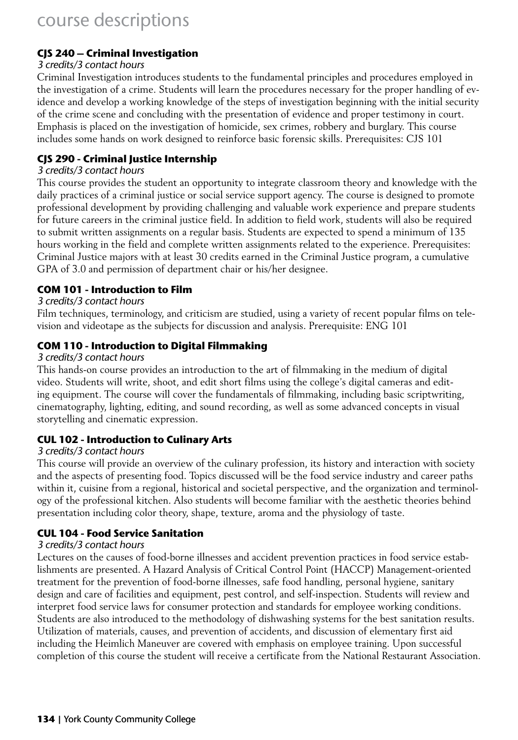# course descriptions

### CJS 240 – Criminal Investigation

*3 credits/3 contact hours*

Criminal Investigation introduces students to the fundamental principles and procedures employed in the investigation of a crime. Students will learn the procedures necessary for the proper handling of evidence and develop a working knowledge of the steps of investigation beginning with the initial security of the crime scene and concluding with the presentation of evidence and proper testimony in court. Emphasis is placed on the investigation of homicide, sex crimes, robbery and burglary. This course includes some hands on work designed to reinforce basic forensic skills. Prerequisites: CJS 101

### CJS 290 - Criminal Justice Internship

*3 credits/3 contact hours*

This course provides the student an opportunity to integrate classroom theory and knowledge with the daily practices of a criminal justice or social service support agency. The course is designed to promote professional development by providing challenging and valuable work experience and prepare students for future careers in the criminal justice field. In addition to field work, students will also be required to submit written assignments on a regular basis. Students are expected to spend a minimum of 135 hours working in the field and complete written assignments related to the experience. Prerequisites: Criminal Justice majors with at least 30 credits earned in the Criminal Justice program, a cumulative GPA of 3.0 and permission of department chair or his/her designee.

### COM 101 - Introduction to Film

*3 credits/3 contact hours*

Film techniques, terminology, and criticism are studied, using a variety of recent popular films on television and videotape as the subjects for discussion and analysis. Prerequisite: ENG 101

### COM 110 - Introduction to Digital Filmmaking

*3 credits/3 contact hours*

This hands-on course provides an introduction to the art of filmmaking in the medium of digital video. Students will write, shoot, and edit short films using the college's digital cameras and editing equipment. The course will cover the fundamentals of filmmaking, including basic scriptwriting, cinematography, lighting, editing, and sound recording, as well as some advanced concepts in visual storytelling and cinematic expression.

### CUL 102 - Introduction to Culinary Arts

*3 credits/3 contact hours*

This course will provide an overview of the culinary profession, its history and interaction with society and the aspects of presenting food. Topics discussed will be the food service industry and career paths within it, cuisine from a regional, historical and societal perspective, and the organization and terminology of the professional kitchen. Also students will become familiar with the aesthetic theories behind presentation including color theory, shape, texture, aroma and the physiology of taste.

### CUL 104 - Food Service Sanitation

*3 credits/3 contact hours*

Lectures on the causes of food-borne illnesses and accident prevention practices in food service establishments are presented. A Hazard Analysis of Critical Control Point (HACCP) Management-oriented treatment for the prevention of food-borne illnesses, safe food handling, personal hygiene, sanitary design and care of facilities and equipment, pest control, and self-inspection. Students will review and interpret food service laws for consumer protection and standards for employee working conditions. Students are also introduced to the methodology of dishwashing systems for the best sanitation results. Utilization of materials, causes, and prevention of accidents, and discussion of elementary first aid including the Heimlich Maneuver are covered with emphasis on employee training. Upon successful completion of this course the student will receive a certificate from the National Restaurant Association.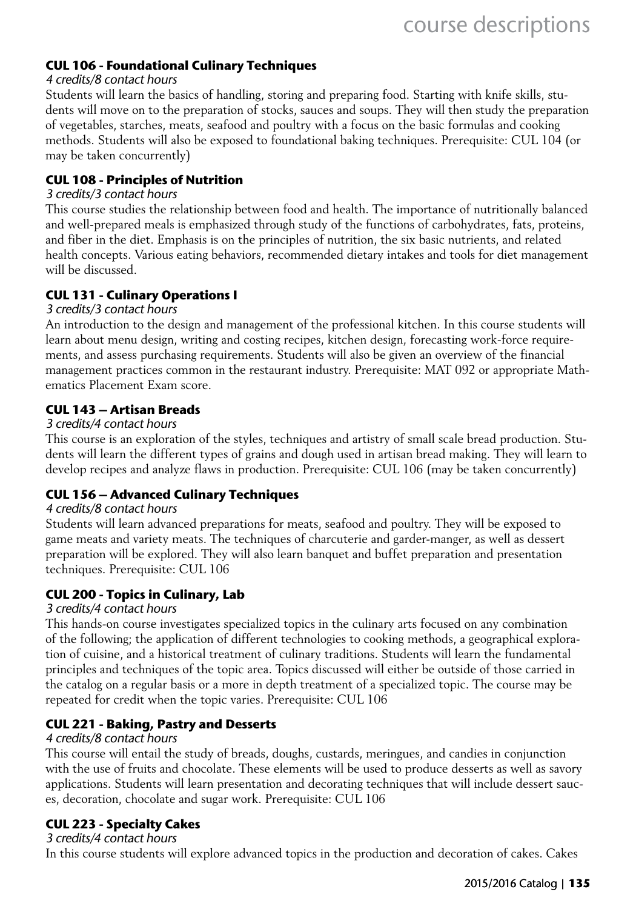### CUL 106 - Foundational Culinary Techniques

*4 credits/8 contact hours*

Students will learn the basics of handling, storing and preparing food. Starting with knife skills, students will move on to the preparation of stocks, sauces and soups. They will then study the preparation of vegetables, starches, meats, seafood and poultry with a focus on the basic formulas and cooking methods. Students will also be exposed to foundational baking techniques. Prerequisite: CUL 104 (or may be taken concurrently)

### CUL 108 - Principles of Nutrition

*3 credits/3 contact hours*

This course studies the relationship between food and health. The importance of nutritionally balanced and well-prepared meals is emphasized through study of the functions of carbohydrates, fats, proteins, and fiber in the diet. Emphasis is on the principles of nutrition, the six basic nutrients, and related health concepts. Various eating behaviors, recommended dietary intakes and tools for diet management will be discussed.

### CUL 131 - Culinary Operations I

*3 credits/3 contact hours*

An introduction to the design and management of the professional kitchen. In this course students will learn about menu design, writing and costing recipes, kitchen design, forecasting work-force requirements, and assess purchasing requirements. Students will also be given an overview of the financial management practices common in the restaurant industry. Prerequisite: MAT 092 or appropriate Mathematics Placement Exam score.

### CUL 143 — Artisan Breads

*3 credits/4 contact hours*

This course is an exploration of the styles, techniques and artistry of small scale bread production. Students will learn the different types of grains and dough used in artisan bread making. They will learn to develop recipes and analyze flaws in production. Prerequisite: CUL 106 (may be taken concurrently)

### CUL 156 — Advanced Culinary Techniques

*4 credits/8 contact hours*

Students will learn advanced preparations for meats, seafood and poultry. They will be exposed to game meats and variety meats. The techniques of charcuterie and garder-manger, as well as dessert preparation will be explored. They will also learn banquet and buffet preparation and presentation techniques. Prerequisite: CUL 106

### CUL 200 - Topics in Culinary, Lab

*3 credits/4 contact hours*

This hands-on course investigates specialized topics in the culinary arts focused on any combination of the following; the application of different technologies to cooking methods, a geographical exploration of cuisine, and a historical treatment of culinary traditions. Students will learn the fundamental principles and techniques of the topic area. Topics discussed will either be outside of those carried in the catalog on a regular basis or a more in depth treatment of a specialized topic. The course may be repeated for credit when the topic varies. Prerequisite: CUL 106

### CUL 221 - Baking, Pastry and Desserts

*4 credits/8 contact hours*

This course will entail the study of breads, doughs, custards, meringues, and candies in conjunction with the use of fruits and chocolate. These elements will be used to produce desserts as well as savory applications. Students will learn presentation and decorating techniques that will include dessert sauces, decoration, chocolate and sugar work. Prerequisite: CUL 106

### CUL 223 - Specialty Cakes

*3 credits/4 contact hours*

In this course students will explore advanced topics in the production and decoration of cakes. Cakes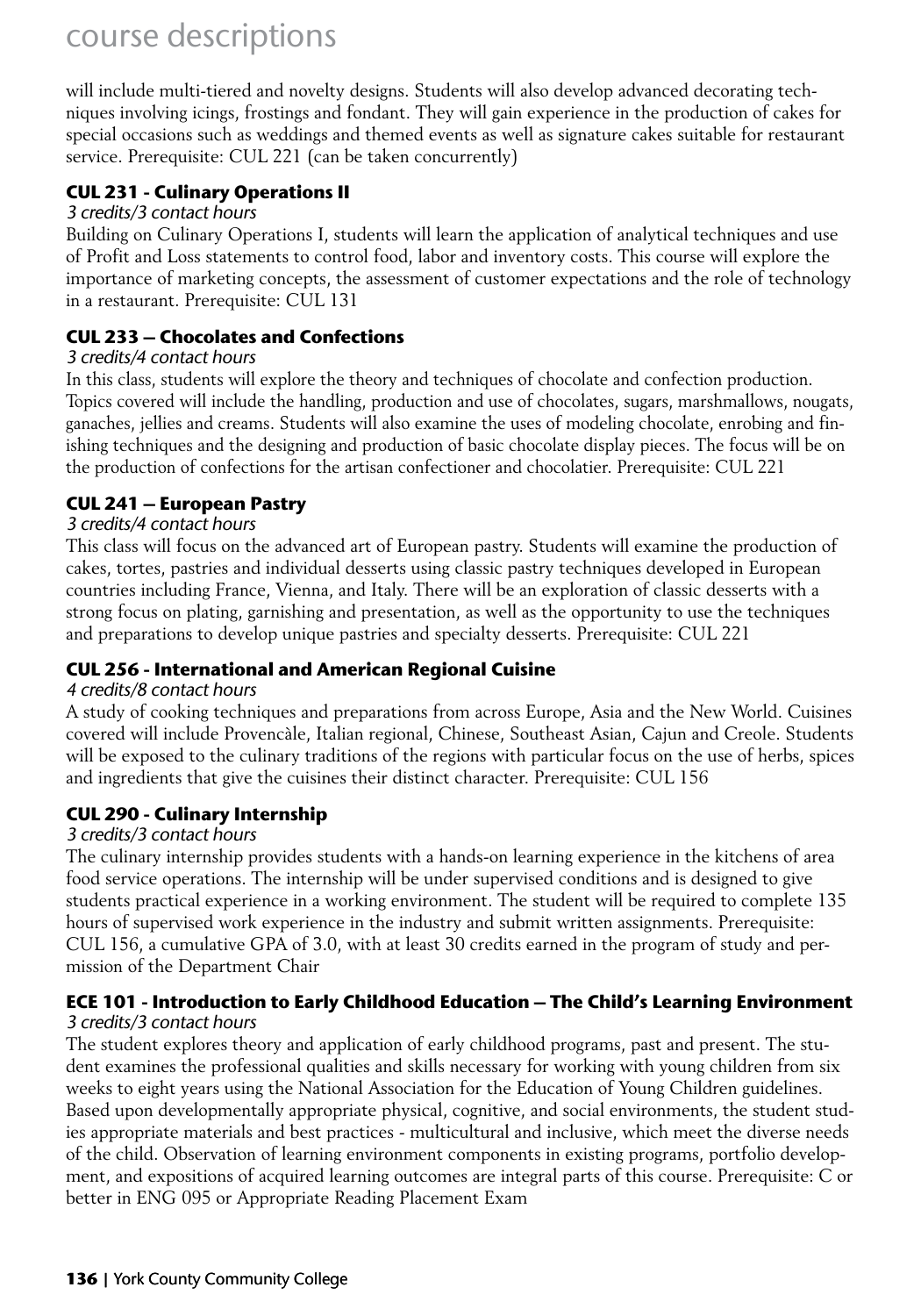will include multi-tiered and novelty designs. Students will also develop advanced decorating techniques involving icings, frostings and fondant. They will gain experience in the production of cakes for special occasions such as weddings and themed events as well as signature cakes suitable for restaurant service. Prerequisite: CUL 221 (can be taken concurrently)

### CUL 231 - Culinary Operations II

*3 credits/3 contact hours*

Building on Culinary Operations I, students will learn the application of analytical techniques and use of Profit and Loss statements to control food, labor and inventory costs. This course will explore the importance of marketing concepts, the assessment of customer expectations and the role of technology in a restaurant. Prerequisite: CUL 131

### CUL 233 – Chocolates and Confections

*3 credits/4 contact hours*

In this class, students will explore the theory and techniques of chocolate and confection production. Topics covered will include the handling, production and use of chocolates, sugars, marshmallows, nougats, ganaches, jellies and creams. Students will also examine the uses of modeling chocolate, enrobing and finishing techniques and the designing and production of basic chocolate display pieces. The focus will be on the production of confections for the artisan confectioner and chocolatier. Prerequisite: CUL 221

### CUL 241 – European Pastry

*3 credits/4 contact hours*

This class will focus on the advanced art of European pastry. Students will examine the production of cakes, tortes, pastries and individual desserts using classic pastry techniques developed in European countries including France, Vienna, and Italy. There will be an exploration of classic desserts with a strong focus on plating, garnishing and presentation, as well as the opportunity to use the techniques and preparations to develop unique pastries and specialty desserts. Prerequisite: CUL 221

### CUL 256 - International and American Regional Cuisine

*4 credits/8 contact hours*

A study of cooking techniques and preparations from across Europe, Asia and the New World. Cuisines covered will include Provencàle, Italian regional, Chinese, Southeast Asian, Cajun and Creole. Students will be exposed to the culinary traditions of the regions with particular focus on the use of herbs, spices and ingredients that give the cuisines their distinct character. Prerequisite: CUL 156

### CUL 290 - Culinary Internship

*3 credits/3 contact hours*

The culinary internship provides students with a hands-on learning experience in the kitchens of area food service operations. The internship will be under supervised conditions and is designed to give students practical experience in a working environment. The student will be required to complete 135 hours of supervised work experience in the industry and submit written assignments. Prerequisite: CUL 156, a cumulative GPA of 3.0, with at least 30 credits earned in the program of study and permission of the Department Chair

### ECE 101 - Introduction to Early Childhood Education – The Child's Learning Environment

*3 credits/3 contact hours*

The student explores theory and application of early childhood programs, past and present. The student examines the professional qualities and skills necessary for working with young children from six weeks to eight years using the National Association for the Education of Young Children guidelines. Based upon developmentally appropriate physical, cognitive, and social environments, the student studies appropriate materials and best practices - multicultural and inclusive, which meet the diverse needs of the child. Observation of learning environment components in existing programs, portfolio development, and expositions of acquired learning outcomes are integral parts of this course. Prerequisite: C or better in ENG 095 or Appropriate Reading Placement Exam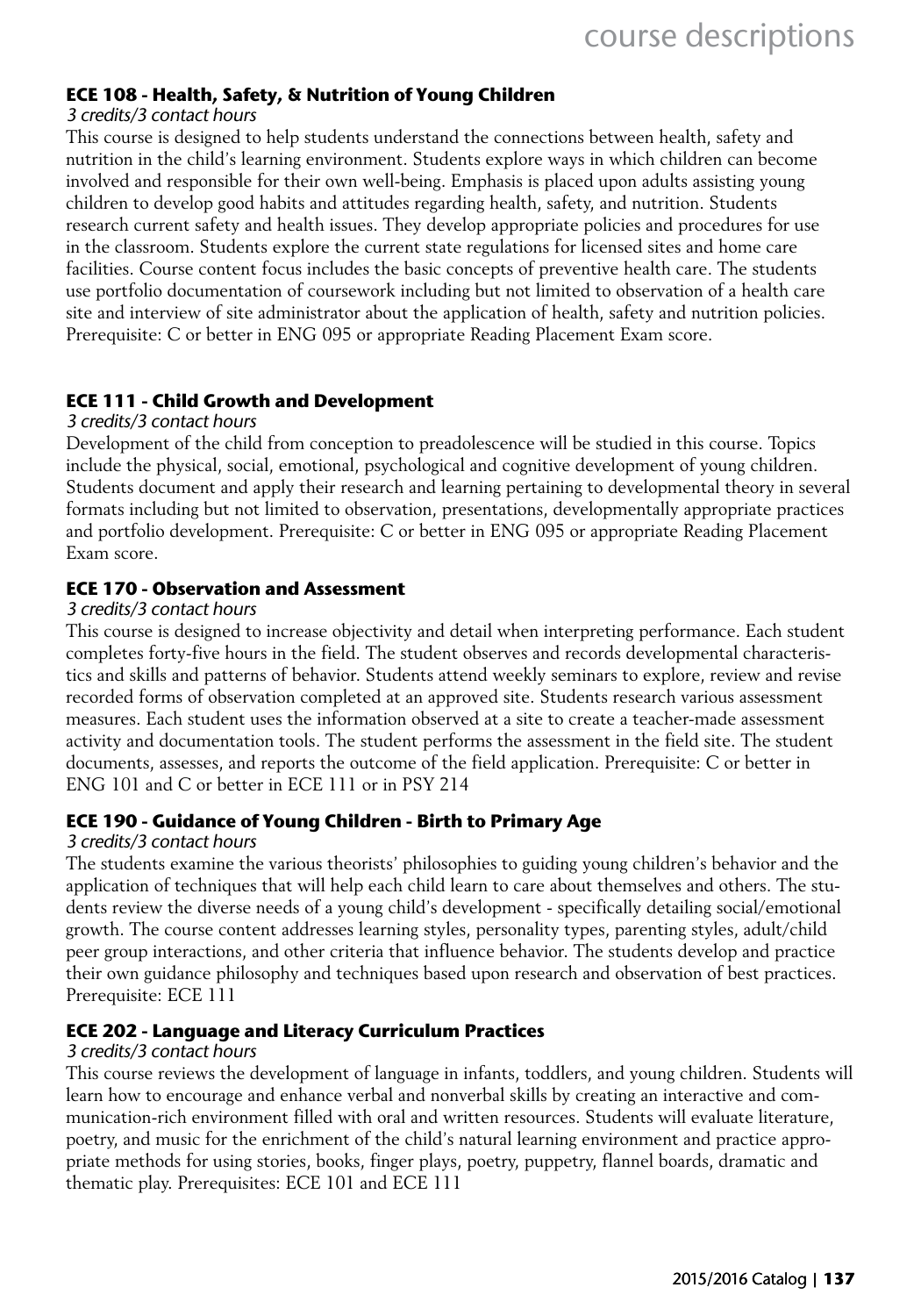### ECE 108 - Health, Safety, & Nutrition of Young Children

*3 credits/3 contact hours*

This course is designed to help students understand the connections between health, safety and nutrition in the child's learning environment. Students explore ways in which children can become involved and responsible for their own well-being. Emphasis is placed upon adults assisting young children to develop good habits and attitudes regarding health, safety, and nutrition. Students research current safety and health issues. They develop appropriate policies and procedures for use in the classroom. Students explore the current state regulations for licensed sites and home care facilities. Course content focus includes the basic concepts of preventive health care. The students use portfolio documentation of coursework including but not limited to observation of a health care site and interview of site administrator about the application of health, safety and nutrition policies. Prerequisite: C or better in ENG 095 or appropriate Reading Placement Exam score.

### ECE 111 - Child Growth and Development

*3 credits/3 contact hours*

Development of the child from conception to preadolescence will be studied in this course. Topics include the physical, social, emotional, psychological and cognitive development of young children. Students document and apply their research and learning pertaining to developmental theory in several formats including but not limited to observation, presentations, developmentally appropriate practices and portfolio development. Prerequisite: C or better in ENG 095 or appropriate Reading Placement Exam score.

### ECE 170 - Observation and Assessment

*3 credits/3 contact hours*

This course is designed to increase objectivity and detail when interpreting performance. Each student completes forty-five hours in the field. The student observes and records developmental characteristics and skills and patterns of behavior. Students attend weekly seminars to explore, review and revise recorded forms of observation completed at an approved site. Students research various assessment measures. Each student uses the information observed at a site to create a teacher-made assessment activity and documentation tools. The student performs the assessment in the field site. The student documents, assesses, and reports the outcome of the field application. Prerequisite: C or better in ENG 101 and C or better in ECE 111 or in PSY 214

### ECE 190 - Guidance of Young Children - Birth to Primary Age

*3 credits/3 contact hours*

The students examine the various theorists' philosophies to guiding young children's behavior and the application of techniques that will help each child learn to care about themselves and others. The students review the diverse needs of a young child's development - specifically detailing social/emotional growth. The course content addresses learning styles, personality types, parenting styles, adult/child peer group interactions, and other criteria that influence behavior. The students develop and practice their own guidance philosophy and techniques based upon research and observation of best practices. Prerequisite: ECE 111

### ECE 202 - Language and Literacy Curriculum Practices

*3 credits/3 contact hours*

This course reviews the development of language in infants, toddlers, and young children. Students will learn how to encourage and enhance verbal and nonverbal skills by creating an interactive and communication-rich environment filled with oral and written resources. Students will evaluate literature, poetry, and music for the enrichment of the child's natural learning environment and practice appropriate methods for using stories, books, finger plays, poetry, puppetry, flannel boards, dramatic and thematic play. Prerequisites: ECE 101 and ECE 111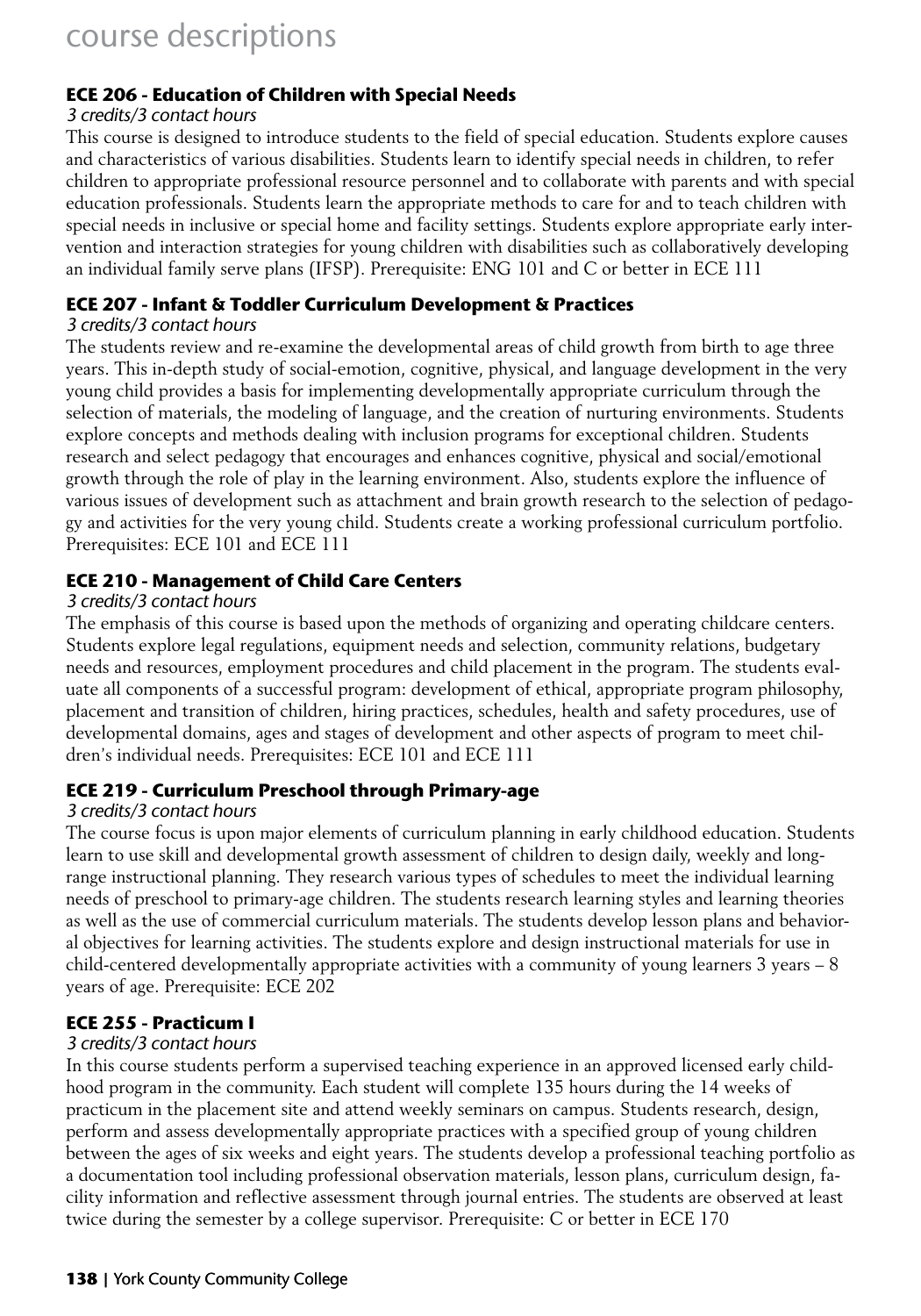# course descriptions

### ECE 206 - Education of Children with Special Needs

*3 credits/3 contact hours*

This course is designed to introduce students to the field of special education. Students explore causes and characteristics of various disabilities. Students learn to identify special needs in children, to refer children to appropriate professional resource personnel and to collaborate with parents and with special education professionals. Students learn the appropriate methods to care for and to teach children with special needs in inclusive or special home and facility settings. Students explore appropriate early intervention and interaction strategies for young children with disabilities such as collaboratively developing an individual family serve plans (IFSP). Prerequisite: ENG 101 and C or better in ECE 111

### ECE 207 - Infant & Toddler Curriculum Development & Practices

*3 credits/3 contact hours*

The students review and re-examine the developmental areas of child growth from birth to age three years. This in-depth study of social-emotion, cognitive, physical, and language development in the very young child provides a basis for implementing developmentally appropriate curriculum through the selection of materials, the modeling of language, and the creation of nurturing environments. Students explore concepts and methods dealing with inclusion programs for exceptional children. Students research and select pedagogy that encourages and enhances cognitive, physical and social/emotional growth through the role of play in the learning environment. Also, students explore the influence of various issues of development such as attachment and brain growth research to the selection of pedagogy and activities for the very young child. Students create a working professional curriculum portfolio. Prerequisites: ECE 101 and ECE 111

### ECE 210 - Management of Child Care Centers

*3 credits/3 contact hours*

The emphasis of this course is based upon the methods of organizing and operating childcare centers. Students explore legal regulations, equipment needs and selection, community relations, budgetary needs and resources, employment procedures and child placement in the program. The students evaluate all components of a successful program: development of ethical, appropriate program philosophy, placement and transition of children, hiring practices, schedules, health and safety procedures, use of developmental domains, ages and stages of development and other aspects of program to meet children's individual needs. Prerequisites: ECE 101 and ECE 111

### ECE 219 - Curriculum Preschool through Primary-age

*3 credits/3 contact hours*

The course focus is upon major elements of curriculum planning in early childhood education. Students learn to use skill and developmental growth assessment of children to design daily, weekly and long-range instructional planning. They research various types of schedules to meet the individual learning needs of preschool to primary-age children. The students research learning styles and learning theories as well as the use of commercial curriculum materials. The students develop lesson plans and behavioral objectives for learning activities. The students explore and design instructional materials for use in child-centered developmentally appropriate activities with a community of young learners 3 years – 8 years of age. Prerequisite: ECE 202

### ECE 255 - Practicum I

*3 credits/3 contact hours*

In this course students perform a supervised teaching experience in an approved licensed early childhood program in the community. Each student will complete 135 hours during the 14 weeks of practicum in the placement site and attend weekly seminars on campus. Students research, design, perform and assess developmentally appropriate practices with a specified group of young children between the ages of six weeks and eight years. The students develop a professional teaching portfolio as a documentation tool including professional observation materials, lesson plans, curriculum design, facility information and reflective assessment through journal entries. The students are observed at least twice during the semester by a college supervisor. Prerequisite: C or better in ECE 170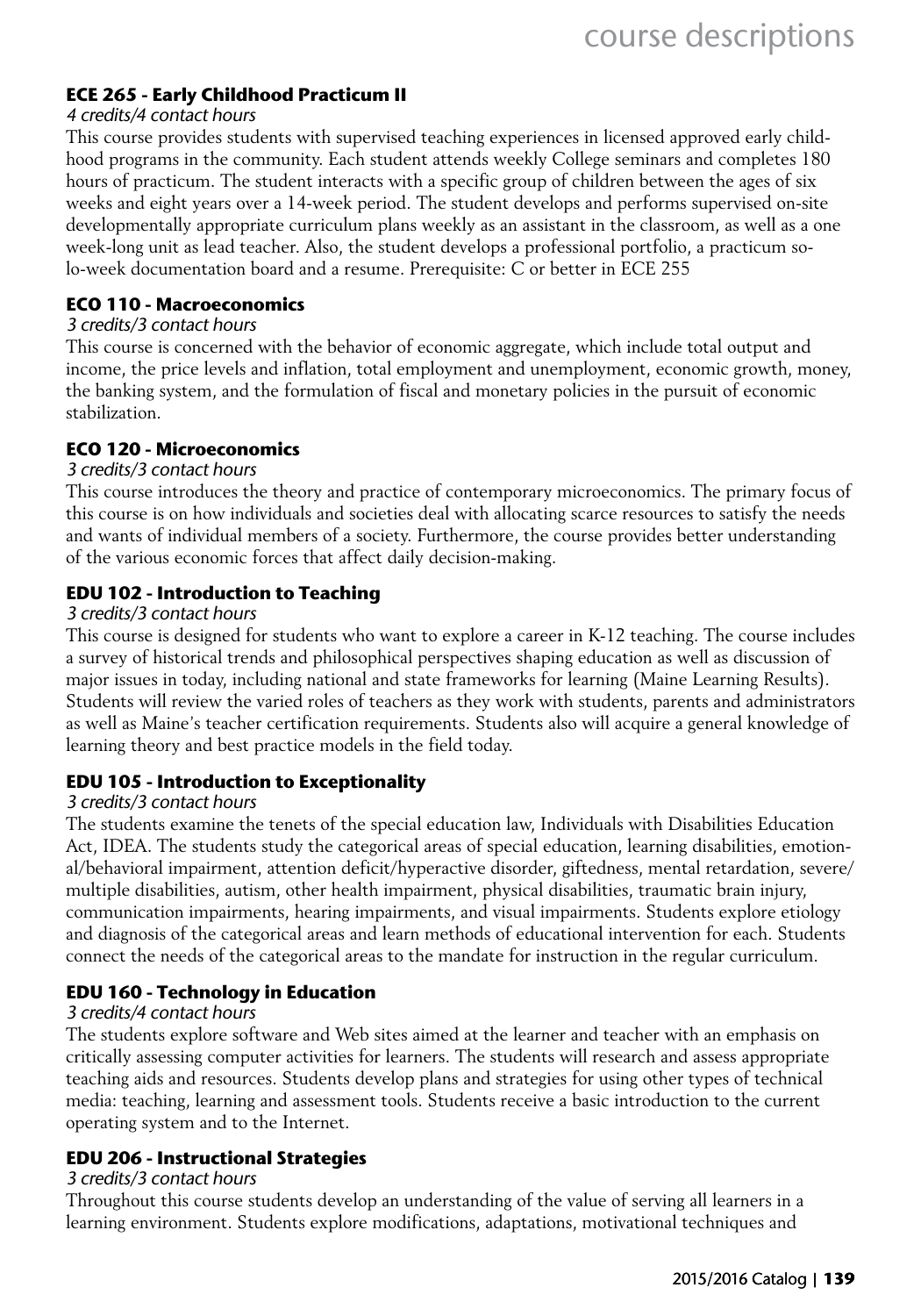### ECE 265 - Early Childhood Practicum II

*4 credits/4 contact hours*

This course provides students with supervised teaching experiences in licensed approved early childhood programs in the community. Each student attends weekly College seminars and completes 180 hours of practicum. The student interacts with a specific group of children between the ages of six weeks and eight years over a 14-week period. The student develops and performs supervised on-site developmentally appropriate curriculum plans weekly as an assistant in the classroom, as well as a one week-long unit as lead teacher. Also, the student develops a professional portfolio, a practicum solo-week documentation board and a resume. Prerequisite: C or better in ECE 255

### ECO 110 - Macroeconomics

*3 credits/3 contact hours*

This course is concerned with the behavior of economic aggregate, which include total output and income, the price levels and inflation, total employment and unemployment, economic growth, money, the banking system, and the formulation of fiscal and monetary policies in the pursuit of economic stabilization.

### ECO 120 - Microeconomics

*3 credits/3 contact hours*

This course introduces the theory and practice of contemporary microeconomics. The primary focus of this course is on how individuals and societies deal with allocating scarce resources to satisfy the needs and wants of individual members of a society. Furthermore, the course provides better understanding of the various economic forces that affect daily decision-making.

### EDU 102 - Introduction to Teaching

*3 credits/3 contact hours*

This course is designed for students who want to explore a career in K-12 teaching. The course includes a survey of historical trends and philosophical perspectives shaping education as well as discussion of major issues in today, including national and state frameworks for learning (Maine Learning Results). Students will review the varied roles of teachers as they work with students, parents and administrators as well as Maine's teacher certification requirements. Students also will acquire a general knowledge of learning theory and best practice models in the field today.

### EDU 105 - Introduction to Exceptionality

*3 credits/3 contact hours*

The students examine the tenets of the special education law, Individuals with Disabilities Education Act, IDEA. The students study the categorical areas of special education, learning disabilities, emotional/behavioral impairment, attention deficit/hyperactive disorder, giftedness, mental retardation, severe/multiple disabilities, autism, other health impairment, physical disabilities, traumatic brain injury, communication impairments, hearing impairments, and visual impairments. Students explore etiology and diagnosis of the categorical areas and learn methods of educational intervention for each. Students connect the needs of the categorical areas to the mandate for instruction in the regular curriculum.

### EDU 160 - Technology in Education

*3 credits/4 contact hours*

The students explore software and Web sites aimed at the learner and teacher with an emphasis on critically assessing computer activities for learners. The students will research and assess appropriate teaching aids and resources. Students develop plans and strategies for using other types of technical media: teaching, learning and assessment tools. Students receive a basic introduction to the current operating system and to the Internet.

### EDU 206 - Instructional Strategies

*3 credits/3 contact hours*

Throughout this course students develop an understanding of the value of serving all learners in a learning environment. Students explore modifications, adaptations, motivational techniques and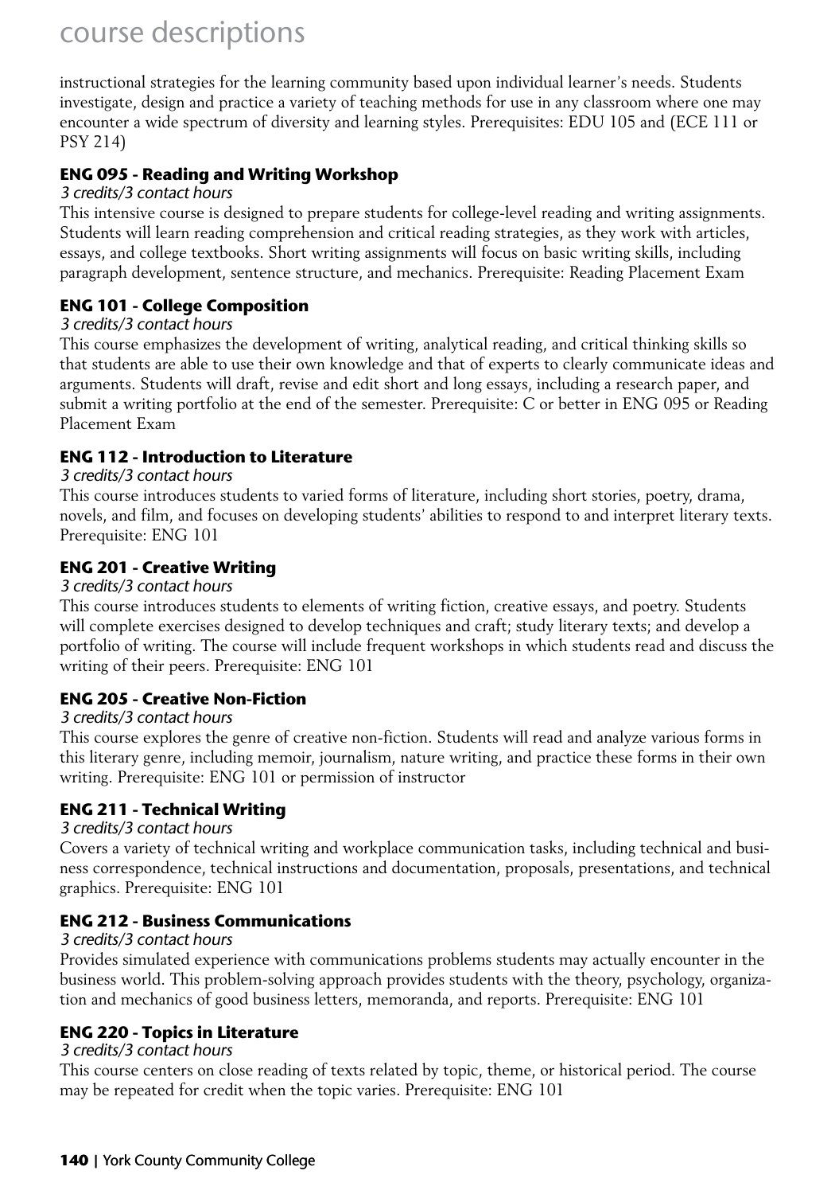instructional strategies for the learning community based upon individual learner's needs. Students investigate, design and practice a variety of teaching methods for use in any classroom where one may encounter a wide spectrum of diversity and learning styles. Prerequisites: EDU 105 and (ECE 111 or PSY 214)

### ENG 095 - Reading and Writing Workshop

*3 credits/3 contact hours*

This intensive course is designed to prepare students for college-level reading and writing assignments. Students will learn reading comprehension and critical reading strategies, as they work with articles, essays, and college textbooks. Short writing assignments will focus on basic writing skills, including paragraph development, sentence structure, and mechanics. Prerequisite: Reading Placement Exam

### ENG 101 - College Composition

*3 credits/3 contact hours*

This course emphasizes the development of writing, analytical reading, and critical thinking skills so that students are able to use their own knowledge and that of experts to clearly communicate ideas and arguments. Students will draft, revise and edit short and long essays, including a research paper, and submit a writing portfolio at the end of the semester. Prerequisite: C or better in ENG 095 or Reading Placement Exam

### ENG 112 - Introduction to Literature

*3 credits/3 contact hours*

This course introduces students to varied forms of literature, including short stories, poetry, drama, novels, and film, and focuses on developing students' abilities to respond to and interpret literary texts. Prerequisite: ENG 101

### ENG 201 - Creative Writing

*3 credits/3 contact hours*

This course introduces students to elements of writing fiction, creative essays, and poetry. Students will complete exercises designed to develop techniques and craft; study literary texts; and develop a portfolio of writing. The course will include frequent workshops in which students read and discuss the writing of their peers. Prerequisite: ENG 101

### ENG 205 - Creative Non-Fiction

*3 credits/3 contact hours*

This course explores the genre of creative non-fiction. Students will read and analyze various forms in this literary genre, including memoir, journalism, nature writing, and practice these forms in their own writing. Prerequisite: ENG 101 or permission of instructor

### ENG 211 - Technical Writing

*3 credits/3 contact hours*

Covers a variety of technical writing and workplace communication tasks, including technical and business correspondence, technical instructions and documentation, proposals, presentations, and technical graphics. Prerequisite: ENG 101

### ENG 212 - Business Communications

*3 credits/3 contact hours*

Provides simulated experience with communications problems students may actually encounter in the business world. This problem-solving approach provides students with the theory, psychology, organization and mechanics of good business letters, memoranda, and reports. Prerequisite: ENG 101

### ENG 220 - Topics in Literature

*3 credits/3 contact hours*

This course centers on close reading of texts related by topic, theme, or historical period. The course may be repeated for credit when the topic varies. Prerequisite: ENG 101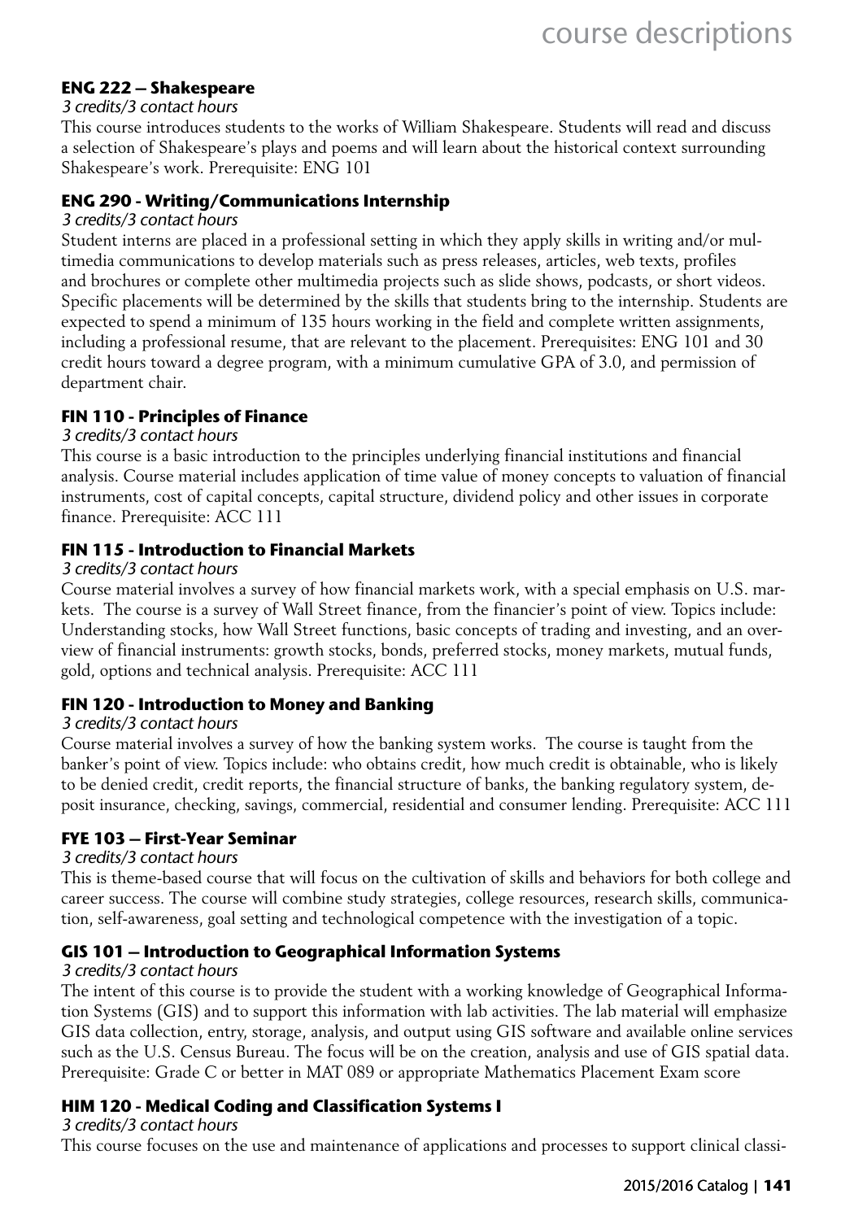### ENG 222 – Shakespeare

*3 credits/3 contact hours*

This course introduces students to the works of William Shakespeare. Students will read and discuss a selection of Shakespeare's plays and poems and will learn about the historical context surrounding Shakespeare's work. Prerequisite: ENG 101

### ENG 290 - Writing/Communications Internship

*3 credits/3 contact hours*

Student interns are placed in a professional setting in which they apply skills in writing and/or multimedia communications to develop materials such as press releases, articles, web texts, profiles and brochures or complete other multimedia projects such as slide shows, podcasts, or short videos. Specific placements will be determined by the skills that students bring to the internship. Students are expected to spend a minimum of 135 hours working in the field and complete written assignments, including a professional resume, that are relevant to the placement. Prerequisites: ENG 101 and 30 credit hours toward a degree program, with a minimum cumulative GPA of 3.0, and permission of department chair.

### FIN 110 - Principles of Finance

*3 credits/3 contact hours*

This course is a basic introduction to the principles underlying financial institutions and financial analysis. Course material includes application of time value of money concepts to valuation of financial instruments, cost of capital concepts, capital structure, dividend policy and other issues in corporate finance. Prerequisite: ACC 111

### FIN 115 - Introduction to Financial Markets

*3 credits/3 contact hours*

Course material involves a survey of how financial markets work, with a special emphasis on U.S. markets. The course is a survey of Wall Street finance, from the financier's point of view. Topics include: Understanding stocks, how Wall Street functions, basic concepts of trading and investing, and an overview of financial instruments: growth stocks, bonds, preferred stocks, money markets, mutual funds, gold, options and technical analysis. Prerequisite: ACC 111

### FIN 120 - Introduction to Money and Banking

*3 credits/3 contact hours*

Course material involves a survey of how the banking system works. The course is taught from the banker's point of view. Topics include: who obtains credit, how much credit is obtainable, who is likely to be denied credit, credit reports, the financial structure of banks, the banking regulatory system, deposit insurance, checking, savings, commercial, residential and consumer lending. Prerequisite: ACC 111

### FYE 103 – First-Year Seminar

*3 credits/3 contact hours*

This is theme-based course that will focus on the cultivation of skills and behaviors for both college and career success. The course will combine study strategies, college resources, research skills, communication, self-awareness, goal setting and technological competence with the investigation of a topic.

### GIS 101 – Introduction to Geographical Information Systems

*3 credits/3 contact hours*

The intent of this course is to provide the student with a working knowledge of Geographical Information Systems (GIS) and to support this information with lab activities. The lab material will emphasize GIS data collection, entry, storage, analysis, and output using GIS software and available online services such as the U.S. Census Bureau. The focus will be on the creation, analysis and use of GIS spatial data. Prerequisite: Grade C or better in MAT 089 or appropriate Mathematics Placement Exam score

### HIM 120 - Medical Coding and Classification Systems I

*3 credits/3 contact hours*

This course focuses on the use and maintenance of applications and processes to support clinical classi-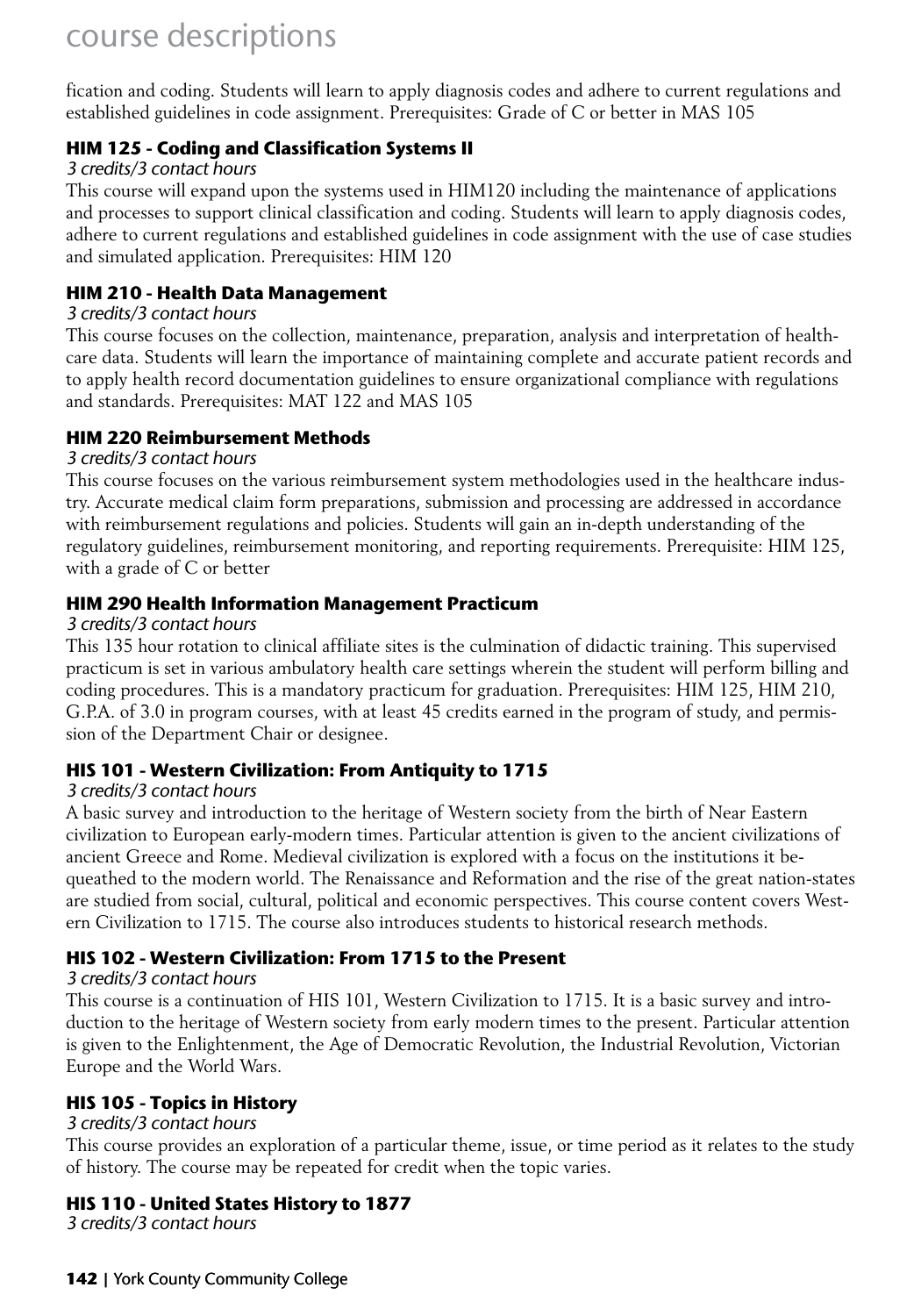fication and coding. Students will learn to apply diagnosis codes and adhere to current regulations and established guidelines in code assignment. Prerequisites: Grade of C or better in MAS 105

### HIM 125 - Coding and Classification Systems II

*3 credits/3 contact hours*

This course will expand upon the systems used in HIM120 including the maintenance of applications and processes to support clinical classification and coding. Students will learn to apply diagnosis codes, adhere to current regulations and established guidelines in code assignment with the use of case studies and simulated application. Prerequisites: HIM 120

### HIM 210 - Health Data Management

*3 credits/3 contact hours*

This course focuses on the collection, maintenance, preparation, analysis and interpretation of healthcare data. Students will learn the importance of maintaining complete and accurate patient records and to apply health record documentation guidelines to ensure organizational compliance with regulations and standards. Prerequisites: MAT 122 and MAS 105

### HIM 220 Reimbursement Methods

*3 credits/3 contact hours*

This course focuses on the various reimbursement system methodologies used in the healthcare industry. Accurate medical claim form preparations, submission and processing are addressed in accordance with reimbursement regulations and policies. Students will gain an in-depth understanding of the regulatory guidelines, reimbursement monitoring, and reporting requirements. Prerequisite: HIM 125, with a grade of C or better

### HIM 290 Health Information Management Practicum

*3 credits/3 contact hours*

This 135 hour rotation to clinical affiliate sites is the culmination of didactic training. This supervised practicum is set in various ambulatory health care settings wherein the student will perform billing and coding procedures. This is a mandatory practicum for graduation. Prerequisites: HIM 125, HIM 210, G.P.A. of 3.0 in program courses, with at least 45 credits earned in the program of study, and permission of the Department Chair or designee.

### HIS 101 - Western Civilization: From Antiquity to 1715

*3 credits/3 contact hours*

A basic survey and introduction to the heritage of Western society from the birth of Near Eastern civilization to European early-modern times. Particular attention is given to the ancient civilizations of ancient Greece and Rome. Medieval civilization is explored with a focus on the institutions it bequeathed to the modern world. The Renaissance and Reformation and the rise of the great nation-states are studied from social, cultural, political and economic perspectives. This course content covers Western Civilization to 1715. The course also introduces students to historical research methods.

### HIS 102 - Western Civilization: From 1715 to the Present

*3 credits/3 contact hours*

This course is a continuation of HIS 101, Western Civilization to 1715. It is a basic survey and introduction to the heritage of Western society from early modern times to the present. Particular attention is given to the Enlightenment, the Age of Democratic Revolution, the Industrial Revolution, Victorian Europe and the World Wars.

### HIS 105 - Topics in History

*3 credits/3 contact hours*

This course provides an exploration of a particular theme, issue, or time period as it relates to the study of history. The course may be repeated for credit when the topic varies.

### HIS 110 - United States History to 1877

*3 credits/3 contact hours*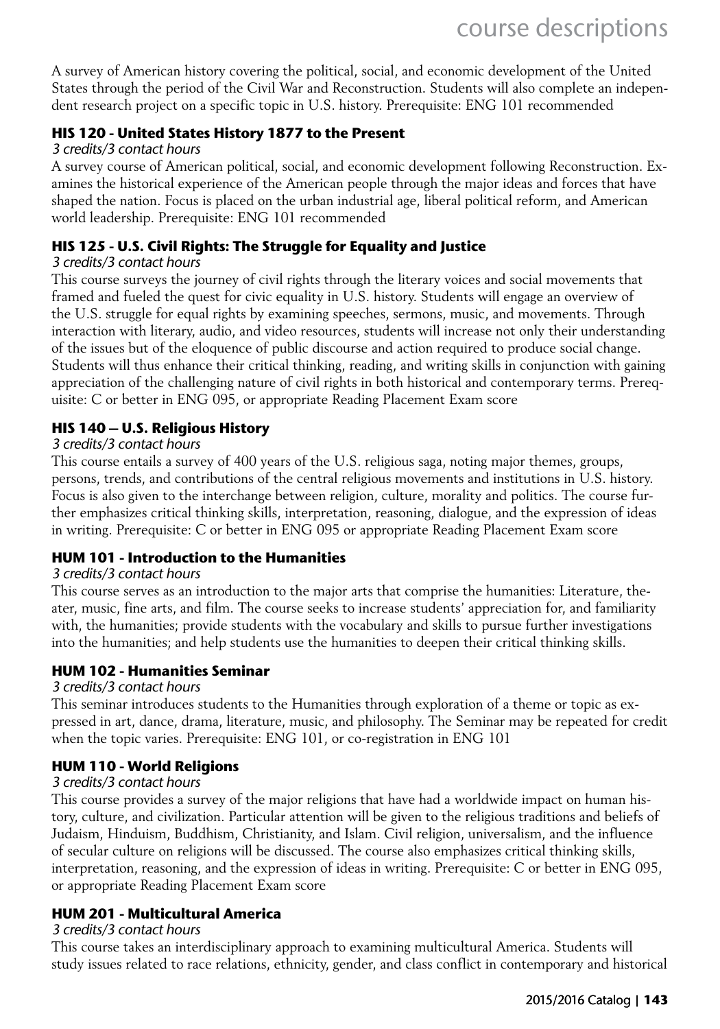A survey of American history covering the political, social, and economic development of the United States through the period of the Civil War and Reconstruction. Students will also complete an independent research project on a specific topic in U.S. history. Prerequisite: ENG 101 recommended

### HIS 120 - United States History 1877 to the Present

*3 credits/3 contact hours*

A survey course of American political, social, and economic development following Reconstruction. Examines the historical experience of the American people through the major ideas and forces that have shaped the nation. Focus is placed on the urban industrial age, liberal political reform, and American world leadership. Prerequisite: ENG 101 recommended

### HIS 125 - U.S. Civil Rights: The Struggle for Equality and Justice

*3 credits/3 contact hours*

This course surveys the journey of civil rights through the literary voices and social movements that framed and fueled the quest for civic equality in U.S. history. Students will engage an overview of the U.S. struggle for equal rights by examining speeches, sermons, music, and movements. Through interaction with literary, audio, and video resources, students will increase not only their understanding of the issues but of the eloquence of public discourse and action required to produce social change. Students will thus enhance their critical thinking, reading, and writing skills in conjunction with gaining appreciation of the challenging nature of civil rights in both historical and contemporary terms. Prerequisite: C or better in ENG 095, or appropriate Reading Placement Exam score

### HIS 140 – U.S. Religious History

*3 credits/3 contact hours*

This course entails a survey of 400 years of the U.S. religious saga, noting major themes, groups, persons, trends, and contributions of the central religious movements and institutions in U.S. history. Focus is also given to the interchange between religion, culture, morality and politics. The course further emphasizes critical thinking skills, interpretation, reasoning, dialogue, and the expression of ideas in writing. Prerequisite: C or better in ENG 095 or appropriate Reading Placement Exam score

### HUM 101 - Introduction to the Humanities

*3 credits/3 contact hours*

This course serves as an introduction to the major arts that comprise the humanities: Literature, theater, music, fine arts, and film. The course seeks to increase students' appreciation for, and familiarity with, the humanities; provide students with the vocabulary and skills to pursue further investigations into the humanities; and help students use the humanities to deepen their critical thinking skills.

### HUM 102 - Humanities Seminar

*3 credits/3 contact hours*

This seminar introduces students to the Humanities through exploration of a theme or topic as expressed in art, dance, drama, literature, music, and philosophy. The Seminar may be repeated for credit when the topic varies. Prerequisite: ENG 101, or co-registration in ENG 101

### HUM 110 - World Religions

*3 credits/3 contact hours*

This course provides a survey of the major religions that have had a worldwide impact on human history, culture, and civilization. Particular attention will be given to the religious traditions and beliefs of Judaism, Hinduism, Buddhism, Christianity, and Islam. Civil religion, universalism, and the influence of secular culture on religions will be discussed. The course also emphasizes critical thinking skills, interpretation, reasoning, and the expression of ideas in writing. Prerequisite: C or better in ENG 095, or appropriate Reading Placement Exam score

### HUM 201 - Multicultural America

*3 credits/3 contact hours*

This course takes an interdisciplinary approach to examining multicultural America. Students will study issues related to race relations, ethnicity, gender, and class conflict in contemporary and historical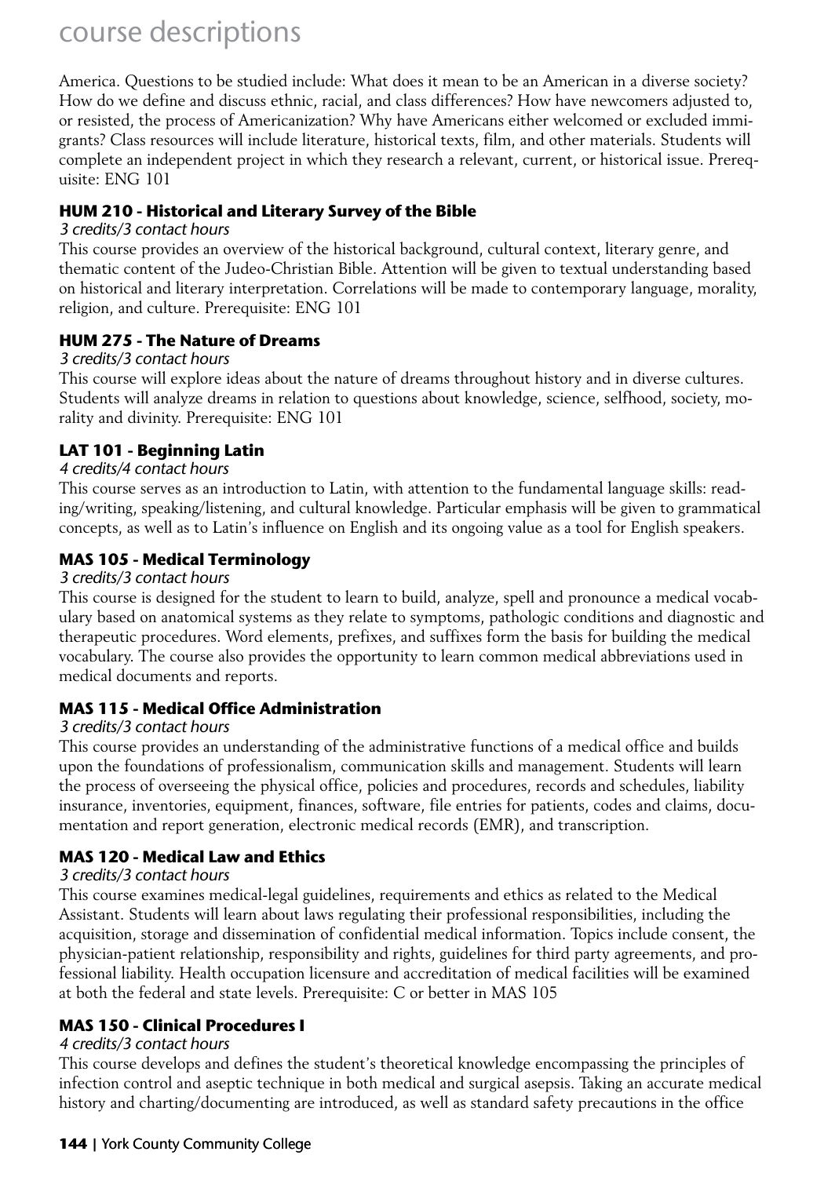America. Questions to be studied include: What does it mean to be an American in a diverse society? How do we define and discuss ethnic, racial, and class differences? How have newcomers adjusted to, or resisted, the process of Americanization? Why have Americans either welcomed or excluded immigrants? Class resources will include literature, historical texts, film, and other materials. Students will complete an independent project in which they research a relevant, current, or historical issue. Prerequisite: ENG 101

### HUM 210 - Historical and Literary Survey of the Bible

*3 credits/3 contact hours*

This course provides an overview of the historical background, cultural context, literary genre, and thematic content of the Judeo-Christian Bible. Attention will be given to textual understanding based on historical and literary interpretation. Correlations will be made to contemporary language, morality, religion, and culture. Prerequisite: ENG 101

### HUM 275 - The Nature of Dreams

*3 credits/3 contact hours*

This course will explore ideas about the nature of dreams throughout history and in diverse cultures. Students will analyze dreams in relation to questions about knowledge, science, selfhood, society, morality and divinity. Prerequisite: ENG 101

### LAT 101 - Beginning Latin

*4 credits/4 contact hours*

This course serves as an introduction to Latin, with attention to the fundamental language skills: reading/writing, speaking/listening, and cultural knowledge. Particular emphasis will be given to grammatical concepts, as well as to Latin's influence on English and its ongoing value as a tool for English speakers.

### MAS 105 - Medical Terminology

*3 credits/3 contact hours*

This course is designed for the student to learn to build, analyze, spell and pronounce a medical vocabulary based on anatomical systems as they relate to symptoms, pathologic conditions and diagnostic and therapeutic procedures. Word elements, prefixes, and suffixes form the basis for building the medical vocabulary. The course also provides the opportunity to learn common medical abbreviations used in medical documents and reports.

### MAS 115 - Medical Office Administration

*3 credits/3 contact hours*

This course provides an understanding of the administrative functions of a medical office and builds upon the foundations of professionalism, communication skills and management. Students will learn the process of overseeing the physical office, policies and procedures, records and schedules, liability insurance, inventories, equipment, finances, software, file entries for patients, codes and claims, documentation and report generation, electronic medical records (EMR), and transcription.

### MAS 120 - Medical Law and Ethics

*3 credits/3 contact hours*

This course examines medical-legal guidelines, requirements and ethics as related to the Medical Assistant. Students will learn about laws regulating their professional responsibilities, including the acquisition, storage and dissemination of confidential medical information. Topics include consent, the physician-patient relationship, responsibility and rights, guidelines for third party agreements, and professional liability. Health occupation licensure and accreditation of medical facilities will be examined at both the federal and state levels. Prerequisite: C or better in MAS 105

### MAS 150 - Clinical Procedures I

*4 credits/3 contact hours*

This course develops and defines the student's theoretical knowledge encompassing the principles of infection control and aseptic technique in both medical and surgical asepsis. Taking an accurate medical history and charting/documenting are introduced, as well as standard safety precautions in the office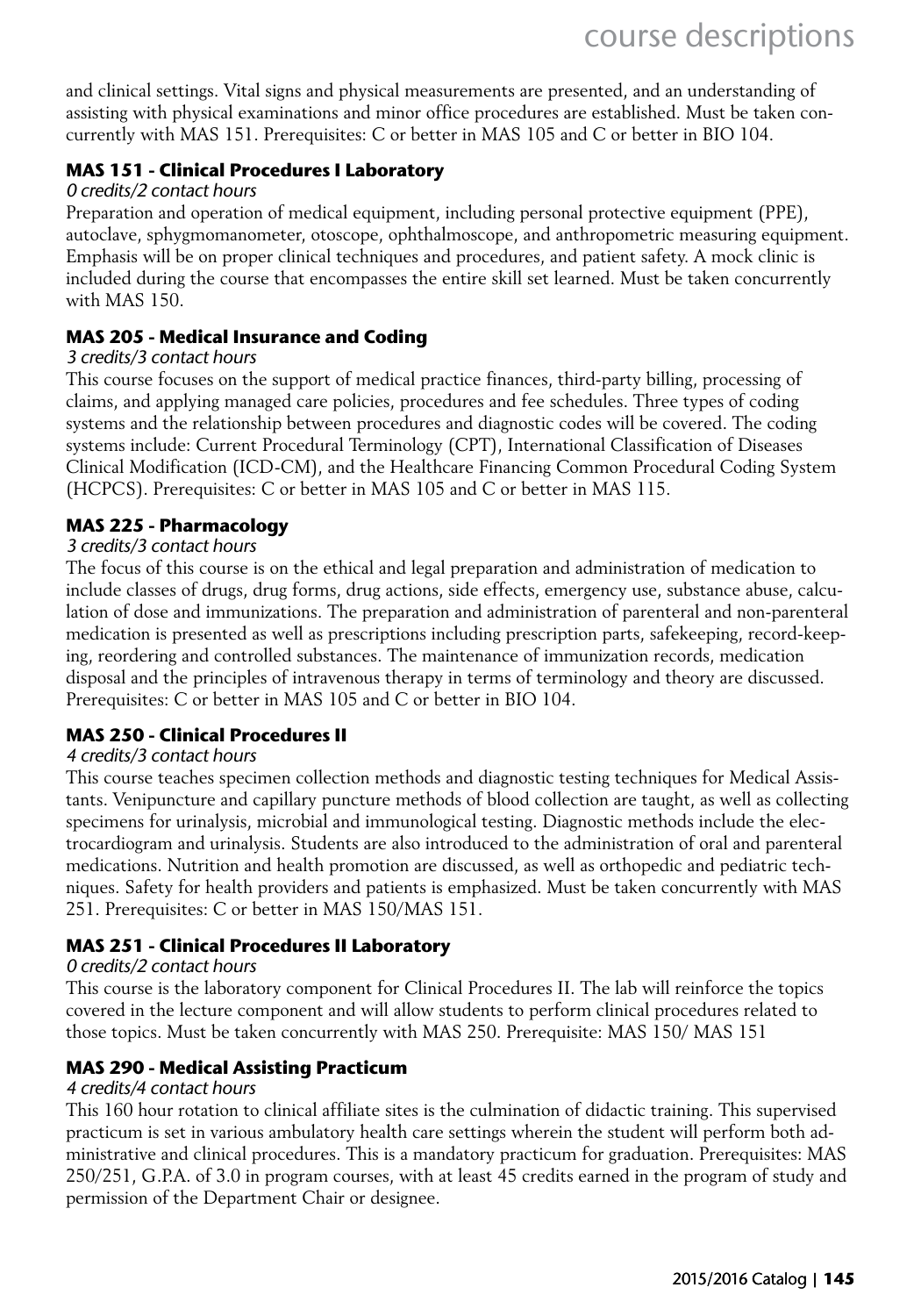and clinical settings. Vital signs and physical measurements are presented, and an understanding of assisting with physical examinations and minor office procedures are established. Must be taken concurrently with MAS 151. Prerequisites: C or better in MAS 105 and C or better in BIO 104.

### MAS 151 - Clinical Procedures I Laboratory

*0 credits/2 contact hours*

Preparation and operation of medical equipment, including personal protective equipment (PPE), autoclave, sphygmomanometer, otoscope, ophthalmoscope, and anthropometric measuring equipment. Emphasis will be on proper clinical techniques and procedures, and patient safety. A mock clinic is included during the course that encompasses the entire skill set learned. Must be taken concurrently with MAS 150.

### MAS 205 - Medical Insurance and Coding

*3 credits/3 contact hours*

This course focuses on the support of medical practice finances, third-party billing, processing of claims, and applying managed care policies, procedures and fee schedules. Three types of coding systems and the relationship between procedures and diagnostic codes will be covered. The coding systems include: Current Procedural Terminology (CPT), International Classification of Diseases Clinical Modification (ICD-CM), and the Healthcare Financing Common Procedural Coding System (HCPCS). Prerequisites: C or better in MAS 105 and C or better in MAS 115.

### MAS 225 - Pharmacology

*3 credits/3 contact hours*

The focus of this course is on the ethical and legal preparation and administration of medication to include classes of drugs, drug forms, drug actions, side effects, emergency use, substance abuse, calculation of dose and immunizations. The preparation and administration of parenteral and non-parenteral medication is presented as well as prescriptions including prescription parts, safekeeping, record-keeping, reordering and controlled substances. The maintenance of immunization records, medication disposal and the principles of intravenous therapy in terms of terminology and theory are discussed. Prerequisites: C or better in MAS 105 and C or better in BIO 104.

### MAS 250 - Clinical Procedures II

*4 credits/3 contact hours*

This course teaches specimen collection methods and diagnostic testing techniques for Medical Assistants. Venipuncture and capillary puncture methods of blood collection are taught, as well as collecting specimens for urinalysis, microbial and immunological testing. Diagnostic methods include the electrocardiogram and urinalysis. Students are also introduced to the administration of oral and parenteral medications. Nutrition and health promotion are discussed, as well as orthopedic and pediatric techniques. Safety for health providers and patients is emphasized. Must be taken concurrently with MAS 251. Prerequisites: C or better in MAS 150/MAS 151.

### MAS 251 - Clinical Procedures II Laboratory

*0 credits/2 contact hours*

This course is the laboratory component for Clinical Procedures II. The lab will reinforce the topics covered in the lecture component and will allow students to perform clinical procedures related to those topics. Must be taken concurrently with MAS 250. Prerequisite: MAS 150/ MAS 151

### MAS 290 - Medical Assisting Practicum

*4 credits/4 contact hours*

This 160 hour rotation to clinical affiliate sites is the culmination of didactic training. This supervised practicum is set in various ambulatory health care settings wherein the student will perform both administrative and clinical procedures. This is a mandatory practicum for graduation. Prerequisites: MAS 250/251, G.P.A. of 3.0 in program courses, with at least 45 credits earned in the program of study and permission of the Department Chair or designee.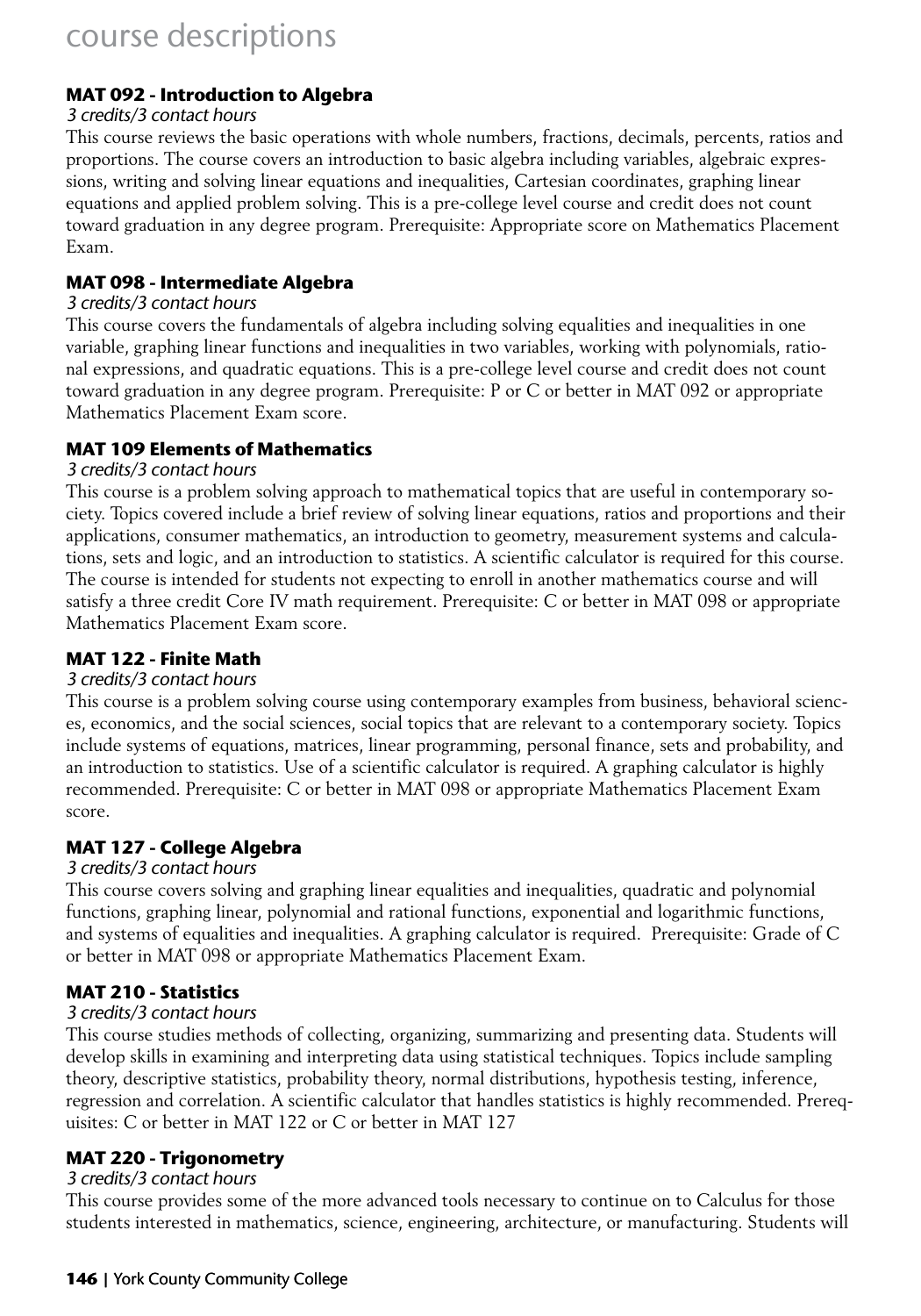# course descriptions

### MAT 092 - Introduction to Algebra

*3 credits/3 contact hours*

This course reviews the basic operations with whole numbers, fractions, decimals, percents, ratios and proportions. The course covers an introduction to basic algebra including variables, algebraic expressions, writing and solving linear equations and inequalities, Cartesian coordinates, graphing linear equations and applied problem solving. This is a pre-college level course and credit does not count toward graduation in any degree program. Prerequisite: Appropriate score on Mathematics Placement Exam.

### MAT 098 - Intermediate Algebra

*3 credits/3 contact hours*

This course covers the fundamentals of algebra including solving equalities and inequalities in one variable, graphing linear functions and inequalities in two variables, working with polynomials, rational expressions, and quadratic equations. This is a pre-college level course and credit does not count toward graduation in any degree program. Prerequisite: P or C or better in MAT 092 or appropriate Mathematics Placement Exam score.

### MAT 109 Elements of Mathematics

*3 credits/3 contact hours*

This course is a problem solving approach to mathematical topics that are useful in contemporary society. Topics covered include a brief review of solving linear equations, ratios and proportions and their applications, consumer mathematics, an introduction to geometry, measurement systems and calculations, sets and logic, and an introduction to statistics. A scientific calculator is required for this course. The course is intended for students not expecting to enroll in another mathematics course and will satisfy a three credit Core IV math requirement. Prerequisite: C or better in MAT 098 or appropriate Mathematics Placement Exam score.

### MAT 122 - Finite Math

*3 credits/3 contact hours*

This course is a problem solving course using contemporary examples from business, behavioral sciences, economics, and the social sciences, social topics that are relevant to a contemporary society. Topics include systems of equations, matrices, linear programming, personal finance, sets and probability, and an introduction to statistics. Use of a scientific calculator is required. A graphing calculator is highly recommended. Prerequisite: C or better in MAT 098 or appropriate Mathematics Placement Exam score.

### MAT 127 - College Algebra

*3 credits/3 contact hours*

This course covers solving and graphing linear equalities and inequalities, quadratic and polynomial functions, graphing linear, polynomial and rational functions, exponential and logarithmic functions, and systems of equalities and inequalities. A graphing calculator is required. Prerequisite: Grade of C or better in MAT 098 or appropriate Mathematics Placement Exam.

### MAT 210 - Statistics

*3 credits/3 contact hours*

This course studies methods of collecting, organizing, summarizing and presenting data. Students will develop skills in examining and interpreting data using statistical techniques. Topics include sampling theory, descriptive statistics, probability theory, normal distributions, hypothesis testing, inference, regression and correlation. A scientific calculator that handles statistics is highly recommended. Prerequisites: C or better in MAT 122 or C or better in MAT 127

### MAT 220 - Trigonometry

*3 credits/3 contact hours*

This course provides some of the more advanced tools necessary to continue on to Calculus for those students interested in mathematics, science, engineering, architecture, or manufacturing. Students will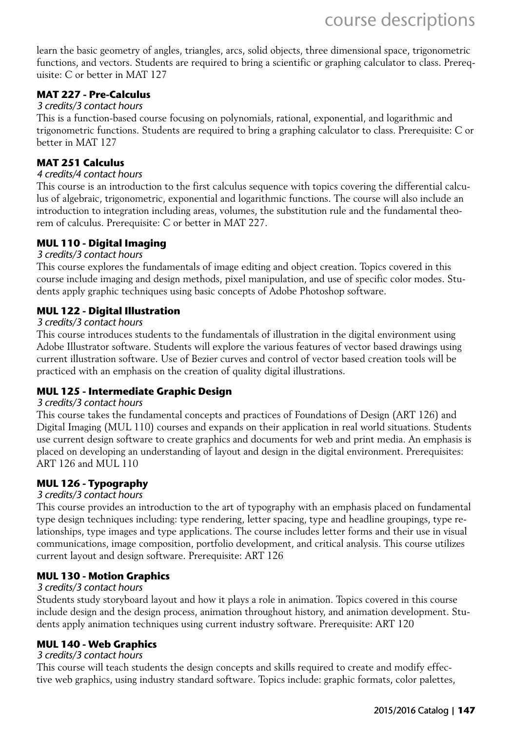learn the basic geometry of angles, triangles, arcs, solid objects, three dimensional space, trigonometric functions, and vectors. Students are required to bring a scientific or graphing calculator to class. Prerequisite: C or better in MAT 127

### MAT 227 - Pre-Calculus

*3 credits/3 contact hours*

This is a function-based course focusing on polynomials, rational, exponential, and logarithmic and trigonometric functions. Students are required to bring a graphing calculator to class. Prerequisite: C or better in MAT 127

### MAT 251 Calculus

*4 credits/4 contact hours*

This course is an introduction to the first calculus sequence with topics covering the differential calculus of algebraic, trigonometric, exponential and logarithmic functions. The course will also include an introduction to integration including areas, volumes, the substitution rule and the fundamental theorem of calculus. Prerequisite: C or better in MAT 227.

### MUL 110 - Digital Imaging

*3 credits/3 contact hours*

This course explores the fundamentals of image editing and object creation. Topics covered in this course include imaging and design methods, pixel manipulation, and use of specific color modes. Students apply graphic techniques using basic concepts of Adobe Photoshop software.

### MUL 122 - Digital Illustration

*3 credits/3 contact hours*

This course introduces students to the fundamentals of illustration in the digital environment using Adobe Illustrator software. Students will explore the various features of vector based drawings using current illustration software. Use of Bezier curves and control of vector based creation tools will be practiced with an emphasis on the creation of quality digital illustrations.

### MUL 125 - Intermediate Graphic Design

*3 credits/3 contact hours*

This course takes the fundamental concepts and practices of Foundations of Design (ART 126) and Digital Imaging (MUL 110) courses and expands on their application in real world situations. Students use current design software to create graphics and documents for web and print media. An emphasis is placed on developing an understanding of layout and design in the digital environment. Prerequisites: ART 126 and MUL 110

### MUL 126 - Typography

*3 credits/3 contact hours*

This course provides an introduction to the art of typography with an emphasis placed on fundamental type design techniques including: type rendering, letter spacing, type and headline groupings, type relationships, type images and type applications. The course includes letter forms and their use in visual communications, image composition, portfolio development, and critical analysis. This course utilizes current layout and design software. Prerequisite: ART 126

### MUL 130 - Motion Graphics

*3 credits/3 contact hours*

Students study storyboard layout and how it plays a role in animation. Topics covered in this course include design and the design process, animation throughout history, and animation development. Students apply animation techniques using current industry software. Prerequisite: ART 120

### MUL 140 - Web Graphics

*3 credits/3 contact hours*

This course will teach students the design concepts and skills required to create and modify effective web graphics, using industry standard software. Topics include: graphic formats, color palettes,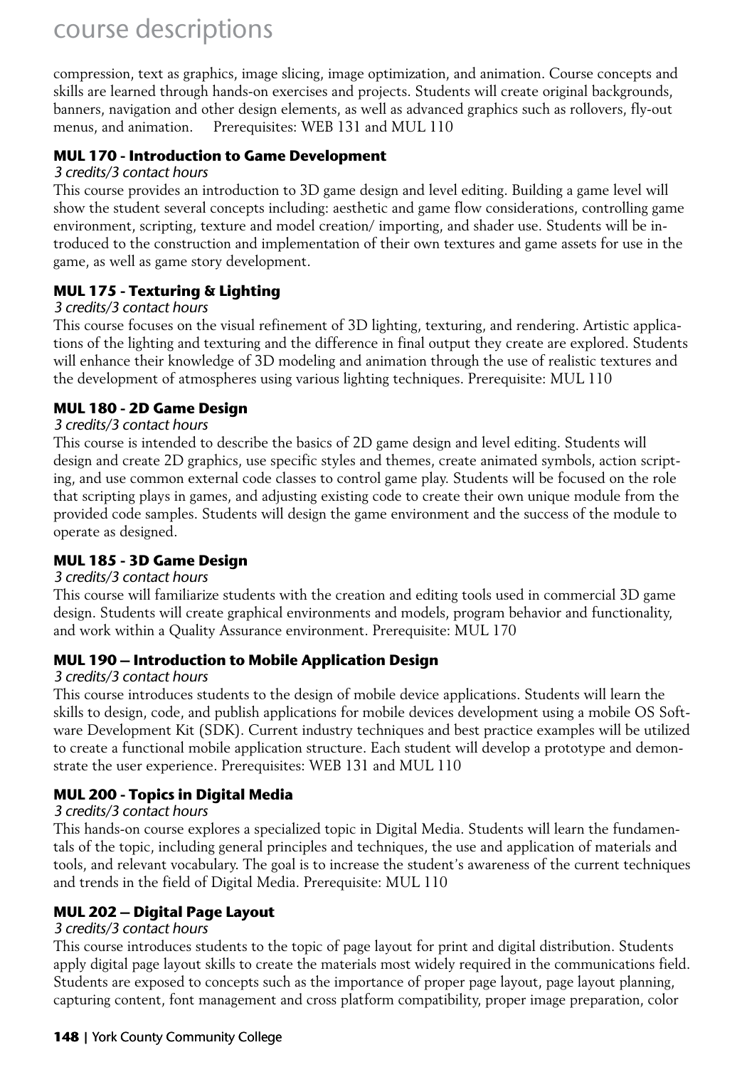compression, text as graphics, image slicing, image optimization, and animation. Course concepts and skills are learned through hands-on exercises and projects. Students will create original backgrounds, banners, navigation and other design elements, as well as advanced graphics such as rollovers, fly-out menus, and animation. Prerequisites: WEB 131 and MUL 110

### MUL 170 - Introduction to Game Development

*3 credits/3 contact hours*

This course provides an introduction to 3D game design and level editing. Building a game level will show the student several concepts including: aesthetic and game flow considerations, controlling game environment, scripting, texture and model creation/ importing, and shader use. Students will be introduced to the construction and implementation of their own textures and game assets for use in the game, as well as game story development.

### MUL 175 - Texturing & Lighting

*3 credits/3 contact hours*

This course focuses on the visual refinement of 3D lighting, texturing, and rendering. Artistic applications of the lighting and texturing and the difference in final output they create are explored. Students will enhance their knowledge of 3D modeling and animation through the use of realistic textures and the development of atmospheres using various lighting techniques. Prerequisite: MUL 110

### MUL 180 - 2D Game Design

*3 credits/3 contact hours*

This course is intended to describe the basics of 2D game design and level editing. Students will design and create 2D graphics, use specific styles and themes, create animated symbols, action scripting, and use common external code classes to control game play. Students will be focused on the role that scripting plays in games, and adjusting existing code to create their own unique module from the provided code samples. Students will design the game environment and the success of the module to operate as designed.

### MUL 185 - 3D Game Design

*3 credits/3 contact hours*

This course will familiarize students with the creation and editing tools used in commercial 3D game design. Students will create graphical environments and models, program behavior and functionality, and work within a Quality Assurance environment. Prerequisite: MUL 170

### MUL 190 – Introduction to Mobile Application Design

*3 credits/3 contact hours*

This course introduces students to the design of mobile device applications. Students will learn the skills to design, code, and publish applications for mobile devices development using a mobile OS Software Development Kit (SDK). Current industry techniques and best practice examples will be utilized to create a functional mobile application structure. Each student will develop a prototype and demonstrate the user experience. Prerequisites: WEB 131 and MUL 110

### MUL 200 - Topics in Digital Media

*3 credits/3 contact hours*

This hands-on course explores a specialized topic in Digital Media. Students will learn the fundamentals of the topic, including general principles and techniques, the use and application of materials and tools, and relevant vocabulary. The goal is to increase the student's awareness of the current techniques and trends in the field of Digital Media. Prerequisite: MUL 110

### MUL 202 – Digital Page Layout

*3 credits/3 contact hours*

This course introduces students to the topic of page layout for print and digital distribution. Students apply digital page layout skills to create the materials most widely required in the communications field. Students are exposed to concepts such as the importance of proper page layout, page layout planning, capturing content, font management and cross platform compatibility, proper image preparation, color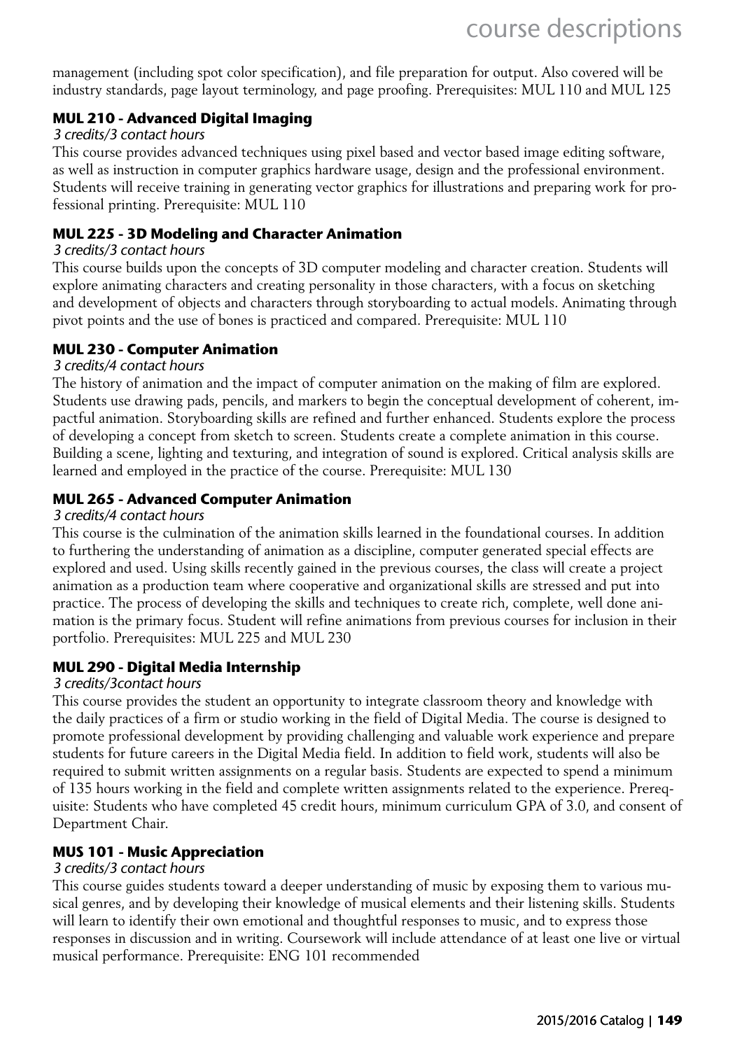management (including spot color specification), and file preparation for output. Also covered will be industry standards, page layout terminology, and page proofing. Prerequisites: MUL 110 and MUL 125

### MUL 210 - Advanced Digital Imaging

*3 credits/3 contact hours*

This course provides advanced techniques using pixel based and vector based image editing software, as well as instruction in computer graphics hardware usage, design and the professional environment. Students will receive training in generating vector graphics for illustrations and preparing work for professional printing. Prerequisite: MUL 110

### MUL 225 - 3D Modeling and Character Animation

*3 credits/3 contact hours*

This course builds upon the concepts of 3D computer modeling and character creation. Students will explore animating characters and creating personality in those characters, with a focus on sketching and development of objects and characters through storyboarding to actual models. Animating through pivot points and the use of bones is practiced and compared. Prerequisite: MUL 110

### MUL 230 - Computer Animation

*3 credits/4 contact hours*

The history of animation and the impact of computer animation on the making of film are explored. Students use drawing pads, pencils, and markers to begin the conceptual development of coherent, impactful animation. Storyboarding skills are refined and further enhanced. Students explore the process of developing a concept from sketch to screen. Students create a complete animation in this course. Building a scene, lighting and texturing, and integration of sound is explored. Critical analysis skills are learned and employed in the practice of the course. Prerequisite: MUL 130

### MUL 265 - Advanced Computer Animation

*3 credits/4 contact hours*

This course is the culmination of the animation skills learned in the foundational courses. In addition to furthering the understanding of animation as a discipline, computer generated special effects are explored and used. Using skills recently gained in the previous courses, the class will create a project animation as a production team where cooperative and organizational skills are stressed and put into practice. The process of developing the skills and techniques to create rich, complete, well done animation is the primary focus. Student will refine animations from previous courses for inclusion in their portfolio. Prerequisites: MUL 225 and MUL 230

### MUL 290 - Digital Media Internship

*3 credits/3contact hours*

This course provides the student an opportunity to integrate classroom theory and knowledge with the daily practices of a firm or studio working in the field of Digital Media. The course is designed to promote professional development by providing challenging and valuable work experience and prepare students for future careers in the Digital Media field. In addition to field work, students will also be required to submit written assignments on a regular basis. Students are expected to spend a minimum of 135 hours working in the field and complete written assignments related to the experience. Prerequisite: Students who have completed 45 credit hours, minimum curriculum GPA of 3.0, and consent of Department Chair.

### MUS 101 - Music Appreciation

*3 credits/3 contact hours*

This course guides students toward a deeper understanding of music by exposing them to various musical genres, and by developing their knowledge of musical elements and their listening skills. Students will learn to identify their own emotional and thoughtful responses to music, and to express those responses in discussion and in writing. Coursework will include attendance of at least one live or virtual musical performance. Prerequisite: ENG 101 recommended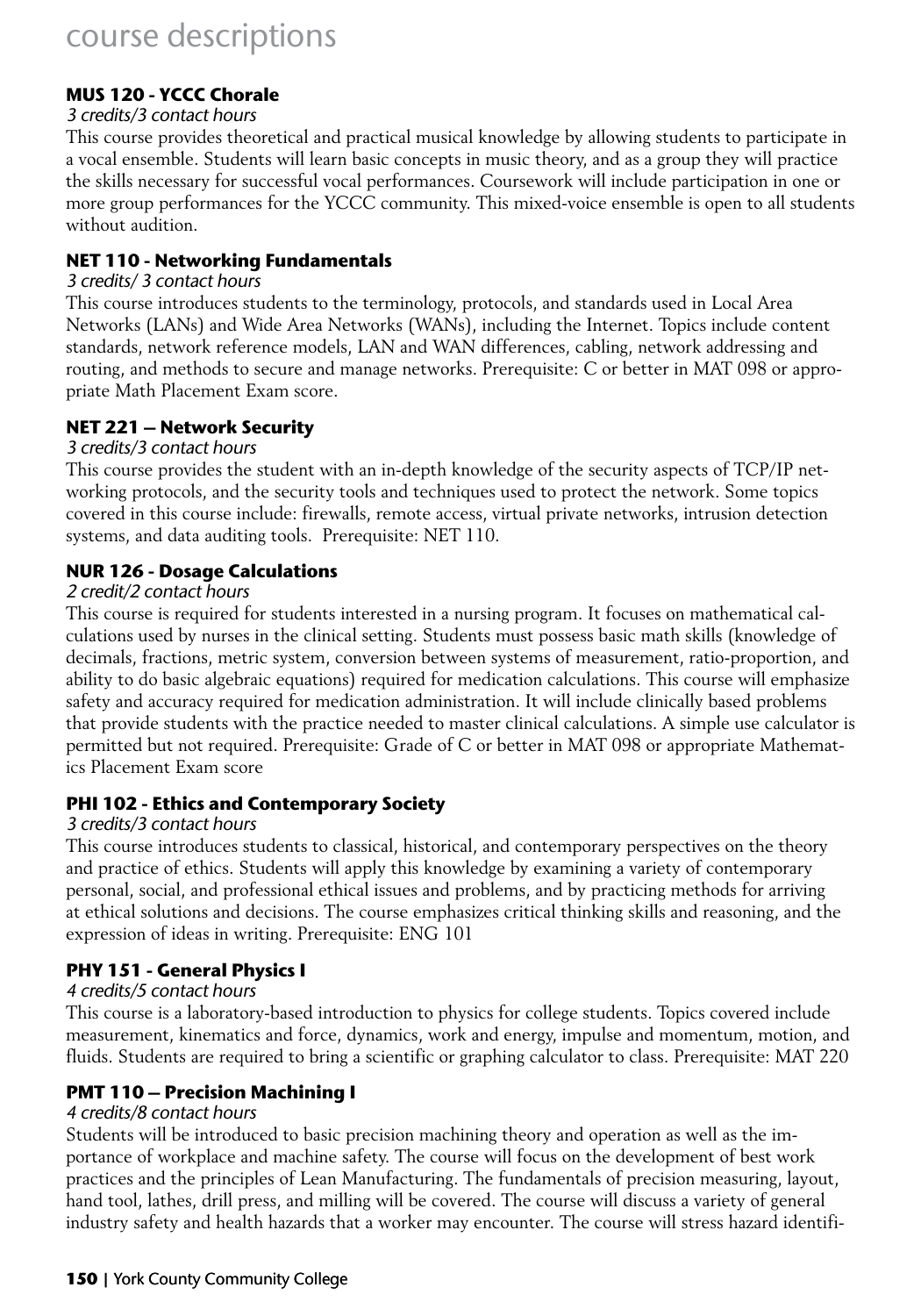# course descriptions

### MUS 120 - YCCC Chorale

*3 credits/3 contact hours*

This course provides theoretical and practical musical knowledge by allowing students to participate in a vocal ensemble. Students will learn basic concepts in music theory, and as a group they will practice the skills necessary for successful vocal performances. Coursework will include participation in one or more group performances for the YCCC community. This mixed-voice ensemble is open to all students without audition.

### NET 110 - Networking Fundamentals

*3 credits/ 3 contact hours*

This course introduces students to the terminology, protocols, and standards used in Local Area Networks (LANs) and Wide Area Networks (WANs), including the Internet. Topics include content standards, network reference models, LAN and WAN differences, cabling, network addressing and routing, and methods to secure and manage networks. Prerequisite: C or better in MAT 098 or appropriate Math Placement Exam score.

### NET 221 – Network Security

*3 credits/3 contact hours*

This course provides the student with an in-depth knowledge of the security aspects of TCP/IP networking protocols, and the security tools and techniques used to protect the network. Some topics covered in this course include: firewalls, remote access, virtual private networks, intrusion detection systems, and data auditing tools. Prerequisite: NET 110.

### NUR 126 - Dosage Calculations

*2 credit/2 contact hours*

This course is required for students interested in a nursing program. It focuses on mathematical calculations used by nurses in the clinical setting. Students must possess basic math skills (knowledge of decimals, fractions, metric system, conversion between systems of measurement, ratio-proportion, and ability to do basic algebraic equations) required for medication calculations. This course will emphasize safety and accuracy required for medication administration. It will include clinically based problems that provide students with the practice needed to master clinical calculations. A simple use calculator is permitted but not required. Prerequisite: Grade of C or better in MAT 098 or appropriate Mathematics Placement Exam score

### PHI 102 - Ethics and Contemporary Society

*3 credits/3 contact hours*

This course introduces students to classical, historical, and contemporary perspectives on the theory and practice of ethics. Students will apply this knowledge by examining a variety of contemporary personal, social, and professional ethical issues and problems, and by practicing methods for arriving at ethical solutions and decisions. The course emphasizes critical thinking skills and reasoning, and the expression of ideas in writing. Prerequisite: ENG 101

### PHY 151 - General Physics I

*4 credits/5 contact hours*

This course is a laboratory-based introduction to physics for college students. Topics covered include measurement, kinematics and force, dynamics, work and energy, impulse and momentum, motion, and fluids. Students are required to bring a scientific or graphing calculator to class. Prerequisite: MAT 220

### PMT 110 – Precision Machining I

*4 credits/8 contact hours*

Students will be introduced to basic precision machining theory and operation as well as the importance of workplace and machine safety. The course will focus on the development of best work practices and the principles of Lean Manufacturing. The fundamentals of precision measuring, layout, hand tool, lathes, drill press, and milling will be covered. The course will discuss a variety of general industry safety and health hazards that a worker may encounter. The course will stress hazard identifi-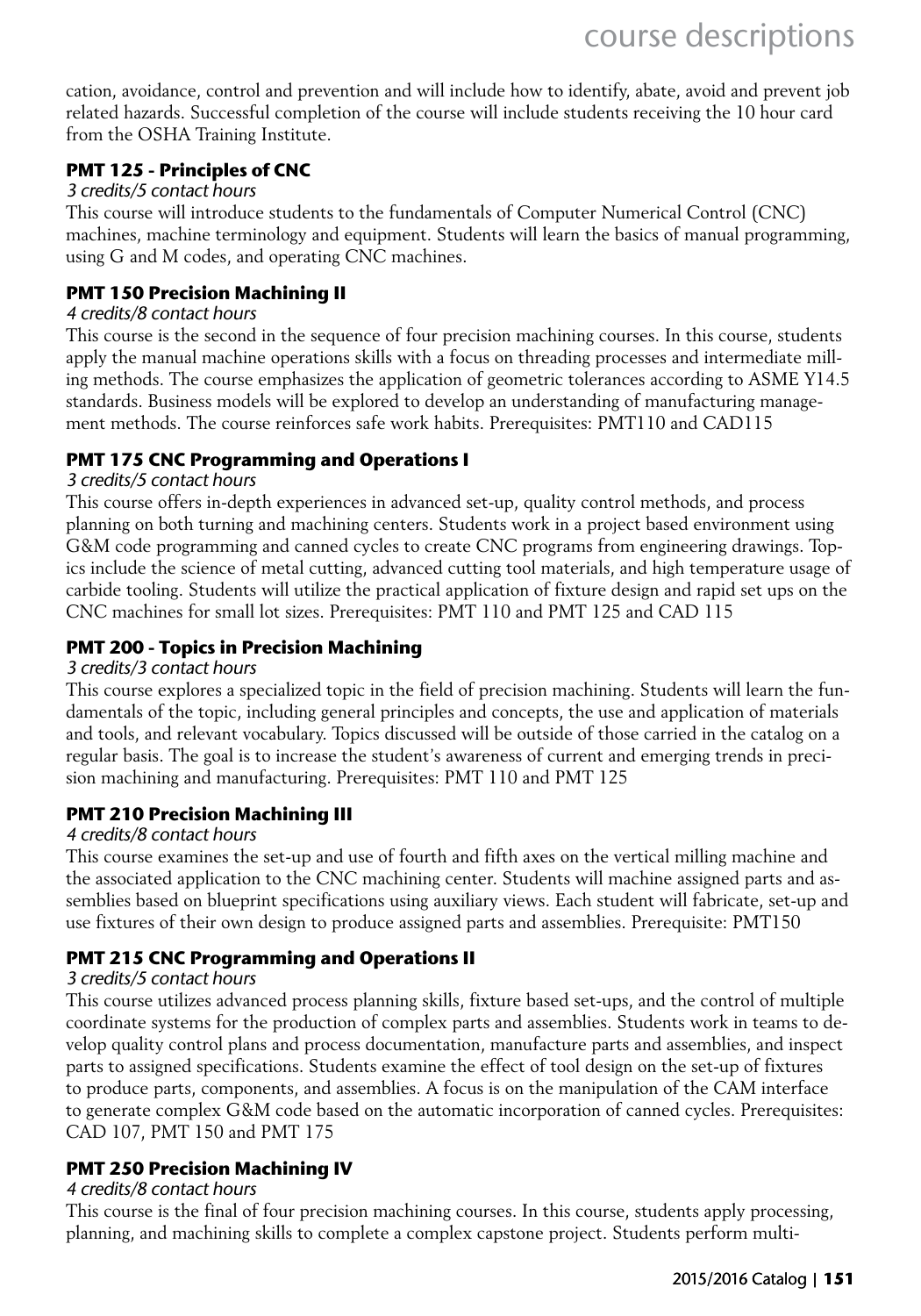cation, avoidance, control and prevention and will include how to identify, abate, avoid and prevent job related hazards. Successful completion of the course will include students receiving the 10 hour card from the OSHA Training Institute.

### PMT 125 - Principles of CNC

*3 credits/5 contact hours*

This course will introduce students to the fundamentals of Computer Numerical Control (CNC) machines, machine terminology and equipment. Students will learn the basics of manual programming, using G and M codes, and operating CNC machines.

### PMT 150 Precision Machining II

*4 credits/8 contact hours*

This course is the second in the sequence of four precision machining courses. In this course, students apply the manual machine operations skills with a focus on threading processes and intermediate milling methods. The course emphasizes the application of geometric tolerances according to ASME Y14.5 standards. Business models will be explored to develop an understanding of manufacturing management methods. The course reinforces safe work habits. Prerequisites: PMT110 and CAD115

### PMT 175 CNC Programming and Operations I

*3 credits/5 contact hours*

This course offers in-depth experiences in advanced set-up, quality control methods, and process planning on both turning and machining centers. Students work in a project based environment using G&M code programming and canned cycles to create CNC programs from engineering drawings. Topics include the science of metal cutting, advanced cutting tool materials, and high temperature usage of carbide tooling. Students will utilize the practical application of fixture design and rapid set ups on the CNC machines for small lot sizes. Prerequisites: PMT 110 and PMT 125 and CAD 115

### PMT 200 - Topics in Precision Machining

*3 credits/3 contact hours*

This course explores a specialized topic in the field of precision machining. Students will learn the fundamentals of the topic, including general principles and concepts, the use and application of materials and tools, and relevant vocabulary. Topics discussed will be outside of those carried in the catalog on a regular basis. The goal is to increase the student's awareness of current and emerging trends in precision machining and manufacturing. Prerequisites: PMT 110 and PMT 125

### PMT 210 Precision Machining III

*4 credits/8 contact hours*

This course examines the set-up and use of fourth and fifth axes on the vertical milling machine and the associated application to the CNC machining center. Students will machine assigned parts and assemblies based on blueprint specifications using auxiliary views. Each student will fabricate, set-up and use fixtures of their own design to produce assigned parts and assemblies. Prerequisite: PMT150

### PMT 215 CNC Programming and Operations II

*3 credits/5 contact hours*

This course utilizes advanced process planning skills, fixture based set-ups, and the control of multiple coordinate systems for the production of complex parts and assemblies. Students work in teams to develop quality control plans and process documentation, manufacture parts and assemblies, and inspect parts to assigned specifications. Students examine the effect of tool design on the set-up of fixtures to produce parts, components, and assemblies. A focus is on the manipulation of the CAM interface to generate complex G&M code based on the automatic incorporation of canned cycles. Prerequisites: CAD 107, PMT 150 and PMT 175

### PMT 250 Precision Machining IV

*4 credits/8 contact hours*

This course is the final of four precision machining courses. In this course, students apply processing, planning, and machining skills to complete a complex capstone project. Students perform multi-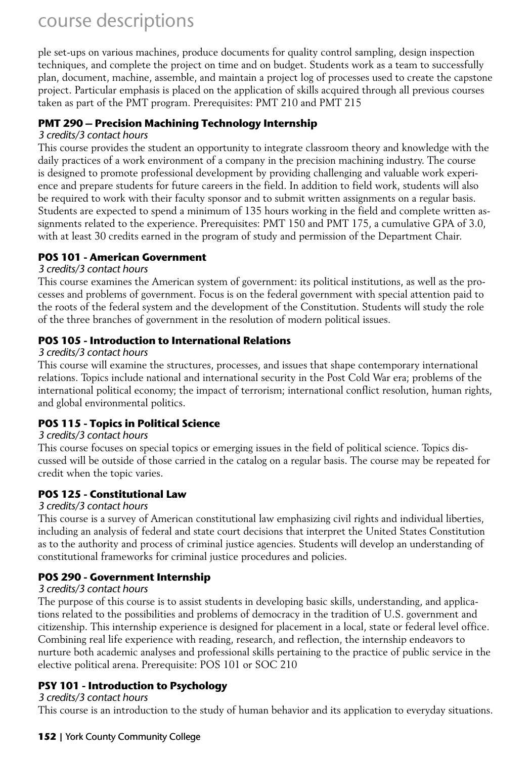ple set-ups on various machines, produce documents for quality control sampling, design inspection techniques, and complete the project on time and on budget. Students work as a team to successfully plan, document, machine, assemble, and maintain a project log of processes used to create the capstone project. Particular emphasis is placed on the application of skills acquired through all previous courses taken as part of the PMT program. Prerequisites: PMT 210 and PMT 215

### PMT 290 – Precision Machining Technology Internship

*3 credits/3 contact hours*

This course provides the student an opportunity to integrate classroom theory and knowledge with the daily practices of a work environment of a company in the precision machining industry. The course is designed to promote professional development by providing challenging and valuable work experience and prepare students for future careers in the field. In addition to field work, students will also be required to work with their faculty sponsor and to submit written assignments on a regular basis. Students are expected to spend a minimum of 135 hours working in the field and complete written assignments related to the experience. Prerequisites: PMT 150 and PMT 175, a cumulative GPA of 3.0, with at least 30 credits earned in the program of study and permission of the Department Chair.

### POS 101 - American Government

*3 credits/3 contact hours*

This course examines the American system of government: its political institutions, as well as the processes and problems of government. Focus is on the federal government with special attention paid to the roots of the federal system and the development of the Constitution. Students will study the role of the three branches of government in the resolution of modern political issues.

### POS 105 - Introduction to International Relations

*3 credits/3 contact hours*

This course will examine the structures, processes, and issues that shape contemporary international relations. Topics include national and international security in the Post Cold War era; problems of the international political economy; the impact of terrorism; international conflict resolution, human rights, and global environmental politics.

### POS 115 - Topics in Political Science

*3 credits/3 contact hours*

This course focuses on special topics or emerging issues in the field of political science. Topics discussed will be outside of those carried in the catalog on a regular basis. The course may be repeated for credit when the topic varies.

### POS 125 - Constitutional Law

*3 credits/3 contact hours*

This course is a survey of American constitutional law emphasizing civil rights and individual liberties, including an analysis of federal and state court decisions that interpret the United States Constitution as to the authority and process of criminal justice agencies. Students will develop an understanding of constitutional frameworks for criminal justice procedures and policies.

### POS 290 - Government Internship

*3 credits/3 contact hours*

The purpose of this course is to assist students in developing basic skills, understanding, and applications related to the possibilities and problems of democracy in the tradition of U.S. government and citizenship. This internship experience is designed for placement in a local, state or federal level office. Combining real life experience with reading, research, and reflection, the internship endeavors to nurture both academic analyses and professional skills pertaining to the practice of public service in the elective political arena. Prerequisite: POS 101 or SOC 210

### PSY 101 - Introduction to Psychology

*3 credits/3 contact hours*

This course is an introduction to the study of human behavior and its application to everyday situations.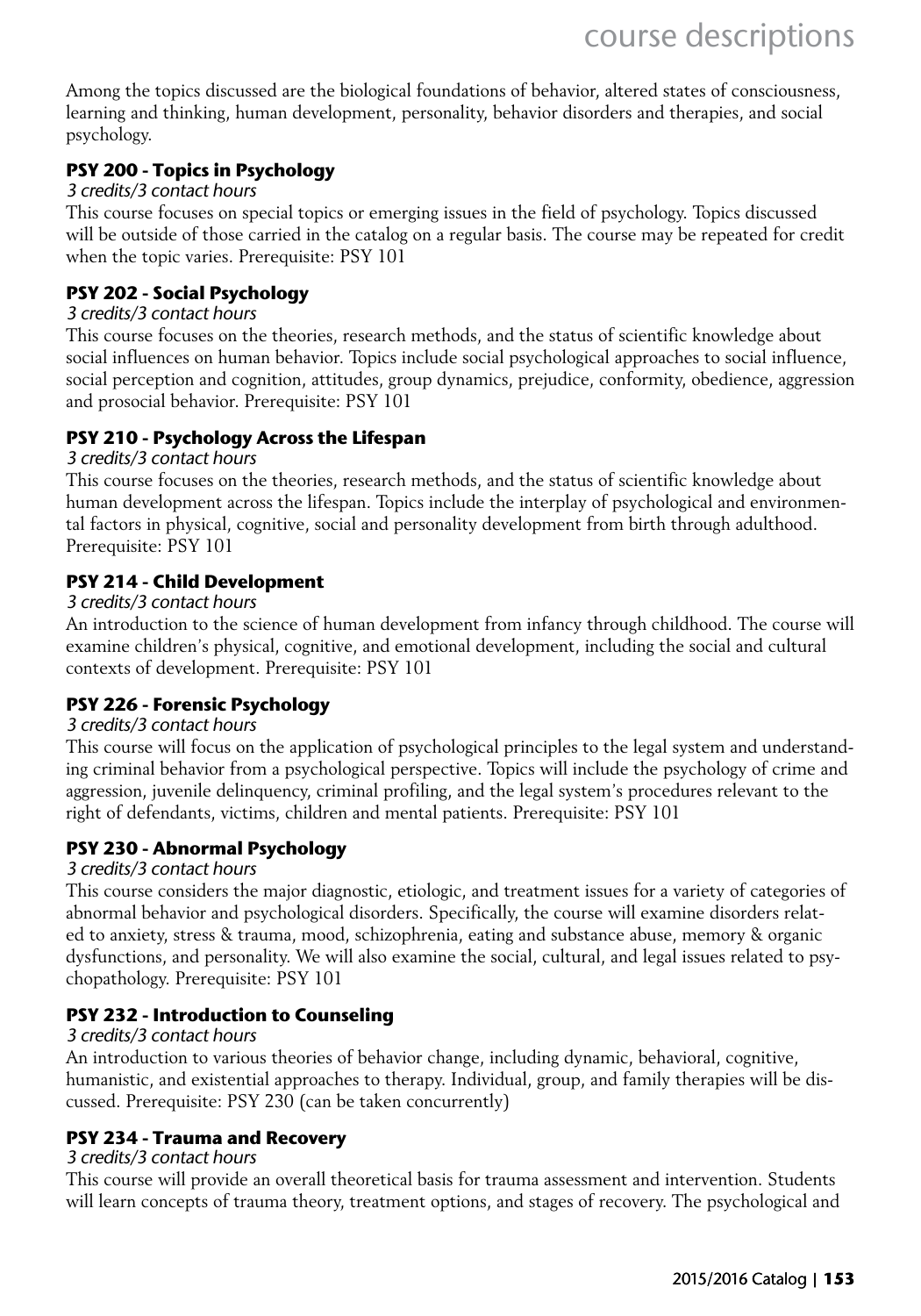Among the topics discussed are the biological foundations of behavior, altered states of consciousness, learning and thinking, human development, personality, behavior disorders and therapies, and social psychology.

### PSY 200 - Topics in Psychology

*3 credits/3 contact hours*

This course focuses on special topics or emerging issues in the field of psychology. Topics discussed will be outside of those carried in the catalog on a regular basis. The course may be repeated for credit when the topic varies. Prerequisite: PSY 101

### PSY 202 - Social Psychology

*3 credits/3 contact hours*

This course focuses on the theories, research methods, and the status of scientific knowledge about social influences on human behavior. Topics include social psychological approaches to social influence, social perception and cognition, attitudes, group dynamics, prejudice, conformity, obedience, aggression and prosocial behavior. Prerequisite: PSY 101

### PSY 210 - Psychology Across the Lifespan

*3 credits/3 contact hours*

This course focuses on the theories, research methods, and the status of scientific knowledge about human development across the lifespan. Topics include the interplay of psychological and environmental factors in physical, cognitive, social and personality development from birth through adulthood. Prerequisite: PSY 101

### PSY 214 - Child Development

*3 credits/3 contact hours*

An introduction to the science of human development from infancy through childhood. The course will examine children's physical, cognitive, and emotional development, including the social and cultural contexts of development. Prerequisite: PSY 101

### PSY 226 - Forensic Psychology

*3 credits/3 contact hours*

This course will focus on the application of psychological principles to the legal system and understanding criminal behavior from a psychological perspective. Topics will include the psychology of crime and aggression, juvenile delinquency, criminal profiling, and the legal system's procedures relevant to the right of defendants, victims, children and mental patients. Prerequisite: PSY 101

### PSY 230 - Abnormal Psychology

*3 credits/3 contact hours*

This course considers the major diagnostic, etiologic, and treatment issues for a variety of categories of abnormal behavior and psychological disorders. Specifically, the course will examine disorders related to anxiety, stress & trauma, mood, schizophrenia, eating and substance abuse, memory & organic dysfunctions, and personality. We will also examine the social, cultural, and legal issues related to psychopathology. Prerequisite: PSY 101

### PSY 232 - Introduction to Counseling

*3 credits/3 contact hours*

An introduction to various theories of behavior change, including dynamic, behavioral, cognitive, humanistic, and existential approaches to therapy. Individual, group, and family therapies will be discussed. Prerequisite: PSY 230 (can be taken concurrently)

### PSY 234 - Trauma and Recovery

*3 credits/3 contact hours*

This course will provide an overall theoretical basis for trauma assessment and intervention. Students will learn concepts of trauma theory, treatment options, and stages of recovery. The psychological and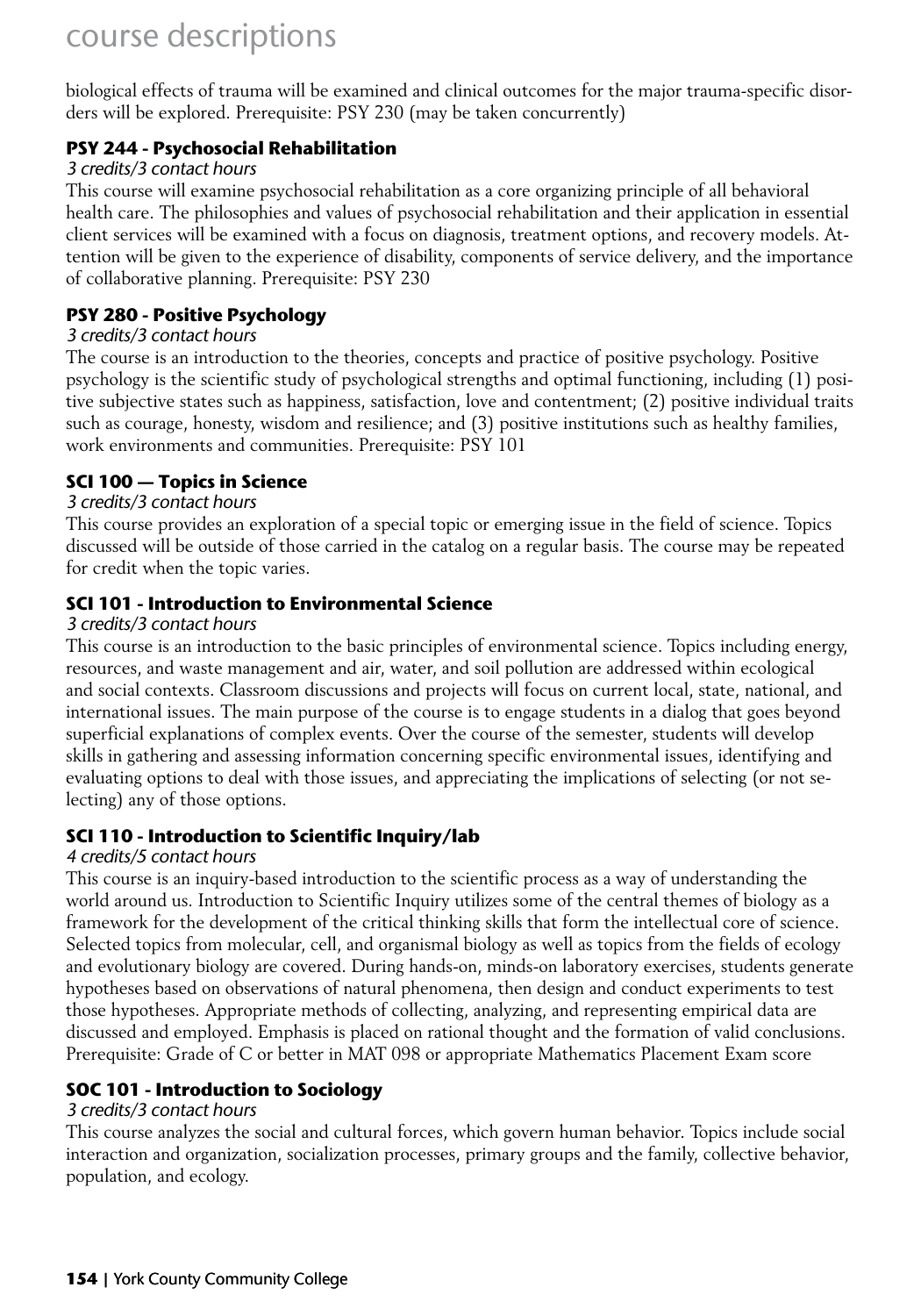biological effects of trauma will be examined and clinical outcomes for the major trauma-specific disorders will be explored. Prerequisite: PSY 230 (may be taken concurrently)

### PSY 244 - Psychosocial Rehabilitation

*3 credits/3 contact hours*

This course will examine psychosocial rehabilitation as a core organizing principle of all behavioral health care. The philosophies and values of psychosocial rehabilitation and their application in essential client services will be examined with a focus on diagnosis, treatment options, and recovery models. Attention will be given to the experience of disability, components of service delivery, and the importance of collaborative planning. Prerequisite: PSY 230

### PSY 280 - Positive Psychology

*3 credits/3 contact hours*

The course is an introduction to the theories, concepts and practice of positive psychology. Positive psychology is the scientific study of psychological strengths and optimal functioning, including (1) positive subjective states such as happiness, satisfaction, love and contentment; (2) positive individual traits such as courage, honesty, wisdom and resilience; and (3) positive institutions such as healthy families, work environments and communities. Prerequisite: PSY 101

### SCI 100 — Topics in Science

*3 credits/3 contact hours*

This course provides an exploration of a special topic or emerging issue in the field of science. Topics discussed will be outside of those carried in the catalog on a regular basis. The course may be repeated for credit when the topic varies.

### SCI 101 - Introduction to Environmental Science

*3 credits/3 contact hours*

This course is an introduction to the basic principles of environmental science. Topics including energy, resources, and waste management and air, water, and soil pollution are addressed within ecological and social contexts. Classroom discussions and projects will focus on current local, state, national, and international issues. The main purpose of the course is to engage students in a dialog that goes beyond superficial explanations of complex events. Over the course of the semester, students will develop skills in gathering and assessing information concerning specific environmental issues, identifying and evaluating options to deal with those issues, and appreciating the implications of selecting (or not selecting) any of those options.

### SCI 110 - Introduction to Scientific Inquiry/lab

*4 credits/5 contact hours*

This course is an inquiry-based introduction to the scientific process as a way of understanding the world around us. Introduction to Scientific Inquiry utilizes some of the central themes of biology as a framework for the development of the critical thinking skills that form the intellectual core of science. Selected topics from molecular, cell, and organismal biology as well as topics from the fields of ecology and evolutionary biology are covered. During hands-on, minds-on laboratory exercises, students generate hypotheses based on observations of natural phenomena, then design and conduct experiments to test those hypotheses. Appropriate methods of collecting, analyzing, and representing empirical data are discussed and employed. Emphasis is placed on rational thought and the formation of valid conclusions. Prerequisite: Grade of C or better in MAT 098 or appropriate Mathematics Placement Exam score

### SOC 101 - Introduction to Sociology

*3 credits/3 contact hours*

This course analyzes the social and cultural forces, which govern human behavior. Topics include social interaction and organization, socialization processes, primary groups and the family, collective behavior, population, and ecology.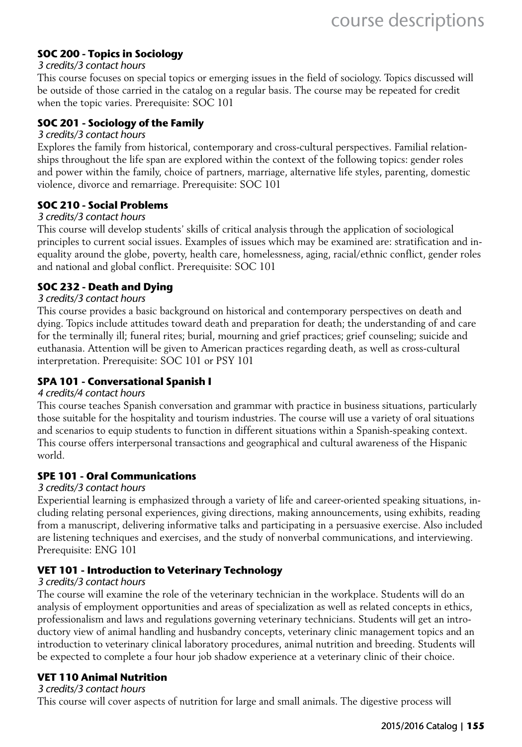### SOC 200 - Topics in Sociology

*3 credits/3 contact hours*

This course focuses on special topics or emerging issues in the field of sociology. Topics discussed will be outside of those carried in the catalog on a regular basis. The course may be repeated for credit when the topic varies. Prerequisite: SOC 101

### SOC 201 - Sociology of the Family

*3 credits/3 contact hours*

Explores the family from historical, contemporary and cross-cultural perspectives. Familial relationships throughout the life span are explored within the context of the following topics: gender roles and power within the family, choice of partners, marriage, alternative life styles, parenting, domestic violence, divorce and remarriage. Prerequisite: SOC 101

### SOC 210 - Social Problems

*3 credits/3 contact hours*

This course will develop students' skills of critical analysis through the application of sociological principles to current social issues. Examples of issues which may be examined are: stratification and inequality around the globe, poverty, health care, homelessness, aging, racial/ethnic conflict, gender roles and national and global conflict. Prerequisite: SOC 101

### SOC 232 - Death and Dying

*3 credits/3 contact hours*

This course provides a basic background on historical and contemporary perspectives on death and dying. Topics include attitudes toward death and preparation for death; the understanding of and care for the terminally ill; funeral rites; burial, mourning and grief practices; grief counseling; suicide and euthanasia. Attention will be given to American practices regarding death, as well as cross-cultural interpretation. Prerequisite: SOC 101 or PSY 101

### SPA 101 - Conversational Spanish I

*4 credits/4 contact hours*

This course teaches Spanish conversation and grammar with practice in business situations, particularly those suitable for the hospitality and tourism industries. The course will use a variety of oral situations and scenarios to equip students to function in different situations within a Spanish-speaking context. This course offers interpersonal transactions and geographical and cultural awareness of the Hispanic world.

### SPE 101 - Oral Communications

*3 credits/3 contact hours*

Experiential learning is emphasized through a variety of life and career-oriented speaking situations, including relating personal experiences, giving directions, making announcements, using exhibits, reading from a manuscript, delivering informative talks and participating in a persuasive exercise. Also included are listening techniques and exercises, and the study of nonverbal communications, and interviewing. Prerequisite: ENG 101

### VET 101 - Introduction to Veterinary Technology

*3 credits/3 contact hours*

The course will examine the role of the veterinary technician in the workplace. Students will do an analysis of employment opportunities and areas of specialization as well as related concepts in ethics, professionalism and laws and regulations governing veterinary technicians. Students will get an introductory view of animal handling and husbandry concepts, veterinary clinic management topics and an introduction to veterinary clinical laboratory procedures, animal nutrition and breeding. Students will be expected to complete a four hour job shadow experience at a veterinary clinic of their choice.

### VET 110 Animal Nutrition

*3 credits/3 contact hours*

This course will cover aspects of nutrition for large and small animals. The digestive process will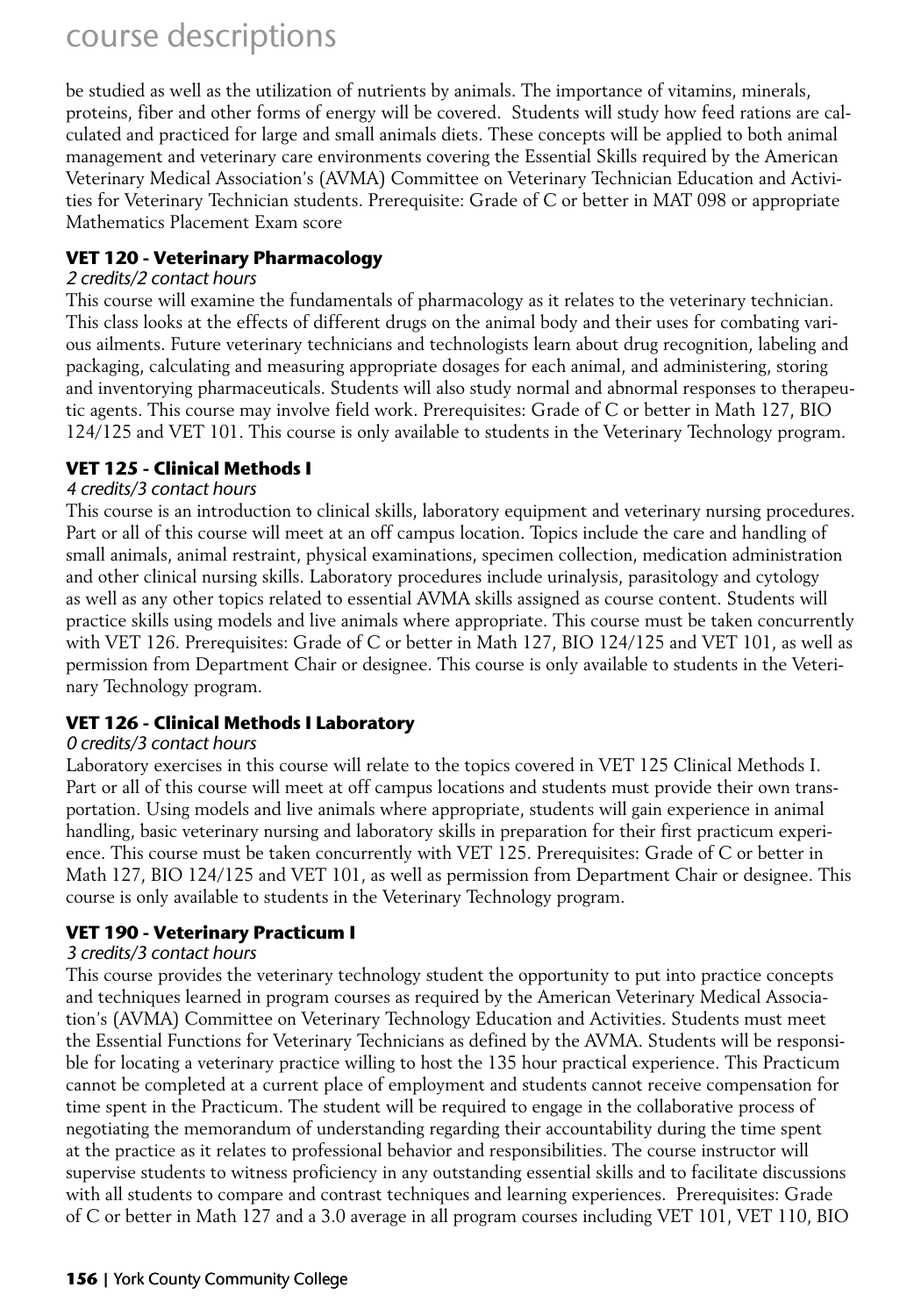be studied as well as the utilization of nutrients by animals. The importance of vitamins, minerals, proteins, fiber and other forms of energy will be covered. Students will study how feed rations are calculated and practiced for large and small animals diets. These concepts will be applied to both animal management and veterinary care environments covering the Essential Skills required by the American Veterinary Medical Association's (AVMA) Committee on Veterinary Technician Education and Activities for Veterinary Technician students. Prerequisite: Grade of C or better in MAT 098 or appropriate Mathematics Placement Exam score

### VET 120 - Veterinary Pharmacology

*2 credits/2 contact hours*

This course will examine the fundamentals of pharmacology as it relates to the veterinary technician. This class looks at the effects of different drugs on the animal body and their uses for combating various ailments. Future veterinary technicians and technologists learn about drug recognition, labeling and packaging, calculating and measuring appropriate dosages for each animal, and administering, storing and inventorying pharmaceuticals. Students will also study normal and abnormal responses to therapeutic agents. This course may involve field work. Prerequisites: Grade of C or better in Math 127, BIO 124/125 and VET 101. This course is only available to students in the Veterinary Technology program.

### VET 125 - Clinical Methods I

*4 credits/3 contact hours*

This course is an introduction to clinical skills, laboratory equipment and veterinary nursing procedures. Part or all of this course will meet at an off campus location. Topics include the care and handling of small animals, animal restraint, physical examinations, specimen collection, medication administration and other clinical nursing skills. Laboratory procedures include urinalysis, parasitology and cytology as well as any other topics related to essential AVMA skills assigned as course content. Students will practice skills using models and live animals where appropriate. This course must be taken concurrently with VET 126. Prerequisites: Grade of C or better in Math 127, BIO 124/125 and VET 101, as well as permission from Department Chair or designee. This course is only available to students in the Veterinary Technology program.

### VET 126 - Clinical Methods I Laboratory

*0 credits/3 contact hours*

Laboratory exercises in this course will relate to the topics covered in VET 125 Clinical Methods I. Part or all of this course will meet at off campus locations and students must provide their own transportation. Using models and live animals where appropriate, students will gain experience in animal handling, basic veterinary nursing and laboratory skills in preparation for their first practicum experience. This course must be taken concurrently with VET 125. Prerequisites: Grade of C or better in Math 127, BIO 124/125 and VET 101, as well as permission from Department Chair or designee. This course is only available to students in the Veterinary Technology program.

### VET 190 - Veterinary Practicum I

*3 credits/3 contact hours*

This course provides the veterinary technology student the opportunity to put into practice concepts and techniques learned in program courses as required by the American Veterinary Medical Association's (AVMA) Committee on Veterinary Technology Education and Activities. Students must meet the Essential Functions for Veterinary Technicians as defined by the AVMA. Students will be responsible for locating a veterinary practice willing to host the 135 hour practical experience. This Practicum cannot be completed at a current place of employment and students cannot receive compensation for time spent in the Practicum. The student will be required to engage in the collaborative process of negotiating the memorandum of understanding regarding their accountability during the time spent at the practice as it relates to professional behavior and responsibilities. The course instructor will supervise students to witness proficiency in any outstanding essential skills and to facilitate discussions with all students to compare and contrast techniques and learning experiences. Prerequisites: Grade of C or better in Math 127 and a 3.0 average in all program courses including VET 101, VET 110, BIO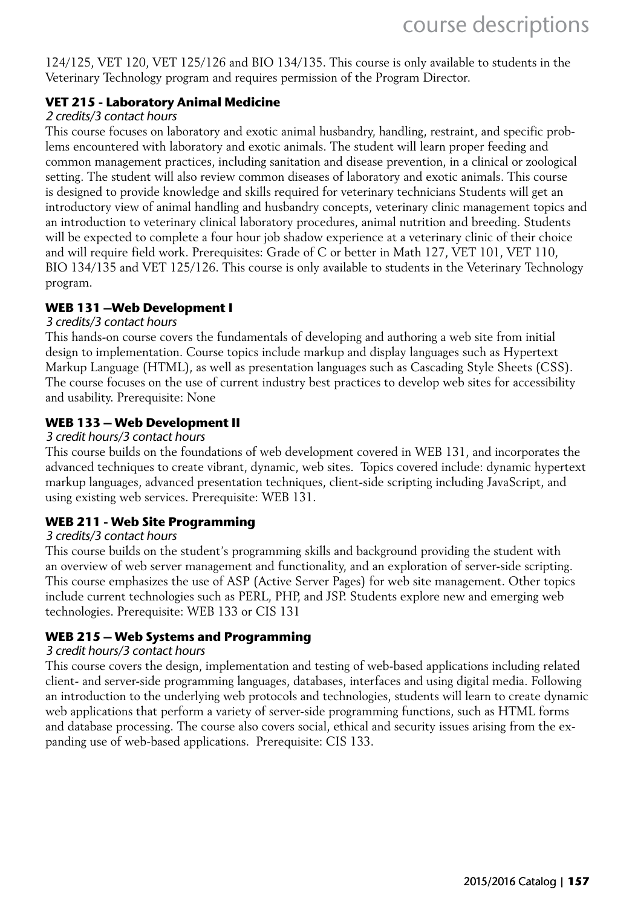124/125, VET 120, VET 125/126 and BIO 134/135. This course is only available to students in the Veterinary Technology program and requires permission of the Program Director.

### VET 215 - Laboratory Animal Medicine

*2 credits/3 contact hours*

This course focuses on laboratory and exotic animal husbandry, handling, restraint, and specific problems encountered with laboratory and exotic animals. The student will learn proper feeding and common management practices, including sanitation and disease prevention, in a clinical or zoological setting. The student will also review common diseases of laboratory and exotic animals. This course is designed to provide knowledge and skills required for veterinary technicians Students will get an introductory view of animal handling and husbandry concepts, veterinary clinic management topics and an introduction to veterinary clinical laboratory procedures, animal nutrition and breeding. Students will be expected to complete a four hour job shadow experience at a veterinary clinic of their choice and will require field work. Prerequisites: Grade of C or better in Math 127, VET 101, VET 110, BIO 134/135 and VET 125/126. This course is only available to students in the Veterinary Technology program.

### WEB 131 –Web Development I

*3 credits/3 contact hours*

This hands-on course covers the fundamentals of developing and authoring a web site from initial design to implementation. Course topics include markup and display languages such as Hypertext Markup Language (HTML), as well as presentation languages such as Cascading Style Sheets (CSS). The course focuses on the use of current industry best practices to develop web sites for accessibility and usability. Prerequisite: None

### WEB 133 – Web Development II

*3 credit hours/3 contact hours*

This course builds on the foundations of web development covered in WEB 131, and incorporates the advanced techniques to create vibrant, dynamic, web sites. Topics covered include: dynamic hypertext markup languages, advanced presentation techniques, client-side scripting including JavaScript, and using existing web services. Prerequisite: WEB 131.

### WEB 211 - Web Site Programming

*3 credits/3 contact hours*

This course builds on the student's programming skills and background providing the student with an overview of web server management and functionality, and an exploration of server-side scripting. This course emphasizes the use of ASP (Active Server Pages) for web site management. Other topics include current technologies such as PERL, PHP, and JSP. Students explore new and emerging web technologies. Prerequisite: WEB 133 or CIS 131

### WEB 215 – Web Systems and Programming

*3 credit hours/3 contact hours*

This course covers the design, implementation and testing of web-based applications including related client- and server-side programming languages, databases, interfaces and using digital media. Following an introduction to the underlying web protocols and technologies, students will learn to create dynamic web applications that perform a variety of server-side programming functions, such as HTML forms and database processing. The course also covers social, ethical and security issues arising from the expanding use of web-based applications. Prerequisite: CIS 133.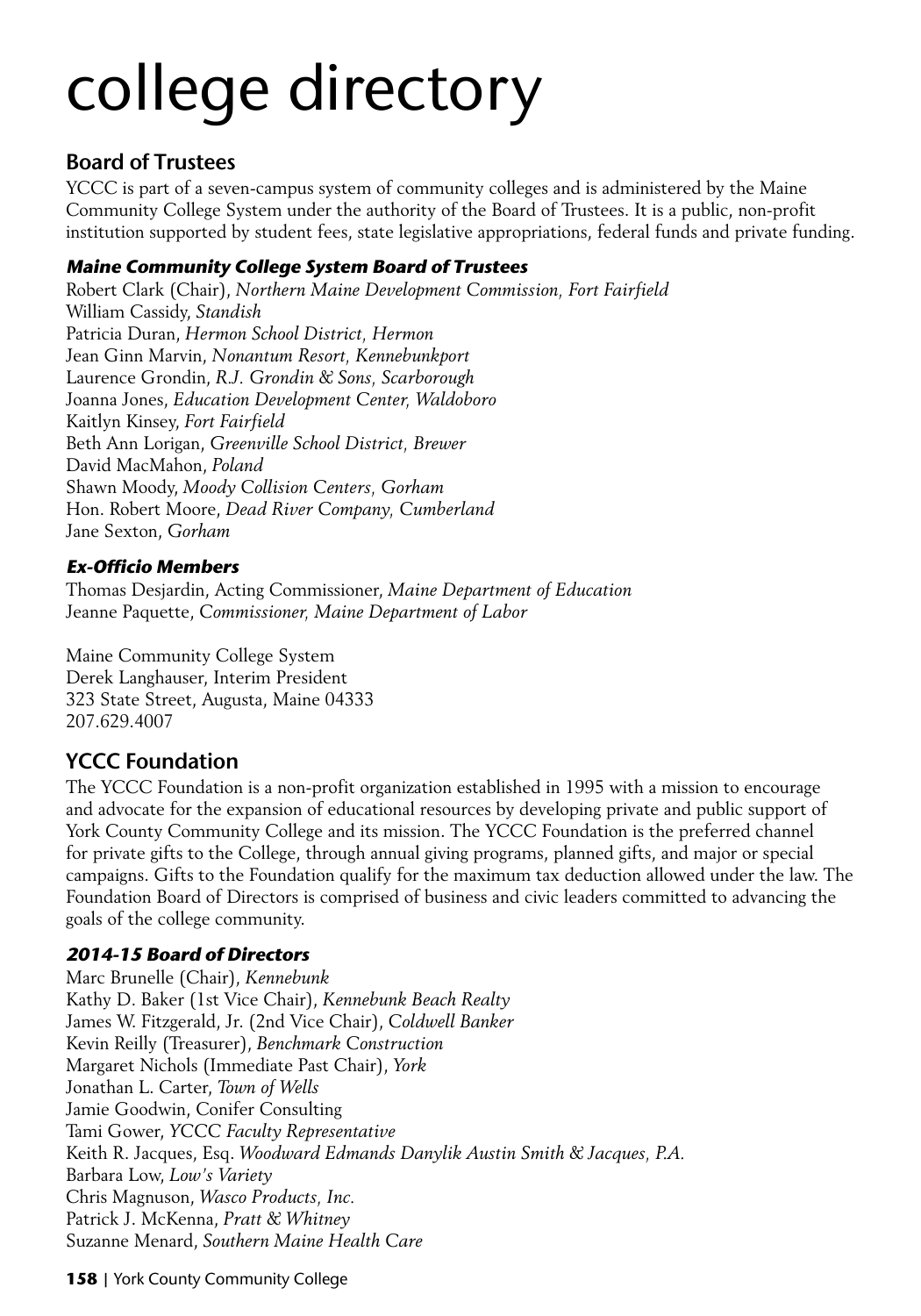# college directory

## Board of Trustees

YCCC is part of a seven-campus system of community colleges and is administered by the Maine Community College System under the authority of the Board of Trustees. It is a public, non-profit institution supported by student fees, state legislative appropriations, federal funds and private funding.

### *Maine Community College System Board of Trustees*

Robert Clark (Chair), *Northern Maine Development Commission, Fort Fairfield*
William Cassidy, *Standish*
Patricia Duran, *Hermon School District, Hermon*
Jean Ginn Marvin, *Nonantum Resort, Kennebunkport*
Laurence Grondin, *R.J. Grondin & Sons, Scarborough*
Joanna Jones, *Education Development Center, Waldoboro*
Kaitlyn Kinsey, *Fort Fairfield*
Beth Ann Lorigan, *Greenville School District, Brewer*
David MacMahon, *Poland*
Shawn Moody, *Moody Collision Centers, Gorham*
Hon. Robert Moore, *Dead River Company, Cumberland*
Jane Sexton, *Gorham*

### *Ex-Officio Members*

Thomas Desjardin, Acting Commissioner, *Maine Department of Education*
Jeanne Paquette, *Commissioner, Maine Department of Labor*

Maine Community College System
Derek Langhauser, Interim President
323 State Street, Augusta, Maine 04333
207.629.4007

## YCCC Foundation

The YCCC Foundation is a non-profit organization established in 1995 with a mission to encourage and advocate for the expansion of educational resources by developing private and public support of York County Community College and its mission. The YCCC Foundation is the preferred channel for private gifts to the College, through annual giving programs, planned gifts, and major or special campaigns. Gifts to the Foundation qualify for the maximum tax deduction allowed under the law. The Foundation Board of Directors is comprised of business and civic leaders committed to advancing the goals of the college community.

### *2014-15 Board of Directors*

Marc Brunelle (Chair), *Kennebunk*
Kathy D. Baker (1st Vice Chair), *Kennebunk Beach Realty*
James W. Fitzgerald, Jr. (2nd Vice Chair), *Coldwell Banker*
Kevin Reilly (Treasurer), *Benchmark Construction*
Margaret Nichols (Immediate Past Chair), *York*
Jonathan L. Carter, *Town of Wells*
Jamie Goodwin, Conifer Consulting
Tami Gower, *YCCC Faculty Representative*
Keith R. Jacques, Esq. *Woodward Edmands Danylik Austin Smith & Jacques, P.A.*
Barbara Low, *Low's Variety*
Chris Magnuson, *Wasco Products, Inc.*
Patrick J. McKenna, *Pratt & Whitney*
Suzanne Menard, *Southern Maine Health Care*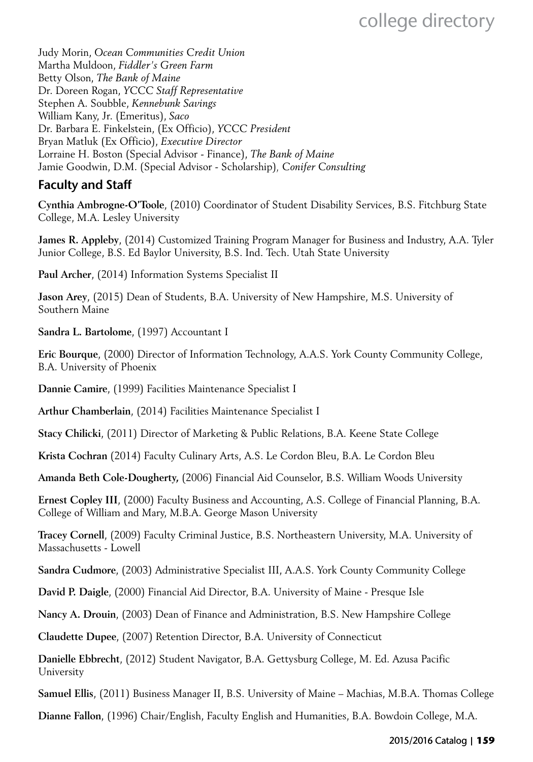Judy Morin, *Ocean Communities Credit Union*
Martha Muldoon, *Fiddler's Green Farm*
Betty Olson, *The Bank of Maine*
Dr. Doreen Rogan, *YCCC Staff Representative*
Stephen A. Soubble, *Kennebunk Savings*
William Kany, Jr. (Emeritus), *Saco*
Dr. Barbara E. Finkelstein, (Ex Officio), *YCCC President*
Bryan Matluk (Ex Officio), *Executive Director*
Lorraine H. Boston (Special Advisor - Finance), *The Bank of Maine*
Jamie Goodwin, D.M. (Special Advisor - Scholarship), *Conifer Consulting*

## Faculty and Staff

**Cynthia Ambrogne-O'Toole**, (2010) Coordinator of Student Disability Services, B.S. Fitchburg State College, M.A. Lesley University

**James R. Appleby**, (2014) Customized Training Program Manager for Business and Industry, A.A. Tyler Junior College, B.S. Ed Baylor University, B.S. Ind. Tech. Utah State University

**Paul Archer**, (2014) Information Systems Specialist II

**Jason Arey**, (2015) Dean of Students, B.A. University of New Hampshire, M.S. University of Southern Maine

**Sandra L. Bartolome**, (1997) Accountant I

**Eric Bourque**, (2000) Director of Information Technology, A.A.S. York County Community College, B.A. University of Phoenix

**Dannie Camire**, (1999) Facilities Maintenance Specialist I

**Arthur Chamberlain**, (2014) Facilities Maintenance Specialist I

**Stacy Chilicki**, (2011) Director of Marketing & Public Relations, B.A. Keene State College

**Krista Cochran** (2014) Faculty Culinary Arts, A.S. Le Cordon Bleu, B.A. Le Cordon Bleu

**Amanda Beth Cole-Dougherty,** (2006) Financial Aid Counselor, B.S. William Woods University

**Ernest Copley III**, (2000) Faculty Business and Accounting, A.S. College of Financial Planning, B.A. College of William and Mary, M.B.A. George Mason University

**Tracey Cornell**, (2009) Faculty Criminal Justice, B.S. Northeastern University, M.A. University of Massachusetts - Lowell

**Sandra Cudmore**, (2003) Administrative Specialist III, A.A.S. York County Community College

**David P. Daigle**, (2000) Financial Aid Director, B.A. University of Maine - Presque Isle

**Nancy A. Drouin**, (2003) Dean of Finance and Administration, B.S. New Hampshire College

**Claudette Dupee**, (2007) Retention Director, B.A. University of Connecticut

**Danielle Ebbrecht**, (2012) Student Navigator, B.A. Gettysburg College, M. Ed. Azusa Pacific University

**Samuel Ellis**, (2011) Business Manager II, B.S. University of Maine – Machias, M.B.A. Thomas College

**Dianne Fallon**, (1996) Chair/English, Faculty English and Humanities, B.A. Bowdoin College, M.A.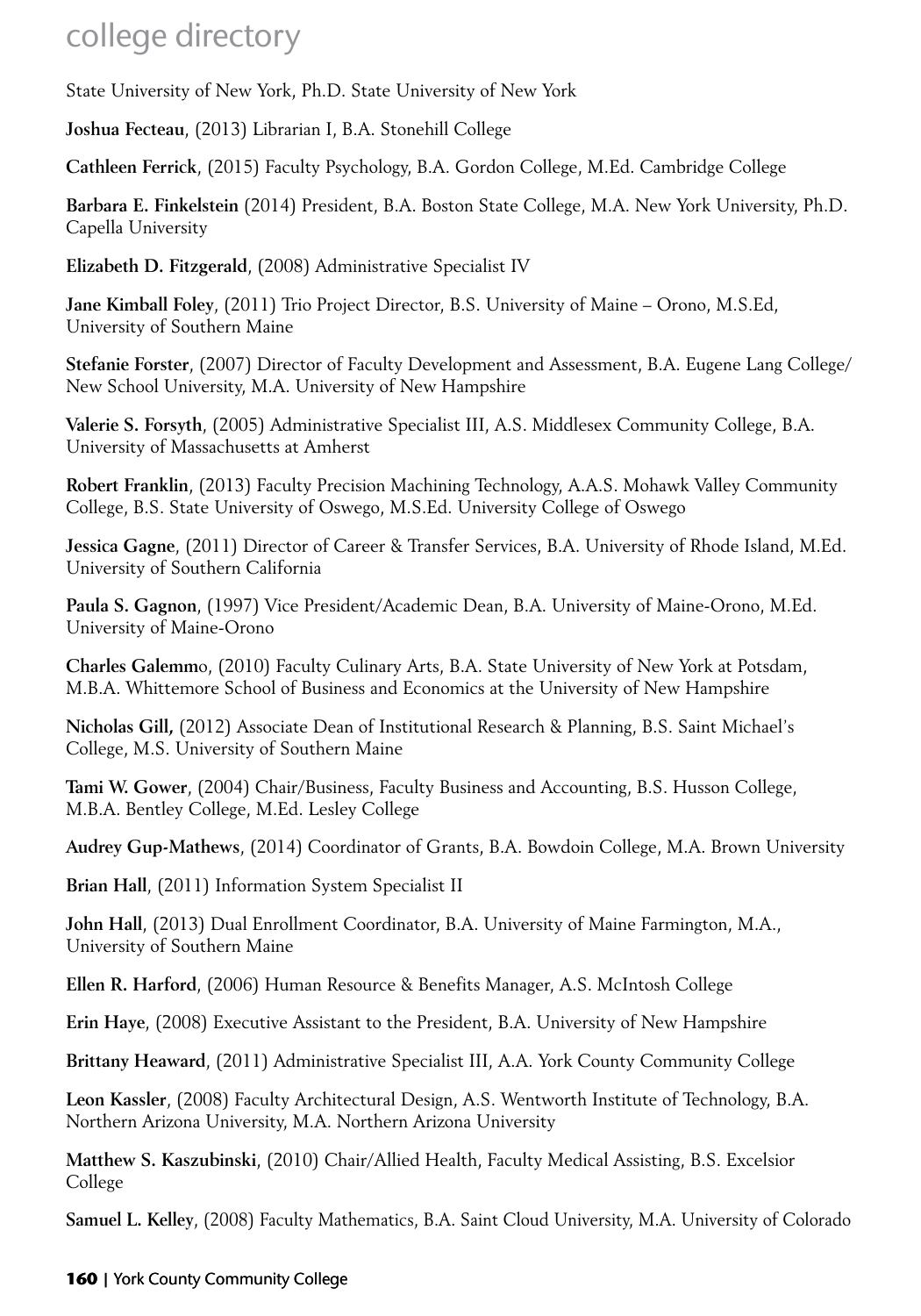State University of New York, Ph.D. State University of New York

**Joshua Fecteau**, (2013) Librarian I, B.A. Stonehill College

**Cathleen Ferrick**, (2015) Faculty Psychology, B.A. Gordon College, M.Ed. Cambridge College

**Barbara E. Finkelstein** (2014) President, B.A. Boston State College, M.A. New York University, Ph.D. Capella University

**Elizabeth D. Fitzgerald**, (2008) Administrative Specialist IV

**Jane Kimball Foley**, (2011) Trio Project Director, B.S. University of Maine – Orono, M.S.Ed, University of Southern Maine

**Stefanie Forster**, (2007) Director of Faculty Development and Assessment, B.A. Eugene Lang College/ New School University, M.A. University of New Hampshire

**Valerie S. Forsyth**, (2005) Administrative Specialist III, A.S. Middlesex Community College, B.A. University of Massachusetts at Amherst

**Robert Franklin**, (2013) Faculty Precision Machining Technology, A.A.S. Mohawk Valley Community College, B.S. State University of Oswego, M.S.Ed. University College of Oswego

**Jessica Gagne**, (2011) Director of Career & Transfer Services, B.A. University of Rhode Island, M.Ed. University of Southern California

**Paula S. Gagnon**, (1997) Vice President/Academic Dean, B.A. University of Maine-Orono, M.Ed. University of Maine-Orono

**Charles Galemm**o, (2010) Faculty Culinary Arts, B.A. State University of New York at Potsdam, M.B.A. Whittemore School of Business and Economics at the University of New Hampshire

**Nicholas Gill,** (2012) Associate Dean of Institutional Research & Planning, B.S. Saint Michael's College, M.S. University of Southern Maine

**Tami W. Gower**, (2004) Chair/Business, Faculty Business and Accounting, B.S. Husson College, M.B.A. Bentley College, M.Ed. Lesley College

**Audrey Gup-Mathews**, (2014) Coordinator of Grants, B.A. Bowdoin College, M.A. Brown University

**Brian Hall**, (2011) Information System Specialist II

**John Hall**, (2013) Dual Enrollment Coordinator, B.A. University of Maine Farmington, M.A., University of Southern Maine

**Ellen R. Harford**, (2006) Human Resource & Benefits Manager, A.S. McIntosh College

**Erin Haye**, (2008) Executive Assistant to the President, B.A. University of New Hampshire

**Brittany Heaward**, (2011) Administrative Specialist III, A.A. York County Community College

**Leon Kassler**, (2008) Faculty Architectural Design, A.S. Wentworth Institute of Technology, B.A. Northern Arizona University, M.A. Northern Arizona University

**Matthew S. Kaszubinski**, (2010) Chair/Allied Health, Faculty Medical Assisting, B.S. Excelsior College

**Samuel L. Kelley**, (2008) Faculty Mathematics, B.A. Saint Cloud University, M.A. University of Colorado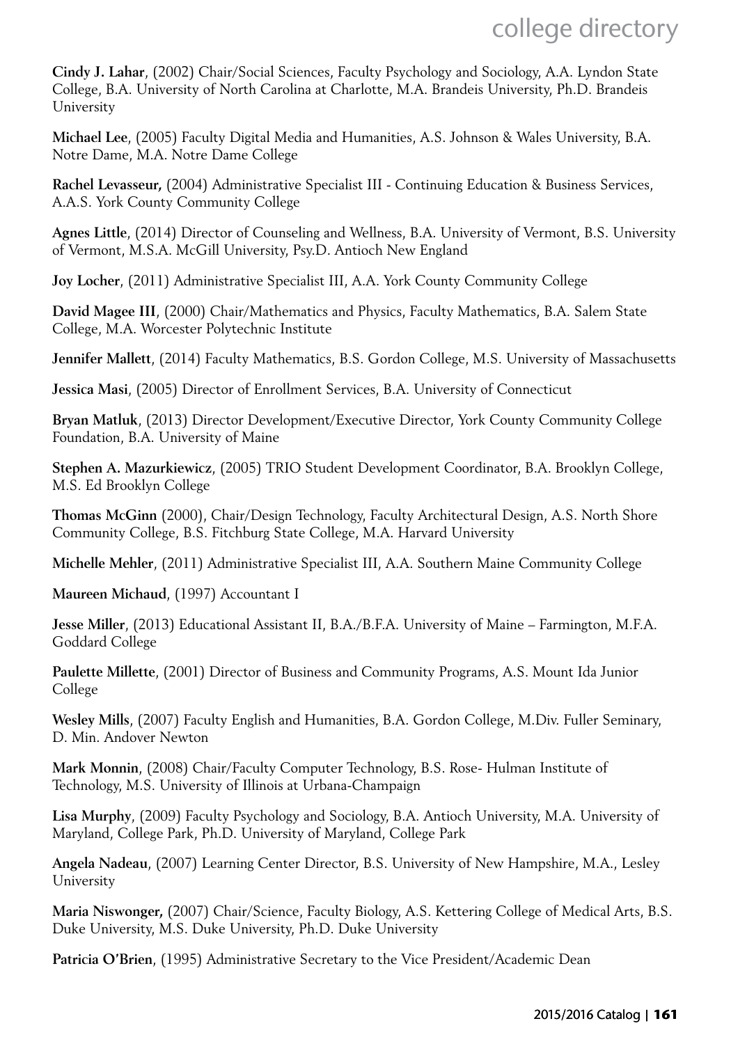**Cindy J. Lahar**, (2002) Chair/Social Sciences, Faculty Psychology and Sociology, A.A. Lyndon State College, B.A. University of North Carolina at Charlotte, M.A. Brandeis University, Ph.D. Brandeis University

**Michael Lee**, (2005) Faculty Digital Media and Humanities, A.S. Johnson & Wales University, B.A. Notre Dame, M.A. Notre Dame College

**Rachel Levasseur,** (2004) Administrative Specialist III - Continuing Education & Business Services, A.A.S. York County Community College

**Agnes Little**, (2014) Director of Counseling and Wellness, B.A. University of Vermont, B.S. University of Vermont, M.S.A. McGill University, Psy.D. Antioch New England

**Joy Locher**, (2011) Administrative Specialist III, A.A. York County Community College

**David Magee III**, (2000) Chair/Mathematics and Physics, Faculty Mathematics, B.A. Salem State College, M.A. Worcester Polytechnic Institute

**Jennifer Mallett**, (2014) Faculty Mathematics, B.S. Gordon College, M.S. University of Massachusetts

**Jessica Masi**, (2005) Director of Enrollment Services, B.A. University of Connecticut

**Bryan Matluk**, (2013) Director Development/Executive Director, York County Community College Foundation, B.A. University of Maine

**Stephen A. Mazurkiewicz**, (2005) TRIO Student Development Coordinator, B.A. Brooklyn College, M.S. Ed Brooklyn College

**Thomas McGinn** (2000), Chair/Design Technology, Faculty Architectural Design, A.S. North Shore Community College, B.S. Fitchburg State College, M.A. Harvard University

**Michelle Mehler**, (2011) Administrative Specialist III, A.A. Southern Maine Community College

**Maureen Michaud**, (1997) Accountant I

**Jesse Miller**, (2013) Educational Assistant II, B.A./B.F.A. University of Maine – Farmington, M.F.A. Goddard College

**Paulette Millette**, (2001) Director of Business and Community Programs, A.S. Mount Ida Junior College

**Wesley Mills**, (2007) Faculty English and Humanities, B.A. Gordon College, M.Div. Fuller Seminary, D. Min. Andover Newton

**Mark Monnin**, (2008) Chair/Faculty Computer Technology, B.S. Rose- Hulman Institute of Technology, M.S. University of Illinois at Urbana-Champaign

**Lisa Murphy**, (2009) Faculty Psychology and Sociology, B.A. Antioch University, M.A. University of Maryland, College Park, Ph.D. University of Maryland, College Park

**Angela Nadeau**, (2007) Learning Center Director, B.S. University of New Hampshire, M.A., Lesley University

**Maria Niswonger,** (2007) Chair/Science, Faculty Biology, A.S. Kettering College of Medical Arts, B.S. Duke University, M.S. Duke University, Ph.D. Duke University

**Patricia O'Brien**, (1995) Administrative Secretary to the Vice President/Academic Dean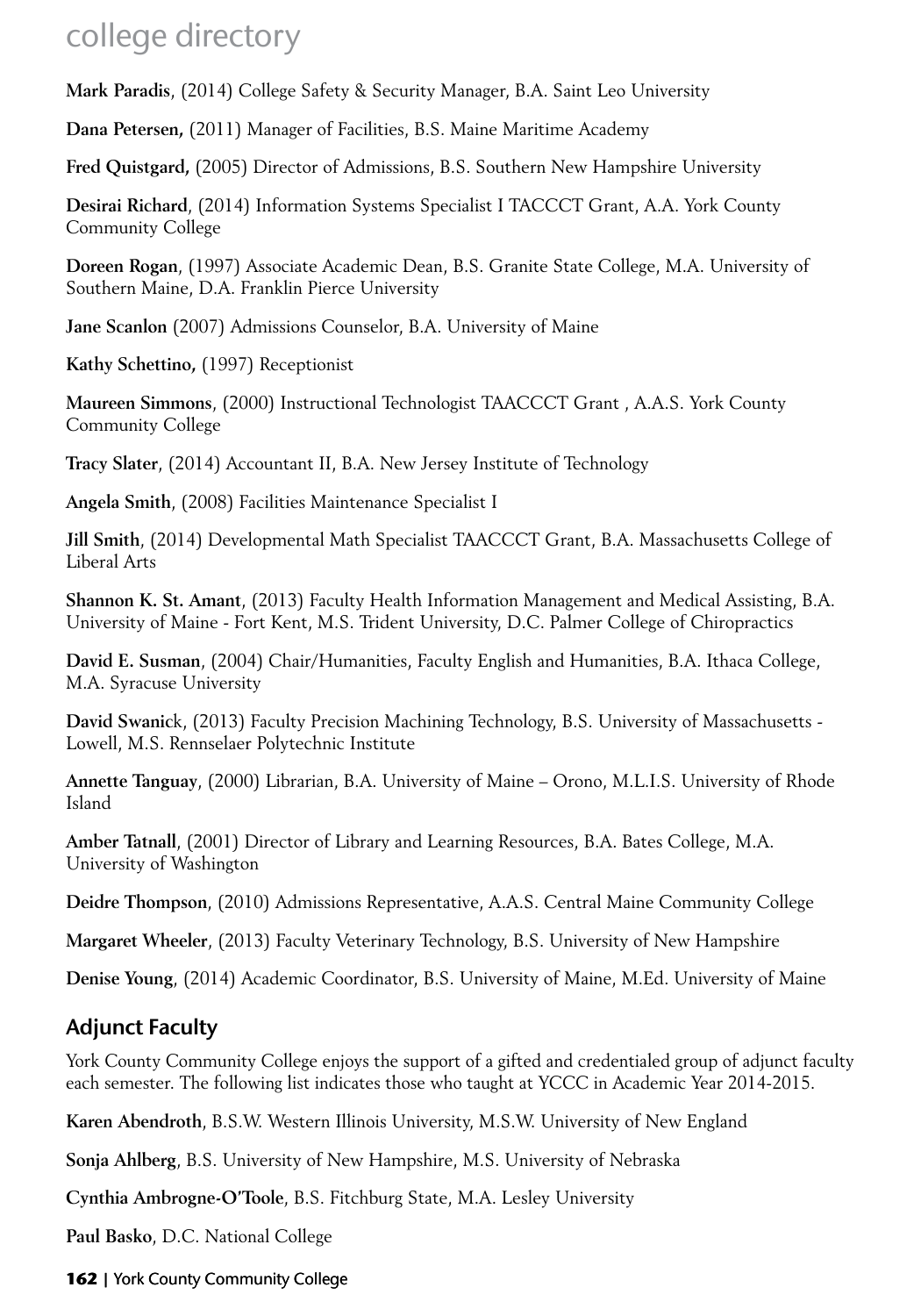# college directory

**Mark Paradis**, (2014) College Safety & Security Manager, B.A. Saint Leo University

**Dana Petersen,** (2011) Manager of Facilities, B.S. Maine Maritime Academy

**Fred Quistgard,** (2005) Director of Admissions, B.S. Southern New Hampshire University

**Desirai Richard**, (2014) Information Systems Specialist I TACCCT Grant, A.A. York County Community College

**Doreen Rogan**, (1997) Associate Academic Dean, B.S. Granite State College, M.A. University of Southern Maine, D.A. Franklin Pierce University

**Jane Scanlon** (2007) Admissions Counselor, B.A. University of Maine

**Kathy Schettino,** (1997) Receptionist

**Maureen Simmons**, (2000) Instructional Technologist TAACCCT Grant , A.A.S. York County Community College

**Tracy Slater**, (2014) Accountant II, B.A. New Jersey Institute of Technology

**Angela Smith**, (2008) Facilities Maintenance Specialist I

**Jill Smith**, (2014) Developmental Math Specialist TAACCCT Grant, B.A. Massachusetts College of Liberal Arts

**Shannon K. St. Amant**, (2013) Faculty Health Information Management and Medical Assisting, B.A. University of Maine - Fort Kent, M.S. Trident University, D.C. Palmer College of Chiropractics

**David E. Susman**, (2004) Chair/Humanities, Faculty English and Humanities, B.A. Ithaca College, M.A. Syracuse University

**David Swanick**, (2013) Faculty Precision Machining Technology, B.S. University of Massachusetts - Lowell, M.S. Rennselaer Polytechnic Institute

**Annette Tanguay**, (2000) Librarian, B.A. University of Maine – Orono, M.L.I.S. University of Rhode Island

**Amber Tatnall**, (2001) Director of Library and Learning Resources, B.A. Bates College, M.A. University of Washington

**Deidre Thompson**, (2010) Admissions Representative, A.A.S. Central Maine Community College

**Margaret Wheeler**, (2013) Faculty Veterinary Technology, B.S. University of New Hampshire

**Denise Young**, (2014) Academic Coordinator, B.S. University of Maine, M.Ed. University of Maine

## Adjunct Faculty

York County Community College enjoys the support of a gifted and credentialed group of adjunct faculty each semester. The following list indicates those who taught at YCCC in Academic Year 2014-2015.

**Karen Abendroth**, B.S.W. Western Illinois University, M.S.W. University of New England

**Sonja Ahlberg**, B.S. University of New Hampshire, M.S. University of Nebraska

**Cynthia Ambrogne-O'Toole**, B.S. Fitchburg State, M.A. Lesley University

**Paul Basko**, D.C. National College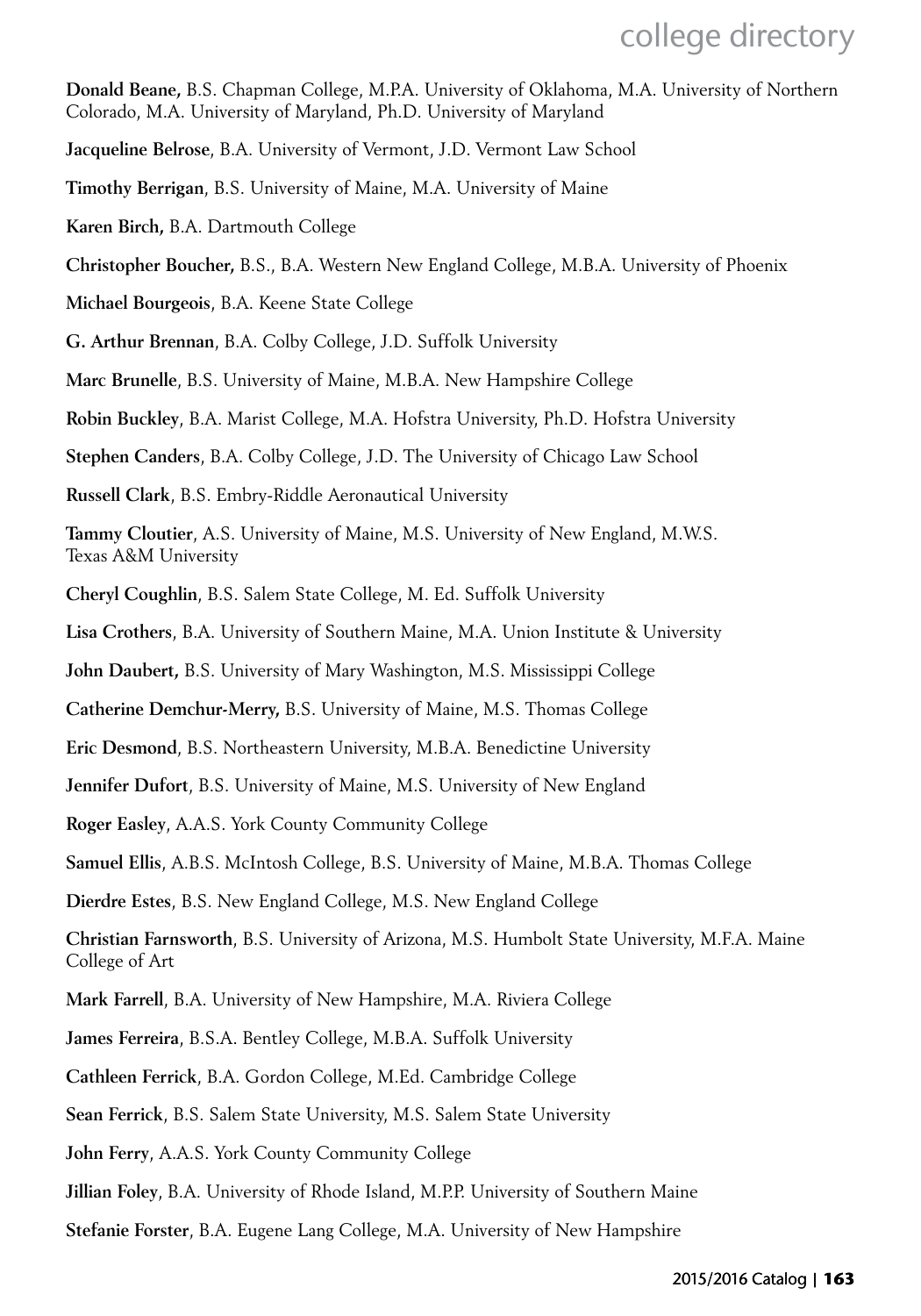**Donald Beane,** B.S. Chapman College, M.P.A. University of Oklahoma, M.A. University of Northern Colorado, M.A. University of Maryland, Ph.D. University of Maryland

**Jacqueline Belrose**, B.A. University of Vermont, J.D. Vermont Law School

**Timothy Berrigan**, B.S. University of Maine, M.A. University of Maine

**Karen Birch,** B.A. Dartmouth College

**Christopher Boucher,** B.S., B.A. Western New England College, M.B.A. University of Phoenix

**Michael Bourgeois**, B.A. Keene State College

**G. Arthur Brennan**, B.A. Colby College, J.D. Suffolk University

**Marc Brunelle**, B.S. University of Maine, M.B.A. New Hampshire College

**Robin Buckley**, B.A. Marist College, M.A. Hofstra University, Ph.D. Hofstra University

**Stephen Canders**, B.A. Colby College, J.D. The University of Chicago Law School

**Russell Clark**, B.S. Embry-Riddle Aeronautical University

**Tammy Cloutier**, A.S. University of Maine, M.S. University of New England, M.W.S. Texas A&M University

**Cheryl Coughlin**, B.S. Salem State College, M. Ed. Suffolk University

**Lisa Crothers**, B.A. University of Southern Maine, M.A. Union Institute & University

**John Daubert,** B.S. University of Mary Washington, M.S. Mississippi College

**Catherine Demchur-Merry,** B.S. University of Maine, M.S. Thomas College

**Eric Desmond**, B.S. Northeastern University, M.B.A. Benedictine University

**Jennifer Dufort**, B.S. University of Maine, M.S. University of New England

**Roger Easley**, A.A.S. York County Community College

**Samuel Ellis**, A.B.S. McIntosh College, B.S. University of Maine, M.B.A. Thomas College

**Dierdre Estes**, B.S. New England College, M.S. New England College

**Christian Farnsworth**, B.S. University of Arizona, M.S. Humbolt State University, M.F.A. Maine College of Art

**Mark Farrell**, B.A. University of New Hampshire, M.A. Riviera College

**James Ferreira**, B.S.A. Bentley College, M.B.A. Suffolk University

**Cathleen Ferrick**, B.A. Gordon College, M.Ed. Cambridge College

**Sean Ferrick**, B.S. Salem State University, M.S. Salem State University

**John Ferry**, A.A.S. York County Community College

**Jillian Foley**, B.A. University of Rhode Island, M.P.P. University of Southern Maine

**Stefanie Forster**, B.A. Eugene Lang College, M.A. University of New Hampshire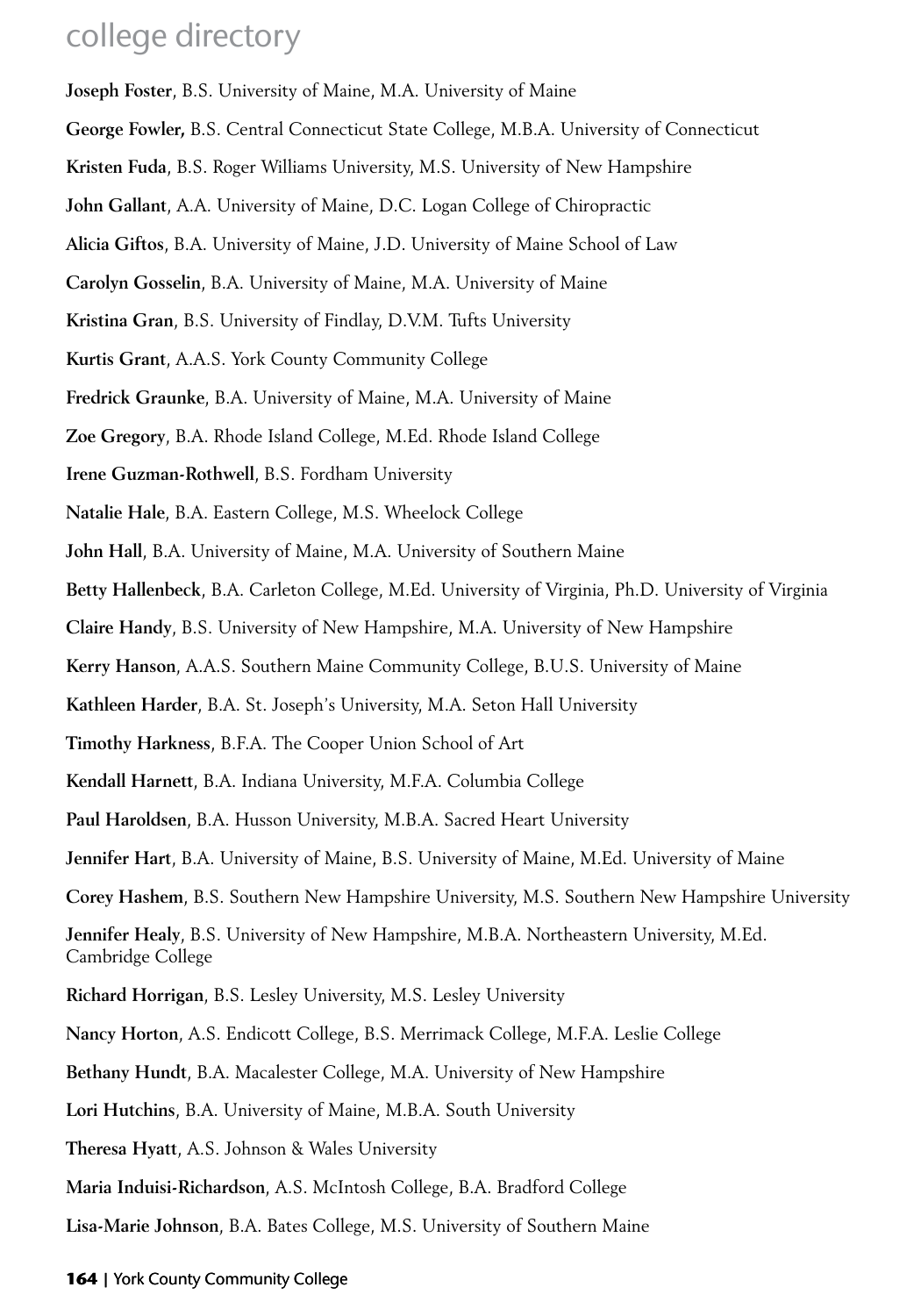# college directory

**Joseph Foster**, B.S. University of Maine, M.A. University of Maine

**George Fowler,** B.S. Central Connecticut State College, M.B.A. University of Connecticut

**Kristen Fuda**, B.S. Roger Williams University, M.S. University of New Hampshire

**John Gallant**, A.A. University of Maine, D.C. Logan College of Chiropractic

**Alicia Giftos**, B.A. University of Maine, J.D. University of Maine School of Law

**Carolyn Gosselin**, B.A. University of Maine, M.A. University of Maine

**Kristina Gran**, B.S. University of Findlay, D.V.M. Tufts University

**Kurtis Grant**, A.A.S. York County Community College

**Fredrick Graunke**, B.A. University of Maine, M.A. University of Maine

**Zoe Gregory**, B.A. Rhode Island College, M.Ed. Rhode Island College

**Irene Guzman-Rothwell**, B.S. Fordham University

**Natalie Hale**, B.A. Eastern College, M.S. Wheelock College

**John Hall**, B.A. University of Maine, M.A. University of Southern Maine

**Betty Hallenbeck**, B.A. Carleton College, M.Ed. University of Virginia, Ph.D. University of Virginia

**Claire Handy**, B.S. University of New Hampshire, M.A. University of New Hampshire

**Kerry Hanson**, A.A.S. Southern Maine Community College, B.U.S. University of Maine

**Kathleen Harder**, B.A. St. Joseph's University, M.A. Seton Hall University

**Timothy Harkness**, B.F.A. The Cooper Union School of Art

**Kendall Harnett**, B.A. Indiana University, M.F.A. Columbia College

**Paul Haroldsen**, B.A. Husson University, M.B.A. Sacred Heart University

**Jennifer Hart**, B.A. University of Maine, B.S. University of Maine, M.Ed. University of Maine

**Corey Hashem**, B.S. Southern New Hampshire University, M.S. Southern New Hampshire University

**Jennifer Healy**, B.S. University of New Hampshire, M.B.A. Northeastern University, M.Ed. Cambridge College

**Richard Horrigan**, B.S. Lesley University, M.S. Lesley University

**Nancy Horton**, A.S. Endicott College, B.S. Merrimack College, M.F.A. Leslie College

**Bethany Hundt**, B.A. Macalester College, M.A. University of New Hampshire

**Lori Hutchins**, B.A. University of Maine, M.B.A. South University

**Theresa Hyatt**, A.S. Johnson & Wales University

**Maria Induisi-Richardson**, A.S. McIntosh College, B.A. Bradford College

**Lisa-Marie Johnson**, B.A. Bates College, M.S. University of Southern Maine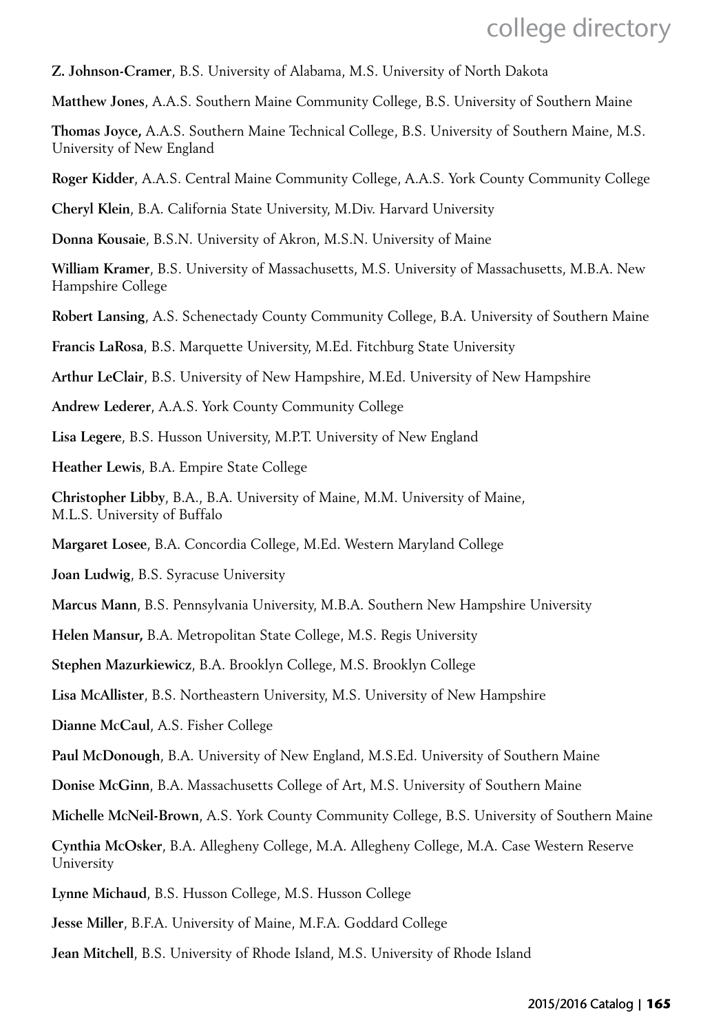**Z. Johnson-Cramer**, B.S. University of Alabama, M.S. University of North Dakota

**Matthew Jones**, A.A.S. Southern Maine Community College, B.S. University of Southern Maine

**Thomas Joyce,** A.A.S. Southern Maine Technical College, B.S. University of Southern Maine, M.S. University of New England

**Roger Kidder**, A.A.S. Central Maine Community College, A.A.S. York County Community College

**Cheryl Klein**, B.A. California State University, M.Div. Harvard University

**Donna Kousaie**, B.S.N. University of Akron, M.S.N. University of Maine

**William Kramer**, B.S. University of Massachusetts, M.S. University of Massachusetts, M.B.A. New Hampshire College

**Robert Lansing**, A.S. Schenectady County Community College, B.A. University of Southern Maine

**Francis LaRosa**, B.S. Marquette University, M.Ed. Fitchburg State University

**Arthur LeClair**, B.S. University of New Hampshire, M.Ed. University of New Hampshire

**Andrew Lederer**, A.A.S. York County Community College

**Lisa Legere**, B.S. Husson University, M.P.T. University of New England

**Heather Lewis**, B.A. Empire State College

**Christopher Libby**, B.A., B.A. University of Maine, M.M. University of Maine, M.L.S. University of Buffalo

**Margaret Losee**, B.A. Concordia College, M.Ed. Western Maryland College

**Joan Ludwig**, B.S. Syracuse University

**Marcus Mann**, B.S. Pennsylvania University, M.B.A. Southern New Hampshire University

**Helen Mansur,** B.A. Metropolitan State College, M.S. Regis University

**Stephen Mazurkiewicz**, B.A. Brooklyn College, M.S. Brooklyn College

**Lisa McAllister**, B.S. Northeastern University, M.S. University of New Hampshire

**Dianne McCaul**, A.S. Fisher College

**Paul McDonough**, B.A. University of New England, M.S.Ed. University of Southern Maine

**Donise McGinn**, B.A. Massachusetts College of Art, M.S. University of Southern Maine

**Michelle McNeil-Brown**, A.S. York County Community College, B.S. University of Southern Maine

**Cynthia McOsker**, B.A. Allegheny College, M.A. Allegheny College, M.A. Case Western Reserve University

**Lynne Michaud**, B.S. Husson College, M.S. Husson College

**Jesse Miller**, B.F.A. University of Maine, M.F.A. Goddard College

**Jean Mitchell**, B.S. University of Rhode Island, M.S. University of Rhode Island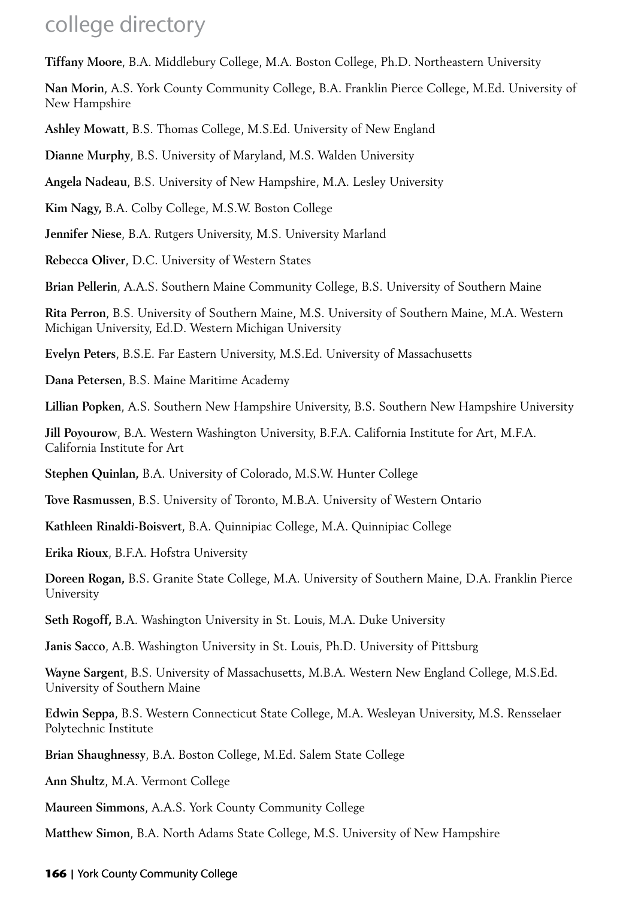# college directory

**Tiffany Moore**, B.A. Middlebury College, M.A. Boston College, Ph.D. Northeastern University

**Nan Morin**, A.S. York County Community College, B.A. Franklin Pierce College, M.Ed. University of New Hampshire

**Ashley Mowatt**, B.S. Thomas College, M.S.Ed. University of New England

**Dianne Murphy**, B.S. University of Maryland, M.S. Walden University

**Angela Nadeau**, B.S. University of New Hampshire, M.A. Lesley University

**Kim Nagy,** B.A. Colby College, M.S.W. Boston College

**Jennifer Niese**, B.A. Rutgers University, M.S. University Marland

**Rebecca Oliver**, D.C. University of Western States

**Brian Pellerin**, A.A.S. Southern Maine Community College, B.S. University of Southern Maine

**Rita Perron**, B.S. University of Southern Maine, M.S. University of Southern Maine, M.A. Western Michigan University, Ed.D. Western Michigan University

**Evelyn Peters**, B.S.E. Far Eastern University, M.S.Ed. University of Massachusetts

**Dana Petersen**, B.S. Maine Maritime Academy

**Lillian Popken**, A.S. Southern New Hampshire University, B.S. Southern New Hampshire University

**Jill Poyourow**, B.A. Western Washington University, B.F.A. California Institute for Art, M.F.A. California Institute for Art

**Stephen Quinlan,** B.A. University of Colorado, M.S.W. Hunter College

**Tove Rasmussen**, B.S. University of Toronto, M.B.A. University of Western Ontario

**Kathleen Rinaldi-Boisvert**, B.A. Quinnipiac College, M.A. Quinnipiac College

**Erika Rioux**, B.F.A. Hofstra University

**Doreen Rogan,** B.S. Granite State College, M.A. University of Southern Maine, D.A. Franklin Pierce University

**Seth Rogoff,** B.A. Washington University in St. Louis, M.A. Duke University

**Janis Sacco**, A.B. Washington University in St. Louis, Ph.D. University of Pittsburg

**Wayne Sargent**, B.S. University of Massachusetts, M.B.A. Western New England College, M.S.Ed. University of Southern Maine

**Edwin Seppa**, B.S. Western Connecticut State College, M.A. Wesleyan University, M.S. Rensselaer Polytechnic Institute

**Brian Shaughnessy**, B.A. Boston College, M.Ed. Salem State College

**Ann Shultz**, M.A. Vermont College

**Maureen Simmons**, A.A.S. York County Community College

**Matthew Simon**, B.A. North Adams State College, M.S. University of New Hampshire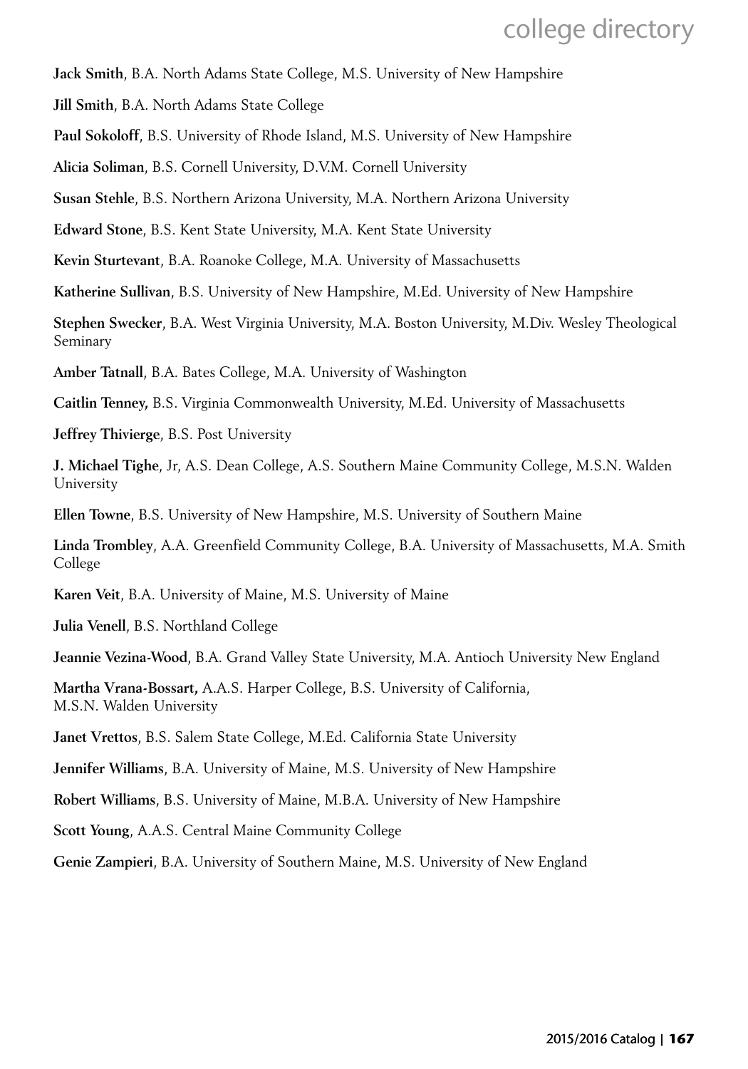**Jack Smith**, B.A. North Adams State College, M.S. University of New Hampshire

**Jill Smith**, B.A. North Adams State College

**Paul Sokoloff**, B.S. University of Rhode Island, M.S. University of New Hampshire

**Alicia Soliman**, B.S. Cornell University, D.V.M. Cornell University

**Susan Stehle**, B.S. Northern Arizona University, M.A. Northern Arizona University

**Edward Stone**, B.S. Kent State University, M.A. Kent State University

**Kevin Sturtevant**, B.A. Roanoke College, M.A. University of Massachusetts

**Katherine Sullivan**, B.S. University of New Hampshire, M.Ed. University of New Hampshire

**Stephen Swecker**, B.A. West Virginia University, M.A. Boston University, M.Div. Wesley Theological Seminary

**Amber Tatnall**, B.A. Bates College, M.A. University of Washington

**Caitlin Tenney,** B.S. Virginia Commonwealth University, M.Ed. University of Massachusetts

**Jeffrey Thivierge**, B.S. Post University

**J. Michael Tighe**, Jr, A.S. Dean College, A.S. Southern Maine Community College, M.S.N. Walden University

**Ellen Towne**, B.S. University of New Hampshire, M.S. University of Southern Maine

**Linda Trombley**, A.A. Greenfield Community College, B.A. University of Massachusetts, M.A. Smith College

**Karen Veit**, B.A. University of Maine, M.S. University of Maine

**Julia Venell**, B.S. Northland College

**Jeannie Vezina-Wood**, B.A. Grand Valley State University, M.A. Antioch University New England

**Martha Vrana-Bossart,** A.A.S. Harper College, B.S. University of California, M.S.N. Walden University

**Janet Vrettos**, B.S. Salem State College, M.Ed. California State University

**Jennifer Williams**, B.A. University of Maine, M.S. University of New Hampshire

**Robert Williams**, B.S. University of Maine, M.B.A. University of New Hampshire

**Scott Young**, A.A.S. Central Maine Community College

**Genie Zampieri**, B.A. University of Southern Maine, M.S. University of New England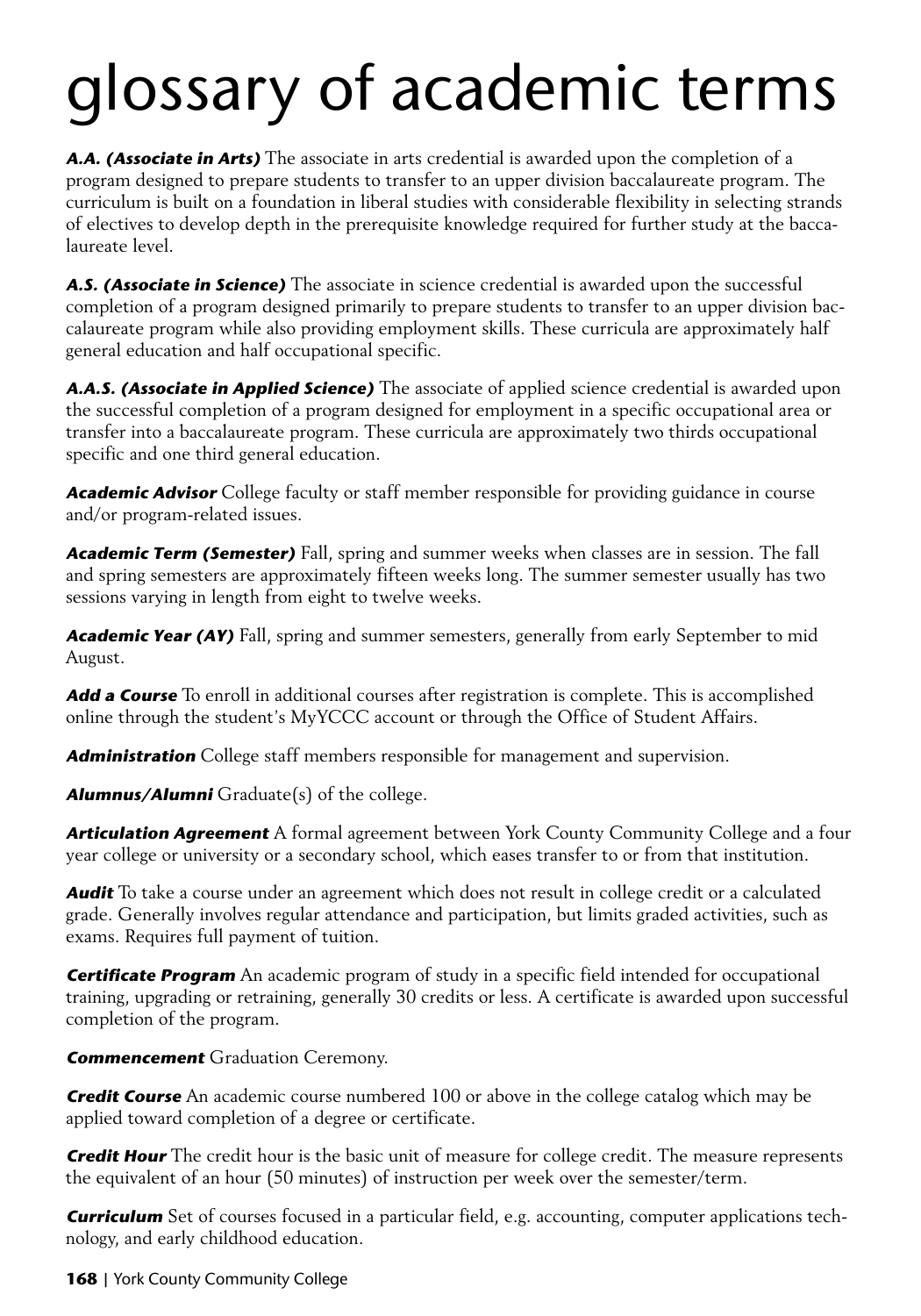# glossary of academic terms

***A.A. (Associate in Arts)*** The associate in arts credential is awarded upon the completion of a program designed to prepare students to transfer to an upper division baccalaureate program. The curriculum is built on a foundation in liberal studies with considerable flexibility in selecting strands of electives to develop depth in the prerequisite knowledge required for further study at the baccalaureate level.

***A.S. (Associate in Science)*** The associate in science credential is awarded upon the successful completion of a program designed primarily to prepare students to transfer to an upper division baccalaureate program while also providing employment skills. These curricula are approximately half general education and half occupational specific.

***A.A.S. (Associate in Applied Science)*** The associate of applied science credential is awarded upon the successful completion of a program designed for employment in a specific occupational area or transfer into a baccalaureate program. These curricula are approximately two thirds occupational specific and one third general education.

***Academic Advisor*** College faculty or staff member responsible for providing guidance in course and/or program-related issues.

***Academic Term (Semester)*** Fall, spring and summer weeks when classes are in session. The fall and spring semesters are approximately fifteen weeks long. The summer semester usually has two sessions varying in length from eight to twelve weeks.

***Academic Year (AY)*** Fall, spring and summer semesters, generally from early September to mid August.

***Add a Course*** To enroll in additional courses after registration is complete. This is accomplished online through the student's MyYCCC account or through the Office of Student Affairs.

***Administration*** College staff members responsible for management and supervision.

***Alumnus/Alumni*** Graduate(s) of the college.

***Articulation Agreement*** A formal agreement between York County Community College and a four year college or university or a secondary school, which eases transfer to or from that institution.

***Audit*** To take a course under an agreement which does not result in college credit or a calculated grade. Generally involves regular attendance and participation, but limits graded activities, such as exams. Requires full payment of tuition.

***Certificate Program*** An academic program of study in a specific field intended for occupational training, upgrading or retraining, generally 30 credits or less. A certificate is awarded upon successful completion of the program.

***Commencement*** Graduation Ceremony.

***Credit Course*** An academic course numbered 100 or above in the college catalog which may be applied toward completion of a degree or certificate.

***Credit Hour*** The credit hour is the basic unit of measure for college credit. The measure represents the equivalent of an hour (50 minutes) of instruction per week over the semester/term.

***Curriculum*** Set of courses focused in a particular field, e.g. accounting, computer applications technology, and early childhood education.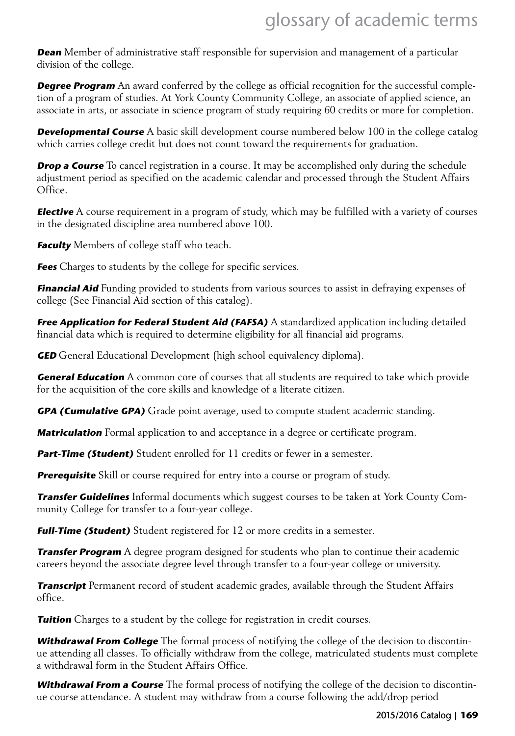# glossary of academic terms

***Dean*** Member of administrative staff responsible for supervision and management of a particular division of the college.

***Degree Program*** An award conferred by the college as official recognition for the successful completion of a program of studies. At York County Community College, an associate of applied science, an associate in arts, or associate in science program of study requiring 60 credits or more for completion.

***Developmental Course*** A basic skill development course numbered below 100 in the college catalog which carries college credit but does not count toward the requirements for graduation.

***Drop a Course*** To cancel registration in a course. It may be accomplished only during the schedule adjustment period as specified on the academic calendar and processed through the Student Affairs Office.

***Elective*** A course requirement in a program of study, which may be fulfilled with a variety of courses in the designated discipline area numbered above 100.

***Faculty*** Members of college staff who teach.

***Fees*** Charges to students by the college for specific services.

***Financial Aid*** Funding provided to students from various sources to assist in defraying expenses of college (See Financial Aid section of this catalog).

***Free Application for Federal Student Aid (FAFSA)*** A standardized application including detailed financial data which is required to determine eligibility for all financial aid programs.

***GED*** General Educational Development (high school equivalency diploma).

***General Education*** A common core of courses that all students are required to take which provide for the acquisition of the core skills and knowledge of a literate citizen.

***GPA (Cumulative GPA)*** Grade point average, used to compute student academic standing.

***Matriculation*** Formal application to and acceptance in a degree or certificate program.

***Part-Time (Student)*** Student enrolled for 11 credits or fewer in a semester.

***Prerequisite*** Skill or course required for entry into a course or program of study.

***Transfer Guidelines*** Informal documents which suggest courses to be taken at York County Community College for transfer to a four-year college.

***Full-Time (Student)*** Student registered for 12 or more credits in a semester.

***Transfer Program*** A degree program designed for students who plan to continue their academic careers beyond the associate degree level through transfer to a four-year college or university.

***Transcript*** Permanent record of student academic grades, available through the Student Affairs office.

***Tuition*** Charges to a student by the college for registration in credit courses.

***Withdrawal From College*** The formal process of notifying the college of the decision to discontinue attending all classes. To officially withdraw from the college, matriculated students must complete a withdrawal form in the Student Affairs Office.

***Withdrawal From a Course*** The formal process of notifying the college of the decision to discontinue course attendance. A student may withdraw from a course following the add/drop period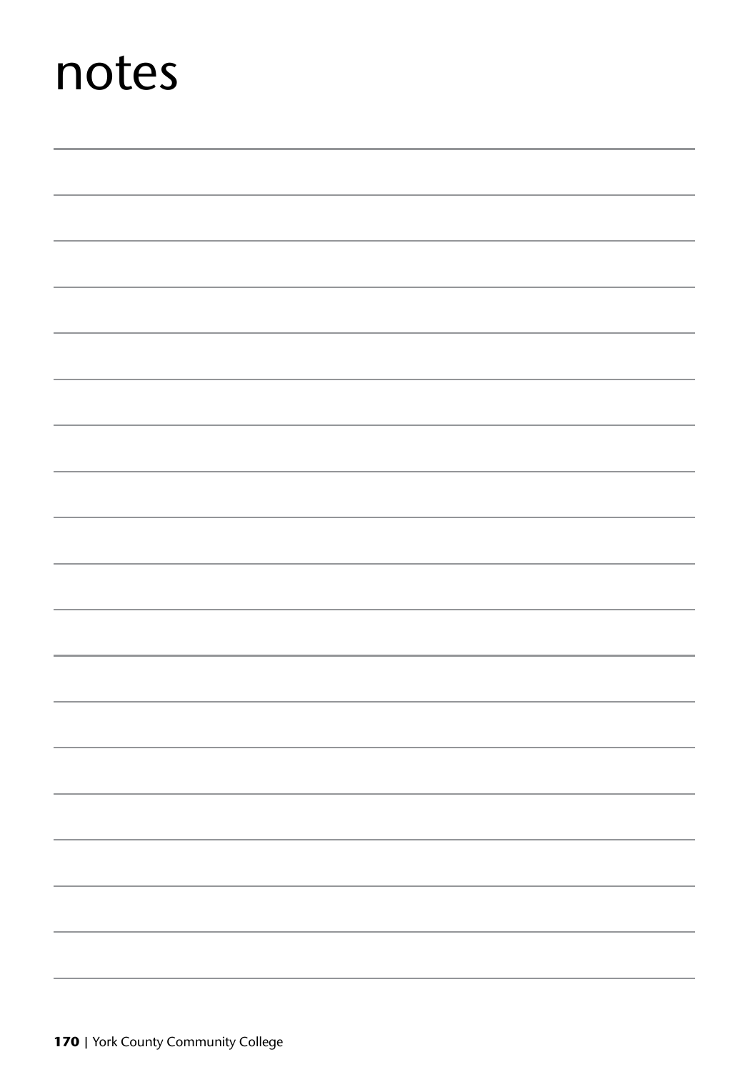# notes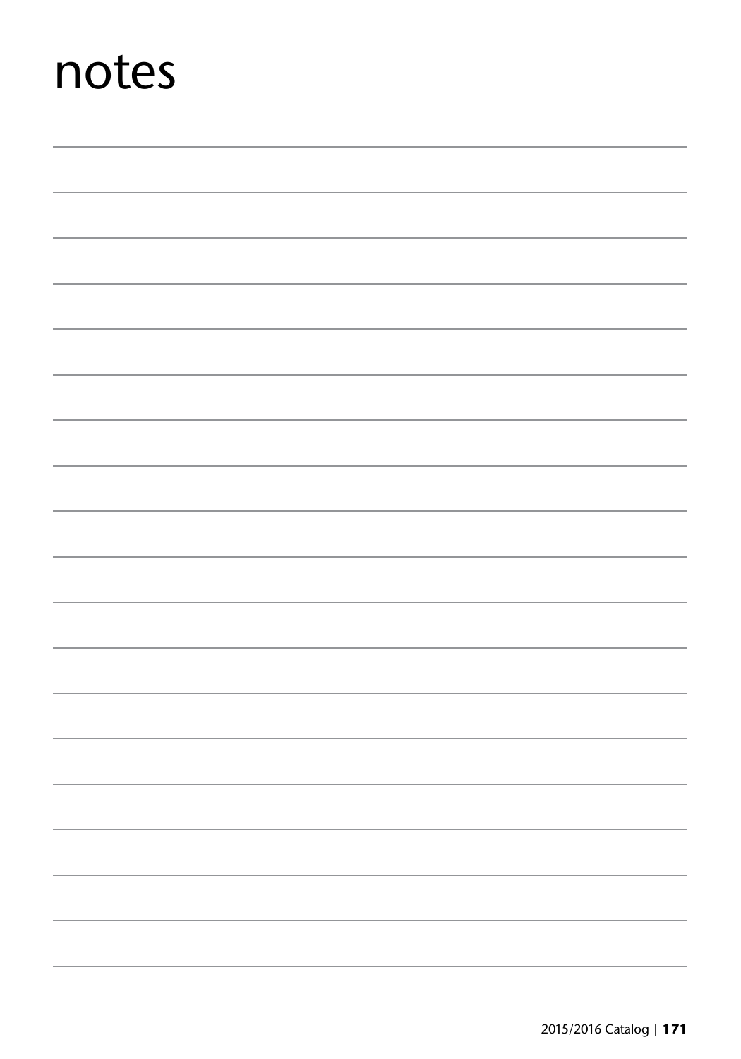# notes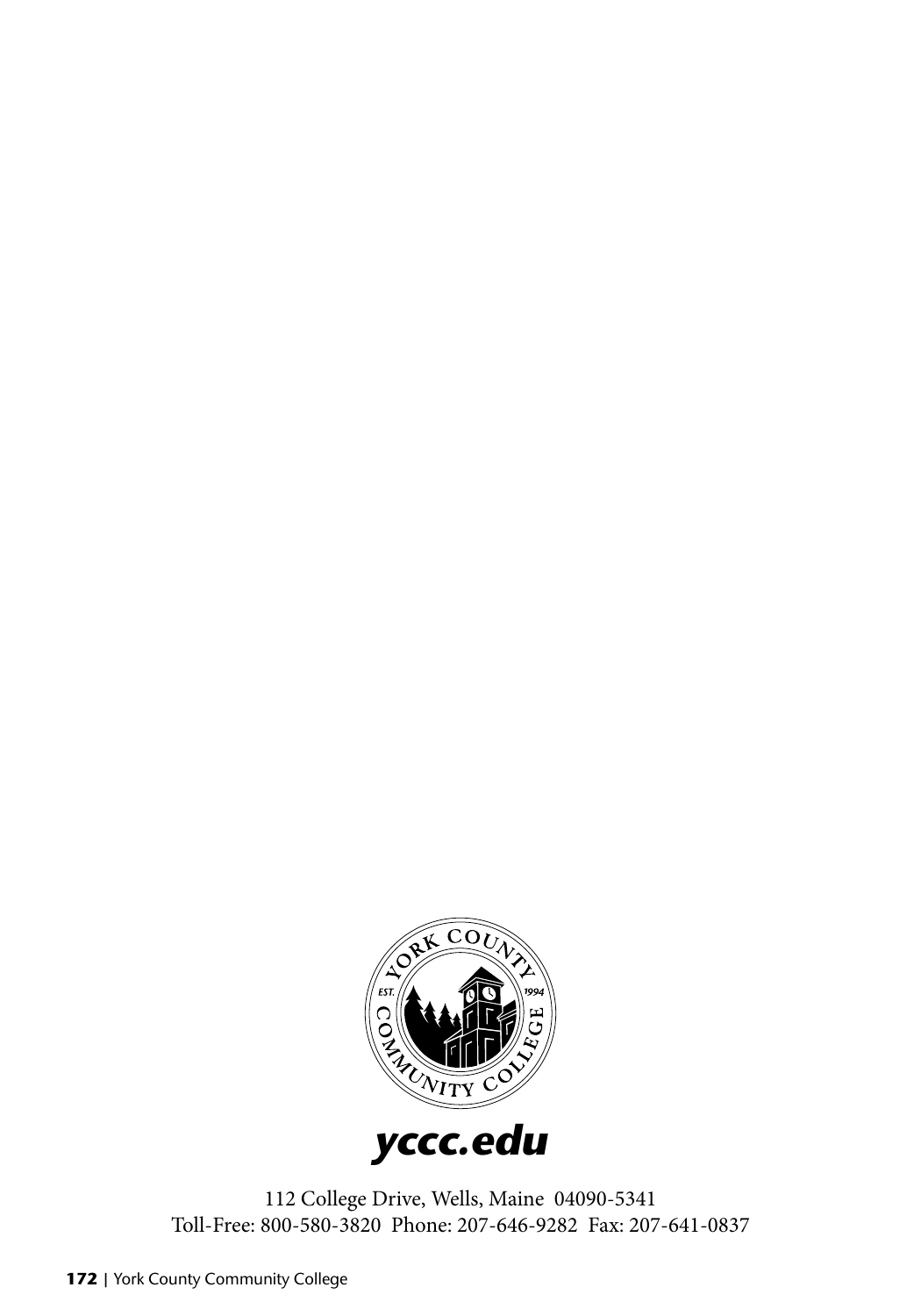**yccc.edu**

112 College Drive, Wells, Maine 04090-5341
Toll-Free: 800-580-3820 Phone: 207-646-9282 Fax: 207-641-0837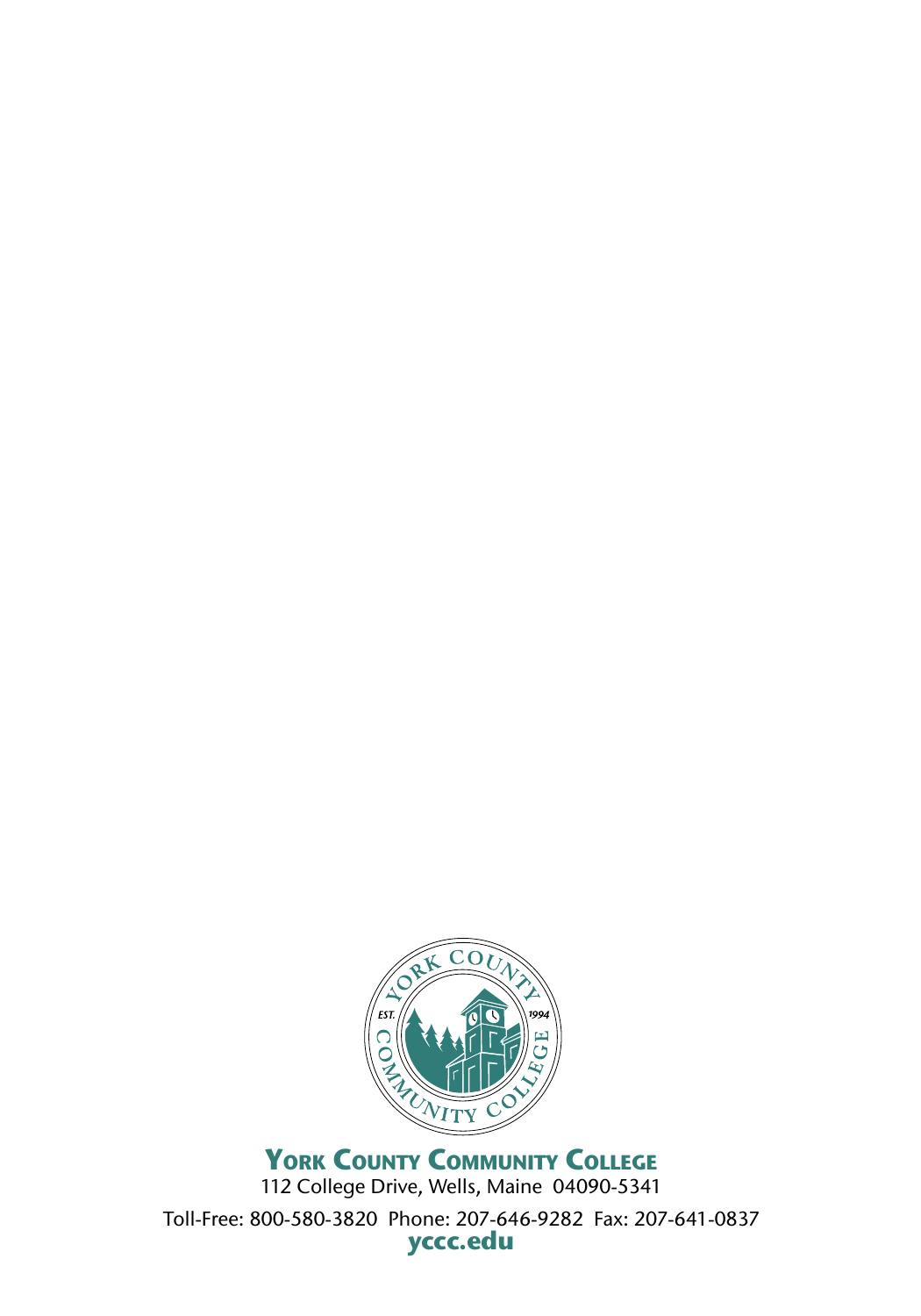**YORK COUNTY COMMUNITY COLLEGE**

112 College Drive, Wells, Maine 04090-5341

Toll-Free: 800-580-3820 Phone: 207-646-9282 Fax: 207-641-0837

**yccc.edu**